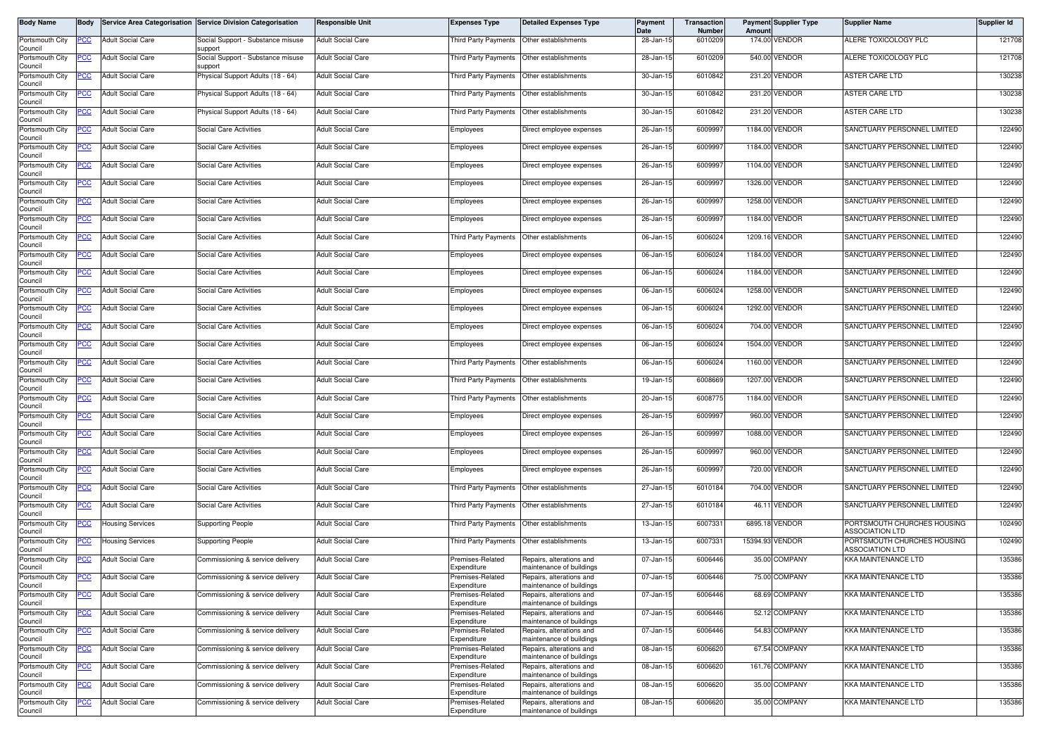| Body Name | Body | Service Area Categorisation | Service Division Categorisation | Responsible Unit | Expenses Type | Detailed Expenses Type | Payment Date | Transaction Number | Payment Amount | Supplier Type | Supplier Name | Supplier Id |
|---|---|---|---|---|---|---|---|---|---|---|---|---|
| Portsmouth City Council | PCC | Adult Social Care | Social Support - Substance misuse support | Adult Social Care | Third Party Payments | Other establishments | 28-Jan-15 | 6010209 | 174.00 | VENDOR | ALERE TOXICOLOGY PLC | 121708 |
| Portsmouth City Council | PCC | Adult Social Care | Social Support - Substance misuse support | Adult Social Care | Third Party Payments | Other establishments | 28-Jan-15 | 6010209 | 540.00 | VENDOR | ALERE TOXICOLOGY PLC | 121708 |
| Portsmouth City Council | PCC | Adult Social Care | Physical Support Adults (18 - 64) | Adult Social Care | Third Party Payments | Other establishments | 30-Jan-15 | 6010842 | 231.20 | VENDOR | ASTER CARE LTD | 130238 |
| Portsmouth City Council | PCC | Adult Social Care | Physical Support Adults (18 - 64) | Adult Social Care | Third Party Payments | Other establishments | 30-Jan-15 | 6010842 | 231.20 | VENDOR | ASTER CARE LTD | 130238 |
| Portsmouth City Council | PCC | Adult Social Care | Physical Support Adults (18 - 64) | Adult Social Care | Third Party Payments | Other establishments | 30-Jan-15 | 6010842 | 231.20 | VENDOR | ASTER CARE LTD | 130238 |
| Portsmouth City Council | PCC | Adult Social Care | Social Care Activities | Adult Social Care | Employees | Direct employee expenses | 26-Jan-15 | 6009997 | 1184.00 | VENDOR | SANCTUARY PERSONNEL LIMITED | 122490 |
| Portsmouth City Council | PCC | Adult Social Care | Social Care Activities | Adult Social Care | Employees | Direct employee expenses | 26-Jan-15 | 6009997 | 1184.00 | VENDOR | SANCTUARY PERSONNEL LIMITED | 122490 |
| Portsmouth City Council | PCC | Adult Social Care | Social Care Activities | Adult Social Care | Employees | Direct employee expenses | 26-Jan-15 | 6009997 | 1104.00 | VENDOR | SANCTUARY PERSONNEL LIMITED | 122490 |
| Portsmouth City Council | PCC | Adult Social Care | Social Care Activities | Adult Social Care | Employees | Direct employee expenses | 26-Jan-15 | 6009997 | 1326.00 | VENDOR | SANCTUARY PERSONNEL LIMITED | 122490 |
| Portsmouth City Council | PCC | Adult Social Care | Social Care Activities | Adult Social Care | Employees | Direct employee expenses | 26-Jan-15 | 6009997 | 1258.00 | VENDOR | SANCTUARY PERSONNEL LIMITED | 122490 |
| Portsmouth City Council | PCC | Adult Social Care | Social Care Activities | Adult Social Care | Employees | Direct employee expenses | 26-Jan-15 | 6009997 | 1184.00 | VENDOR | SANCTUARY PERSONNEL LIMITED | 122490 |
| Portsmouth City Council | PCC | Adult Social Care | Social Care Activities | Adult Social Care | Third Party Payments | Other establishments | 06-Jan-15 | 6006024 | 1209.16 | VENDOR | SANCTUARY PERSONNEL LIMITED | 122490 |
| Portsmouth City Council | PCC | Adult Social Care | Social Care Activities | Adult Social Care | Employees | Direct employee expenses | 06-Jan-15 | 6006024 | 1184.00 | VENDOR | SANCTUARY PERSONNEL LIMITED | 122490 |
| Portsmouth City Council | PCC | Adult Social Care | Social Care Activities | Adult Social Care | Employees | Direct employee expenses | 06-Jan-15 | 6006024 | 1184.00 | VENDOR | SANCTUARY PERSONNEL LIMITED | 122490 |
| Portsmouth City Council | PCC | Adult Social Care | Social Care Activities | Adult Social Care | Employees | Direct employee expenses | 06-Jan-15 | 6006024 | 1258.00 | VENDOR | SANCTUARY PERSONNEL LIMITED | 122490 |
| Portsmouth City Council | PCC | Adult Social Care | Social Care Activities | Adult Social Care | Employees | Direct employee expenses | 06-Jan-15 | 6006024 | 1292.00 | VENDOR | SANCTUARY PERSONNEL LIMITED | 122490 |
| Portsmouth City Council | PCC | Adult Social Care | Social Care Activities | Adult Social Care | Employees | Direct employee expenses | 06-Jan-15 | 6006024 | 704.00 | VENDOR | SANCTUARY PERSONNEL LIMITED | 122490 |
| Portsmouth City Council | PCC | Adult Social Care | Social Care Activities | Adult Social Care | Employees | Direct employee expenses | 06-Jan-15 | 6006024 | 1504.00 | VENDOR | SANCTUARY PERSONNEL LIMITED | 122490 |
| Portsmouth City Council | PCC | Adult Social Care | Social Care Activities | Adult Social Care | Third Party Payments | Other establishments | 06-Jan-15 | 6006024 | 1160.00 | VENDOR | SANCTUARY PERSONNEL LIMITED | 122490 |
| Portsmouth City Council | PCC | Adult Social Care | Social Care Activities | Adult Social Care | Third Party Payments | Other establishments | 19-Jan-15 | 6008669 | 1207.00 | VENDOR | SANCTUARY PERSONNEL LIMITED | 122490 |
| Portsmouth City Council | PCC | Adult Social Care | Social Care Activities | Adult Social Care | Third Party Payments | Other establishments | 20-Jan-15 | 6008775 | 1184.00 | VENDOR | SANCTUARY PERSONNEL LIMITED | 122490 |
| Portsmouth City Council | PCC | Adult Social Care | Social Care Activities | Adult Social Care | Employees | Direct employee expenses | 26-Jan-15 | 6009997 | 960.00 | VENDOR | SANCTUARY PERSONNEL LIMITED | 122490 |
| Portsmouth City Council | PCC | Adult Social Care | Social Care Activities | Adult Social Care | Employees | Direct employee expenses | 26-Jan-15 | 6009997 | 1088.00 | VENDOR | SANCTUARY PERSONNEL LIMITED | 122490 |
| Portsmouth City Council | PCC | Adult Social Care | Social Care Activities | Adult Social Care | Employees | Direct employee expenses | 26-Jan-15 | 6009997 | 960.00 | VENDOR | SANCTUARY PERSONNEL LIMITED | 122490 |
| Portsmouth City Council | PCC | Adult Social Care | Social Care Activities | Adult Social Care | Employees | Direct employee expenses | 26-Jan-15 | 6009997 | 720.00 | VENDOR | SANCTUARY PERSONNEL LIMITED | 122490 |
| Portsmouth City Council | PCC | Adult Social Care | Social Care Activities | Adult Social Care | Third Party Payments | Other establishments | 27-Jan-15 | 6010184 | 704.00 | VENDOR | SANCTUARY PERSONNEL LIMITED | 122490 |
| Portsmouth City Council | PCC | Adult Social Care | Social Care Activities | Adult Social Care | Third Party Payments | Other establishments | 27-Jan-15 | 6010184 | 46.11 | VENDOR | SANCTUARY PERSONNEL LIMITED | 122490 |
| Portsmouth City Council | PCC | Housing Services | Supporting People | Adult Social Care | Third Party Payments | Other establishments | 13-Jan-15 | 6007331 | 6895.18 | VENDOR | PORTSMOUTH CHURCHES HOUSING ASSOCIATION LTD | 102490 |
| Portsmouth City Council | PCC | Housing Services | Supporting People | Adult Social Care | Third Party Payments | Other establishments | 13-Jan-15 | 6007331 | 15394.93 | VENDOR | PORTSMOUTH CHURCHES HOUSING ASSOCIATION LTD | 102490 |
| Portsmouth City Council | PCC | Adult Social Care | Commissioning & service delivery | Adult Social Care | Premises-Related Expenditure | Repairs, alterations and maintenance of buildings | 07-Jan-15 | 6006446 | 35.00 | COMPANY | KKA MAINTENANCE LTD | 135386 |
| Portsmouth City Council | PCC | Adult Social Care | Commissioning & service delivery | Adult Social Care | Premises-Related Expenditure | Repairs, alterations and maintenance of buildings | 07-Jan-15 | 6006446 | 75.00 | COMPANY | KKA MAINTENANCE LTD | 135386 |
| Portsmouth City Council | PCC | Adult Social Care | Commissioning & service delivery | Adult Social Care | Premises-Related Expenditure | Repairs, alterations and maintenance of buildings | 07-Jan-15 | 6006446 | 68.69 | COMPANY | KKA MAINTENANCE LTD | 135386 |
| Portsmouth City Council | PCC | Adult Social Care | Commissioning & service delivery | Adult Social Care | Premises-Related Expenditure | Repairs, alterations and maintenance of buildings | 07-Jan-15 | 6006446 | 52.12 | COMPANY | KKA MAINTENANCE LTD | 135386 |
| Portsmouth City Council | PCC | Adult Social Care | Commissioning & service delivery | Adult Social Care | Premises-Related Expenditure | Repairs, alterations and maintenance of buildings | 07-Jan-15 | 6006446 | 54.83 | COMPANY | KKA MAINTENANCE LTD | 135386 |
| Portsmouth City Council | PCC | Adult Social Care | Commissioning & service delivery | Adult Social Care | Premises-Related Expenditure | Repairs, alterations and maintenance of buildings | 08-Jan-15 | 6006620 | 67.54 | COMPANY | KKA MAINTENANCE LTD | 135386 |
| Portsmouth City Council | PCC | Adult Social Care | Commissioning & service delivery | Adult Social Care | Premises-Related Expenditure | Repairs, alterations and maintenance of buildings | 08-Jan-15 | 6006620 | 161.76 | COMPANY | KKA MAINTENANCE LTD | 135386 |
| Portsmouth City Council | PCC | Adult Social Care | Commissioning & service delivery | Adult Social Care | Premises-Related Expenditure | Repairs, alterations and maintenance of buildings | 08-Jan-15 | 6006620 | 35.00 | COMPANY | KKA MAINTENANCE LTD | 135386 |
| Portsmouth City Council | PCC | Adult Social Care | Commissioning & service delivery | Adult Social Care | Premises-Related Expenditure | Repairs, alterations and maintenance of buildings | 08-Jan-15 | 6006620 | 35.00 | COMPANY | KKA MAINTENANCE LTD | 135386 |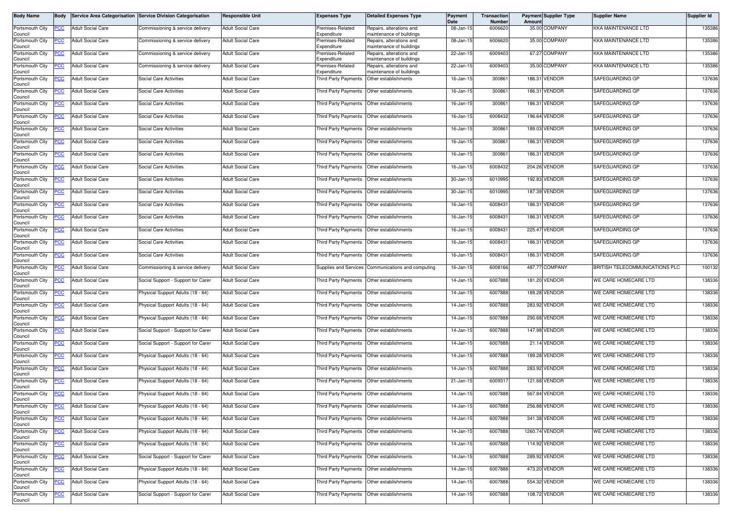| Body Name | Body | Service Area Categorisation | Service Division Categorisation | Responsible Unit | Expenses Type | Detailed Expenses Type | Payment Date | Transaction Number | Payment Amount | Supplier Type | Supplier Name | Supplier Id |
|---|---|---|---|---|---|---|---|---|---|---|---|---|
| Portsmouth City Council | PCC | Adult Social Care | Commissioning & service delivery | Adult Social Care | Premises-Related Expenditure | Repairs, alterations and maintenance of buildings | 08-Jan-15 | 6006620 | 35.00 | COMPANY | KKA MAINTENANCE LTD | 135386 |
| Portsmouth City Council | PCC | Adult Social Care | Commissioning & service delivery | Adult Social Care | Premises-Related Expenditure | Repairs, alterations and maintenance of buildings | 08-Jan-15 | 6006620 | 35.00 | COMPANY | KKA MAINTENANCE LTD | 135386 |
| Portsmouth City Council | PCC | Adult Social Care | Commissioning & service delivery | Adult Social Care | Premises-Related Expenditure | Repairs, alterations and maintenance of buildings | 22-Jan-15 | 6009403 | 67.27 | COMPANY | KKA MAINTENANCE LTD | 135386 |
| Portsmouth City Council | PCC | Adult Social Care | Commissioning & service delivery | Adult Social Care | Premises-Related Expenditure | Repairs, alterations and maintenance of buildings | 22-Jan-15 | 6009403 | 35.00 | COMPANY | KKA MAINTENANCE LTD | 135386 |
| Portsmouth City Council | PCC | Adult Social Care | Social Care Activities | Adult Social Care | Third Party Payments | Other establishments | 16-Jan-15 | 300861 | 186.31 | VENDOR | SAFEGUARDING GP | 137636 |
| Portsmouth City Council | PCC | Adult Social Care | Social Care Activities | Adult Social Care | Third Party Payments | Other establishments | 16-Jan-15 | 300861 | 186.31 | VENDOR | SAFEGUARDING GP | 137636 |
| Portsmouth City Council | PCC | Adult Social Care | Social Care Activities | Adult Social Care | Third Party Payments | Other establishments | 16-Jan-15 | 300861 | 186.31 | VENDOR | SAFEGUARDING GP | 137636 |
| Portsmouth City Council | PCC | Adult Social Care | Social Care Activities | Adult Social Care | Third Party Payments | Other establishments | 16-Jan-15 | 6008432 | 196.64 | VENDOR | SAFEGUARDING GP | 137636 |
| Portsmouth City Council | PCC | Adult Social Care | Social Care Activities | Adult Social Care | Third Party Payments | Other establishments | 16-Jan-15 | 300861 | 189.03 | VENDOR | SAFEGUARDING GP | 137636 |
| Portsmouth City Council | PCC | Adult Social Care | Social Care Activities | Adult Social Care | Third Party Payments | Other establishments | 16-Jan-15 | 300861 | 186.31 | VENDOR | SAFEGUARDING GP | 137636 |
| Portsmouth City Council | PCC | Adult Social Care | Social Care Activities | Adult Social Care | Third Party Payments | Other establishments | 16-Jan-15 | 300861 | 186.31 | VENDOR | SAFEGUARDING GP | 137636 |
| Portsmouth City Council | PCC | Adult Social Care | Social Care Activities | Adult Social Care | Third Party Payments | Other establishments | 16-Jan-15 | 6008432 | 204.26 | VENDOR | SAFEGUARDING GP | 137636 |
| Portsmouth City Council | PCC | Adult Social Care | Social Care Activities | Adult Social Care | Third Party Payments | Other establishments | 30-Jan-15 | 6010995 | 192.83 | VENDOR | SAFEGUARDING GP | 137636 |
| Portsmouth City Council | PCC | Adult Social Care | Social Care Activities | Adult Social Care | Third Party Payments | Other establishments | 30-Jan-15 | 6010995 | 187.39 | VENDOR | SAFEGUARDING GP | 137636 |
| Portsmouth City Council | PCC | Adult Social Care | Social Care Activities | Adult Social Care | Third Party Payments | Other establishments | 16-Jan-15 | 6008431 | 186.31 | VENDOR | SAFEGUARDING GP | 137636 |
| Portsmouth City Council | PCC | Adult Social Care | Social Care Activities | Adult Social Care | Third Party Payments | Other establishments | 16-Jan-15 | 6008431 | 186.31 | VENDOR | SAFEGUARDING GP | 137636 |
| Portsmouth City Council | PCC | Adult Social Care | Social Care Activities | Adult Social Care | Third Party Payments | Other establishments | 16-Jan-15 | 6008431 | 225.47 | VENDOR | SAFEGUARDING GP | 137636 |
| Portsmouth City Council | PCC | Adult Social Care | Social Care Activities | Adult Social Care | Third Party Payments | Other establishments | 16-Jan-15 | 6008431 | 186.31 | VENDOR | SAFEGUARDING GP | 137636 |
| Portsmouth City Council | PCC | Adult Social Care | Social Care Activities | Adult Social Care | Third Party Payments | Other establishments | 16-Jan-15 | 6008431 | 186.31 | VENDOR | SAFEGUARDING GP | 137636 |
| Portsmouth City Council | PCC | Adult Social Care | Commissioning & service delivery | Adult Social Care | Supplies and Services | Communications and computing | 16-Jan-15 | 6008166 | 487.77 | COMPANY | BRITISH TELECOMMUNICATIONS PLC | 100132 |
| Portsmouth City Council | PCC | Adult Social Care | Social Support - Support for Carer | Adult Social Care | Third Party Payments | Other establishments | 14-Jan-15 | 6007888 | 181.20 | VENDOR | WE CARE HOMECARE LTD | 138336 |
| Portsmouth City Council | PCC | Adult Social Care | Physical Support Adults (18 - 64) | Adult Social Care | Third Party Payments | Other establishments | 14-Jan-15 | 6007888 | 189.28 | VENDOR | WE CARE HOMECARE LTD | 138336 |
| Portsmouth City Council | PCC | Adult Social Care | Physical Support Adults (18 - 64) | Adult Social Care | Third Party Payments | Other establishments | 14-Jan-15 | 6007888 | 283.92 | VENDOR | WE CARE HOMECARE LTD | 138336 |
| Portsmouth City Council | PCC | Adult Social Care | Physical Support Adults (18 - 64) | Adult Social Care | Third Party Payments | Other establishments | 14-Jan-15 | 6007888 | 290.68 | VENDOR | WE CARE HOMECARE LTD | 138336 |
| Portsmouth City Council | PCC | Adult Social Care | Social Support - Support for Carer | Adult Social Care | Third Party Payments | Other establishments | 14-Jan-15 | 6007888 | 147.98 | VENDOR | WE CARE HOMECARE LTD | 138336 |
| Portsmouth City Council | PCC | Adult Social Care | Social Support - Support for Carer | Adult Social Care | Third Party Payments | Other establishments | 14-Jan-15 | 6007888 | 21.14 | VENDOR | WE CARE HOMECARE LTD | 138336 |
| Portsmouth City Council | PCC | Adult Social Care | Physical Support Adults (18 - 64) | Adult Social Care | Third Party Payments | Other establishments | 14-Jan-15 | 6007888 | 189.28 | VENDOR | WE CARE HOMECARE LTD | 138336 |
| Portsmouth City Council | PCC | Adult Social Care | Physical Support Adults (18 - 64) | Adult Social Care | Third Party Payments | Other establishments | 14-Jan-15 | 6007888 | 283.92 | VENDOR | WE CARE HOMECARE LTD | 138336 |
| Portsmouth City Council | PCC | Adult Social Care | Physical Support Adults (18 - 64) | Adult Social Care | Third Party Payments | Other establishments | 21-Jan-15 | 6009317 | 121.68 | VENDOR | WE CARE HOMECARE LTD | 138336 |
| Portsmouth City Council | PCC | Adult Social Care | Physical Support Adults (18 - 64) | Adult Social Care | Third Party Payments | Other establishments | 14-Jan-15 | 6007888 | 567.84 | VENDOR | WE CARE HOMECARE LTD | 138336 |
| Portsmouth City Council | PCC | Adult Social Care | Physical Support Adults (18 - 64) | Adult Social Care | Third Party Payments | Other establishments | 14-Jan-15 | 6007888 | 256.88 | VENDOR | WE CARE HOMECARE LTD | 138336 |
| Portsmouth City Council | PCC | Adult Social Care | Physical Support Adults (18 - 64) | Adult Social Care | Third Party Payments | Other establishments | 14-Jan-15 | 6007888 | 341.38 | VENDOR | WE CARE HOMECARE LTD | 138336 |
| Portsmouth City Council | PCC | Adult Social Care | Physical Support Adults (18 - 64) | Adult Social Care | Third Party Payments | Other establishments | 14-Jan-15 | 6007888 | 1260.74 | VENDOR | WE CARE HOMECARE LTD | 138336 |
| Portsmouth City Council | PCC | Adult Social Care | Physical Support Adults (18 - 64) | Adult Social Care | Third Party Payments | Other establishments | 14-Jan-15 | 6007888 | 114.92 | VENDOR | WE CARE HOMECARE LTD | 138336 |
| Portsmouth City Council | PCC | Adult Social Care | Social Support - Support for Carer | Adult Social Care | Third Party Payments | Other establishments | 14-Jan-15 | 6007888 | 289.92 | VENDOR | WE CARE HOMECARE LTD | 138336 |
| Portsmouth City Council | PCC | Adult Social Care | Physical Support Adults (18 - 64) | Adult Social Care | Third Party Payments | Other establishments | 14-Jan-15 | 6007888 | 473.20 | VENDOR | WE CARE HOMECARE LTD | 138336 |
| Portsmouth City Council | PCC | Adult Social Care | Physical Support Adults (18 - 64) | Adult Social Care | Third Party Payments | Other establishments | 14-Jan-15 | 6007888 | 554.32 | VENDOR | WE CARE HOMECARE LTD | 138336 |
| Portsmouth City Council | PCC | Adult Social Care | Social Support - Support for Carer | Adult Social Care | Third Party Payments | Other establishments | 14-Jan-15 | 6007888 | 108.72 | VENDOR | WE CARE HOMECARE LTD | 138336 |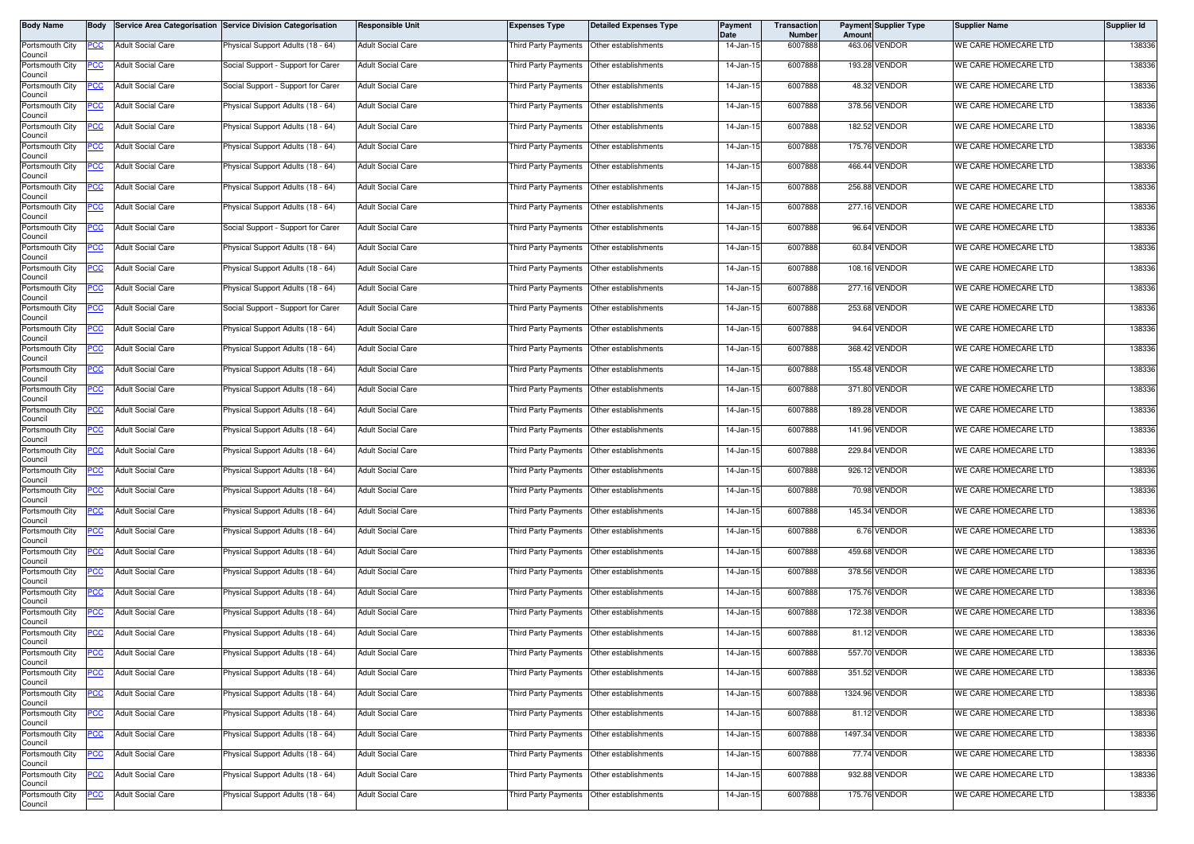| Body Name | Body | Service Area Categorisation | Service Division Categorisation | Responsible Unit | Expenses Type | Detailed Expenses Type | Payment Date | Transaction Number | Payment Amount | Supplier Type | Supplier Name | Supplier Id |
|---|---|---|---|---|---|---|---|---|---|---|---|---|
| Portsmouth City Council | PCC | Adult Social Care | Physical Support Adults (18 - 64) | Adult Social Care | Third Party Payments | Other establishments | 14-Jan-15 | 6007888 | 463.06 | VENDOR | WE CARE HOMECARE LTD | 138336 |
| Portsmouth City Council | PCC | Adult Social Care | Social Support - Support for Carer | Adult Social Care | Third Party Payments | Other establishments | 14-Jan-15 | 6007888 | 193.28 | VENDOR | WE CARE HOMECARE LTD | 138336 |
| Portsmouth City Council | PCC | Adult Social Care | Social Support - Support for Carer | Adult Social Care | Third Party Payments | Other establishments | 14-Jan-15 | 6007888 | 48.32 | VENDOR | WE CARE HOMECARE LTD | 138336 |
| Portsmouth City Council | PCC | Adult Social Care | Physical Support Adults (18 - 64) | Adult Social Care | Third Party Payments | Other establishments | 14-Jan-15 | 6007888 | 378.56 | VENDOR | WE CARE HOMECARE LTD | 138336 |
| Portsmouth City Council | PCC | Adult Social Care | Physical Support Adults (18 - 64) | Adult Social Care | Third Party Payments | Other establishments | 14-Jan-15 | 6007888 | 182.52 | VENDOR | WE CARE HOMECARE LTD | 138336 |
| Portsmouth City Council | PCC | Adult Social Care | Physical Support Adults (18 - 64) | Adult Social Care | Third Party Payments | Other establishments | 14-Jan-15 | 6007888 | 175.76 | VENDOR | WE CARE HOMECARE LTD | 138336 |
| Portsmouth City Council | PCC | Adult Social Care | Physical Support Adults (18 - 64) | Adult Social Care | Third Party Payments | Other establishments | 14-Jan-15 | 6007888 | 466.44 | VENDOR | WE CARE HOMECARE LTD | 138336 |
| Portsmouth City Council | PCC | Adult Social Care | Physical Support Adults (18 - 64) | Adult Social Care | Third Party Payments | Other establishments | 14-Jan-15 | 6007888 | 256.88 | VENDOR | WE CARE HOMECARE LTD | 138336 |
| Portsmouth City Council | PCC | Adult Social Care | Physical Support Adults (18 - 64) | Adult Social Care | Third Party Payments | Other establishments | 14-Jan-15 | 6007888 | 277.16 | VENDOR | WE CARE HOMECARE LTD | 138336 |
| Portsmouth City Council | PCC | Adult Social Care | Social Support - Support for Carer | Adult Social Care | Third Party Payments | Other establishments | 14-Jan-15 | 6007888 | 96.64 | VENDOR | WE CARE HOMECARE LTD | 138336 |
| Portsmouth City Council | PCC | Adult Social Care | Physical Support Adults (18 - 64) | Adult Social Care | Third Party Payments | Other establishments | 14-Jan-15 | 6007888 | 60.84 | VENDOR | WE CARE HOMECARE LTD | 138336 |
| Portsmouth City Council | PCC | Adult Social Care | Physical Support Adults (18 - 64) | Adult Social Care | Third Party Payments | Other establishments | 14-Jan-15 | 6007888 | 108.16 | VENDOR | WE CARE HOMECARE LTD | 138336 |
| Portsmouth City Council | PCC | Adult Social Care | Physical Support Adults (18 - 64) | Adult Social Care | Third Party Payments | Other establishments | 14-Jan-15 | 6007888 | 277.16 | VENDOR | WE CARE HOMECARE LTD | 138336 |
| Portsmouth City Council | PCC | Adult Social Care | Social Support - Support for Carer | Adult Social Care | Third Party Payments | Other establishments | 14-Jan-15 | 6007888 | 253.68 | VENDOR | WE CARE HOMECARE LTD | 138336 |
| Portsmouth City Council | PCC | Adult Social Care | Physical Support Adults (18 - 64) | Adult Social Care | Third Party Payments | Other establishments | 14-Jan-15 | 6007888 | 94.64 | VENDOR | WE CARE HOMECARE LTD | 138336 |
| Portsmouth City Council | PCC | Adult Social Care | Physical Support Adults (18 - 64) | Adult Social Care | Third Party Payments | Other establishments | 14-Jan-15 | 6007888 | 368.42 | VENDOR | WE CARE HOMECARE LTD | 138336 |
| Portsmouth City Council | PCC | Adult Social Care | Physical Support Adults (18 - 64) | Adult Social Care | Third Party Payments | Other establishments | 14-Jan-15 | 6007888 | 155.48 | VENDOR | WE CARE HOMECARE LTD | 138336 |
| Portsmouth City Council | PCC | Adult Social Care | Physical Support Adults (18 - 64) | Adult Social Care | Third Party Payments | Other establishments | 14-Jan-15 | 6007888 | 371.80 | VENDOR | WE CARE HOMECARE LTD | 138336 |
| Portsmouth City Council | PCC | Adult Social Care | Physical Support Adults (18 - 64) | Adult Social Care | Third Party Payments | Other establishments | 14-Jan-15 | 6007888 | 189.28 | VENDOR | WE CARE HOMECARE LTD | 138336 |
| Portsmouth City Council | PCC | Adult Social Care | Physical Support Adults (18 - 64) | Adult Social Care | Third Party Payments | Other establishments | 14-Jan-15 | 6007888 | 141.96 | VENDOR | WE CARE HOMECARE LTD | 138336 |
| Portsmouth City Council | PCC | Adult Social Care | Physical Support Adults (18 - 64) | Adult Social Care | Third Party Payments | Other establishments | 14-Jan-15 | 6007888 | 229.84 | VENDOR | WE CARE HOMECARE LTD | 138336 |
| Portsmouth City Council | PCC | Adult Social Care | Physical Support Adults (18 - 64) | Adult Social Care | Third Party Payments | Other establishments | 14-Jan-15 | 6007888 | 926.12 | VENDOR | WE CARE HOMECARE LTD | 138336 |
| Portsmouth City Council | PCC | Adult Social Care | Physical Support Adults (18 - 64) | Adult Social Care | Third Party Payments | Other establishments | 14-Jan-15 | 6007888 | 70.98 | VENDOR | WE CARE HOMECARE LTD | 138336 |
| Portsmouth City Council | PCC | Adult Social Care | Physical Support Adults (18 - 64) | Adult Social Care | Third Party Payments | Other establishments | 14-Jan-15 | 6007888 | 145.34 | VENDOR | WE CARE HOMECARE LTD | 138336 |
| Portsmouth City Council | PCC | Adult Social Care | Physical Support Adults (18 - 64) | Adult Social Care | Third Party Payments | Other establishments | 14-Jan-15 | 6007888 | 6.76 | VENDOR | WE CARE HOMECARE LTD | 138336 |
| Portsmouth City Council | PCC | Adult Social Care | Physical Support Adults (18 - 64) | Adult Social Care | Third Party Payments | Other establishments | 14-Jan-15 | 6007888 | 459.68 | VENDOR | WE CARE HOMECARE LTD | 138336 |
| Portsmouth City Council | PCC | Adult Social Care | Physical Support Adults (18 - 64) | Adult Social Care | Third Party Payments | Other establishments | 14-Jan-15 | 6007888 | 378.56 | VENDOR | WE CARE HOMECARE LTD | 138336 |
| Portsmouth City Council | PCC | Adult Social Care | Physical Support Adults (18 - 64) | Adult Social Care | Third Party Payments | Other establishments | 14-Jan-15 | 6007888 | 175.76 | VENDOR | WE CARE HOMECARE LTD | 138336 |
| Portsmouth City Council | PCC | Adult Social Care | Physical Support Adults (18 - 64) | Adult Social Care | Third Party Payments | Other establishments | 14-Jan-15 | 6007888 | 172.38 | VENDOR | WE CARE HOMECARE LTD | 138336 |
| Portsmouth City Council | PCC | Adult Social Care | Physical Support Adults (18 - 64) | Adult Social Care | Third Party Payments | Other establishments | 14-Jan-15 | 6007888 | 81.12 | VENDOR | WE CARE HOMECARE LTD | 138336 |
| Portsmouth City Council | PCC | Adult Social Care | Physical Support Adults (18 - 64) | Adult Social Care | Third Party Payments | Other establishments | 14-Jan-15 | 6007888 | 557.70 | VENDOR | WE CARE HOMECARE LTD | 138336 |
| Portsmouth City Council | PCC | Adult Social Care | Physical Support Adults (18 - 64) | Adult Social Care | Third Party Payments | Other establishments | 14-Jan-15 | 6007888 | 351.52 | VENDOR | WE CARE HOMECARE LTD | 138336 |
| Portsmouth City Council | PCC | Adult Social Care | Physical Support Adults (18 - 64) | Adult Social Care | Third Party Payments | Other establishments | 14-Jan-15 | 6007888 | 1324.96 | VENDOR | WE CARE HOMECARE LTD | 138336 |
| Portsmouth City Council | PCC | Adult Social Care | Physical Support Adults (18 - 64) | Adult Social Care | Third Party Payments | Other establishments | 14-Jan-15 | 6007888 | 81.12 | VENDOR | WE CARE HOMECARE LTD | 138336 |
| Portsmouth City Council | PCC | Adult Social Care | Physical Support Adults (18 - 64) | Adult Social Care | Third Party Payments | Other establishments | 14-Jan-15 | 6007888 | 1497.34 | VENDOR | WE CARE HOMECARE LTD | 138336 |
| Portsmouth City Council | PCC | Adult Social Care | Physical Support Adults (18 - 64) | Adult Social Care | Third Party Payments | Other establishments | 14-Jan-15 | 6007888 | 77.74 | VENDOR | WE CARE HOMECARE LTD | 138336 |
| Portsmouth City Council | PCC | Adult Social Care | Physical Support Adults (18 - 64) | Adult Social Care | Third Party Payments | Other establishments | 14-Jan-15 | 6007888 | 932.88 | VENDOR | WE CARE HOMECARE LTD | 138336 |
| Portsmouth City Council | PCC | Adult Social Care | Physical Support Adults (18 - 64) | Adult Social Care | Third Party Payments | Other establishments | 14-Jan-15 | 6007888 | 175.76 | VENDOR | WE CARE HOMECARE LTD | 138336 |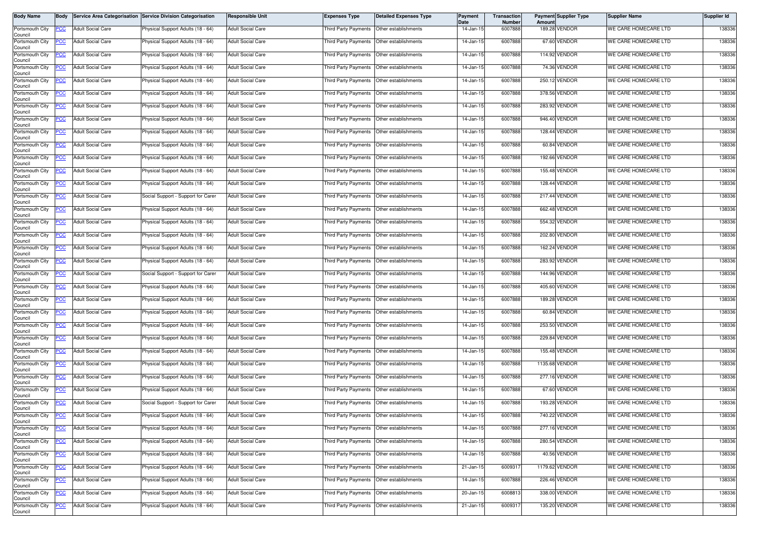| Body Name | Body | Service Area Categorisation | Service Division Categorisation | Responsible Unit | Expenses Type | Detailed Expenses Type | Payment Date | Transaction Number | Payment Amount | Supplier Type | Supplier Name | Supplier Id |
|---|---|---|---|---|---|---|---|---|---|---|---|---|
| Portsmouth City Council | PCC | Adult Social Care | Physical Support Adults (18 - 64) | Adult Social Care | Third Party Payments | Other establishments | 14-Jan-15 | 6007888 | 189.28 | VENDOR | WE CARE HOMECARE LTD | 138336 |
| Portsmouth City Council | PCC | Adult Social Care | Physical Support Adults (18 - 64) | Adult Social Care | Third Party Payments | Other establishments | 14-Jan-15 | 6007888 | 67.60 | VENDOR | WE CARE HOMECARE LTD | 138336 |
| Portsmouth City Council | PCC | Adult Social Care | Physical Support Adults (18 - 64) | Adult Social Care | Third Party Payments | Other establishments | 14-Jan-15 | 6007888 | 114.92 | VENDOR | WE CARE HOMECARE LTD | 138336 |
| Portsmouth City Council | PCC | Adult Social Care | Physical Support Adults (18 - 64) | Adult Social Care | Third Party Payments | Other establishments | 14-Jan-15 | 6007888 | 74.36 | VENDOR | WE CARE HOMECARE LTD | 138336 |
| Portsmouth City Council | PCC | Adult Social Care | Physical Support Adults (18 - 64) | Adult Social Care | Third Party Payments | Other establishments | 14-Jan-15 | 6007888 | 250.12 | VENDOR | WE CARE HOMECARE LTD | 138336 |
| Portsmouth City Council | PCC | Adult Social Care | Physical Support Adults (18 - 64) | Adult Social Care | Third Party Payments | Other establishments | 14-Jan-15 | 6007888 | 378.56 | VENDOR | WE CARE HOMECARE LTD | 138336 |
| Portsmouth City Council | PCC | Adult Social Care | Physical Support Adults (18 - 64) | Adult Social Care | Third Party Payments | Other establishments | 14-Jan-15 | 6007888 | 283.92 | VENDOR | WE CARE HOMECARE LTD | 138336 |
| Portsmouth City Council | PCC | Adult Social Care | Physical Support Adults (18 - 64) | Adult Social Care | Third Party Payments | Other establishments | 14-Jan-15 | 6007888 | 946.40 | VENDOR | WE CARE HOMECARE LTD | 138336 |
| Portsmouth City Council | PCC | Adult Social Care | Physical Support Adults (18 - 64) | Adult Social Care | Third Party Payments | Other establishments | 14-Jan-15 | 6007888 | 128.44 | VENDOR | WE CARE HOMECARE LTD | 138336 |
| Portsmouth City Council | PCC | Adult Social Care | Physical Support Adults (18 - 64) | Adult Social Care | Third Party Payments | Other establishments | 14-Jan-15 | 6007888 | 60.84 | VENDOR | WE CARE HOMECARE LTD | 138336 |
| Portsmouth City Council | PCC | Adult Social Care | Physical Support Adults (18 - 64) | Adult Social Care | Third Party Payments | Other establishments | 14-Jan-15 | 6007888 | 192.66 | VENDOR | WE CARE HOMECARE LTD | 138336 |
| Portsmouth City Council | PCC | Adult Social Care | Physical Support Adults (18 - 64) | Adult Social Care | Third Party Payments | Other establishments | 14-Jan-15 | 6007888 | 155.48 | VENDOR | WE CARE HOMECARE LTD | 138336 |
| Portsmouth City Council | PCC | Adult Social Care | Physical Support Adults (18 - 64) | Adult Social Care | Third Party Payments | Other establishments | 14-Jan-15 | 6007888 | 128.44 | VENDOR | WE CARE HOMECARE LTD | 138336 |
| Portsmouth City Council | PCC | Adult Social Care | Social Support - Support for Carer | Adult Social Care | Third Party Payments | Other establishments | 14-Jan-15 | 6007888 | 217.44 | VENDOR | WE CARE HOMECARE LTD | 138336 |
| Portsmouth City Council | PCC | Adult Social Care | Physical Support Adults (18 - 64) | Adult Social Care | Third Party Payments | Other establishments | 14-Jan-15 | 6007888 | 662.48 | VENDOR | WE CARE HOMECARE LTD | 138336 |
| Portsmouth City Council | PCC | Adult Social Care | Physical Support Adults (18 - 64) | Adult Social Care | Third Party Payments | Other establishments | 14-Jan-15 | 6007888 | 554.32 | VENDOR | WE CARE HOMECARE LTD | 138336 |
| Portsmouth City Council | PCC | Adult Social Care | Physical Support Adults (18 - 64) | Adult Social Care | Third Party Payments | Other establishments | 14-Jan-15 | 6007888 | 202.80 | VENDOR | WE CARE HOMECARE LTD | 138336 |
| Portsmouth City Council | PCC | Adult Social Care | Physical Support Adults (18 - 64) | Adult Social Care | Third Party Payments | Other establishments | 14-Jan-15 | 6007888 | 162.24 | VENDOR | WE CARE HOMECARE LTD | 138336 |
| Portsmouth City Council | PCC | Adult Social Care | Physical Support Adults (18 - 64) | Adult Social Care | Third Party Payments | Other establishments | 14-Jan-15 | 6007888 | 283.92 | VENDOR | WE CARE HOMECARE LTD | 138336 |
| Portsmouth City Council | PCC | Adult Social Care | Social Support - Support for Carer | Adult Social Care | Third Party Payments | Other establishments | 14-Jan-15 | 6007888 | 144.96 | VENDOR | WE CARE HOMECARE LTD | 138336 |
| Portsmouth City Council | PCC | Adult Social Care | Physical Support Adults (18 - 64) | Adult Social Care | Third Party Payments | Other establishments | 14-Jan-15 | 6007888 | 405.60 | VENDOR | WE CARE HOMECARE LTD | 138336 |
| Portsmouth City Council | PCC | Adult Social Care | Physical Support Adults (18 - 64) | Adult Social Care | Third Party Payments | Other establishments | 14-Jan-15 | 6007888 | 189.28 | VENDOR | WE CARE HOMECARE LTD | 138336 |
| Portsmouth City Council | PCC | Adult Social Care | Physical Support Adults (18 - 64) | Adult Social Care | Third Party Payments | Other establishments | 14-Jan-15 | 6007888 | 60.84 | VENDOR | WE CARE HOMECARE LTD | 138336 |
| Portsmouth City Council | PCC | Adult Social Care | Physical Support Adults (18 - 64) | Adult Social Care | Third Party Payments | Other establishments | 14-Jan-15 | 6007888 | 253.50 | VENDOR | WE CARE HOMECARE LTD | 138336 |
| Portsmouth City Council | PCC | Adult Social Care | Physical Support Adults (18 - 64) | Adult Social Care | Third Party Payments | Other establishments | 14-Jan-15 | 6007888 | 229.84 | VENDOR | WE CARE HOMECARE LTD | 138336 |
| Portsmouth City Council | PCC | Adult Social Care | Physical Support Adults (18 - 64) | Adult Social Care | Third Party Payments | Other establishments | 14-Jan-15 | 6007888 | 155.48 | VENDOR | WE CARE HOMECARE LTD | 138336 |
| Portsmouth City Council | PCC | Adult Social Care | Physical Support Adults (18 - 64) | Adult Social Care | Third Party Payments | Other establishments | 14-Jan-15 | 6007888 | 1135.68 | VENDOR | WE CARE HOMECARE LTD | 138336 |
| Portsmouth City Council | PCC | Adult Social Care | Physical Support Adults (18 - 64) | Adult Social Care | Third Party Payments | Other establishments | 14-Jan-15 | 6007888 | 277.16 | VENDOR | WE CARE HOMECARE LTD | 138336 |
| Portsmouth City Council | PCC | Adult Social Care | Physical Support Adults (18 - 64) | Adult Social Care | Third Party Payments | Other establishments | 14-Jan-15 | 6007888 | 67.60 | VENDOR | WE CARE HOMECARE LTD | 138336 |
| Portsmouth City Council | PCC | Adult Social Care | Social Support - Support for Carer | Adult Social Care | Third Party Payments | Other establishments | 14-Jan-15 | 6007888 | 193.28 | VENDOR | WE CARE HOMECARE LTD | 138336 |
| Portsmouth City Council | PCC | Adult Social Care | Physical Support Adults (18 - 64) | Adult Social Care | Third Party Payments | Other establishments | 14-Jan-15 | 6007888 | 740.22 | VENDOR | WE CARE HOMECARE LTD | 138336 |
| Portsmouth City Council | PCC | Adult Social Care | Physical Support Adults (18 - 64) | Adult Social Care | Third Party Payments | Other establishments | 14-Jan-15 | 6007888 | 277.16 | VENDOR | WE CARE HOMECARE LTD | 138336 |
| Portsmouth City Council | PCC | Adult Social Care | Physical Support Adults (18 - 64) | Adult Social Care | Third Party Payments | Other establishments | 14-Jan-15 | 6007888 | 280.54 | VENDOR | WE CARE HOMECARE LTD | 138336 |
| Portsmouth City Council | PCC | Adult Social Care | Physical Support Adults (18 - 64) | Adult Social Care | Third Party Payments | Other establishments | 14-Jan-15 | 6007888 | 40.56 | VENDOR | WE CARE HOMECARE LTD | 138336 |
| Portsmouth City Council | PCC | Adult Social Care | Physical Support Adults (18 - 64) | Adult Social Care | Third Party Payments | Other establishments | 21-Jan-15 | 6009317 | 1179.62 | VENDOR | WE CARE HOMECARE LTD | 138336 |
| Portsmouth City Council | PCC | Adult Social Care | Physical Support Adults (18 - 64) | Adult Social Care | Third Party Payments | Other establishments | 14-Jan-15 | 6007888 | 226.46 | VENDOR | WE CARE HOMECARE LTD | 138336 |
| Portsmouth City Council | PCC | Adult Social Care | Physical Support Adults (18 - 64) | Adult Social Care | Third Party Payments | Other establishments | 20-Jan-15 | 6008813 | 338.00 | VENDOR | WE CARE HOMECARE LTD | 138336 |
| Portsmouth City Council | PCC | Adult Social Care | Physical Support Adults (18 - 64) | Adult Social Care | Third Party Payments | Other establishments | 21-Jan-15 | 6009317 | 135.20 | VENDOR | WE CARE HOMECARE LTD | 138336 |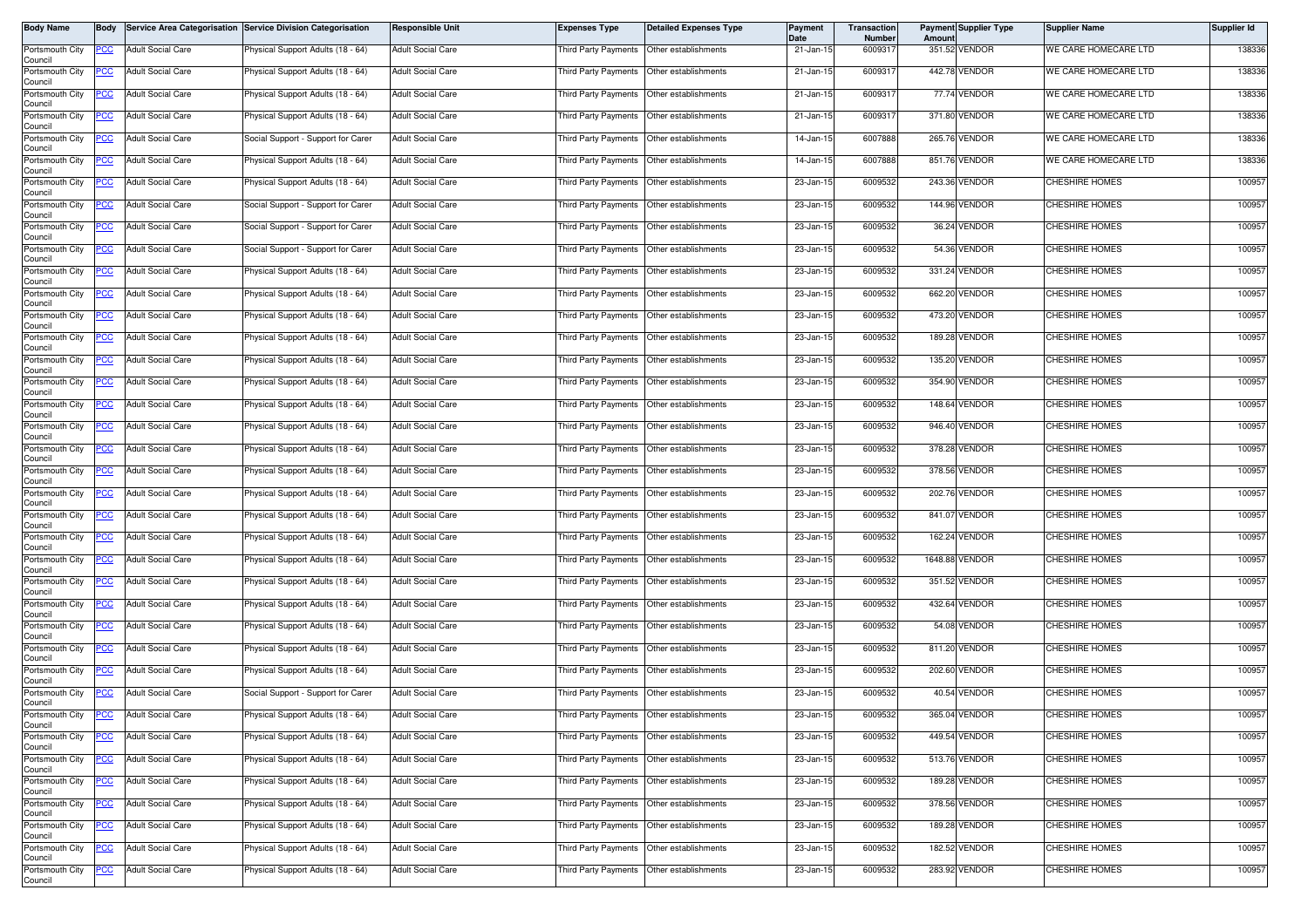| Body Name | Body | Service Area Categorisation | Service Division Categorisation | Responsible Unit | Expenses Type | Detailed Expenses Type | Payment Date | Transaction Number | Payment Amount | Supplier Type | Supplier Name | Supplier Id |
|---|---|---|---|---|---|---|---|---|---|---|---|---|
| Portsmouth City Council | PCC | Adult Social Care | Physical Support Adults (18 - 64) | Adult Social Care | Third Party Payments | Other establishments | 21-Jan-15 | 6009317 | 351.52 | VENDOR | WE CARE HOMECARE LTD | 138336 |
| Portsmouth City Council | PCC | Adult Social Care | Physical Support Adults (18 - 64) | Adult Social Care | Third Party Payments | Other establishments | 21-Jan-15 | 6009317 | 442.78 | VENDOR | WE CARE HOMECARE LTD | 138336 |
| Portsmouth City Council | PCC | Adult Social Care | Physical Support Adults (18 - 64) | Adult Social Care | Third Party Payments | Other establishments | 21-Jan-15 | 6009317 | 77.74 | VENDOR | WE CARE HOMECARE LTD | 138336 |
| Portsmouth City Council | PCC | Adult Social Care | Physical Support Adults (18 - 64) | Adult Social Care | Third Party Payments | Other establishments | 21-Jan-15 | 6009317 | 371.80 | VENDOR | WE CARE HOMECARE LTD | 138336 |
| Portsmouth City Council | PCC | Adult Social Care | Social Support - Support for Carer | Adult Social Care | Third Party Payments | Other establishments | 14-Jan-15 | 6007888 | 265.76 | VENDOR | WE CARE HOMECARE LTD | 138336 |
| Portsmouth City Council | PCC | Adult Social Care | Physical Support Adults (18 - 64) | Adult Social Care | Third Party Payments | Other establishments | 14-Jan-15 | 6007888 | 851.76 | VENDOR | WE CARE HOMECARE LTD | 138336 |
| Portsmouth City Council | PCC | Adult Social Care | Physical Support Adults (18 - 64) | Adult Social Care | Third Party Payments | Other establishments | 23-Jan-15 | 6009532 | 243.36 | VENDOR | CHESHIRE HOMES | 100957 |
| Portsmouth City Council | PCC | Adult Social Care | Social Support - Support for Carer | Adult Social Care | Third Party Payments | Other establishments | 23-Jan-15 | 6009532 | 144.96 | VENDOR | CHESHIRE HOMES | 100957 |
| Portsmouth City Council | PCC | Adult Social Care | Social Support - Support for Carer | Adult Social Care | Third Party Payments | Other establishments | 23-Jan-15 | 6009532 | 36.24 | VENDOR | CHESHIRE HOMES | 100957 |
| Portsmouth City Council | PCC | Adult Social Care | Social Support - Support for Carer | Adult Social Care | Third Party Payments | Other establishments | 23-Jan-15 | 6009532 | 54.36 | VENDOR | CHESHIRE HOMES | 100957 |
| Portsmouth City Council | PCC | Adult Social Care | Physical Support Adults (18 - 64) | Adult Social Care | Third Party Payments | Other establishments | 23-Jan-15 | 6009532 | 331.24 | VENDOR | CHESHIRE HOMES | 100957 |
| Portsmouth City Council | PCC | Adult Social Care | Physical Support Adults (18 - 64) | Adult Social Care | Third Party Payments | Other establishments | 23-Jan-15 | 6009532 | 662.20 | VENDOR | CHESHIRE HOMES | 100957 |
| Portsmouth City Council | PCC | Adult Social Care | Physical Support Adults (18 - 64) | Adult Social Care | Third Party Payments | Other establishments | 23-Jan-15 | 6009532 | 473.20 | VENDOR | CHESHIRE HOMES | 100957 |
| Portsmouth City Council | PCC | Adult Social Care | Physical Support Adults (18 - 64) | Adult Social Care | Third Party Payments | Other establishments | 23-Jan-15 | 6009532 | 189.28 | VENDOR | CHESHIRE HOMES | 100957 |
| Portsmouth City Council | PCC | Adult Social Care | Physical Support Adults (18 - 64) | Adult Social Care | Third Party Payments | Other establishments | 23-Jan-15 | 6009532 | 135.20 | VENDOR | CHESHIRE HOMES | 100957 |
| Portsmouth City Council | PCC | Adult Social Care | Physical Support Adults (18 - 64) | Adult Social Care | Third Party Payments | Other establishments | 23-Jan-15 | 6009532 | 354.90 | VENDOR | CHESHIRE HOMES | 100957 |
| Portsmouth City Council | PCC | Adult Social Care | Physical Support Adults (18 - 64) | Adult Social Care | Third Party Payments | Other establishments | 23-Jan-15 | 6009532 | 148.64 | VENDOR | CHESHIRE HOMES | 100957 |
| Portsmouth City Council | PCC | Adult Social Care | Physical Support Adults (18 - 64) | Adult Social Care | Third Party Payments | Other establishments | 23-Jan-15 | 6009532 | 946.40 | VENDOR | CHESHIRE HOMES | 100957 |
| Portsmouth City Council | PCC | Adult Social Care | Physical Support Adults (18 - 64) | Adult Social Care | Third Party Payments | Other establishments | 23-Jan-15 | 6009532 | 378.28 | VENDOR | CHESHIRE HOMES | 100957 |
| Portsmouth City Council | PCC | Adult Social Care | Physical Support Adults (18 - 64) | Adult Social Care | Third Party Payments | Other establishments | 23-Jan-15 | 6009532 | 378.56 | VENDOR | CHESHIRE HOMES | 100957 |
| Portsmouth City Council | PCC | Adult Social Care | Physical Support Adults (18 - 64) | Adult Social Care | Third Party Payments | Other establishments | 23-Jan-15 | 6009532 | 202.76 | VENDOR | CHESHIRE HOMES | 100957 |
| Portsmouth City Council | PCC | Adult Social Care | Physical Support Adults (18 - 64) | Adult Social Care | Third Party Payments | Other establishments | 23-Jan-15 | 6009532 | 841.07 | VENDOR | CHESHIRE HOMES | 100957 |
| Portsmouth City Council | PCC | Adult Social Care | Physical Support Adults (18 - 64) | Adult Social Care | Third Party Payments | Other establishments | 23-Jan-15 | 6009532 | 162.24 | VENDOR | CHESHIRE HOMES | 100957 |
| Portsmouth City Council | PCC | Adult Social Care | Physical Support Adults (18 - 64) | Adult Social Care | Third Party Payments | Other establishments | 23-Jan-15 | 6009532 | 1648.88 | VENDOR | CHESHIRE HOMES | 100957 |
| Portsmouth City Council | PCC | Adult Social Care | Physical Support Adults (18 - 64) | Adult Social Care | Third Party Payments | Other establishments | 23-Jan-15 | 6009532 | 351.52 | VENDOR | CHESHIRE HOMES | 100957 |
| Portsmouth City Council | PCC | Adult Social Care | Physical Support Adults (18 - 64) | Adult Social Care | Third Party Payments | Other establishments | 23-Jan-15 | 6009532 | 432.64 | VENDOR | CHESHIRE HOMES | 100957 |
| Portsmouth City Council | PCC | Adult Social Care | Physical Support Adults (18 - 64) | Adult Social Care | Third Party Payments | Other establishments | 23-Jan-15 | 6009532 | 54.08 | VENDOR | CHESHIRE HOMES | 100957 |
| Portsmouth City Council | PCC | Adult Social Care | Physical Support Adults (18 - 64) | Adult Social Care | Third Party Payments | Other establishments | 23-Jan-15 | 6009532 | 811.20 | VENDOR | CHESHIRE HOMES | 100957 |
| Portsmouth City Council | PCC | Adult Social Care | Physical Support Adults (18 - 64) | Adult Social Care | Third Party Payments | Other establishments | 23-Jan-15 | 6009532 | 202.60 | VENDOR | CHESHIRE HOMES | 100957 |
| Portsmouth City Council | PCC | Adult Social Care | Social Support - Support for Carer | Adult Social Care | Third Party Payments | Other establishments | 23-Jan-15 | 6009532 | 40.54 | VENDOR | CHESHIRE HOMES | 100957 |
| Portsmouth City Council | PCC | Adult Social Care | Physical Support Adults (18 - 64) | Adult Social Care | Third Party Payments | Other establishments | 23-Jan-15 | 6009532 | 365.04 | VENDOR | CHESHIRE HOMES | 100957 |
| Portsmouth City Council | PCC | Adult Social Care | Physical Support Adults (18 - 64) | Adult Social Care | Third Party Payments | Other establishments | 23-Jan-15 | 6009532 | 449.54 | VENDOR | CHESHIRE HOMES | 100957 |
| Portsmouth City Council | PCC | Adult Social Care | Physical Support Adults (18 - 64) | Adult Social Care | Third Party Payments | Other establishments | 23-Jan-15 | 6009532 | 513.76 | VENDOR | CHESHIRE HOMES | 100957 |
| Portsmouth City Council | PCC | Adult Social Care | Physical Support Adults (18 - 64) | Adult Social Care | Third Party Payments | Other establishments | 23-Jan-15 | 6009532 | 189.28 | VENDOR | CHESHIRE HOMES | 100957 |
| Portsmouth City Council | PCC | Adult Social Care | Physical Support Adults (18 - 64) | Adult Social Care | Third Party Payments | Other establishments | 23-Jan-15 | 6009532 | 378.56 | VENDOR | CHESHIRE HOMES | 100957 |
| Portsmouth City Council | PCC | Adult Social Care | Physical Support Adults (18 - 64) | Adult Social Care | Third Party Payments | Other establishments | 23-Jan-15 | 6009532 | 189.28 | VENDOR | CHESHIRE HOMES | 100957 |
| Portsmouth City Council | PCC | Adult Social Care | Physical Support Adults (18 - 64) | Adult Social Care | Third Party Payments | Other establishments | 23-Jan-15 | 6009532 | 182.52 | VENDOR | CHESHIRE HOMES | 100957 |
| Portsmouth City Council | PCC | Adult Social Care | Physical Support Adults (18 - 64) | Adult Social Care | Third Party Payments | Other establishments | 23-Jan-15 | 6009532 | 283.92 | VENDOR | CHESHIRE HOMES | 100957 |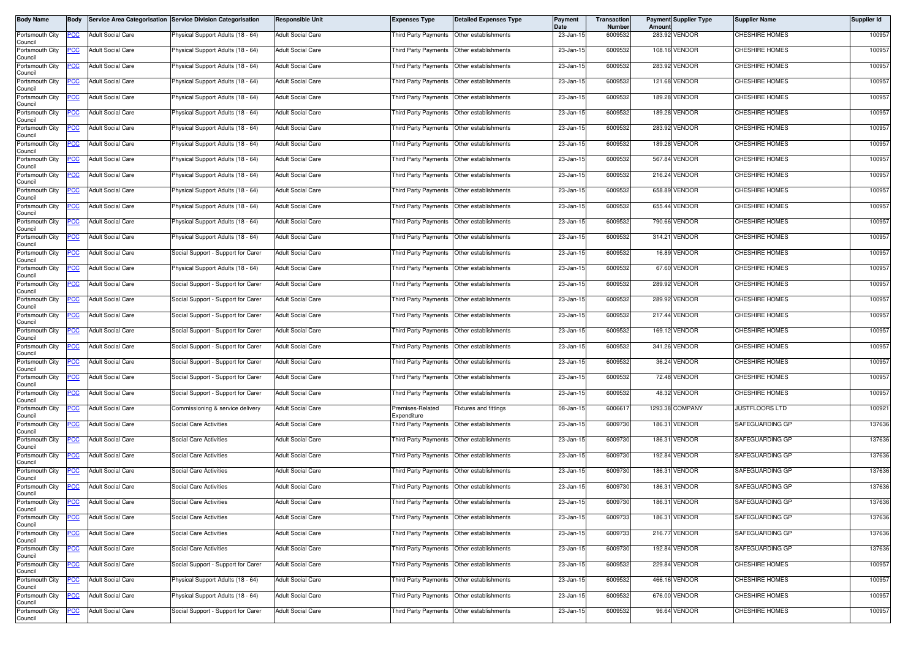| Body Name | Body | Service Area Categorisation | Service Division Categorisation | Responsible Unit | Expenses Type | Detailed Expenses Type | Payment Date | Transaction Number | Payment Amount | Supplier Type | Supplier Name | Supplier Id |
|---|---|---|---|---|---|---|---|---|---|---|---|---|
| Portsmouth City Council | PCC | Adult Social Care | Physical Support Adults (18 - 64) | Adult Social Care | Third Party Payments | Other establishments | 23-Jan-15 | 6009532 | 283.92 | VENDOR | CHESHIRE HOMES | 100957 |
| Portsmouth City Council | PCC | Adult Social Care | Physical Support Adults (18 - 64) | Adult Social Care | Third Party Payments | Other establishments | 23-Jan-15 | 6009532 | 108.16 | VENDOR | CHESHIRE HOMES | 100957 |
| Portsmouth City Council | PCC | Adult Social Care | Physical Support Adults (18 - 64) | Adult Social Care | Third Party Payments | Other establishments | 23-Jan-15 | 6009532 | 283.92 | VENDOR | CHESHIRE HOMES | 100957 |
| Portsmouth City Council | PCC | Adult Social Care | Physical Support Adults (18 - 64) | Adult Social Care | Third Party Payments | Other establishments | 23-Jan-15 | 6009532 | 121.68 | VENDOR | CHESHIRE HOMES | 100957 |
| Portsmouth City Council | PCC | Adult Social Care | Physical Support Adults (18 - 64) | Adult Social Care | Third Party Payments | Other establishments | 23-Jan-15 | 6009532 | 189.28 | VENDOR | CHESHIRE HOMES | 100957 |
| Portsmouth City Council | PCC | Adult Social Care | Physical Support Adults (18 - 64) | Adult Social Care | Third Party Payments | Other establishments | 23-Jan-15 | 6009532 | 189.28 | VENDOR | CHESHIRE HOMES | 100957 |
| Portsmouth City Council | PCC | Adult Social Care | Physical Support Adults (18 - 64) | Adult Social Care | Third Party Payments | Other establishments | 23-Jan-15 | 6009532 | 283.92 | VENDOR | CHESHIRE HOMES | 100957 |
| Portsmouth City Council | PCC | Adult Social Care | Physical Support Adults (18 - 64) | Adult Social Care | Third Party Payments | Other establishments | 23-Jan-15 | 6009532 | 189.28 | VENDOR | CHESHIRE HOMES | 100957 |
| Portsmouth City Council | PCC | Adult Social Care | Physical Support Adults (18 - 64) | Adult Social Care | Third Party Payments | Other establishments | 23-Jan-15 | 6009532 | 567.84 | VENDOR | CHESHIRE HOMES | 100957 |
| Portsmouth City Council | PCC | Adult Social Care | Physical Support Adults (18 - 64) | Adult Social Care | Third Party Payments | Other establishments | 23-Jan-15 | 6009532 | 216.24 | VENDOR | CHESHIRE HOMES | 100957 |
| Portsmouth City Council | PCC | Adult Social Care | Physical Support Adults (18 - 64) | Adult Social Care | Third Party Payments | Other establishments | 23-Jan-15 | 6009532 | 658.89 | VENDOR | CHESHIRE HOMES | 100957 |
| Portsmouth City Council | PCC | Adult Social Care | Physical Support Adults (18 - 64) | Adult Social Care | Third Party Payments | Other establishments | 23-Jan-15 | 6009532 | 655.44 | VENDOR | CHESHIRE HOMES | 100957 |
| Portsmouth City Council | PCC | Adult Social Care | Physical Support Adults (18 - 64) | Adult Social Care | Third Party Payments | Other establishments | 23-Jan-15 | 6009532 | 790.66 | VENDOR | CHESHIRE HOMES | 100957 |
| Portsmouth City Council | PCC | Adult Social Care | Physical Support Adults (18 - 64) | Adult Social Care | Third Party Payments | Other establishments | 23-Jan-15 | 6009532 | 314.21 | VENDOR | CHESHIRE HOMES | 100957 |
| Portsmouth City Council | PCC | Adult Social Care | Social Support - Support for Carer | Adult Social Care | Third Party Payments | Other establishments | 23-Jan-15 | 6009532 | 16.89 | VENDOR | CHESHIRE HOMES | 100957 |
| Portsmouth City Council | PCC | Adult Social Care | Physical Support Adults (18 - 64) | Adult Social Care | Third Party Payments | Other establishments | 23-Jan-15 | 6009532 | 67.60 | VENDOR | CHESHIRE HOMES | 100957 |
| Portsmouth City Council | PCC | Adult Social Care | Social Support - Support for Carer | Adult Social Care | Third Party Payments | Other establishments | 23-Jan-15 | 6009532 | 289.92 | VENDOR | CHESHIRE HOMES | 100957 |
| Portsmouth City Council | PCC | Adult Social Care | Social Support - Support for Carer | Adult Social Care | Third Party Payments | Other establishments | 23-Jan-15 | 6009532 | 289.92 | VENDOR | CHESHIRE HOMES | 100957 |
| Portsmouth City Council | PCC | Adult Social Care | Social Support - Support for Carer | Adult Social Care | Third Party Payments | Other establishments | 23-Jan-15 | 6009532 | 217.44 | VENDOR | CHESHIRE HOMES | 100957 |
| Portsmouth City Council | PCC | Adult Social Care | Social Support - Support for Carer | Adult Social Care | Third Party Payments | Other establishments | 23-Jan-15 | 6009532 | 169.12 | VENDOR | CHESHIRE HOMES | 100957 |
| Portsmouth City Council | PCC | Adult Social Care | Social Support - Support for Carer | Adult Social Care | Third Party Payments | Other establishments | 23-Jan-15 | 6009532 | 341.26 | VENDOR | CHESHIRE HOMES | 100957 |
| Portsmouth City Council | PCC | Adult Social Care | Social Support - Support for Carer | Adult Social Care | Third Party Payments | Other establishments | 23-Jan-15 | 6009532 | 36.24 | VENDOR | CHESHIRE HOMES | 100957 |
| Portsmouth City Council | PCC | Adult Social Care | Social Support - Support for Carer | Adult Social Care | Third Party Payments | Other establishments | 23-Jan-15 | 6009532 | 72.48 | VENDOR | CHESHIRE HOMES | 100957 |
| Portsmouth City Council | PCC | Adult Social Care | Social Support - Support for Carer | Adult Social Care | Third Party Payments | Other establishments | 23-Jan-15 | 6009532 | 48.32 | VENDOR | CHESHIRE HOMES | 100957 |
| Portsmouth City Council | PCC | Adult Social Care | Commissioning & service delivery | Adult Social Care | Premises-Related Expenditure | Fixtures and fittings | 08-Jan-15 | 6006617 | 1293.38 | COMPANY | JUSTFLOORS LTD | 100921 |
| Portsmouth City Council | PCC | Adult Social Care | Social Care Activities | Adult Social Care | Third Party Payments | Other establishments | 23-Jan-15 | 6009730 | 186.31 | VENDOR | SAFEGUARDING GP | 137636 |
| Portsmouth City Council | PCC | Adult Social Care | Social Care Activities | Adult Social Care | Third Party Payments | Other establishments | 23-Jan-15 | 6009730 | 186.31 | VENDOR | SAFEGUARDING GP | 137636 |
| Portsmouth City Council | PCC | Adult Social Care | Social Care Activities | Adult Social Care | Third Party Payments | Other establishments | 23-Jan-15 | 6009730 | 192.84 | VENDOR | SAFEGUARDING GP | 137636 |
| Portsmouth City Council | PCC | Adult Social Care | Social Care Activities | Adult Social Care | Third Party Payments | Other establishments | 23-Jan-15 | 6009730 | 186.31 | VENDOR | SAFEGUARDING GP | 137636 |
| Portsmouth City Council | PCC | Adult Social Care | Social Care Activities | Adult Social Care | Third Party Payments | Other establishments | 23-Jan-15 | 6009730 | 186.31 | VENDOR | SAFEGUARDING GP | 137636 |
| Portsmouth City Council | PCC | Adult Social Care | Social Care Activities | Adult Social Care | Third Party Payments | Other establishments | 23-Jan-15 | 6009730 | 186.31 | VENDOR | SAFEGUARDING GP | 137636 |
| Portsmouth City Council | PCC | Adult Social Care | Social Care Activities | Adult Social Care | Third Party Payments | Other establishments | 23-Jan-15 | 6009733 | 186.31 | VENDOR | SAFEGUARDING GP | 137636 |
| Portsmouth City Council | PCC | Adult Social Care | Social Care Activities | Adult Social Care | Third Party Payments | Other establishments | 23-Jan-15 | 6009733 | 216.77 | VENDOR | SAFEGUARDING GP | 137636 |
| Portsmouth City Council | PCC | Adult Social Care | Social Care Activities | Adult Social Care | Third Party Payments | Other establishments | 23-Jan-15 | 6009730 | 192.84 | VENDOR | SAFEGUARDING GP | 137636 |
| Portsmouth City Council | PCC | Adult Social Care | Social Support - Support for Carer | Adult Social Care | Third Party Payments | Other establishments | 23-Jan-15 | 6009532 | 229.84 | VENDOR | CHESHIRE HOMES | 100957 |
| Portsmouth City Council | PCC | Adult Social Care | Physical Support Adults (18 - 64) | Adult Social Care | Third Party Payments | Other establishments | 23-Jan-15 | 6009532 | 466.16 | VENDOR | CHESHIRE HOMES | 100957 |
| Portsmouth City Council | PCC | Adult Social Care | Physical Support Adults (18 - 64) | Adult Social Care | Third Party Payments | Other establishments | 23-Jan-15 | 6009532 | 676.00 | VENDOR | CHESHIRE HOMES | 100957 |
| Portsmouth City Council | PCC | Adult Social Care | Social Support - Support for Carer | Adult Social Care | Third Party Payments | Other establishments | 23-Jan-15 | 6009532 | 96.64 | VENDOR | CHESHIRE HOMES | 100957 |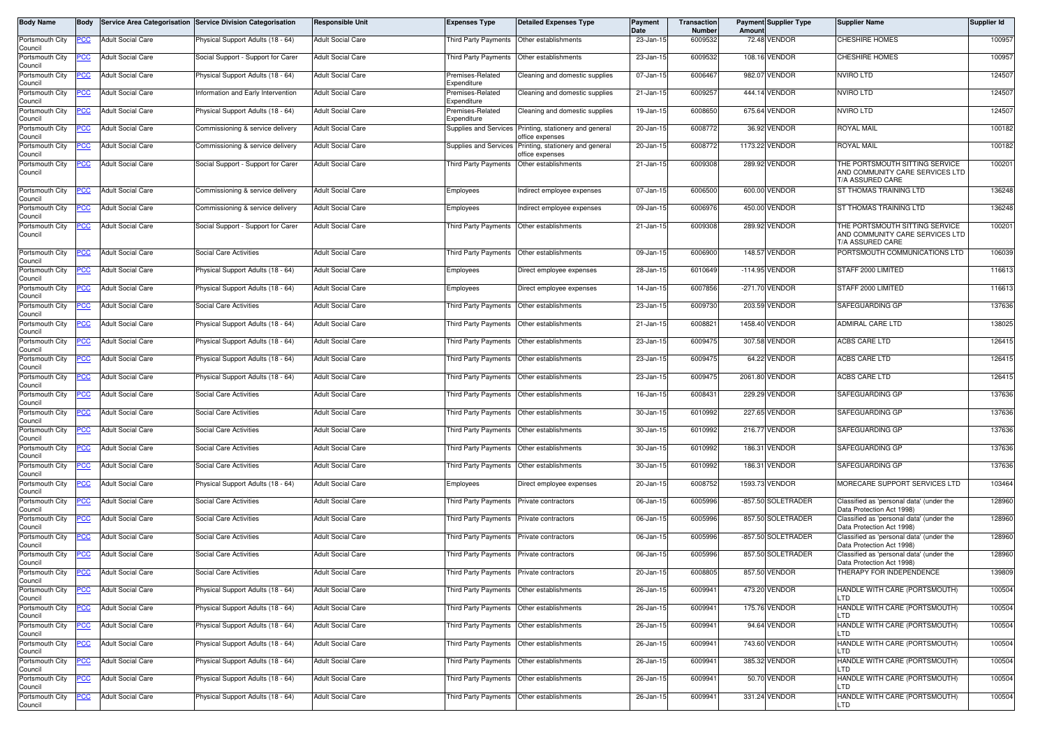| Body Name | Body | Service Area Categorisation | Service Division Categorisation | Responsible Unit | Expenses Type | Detailed Expenses Type | Payment Date | Transaction Number | Payment Amount | Supplier Type | Supplier Name | Supplier Id |
|---|---|---|---|---|---|---|---|---|---|---|---|---|
| Portsmouth City Council | PCC | Adult Social Care | Physical Support Adults (18 - 64) | Adult Social Care | Third Party Payments | Other establishments | 23-Jan-15 | 6009532 | 72.48 | VENDOR | CHESHIRE HOMES | 100957 |
| Portsmouth City Council | PCC | Adult Social Care | Social Support - Support for Carer | Adult Social Care | Third Party Payments | Other establishments | 23-Jan-15 | 6009532 | 108.16 | VENDOR | CHESHIRE HOMES | 100957 |
| Portsmouth City Council | PCC | Adult Social Care | Physical Support Adults (18 - 64) | Adult Social Care | Premises-Related Expenditure | Cleaning and domestic supplies | 07-Jan-15 | 6006467 | 982.07 | VENDOR | NVIRO LTD | 124507 |
| Portsmouth City Council | PCC | Adult Social Care | Information and Early Intervention | Adult Social Care | Premises-Related Expenditure | Cleaning and domestic supplies | 21-Jan-15 | 6009257 | 444.14 | VENDOR | NVIRO LTD | 124507 |
| Portsmouth City Council | PCC | Adult Social Care | Physical Support Adults (18 - 64) | Adult Social Care | Premises-Related Expenditure | Cleaning and domestic supplies | 19-Jan-15 | 6008650 | 675.64 | VENDOR | NVIRO LTD | 124507 |
| Portsmouth City Council | PCC | Adult Social Care | Commissioning & service delivery | Adult Social Care | Supplies and Services | Printing, stationery and general office expenses | 20-Jan-15 | 6008772 | 36.92 | VENDOR | ROYAL MAIL | 100182 |
| Portsmouth City Council | PCC | Adult Social Care | Commissioning & service delivery | Adult Social Care | Supplies and Services | Printing, stationery and general office expenses | 20-Jan-15 | 6008772 | 1173.22 | VENDOR | ROYAL MAIL | 100182 |
| Portsmouth City Council | PCC | Adult Social Care | Social Support - Support for Carer | Adult Social Care | Third Party Payments | Other establishments | 21-Jan-15 | 6009308 | 289.92 | VENDOR | THE PORTSMOUTH SITTING SERVICE AND COMMUNITY CARE SERVICES LTD T/A ASSURED CARE | 100201 |
| Portsmouth City Council | PCC | Adult Social Care | Commissioning & service delivery | Adult Social Care | Employees | Indirect employee expenses | 07-Jan-15 | 6006500 | 600.00 | VENDOR | ST THOMAS TRAINING LTD | 136248 |
| Portsmouth City Council | PCC | Adult Social Care | Commissioning & service delivery | Adult Social Care | Employees | Indirect employee expenses | 09-Jan-15 | 6006976 | 450.00 | VENDOR | ST THOMAS TRAINING LTD | 136248 |
| Portsmouth City Council | PCC | Adult Social Care | Social Support - Support for Carer | Adult Social Care | Third Party Payments | Other establishments | 21-Jan-15 | 6009308 | 289.92 | VENDOR | THE PORTSMOUTH SITTING SERVICE AND COMMUNITY CARE SERVICES LTD T/A ASSURED CARE | 100201 |
| Portsmouth City Council | PCC | Adult Social Care | Social Care Activities | Adult Social Care | Third Party Payments | Other establishments | 09-Jan-15 | 6006900 | 148.57 | VENDOR | PORTSMOUTH COMMUNICATIONS LTD | 106039 |
| Portsmouth City Council | PCC | Adult Social Care | Physical Support Adults (18 - 64) | Adult Social Care | Employees | Direct employee expenses | 28-Jan-15 | 6010649 | -114.95 | VENDOR | STAFF 2000 LIMITED | 116613 |
| Portsmouth City Council | PCC | Adult Social Care | Physical Support Adults (18 - 64) | Adult Social Care | Employees | Direct employee expenses | 14-Jan-15 | 6007856 | -271.70 | VENDOR | STAFF 2000 LIMITED | 116613 |
| Portsmouth City Council | PCC | Adult Social Care | Social Care Activities | Adult Social Care | Third Party Payments | Other establishments | 23-Jan-15 | 6009730 | 203.59 | VENDOR | SAFEGUARDING GP | 137636 |
| Portsmouth City Council | PCC | Adult Social Care | Physical Support Adults (18 - 64) | Adult Social Care | Third Party Payments | Other establishments | 21-Jan-15 | 6008821 | 1458.40 | VENDOR | ADMIRAL CARE LTD | 138025 |
| Portsmouth City Council | PCC | Adult Social Care | Physical Support Adults (18 - 64) | Adult Social Care | Third Party Payments | Other establishments | 23-Jan-15 | 6009475 | 307.58 | VENDOR | ACBS CARE LTD | 126415 |
| Portsmouth City Council | PCC | Adult Social Care | Physical Support Adults (18 - 64) | Adult Social Care | Third Party Payments | Other establishments | 23-Jan-15 | 6009475 | 64.22 | VENDOR | ACBS CARE LTD | 126415 |
| Portsmouth City Council | PCC | Adult Social Care | Physical Support Adults (18 - 64) | Adult Social Care | Third Party Payments | Other establishments | 23-Jan-15 | 6009475 | 2061.80 | VENDOR | ACBS CARE LTD | 126415 |
| Portsmouth City Council | PCC | Adult Social Care | Social Care Activities | Adult Social Care | Third Party Payments | Other establishments | 16-Jan-15 | 6008431 | 229.29 | VENDOR | SAFEGUARDING GP | 137636 |
| Portsmouth City Council | PCC | Adult Social Care | Social Care Activities | Adult Social Care | Third Party Payments | Other establishments | 30-Jan-15 | 6010992 | 227.65 | VENDOR | SAFEGUARDING GP | 137636 |
| Portsmouth City Council | PCC | Adult Social Care | Social Care Activities | Adult Social Care | Third Party Payments | Other establishments | 30-Jan-15 | 6010992 | 216.77 | VENDOR | SAFEGUARDING GP | 137636 |
| Portsmouth City Council | PCC | Adult Social Care | Social Care Activities | Adult Social Care | Third Party Payments | Other establishments | 30-Jan-15 | 6010992 | 186.31 | VENDOR | SAFEGUARDING GP | 137636 |
| Portsmouth City Council | PCC | Adult Social Care | Social Care Activities | Adult Social Care | Third Party Payments | Other establishments | 30-Jan-15 | 6010992 | 186.31 | VENDOR | SAFEGUARDING GP | 137636 |
| Portsmouth City Council | PCC | Adult Social Care | Physical Support Adults (18 - 64) | Adult Social Care | Employees | Direct employee expenses | 20-Jan-15 | 6008752 | 1593.73 | VENDOR | MORECARE SUPPORT SERVICES LTD | 103464 |
| Portsmouth City Council | PCC | Adult Social Care | Social Care Activities | Adult Social Care | Third Party Payments | Private contractors | 06-Jan-15 | 6005996 | -857.50 | SOLETRADER | Classified as 'personal data' (under the Data Protection Act 1998) | 128960 |
| Portsmouth City Council | PCC | Adult Social Care | Social Care Activities | Adult Social Care | Third Party Payments | Private contractors | 06-Jan-15 | 6005996 | 857.50 | SOLETRADER | Classified as 'personal data' (under the Data Protection Act 1998) | 128960 |
| Portsmouth City Council | PCC | Adult Social Care | Social Care Activities | Adult Social Care | Third Party Payments | Private contractors | 06-Jan-15 | 6005996 | -857.50 | SOLETRADER | Classified as 'personal data' (under the Data Protection Act 1998) | 128960 |
| Portsmouth City Council | PCC | Adult Social Care | Social Care Activities | Adult Social Care | Third Party Payments | Private contractors | 06-Jan-15 | 6005996 | 857.50 | SOLETRADER | Classified as 'personal data' (under the Data Protection Act 1998) | 128960 |
| Portsmouth City Council | PCC | Adult Social Care | Social Care Activities | Adult Social Care | Third Party Payments | Private contractors | 20-Jan-15 | 6008805 | 857.50 | VENDOR | THERAPY FOR INDEPENDENCE | 139809 |
| Portsmouth City Council | PCC | Adult Social Care | Physical Support Adults (18 - 64) | Adult Social Care | Third Party Payments | Other establishments | 26-Jan-15 | 6009941 | 473.20 | VENDOR | HANDLE WITH CARE (PORTSMOUTH) LTD | 100504 |
| Portsmouth City Council | PCC | Adult Social Care | Physical Support Adults (18 - 64) | Adult Social Care | Third Party Payments | Other establishments | 26-Jan-15 | 6009941 | 175.76 | VENDOR | HANDLE WITH CARE (PORTSMOUTH) LTD | 100504 |
| Portsmouth City Council | PCC | Adult Social Care | Physical Support Adults (18 - 64) | Adult Social Care | Third Party Payments | Other establishments | 26-Jan-15 | 6009941 | 94.64 | VENDOR | HANDLE WITH CARE (PORTSMOUTH) LTD | 100504 |
| Portsmouth City Council | PCC | Adult Social Care | Physical Support Adults (18 - 64) | Adult Social Care | Third Party Payments | Other establishments | 26-Jan-15 | 6009941 | 743.60 | VENDOR | HANDLE WITH CARE (PORTSMOUTH) LTD | 100504 |
| Portsmouth City Council | PCC | Adult Social Care | Physical Support Adults (18 - 64) | Adult Social Care | Third Party Payments | Other establishments | 26-Jan-15 | 6009941 | 385.32 | VENDOR | HANDLE WITH CARE (PORTSMOUTH) LTD | 100504 |
| Portsmouth City Council | PCC | Adult Social Care | Physical Support Adults (18 - 64) | Adult Social Care | Third Party Payments | Other establishments | 26-Jan-15 | 6009941 | 50.70 | VENDOR | HANDLE WITH CARE (PORTSMOUTH) LTD | 100504 |
| Portsmouth City Council | PCC | Adult Social Care | Physical Support Adults (18 - 64) | Adult Social Care | Third Party Payments | Other establishments | 26-Jan-15 | 6009941 | 331.24 | VENDOR | HANDLE WITH CARE (PORTSMOUTH) LTD | 100504 |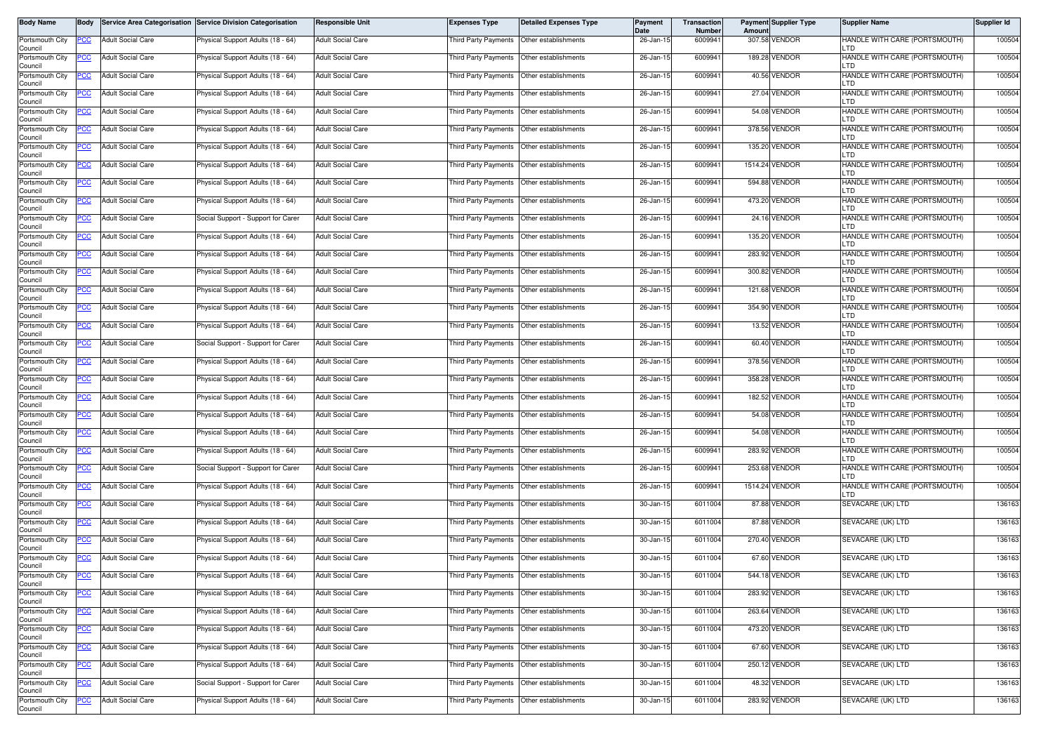| Body Name | Body | Service Area Categorisation | Service Division Categorisation | Responsible Unit | Expenses Type | Detailed Expenses Type | Payment Date | Transaction Number | Payment Amount | Supplier Type | Supplier Name | Supplier Id |
|---|---|---|---|---|---|---|---|---|---|---|---|---|
| Portsmouth City Council | PCC | Adult Social Care | Physical Support Adults (18 - 64) | Adult Social Care | Third Party Payments | Other establishments | 26-Jan-15 | 6009941 | 307.58 | VENDOR | HANDLE WITH CARE (PORTSMOUTH) LTD | 100504 |
| Portsmouth City Council | PCC | Adult Social Care | Physical Support Adults (18 - 64) | Adult Social Care | Third Party Payments | Other establishments | 26-Jan-15 | 6009941 | 189.28 | VENDOR | HANDLE WITH CARE (PORTSMOUTH) LTD | 100504 |
| Portsmouth City Council | PCC | Adult Social Care | Physical Support Adults (18 - 64) | Adult Social Care | Third Party Payments | Other establishments | 26-Jan-15 | 6009941 | 40.56 | VENDOR | HANDLE WITH CARE (PORTSMOUTH) LTD | 100504 |
| Portsmouth City Council | PCC | Adult Social Care | Physical Support Adults (18 - 64) | Adult Social Care | Third Party Payments | Other establishments | 26-Jan-15 | 6009941 | 27.04 | VENDOR | HANDLE WITH CARE (PORTSMOUTH) LTD | 100504 |
| Portsmouth City Council | PCC | Adult Social Care | Physical Support Adults (18 - 64) | Adult Social Care | Third Party Payments | Other establishments | 26-Jan-15 | 6009941 | 54.08 | VENDOR | HANDLE WITH CARE (PORTSMOUTH) LTD | 100504 |
| Portsmouth City Council | PCC | Adult Social Care | Physical Support Adults (18 - 64) | Adult Social Care | Third Party Payments | Other establishments | 26-Jan-15 | 6009941 | 378.56 | VENDOR | HANDLE WITH CARE (PORTSMOUTH) LTD | 100504 |
| Portsmouth City Council | PCC | Adult Social Care | Physical Support Adults (18 - 64) | Adult Social Care | Third Party Payments | Other establishments | 26-Jan-15 | 6009941 | 135.20 | VENDOR | HANDLE WITH CARE (PORTSMOUTH) LTD | 100504 |
| Portsmouth City Council | PCC | Adult Social Care | Physical Support Adults (18 - 64) | Adult Social Care | Third Party Payments | Other establishments | 26-Jan-15 | 6009941 | 1514.24 | VENDOR | HANDLE WITH CARE (PORTSMOUTH) LTD | 100504 |
| Portsmouth City Council | PCC | Adult Social Care | Physical Support Adults (18 - 64) | Adult Social Care | Third Party Payments | Other establishments | 26-Jan-15 | 6009941 | 594.88 | VENDOR | HANDLE WITH CARE (PORTSMOUTH) LTD | 100504 |
| Portsmouth City Council | PCC | Adult Social Care | Physical Support Adults (18 - 64) | Adult Social Care | Third Party Payments | Other establishments | 26-Jan-15 | 6009941 | 473.20 | VENDOR | HANDLE WITH CARE (PORTSMOUTH) LTD | 100504 |
| Portsmouth City Council | PCC | Adult Social Care | Social Support - Support for Carer | Adult Social Care | Third Party Payments | Other establishments | 26-Jan-15 | 6009941 | 24.16 | VENDOR | HANDLE WITH CARE (PORTSMOUTH) LTD | 100504 |
| Portsmouth City Council | PCC | Adult Social Care | Physical Support Adults (18 - 64) | Adult Social Care | Third Party Payments | Other establishments | 26-Jan-15 | 6009941 | 135.20 | VENDOR | HANDLE WITH CARE (PORTSMOUTH) LTD | 100504 |
| Portsmouth City Council | PCC | Adult Social Care | Physical Support Adults (18 - 64) | Adult Social Care | Third Party Payments | Other establishments | 26-Jan-15 | 6009941 | 283.92 | VENDOR | HANDLE WITH CARE (PORTSMOUTH) LTD | 100504 |
| Portsmouth City Council | PCC | Adult Social Care | Physical Support Adults (18 - 64) | Adult Social Care | Third Party Payments | Other establishments | 26-Jan-15 | 6009941 | 300.82 | VENDOR | HANDLE WITH CARE (PORTSMOUTH) LTD | 100504 |
| Portsmouth City Council | PCC | Adult Social Care | Physical Support Adults (18 - 64) | Adult Social Care | Third Party Payments | Other establishments | 26-Jan-15 | 6009941 | 121.68 | VENDOR | HANDLE WITH CARE (PORTSMOUTH) LTD | 100504 |
| Portsmouth City Council | PCC | Adult Social Care | Physical Support Adults (18 - 64) | Adult Social Care | Third Party Payments | Other establishments | 26-Jan-15 | 6009941 | 354.90 | VENDOR | HANDLE WITH CARE (PORTSMOUTH) LTD | 100504 |
| Portsmouth City Council | PCC | Adult Social Care | Physical Support Adults (18 - 64) | Adult Social Care | Third Party Payments | Other establishments | 26-Jan-15 | 6009941 | 13.52 | VENDOR | HANDLE WITH CARE (PORTSMOUTH) LTD | 100504 |
| Portsmouth City Council | PCC | Adult Social Care | Social Support - Support for Carer | Adult Social Care | Third Party Payments | Other establishments | 26-Jan-15 | 6009941 | 60.40 | VENDOR | HANDLE WITH CARE (PORTSMOUTH) LTD | 100504 |
| Portsmouth City Council | PCC | Adult Social Care | Physical Support Adults (18 - 64) | Adult Social Care | Third Party Payments | Other establishments | 26-Jan-15 | 6009941 | 378.56 | VENDOR | HANDLE WITH CARE (PORTSMOUTH) LTD | 100504 |
| Portsmouth City Council | PCC | Adult Social Care | Physical Support Adults (18 - 64) | Adult Social Care | Third Party Payments | Other establishments | 26-Jan-15 | 6009941 | 358.28 | VENDOR | HANDLE WITH CARE (PORTSMOUTH) LTD | 100504 |
| Portsmouth City Council | PCC | Adult Social Care | Physical Support Adults (18 - 64) | Adult Social Care | Third Party Payments | Other establishments | 26-Jan-15 | 6009941 | 182.52 | VENDOR | HANDLE WITH CARE (PORTSMOUTH) LTD | 100504 |
| Portsmouth City Council | PCC | Adult Social Care | Physical Support Adults (18 - 64) | Adult Social Care | Third Party Payments | Other establishments | 26-Jan-15 | 6009941 | 54.08 | VENDOR | HANDLE WITH CARE (PORTSMOUTH) LTD | 100504 |
| Portsmouth City Council | PCC | Adult Social Care | Physical Support Adults (18 - 64) | Adult Social Care | Third Party Payments | Other establishments | 26-Jan-15 | 6009941 | 54.08 | VENDOR | HANDLE WITH CARE (PORTSMOUTH) LTD | 100504 |
| Portsmouth City Council | PCC | Adult Social Care | Physical Support Adults (18 - 64) | Adult Social Care | Third Party Payments | Other establishments | 26-Jan-15 | 6009941 | 283.92 | VENDOR | HANDLE WITH CARE (PORTSMOUTH) LTD | 100504 |
| Portsmouth City Council | PCC | Adult Social Care | Social Support - Support for Carer | Adult Social Care | Third Party Payments | Other establishments | 26-Jan-15 | 6009941 | 253.68 | VENDOR | HANDLE WITH CARE (PORTSMOUTH) LTD | 100504 |
| Portsmouth City Council | PCC | Adult Social Care | Physical Support Adults (18 - 64) | Adult Social Care | Third Party Payments | Other establishments | 26-Jan-15 | 6009941 | 1514.24 | VENDOR | HANDLE WITH CARE (PORTSMOUTH) LTD | 100504 |
| Portsmouth City Council | PCC | Adult Social Care | Physical Support Adults (18 - 64) | Adult Social Care | Third Party Payments | Other establishments | 30-Jan-15 | 6011004 | 87.88 | VENDOR | SEVACARE (UK) LTD | 136163 |
| Portsmouth City Council | PCC | Adult Social Care | Physical Support Adults (18 - 64) | Adult Social Care | Third Party Payments | Other establishments | 30-Jan-15 | 6011004 | 87.88 | VENDOR | SEVACARE (UK) LTD | 136163 |
| Portsmouth City Council | PCC | Adult Social Care | Physical Support Adults (18 - 64) | Adult Social Care | Third Party Payments | Other establishments | 30-Jan-15 | 6011004 | 270.40 | VENDOR | SEVACARE (UK) LTD | 136163 |
| Portsmouth City Council | PCC | Adult Social Care | Physical Support Adults (18 - 64) | Adult Social Care | Third Party Payments | Other establishments | 30-Jan-15 | 6011004 | 67.60 | VENDOR | SEVACARE (UK) LTD | 136163 |
| Portsmouth City Council | PCC | Adult Social Care | Physical Support Adults (18 - 64) | Adult Social Care | Third Party Payments | Other establishments | 30-Jan-15 | 6011004 | 544.18 | VENDOR | SEVACARE (UK) LTD | 136163 |
| Portsmouth City Council | PCC | Adult Social Care | Physical Support Adults (18 - 64) | Adult Social Care | Third Party Payments | Other establishments | 30-Jan-15 | 6011004 | 283.92 | VENDOR | SEVACARE (UK) LTD | 136163 |
| Portsmouth City Council | PCC | Adult Social Care | Physical Support Adults (18 - 64) | Adult Social Care | Third Party Payments | Other establishments | 30-Jan-15 | 6011004 | 263.64 | VENDOR | SEVACARE (UK) LTD | 136163 |
| Portsmouth City Council | PCC | Adult Social Care | Physical Support Adults (18 - 64) | Adult Social Care | Third Party Payments | Other establishments | 30-Jan-15 | 6011004 | 473.20 | VENDOR | SEVACARE (UK) LTD | 136163 |
| Portsmouth City Council | PCC | Adult Social Care | Physical Support Adults (18 - 64) | Adult Social Care | Third Party Payments | Other establishments | 30-Jan-15 | 6011004 | 67.60 | VENDOR | SEVACARE (UK) LTD | 136163 |
| Portsmouth City Council | PCC | Adult Social Care | Physical Support Adults (18 - 64) | Adult Social Care | Third Party Payments | Other establishments | 30-Jan-15 | 6011004 | 250.12 | VENDOR | SEVACARE (UK) LTD | 136163 |
| Portsmouth City Council | PCC | Adult Social Care | Social Support - Support for Carer | Adult Social Care | Third Party Payments | Other establishments | 30-Jan-15 | 6011004 | 48.32 | VENDOR | SEVACARE (UK) LTD | 136163 |
| Portsmouth City Council | PCC | Adult Social Care | Physical Support Adults (18 - 64) | Adult Social Care | Third Party Payments | Other establishments | 30-Jan-15 | 6011004 | 283.92 | VENDOR | SEVACARE (UK) LTD | 136163 |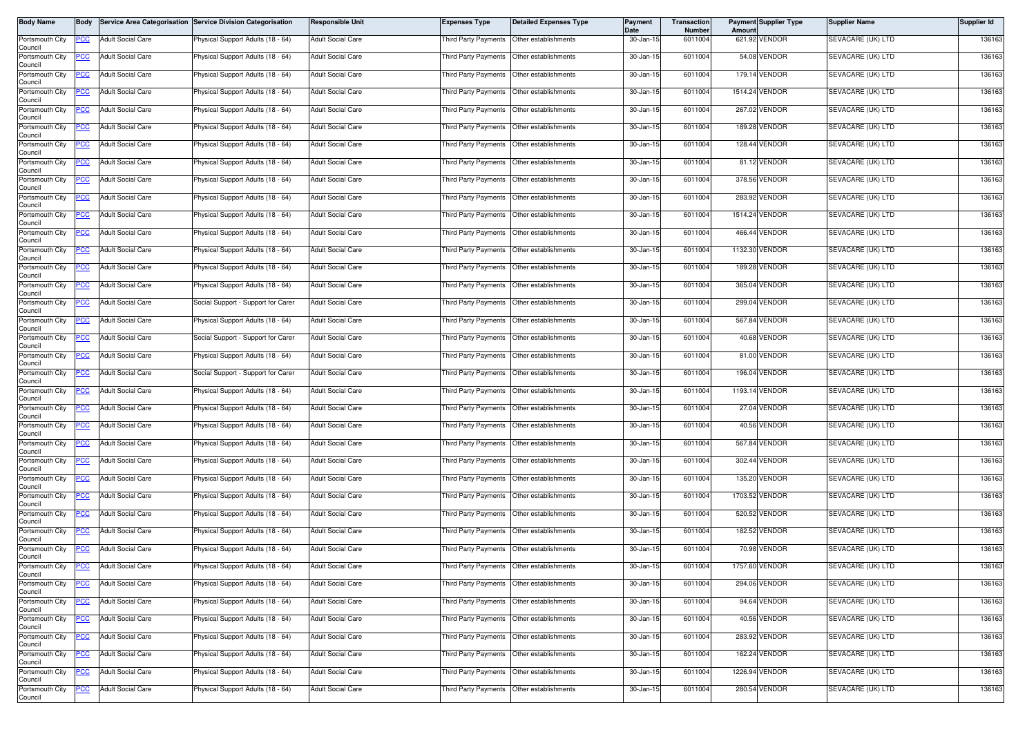| Body Name | Body | Service Area Categorisation | Service Division Categorisation | Responsible Unit | Expenses Type | Detailed Expenses Type | Payment Date | Transaction Number | Payment Amount | Supplier Type | Supplier Name | Supplier Id |
|---|---|---|---|---|---|---|---|---|---|---|---|---|
| Portsmouth City Council | PCC | Adult Social Care | Physical Support Adults (18 - 64) | Adult Social Care | Third Party Payments | Other establishments | 30-Jan-15 | 6011004 | 621.92 | VENDOR | SEVACARE (UK) LTD | 136163 |
| Portsmouth City Council | PCC | Adult Social Care | Physical Support Adults (18 - 64) | Adult Social Care | Third Party Payments | Other establishments | 30-Jan-15 | 6011004 | 54.08 | VENDOR | SEVACARE (UK) LTD | 136163 |
| Portsmouth City Council | PCC | Adult Social Care | Physical Support Adults (18 - 64) | Adult Social Care | Third Party Payments | Other establishments | 30-Jan-15 | 6011004 | 179.14 | VENDOR | SEVACARE (UK) LTD | 136163 |
| Portsmouth City Council | PCC | Adult Social Care | Physical Support Adults (18 - 64) | Adult Social Care | Third Party Payments | Other establishments | 30-Jan-15 | 6011004 | 1514.24 | VENDOR | SEVACARE (UK) LTD | 136163 |
| Portsmouth City Council | PCC | Adult Social Care | Physical Support Adults (18 - 64) | Adult Social Care | Third Party Payments | Other establishments | 30-Jan-15 | 6011004 | 267.02 | VENDOR | SEVACARE (UK) LTD | 136163 |
| Portsmouth City Council | PCC | Adult Social Care | Physical Support Adults (18 - 64) | Adult Social Care | Third Party Payments | Other establishments | 30-Jan-15 | 6011004 | 189.28 | VENDOR | SEVACARE (UK) LTD | 136163 |
| Portsmouth City Council | PCC | Adult Social Care | Physical Support Adults (18 - 64) | Adult Social Care | Third Party Payments | Other establishments | 30-Jan-15 | 6011004 | 128.44 | VENDOR | SEVACARE (UK) LTD | 136163 |
| Portsmouth City Council | PCC | Adult Social Care | Physical Support Adults (18 - 64) | Adult Social Care | Third Party Payments | Other establishments | 30-Jan-15 | 6011004 | 81.12 | VENDOR | SEVACARE (UK) LTD | 136163 |
| Portsmouth City Council | PCC | Adult Social Care | Physical Support Adults (18 - 64) | Adult Social Care | Third Party Payments | Other establishments | 30-Jan-15 | 6011004 | 378.56 | VENDOR | SEVACARE (UK) LTD | 136163 |
| Portsmouth City Council | PCC | Adult Social Care | Physical Support Adults (18 - 64) | Adult Social Care | Third Party Payments | Other establishments | 30-Jan-15 | 6011004 | 283.92 | VENDOR | SEVACARE (UK) LTD | 136163 |
| Portsmouth City Council | PCC | Adult Social Care | Physical Support Adults (18 - 64) | Adult Social Care | Third Party Payments | Other establishments | 30-Jan-15 | 6011004 | 1514.24 | VENDOR | SEVACARE (UK) LTD | 136163 |
| Portsmouth City Council | PCC | Adult Social Care | Physical Support Adults (18 - 64) | Adult Social Care | Third Party Payments | Other establishments | 30-Jan-15 | 6011004 | 466.44 | VENDOR | SEVACARE (UK) LTD | 136163 |
| Portsmouth City Council | PCC | Adult Social Care | Physical Support Adults (18 - 64) | Adult Social Care | Third Party Payments | Other establishments | 30-Jan-15 | 6011004 | 1132.30 | VENDOR | SEVACARE (UK) LTD | 136163 |
| Portsmouth City Council | PCC | Adult Social Care | Physical Support Adults (18 - 64) | Adult Social Care | Third Party Payments | Other establishments | 30-Jan-15 | 6011004 | 189.28 | VENDOR | SEVACARE (UK) LTD | 136163 |
| Portsmouth City Council | PCC | Adult Social Care | Physical Support Adults (18 - 64) | Adult Social Care | Third Party Payments | Other establishments | 30-Jan-15 | 6011004 | 365.04 | VENDOR | SEVACARE (UK) LTD | 136163 |
| Portsmouth City Council | PCC | Adult Social Care | Social Support - Support for Carer | Adult Social Care | Third Party Payments | Other establishments | 30-Jan-15 | 6011004 | 299.04 | VENDOR | SEVACARE (UK) LTD | 136163 |
| Portsmouth City Council | PCC | Adult Social Care | Physical Support Adults (18 - 64) | Adult Social Care | Third Party Payments | Other establishments | 30-Jan-15 | 6011004 | 567.84 | VENDOR | SEVACARE (UK) LTD | 136163 |
| Portsmouth City Council | PCC | Adult Social Care | Social Support - Support for Carer | Adult Social Care | Third Party Payments | Other establishments | 30-Jan-15 | 6011004 | 40.68 | VENDOR | SEVACARE (UK) LTD | 136163 |
| Portsmouth City Council | PCC | Adult Social Care | Physical Support Adults (18 - 64) | Adult Social Care | Third Party Payments | Other establishments | 30-Jan-15 | 6011004 | 81.00 | VENDOR | SEVACARE (UK) LTD | 136163 |
| Portsmouth City Council | PCC | Adult Social Care | Social Support - Support for Carer | Adult Social Care | Third Party Payments | Other establishments | 30-Jan-15 | 6011004 | 196.04 | VENDOR | SEVACARE (UK) LTD | 136163 |
| Portsmouth City Council | PCC | Adult Social Care | Physical Support Adults (18 - 64) | Adult Social Care | Third Party Payments | Other establishments | 30-Jan-15 | 6011004 | 1193.14 | VENDOR | SEVACARE (UK) LTD | 136163 |
| Portsmouth City Council | PCC | Adult Social Care | Physical Support Adults (18 - 64) | Adult Social Care | Third Party Payments | Other establishments | 30-Jan-15 | 6011004 | 27.04 | VENDOR | SEVACARE (UK) LTD | 136163 |
| Portsmouth City Council | PCC | Adult Social Care | Physical Support Adults (18 - 64) | Adult Social Care | Third Party Payments | Other establishments | 30-Jan-15 | 6011004 | 40.56 | VENDOR | SEVACARE (UK) LTD | 136163 |
| Portsmouth City Council | PCC | Adult Social Care | Physical Support Adults (18 - 64) | Adult Social Care | Third Party Payments | Other establishments | 30-Jan-15 | 6011004 | 567.84 | VENDOR | SEVACARE (UK) LTD | 136163 |
| Portsmouth City Council | PCC | Adult Social Care | Physical Support Adults (18 - 64) | Adult Social Care | Third Party Payments | Other establishments | 30-Jan-15 | 6011004 | 302.44 | VENDOR | SEVACARE (UK) LTD | 136163 |
| Portsmouth City Council | PCC | Adult Social Care | Physical Support Adults (18 - 64) | Adult Social Care | Third Party Payments | Other establishments | 30-Jan-15 | 6011004 | 135.20 | VENDOR | SEVACARE (UK) LTD | 136163 |
| Portsmouth City Council | PCC | Adult Social Care | Physical Support Adults (18 - 64) | Adult Social Care | Third Party Payments | Other establishments | 30-Jan-15 | 6011004 | 1703.52 | VENDOR | SEVACARE (UK) LTD | 136163 |
| Portsmouth City Council | PCC | Adult Social Care | Physical Support Adults (18 - 64) | Adult Social Care | Third Party Payments | Other establishments | 30-Jan-15 | 6011004 | 520.52 | VENDOR | SEVACARE (UK) LTD | 136163 |
| Portsmouth City Council | PCC | Adult Social Care | Physical Support Adults (18 - 64) | Adult Social Care | Third Party Payments | Other establishments | 30-Jan-15 | 6011004 | 182.52 | VENDOR | SEVACARE (UK) LTD | 136163 |
| Portsmouth City Council | PCC | Adult Social Care | Physical Support Adults (18 - 64) | Adult Social Care | Third Party Payments | Other establishments | 30-Jan-15 | 6011004 | 70.98 | VENDOR | SEVACARE (UK) LTD | 136163 |
| Portsmouth City Council | PCC | Adult Social Care | Physical Support Adults (18 - 64) | Adult Social Care | Third Party Payments | Other establishments | 30-Jan-15 | 6011004 | 1757.60 | VENDOR | SEVACARE (UK) LTD | 136163 |
| Portsmouth City Council | PCC | Adult Social Care | Physical Support Adults (18 - 64) | Adult Social Care | Third Party Payments | Other establishments | 30-Jan-15 | 6011004 | 294.06 | VENDOR | SEVACARE (UK) LTD | 136163 |
| Portsmouth City Council | PCC | Adult Social Care | Physical Support Adults (18 - 64) | Adult Social Care | Third Party Payments | Other establishments | 30-Jan-15 | 6011004 | 94.64 | VENDOR | SEVACARE (UK) LTD | 136163 |
| Portsmouth City Council | PCC | Adult Social Care | Physical Support Adults (18 - 64) | Adult Social Care | Third Party Payments | Other establishments | 30-Jan-15 | 6011004 | 40.56 | VENDOR | SEVACARE (UK) LTD | 136163 |
| Portsmouth City Council | PCC | Adult Social Care | Physical Support Adults (18 - 64) | Adult Social Care | Third Party Payments | Other establishments | 30-Jan-15 | 6011004 | 283.92 | VENDOR | SEVACARE (UK) LTD | 136163 |
| Portsmouth City Council | PCC | Adult Social Care | Physical Support Adults (18 - 64) | Adult Social Care | Third Party Payments | Other establishments | 30-Jan-15 | 6011004 | 162.24 | VENDOR | SEVACARE (UK) LTD | 136163 |
| Portsmouth City Council | PCC | Adult Social Care | Physical Support Adults (18 - 64) | Adult Social Care | Third Party Payments | Other establishments | 30-Jan-15 | 6011004 | 1226.94 | VENDOR | SEVACARE (UK) LTD | 136163 |
| Portsmouth City Council | PCC | Adult Social Care | Physical Support Adults (18 - 64) | Adult Social Care | Third Party Payments | Other establishments | 30-Jan-15 | 6011004 | 280.54 | VENDOR | SEVACARE (UK) LTD | 136163 |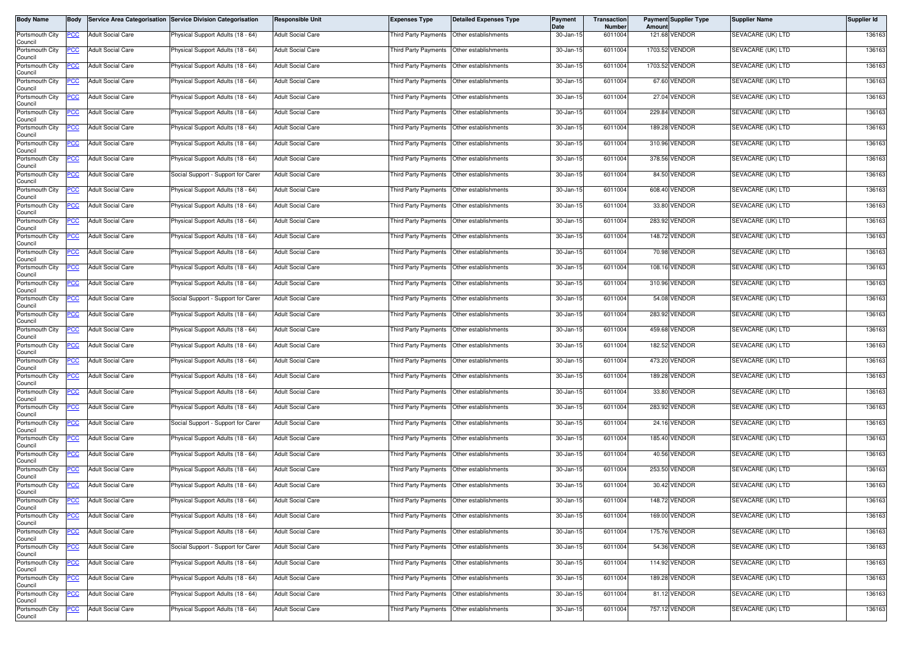| Body Name | Body | Service Area Categorisation | Service Division Categorisation | Responsible Unit | Expenses Type | Detailed Expenses Type | Payment Date | Transaction Number | Payment Amount | Supplier Type | Supplier Name | Supplier Id |
|---|---|---|---|---|---|---|---|---|---|---|---|---|
| Portsmouth City Council | PCC | Adult Social Care | Physical Support Adults (18 - 64) | Adult Social Care | Third Party Payments | Other establishments | 30-Jan-15 | 6011004 | 121.68 | VENDOR | SEVACARE (UK) LTD | 136163 |
| Portsmouth City Council | PCC | Adult Social Care | Physical Support Adults (18 - 64) | Adult Social Care | Third Party Payments | Other establishments | 30-Jan-15 | 6011004 | 1703.52 | VENDOR | SEVACARE (UK) LTD | 136163 |
| Portsmouth City Council | PCC | Adult Social Care | Physical Support Adults (18 - 64) | Adult Social Care | Third Party Payments | Other establishments | 30-Jan-15 | 6011004 | 1703.52 | VENDOR | SEVACARE (UK) LTD | 136163 |
| Portsmouth City Council | PCC | Adult Social Care | Physical Support Adults (18 - 64) | Adult Social Care | Third Party Payments | Other establishments | 30-Jan-15 | 6011004 | 67.60 | VENDOR | SEVACARE (UK) LTD | 136163 |
| Portsmouth City Council | PCC | Adult Social Care | Physical Support Adults (18 - 64) | Adult Social Care | Third Party Payments | Other establishments | 30-Jan-15 | 6011004 | 27.04 | VENDOR | SEVACARE (UK) LTD | 136163 |
| Portsmouth City Council | PCC | Adult Social Care | Physical Support Adults (18 - 64) | Adult Social Care | Third Party Payments | Other establishments | 30-Jan-15 | 6011004 | 229.84 | VENDOR | SEVACARE (UK) LTD | 136163 |
| Portsmouth City Council | PCC | Adult Social Care | Physical Support Adults (18 - 64) | Adult Social Care | Third Party Payments | Other establishments | 30-Jan-15 | 6011004 | 189.28 | VENDOR | SEVACARE (UK) LTD | 136163 |
| Portsmouth City Council | PCC | Adult Social Care | Physical Support Adults (18 - 64) | Adult Social Care | Third Party Payments | Other establishments | 30-Jan-15 | 6011004 | 310.96 | VENDOR | SEVACARE (UK) LTD | 136163 |
| Portsmouth City Council | PCC | Adult Social Care | Physical Support Adults (18 - 64) | Adult Social Care | Third Party Payments | Other establishments | 30-Jan-15 | 6011004 | 378.56 | VENDOR | SEVACARE (UK) LTD | 136163 |
| Portsmouth City Council | PCC | Adult Social Care | Social Support - Support for Carer | Adult Social Care | Third Party Payments | Other establishments | 30-Jan-15 | 6011004 | 84.50 | VENDOR | SEVACARE (UK) LTD | 136163 |
| Portsmouth City Council | PCC | Adult Social Care | Physical Support Adults (18 - 64) | Adult Social Care | Third Party Payments | Other establishments | 30-Jan-15 | 6011004 | 608.40 | VENDOR | SEVACARE (UK) LTD | 136163 |
| Portsmouth City Council | PCC | Adult Social Care | Physical Support Adults (18 - 64) | Adult Social Care | Third Party Payments | Other establishments | 30-Jan-15 | 6011004 | 33.80 | VENDOR | SEVACARE (UK) LTD | 136163 |
| Portsmouth City Council | PCC | Adult Social Care | Physical Support Adults (18 - 64) | Adult Social Care | Third Party Payments | Other establishments | 30-Jan-15 | 6011004 | 283.92 | VENDOR | SEVACARE (UK) LTD | 136163 |
| Portsmouth City Council | PCC | Adult Social Care | Physical Support Adults (18 - 64) | Adult Social Care | Third Party Payments | Other establishments | 30-Jan-15 | 6011004 | 148.72 | VENDOR | SEVACARE (UK) LTD | 136163 |
| Portsmouth City Council | PCC | Adult Social Care | Physical Support Adults (18 - 64) | Adult Social Care | Third Party Payments | Other establishments | 30-Jan-15 | 6011004 | 70.98 | VENDOR | SEVACARE (UK) LTD | 136163 |
| Portsmouth City Council | PCC | Adult Social Care | Physical Support Adults (18 - 64) | Adult Social Care | Third Party Payments | Other establishments | 30-Jan-15 | 6011004 | 108.16 | VENDOR | SEVACARE (UK) LTD | 136163 |
| Portsmouth City Council | PCC | Adult Social Care | Physical Support Adults (18 - 64) | Adult Social Care | Third Party Payments | Other establishments | 30-Jan-15 | 6011004 | 310.96 | VENDOR | SEVACARE (UK) LTD | 136163 |
| Portsmouth City Council | PCC | Adult Social Care | Social Support - Support for Carer | Adult Social Care | Third Party Payments | Other establishments | 30-Jan-15 | 6011004 | 54.08 | VENDOR | SEVACARE (UK) LTD | 136163 |
| Portsmouth City Council | PCC | Adult Social Care | Physical Support Adults (18 - 64) | Adult Social Care | Third Party Payments | Other establishments | 30-Jan-15 | 6011004 | 283.92 | VENDOR | SEVACARE (UK) LTD | 136163 |
| Portsmouth City Council | PCC | Adult Social Care | Physical Support Adults (18 - 64) | Adult Social Care | Third Party Payments | Other establishments | 30-Jan-15 | 6011004 | 459.68 | VENDOR | SEVACARE (UK) LTD | 136163 |
| Portsmouth City Council | PCC | Adult Social Care | Physical Support Adults (18 - 64) | Adult Social Care | Third Party Payments | Other establishments | 30-Jan-15 | 6011004 | 182.52 | VENDOR | SEVACARE (UK) LTD | 136163 |
| Portsmouth City Council | PCC | Adult Social Care | Physical Support Adults (18 - 64) | Adult Social Care | Third Party Payments | Other establishments | 30-Jan-15 | 6011004 | 473.20 | VENDOR | SEVACARE (UK) LTD | 136163 |
| Portsmouth City Council | PCC | Adult Social Care | Physical Support Adults (18 - 64) | Adult Social Care | Third Party Payments | Other establishments | 30-Jan-15 | 6011004 | 189.28 | VENDOR | SEVACARE (UK) LTD | 136163 |
| Portsmouth City Council | PCC | Adult Social Care | Physical Support Adults (18 - 64) | Adult Social Care | Third Party Payments | Other establishments | 30-Jan-15 | 6011004 | 33.80 | VENDOR | SEVACARE (UK) LTD | 136163 |
| Portsmouth City Council | PCC | Adult Social Care | Physical Support Adults (18 - 64) | Adult Social Care | Third Party Payments | Other establishments | 30-Jan-15 | 6011004 | 283.92 | VENDOR | SEVACARE (UK) LTD | 136163 |
| Portsmouth City Council | PCC | Adult Social Care | Social Support - Support for Carer | Adult Social Care | Third Party Payments | Other establishments | 30-Jan-15 | 6011004 | 24.16 | VENDOR | SEVACARE (UK) LTD | 136163 |
| Portsmouth City Council | PCC | Adult Social Care | Physical Support Adults (18 - 64) | Adult Social Care | Third Party Payments | Other establishments | 30-Jan-15 | 6011004 | 185.40 | VENDOR | SEVACARE (UK) LTD | 136163 |
| Portsmouth City Council | PCC | Adult Social Care | Physical Support Adults (18 - 64) | Adult Social Care | Third Party Payments | Other establishments | 30-Jan-15 | 6011004 | 40.56 | VENDOR | SEVACARE (UK) LTD | 136163 |
| Portsmouth City Council | PCC | Adult Social Care | Physical Support Adults (18 - 64) | Adult Social Care | Third Party Payments | Other establishments | 30-Jan-15 | 6011004 | 253.50 | VENDOR | SEVACARE (UK) LTD | 136163 |
| Portsmouth City Council | PCC | Adult Social Care | Physical Support Adults (18 - 64) | Adult Social Care | Third Party Payments | Other establishments | 30-Jan-15 | 6011004 | 30.42 | VENDOR | SEVACARE (UK) LTD | 136163 |
| Portsmouth City Council | PCC | Adult Social Care | Physical Support Adults (18 - 64) | Adult Social Care | Third Party Payments | Other establishments | 30-Jan-15 | 6011004 | 148.72 | VENDOR | SEVACARE (UK) LTD | 136163 |
| Portsmouth City Council | PCC | Adult Social Care | Physical Support Adults (18 - 64) | Adult Social Care | Third Party Payments | Other establishments | 30-Jan-15 | 6011004 | 169.00 | VENDOR | SEVACARE (UK) LTD | 136163 |
| Portsmouth City Council | PCC | Adult Social Care | Physical Support Adults (18 - 64) | Adult Social Care | Third Party Payments | Other establishments | 30-Jan-15 | 6011004 | 175.76 | VENDOR | SEVACARE (UK) LTD | 136163 |
| Portsmouth City Council | PCC | Adult Social Care | Social Support - Support for Carer | Adult Social Care | Third Party Payments | Other establishments | 30-Jan-15 | 6011004 | 54.36 | VENDOR | SEVACARE (UK) LTD | 136163 |
| Portsmouth City Council | PCC | Adult Social Care | Physical Support Adults (18 - 64) | Adult Social Care | Third Party Payments | Other establishments | 30-Jan-15 | 6011004 | 114.92 | VENDOR | SEVACARE (UK) LTD | 136163 |
| Portsmouth City Council | PCC | Adult Social Care | Physical Support Adults (18 - 64) | Adult Social Care | Third Party Payments | Other establishments | 30-Jan-15 | 6011004 | 189.28 | VENDOR | SEVACARE (UK) LTD | 136163 |
| Portsmouth City Council | PCC | Adult Social Care | Physical Support Adults (18 - 64) | Adult Social Care | Third Party Payments | Other establishments | 30-Jan-15 | 6011004 | 81.12 | VENDOR | SEVACARE (UK) LTD | 136163 |
| Portsmouth City Council | PCC | Adult Social Care | Physical Support Adults (18 - 64) | Adult Social Care | Third Party Payments | Other establishments | 30-Jan-15 | 6011004 | 757.12 | VENDOR | SEVACARE (UK) LTD | 136163 |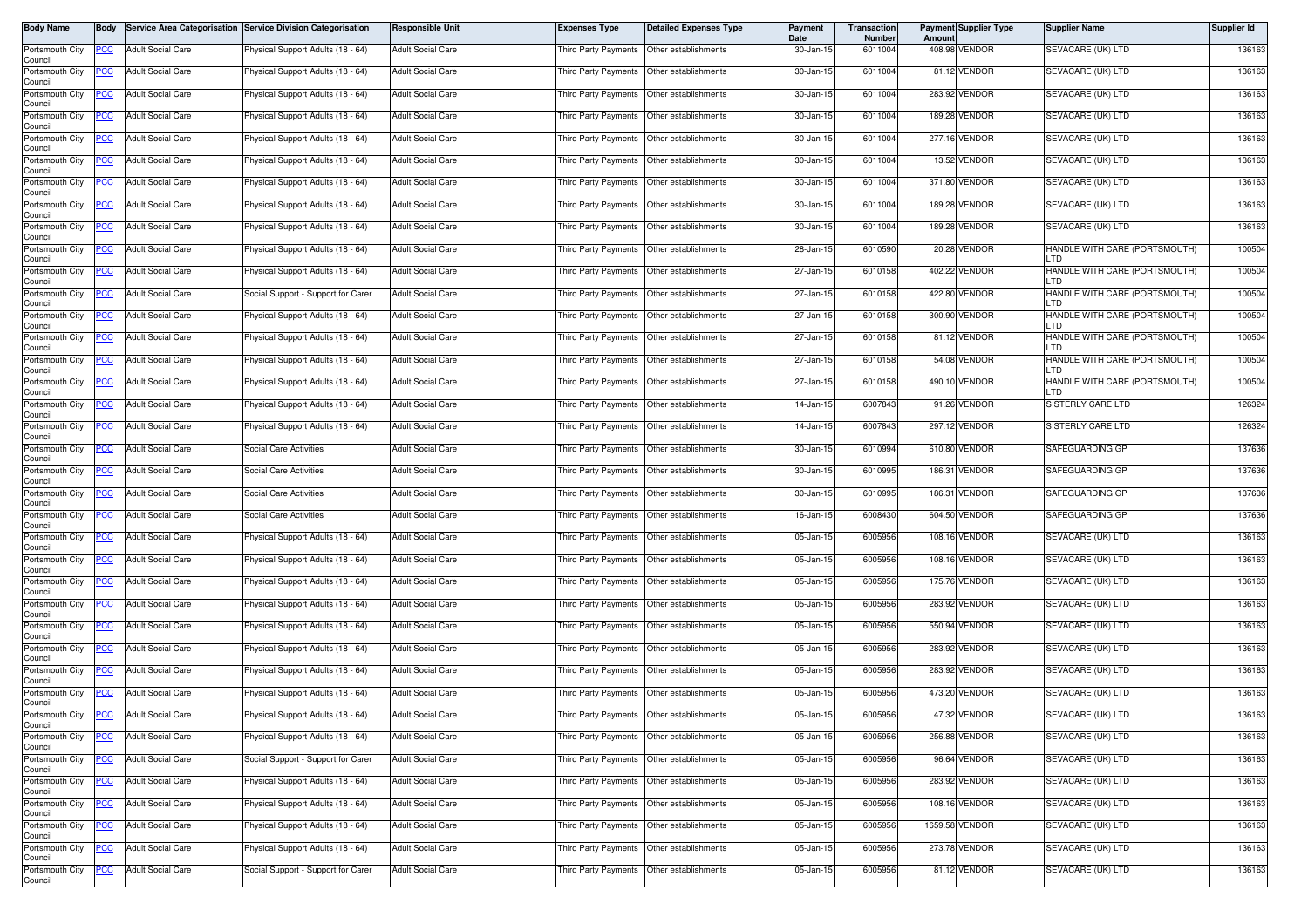| Body Name | Body | Service Area Categorisation | Service Division Categorisation | Responsible Unit | Expenses Type | Detailed Expenses Type | Payment Date | Transaction Number | Payment Amount | Supplier Type | Supplier Name | Supplier Id |
|---|---|---|---|---|---|---|---|---|---|---|---|---|
| Portsmouth City Council | PCC | Adult Social Care | Physical Support Adults (18 - 64) | Adult Social Care | Third Party Payments | Other establishments | 30-Jan-15 | 6011004 | 408.98 | VENDOR | SEVACARE (UK) LTD | 136163 |
| Portsmouth City Council | PCC | Adult Social Care | Physical Support Adults (18 - 64) | Adult Social Care | Third Party Payments | Other establishments | 30-Jan-15 | 6011004 | 81.12 | VENDOR | SEVACARE (UK) LTD | 136163 |
| Portsmouth City Council | PCC | Adult Social Care | Physical Support Adults (18 - 64) | Adult Social Care | Third Party Payments | Other establishments | 30-Jan-15 | 6011004 | 283.92 | VENDOR | SEVACARE (UK) LTD | 136163 |
| Portsmouth City Council | PCC | Adult Social Care | Physical Support Adults (18 - 64) | Adult Social Care | Third Party Payments | Other establishments | 30-Jan-15 | 6011004 | 189.28 | VENDOR | SEVACARE (UK) LTD | 136163 |
| Portsmouth City Council | PCC | Adult Social Care | Physical Support Adults (18 - 64) | Adult Social Care | Third Party Payments | Other establishments | 30-Jan-15 | 6011004 | 277.16 | VENDOR | SEVACARE (UK) LTD | 136163 |
| Portsmouth City Council | PCC | Adult Social Care | Physical Support Adults (18 - 64) | Adult Social Care | Third Party Payments | Other establishments | 30-Jan-15 | 6011004 | 13.52 | VENDOR | SEVACARE (UK) LTD | 136163 |
| Portsmouth City Council | PCC | Adult Social Care | Physical Support Adults (18 - 64) | Adult Social Care | Third Party Payments | Other establishments | 30-Jan-15 | 6011004 | 371.80 | VENDOR | SEVACARE (UK) LTD | 136163 |
| Portsmouth City Council | PCC | Adult Social Care | Physical Support Adults (18 - 64) | Adult Social Care | Third Party Payments | Other establishments | 30-Jan-15 | 6011004 | 189.28 | VENDOR | SEVACARE (UK) LTD | 136163 |
| Portsmouth City Council | PCC | Adult Social Care | Physical Support Adults (18 - 64) | Adult Social Care | Third Party Payments | Other establishments | 30-Jan-15 | 6011004 | 189.28 | VENDOR | SEVACARE (UK) LTD | 136163 |
| Portsmouth City Council | PCC | Adult Social Care | Physical Support Adults (18 - 64) | Adult Social Care | Third Party Payments | Other establishments | 28-Jan-15 | 6010590 | 20.28 | VENDOR | HANDLE WITH CARE (PORTSMOUTH) LTD | 100504 |
| Portsmouth City Council | PCC | Adult Social Care | Physical Support Adults (18 - 64) | Adult Social Care | Third Party Payments | Other establishments | 27-Jan-15 | 6010158 | 402.22 | VENDOR | HANDLE WITH CARE (PORTSMOUTH) LTD | 100504 |
| Portsmouth City Council | PCC | Adult Social Care | Social Support - Support for Carer | Adult Social Care | Third Party Payments | Other establishments | 27-Jan-15 | 6010158 | 422.80 | VENDOR | HANDLE WITH CARE (PORTSMOUTH) LTD | 100504 |
| Portsmouth City Council | PCC | Adult Social Care | Physical Support Adults (18 - 64) | Adult Social Care | Third Party Payments | Other establishments | 27-Jan-15 | 6010158 | 300.90 | VENDOR | HANDLE WITH CARE (PORTSMOUTH) LTD | 100504 |
| Portsmouth City Council | PCC | Adult Social Care | Physical Support Adults (18 - 64) | Adult Social Care | Third Party Payments | Other establishments | 27-Jan-15 | 6010158 | 81.12 | VENDOR | HANDLE WITH CARE (PORTSMOUTH) LTD | 100504 |
| Portsmouth City Council | PCC | Adult Social Care | Physical Support Adults (18 - 64) | Adult Social Care | Third Party Payments | Other establishments | 27-Jan-15 | 6010158 | 54.08 | VENDOR | HANDLE WITH CARE (PORTSMOUTH) LTD | 100504 |
| Portsmouth City Council | PCC | Adult Social Care | Physical Support Adults (18 - 64) | Adult Social Care | Third Party Payments | Other establishments | 27-Jan-15 | 6010158 | 490.10 | VENDOR | HANDLE WITH CARE (PORTSMOUTH) LTD | 100504 |
| Portsmouth City Council | PCC | Adult Social Care | Physical Support Adults (18 - 64) | Adult Social Care | Third Party Payments | Other establishments | 14-Jan-15 | 6007843 | 91.26 | VENDOR | SISTERLY CARE LTD | 126324 |
| Portsmouth City Council | PCC | Adult Social Care | Physical Support Adults (18 - 64) | Adult Social Care | Third Party Payments | Other establishments | 14-Jan-15 | 6007843 | 297.12 | VENDOR | SISTERLY CARE LTD | 126324 |
| Portsmouth City Council | PCC | Adult Social Care | Social Care Activities | Adult Social Care | Third Party Payments | Other establishments | 30-Jan-15 | 6010994 | 610.80 | VENDOR | SAFEGUARDING GP | 137636 |
| Portsmouth City Council | PCC | Adult Social Care | Social Care Activities | Adult Social Care | Third Party Payments | Other establishments | 30-Jan-15 | 6010995 | 186.31 | VENDOR | SAFEGUARDING GP | 137636 |
| Portsmouth City Council | PCC | Adult Social Care | Social Care Activities | Adult Social Care | Third Party Payments | Other establishments | 30-Jan-15 | 6010995 | 186.31 | VENDOR | SAFEGUARDING GP | 137636 |
| Portsmouth City Council | PCC | Adult Social Care | Social Care Activities | Adult Social Care | Third Party Payments | Other establishments | 16-Jan-15 | 6008430 | 604.50 | VENDOR | SAFEGUARDING GP | 137636 |
| Portsmouth City Council | PCC | Adult Social Care | Physical Support Adults (18 - 64) | Adult Social Care | Third Party Payments | Other establishments | 05-Jan-15 | 6005956 | 108.16 | VENDOR | SEVACARE (UK) LTD | 136163 |
| Portsmouth City Council | PCC | Adult Social Care | Physical Support Adults (18 - 64) | Adult Social Care | Third Party Payments | Other establishments | 05-Jan-15 | 6005956 | 108.16 | VENDOR | SEVACARE (UK) LTD | 136163 |
| Portsmouth City Council | PCC | Adult Social Care | Physical Support Adults (18 - 64) | Adult Social Care | Third Party Payments | Other establishments | 05-Jan-15 | 6005956 | 175.76 | VENDOR | SEVACARE (UK) LTD | 136163 |
| Portsmouth City Council | PCC | Adult Social Care | Physical Support Adults (18 - 64) | Adult Social Care | Third Party Payments | Other establishments | 05-Jan-15 | 6005956 | 283.92 | VENDOR | SEVACARE (UK) LTD | 136163 |
| Portsmouth City Council | PCC | Adult Social Care | Physical Support Adults (18 - 64) | Adult Social Care | Third Party Payments | Other establishments | 05-Jan-15 | 6005956 | 550.94 | VENDOR | SEVACARE (UK) LTD | 136163 |
| Portsmouth City Council | PCC | Adult Social Care | Physical Support Adults (18 - 64) | Adult Social Care | Third Party Payments | Other establishments | 05-Jan-15 | 6005956 | 283.92 | VENDOR | SEVACARE (UK) LTD | 136163 |
| Portsmouth City Council | PCC | Adult Social Care | Physical Support Adults (18 - 64) | Adult Social Care | Third Party Payments | Other establishments | 05-Jan-15 | 6005956 | 283.92 | VENDOR | SEVACARE (UK) LTD | 136163 |
| Portsmouth City Council | PCC | Adult Social Care | Physical Support Adults (18 - 64) | Adult Social Care | Third Party Payments | Other establishments | 05-Jan-15 | 6005956 | 473.20 | VENDOR | SEVACARE (UK) LTD | 136163 |
| Portsmouth City Council | PCC | Adult Social Care | Physical Support Adults (18 - 64) | Adult Social Care | Third Party Payments | Other establishments | 05-Jan-15 | 6005956 | 47.32 | VENDOR | SEVACARE (UK) LTD | 136163 |
| Portsmouth City Council | PCC | Adult Social Care | Physical Support Adults (18 - 64) | Adult Social Care | Third Party Payments | Other establishments | 05-Jan-15 | 6005956 | 256.88 | VENDOR | SEVACARE (UK) LTD | 136163 |
| Portsmouth City Council | PCC | Adult Social Care | Social Support - Support for Carer | Adult Social Care | Third Party Payments | Other establishments | 05-Jan-15 | 6005956 | 96.64 | VENDOR | SEVACARE (UK) LTD | 136163 |
| Portsmouth City Council | PCC | Adult Social Care | Physical Support Adults (18 - 64) | Adult Social Care | Third Party Payments | Other establishments | 05-Jan-15 | 6005956 | 283.92 | VENDOR | SEVACARE (UK) LTD | 136163 |
| Portsmouth City Council | PCC | Adult Social Care | Physical Support Adults (18 - 64) | Adult Social Care | Third Party Payments | Other establishments | 05-Jan-15 | 6005956 | 108.16 | VENDOR | SEVACARE (UK) LTD | 136163 |
| Portsmouth City Council | PCC | Adult Social Care | Physical Support Adults (18 - 64) | Adult Social Care | Third Party Payments | Other establishments | 05-Jan-15 | 6005956 | 1659.58 | VENDOR | SEVACARE (UK) LTD | 136163 |
| Portsmouth City Council | PCC | Adult Social Care | Physical Support Adults (18 - 64) | Adult Social Care | Third Party Payments | Other establishments | 05-Jan-15 | 6005956 | 273.78 | VENDOR | SEVACARE (UK) LTD | 136163 |
| Portsmouth City Council | PCC | Adult Social Care | Social Support - Support for Carer | Adult Social Care | Third Party Payments | Other establishments | 05-Jan-15 | 6005956 | 81.12 | VENDOR | SEVACARE (UK) LTD | 136163 |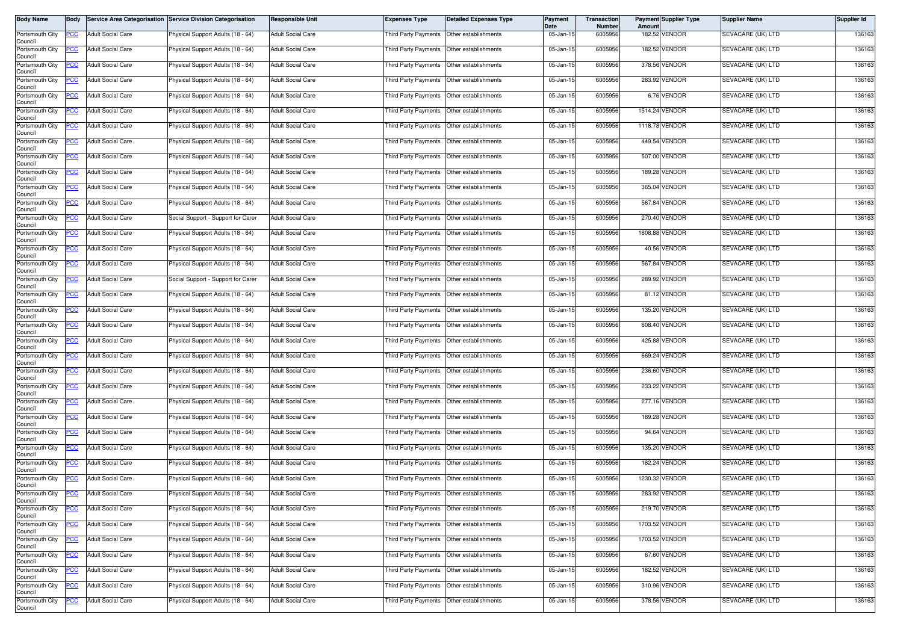| Body Name | Body | Service Area Categorisation | Service Division Categorisation | Responsible Unit | Expenses Type | Detailed Expenses Type | Payment Date | Transaction Number | Payment Amount | Supplier Type | Supplier Name | Supplier Id |
|---|---|---|---|---|---|---|---|---|---|---|---|---|
| Portsmouth City Council | PCC | Adult Social Care | Physical Support Adults (18 - 64) | Adult Social Care | Third Party Payments | Other establishments | 05-Jan-15 | 6005956 | 182.52 | VENDOR | SEVACARE (UK) LTD | 136163 |
| Portsmouth City Council | PCC | Adult Social Care | Physical Support Adults (18 - 64) | Adult Social Care | Third Party Payments | Other establishments | 05-Jan-15 | 6005956 | 182.52 | VENDOR | SEVACARE (UK) LTD | 136163 |
| Portsmouth City Council | PCC | Adult Social Care | Physical Support Adults (18 - 64) | Adult Social Care | Third Party Payments | Other establishments | 05-Jan-15 | 6005956 | 378.56 | VENDOR | SEVACARE (UK) LTD | 136163 |
| Portsmouth City Council | PCC | Adult Social Care | Physical Support Adults (18 - 64) | Adult Social Care | Third Party Payments | Other establishments | 05-Jan-15 | 6005956 | 283.92 | VENDOR | SEVACARE (UK) LTD | 136163 |
| Portsmouth City Council | PCC | Adult Social Care | Physical Support Adults (18 - 64) | Adult Social Care | Third Party Payments | Other establishments | 05-Jan-15 | 6005956 | 6.76 | VENDOR | SEVACARE (UK) LTD | 136163 |
| Portsmouth City Council | PCC | Adult Social Care | Physical Support Adults (18 - 64) | Adult Social Care | Third Party Payments | Other establishments | 05-Jan-15 | 6005956 | 1514.24 | VENDOR | SEVACARE (UK) LTD | 136163 |
| Portsmouth City Council | PCC | Adult Social Care | Physical Support Adults (18 - 64) | Adult Social Care | Third Party Payments | Other establishments | 05-Jan-15 | 6005956 | 1118.78 | VENDOR | SEVACARE (UK) LTD | 136163 |
| Portsmouth City Council | PCC | Adult Social Care | Physical Support Adults (18 - 64) | Adult Social Care | Third Party Payments | Other establishments | 05-Jan-15 | 6005956 | 449.54 | VENDOR | SEVACARE (UK) LTD | 136163 |
| Portsmouth City Council | PCC | Adult Social Care | Physical Support Adults (18 - 64) | Adult Social Care | Third Party Payments | Other establishments | 05-Jan-15 | 6005956 | 507.00 | VENDOR | SEVACARE (UK) LTD | 136163 |
| Portsmouth City Council | PCC | Adult Social Care | Physical Support Adults (18 - 64) | Adult Social Care | Third Party Payments | Other establishments | 05-Jan-15 | 6005956 | 189.28 | VENDOR | SEVACARE (UK) LTD | 136163 |
| Portsmouth City Council | PCC | Adult Social Care | Physical Support Adults (18 - 64) | Adult Social Care | Third Party Payments | Other establishments | 05-Jan-15 | 6005956 | 365.04 | VENDOR | SEVACARE (UK) LTD | 136163 |
| Portsmouth City Council | PCC | Adult Social Care | Physical Support Adults (18 - 64) | Adult Social Care | Third Party Payments | Other establishments | 05-Jan-15 | 6005956 | 567.84 | VENDOR | SEVACARE (UK) LTD | 136163 |
| Portsmouth City Council | PCC | Adult Social Care | Social Support - Support for Carer | Adult Social Care | Third Party Payments | Other establishments | 05-Jan-15 | 6005956 | 270.40 | VENDOR | SEVACARE (UK) LTD | 136163 |
| Portsmouth City Council | PCC | Adult Social Care | Physical Support Adults (18 - 64) | Adult Social Care | Third Party Payments | Other establishments | 05-Jan-15 | 6005956 | 1608.88 | VENDOR | SEVACARE (UK) LTD | 136163 |
| Portsmouth City Council | PCC | Adult Social Care | Physical Support Adults (18 - 64) | Adult Social Care | Third Party Payments | Other establishments | 05-Jan-15 | 6005956 | 40.56 | VENDOR | SEVACARE (UK) LTD | 136163 |
| Portsmouth City Council | PCC | Adult Social Care | Physical Support Adults (18 - 64) | Adult Social Care | Third Party Payments | Other establishments | 05-Jan-15 | 6005956 | 567.84 | VENDOR | SEVACARE (UK) LTD | 136163 |
| Portsmouth City Council | PCC | Adult Social Care | Social Support - Support for Carer | Adult Social Care | Third Party Payments | Other establishments | 05-Jan-15 | 6005956 | 289.92 | VENDOR | SEVACARE (UK) LTD | 136163 |
| Portsmouth City Council | PCC | Adult Social Care | Physical Support Adults (18 - 64) | Adult Social Care | Third Party Payments | Other establishments | 05-Jan-15 | 6005956 | 81.12 | VENDOR | SEVACARE (UK) LTD | 136163 |
| Portsmouth City Council | PCC | Adult Social Care | Physical Support Adults (18 - 64) | Adult Social Care | Third Party Payments | Other establishments | 05-Jan-15 | 6005956 | 135.20 | VENDOR | SEVACARE (UK) LTD | 136163 |
| Portsmouth City Council | PCC | Adult Social Care | Physical Support Adults (18 - 64) | Adult Social Care | Third Party Payments | Other establishments | 05-Jan-15 | 6005956 | 608.40 | VENDOR | SEVACARE (UK) LTD | 136163 |
| Portsmouth City Council | PCC | Adult Social Care | Physical Support Adults (18 - 64) | Adult Social Care | Third Party Payments | Other establishments | 05-Jan-15 | 6005956 | 425.88 | VENDOR | SEVACARE (UK) LTD | 136163 |
| Portsmouth City Council | PCC | Adult Social Care | Physical Support Adults (18 - 64) | Adult Social Care | Third Party Payments | Other establishments | 05-Jan-15 | 6005956 | 669.24 | VENDOR | SEVACARE (UK) LTD | 136163 |
| Portsmouth City Council | PCC | Adult Social Care | Physical Support Adults (18 - 64) | Adult Social Care | Third Party Payments | Other establishments | 05-Jan-15 | 6005956 | 236.60 | VENDOR | SEVACARE (UK) LTD | 136163 |
| Portsmouth City Council | PCC | Adult Social Care | Physical Support Adults (18 - 64) | Adult Social Care | Third Party Payments | Other establishments | 05-Jan-15 | 6005956 | 233.22 | VENDOR | SEVACARE (UK) LTD | 136163 |
| Portsmouth City Council | PCC | Adult Social Care | Physical Support Adults (18 - 64) | Adult Social Care | Third Party Payments | Other establishments | 05-Jan-15 | 6005956 | 277.16 | VENDOR | SEVACARE (UK) LTD | 136163 |
| Portsmouth City Council | PCC | Adult Social Care | Physical Support Adults (18 - 64) | Adult Social Care | Third Party Payments | Other establishments | 05-Jan-15 | 6005956 | 189.28 | VENDOR | SEVACARE (UK) LTD | 136163 |
| Portsmouth City Council | PCC | Adult Social Care | Physical Support Adults (18 - 64) | Adult Social Care | Third Party Payments | Other establishments | 05-Jan-15 | 6005956 | 94.64 | VENDOR | SEVACARE (UK) LTD | 136163 |
| Portsmouth City Council | PCC | Adult Social Care | Physical Support Adults (18 - 64) | Adult Social Care | Third Party Payments | Other establishments | 05-Jan-15 | 6005956 | 135.20 | VENDOR | SEVACARE (UK) LTD | 136163 |
| Portsmouth City Council | PCC | Adult Social Care | Physical Support Adults (18 - 64) | Adult Social Care | Third Party Payments | Other establishments | 05-Jan-15 | 6005956 | 162.24 | VENDOR | SEVACARE (UK) LTD | 136163 |
| Portsmouth City Council | PCC | Adult Social Care | Physical Support Adults (18 - 64) | Adult Social Care | Third Party Payments | Other establishments | 05-Jan-15 | 6005956 | 1230.32 | VENDOR | SEVACARE (UK) LTD | 136163 |
| Portsmouth City Council | PCC | Adult Social Care | Physical Support Adults (18 - 64) | Adult Social Care | Third Party Payments | Other establishments | 05-Jan-15 | 6005956 | 283.92 | VENDOR | SEVACARE (UK) LTD | 136163 |
| Portsmouth City Council | PCC | Adult Social Care | Physical Support Adults (18 - 64) | Adult Social Care | Third Party Payments | Other establishments | 05-Jan-15 | 6005956 | 219.70 | VENDOR | SEVACARE (UK) LTD | 136163 |
| Portsmouth City Council | PCC | Adult Social Care | Physical Support Adults (18 - 64) | Adult Social Care | Third Party Payments | Other establishments | 05-Jan-15 | 6005956 | 1703.52 | VENDOR | SEVACARE (UK) LTD | 136163 |
| Portsmouth City Council | PCC | Adult Social Care | Physical Support Adults (18 - 64) | Adult Social Care | Third Party Payments | Other establishments | 05-Jan-15 | 6005956 | 1703.52 | VENDOR | SEVACARE (UK) LTD | 136163 |
| Portsmouth City Council | PCC | Adult Social Care | Physical Support Adults (18 - 64) | Adult Social Care | Third Party Payments | Other establishments | 05-Jan-15 | 6005956 | 67.60 | VENDOR | SEVACARE (UK) LTD | 136163 |
| Portsmouth City Council | PCC | Adult Social Care | Physical Support Adults (18 - 64) | Adult Social Care | Third Party Payments | Other establishments | 05-Jan-15 | 6005956 | 182.52 | VENDOR | SEVACARE (UK) LTD | 136163 |
| Portsmouth City Council | PCC | Adult Social Care | Physical Support Adults (18 - 64) | Adult Social Care | Third Party Payments | Other establishments | 05-Jan-15 | 6005956 | 310.96 | VENDOR | SEVACARE (UK) LTD | 136163 |
| Portsmouth City Council | PCC | Adult Social Care | Physical Support Adults (18 - 64) | Adult Social Care | Third Party Payments | Other establishments | 05-Jan-15 | 6005956 | 378.56 | VENDOR | SEVACARE (UK) LTD | 136163 |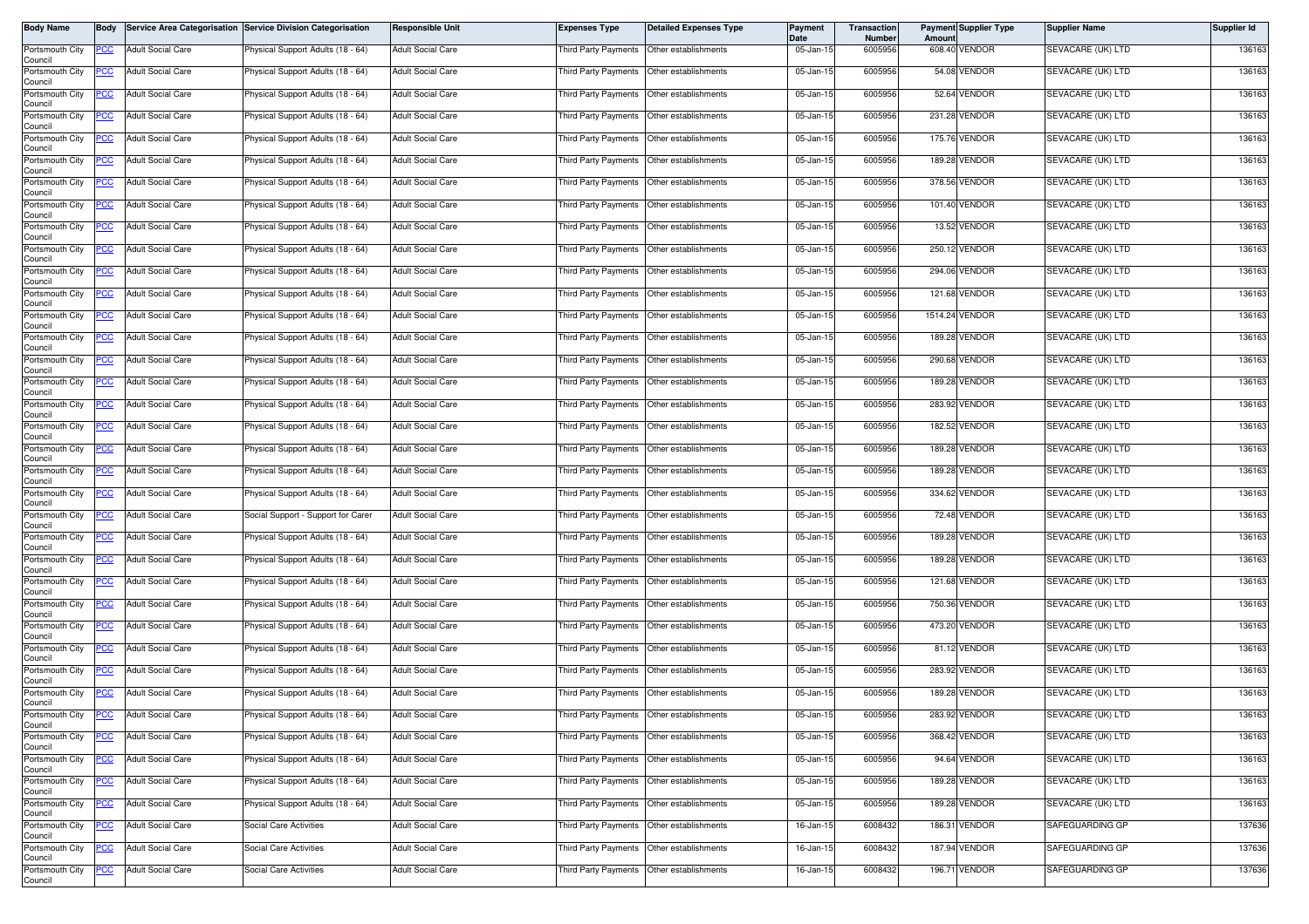| Body Name | Body | Service Area Categorisation | Service Division Categorisation | Responsible Unit | Expenses Type | Detailed Expenses Type | Payment Date | Transaction Number | Payment Amount | Supplier Type | Supplier Name | Supplier Id |
|---|---|---|---|---|---|---|---|---|---|---|---|---|
| Portsmouth City Council | PCC | Adult Social Care | Physical Support Adults (18 - 64) | Adult Social Care | Third Party Payments | Other establishments | 05-Jan-15 | 6005956 | 608.40 | VENDOR | SEVACARE (UK) LTD | 136163 |
| Portsmouth City Council | PCC | Adult Social Care | Physical Support Adults (18 - 64) | Adult Social Care | Third Party Payments | Other establishments | 05-Jan-15 | 6005956 | 54.08 | VENDOR | SEVACARE (UK) LTD | 136163 |
| Portsmouth City Council | PCC | Adult Social Care | Physical Support Adults (18 - 64) | Adult Social Care | Third Party Payments | Other establishments | 05-Jan-15 | 6005956 | 52.64 | VENDOR | SEVACARE (UK) LTD | 136163 |
| Portsmouth City Council | PCC | Adult Social Care | Physical Support Adults (18 - 64) | Adult Social Care | Third Party Payments | Other establishments | 05-Jan-15 | 6005956 | 231.28 | VENDOR | SEVACARE (UK) LTD | 136163 |
| Portsmouth City Council | PCC | Adult Social Care | Physical Support Adults (18 - 64) | Adult Social Care | Third Party Payments | Other establishments | 05-Jan-15 | 6005956 | 175.76 | VENDOR | SEVACARE (UK) LTD | 136163 |
| Portsmouth City Council | PCC | Adult Social Care | Physical Support Adults (18 - 64) | Adult Social Care | Third Party Payments | Other establishments | 05-Jan-15 | 6005956 | 189.28 | VENDOR | SEVACARE (UK) LTD | 136163 |
| Portsmouth City Council | PCC | Adult Social Care | Physical Support Adults (18 - 64) | Adult Social Care | Third Party Payments | Other establishments | 05-Jan-15 | 6005956 | 378.56 | VENDOR | SEVACARE (UK) LTD | 136163 |
| Portsmouth City Council | PCC | Adult Social Care | Physical Support Adults (18 - 64) | Adult Social Care | Third Party Payments | Other establishments | 05-Jan-15 | 6005956 | 101.40 | VENDOR | SEVACARE (UK) LTD | 136163 |
| Portsmouth City Council | PCC | Adult Social Care | Physical Support Adults (18 - 64) | Adult Social Care | Third Party Payments | Other establishments | 05-Jan-15 | 6005956 | 13.52 | VENDOR | SEVACARE (UK) LTD | 136163 |
| Portsmouth City Council | PCC | Adult Social Care | Physical Support Adults (18 - 64) | Adult Social Care | Third Party Payments | Other establishments | 05-Jan-15 | 6005956 | 250.12 | VENDOR | SEVACARE (UK) LTD | 136163 |
| Portsmouth City Council | PCC | Adult Social Care | Physical Support Adults (18 - 64) | Adult Social Care | Third Party Payments | Other establishments | 05-Jan-15 | 6005956 | 294.06 | VENDOR | SEVACARE (UK) LTD | 136163 |
| Portsmouth City Council | PCC | Adult Social Care | Physical Support Adults (18 - 64) | Adult Social Care | Third Party Payments | Other establishments | 05-Jan-15 | 6005956 | 121.68 | VENDOR | SEVACARE (UK) LTD | 136163 |
| Portsmouth City Council | PCC | Adult Social Care | Physical Support Adults (18 - 64) | Adult Social Care | Third Party Payments | Other establishments | 05-Jan-15 | 6005956 | 1514.24 | VENDOR | SEVACARE (UK) LTD | 136163 |
| Portsmouth City Council | PCC | Adult Social Care | Physical Support Adults (18 - 64) | Adult Social Care | Third Party Payments | Other establishments | 05-Jan-15 | 6005956 | 189.28 | VENDOR | SEVACARE (UK) LTD | 136163 |
| Portsmouth City Council | PCC | Adult Social Care | Physical Support Adults (18 - 64) | Adult Social Care | Third Party Payments | Other establishments | 05-Jan-15 | 6005956 | 290.68 | VENDOR | SEVACARE (UK) LTD | 136163 |
| Portsmouth City Council | PCC | Adult Social Care | Physical Support Adults (18 - 64) | Adult Social Care | Third Party Payments | Other establishments | 05-Jan-15 | 6005956 | 189.28 | VENDOR | SEVACARE (UK) LTD | 136163 |
| Portsmouth City Council | PCC | Adult Social Care | Physical Support Adults (18 - 64) | Adult Social Care | Third Party Payments | Other establishments | 05-Jan-15 | 6005956 | 283.92 | VENDOR | SEVACARE (UK) LTD | 136163 |
| Portsmouth City Council | PCC | Adult Social Care | Physical Support Adults (18 - 64) | Adult Social Care | Third Party Payments | Other establishments | 05-Jan-15 | 6005956 | 182.52 | VENDOR | SEVACARE (UK) LTD | 136163 |
| Portsmouth City Council | PCC | Adult Social Care | Physical Support Adults (18 - 64) | Adult Social Care | Third Party Payments | Other establishments | 05-Jan-15 | 6005956 | 189.28 | VENDOR | SEVACARE (UK) LTD | 136163 |
| Portsmouth City Council | PCC | Adult Social Care | Physical Support Adults (18 - 64) | Adult Social Care | Third Party Payments | Other establishments | 05-Jan-15 | 6005956 | 189.28 | VENDOR | SEVACARE (UK) LTD | 136163 |
| Portsmouth City Council | PCC | Adult Social Care | Physical Support Adults (18 - 64) | Adult Social Care | Third Party Payments | Other establishments | 05-Jan-15 | 6005956 | 334.62 | VENDOR | SEVACARE (UK) LTD | 136163 |
| Portsmouth City Council | PCC | Adult Social Care | Social Support - Support for Carer | Adult Social Care | Third Party Payments | Other establishments | 05-Jan-15 | 6005956 | 72.48 | VENDOR | SEVACARE (UK) LTD | 136163 |
| Portsmouth City Council | PCC | Adult Social Care | Physical Support Adults (18 - 64) | Adult Social Care | Third Party Payments | Other establishments | 05-Jan-15 | 6005956 | 189.28 | VENDOR | SEVACARE (UK) LTD | 136163 |
| Portsmouth City Council | PCC | Adult Social Care | Physical Support Adults (18 - 64) | Adult Social Care | Third Party Payments | Other establishments | 05-Jan-15 | 6005956 | 189.28 | VENDOR | SEVACARE (UK) LTD | 136163 |
| Portsmouth City Council | PCC | Adult Social Care | Physical Support Adults (18 - 64) | Adult Social Care | Third Party Payments | Other establishments | 05-Jan-15 | 6005956 | 121.68 | VENDOR | SEVACARE (UK) LTD | 136163 |
| Portsmouth City Council | PCC | Adult Social Care | Physical Support Adults (18 - 64) | Adult Social Care | Third Party Payments | Other establishments | 05-Jan-15 | 6005956 | 750.36 | VENDOR | SEVACARE (UK) LTD | 136163 |
| Portsmouth City Council | PCC | Adult Social Care | Physical Support Adults (18 - 64) | Adult Social Care | Third Party Payments | Other establishments | 05-Jan-15 | 6005956 | 473.20 | VENDOR | SEVACARE (UK) LTD | 136163 |
| Portsmouth City Council | PCC | Adult Social Care | Physical Support Adults (18 - 64) | Adult Social Care | Third Party Payments | Other establishments | 05-Jan-15 | 6005956 | 81.12 | VENDOR | SEVACARE (UK) LTD | 136163 |
| Portsmouth City Council | PCC | Adult Social Care | Physical Support Adults (18 - 64) | Adult Social Care | Third Party Payments | Other establishments | 05-Jan-15 | 6005956 | 283.92 | VENDOR | SEVACARE (UK) LTD | 136163 |
| Portsmouth City Council | PCC | Adult Social Care | Physical Support Adults (18 - 64) | Adult Social Care | Third Party Payments | Other establishments | 05-Jan-15 | 6005956 | 189.28 | VENDOR | SEVACARE (UK) LTD | 136163 |
| Portsmouth City Council | PCC | Adult Social Care | Physical Support Adults (18 - 64) | Adult Social Care | Third Party Payments | Other establishments | 05-Jan-15 | 6005956 | 283.92 | VENDOR | SEVACARE (UK) LTD | 136163 |
| Portsmouth City Council | PCC | Adult Social Care | Physical Support Adults (18 - 64) | Adult Social Care | Third Party Payments | Other establishments | 05-Jan-15 | 6005956 | 368.42 | VENDOR | SEVACARE (UK) LTD | 136163 |
| Portsmouth City Council | PCC | Adult Social Care | Physical Support Adults (18 - 64) | Adult Social Care | Third Party Payments | Other establishments | 05-Jan-15 | 6005956 | 94.64 | VENDOR | SEVACARE (UK) LTD | 136163 |
| Portsmouth City Council | PCC | Adult Social Care | Physical Support Adults (18 - 64) | Adult Social Care | Third Party Payments | Other establishments | 05-Jan-15 | 6005956 | 189.28 | VENDOR | SEVACARE (UK) LTD | 136163 |
| Portsmouth City Council | PCC | Adult Social Care | Physical Support Adults (18 - 64) | Adult Social Care | Third Party Payments | Other establishments | 05-Jan-15 | 6005956 | 189.28 | VENDOR | SEVACARE (UK) LTD | 136163 |
| Portsmouth City Council | PCC | Adult Social Care | Social Care Activities | Adult Social Care | Third Party Payments | Other establishments | 16-Jan-15 | 6008432 | 186.31 | VENDOR | SAFEGUARDING GP | 137636 |
| Portsmouth City Council | PCC | Adult Social Care | Social Care Activities | Adult Social Care | Third Party Payments | Other establishments | 16-Jan-15 | 6008432 | 187.94 | VENDOR | SAFEGUARDING GP | 137636 |
| Portsmouth City Council | PCC | Adult Social Care | Social Care Activities | Adult Social Care | Third Party Payments | Other establishments | 16-Jan-15 | 6008432 | 196.71 | VENDOR | SAFEGUARDING GP | 137636 |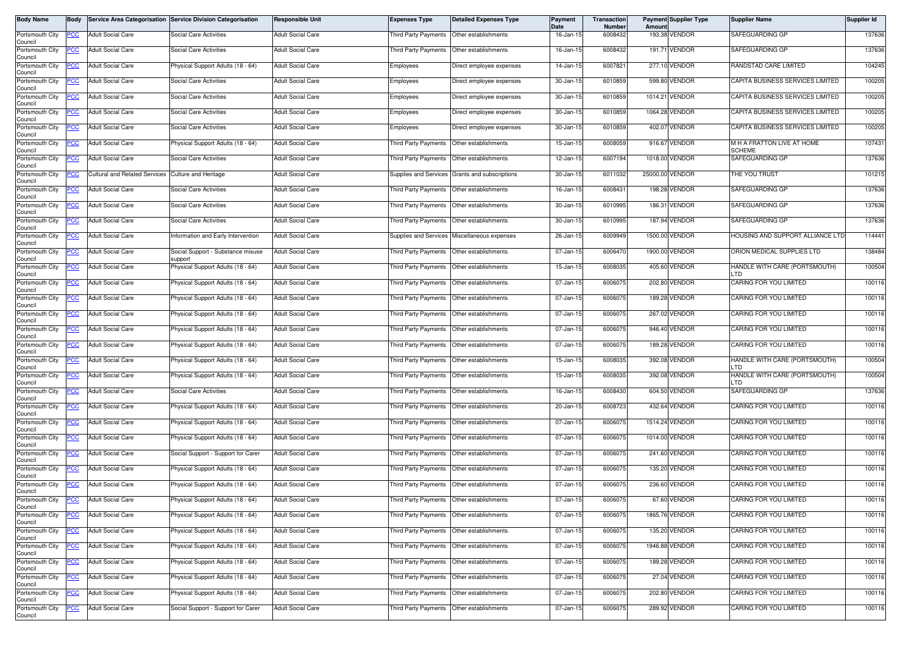| Body Name | Body | Service Area Categorisation | Service Division Categorisation | Responsible Unit | Expenses Type | Detailed Expenses Type | Payment Date | Transaction Number | Payment Amount | Supplier Type | Supplier Name | Supplier Id |
|---|---|---|---|---|---|---|---|---|---|---|---|---|
| Portsmouth City Council | PCC | Adult Social Care | Social Care Activities | Adult Social Care | Third Party Payments | Other establishments | 16-Jan-15 | 6008432 | 193.38 | VENDOR | SAFEGUARDING GP | 137636 |
| Portsmouth City Council | PCC | Adult Social Care | Social Care Activities | Adult Social Care | Third Party Payments | Other establishments | 16-Jan-15 | 6008432 | 191.71 | VENDOR | SAFEGUARDING GP | 137636 |
| Portsmouth City Council | PCC | Adult Social Care | Physical Support Adults (18 - 64) | Adult Social Care | Employees | Direct employee expenses | 14-Jan-15 | 6007821 | 277.10 | VENDOR | RANDSTAD CARE LIMITED | 104245 |
| Portsmouth City Council | PCC | Adult Social Care | Social Care Activities | Adult Social Care | Employees | Direct employee expenses | 30-Jan-15 | 6010859 | 599.80 | VENDOR | CAPITA BUSINESS SERVICES LIMITED | 100205 |
| Portsmouth City Council | PCC | Adult Social Care | Social Care Activities | Adult Social Care | Employees | Direct employee expenses | 30-Jan-15 | 6010859 | 1014.21 | VENDOR | CAPITA BUSINESS SERVICES LIMITED | 100205 |
| Portsmouth City Council | PCC | Adult Social Care | Social Care Activities | Adult Social Care | Employees | Direct employee expenses | 30-Jan-15 | 6010859 | 1064.28 | VENDOR | CAPITA BUSINESS SERVICES LIMITED | 100205 |
| Portsmouth City Council | PCC | Adult Social Care | Social Care Activities | Adult Social Care | Employees | Direct employee expenses | 30-Jan-15 | 6010859 | 402.07 | VENDOR | CAPITA BUSINESS SERVICES LIMITED | 100205 |
| Portsmouth City Council | PCC | Adult Social Care | Physical Support Adults (18 - 64) | Adult Social Care | Third Party Payments | Other establishments | 15-Jan-15 | 6008059 | 916.67 | VENDOR | M H A FRATTON LIVE AT HOME SCHEME | 107431 |
| Portsmouth City Council | PCC | Adult Social Care | Social Care Activities | Adult Social Care | Third Party Payments | Other establishments | 12-Jan-15 | 6007194 | 1018.00 | VENDOR | SAFEGUARDING GP | 137636 |
| Portsmouth City Council | PCC | Cultural and Related Services | Culture and Heritage | Adult Social Care | Supplies and Services | Grants and subscriptions | 30-Jan-15 | 6011032 | 25000.00 | VENDOR | THE YOU TRUST | 101215 |
| Portsmouth City Council | PCC | Adult Social Care | Social Care Activities | Adult Social Care | Third Party Payments | Other establishments | 16-Jan-15 | 6008431 | 198.28 | VENDOR | SAFEGUARDING GP | 137636 |
| Portsmouth City Council | PCC | Adult Social Care | Social Care Activities | Adult Social Care | Third Party Payments | Other establishments | 30-Jan-15 | 6010995 | 186.31 | VENDOR | SAFEGUARDING GP | 137636 |
| Portsmouth City Council | PCC | Adult Social Care | Social Care Activities | Adult Social Care | Third Party Payments | Other establishments | 30-Jan-15 | 6010995 | 187.94 | VENDOR | SAFEGUARDING GP | 137636 |
| Portsmouth City Council | PCC | Adult Social Care | Information and Early Intervention | Adult Social Care | Supplies and Services | Miscellaneous expenses | 26-Jan-15 | 6009949 | 1500.00 | VENDOR | HOUSING AND SUPPORT ALLIANCE LTD | 114441 |
| Portsmouth City Council | PCC | Adult Social Care | Social Support - Substance misuse support | Adult Social Care | Third Party Payments | Other establishments | 07-Jan-15 | 6006470 | 1900.00 | VENDOR | ORION MEDICAL SUPPLIES LTD | 138484 |
| Portsmouth City Council | PCC | Adult Social Care | Physical Support Adults (18 - 64) | Adult Social Care | Third Party Payments | Other establishments | 15-Jan-15 | 6008035 | 405.60 | VENDOR | HANDLE WITH CARE (PORTSMOUTH) LTD | 100504 |
| Portsmouth City Council | PCC | Adult Social Care | Physical Support Adults (18 - 64) | Adult Social Care | Third Party Payments | Other establishments | 07-Jan-15 | 6006075 | 202.80 | VENDOR | CARING FOR YOU LIMITED | 100116 |
| Portsmouth City Council | PCC | Adult Social Care | Physical Support Adults (18 - 64) | Adult Social Care | Third Party Payments | Other establishments | 07-Jan-15 | 6006075 | 189.28 | VENDOR | CARING FOR YOU LIMITED | 100116 |
| Portsmouth City Council | PCC | Adult Social Care | Physical Support Adults (18 - 64) | Adult Social Care | Third Party Payments | Other establishments | 07-Jan-15 | 6006075 | 267.02 | VENDOR | CARING FOR YOU LIMITED | 100116 |
| Portsmouth City Council | PCC | Adult Social Care | Physical Support Adults (18 - 64) | Adult Social Care | Third Party Payments | Other establishments | 07-Jan-15 | 6006075 | 946.40 | VENDOR | CARING FOR YOU LIMITED | 100116 |
| Portsmouth City Council | PCC | Adult Social Care | Physical Support Adults (18 - 64) | Adult Social Care | Third Party Payments | Other establishments | 07-Jan-15 | 6006075 | 189.28 | VENDOR | CARING FOR YOU LIMITED | 100116 |
| Portsmouth City Council | PCC | Adult Social Care | Physical Support Adults (18 - 64) | Adult Social Care | Third Party Payments | Other establishments | 15-Jan-15 | 6008035 | 392.08 | VENDOR | HANDLE WITH CARE (PORTSMOUTH) LTD | 100504 |
| Portsmouth City Council | PCC | Adult Social Care | Physical Support Adults (18 - 64) | Adult Social Care | Third Party Payments | Other establishments | 15-Jan-15 | 6008035 | 392.08 | VENDOR | HANDLE WITH CARE (PORTSMOUTH) LTD | 100504 |
| Portsmouth City Council | PCC | Adult Social Care | Social Care Activities | Adult Social Care | Third Party Payments | Other establishments | 16-Jan-15 | 6008430 | 604.50 | VENDOR | SAFEGUARDING GP | 137636 |
| Portsmouth City Council | PCC | Adult Social Care | Physical Support Adults (18 - 64) | Adult Social Care | Third Party Payments | Other establishments | 20-Jan-15 | 6008723 | 432.64 | VENDOR | CARING FOR YOU LIMITED | 100116 |
| Portsmouth City Council | PCC | Adult Social Care | Physical Support Adults (18 - 64) | Adult Social Care | Third Party Payments | Other establishments | 07-Jan-15 | 6006075 | 1514.24 | VENDOR | CARING FOR YOU LIMITED | 100116 |
| Portsmouth City Council | PCC | Adult Social Care | Physical Support Adults (18 - 64) | Adult Social Care | Third Party Payments | Other establishments | 07-Jan-15 | 6006075 | 1014.00 | VENDOR | CARING FOR YOU LIMITED | 100116 |
| Portsmouth City Council | PCC | Adult Social Care | Social Support - Support for Carer | Adult Social Care | Third Party Payments | Other establishments | 07-Jan-15 | 6006075 | 241.60 | VENDOR | CARING FOR YOU LIMITED | 100116 |
| Portsmouth City Council | PCC | Adult Social Care | Physical Support Adults (18 - 64) | Adult Social Care | Third Party Payments | Other establishments | 07-Jan-15 | 6006075 | 135.20 | VENDOR | CARING FOR YOU LIMITED | 100116 |
| Portsmouth City Council | PCC | Adult Social Care | Physical Support Adults (18 - 64) | Adult Social Care | Third Party Payments | Other establishments | 07-Jan-15 | 6006075 | 236.60 | VENDOR | CARING FOR YOU LIMITED | 100116 |
| Portsmouth City Council | PCC | Adult Social Care | Physical Support Adults (18 - 64) | Adult Social Care | Third Party Payments | Other establishments | 07-Jan-15 | 6006075 | 67.60 | VENDOR | CARING FOR YOU LIMITED | 100116 |
| Portsmouth City Council | PCC | Adult Social Care | Physical Support Adults (18 - 64) | Adult Social Care | Third Party Payments | Other establishments | 07-Jan-15 | 6006075 | 1865.76 | VENDOR | CARING FOR YOU LIMITED | 100116 |
| Portsmouth City Council | PCC | Adult Social Care | Physical Support Adults (18 - 64) | Adult Social Care | Third Party Payments | Other establishments | 07-Jan-15 | 6006075 | 135.20 | VENDOR | CARING FOR YOU LIMITED | 100116 |
| Portsmouth City Council | PCC | Adult Social Care | Physical Support Adults (18 - 64) | Adult Social Care | Third Party Payments | Other establishments | 07-Jan-15 | 6006075 | 1946.88 | VENDOR | CARING FOR YOU LIMITED | 100116 |
| Portsmouth City Council | PCC | Adult Social Care | Physical Support Adults (18 - 64) | Adult Social Care | Third Party Payments | Other establishments | 07-Jan-15 | 6006075 | 189.28 | VENDOR | CARING FOR YOU LIMITED | 100116 |
| Portsmouth City Council | PCC | Adult Social Care | Physical Support Adults (18 - 64) | Adult Social Care | Third Party Payments | Other establishments | 07-Jan-15 | 6006075 | 27.04 | VENDOR | CARING FOR YOU LIMITED | 100116 |
| Portsmouth City Council | PCC | Adult Social Care | Physical Support Adults (18 - 64) | Adult Social Care | Third Party Payments | Other establishments | 07-Jan-15 | 6006075 | 202.80 | VENDOR | CARING FOR YOU LIMITED | 100116 |
| Portsmouth City Council | PCC | Adult Social Care | Social Support - Support for Carer | Adult Social Care | Third Party Payments | Other establishments | 07-Jan-15 | 6006075 | 289.92 | VENDOR | CARING FOR YOU LIMITED | 100116 |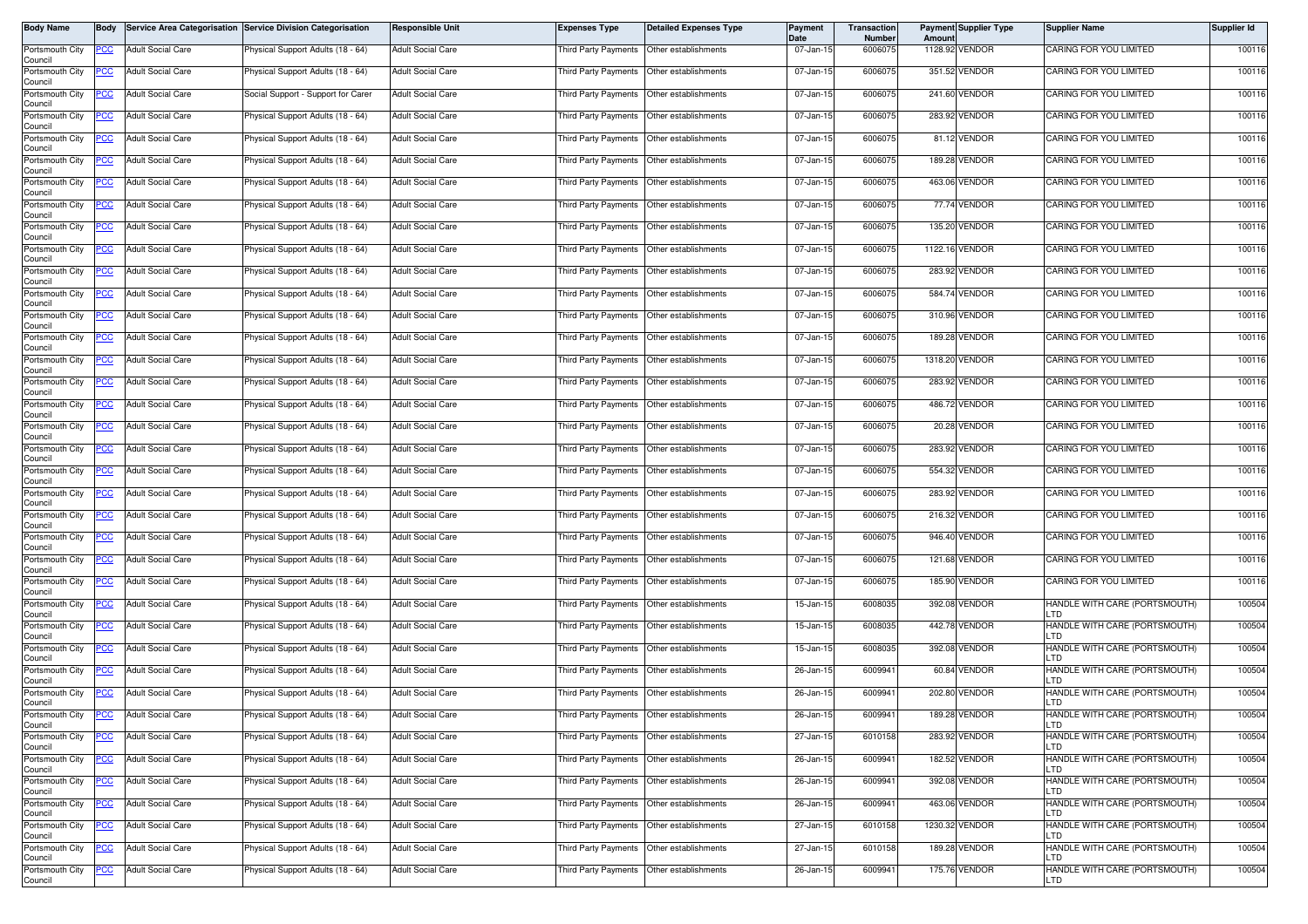| Body Name | Body | Service Area Categorisation | Service Division Categorisation | Responsible Unit | Expenses Type | Detailed Expenses Type | Payment Date | Transaction Number | Payment Amount | Supplier Type | Supplier Name | Supplier Id |
|---|---|---|---|---|---|---|---|---|---|---|---|---|
| Portsmouth City Council | PCC | Adult Social Care | Physical Support Adults (18 - 64) | Adult Social Care | Third Party Payments | Other establishments | 07-Jan-15 | 6006075 | 1128.92 | VENDOR | CARING FOR YOU LIMITED | 100116 |
| Portsmouth City Council | PCC | Adult Social Care | Physical Support Adults (18 - 64) | Adult Social Care | Third Party Payments | Other establishments | 07-Jan-15 | 6006075 | 351.52 | VENDOR | CARING FOR YOU LIMITED | 100116 |
| Portsmouth City Council | PCC | Adult Social Care | Social Support - Support for Carer | Adult Social Care | Third Party Payments | Other establishments | 07-Jan-15 | 6006075 | 241.60 | VENDOR | CARING FOR YOU LIMITED | 100116 |
| Portsmouth City Council | PCC | Adult Social Care | Physical Support Adults (18 - 64) | Adult Social Care | Third Party Payments | Other establishments | 07-Jan-15 | 6006075 | 283.92 | VENDOR | CARING FOR YOU LIMITED | 100116 |
| Portsmouth City Council | PCC | Adult Social Care | Physical Support Adults (18 - 64) | Adult Social Care | Third Party Payments | Other establishments | 07-Jan-15 | 6006075 | 81.12 | VENDOR | CARING FOR YOU LIMITED | 100116 |
| Portsmouth City Council | PCC | Adult Social Care | Physical Support Adults (18 - 64) | Adult Social Care | Third Party Payments | Other establishments | 07-Jan-15 | 6006075 | 189.28 | VENDOR | CARING FOR YOU LIMITED | 100116 |
| Portsmouth City Council | PCC | Adult Social Care | Physical Support Adults (18 - 64) | Adult Social Care | Third Party Payments | Other establishments | 07-Jan-15 | 6006075 | 463.06 | VENDOR | CARING FOR YOU LIMITED | 100116 |
| Portsmouth City Council | PCC | Adult Social Care | Physical Support Adults (18 - 64) | Adult Social Care | Third Party Payments | Other establishments | 07-Jan-15 | 6006075 | 77.74 | VENDOR | CARING FOR YOU LIMITED | 100116 |
| Portsmouth City Council | PCC | Adult Social Care | Physical Support Adults (18 - 64) | Adult Social Care | Third Party Payments | Other establishments | 07-Jan-15 | 6006075 | 135.20 | VENDOR | CARING FOR YOU LIMITED | 100116 |
| Portsmouth City Council | PCC | Adult Social Care | Physical Support Adults (18 - 64) | Adult Social Care | Third Party Payments | Other establishments | 07-Jan-15 | 6006075 | 1122.16 | VENDOR | CARING FOR YOU LIMITED | 100116 |
| Portsmouth City Council | PCC | Adult Social Care | Physical Support Adults (18 - 64) | Adult Social Care | Third Party Payments | Other establishments | 07-Jan-15 | 6006075 | 283.92 | VENDOR | CARING FOR YOU LIMITED | 100116 |
| Portsmouth City Council | PCC | Adult Social Care | Physical Support Adults (18 - 64) | Adult Social Care | Third Party Payments | Other establishments | 07-Jan-15 | 6006075 | 584.74 | VENDOR | CARING FOR YOU LIMITED | 100116 |
| Portsmouth City Council | PCC | Adult Social Care | Physical Support Adults (18 - 64) | Adult Social Care | Third Party Payments | Other establishments | 07-Jan-15 | 6006075 | 310.96 | VENDOR | CARING FOR YOU LIMITED | 100116 |
| Portsmouth City Council | PCC | Adult Social Care | Physical Support Adults (18 - 64) | Adult Social Care | Third Party Payments | Other establishments | 07-Jan-15 | 6006075 | 189.28 | VENDOR | CARING FOR YOU LIMITED | 100116 |
| Portsmouth City Council | PCC | Adult Social Care | Physical Support Adults (18 - 64) | Adult Social Care | Third Party Payments | Other establishments | 07-Jan-15 | 6006075 | 1318.20 | VENDOR | CARING FOR YOU LIMITED | 100116 |
| Portsmouth City Council | PCC | Adult Social Care | Physical Support Adults (18 - 64) | Adult Social Care | Third Party Payments | Other establishments | 07-Jan-15 | 6006075 | 283.92 | VENDOR | CARING FOR YOU LIMITED | 100116 |
| Portsmouth City Council | PCC | Adult Social Care | Physical Support Adults (18 - 64) | Adult Social Care | Third Party Payments | Other establishments | 07-Jan-15 | 6006075 | 486.72 | VENDOR | CARING FOR YOU LIMITED | 100116 |
| Portsmouth City Council | PCC | Adult Social Care | Physical Support Adults (18 - 64) | Adult Social Care | Third Party Payments | Other establishments | 07-Jan-15 | 6006075 | 20.28 | VENDOR | CARING FOR YOU LIMITED | 100116 |
| Portsmouth City Council | PCC | Adult Social Care | Physical Support Adults (18 - 64) | Adult Social Care | Third Party Payments | Other establishments | 07-Jan-15 | 6006075 | 283.92 | VENDOR | CARING FOR YOU LIMITED | 100116 |
| Portsmouth City Council | PCC | Adult Social Care | Physical Support Adults (18 - 64) | Adult Social Care | Third Party Payments | Other establishments | 07-Jan-15 | 6006075 | 554.32 | VENDOR | CARING FOR YOU LIMITED | 100116 |
| Portsmouth City Council | PCC | Adult Social Care | Physical Support Adults (18 - 64) | Adult Social Care | Third Party Payments | Other establishments | 07-Jan-15 | 6006075 | 283.92 | VENDOR | CARING FOR YOU LIMITED | 100116 |
| Portsmouth City Council | PCC | Adult Social Care | Physical Support Adults (18 - 64) | Adult Social Care | Third Party Payments | Other establishments | 07-Jan-15 | 6006075 | 216.32 | VENDOR | CARING FOR YOU LIMITED | 100116 |
| Portsmouth City Council | PCC | Adult Social Care | Physical Support Adults (18 - 64) | Adult Social Care | Third Party Payments | Other establishments | 07-Jan-15 | 6006075 | 946.40 | VENDOR | CARING FOR YOU LIMITED | 100116 |
| Portsmouth City Council | PCC | Adult Social Care | Physical Support Adults (18 - 64) | Adult Social Care | Third Party Payments | Other establishments | 07-Jan-15 | 6006075 | 121.68 | VENDOR | CARING FOR YOU LIMITED | 100116 |
| Portsmouth City Council | PCC | Adult Social Care | Physical Support Adults (18 - 64) | Adult Social Care | Third Party Payments | Other establishments | 07-Jan-15 | 6006075 | 185.90 | VENDOR | CARING FOR YOU LIMITED | 100116 |
| Portsmouth City Council | PCC | Adult Social Care | Physical Support Adults (18 - 64) | Adult Social Care | Third Party Payments | Other establishments | 15-Jan-15 | 6008035 | 392.08 | VENDOR | HANDLE WITH CARE (PORTSMOUTH) LTD | 100504 |
| Portsmouth City Council | PCC | Adult Social Care | Physical Support Adults (18 - 64) | Adult Social Care | Third Party Payments | Other establishments | 15-Jan-15 | 6008035 | 442.78 | VENDOR | HANDLE WITH CARE (PORTSMOUTH) LTD | 100504 |
| Portsmouth City Council | PCC | Adult Social Care | Physical Support Adults (18 - 64) | Adult Social Care | Third Party Payments | Other establishments | 15-Jan-15 | 6008035 | 392.08 | VENDOR | HANDLE WITH CARE (PORTSMOUTH) LTD | 100504 |
| Portsmouth City Council | PCC | Adult Social Care | Physical Support Adults (18 - 64) | Adult Social Care | Third Party Payments | Other establishments | 26-Jan-15 | 6009941 | 60.84 | VENDOR | HANDLE WITH CARE (PORTSMOUTH) LTD | 100504 |
| Portsmouth City Council | PCC | Adult Social Care | Physical Support Adults (18 - 64) | Adult Social Care | Third Party Payments | Other establishments | 26-Jan-15 | 6009941 | 202.80 | VENDOR | HANDLE WITH CARE (PORTSMOUTH) LTD | 100504 |
| Portsmouth City Council | PCC | Adult Social Care | Physical Support Adults (18 - 64) | Adult Social Care | Third Party Payments | Other establishments | 26-Jan-15 | 6009941 | 189.28 | VENDOR | HANDLE WITH CARE (PORTSMOUTH) LTD | 100504 |
| Portsmouth City Council | PCC | Adult Social Care | Physical Support Adults (18 - 64) | Adult Social Care | Third Party Payments | Other establishments | 27-Jan-15 | 6010158 | 283.92 | VENDOR | HANDLE WITH CARE (PORTSMOUTH) LTD | 100504 |
| Portsmouth City Council | PCC | Adult Social Care | Physical Support Adults (18 - 64) | Adult Social Care | Third Party Payments | Other establishments | 26-Jan-15 | 6009941 | 182.52 | VENDOR | HANDLE WITH CARE (PORTSMOUTH) LTD | 100504 |
| Portsmouth City Council | PCC | Adult Social Care | Physical Support Adults (18 - 64) | Adult Social Care | Third Party Payments | Other establishments | 26-Jan-15 | 6009941 | 392.08 | VENDOR | HANDLE WITH CARE (PORTSMOUTH) LTD | 100504 |
| Portsmouth City Council | PCC | Adult Social Care | Physical Support Adults (18 - 64) | Adult Social Care | Third Party Payments | Other establishments | 26-Jan-15 | 6009941 | 463.06 | VENDOR | HANDLE WITH CARE (PORTSMOUTH) LTD | 100504 |
| Portsmouth City Council | PCC | Adult Social Care | Physical Support Adults (18 - 64) | Adult Social Care | Third Party Payments | Other establishments | 27-Jan-15 | 6010158 | 1230.32 | VENDOR | HANDLE WITH CARE (PORTSMOUTH) LTD | 100504 |
| Portsmouth City Council | PCC | Adult Social Care | Physical Support Adults (18 - 64) | Adult Social Care | Third Party Payments | Other establishments | 27-Jan-15 | 6010158 | 189.28 | VENDOR | HANDLE WITH CARE (PORTSMOUTH) LTD | 100504 |
| Portsmouth City Council | PCC | Adult Social Care | Physical Support Adults (18 - 64) | Adult Social Care | Third Party Payments | Other establishments | 26-Jan-15 | 6009941 | 175.76 | VENDOR | HANDLE WITH CARE (PORTSMOUTH) LTD | 100504 |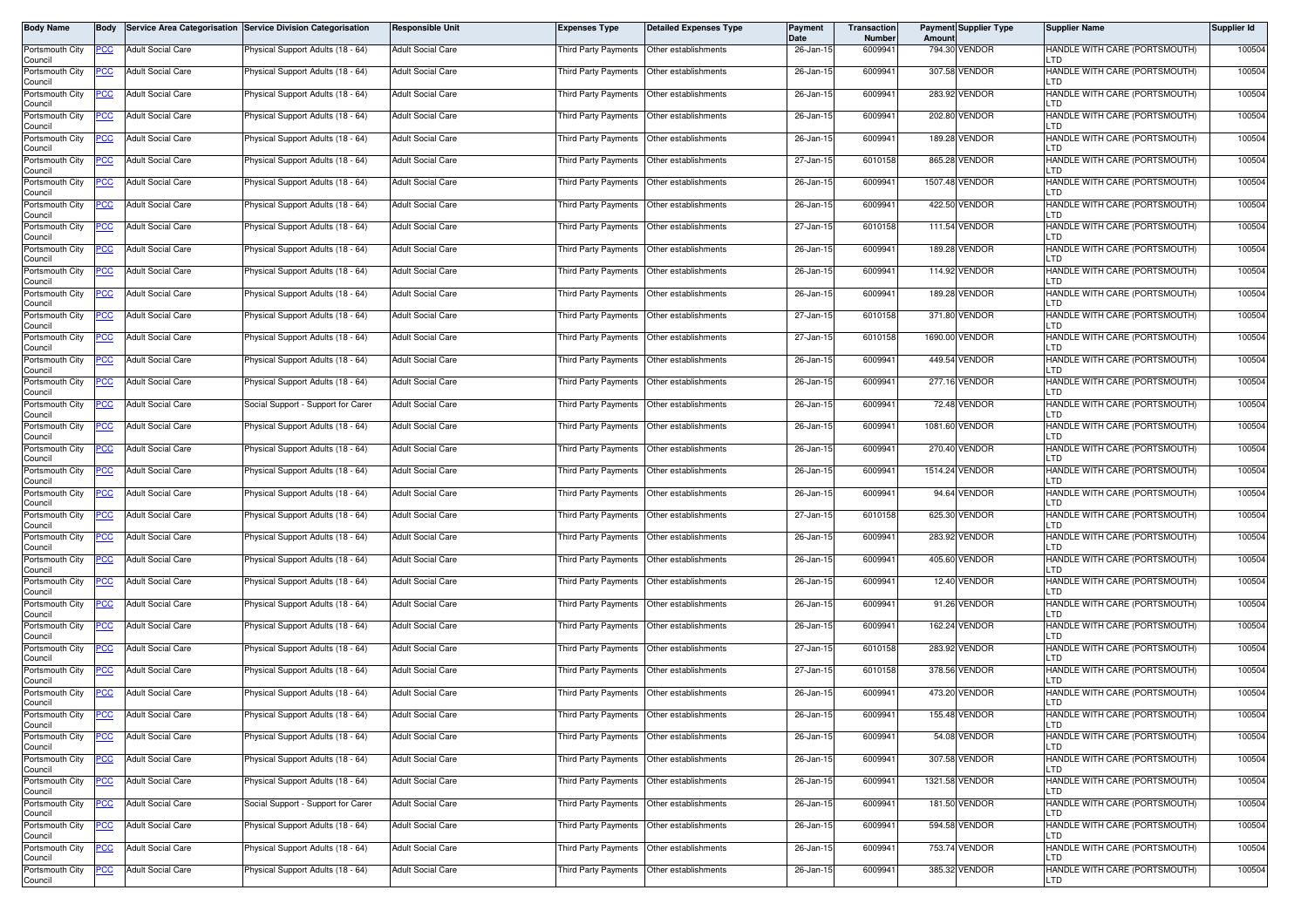| Body Name | Body | Service Area Categorisation | Service Division Categorisation | Responsible Unit | Expenses Type | Detailed Expenses Type | Payment Date | Transaction Number | Payment Amount | Supplier Type | Supplier Name | Supplier Id |
|---|---|---|---|---|---|---|---|---|---|---|---|---|
| Portsmouth City Council | PCC | Adult Social Care | Physical Support Adults (18 - 64) | Adult Social Care | Third Party Payments | Other establishments | 26-Jan-15 | 6009941 | 794.30 | VENDOR | HANDLE WITH CARE (PORTSMOUTH) LTD | 100504 |
| Portsmouth City Council | PCC | Adult Social Care | Physical Support Adults (18 - 64) | Adult Social Care | Third Party Payments | Other establishments | 26-Jan-15 | 6009941 | 307.58 | VENDOR | HANDLE WITH CARE (PORTSMOUTH) LTD | 100504 |
| Portsmouth City Council | PCC | Adult Social Care | Physical Support Adults (18 - 64) | Adult Social Care | Third Party Payments | Other establishments | 26-Jan-15 | 6009941 | 283.92 | VENDOR | HANDLE WITH CARE (PORTSMOUTH) LTD | 100504 |
| Portsmouth City Council | PCC | Adult Social Care | Physical Support Adults (18 - 64) | Adult Social Care | Third Party Payments | Other establishments | 26-Jan-15 | 6009941 | 202.80 | VENDOR | HANDLE WITH CARE (PORTSMOUTH) LTD | 100504 |
| Portsmouth City Council | PCC | Adult Social Care | Physical Support Adults (18 - 64) | Adult Social Care | Third Party Payments | Other establishments | 26-Jan-15 | 6009941 | 189.28 | VENDOR | HANDLE WITH CARE (PORTSMOUTH) LTD | 100504 |
| Portsmouth City Council | PCC | Adult Social Care | Physical Support Adults (18 - 64) | Adult Social Care | Third Party Payments | Other establishments | 27-Jan-15 | 6010158 | 865.28 | VENDOR | HANDLE WITH CARE (PORTSMOUTH) LTD | 100504 |
| Portsmouth City Council | PCC | Adult Social Care | Physical Support Adults (18 - 64) | Adult Social Care | Third Party Payments | Other establishments | 26-Jan-15 | 6009941 | 1507.48 | VENDOR | HANDLE WITH CARE (PORTSMOUTH) LTD | 100504 |
| Portsmouth City Council | PCC | Adult Social Care | Physical Support Adults (18 - 64) | Adult Social Care | Third Party Payments | Other establishments | 26-Jan-15 | 6009941 | 422.50 | VENDOR | HANDLE WITH CARE (PORTSMOUTH) LTD | 100504 |
| Portsmouth City Council | PCC | Adult Social Care | Physical Support Adults (18 - 64) | Adult Social Care | Third Party Payments | Other establishments | 27-Jan-15 | 6010158 | 111.54 | VENDOR | HANDLE WITH CARE (PORTSMOUTH) LTD | 100504 |
| Portsmouth City Council | PCC | Adult Social Care | Physical Support Adults (18 - 64) | Adult Social Care | Third Party Payments | Other establishments | 26-Jan-15 | 6009941 | 189.28 | VENDOR | HANDLE WITH CARE (PORTSMOUTH) LTD | 100504 |
| Portsmouth City Council | PCC | Adult Social Care | Physical Support Adults (18 - 64) | Adult Social Care | Third Party Payments | Other establishments | 26-Jan-15 | 6009941 | 114.92 | VENDOR | HANDLE WITH CARE (PORTSMOUTH) LTD | 100504 |
| Portsmouth City Council | PCC | Adult Social Care | Physical Support Adults (18 - 64) | Adult Social Care | Third Party Payments | Other establishments | 26-Jan-15 | 6009941 | 189.28 | VENDOR | HANDLE WITH CARE (PORTSMOUTH) LTD | 100504 |
| Portsmouth City Council | PCC | Adult Social Care | Physical Support Adults (18 - 64) | Adult Social Care | Third Party Payments | Other establishments | 27-Jan-15 | 6010158 | 371.80 | VENDOR | HANDLE WITH CARE (PORTSMOUTH) LTD | 100504 |
| Portsmouth City Council | PCC | Adult Social Care | Physical Support Adults (18 - 64) | Adult Social Care | Third Party Payments | Other establishments | 27-Jan-15 | 6010158 | 1690.00 | VENDOR | HANDLE WITH CARE (PORTSMOUTH) LTD | 100504 |
| Portsmouth City Council | PCC | Adult Social Care | Physical Support Adults (18 - 64) | Adult Social Care | Third Party Payments | Other establishments | 26-Jan-15 | 6009941 | 449.54 | VENDOR | HANDLE WITH CARE (PORTSMOUTH) LTD | 100504 |
| Portsmouth City Council | PCC | Adult Social Care | Physical Support Adults (18 - 64) | Adult Social Care | Third Party Payments | Other establishments | 26-Jan-15 | 6009941 | 277.16 | VENDOR | HANDLE WITH CARE (PORTSMOUTH) LTD | 100504 |
| Portsmouth City Council | PCC | Adult Social Care | Social Support - Support for Carer | Adult Social Care | Third Party Payments | Other establishments | 26-Jan-15 | 6009941 | 72.48 | VENDOR | HANDLE WITH CARE (PORTSMOUTH) LTD | 100504 |
| Portsmouth City Council | PCC | Adult Social Care | Physical Support Adults (18 - 64) | Adult Social Care | Third Party Payments | Other establishments | 26-Jan-15 | 6009941 | 1081.60 | VENDOR | HANDLE WITH CARE (PORTSMOUTH) LTD | 100504 |
| Portsmouth City Council | PCC | Adult Social Care | Physical Support Adults (18 - 64) | Adult Social Care | Third Party Payments | Other establishments | 26-Jan-15 | 6009941 | 270.40 | VENDOR | HANDLE WITH CARE (PORTSMOUTH) LTD | 100504 |
| Portsmouth City Council | PCC | Adult Social Care | Physical Support Adults (18 - 64) | Adult Social Care | Third Party Payments | Other establishments | 26-Jan-15 | 6009941 | 1514.24 | VENDOR | HANDLE WITH CARE (PORTSMOUTH) LTD | 100504 |
| Portsmouth City Council | PCC | Adult Social Care | Physical Support Adults (18 - 64) | Adult Social Care | Third Party Payments | Other establishments | 26-Jan-15 | 6009941 | 94.64 | VENDOR | HANDLE WITH CARE (PORTSMOUTH) LTD | 100504 |
| Portsmouth City Council | PCC | Adult Social Care | Physical Support Adults (18 - 64) | Adult Social Care | Third Party Payments | Other establishments | 27-Jan-15 | 6010158 | 625.30 | VENDOR | HANDLE WITH CARE (PORTSMOUTH) LTD | 100504 |
| Portsmouth City Council | PCC | Adult Social Care | Physical Support Adults (18 - 64) | Adult Social Care | Third Party Payments | Other establishments | 26-Jan-15 | 6009941 | 283.92 | VENDOR | HANDLE WITH CARE (PORTSMOUTH) LTD | 100504 |
| Portsmouth City Council | PCC | Adult Social Care | Physical Support Adults (18 - 64) | Adult Social Care | Third Party Payments | Other establishments | 26-Jan-15 | 6009941 | 405.60 | VENDOR | HANDLE WITH CARE (PORTSMOUTH) LTD | 100504 |
| Portsmouth City Council | PCC | Adult Social Care | Physical Support Adults (18 - 64) | Adult Social Care | Third Party Payments | Other establishments | 26-Jan-15 | 6009941 | 12.40 | VENDOR | HANDLE WITH CARE (PORTSMOUTH) LTD | 100504 |
| Portsmouth City Council | PCC | Adult Social Care | Physical Support Adults (18 - 64) | Adult Social Care | Third Party Payments | Other establishments | 26-Jan-15 | 6009941 | 91.26 | VENDOR | HANDLE WITH CARE (PORTSMOUTH) LTD | 100504 |
| Portsmouth City Council | PCC | Adult Social Care | Physical Support Adults (18 - 64) | Adult Social Care | Third Party Payments | Other establishments | 26-Jan-15 | 6009941 | 162.24 | VENDOR | HANDLE WITH CARE (PORTSMOUTH) LTD | 100504 |
| Portsmouth City Council | PCC | Adult Social Care | Physical Support Adults (18 - 64) | Adult Social Care | Third Party Payments | Other establishments | 27-Jan-15 | 6010158 | 283.92 | VENDOR | HANDLE WITH CARE (PORTSMOUTH) LTD | 100504 |
| Portsmouth City Council | PCC | Adult Social Care | Physical Support Adults (18 - 64) | Adult Social Care | Third Party Payments | Other establishments | 27-Jan-15 | 6010158 | 378.56 | VENDOR | HANDLE WITH CARE (PORTSMOUTH) LTD | 100504 |
| Portsmouth City Council | PCC | Adult Social Care | Physical Support Adults (18 - 64) | Adult Social Care | Third Party Payments | Other establishments | 26-Jan-15 | 6009941 | 473.20 | VENDOR | HANDLE WITH CARE (PORTSMOUTH) LTD | 100504 |
| Portsmouth City Council | PCC | Adult Social Care | Physical Support Adults (18 - 64) | Adult Social Care | Third Party Payments | Other establishments | 26-Jan-15 | 6009941 | 155.48 | VENDOR | HANDLE WITH CARE (PORTSMOUTH) LTD | 100504 |
| Portsmouth City Council | PCC | Adult Social Care | Physical Support Adults (18 - 64) | Adult Social Care | Third Party Payments | Other establishments | 26-Jan-15 | 6009941 | 54.08 | VENDOR | HANDLE WITH CARE (PORTSMOUTH) LTD | 100504 |
| Portsmouth City Council | PCC | Adult Social Care | Physical Support Adults (18 - 64) | Adult Social Care | Third Party Payments | Other establishments | 26-Jan-15 | 6009941 | 307.58 | VENDOR | HANDLE WITH CARE (PORTSMOUTH) LTD | 100504 |
| Portsmouth City Council | PCC | Adult Social Care | Physical Support Adults (18 - 64) | Adult Social Care | Third Party Payments | Other establishments | 26-Jan-15 | 6009941 | 1321.58 | VENDOR | HANDLE WITH CARE (PORTSMOUTH) LTD | 100504 |
| Portsmouth City Council | PCC | Adult Social Care | Social Support - Support for Carer | Adult Social Care | Third Party Payments | Other establishments | 26-Jan-15 | 6009941 | 181.50 | VENDOR | HANDLE WITH CARE (PORTSMOUTH) LTD | 100504 |
| Portsmouth City Council | PCC | Adult Social Care | Physical Support Adults (18 - 64) | Adult Social Care | Third Party Payments | Other establishments | 26-Jan-15 | 6009941 | 594.58 | VENDOR | HANDLE WITH CARE (PORTSMOUTH) LTD | 100504 |
| Portsmouth City Council | PCC | Adult Social Care | Physical Support Adults (18 - 64) | Adult Social Care | Third Party Payments | Other establishments | 26-Jan-15 | 6009941 | 753.74 | VENDOR | HANDLE WITH CARE (PORTSMOUTH) LTD | 100504 |
| Portsmouth City Council | PCC | Adult Social Care | Physical Support Adults (18 - 64) | Adult Social Care | Third Party Payments | Other establishments | 26-Jan-15 | 6009941 | 385.32 | VENDOR | HANDLE WITH CARE (PORTSMOUTH) LTD | 100504 |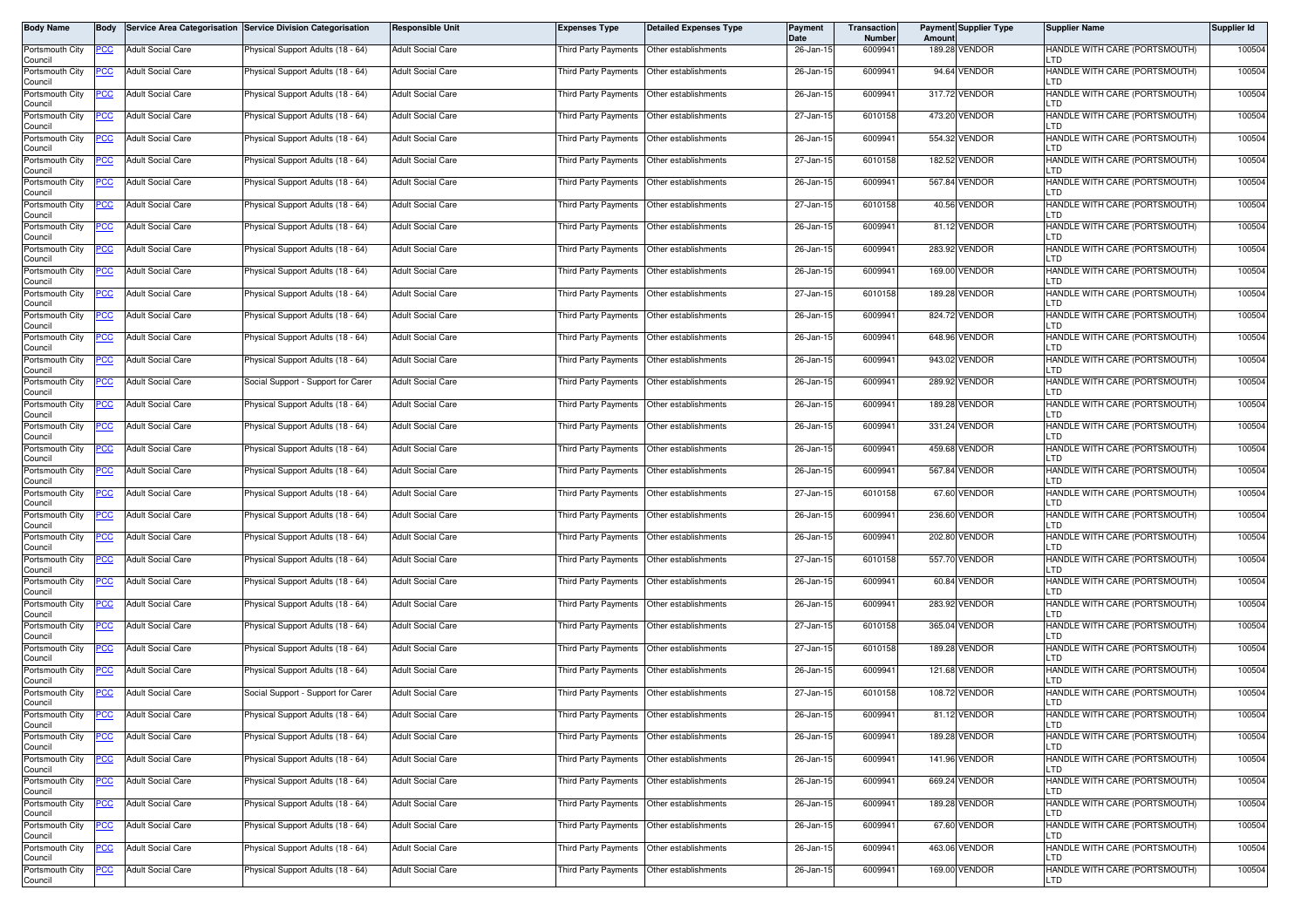| Body Name | Body | Service Area Categorisation | Service Division Categorisation | Responsible Unit | Expenses Type | Detailed Expenses Type | Payment Date | Transaction Number | Payment Amount | Supplier Type | Supplier Name | Supplier Id |
|---|---|---|---|---|---|---|---|---|---|---|---|---|
| Portsmouth City Council | PCC | Adult Social Care | Physical Support Adults (18 - 64) | Adult Social Care | Third Party Payments | Other establishments | 26-Jan-15 | 6009941 | 189.28 | VENDOR | HANDLE WITH CARE (PORTSMOUTH) LTD | 100504 |
| Portsmouth City Council | PCC | Adult Social Care | Physical Support Adults (18 - 64) | Adult Social Care | Third Party Payments | Other establishments | 26-Jan-15 | 6009941 | 94.64 | VENDOR | HANDLE WITH CARE (PORTSMOUTH) LTD | 100504 |
| Portsmouth City Council | PCC | Adult Social Care | Physical Support Adults (18 - 64) | Adult Social Care | Third Party Payments | Other establishments | 26-Jan-15 | 6009941 | 317.72 | VENDOR | HANDLE WITH CARE (PORTSMOUTH) LTD | 100504 |
| Portsmouth City Council | PCC | Adult Social Care | Physical Support Adults (18 - 64) | Adult Social Care | Third Party Payments | Other establishments | 27-Jan-15 | 6010158 | 473.20 | VENDOR | HANDLE WITH CARE (PORTSMOUTH) LTD | 100504 |
| Portsmouth City Council | PCC | Adult Social Care | Physical Support Adults (18 - 64) | Adult Social Care | Third Party Payments | Other establishments | 26-Jan-15 | 6009941 | 554.32 | VENDOR | HANDLE WITH CARE (PORTSMOUTH) LTD | 100504 |
| Portsmouth City Council | PCC | Adult Social Care | Physical Support Adults (18 - 64) | Adult Social Care | Third Party Payments | Other establishments | 27-Jan-15 | 6010158 | 182.52 | VENDOR | HANDLE WITH CARE (PORTSMOUTH) LTD | 100504 |
| Portsmouth City Council | PCC | Adult Social Care | Physical Support Adults (18 - 64) | Adult Social Care | Third Party Payments | Other establishments | 26-Jan-15 | 6009941 | 567.84 | VENDOR | HANDLE WITH CARE (PORTSMOUTH) LTD | 100504 |
| Portsmouth City Council | PCC | Adult Social Care | Physical Support Adults (18 - 64) | Adult Social Care | Third Party Payments | Other establishments | 27-Jan-15 | 6010158 | 40.56 | VENDOR | HANDLE WITH CARE (PORTSMOUTH) LTD | 100504 |
| Portsmouth City Council | PCC | Adult Social Care | Physical Support Adults (18 - 64) | Adult Social Care | Third Party Payments | Other establishments | 26-Jan-15 | 6009941 | 81.12 | VENDOR | HANDLE WITH CARE (PORTSMOUTH) LTD | 100504 |
| Portsmouth City Council | PCC | Adult Social Care | Physical Support Adults (18 - 64) | Adult Social Care | Third Party Payments | Other establishments | 26-Jan-15 | 6009941 | 283.92 | VENDOR | HANDLE WITH CARE (PORTSMOUTH) LTD | 100504 |
| Portsmouth City Council | PCC | Adult Social Care | Physical Support Adults (18 - 64) | Adult Social Care | Third Party Payments | Other establishments | 26-Jan-15 | 6009941 | 169.00 | VENDOR | HANDLE WITH CARE (PORTSMOUTH) LTD | 100504 |
| Portsmouth City Council | PCC | Adult Social Care | Physical Support Adults (18 - 64) | Adult Social Care | Third Party Payments | Other establishments | 27-Jan-15 | 6010158 | 189.28 | VENDOR | HANDLE WITH CARE (PORTSMOUTH) LTD | 100504 |
| Portsmouth City Council | PCC | Adult Social Care | Physical Support Adults (18 - 64) | Adult Social Care | Third Party Payments | Other establishments | 26-Jan-15 | 6009941 | 824.72 | VENDOR | HANDLE WITH CARE (PORTSMOUTH) LTD | 100504 |
| Portsmouth City Council | PCC | Adult Social Care | Physical Support Adults (18 - 64) | Adult Social Care | Third Party Payments | Other establishments | 26-Jan-15 | 6009941 | 648.96 | VENDOR | HANDLE WITH CARE (PORTSMOUTH) LTD | 100504 |
| Portsmouth City Council | PCC | Adult Social Care | Physical Support Adults (18 - 64) | Adult Social Care | Third Party Payments | Other establishments | 26-Jan-15 | 6009941 | 943.02 | VENDOR | HANDLE WITH CARE (PORTSMOUTH) LTD | 100504 |
| Portsmouth City Council | PCC | Adult Social Care | Social Support - Support for Carer | Adult Social Care | Third Party Payments | Other establishments | 26-Jan-15 | 6009941 | 289.92 | VENDOR | HANDLE WITH CARE (PORTSMOUTH) LTD | 100504 |
| Portsmouth City Council | PCC | Adult Social Care | Physical Support Adults (18 - 64) | Adult Social Care | Third Party Payments | Other establishments | 26-Jan-15 | 6009941 | 189.28 | VENDOR | HANDLE WITH CARE (PORTSMOUTH) LTD | 100504 |
| Portsmouth City Council | PCC | Adult Social Care | Physical Support Adults (18 - 64) | Adult Social Care | Third Party Payments | Other establishments | 26-Jan-15 | 6009941 | 331.24 | VENDOR | HANDLE WITH CARE (PORTSMOUTH) LTD | 100504 |
| Portsmouth City Council | PCC | Adult Social Care | Physical Support Adults (18 - 64) | Adult Social Care | Third Party Payments | Other establishments | 26-Jan-15 | 6009941 | 459.68 | VENDOR | HANDLE WITH CARE (PORTSMOUTH) LTD | 100504 |
| Portsmouth City Council | PCC | Adult Social Care | Physical Support Adults (18 - 64) | Adult Social Care | Third Party Payments | Other establishments | 26-Jan-15 | 6009941 | 567.84 | VENDOR | HANDLE WITH CARE (PORTSMOUTH) LTD | 100504 |
| Portsmouth City Council | PCC | Adult Social Care | Physical Support Adults (18 - 64) | Adult Social Care | Third Party Payments | Other establishments | 27-Jan-15 | 6010158 | 67.60 | VENDOR | HANDLE WITH CARE (PORTSMOUTH) LTD | 100504 |
| Portsmouth City Council | PCC | Adult Social Care | Physical Support Adults (18 - 64) | Adult Social Care | Third Party Payments | Other establishments | 26-Jan-15 | 6009941 | 236.60 | VENDOR | HANDLE WITH CARE (PORTSMOUTH) LTD | 100504 |
| Portsmouth City Council | PCC | Adult Social Care | Physical Support Adults (18 - 64) | Adult Social Care | Third Party Payments | Other establishments | 26-Jan-15 | 6009941 | 202.80 | VENDOR | HANDLE WITH CARE (PORTSMOUTH) LTD | 100504 |
| Portsmouth City Council | PCC | Adult Social Care | Physical Support Adults (18 - 64) | Adult Social Care | Third Party Payments | Other establishments | 27-Jan-15 | 6010158 | 557.70 | VENDOR | HANDLE WITH CARE (PORTSMOUTH) LTD | 100504 |
| Portsmouth City Council | PCC | Adult Social Care | Physical Support Adults (18 - 64) | Adult Social Care | Third Party Payments | Other establishments | 26-Jan-15 | 6009941 | 60.84 | VENDOR | HANDLE WITH CARE (PORTSMOUTH) LTD | 100504 |
| Portsmouth City Council | PCC | Adult Social Care | Physical Support Adults (18 - 64) | Adult Social Care | Third Party Payments | Other establishments | 26-Jan-15 | 6009941 | 283.92 | VENDOR | HANDLE WITH CARE (PORTSMOUTH) LTD | 100504 |
| Portsmouth City Council | PCC | Adult Social Care | Physical Support Adults (18 - 64) | Adult Social Care | Third Party Payments | Other establishments | 27-Jan-15 | 6010158 | 365.04 | VENDOR | HANDLE WITH CARE (PORTSMOUTH) LTD | 100504 |
| Portsmouth City Council | PCC | Adult Social Care | Physical Support Adults (18 - 64) | Adult Social Care | Third Party Payments | Other establishments | 27-Jan-15 | 6010158 | 189.28 | VENDOR | HANDLE WITH CARE (PORTSMOUTH) LTD | 100504 |
| Portsmouth City Council | PCC | Adult Social Care | Physical Support Adults (18 - 64) | Adult Social Care | Third Party Payments | Other establishments | 26-Jan-15 | 6009941 | 121.68 | VENDOR | HANDLE WITH CARE (PORTSMOUTH) LTD | 100504 |
| Portsmouth City Council | PCC | Adult Social Care | Social Support - Support for Carer | Adult Social Care | Third Party Payments | Other establishments | 27-Jan-15 | 6010158 | 108.72 | VENDOR | HANDLE WITH CARE (PORTSMOUTH) LTD | 100504 |
| Portsmouth City Council | PCC | Adult Social Care | Physical Support Adults (18 - 64) | Adult Social Care | Third Party Payments | Other establishments | 26-Jan-15 | 6009941 | 81.12 | VENDOR | HANDLE WITH CARE (PORTSMOUTH) LTD | 100504 |
| Portsmouth City Council | PCC | Adult Social Care | Physical Support Adults (18 - 64) | Adult Social Care | Third Party Payments | Other establishments | 26-Jan-15 | 6009941 | 189.28 | VENDOR | HANDLE WITH CARE (PORTSMOUTH) LTD | 100504 |
| Portsmouth City Council | PCC | Adult Social Care | Physical Support Adults (18 - 64) | Adult Social Care | Third Party Payments | Other establishments | 26-Jan-15 | 6009941 | 141.96 | VENDOR | HANDLE WITH CARE (PORTSMOUTH) LTD | 100504 |
| Portsmouth City Council | PCC | Adult Social Care | Physical Support Adults (18 - 64) | Adult Social Care | Third Party Payments | Other establishments | 26-Jan-15 | 6009941 | 669.24 | VENDOR | HANDLE WITH CARE (PORTSMOUTH) LTD | 100504 |
| Portsmouth City Council | PCC | Adult Social Care | Physical Support Adults (18 - 64) | Adult Social Care | Third Party Payments | Other establishments | 26-Jan-15 | 6009941 | 189.28 | VENDOR | HANDLE WITH CARE (PORTSMOUTH) LTD | 100504 |
| Portsmouth City Council | PCC | Adult Social Care | Physical Support Adults (18 - 64) | Adult Social Care | Third Party Payments | Other establishments | 26-Jan-15 | 6009941 | 67.60 | VENDOR | HANDLE WITH CARE (PORTSMOUTH) LTD | 100504 |
| Portsmouth City Council | PCC | Adult Social Care | Physical Support Adults (18 - 64) | Adult Social Care | Third Party Payments | Other establishments | 26-Jan-15 | 6009941 | 463.06 | VENDOR | HANDLE WITH CARE (PORTSMOUTH) LTD | 100504 |
| Portsmouth City Council | PCC | Adult Social Care | Physical Support Adults (18 - 64) | Adult Social Care | Third Party Payments | Other establishments | 26-Jan-15 | 6009941 | 169.00 | VENDOR | HANDLE WITH CARE (PORTSMOUTH) LTD | 100504 |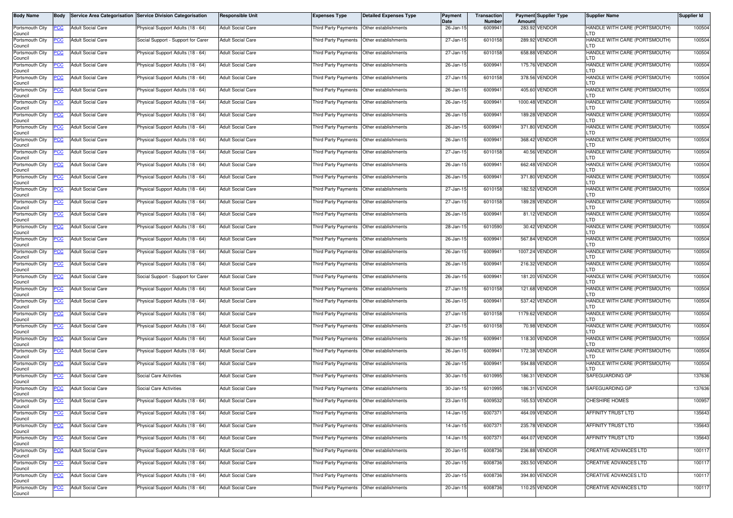| Body Name | Body | Service Area Categorisation | Service Division Categorisation | Responsible Unit | Expenses Type | Detailed Expenses Type | Payment Date | Transaction Number | Payment Amount | Supplier Type | Supplier Name | Supplier Id |
|---|---|---|---|---|---|---|---|---|---|---|---|---|
| Portsmouth City Council | PCC | Adult Social Care | Physical Support Adults (18 - 64) | Adult Social Care | Third Party Payments | Other establishments | 26-Jan-15 | 6009941 | 283.92 | VENDOR | HANDLE WITH CARE (PORTSMOUTH) LTD | 100504 |
| Portsmouth City Council | PCC | Adult Social Care | Social Support - Support for Carer | Adult Social Care | Third Party Payments | Other establishments | 27-Jan-15 | 6010158 | 289.92 | VENDOR | HANDLE WITH CARE (PORTSMOUTH) LTD | 100504 |
| Portsmouth City Council | PCC | Adult Social Care | Physical Support Adults (18 - 64) | Adult Social Care | Third Party Payments | Other establishments | 27-Jan-15 | 6010158 | 658.88 | VENDOR | HANDLE WITH CARE (PORTSMOUTH) LTD | 100504 |
| Portsmouth City Council | PCC | Adult Social Care | Physical Support Adults (18 - 64) | Adult Social Care | Third Party Payments | Other establishments | 26-Jan-15 | 6009941 | 175.76 | VENDOR | HANDLE WITH CARE (PORTSMOUTH) LTD | 100504 |
| Portsmouth City Council | PCC | Adult Social Care | Physical Support Adults (18 - 64) | Adult Social Care | Third Party Payments | Other establishments | 27-Jan-15 | 6010158 | 378.56 | VENDOR | HANDLE WITH CARE (PORTSMOUTH) LTD | 100504 |
| Portsmouth City Council | PCC | Adult Social Care | Physical Support Adults (18 - 64) | Adult Social Care | Third Party Payments | Other establishments | 26-Jan-15 | 6009941 | 405.60 | VENDOR | HANDLE WITH CARE (PORTSMOUTH) LTD | 100504 |
| Portsmouth City Council | PCC | Adult Social Care | Physical Support Adults (18 - 64) | Adult Social Care | Third Party Payments | Other establishments | 26-Jan-15 | 6009941 | 1000.48 | VENDOR | HANDLE WITH CARE (PORTSMOUTH) LTD | 100504 |
| Portsmouth City Council | PCC | Adult Social Care | Physical Support Adults (18 - 64) | Adult Social Care | Third Party Payments | Other establishments | 26-Jan-15 | 6009941 | 189.28 | VENDOR | HANDLE WITH CARE (PORTSMOUTH) LTD | 100504 |
| Portsmouth City Council | PCC | Adult Social Care | Physical Support Adults (18 - 64) | Adult Social Care | Third Party Payments | Other establishments | 26-Jan-15 | 6009941 | 371.80 | VENDOR | HANDLE WITH CARE (PORTSMOUTH) LTD | 100504 |
| Portsmouth City Council | PCC | Adult Social Care | Physical Support Adults (18 - 64) | Adult Social Care | Third Party Payments | Other establishments | 26-Jan-15 | 6009941 | 368.42 | VENDOR | HANDLE WITH CARE (PORTSMOUTH) LTD | 100504 |
| Portsmouth City Council | PCC | Adult Social Care | Physical Support Adults (18 - 64) | Adult Social Care | Third Party Payments | Other establishments | 27-Jan-15 | 6010158 | 40.56 | VENDOR | HANDLE WITH CARE (PORTSMOUTH) LTD | 100504 |
| Portsmouth City Council | PCC | Adult Social Care | Physical Support Adults (18 - 64) | Adult Social Care | Third Party Payments | Other establishments | 26-Jan-15 | 6009941 | 662.48 | VENDOR | HANDLE WITH CARE (PORTSMOUTH) LTD | 100504 |
| Portsmouth City Council | PCC | Adult Social Care | Physical Support Adults (18 - 64) | Adult Social Care | Third Party Payments | Other establishments | 26-Jan-15 | 6009941 | 371.80 | VENDOR | HANDLE WITH CARE (PORTSMOUTH) LTD | 100504 |
| Portsmouth City Council | PCC | Adult Social Care | Physical Support Adults (18 - 64) | Adult Social Care | Third Party Payments | Other establishments | 27-Jan-15 | 6010158 | 182.52 | VENDOR | HANDLE WITH CARE (PORTSMOUTH) LTD | 100504 |
| Portsmouth City Council | PCC | Adult Social Care | Physical Support Adults (18 - 64) | Adult Social Care | Third Party Payments | Other establishments | 27-Jan-15 | 6010158 | 189.28 | VENDOR | HANDLE WITH CARE (PORTSMOUTH) LTD | 100504 |
| Portsmouth City Council | PCC | Adult Social Care | Physical Support Adults (18 - 64) | Adult Social Care | Third Party Payments | Other establishments | 26-Jan-15 | 6009941 | 81.12 | VENDOR | HANDLE WITH CARE (PORTSMOUTH) LTD | 100504 |
| Portsmouth City Council | PCC | Adult Social Care | Physical Support Adults (18 - 64) | Adult Social Care | Third Party Payments | Other establishments | 28-Jan-15 | 6010590 | 30.42 | VENDOR | HANDLE WITH CARE (PORTSMOUTH) LTD | 100504 |
| Portsmouth City Council | PCC | Adult Social Care | Physical Support Adults (18 - 64) | Adult Social Care | Third Party Payments | Other establishments | 26-Jan-15 | 6009941 | 567.84 | VENDOR | HANDLE WITH CARE (PORTSMOUTH) LTD | 100504 |
| Portsmouth City Council | PCC | Adult Social Care | Physical Support Adults (18 - 64) | Adult Social Care | Third Party Payments | Other establishments | 26-Jan-15 | 6009941 | 1007.24 | VENDOR | HANDLE WITH CARE (PORTSMOUTH) LTD | 100504 |
| Portsmouth City Council | PCC | Adult Social Care | Physical Support Adults (18 - 64) | Adult Social Care | Third Party Payments | Other establishments | 26-Jan-15 | 6009941 | 216.32 | VENDOR | HANDLE WITH CARE (PORTSMOUTH) LTD | 100504 |
| Portsmouth City Council | PCC | Adult Social Care | Social Support - Support for Carer | Adult Social Care | Third Party Payments | Other establishments | 26-Jan-15 | 6009941 | 181.20 | VENDOR | HANDLE WITH CARE (PORTSMOUTH) LTD | 100504 |
| Portsmouth City Council | PCC | Adult Social Care | Physical Support Adults (18 - 64) | Adult Social Care | Third Party Payments | Other establishments | 27-Jan-15 | 6010158 | 121.68 | VENDOR | HANDLE WITH CARE (PORTSMOUTH) LTD | 100504 |
| Portsmouth City Council | PCC | Adult Social Care | Physical Support Adults (18 - 64) | Adult Social Care | Third Party Payments | Other establishments | 26-Jan-15 | 6009941 | 537.42 | VENDOR | HANDLE WITH CARE (PORTSMOUTH) LTD | 100504 |
| Portsmouth City Council | PCC | Adult Social Care | Physical Support Adults (18 - 64) | Adult Social Care | Third Party Payments | Other establishments | 27-Jan-15 | 6010158 | 1179.62 | VENDOR | HANDLE WITH CARE (PORTSMOUTH) LTD | 100504 |
| Portsmouth City Council | PCC | Adult Social Care | Physical Support Adults (18 - 64) | Adult Social Care | Third Party Payments | Other establishments | 27-Jan-15 | 6010158 | 70.98 | VENDOR | HANDLE WITH CARE (PORTSMOUTH) LTD | 100504 |
| Portsmouth City Council | PCC | Adult Social Care | Physical Support Adults (18 - 64) | Adult Social Care | Third Party Payments | Other establishments | 26-Jan-15 | 6009941 | 118.30 | VENDOR | HANDLE WITH CARE (PORTSMOUTH) LTD | 100504 |
| Portsmouth City Council | PCC | Adult Social Care | Physical Support Adults (18 - 64) | Adult Social Care | Third Party Payments | Other establishments | 26-Jan-15 | 6009941 | 172.38 | VENDOR | HANDLE WITH CARE (PORTSMOUTH) LTD | 100504 |
| Portsmouth City Council | PCC | Adult Social Care | Physical Support Adults (18 - 64) | Adult Social Care | Third Party Payments | Other establishments | 26-Jan-15 | 6009941 | 594.88 | VENDOR | HANDLE WITH CARE (PORTSMOUTH) LTD | 100504 |
| Portsmouth City Council | PCC | Adult Social Care | Social Care Activities | Adult Social Care | Third Party Payments | Other establishments | 30-Jan-15 | 6010995 | 186.31 | VENDOR | SAFEGUARDING GP | 137636 |
| Portsmouth City Council | PCC | Adult Social Care | Social Care Activities | Adult Social Care | Third Party Payments | Other establishments | 30-Jan-15 | 6010995 | 186.31 | VENDOR | SAFEGUARDING GP | 137636 |
| Portsmouth City Council | PCC | Adult Social Care | Physical Support Adults (18 - 64) | Adult Social Care | Third Party Payments | Other establishments | 23-Jan-15 | 6009532 | 165.53 | VENDOR | CHESHIRE HOMES | 100957 |
| Portsmouth City Council | PCC | Adult Social Care | Physical Support Adults (18 - 64) | Adult Social Care | Third Party Payments | Other establishments | 14-Jan-15 | 6007371 | 464.09 | VENDOR | AFFINITY TRUST LTD | 135643 |
| Portsmouth City Council | PCC | Adult Social Care | Physical Support Adults (18 - 64) | Adult Social Care | Third Party Payments | Other establishments | 14-Jan-15 | 6007371 | 235.78 | VENDOR | AFFINITY TRUST LTD | 135643 |
| Portsmouth City Council | PCC | Adult Social Care | Physical Support Adults (18 - 64) | Adult Social Care | Third Party Payments | Other establishments | 14-Jan-15 | 6007371 | 464.07 | VENDOR | AFFINITY TRUST LTD | 135643 |
| Portsmouth City Council | PCC | Adult Social Care | Physical Support Adults (18 - 64) | Adult Social Care | Third Party Payments | Other establishments | 20-Jan-15 | 6008736 | 236.88 | VENDOR | CREATIVE ADVANCES LTD | 100117 |
| Portsmouth City Council | PCC | Adult Social Care | Physical Support Adults (18 - 64) | Adult Social Care | Third Party Payments | Other establishments | 20-Jan-15 | 6008736 | 283.50 | VENDOR | CREATIVE ADVANCES LTD | 100117 |
| Portsmouth City Council | PCC | Adult Social Care | Physical Support Adults (18 - 64) | Adult Social Care | Third Party Payments | Other establishments | 20-Jan-15 | 6008736 | 394.80 | VENDOR | CREATIVE ADVANCES LTD | 100117 |
| Portsmouth City Council | PCC | Adult Social Care | Physical Support Adults (18 - 64) | Adult Social Care | Third Party Payments | Other establishments | 20-Jan-15 | 6008736 | 110.25 | VENDOR | CREATIVE ADVANCES LTD | 100117 |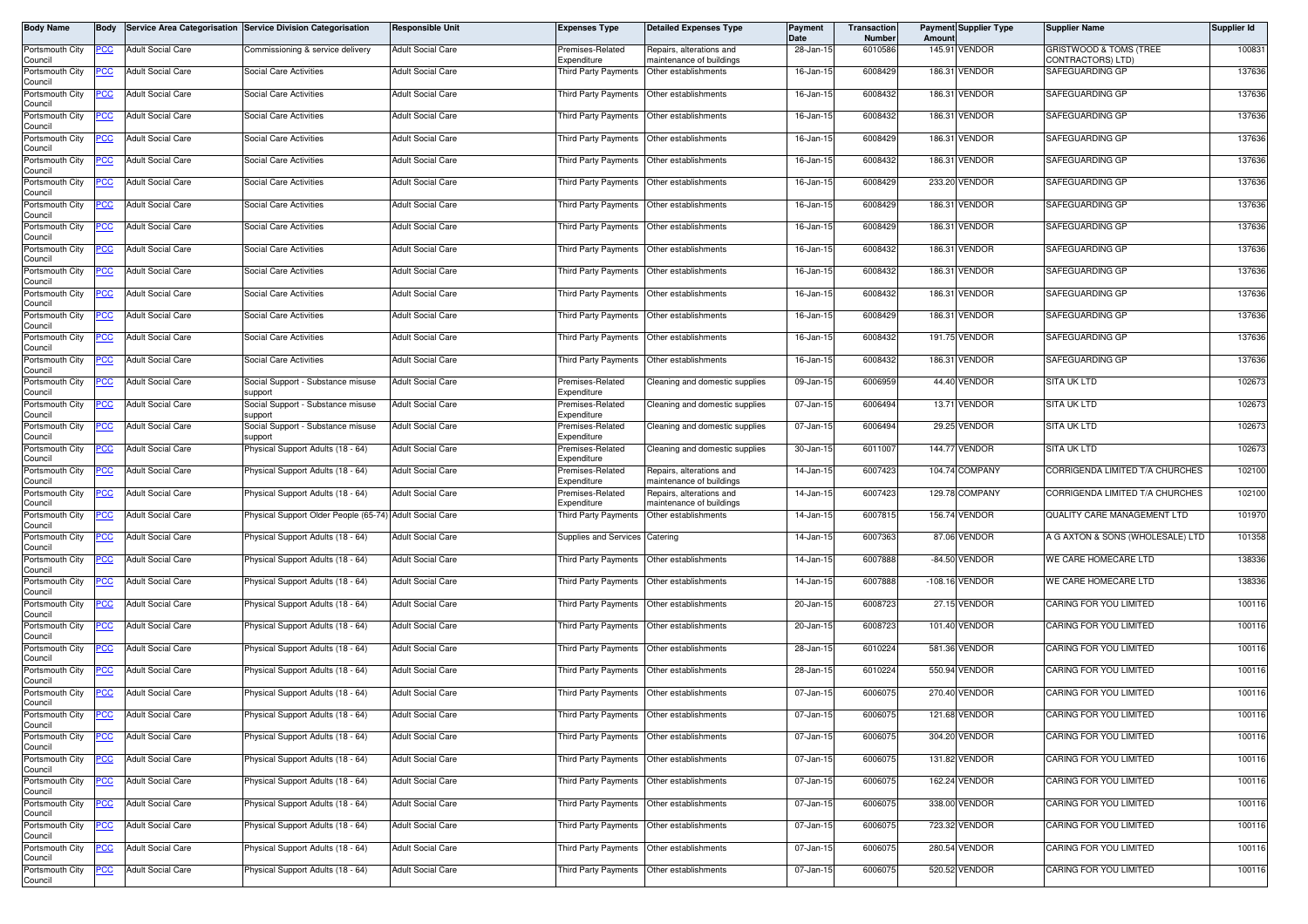| Body Name | Body | Service Area Categorisation | Service Division Categorisation | Responsible Unit | Expenses Type | Detailed Expenses Type | Payment Date | Transaction Number | Payment Amount | Supplier Type | Supplier Name | Supplier Id |
|---|---|---|---|---|---|---|---|---|---|---|---|---|
| Portsmouth City Council | PCC | Adult Social Care | Commissioning & service delivery | Adult Social Care | Premises-Related Expenditure | Repairs, alterations and maintenance of buildings | 28-Jan-15 | 6010586 | 145.91 | VENDOR | GRISTWOOD & TOMS (TREE CONTRACTORS) LTD) | 100831 |
| Portsmouth City Council | PCC | Adult Social Care | Social Care Activities | Adult Social Care | Third Party Payments | Other establishments | 16-Jan-15 | 6008429 | 186.31 | VENDOR | SAFEGUARDING GP | 137636 |
| Portsmouth City Council | PCC | Adult Social Care | Social Care Activities | Adult Social Care | Third Party Payments | Other establishments | 16-Jan-15 | 6008432 | 186.31 | VENDOR | SAFEGUARDING GP | 137636 |
| Portsmouth City Council | PCC | Adult Social Care | Social Care Activities | Adult Social Care | Third Party Payments | Other establishments | 16-Jan-15 | 6008432 | 186.31 | VENDOR | SAFEGUARDING GP | 137636 |
| Portsmouth City Council | PCC | Adult Social Care | Social Care Activities | Adult Social Care | Third Party Payments | Other establishments | 16-Jan-15 | 6008429 | 186.31 | VENDOR | SAFEGUARDING GP | 137636 |
| Portsmouth City Council | PCC | Adult Social Care | Social Care Activities | Adult Social Care | Third Party Payments | Other establishments | 16-Jan-15 | 6008432 | 186.31 | VENDOR | SAFEGUARDING GP | 137636 |
| Portsmouth City Council | PCC | Adult Social Care | Social Care Activities | Adult Social Care | Third Party Payments | Other establishments | 16-Jan-15 | 6008429 | 233.20 | VENDOR | SAFEGUARDING GP | 137636 |
| Portsmouth City Council | PCC | Adult Social Care | Social Care Activities | Adult Social Care | Third Party Payments | Other establishments | 16-Jan-15 | 6008429 | 186.31 | VENDOR | SAFEGUARDING GP | 137636 |
| Portsmouth City Council | PCC | Adult Social Care | Social Care Activities | Adult Social Care | Third Party Payments | Other establishments | 16-Jan-15 | 6008429 | 186.31 | VENDOR | SAFEGUARDING GP | 137636 |
| Portsmouth City Council | PCC | Adult Social Care | Social Care Activities | Adult Social Care | Third Party Payments | Other establishments | 16-Jan-15 | 6008432 | 186.31 | VENDOR | SAFEGUARDING GP | 137636 |
| Portsmouth City Council | PCC | Adult Social Care | Social Care Activities | Adult Social Care | Third Party Payments | Other establishments | 16-Jan-15 | 6008432 | 186.31 | VENDOR | SAFEGUARDING GP | 137636 |
| Portsmouth City Council | PCC | Adult Social Care | Social Care Activities | Adult Social Care | Third Party Payments | Other establishments | 16-Jan-15 | 6008432 | 186.31 | VENDOR | SAFEGUARDING GP | 137636 |
| Portsmouth City Council | PCC | Adult Social Care | Social Care Activities | Adult Social Care | Third Party Payments | Other establishments | 16-Jan-15 | 6008429 | 186.31 | VENDOR | SAFEGUARDING GP | 137636 |
| Portsmouth City Council | PCC | Adult Social Care | Social Care Activities | Adult Social Care | Third Party Payments | Other establishments | 16-Jan-15 | 6008432 | 191.75 | VENDOR | SAFEGUARDING GP | 137636 |
| Portsmouth City Council | PCC | Adult Social Care | Social Care Activities | Adult Social Care | Third Party Payments | Other establishments | 16-Jan-15 | 6008432 | 186.31 | VENDOR | SAFEGUARDING GP | 137636 |
| Portsmouth City Council | PCC | Adult Social Care | Social Support - Substance misuse support | Adult Social Care | Premises-Related Expenditure | Cleaning and domestic supplies | 09-Jan-15 | 6006959 | 44.40 | VENDOR | SITA UK LTD | 102673 |
| Portsmouth City Council | PCC | Adult Social Care | Social Support - Substance misuse support | Adult Social Care | Premises-Related Expenditure | Cleaning and domestic supplies | 07-Jan-15 | 6006494 | 13.71 | VENDOR | SITA UK LTD | 102673 |
| Portsmouth City Council | PCC | Adult Social Care | Social Support - Substance misuse support | Adult Social Care | Premises-Related Expenditure | Cleaning and domestic supplies | 07-Jan-15 | 6006494 | 29.25 | VENDOR | SITA UK LTD | 102673 |
| Portsmouth City Council | PCC | Adult Social Care | Physical Support Adults (18 - 64) | Adult Social Care | Premises-Related Expenditure | Cleaning and domestic supplies | 30-Jan-15 | 6011007 | 144.77 | VENDOR | SITA UK LTD | 102673 |
| Portsmouth City Council | PCC | Adult Social Care | Physical Support Adults (18 - 64) | Adult Social Care | Premises-Related Expenditure | Repairs, alterations and maintenance of buildings | 14-Jan-15 | 6007423 | 104.74 | COMPANY | CORRIGENDA LIMITED T/A CHURCHES | 102100 |
| Portsmouth City Council | PCC | Adult Social Care | Physical Support Adults (18 - 64) | Adult Social Care | Premises-Related Expenditure | Repairs, alterations and maintenance of buildings | 14-Jan-15 | 6007423 | 129.78 | COMPANY | CORRIGENDA LIMITED T/A CHURCHES | 102100 |
| Portsmouth City Council | PCC | Adult Social Care | Physical Support Older People (65-74) | Adult Social Care | Third Party Payments | Other establishments | 14-Jan-15 | 6007815 | 156.74 | VENDOR | QUALITY CARE MANAGEMENT LTD | 101970 |
| Portsmouth City Council | PCC | Adult Social Care | Physical Support Adults (18 - 64) | Adult Social Care | Supplies and Services | Catering | 14-Jan-15 | 6007363 | 87.06 | VENDOR | A G AXTON & SONS (WHOLESALE) LTD | 101358 |
| Portsmouth City Council | PCC | Adult Social Care | Physical Support Adults (18 - 64) | Adult Social Care | Third Party Payments | Other establishments | 14-Jan-15 | 6007888 | -84.50 | VENDOR | WE CARE HOMECARE LTD | 138336 |
| Portsmouth City Council | PCC | Adult Social Care | Physical Support Adults (18 - 64) | Adult Social Care | Third Party Payments | Other establishments | 14-Jan-15 | 6007888 | -108.16 | VENDOR | WE CARE HOMECARE LTD | 138336 |
| Portsmouth City Council | PCC | Adult Social Care | Physical Support Adults (18 - 64) | Adult Social Care | Third Party Payments | Other establishments | 20-Jan-15 | 6008723 | 27.15 | VENDOR | CARING FOR YOU LIMITED | 100116 |
| Portsmouth City Council | PCC | Adult Social Care | Physical Support Adults (18 - 64) | Adult Social Care | Third Party Payments | Other establishments | 20-Jan-15 | 6008723 | 101.40 | VENDOR | CARING FOR YOU LIMITED | 100116 |
| Portsmouth City Council | PCC | Adult Social Care | Physical Support Adults (18 - 64) | Adult Social Care | Third Party Payments | Other establishments | 28-Jan-15 | 6010224 | 581.36 | VENDOR | CARING FOR YOU LIMITED | 100116 |
| Portsmouth City Council | PCC | Adult Social Care | Physical Support Adults (18 - 64) | Adult Social Care | Third Party Payments | Other establishments | 28-Jan-15 | 6010224 | 550.94 | VENDOR | CARING FOR YOU LIMITED | 100116 |
| Portsmouth City Council | PCC | Adult Social Care | Physical Support Adults (18 - 64) | Adult Social Care | Third Party Payments | Other establishments | 07-Jan-15 | 6006075 | 270.40 | VENDOR | CARING FOR YOU LIMITED | 100116 |
| Portsmouth City Council | PCC | Adult Social Care | Physical Support Adults (18 - 64) | Adult Social Care | Third Party Payments | Other establishments | 07-Jan-15 | 6006075 | 121.68 | VENDOR | CARING FOR YOU LIMITED | 100116 |
| Portsmouth City Council | PCC | Adult Social Care | Physical Support Adults (18 - 64) | Adult Social Care | Third Party Payments | Other establishments | 07-Jan-15 | 6006075 | 304.20 | VENDOR | CARING FOR YOU LIMITED | 100116 |
| Portsmouth City Council | PCC | Adult Social Care | Physical Support Adults (18 - 64) | Adult Social Care | Third Party Payments | Other establishments | 07-Jan-15 | 6006075 | 131.82 | VENDOR | CARING FOR YOU LIMITED | 100116 |
| Portsmouth City Council | PCC | Adult Social Care | Physical Support Adults (18 - 64) | Adult Social Care | Third Party Payments | Other establishments | 07-Jan-15 | 6006075 | 162.24 | VENDOR | CARING FOR YOU LIMITED | 100116 |
| Portsmouth City Council | PCC | Adult Social Care | Physical Support Adults (18 - 64) | Adult Social Care | Third Party Payments | Other establishments | 07-Jan-15 | 6006075 | 338.00 | VENDOR | CARING FOR YOU LIMITED | 100116 |
| Portsmouth City Council | PCC | Adult Social Care | Physical Support Adults (18 - 64) | Adult Social Care | Third Party Payments | Other establishments | 07-Jan-15 | 6006075 | 723.32 | VENDOR | CARING FOR YOU LIMITED | 100116 |
| Portsmouth City Council | PCC | Adult Social Care | Physical Support Adults (18 - 64) | Adult Social Care | Third Party Payments | Other establishments | 07-Jan-15 | 6006075 | 280.54 | VENDOR | CARING FOR YOU LIMITED | 100116 |
| Portsmouth City Council | PCC | Adult Social Care | Physical Support Adults (18 - 64) | Adult Social Care | Third Party Payments | Other establishments | 07-Jan-15 | 6006075 | 520.52 | VENDOR | CARING FOR YOU LIMITED | 100116 |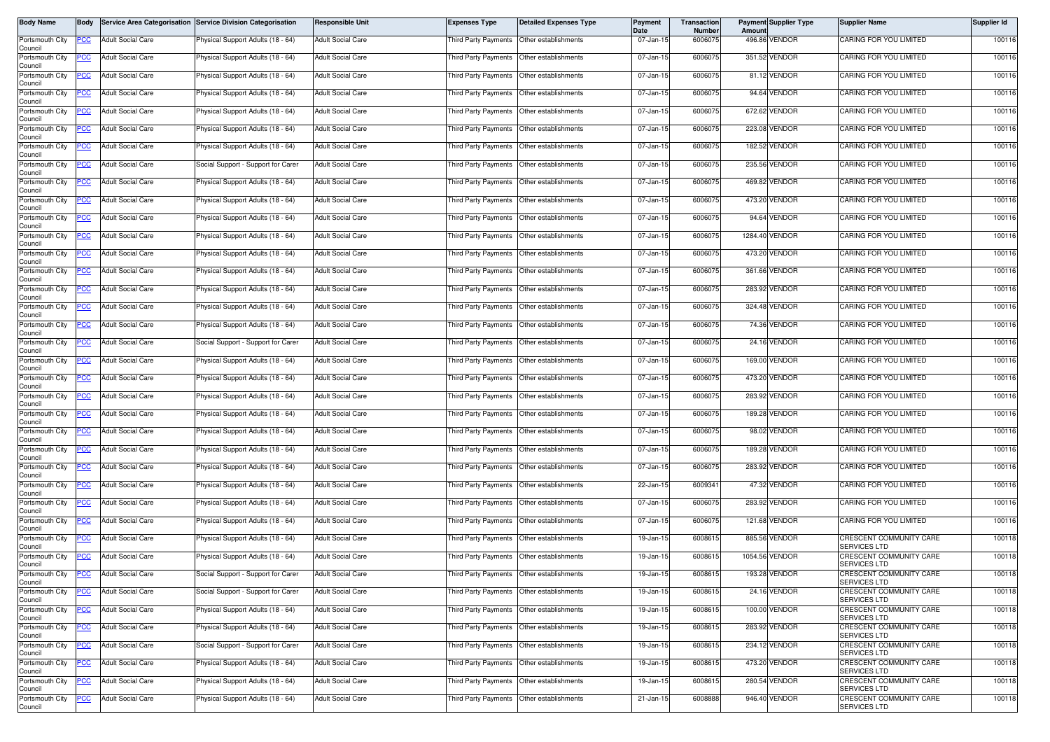| Body Name | Body | Service Area Categorisation | Service Division Categorisation | Responsible Unit | Expenses Type | Detailed Expenses Type | Payment Date | Transaction Number | Payment Amount | Supplier Type | Supplier Name | Supplier Id |
|---|---|---|---|---|---|---|---|---|---|---|---|---|
| Portsmouth City Council | PCC | Adult Social Care | Physical Support Adults (18 - 64) | Adult Social Care | Third Party Payments | Other establishments | 07-Jan-15 | 6006075 | 496.86 | VENDOR | CARING FOR YOU LIMITED | 100116 |
| Portsmouth City Council | PCC | Adult Social Care | Physical Support Adults (18 - 64) | Adult Social Care | Third Party Payments | Other establishments | 07-Jan-15 | 6006075 | 351.52 | VENDOR | CARING FOR YOU LIMITED | 100116 |
| Portsmouth City Council | PCC | Adult Social Care | Physical Support Adults (18 - 64) | Adult Social Care | Third Party Payments | Other establishments | 07-Jan-15 | 6006075 | 81.12 | VENDOR | CARING FOR YOU LIMITED | 100116 |
| Portsmouth City Council | PCC | Adult Social Care | Physical Support Adults (18 - 64) | Adult Social Care | Third Party Payments | Other establishments | 07-Jan-15 | 6006075 | 94.64 | VENDOR | CARING FOR YOU LIMITED | 100116 |
| Portsmouth City Council | PCC | Adult Social Care | Physical Support Adults (18 - 64) | Adult Social Care | Third Party Payments | Other establishments | 07-Jan-15 | 6006075 | 672.62 | VENDOR | CARING FOR YOU LIMITED | 100116 |
| Portsmouth City Council | PCC | Adult Social Care | Physical Support Adults (18 - 64) | Adult Social Care | Third Party Payments | Other establishments | 07-Jan-15 | 6006075 | 223.08 | VENDOR | CARING FOR YOU LIMITED | 100116 |
| Portsmouth City Council | PCC | Adult Social Care | Physical Support Adults (18 - 64) | Adult Social Care | Third Party Payments | Other establishments | 07-Jan-15 | 6006075 | 182.52 | VENDOR | CARING FOR YOU LIMITED | 100116 |
| Portsmouth City Council | PCC | Adult Social Care | Social Support - Support for Carer | Adult Social Care | Third Party Payments | Other establishments | 07-Jan-15 | 6006075 | 235.56 | VENDOR | CARING FOR YOU LIMITED | 100116 |
| Portsmouth City Council | PCC | Adult Social Care | Physical Support Adults (18 - 64) | Adult Social Care | Third Party Payments | Other establishments | 07-Jan-15 | 6006075 | 469.82 | VENDOR | CARING FOR YOU LIMITED | 100116 |
| Portsmouth City Council | PCC | Adult Social Care | Physical Support Adults (18 - 64) | Adult Social Care | Third Party Payments | Other establishments | 07-Jan-15 | 6006075 | 473.20 | VENDOR | CARING FOR YOU LIMITED | 100116 |
| Portsmouth City Council | PCC | Adult Social Care | Physical Support Adults (18 - 64) | Adult Social Care | Third Party Payments | Other establishments | 07-Jan-15 | 6006075 | 94.64 | VENDOR | CARING FOR YOU LIMITED | 100116 |
| Portsmouth City Council | PCC | Adult Social Care | Physical Support Adults (18 - 64) | Adult Social Care | Third Party Payments | Other establishments | 07-Jan-15 | 6006075 | 1284.40 | VENDOR | CARING FOR YOU LIMITED | 100116 |
| Portsmouth City Council | PCC | Adult Social Care | Physical Support Adults (18 - 64) | Adult Social Care | Third Party Payments | Other establishments | 07-Jan-15 | 6006075 | 473.20 | VENDOR | CARING FOR YOU LIMITED | 100116 |
| Portsmouth City Council | PCC | Adult Social Care | Physical Support Adults (18 - 64) | Adult Social Care | Third Party Payments | Other establishments | 07-Jan-15 | 6006075 | 361.66 | VENDOR | CARING FOR YOU LIMITED | 100116 |
| Portsmouth City Council | PCC | Adult Social Care | Physical Support Adults (18 - 64) | Adult Social Care | Third Party Payments | Other establishments | 07-Jan-15 | 6006075 | 283.92 | VENDOR | CARING FOR YOU LIMITED | 100116 |
| Portsmouth City Council | PCC | Adult Social Care | Physical Support Adults (18 - 64) | Adult Social Care | Third Party Payments | Other establishments | 07-Jan-15 | 6006075 | 324.48 | VENDOR | CARING FOR YOU LIMITED | 100116 |
| Portsmouth City Council | PCC | Adult Social Care | Physical Support Adults (18 - 64) | Adult Social Care | Third Party Payments | Other establishments | 07-Jan-15 | 6006075 | 74.36 | VENDOR | CARING FOR YOU LIMITED | 100116 |
| Portsmouth City Council | PCC | Adult Social Care | Social Support - Support for Carer | Adult Social Care | Third Party Payments | Other establishments | 07-Jan-15 | 6006075 | 24.16 | VENDOR | CARING FOR YOU LIMITED | 100116 |
| Portsmouth City Council | PCC | Adult Social Care | Physical Support Adults (18 - 64) | Adult Social Care | Third Party Payments | Other establishments | 07-Jan-15 | 6006075 | 169.00 | VENDOR | CARING FOR YOU LIMITED | 100116 |
| Portsmouth City Council | PCC | Adult Social Care | Physical Support Adults (18 - 64) | Adult Social Care | Third Party Payments | Other establishments | 07-Jan-15 | 6006075 | 473.20 | VENDOR | CARING FOR YOU LIMITED | 100116 |
| Portsmouth City Council | PCC | Adult Social Care | Physical Support Adults (18 - 64) | Adult Social Care | Third Party Payments | Other establishments | 07-Jan-15 | 6006075 | 283.92 | VENDOR | CARING FOR YOU LIMITED | 100116 |
| Portsmouth City Council | PCC | Adult Social Care | Physical Support Adults (18 - 64) | Adult Social Care | Third Party Payments | Other establishments | 07-Jan-15 | 6006075 | 189.28 | VENDOR | CARING FOR YOU LIMITED | 100116 |
| Portsmouth City Council | PCC | Adult Social Care | Physical Support Adults (18 - 64) | Adult Social Care | Third Party Payments | Other establishments | 07-Jan-15 | 6006075 | 98.02 | VENDOR | CARING FOR YOU LIMITED | 100116 |
| Portsmouth City Council | PCC | Adult Social Care | Physical Support Adults (18 - 64) | Adult Social Care | Third Party Payments | Other establishments | 07-Jan-15 | 6006075 | 189.28 | VENDOR | CARING FOR YOU LIMITED | 100116 |
| Portsmouth City Council | PCC | Adult Social Care | Physical Support Adults (18 - 64) | Adult Social Care | Third Party Payments | Other establishments | 07-Jan-15 | 6006075 | 283.92 | VENDOR | CARING FOR YOU LIMITED | 100116 |
| Portsmouth City Council | PCC | Adult Social Care | Physical Support Adults (18 - 64) | Adult Social Care | Third Party Payments | Other establishments | 22-Jan-15 | 6009341 | 47.32 | VENDOR | CARING FOR YOU LIMITED | 100116 |
| Portsmouth City Council | PCC | Adult Social Care | Physical Support Adults (18 - 64) | Adult Social Care | Third Party Payments | Other establishments | 07-Jan-15 | 6006075 | 283.92 | VENDOR | CARING FOR YOU LIMITED | 100116 |
| Portsmouth City Council | PCC | Adult Social Care | Physical Support Adults (18 - 64) | Adult Social Care | Third Party Payments | Other establishments | 07-Jan-15 | 6006075 | 121.68 | VENDOR | CARING FOR YOU LIMITED | 100116 |
| Portsmouth City Council | PCC | Adult Social Care | Physical Support Adults (18 - 64) | Adult Social Care | Third Party Payments | Other establishments | 19-Jan-15 | 6008615 | 885.56 | VENDOR | CRESCENT COMMUNITY CARE SERVICES LTD | 100118 |
| Portsmouth City Council | PCC | Adult Social Care | Physical Support Adults (18 - 64) | Adult Social Care | Third Party Payments | Other establishments | 19-Jan-15 | 6008615 | 1054.56 | VENDOR | CRESCENT COMMUNITY CARE SERVICES LTD | 100118 |
| Portsmouth City Council | PCC | Adult Social Care | Social Support - Support for Carer | Adult Social Care | Third Party Payments | Other establishments | 19-Jan-15 | 6008615 | 193.28 | VENDOR | CRESCENT COMMUNITY CARE SERVICES LTD | 100118 |
| Portsmouth City Council | PCC | Adult Social Care | Social Support - Support for Carer | Adult Social Care | Third Party Payments | Other establishments | 19-Jan-15 | 6008615 | 24.16 | VENDOR | CRESCENT COMMUNITY CARE SERVICES LTD | 100118 |
| Portsmouth City Council | PCC | Adult Social Care | Physical Support Adults (18 - 64) | Adult Social Care | Third Party Payments | Other establishments | 19-Jan-15 | 6008615 | 100.00 | VENDOR | CRESCENT COMMUNITY CARE SERVICES LTD | 100118 |
| Portsmouth City Council | PCC | Adult Social Care | Physical Support Adults (18 - 64) | Adult Social Care | Third Party Payments | Other establishments | 19-Jan-15 | 6008615 | 283.92 | VENDOR | CRESCENT COMMUNITY CARE SERVICES LTD | 100118 |
| Portsmouth City Council | PCC | Adult Social Care | Social Support - Support for Carer | Adult Social Care | Third Party Payments | Other establishments | 19-Jan-15 | 6008615 | 234.12 | VENDOR | CRESCENT COMMUNITY CARE SERVICES LTD | 100118 |
| Portsmouth City Council | PCC | Adult Social Care | Physical Support Adults (18 - 64) | Adult Social Care | Third Party Payments | Other establishments | 19-Jan-15 | 6008615 | 473.20 | VENDOR | CRESCENT COMMUNITY CARE SERVICES LTD | 100118 |
| Portsmouth City Council | PCC | Adult Social Care | Physical Support Adults (18 - 64) | Adult Social Care | Third Party Payments | Other establishments | 19-Jan-15 | 6008615 | 280.54 | VENDOR | CRESCENT COMMUNITY CARE SERVICES LTD | 100118 |
| Portsmouth City Council | PCC | Adult Social Care | Physical Support Adults (18 - 64) | Adult Social Care | Third Party Payments | Other establishments | 21-Jan-15 | 6008888 | 946.40 | VENDOR | CRESCENT COMMUNITY CARE SERVICES LTD | 100118 |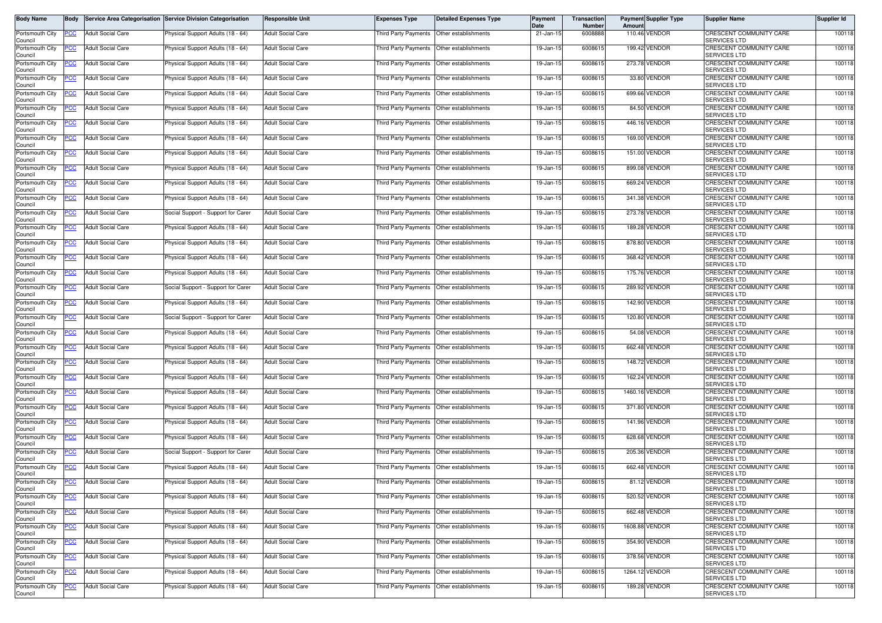| Body Name | Body | Service Area Categorisation | Service Division Categorisation | Responsible Unit | Expenses Type | Detailed Expenses Type | Payment Date | Transaction Number | Payment Amount | Supplier Type | Supplier Name | Supplier Id |
|---|---|---|---|---|---|---|---|---|---|---|---|---|
| Portsmouth City Council | PCC | Adult Social Care | Physical Support Adults (18 - 64) | Adult Social Care | Third Party Payments | Other establishments | 21-Jan-15 | 6008888 | 110.46 | VENDOR | CRESCENT COMMUNITY CARE SERVICES LTD | 100118 |
| Portsmouth City Council | PCC | Adult Social Care | Physical Support Adults (18 - 64) | Adult Social Care | Third Party Payments | Other establishments | 19-Jan-15 | 6008615 | 199.42 | VENDOR | CRESCENT COMMUNITY CARE SERVICES LTD | 100118 |
| Portsmouth City Council | PCC | Adult Social Care | Physical Support Adults (18 - 64) | Adult Social Care | Third Party Payments | Other establishments | 19-Jan-15 | 6008615 | 273.78 | VENDOR | CRESCENT COMMUNITY CARE SERVICES LTD | 100118 |
| Portsmouth City Council | PCC | Adult Social Care | Physical Support Adults (18 - 64) | Adult Social Care | Third Party Payments | Other establishments | 19-Jan-15 | 6008615 | 33.80 | VENDOR | CRESCENT COMMUNITY CARE SERVICES LTD | 100118 |
| Portsmouth City Council | PCC | Adult Social Care | Physical Support Adults (18 - 64) | Adult Social Care | Third Party Payments | Other establishments | 19-Jan-15 | 6008615 | 699.66 | VENDOR | CRESCENT COMMUNITY CARE SERVICES LTD | 100118 |
| Portsmouth City Council | PCC | Adult Social Care | Physical Support Adults (18 - 64) | Adult Social Care | Third Party Payments | Other establishments | 19-Jan-15 | 6008615 | 84.50 | VENDOR | CRESCENT COMMUNITY CARE SERVICES LTD | 100118 |
| Portsmouth City Council | PCC | Adult Social Care | Physical Support Adults (18 - 64) | Adult Social Care | Third Party Payments | Other establishments | 19-Jan-15 | 6008615 | 446.16 | VENDOR | CRESCENT COMMUNITY CARE SERVICES LTD | 100118 |
| Portsmouth City Council | PCC | Adult Social Care | Physical Support Adults (18 - 64) | Adult Social Care | Third Party Payments | Other establishments | 19-Jan-15 | 6008615 | 169.00 | VENDOR | CRESCENT COMMUNITY CARE SERVICES LTD | 100118 |
| Portsmouth City Council | PCC | Adult Social Care | Physical Support Adults (18 - 64) | Adult Social Care | Third Party Payments | Other establishments | 19-Jan-15 | 6008615 | 151.00 | VENDOR | CRESCENT COMMUNITY CARE SERVICES LTD | 100118 |
| Portsmouth City Council | PCC | Adult Social Care | Physical Support Adults (18 - 64) | Adult Social Care | Third Party Payments | Other establishments | 19-Jan-15 | 6008615 | 899.08 | VENDOR | CRESCENT COMMUNITY CARE SERVICES LTD | 100118 |
| Portsmouth City Council | PCC | Adult Social Care | Physical Support Adults (18 - 64) | Adult Social Care | Third Party Payments | Other establishments | 19-Jan-15 | 6008615 | 669.24 | VENDOR | CRESCENT COMMUNITY CARE SERVICES LTD | 100118 |
| Portsmouth City Council | PCC | Adult Social Care | Physical Support Adults (18 - 64) | Adult Social Care | Third Party Payments | Other establishments | 19-Jan-15 | 6008615 | 341.38 | VENDOR | CRESCENT COMMUNITY CARE SERVICES LTD | 100118 |
| Portsmouth City Council | PCC | Adult Social Care | Social Support - Support for Carer | Adult Social Care | Third Party Payments | Other establishments | 19-Jan-15 | 6008615 | 273.78 | VENDOR | CRESCENT COMMUNITY CARE SERVICES LTD | 100118 |
| Portsmouth City Council | PCC | Adult Social Care | Physical Support Adults (18 - 64) | Adult Social Care | Third Party Payments | Other establishments | 19-Jan-15 | 6008615 | 189.28 | VENDOR | CRESCENT COMMUNITY CARE SERVICES LTD | 100118 |
| Portsmouth City Council | PCC | Adult Social Care | Physical Support Adults (18 - 64) | Adult Social Care | Third Party Payments | Other establishments | 19-Jan-15 | 6008615 | 878.80 | VENDOR | CRESCENT COMMUNITY CARE SERVICES LTD | 100118 |
| Portsmouth City Council | PCC | Adult Social Care | Physical Support Adults (18 - 64) | Adult Social Care | Third Party Payments | Other establishments | 19-Jan-15 | 6008615 | 368.42 | VENDOR | CRESCENT COMMUNITY CARE SERVICES LTD | 100118 |
| Portsmouth City Council | PCC | Adult Social Care | Physical Support Adults (18 - 64) | Adult Social Care | Third Party Payments | Other establishments | 19-Jan-15 | 6008615 | 175.76 | VENDOR | CRESCENT COMMUNITY CARE SERVICES LTD | 100118 |
| Portsmouth City Council | PCC | Adult Social Care | Social Support - Support for Carer | Adult Social Care | Third Party Payments | Other establishments | 19-Jan-15 | 6008615 | 289.92 | VENDOR | CRESCENT COMMUNITY CARE SERVICES LTD | 100118 |
| Portsmouth City Council | PCC | Adult Social Care | Physical Support Adults (18 - 64) | Adult Social Care | Third Party Payments | Other establishments | 19-Jan-15 | 6008615 | 142.90 | VENDOR | CRESCENT COMMUNITY CARE SERVICES LTD | 100118 |
| Portsmouth City Council | PCC | Adult Social Care | Social Support - Support for Carer | Adult Social Care | Third Party Payments | Other establishments | 19-Jan-15 | 6008615 | 120.80 | VENDOR | CRESCENT COMMUNITY CARE SERVICES LTD | 100118 |
| Portsmouth City Council | PCC | Adult Social Care | Physical Support Adults (18 - 64) | Adult Social Care | Third Party Payments | Other establishments | 19-Jan-15 | 6008615 | 54.08 | VENDOR | CRESCENT COMMUNITY CARE SERVICES LTD | 100118 |
| Portsmouth City Council | PCC | Adult Social Care | Physical Support Adults (18 - 64) | Adult Social Care | Third Party Payments | Other establishments | 19-Jan-15 | 6008615 | 662.48 | VENDOR | CRESCENT COMMUNITY CARE SERVICES LTD | 100118 |
| Portsmouth City Council | PCC | Adult Social Care | Physical Support Adults (18 - 64) | Adult Social Care | Third Party Payments | Other establishments | 19-Jan-15 | 6008615 | 148.72 | VENDOR | CRESCENT COMMUNITY CARE SERVICES LTD | 100118 |
| Portsmouth City Council | PCC | Adult Social Care | Physical Support Adults (18 - 64) | Adult Social Care | Third Party Payments | Other establishments | 19-Jan-15 | 6008615 | 162.24 | VENDOR | CRESCENT COMMUNITY CARE SERVICES LTD | 100118 |
| Portsmouth City Council | PCC | Adult Social Care | Physical Support Adults (18 - 64) | Adult Social Care | Third Party Payments | Other establishments | 19-Jan-15 | 6008615 | 1460.16 | VENDOR | CRESCENT COMMUNITY CARE SERVICES LTD | 100118 |
| Portsmouth City Council | PCC | Adult Social Care | Physical Support Adults (18 - 64) | Adult Social Care | Third Party Payments | Other establishments | 19-Jan-15 | 6008615 | 371.80 | VENDOR | CRESCENT COMMUNITY CARE SERVICES LTD | 100118 |
| Portsmouth City Council | PCC | Adult Social Care | Physical Support Adults (18 - 64) | Adult Social Care | Third Party Payments | Other establishments | 19-Jan-15 | 6008615 | 141.96 | VENDOR | CRESCENT COMMUNITY CARE SERVICES LTD | 100118 |
| Portsmouth City Council | PCC | Adult Social Care | Physical Support Adults (18 - 64) | Adult Social Care | Third Party Payments | Other establishments | 19-Jan-15 | 6008615 | 628.68 | VENDOR | CRESCENT COMMUNITY CARE SERVICES LTD | 100118 |
| Portsmouth City Council | PCC | Adult Social Care | Social Support - Support for Carer | Adult Social Care | Third Party Payments | Other establishments | 19-Jan-15 | 6008615 | 205.36 | VENDOR | CRESCENT COMMUNITY CARE SERVICES LTD | 100118 |
| Portsmouth City Council | PCC | Adult Social Care | Physical Support Adults (18 - 64) | Adult Social Care | Third Party Payments | Other establishments | 19-Jan-15 | 6008615 | 662.48 | VENDOR | CRESCENT COMMUNITY CARE SERVICES LTD | 100118 |
| Portsmouth City Council | PCC | Adult Social Care | Physical Support Adults (18 - 64) | Adult Social Care | Third Party Payments | Other establishments | 19-Jan-15 | 6008615 | 81.12 | VENDOR | CRESCENT COMMUNITY CARE SERVICES LTD | 100118 |
| Portsmouth City Council | PCC | Adult Social Care | Physical Support Adults (18 - 64) | Adult Social Care | Third Party Payments | Other establishments | 19-Jan-15 | 6008615 | 520.52 | VENDOR | CRESCENT COMMUNITY CARE SERVICES LTD | 100118 |
| Portsmouth City Council | PCC | Adult Social Care | Physical Support Adults (18 - 64) | Adult Social Care | Third Party Payments | Other establishments | 19-Jan-15 | 6008615 | 662.48 | VENDOR | CRESCENT COMMUNITY CARE SERVICES LTD | 100118 |
| Portsmouth City Council | PCC | Adult Social Care | Physical Support Adults (18 - 64) | Adult Social Care | Third Party Payments | Other establishments | 19-Jan-15 | 6008615 | 1608.88 | VENDOR | CRESCENT COMMUNITY CARE SERVICES LTD | 100118 |
| Portsmouth City Council | PCC | Adult Social Care | Physical Support Adults (18 - 64) | Adult Social Care | Third Party Payments | Other establishments | 19-Jan-15 | 6008615 | 354.90 | VENDOR | CRESCENT COMMUNITY CARE SERVICES LTD | 100118 |
| Portsmouth City Council | PCC | Adult Social Care | Physical Support Adults (18 - 64) | Adult Social Care | Third Party Payments | Other establishments | 19-Jan-15 | 6008615 | 378.56 | VENDOR | CRESCENT COMMUNITY CARE SERVICES LTD | 100118 |
| Portsmouth City Council | PCC | Adult Social Care | Physical Support Adults (18 - 64) | Adult Social Care | Third Party Payments | Other establishments | 19-Jan-15 | 6008615 | 1264.12 | VENDOR | CRESCENT COMMUNITY CARE SERVICES LTD | 100118 |
| Portsmouth City Council | PCC | Adult Social Care | Physical Support Adults (18 - 64) | Adult Social Care | Third Party Payments | Other establishments | 19-Jan-15 | 6008615 | 189.28 | VENDOR | CRESCENT COMMUNITY CARE SERVICES LTD | 100118 |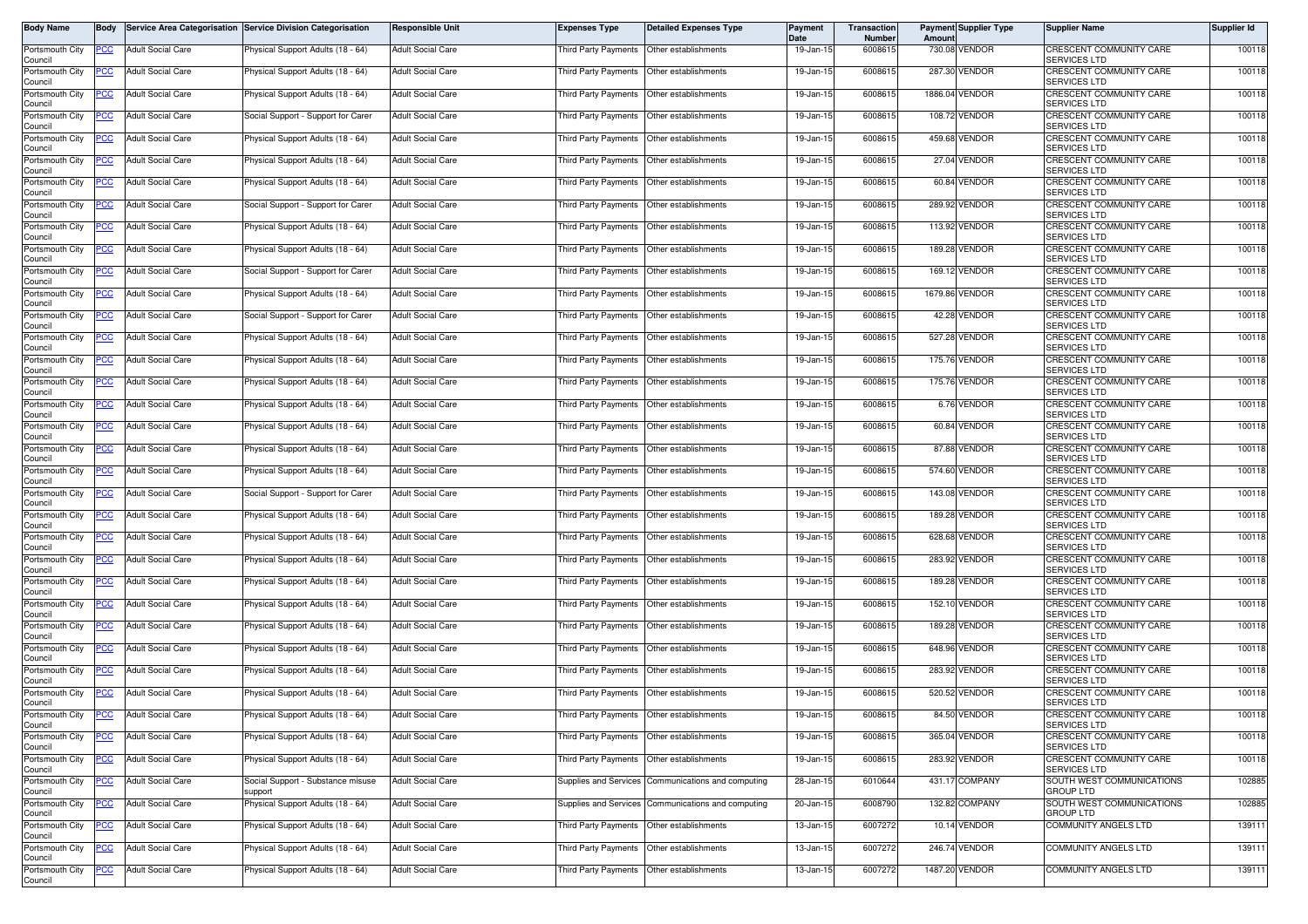| Body Name | Body | Service Area Categorisation | Service Division Categorisation | Responsible Unit | Expenses Type | Detailed Expenses Type | Payment Date | Transaction Number | Payment Amount | Supplier Type | Supplier Name | Supplier Id |
|---|---|---|---|---|---|---|---|---|---|---|---|---|
| Portsmouth City Council | PCC | Adult Social Care | Physical Support Adults (18 - 64) | Adult Social Care | Third Party Payments | Other establishments | 19-Jan-15 | 6008615 | 730.08 | VENDOR | CRESCENT COMMUNITY CARE SERVICES LTD | 100118 |
| Portsmouth City Council | PCC | Adult Social Care | Physical Support Adults (18 - 64) | Adult Social Care | Third Party Payments | Other establishments | 19-Jan-15 | 6008615 | 287.30 | VENDOR | CRESCENT COMMUNITY CARE SERVICES LTD | 100118 |
| Portsmouth City Council | PCC | Adult Social Care | Physical Support Adults (18 - 64) | Adult Social Care | Third Party Payments | Other establishments | 19-Jan-15 | 6008615 | 1886.04 | VENDOR | CRESCENT COMMUNITY CARE SERVICES LTD | 100118 |
| Portsmouth City Council | PCC | Adult Social Care | Social Support - Support for Carer | Adult Social Care | Third Party Payments | Other establishments | 19-Jan-15 | 6008615 | 108.72 | VENDOR | CRESCENT COMMUNITY CARE SERVICES LTD | 100118 |
| Portsmouth City Council | PCC | Adult Social Care | Physical Support Adults (18 - 64) | Adult Social Care | Third Party Payments | Other establishments | 19-Jan-15 | 6008615 | 459.68 | VENDOR | CRESCENT COMMUNITY CARE SERVICES LTD | 100118 |
| Portsmouth City Council | PCC | Adult Social Care | Physical Support Adults (18 - 64) | Adult Social Care | Third Party Payments | Other establishments | 19-Jan-15 | 6008615 | 27.04 | VENDOR | CRESCENT COMMUNITY CARE SERVICES LTD | 100118 |
| Portsmouth City Council | PCC | Adult Social Care | Physical Support Adults (18 - 64) | Adult Social Care | Third Party Payments | Other establishments | 19-Jan-15 | 6008615 | 60.84 | VENDOR | CRESCENT COMMUNITY CARE SERVICES LTD | 100118 |
| Portsmouth City Council | PCC | Adult Social Care | Social Support - Support for Carer | Adult Social Care | Third Party Payments | Other establishments | 19-Jan-15 | 6008615 | 289.92 | VENDOR | CRESCENT COMMUNITY CARE SERVICES LTD | 100118 |
| Portsmouth City Council | PCC | Adult Social Care | Physical Support Adults (18 - 64) | Adult Social Care | Third Party Payments | Other establishments | 19-Jan-15 | 6008615 | 113.92 | VENDOR | CRESCENT COMMUNITY CARE SERVICES LTD | 100118 |
| Portsmouth City Council | PCC | Adult Social Care | Physical Support Adults (18 - 64) | Adult Social Care | Third Party Payments | Other establishments | 19-Jan-15 | 6008615 | 189.28 | VENDOR | CRESCENT COMMUNITY CARE SERVICES LTD | 100118 |
| Portsmouth City Council | PCC | Adult Social Care | Social Support - Support for Carer | Adult Social Care | Third Party Payments | Other establishments | 19-Jan-15 | 6008615 | 169.12 | VENDOR | CRESCENT COMMUNITY CARE SERVICES LTD | 100118 |
| Portsmouth City Council | PCC | Adult Social Care | Physical Support Adults (18 - 64) | Adult Social Care | Third Party Payments | Other establishments | 19-Jan-15 | 6008615 | 1679.86 | VENDOR | CRESCENT COMMUNITY CARE SERVICES LTD | 100118 |
| Portsmouth City Council | PCC | Adult Social Care | Social Support - Support for Carer | Adult Social Care | Third Party Payments | Other establishments | 19-Jan-15 | 6008615 | 42.28 | VENDOR | CRESCENT COMMUNITY CARE SERVICES LTD | 100118 |
| Portsmouth City Council | PCC | Adult Social Care | Physical Support Adults (18 - 64) | Adult Social Care | Third Party Payments | Other establishments | 19-Jan-15 | 6008615 | 527.28 | VENDOR | CRESCENT COMMUNITY CARE SERVICES LTD | 100118 |
| Portsmouth City Council | PCC | Adult Social Care | Physical Support Adults (18 - 64) | Adult Social Care | Third Party Payments | Other establishments | 19-Jan-15 | 6008615 | 175.76 | VENDOR | CRESCENT COMMUNITY CARE SERVICES LTD | 100118 |
| Portsmouth City Council | PCC | Adult Social Care | Physical Support Adults (18 - 64) | Adult Social Care | Third Party Payments | Other establishments | 19-Jan-15 | 6008615 | 175.76 | VENDOR | CRESCENT COMMUNITY CARE SERVICES LTD | 100118 |
| Portsmouth City Council | PCC | Adult Social Care | Physical Support Adults (18 - 64) | Adult Social Care | Third Party Payments | Other establishments | 19-Jan-15 | 6008615 | 6.76 | VENDOR | CRESCENT COMMUNITY CARE SERVICES LTD | 100118 |
| Portsmouth City Council | PCC | Adult Social Care | Physical Support Adults (18 - 64) | Adult Social Care | Third Party Payments | Other establishments | 19-Jan-15 | 6008615 | 60.84 | VENDOR | CRESCENT COMMUNITY CARE SERVICES LTD | 100118 |
| Portsmouth City Council | PCC | Adult Social Care | Physical Support Adults (18 - 64) | Adult Social Care | Third Party Payments | Other establishments | 19-Jan-15 | 6008615 | 87.88 | VENDOR | CRESCENT COMMUNITY CARE SERVICES LTD | 100118 |
| Portsmouth City Council | PCC | Adult Social Care | Physical Support Adults (18 - 64) | Adult Social Care | Third Party Payments | Other establishments | 19-Jan-15 | 6008615 | 574.60 | VENDOR | CRESCENT COMMUNITY CARE SERVICES LTD | 100118 |
| Portsmouth City Council | PCC | Adult Social Care | Social Support - Support for Carer | Adult Social Care | Third Party Payments | Other establishments | 19-Jan-15 | 6008615 | 143.08 | VENDOR | CRESCENT COMMUNITY CARE SERVICES LTD | 100118 |
| Portsmouth City Council | PCC | Adult Social Care | Physical Support Adults (18 - 64) | Adult Social Care | Third Party Payments | Other establishments | 19-Jan-15 | 6008615 | 189.28 | VENDOR | CRESCENT COMMUNITY CARE SERVICES LTD | 100118 |
| Portsmouth City Council | PCC | Adult Social Care | Physical Support Adults (18 - 64) | Adult Social Care | Third Party Payments | Other establishments | 19-Jan-15 | 6008615 | 628.68 | VENDOR | CRESCENT COMMUNITY CARE SERVICES LTD | 100118 |
| Portsmouth City Council | PCC | Adult Social Care | Physical Support Adults (18 - 64) | Adult Social Care | Third Party Payments | Other establishments | 19-Jan-15 | 6008615 | 283.92 | VENDOR | CRESCENT COMMUNITY CARE SERVICES LTD | 100118 |
| Portsmouth City Council | PCC | Adult Social Care | Physical Support Adults (18 - 64) | Adult Social Care | Third Party Payments | Other establishments | 19-Jan-15 | 6008615 | 189.28 | VENDOR | CRESCENT COMMUNITY CARE SERVICES LTD | 100118 |
| Portsmouth City Council | PCC | Adult Social Care | Physical Support Adults (18 - 64) | Adult Social Care | Third Party Payments | Other establishments | 19-Jan-15 | 6008615 | 152.10 | VENDOR | CRESCENT COMMUNITY CARE SERVICES LTD | 100118 |
| Portsmouth City Council | PCC | Adult Social Care | Physical Support Adults (18 - 64) | Adult Social Care | Third Party Payments | Other establishments | 19-Jan-15 | 6008615 | 189.28 | VENDOR | CRESCENT COMMUNITY CARE SERVICES LTD | 100118 |
| Portsmouth City Council | PCC | Adult Social Care | Physical Support Adults (18 - 64) | Adult Social Care | Third Party Payments | Other establishments | 19-Jan-15 | 6008615 | 648.96 | VENDOR | CRESCENT COMMUNITY CARE SERVICES LTD | 100118 |
| Portsmouth City Council | PCC | Adult Social Care | Physical Support Adults (18 - 64) | Adult Social Care | Third Party Payments | Other establishments | 19-Jan-15 | 6008615 | 283.92 | VENDOR | CRESCENT COMMUNITY CARE SERVICES LTD | 100118 |
| Portsmouth City Council | PCC | Adult Social Care | Physical Support Adults (18 - 64) | Adult Social Care | Third Party Payments | Other establishments | 19-Jan-15 | 6008615 | 520.52 | VENDOR | CRESCENT COMMUNITY CARE SERVICES LTD | 100118 |
| Portsmouth City Council | PCC | Adult Social Care | Physical Support Adults (18 - 64) | Adult Social Care | Third Party Payments | Other establishments | 19-Jan-15 | 6008615 | 84.50 | VENDOR | CRESCENT COMMUNITY CARE SERVICES LTD | 100118 |
| Portsmouth City Council | PCC | Adult Social Care | Physical Support Adults (18 - 64) | Adult Social Care | Third Party Payments | Other establishments | 19-Jan-15 | 6008615 | 365.04 | VENDOR | CRESCENT COMMUNITY CARE SERVICES LTD | 100118 |
| Portsmouth City Council | PCC | Adult Social Care | Physical Support Adults (18 - 64) | Adult Social Care | Third Party Payments | Other establishments | 19-Jan-15 | 6008615 | 283.92 | VENDOR | CRESCENT COMMUNITY CARE SERVICES LTD | 100118 |
| Portsmouth City Council | PCC | Adult Social Care | Social Support - Substance misuse support | Adult Social Care | Supplies and Services | Communications and computing | 28-Jan-15 | 6010644 | 431.17 | COMPANY | SOUTH WEST COMMUNICATIONS GROUP LTD | 102885 |
| Portsmouth City Council | PCC | Adult Social Care | Physical Support Adults (18 - 64) | Adult Social Care | Supplies and Services | Communications and computing | 20-Jan-15 | 6008790 | 132.82 | COMPANY | SOUTH WEST COMMUNICATIONS GROUP LTD | 102885 |
| Portsmouth City Council | PCC | Adult Social Care | Physical Support Adults (18 - 64) | Adult Social Care | Third Party Payments | Other establishments | 13-Jan-15 | 6007272 | 10.14 | VENDOR | COMMUNITY ANGELS LTD | 139111 |
| Portsmouth City Council | PCC | Adult Social Care | Physical Support Adults (18 - 64) | Adult Social Care | Third Party Payments | Other establishments | 13-Jan-15 | 6007272 | 246.74 | VENDOR | COMMUNITY ANGELS LTD | 139111 |
| Portsmouth City Council | PCC | Adult Social Care | Physical Support Adults (18 - 64) | Adult Social Care | Third Party Payments | Other establishments | 13-Jan-15 | 6007272 | 1487.20 | VENDOR | COMMUNITY ANGELS LTD | 139111 |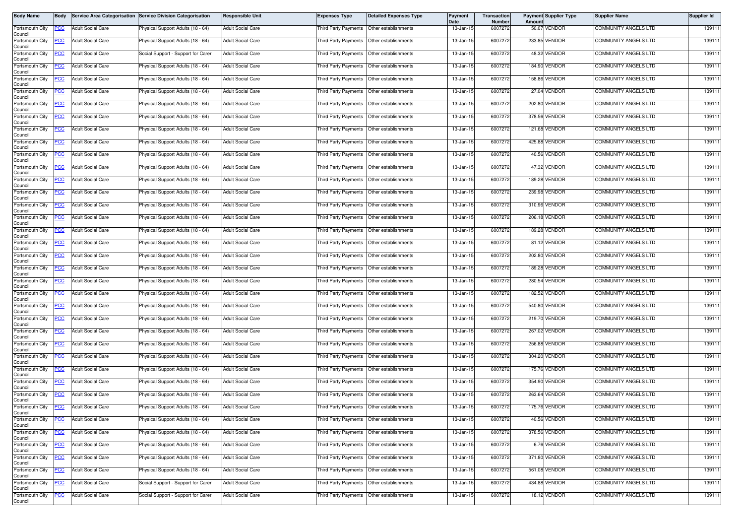| Body Name | Body | Service Area Categorisation | Service Division Categorisation | Responsible Unit | Expenses Type | Detailed Expenses Type | Payment Date | Transaction Number | Payment Amount | Supplier Type | Supplier Name | Supplier Id |
|---|---|---|---|---|---|---|---|---|---|---|---|---|
| Portsmouth City Council | PCC | Adult Social Care | Physical Support Adults (18 - 64) | Adult Social Care | Third Party Payments | Other establishments | 13-Jan-15 | 6007272 | 50.07 | VENDOR | COMMUNITY ANGELS LTD | 139111 |
| Portsmouth City Council | PCC | Adult Social Care | Physical Support Adults (18 - 64) | Adult Social Care | Third Party Payments | Other establishments | 13-Jan-15 | 6007272 | 233.85 | VENDOR | COMMUNITY ANGELS LTD | 139111 |
| Portsmouth City Council | PCC | Adult Social Care | Social Support - Support for Carer | Adult Social Care | Third Party Payments | Other establishments | 13-Jan-15 | 6007272 | 48.32 | VENDOR | COMMUNITY ANGELS LTD | 139111 |
| Portsmouth City Council | PCC | Adult Social Care | Physical Support Adults (18 - 64) | Adult Social Care | Third Party Payments | Other establishments | 13-Jan-15 | 6007272 | 184.90 | VENDOR | COMMUNITY ANGELS LTD | 139111 |
| Portsmouth City Council | PCC | Adult Social Care | Physical Support Adults (18 - 64) | Adult Social Care | Third Party Payments | Other establishments | 13-Jan-15 | 6007272 | 158.86 | VENDOR | COMMUNITY ANGELS LTD | 139111 |
| Portsmouth City Council | PCC | Adult Social Care | Physical Support Adults (18 - 64) | Adult Social Care | Third Party Payments | Other establishments | 13-Jan-15 | 6007272 | 27.04 | VENDOR | COMMUNITY ANGELS LTD | 139111 |
| Portsmouth City Council | PCC | Adult Social Care | Physical Support Adults (18 - 64) | Adult Social Care | Third Party Payments | Other establishments | 13-Jan-15 | 6007272 | 202.80 | VENDOR | COMMUNITY ANGELS LTD | 139111 |
| Portsmouth City Council | PCC | Adult Social Care | Physical Support Adults (18 - 64) | Adult Social Care | Third Party Payments | Other establishments | 13-Jan-15 | 6007272 | 378.56 | VENDOR | COMMUNITY ANGELS LTD | 139111 |
| Portsmouth City Council | PCC | Adult Social Care | Physical Support Adults (18 - 64) | Adult Social Care | Third Party Payments | Other establishments | 13-Jan-15 | 6007272 | 121.68 | VENDOR | COMMUNITY ANGELS LTD | 139111 |
| Portsmouth City Council | PCC | Adult Social Care | Physical Support Adults (18 - 64) | Adult Social Care | Third Party Payments | Other establishments | 13-Jan-15 | 6007272 | 425.88 | VENDOR | COMMUNITY ANGELS LTD | 139111 |
| Portsmouth City Council | PCC | Adult Social Care | Physical Support Adults (18 - 64) | Adult Social Care | Third Party Payments | Other establishments | 13-Jan-15 | 6007272 | 40.56 | VENDOR | COMMUNITY ANGELS LTD | 139111 |
| Portsmouth City Council | PCC | Adult Social Care | Physical Support Adults (18 - 64) | Adult Social Care | Third Party Payments | Other establishments | 13-Jan-15 | 6007272 | 47.32 | VENDOR | COMMUNITY ANGELS LTD | 139111 |
| Portsmouth City Council | PCC | Adult Social Care | Physical Support Adults (18 - 64) | Adult Social Care | Third Party Payments | Other establishments | 13-Jan-15 | 6007272 | 189.28 | VENDOR | COMMUNITY ANGELS LTD | 139111 |
| Portsmouth City Council | PCC | Adult Social Care | Physical Support Adults (18 - 64) | Adult Social Care | Third Party Payments | Other establishments | 13-Jan-15 | 6007272 | 239.98 | VENDOR | COMMUNITY ANGELS LTD | 139111 |
| Portsmouth City Council | PCC | Adult Social Care | Physical Support Adults (18 - 64) | Adult Social Care | Third Party Payments | Other establishments | 13-Jan-15 | 6007272 | 310.96 | VENDOR | COMMUNITY ANGELS LTD | 139111 |
| Portsmouth City Council | PCC | Adult Social Care | Physical Support Adults (18 - 64) | Adult Social Care | Third Party Payments | Other establishments | 13-Jan-15 | 6007272 | 206.18 | VENDOR | COMMUNITY ANGELS LTD | 139111 |
| Portsmouth City Council | PCC | Adult Social Care | Physical Support Adults (18 - 64) | Adult Social Care | Third Party Payments | Other establishments | 13-Jan-15 | 6007272 | 189.28 | VENDOR | COMMUNITY ANGELS LTD | 139111 |
| Portsmouth City Council | PCC | Adult Social Care | Physical Support Adults (18 - 64) | Adult Social Care | Third Party Payments | Other establishments | 13-Jan-15 | 6007272 | 81.12 | VENDOR | COMMUNITY ANGELS LTD | 139111 |
| Portsmouth City Council | PCC | Adult Social Care | Physical Support Adults (18 - 64) | Adult Social Care | Third Party Payments | Other establishments | 13-Jan-15 | 6007272 | 202.80 | VENDOR | COMMUNITY ANGELS LTD | 139111 |
| Portsmouth City Council | PCC | Adult Social Care | Physical Support Adults (18 - 64) | Adult Social Care | Third Party Payments | Other establishments | 13-Jan-15 | 6007272 | 189.28 | VENDOR | COMMUNITY ANGELS LTD | 139111 |
| Portsmouth City Council | PCC | Adult Social Care | Physical Support Adults (18 - 64) | Adult Social Care | Third Party Payments | Other establishments | 13-Jan-15 | 6007272 | 280.54 | VENDOR | COMMUNITY ANGELS LTD | 139111 |
| Portsmouth City Council | PCC | Adult Social Care | Physical Support Adults (18 - 64) | Adult Social Care | Third Party Payments | Other establishments | 13-Jan-15 | 6007272 | 182.52 | VENDOR | COMMUNITY ANGELS LTD | 139111 |
| Portsmouth City Council | PCC | Adult Social Care | Physical Support Adults (18 - 64) | Adult Social Care | Third Party Payments | Other establishments | 13-Jan-15 | 6007272 | 540.80 | VENDOR | COMMUNITY ANGELS LTD | 139111 |
| Portsmouth City Council | PCC | Adult Social Care | Physical Support Adults (18 - 64) | Adult Social Care | Third Party Payments | Other establishments | 13-Jan-15 | 6007272 | 219.70 | VENDOR | COMMUNITY ANGELS LTD | 139111 |
| Portsmouth City Council | PCC | Adult Social Care | Physical Support Adults (18 - 64) | Adult Social Care | Third Party Payments | Other establishments | 13-Jan-15 | 6007272 | 267.02 | VENDOR | COMMUNITY ANGELS LTD | 139111 |
| Portsmouth City Council | PCC | Adult Social Care | Physical Support Adults (18 - 64) | Adult Social Care | Third Party Payments | Other establishments | 13-Jan-15 | 6007272 | 256.88 | VENDOR | COMMUNITY ANGELS LTD | 139111 |
| Portsmouth City Council | PCC | Adult Social Care | Physical Support Adults (18 - 64) | Adult Social Care | Third Party Payments | Other establishments | 13-Jan-15 | 6007272 | 304.20 | VENDOR | COMMUNITY ANGELS LTD | 139111 |
| Portsmouth City Council | PCC | Adult Social Care | Physical Support Adults (18 - 64) | Adult Social Care | Third Party Payments | Other establishments | 13-Jan-15 | 6007272 | 175.76 | VENDOR | COMMUNITY ANGELS LTD | 139111 |
| Portsmouth City Council | PCC | Adult Social Care | Physical Support Adults (18 - 64) | Adult Social Care | Third Party Payments | Other establishments | 13-Jan-15 | 6007272 | 354.90 | VENDOR | COMMUNITY ANGELS LTD | 139111 |
| Portsmouth City Council | PCC | Adult Social Care | Physical Support Adults (18 - 64) | Adult Social Care | Third Party Payments | Other establishments | 13-Jan-15 | 6007272 | 263.64 | VENDOR | COMMUNITY ANGELS LTD | 139111 |
| Portsmouth City Council | PCC | Adult Social Care | Physical Support Adults (18 - 64) | Adult Social Care | Third Party Payments | Other establishments | 13-Jan-15 | 6007272 | 175.76 | VENDOR | COMMUNITY ANGELS LTD | 139111 |
| Portsmouth City Council | PCC | Adult Social Care | Physical Support Adults (18 - 64) | Adult Social Care | Third Party Payments | Other establishments | 13-Jan-15 | 6007272 | 40.56 | VENDOR | COMMUNITY ANGELS LTD | 139111 |
| Portsmouth City Council | PCC | Adult Social Care | Physical Support Adults (18 - 64) | Adult Social Care | Third Party Payments | Other establishments | 13-Jan-15 | 6007272 | 378.56 | VENDOR | COMMUNITY ANGELS LTD | 139111 |
| Portsmouth City Council | PCC | Adult Social Care | Physical Support Adults (18 - 64) | Adult Social Care | Third Party Payments | Other establishments | 13-Jan-15 | 6007272 | 6.76 | VENDOR | COMMUNITY ANGELS LTD | 139111 |
| Portsmouth City Council | PCC | Adult Social Care | Physical Support Adults (18 - 64) | Adult Social Care | Third Party Payments | Other establishments | 13-Jan-15 | 6007272 | 371.80 | VENDOR | COMMUNITY ANGELS LTD | 139111 |
| Portsmouth City Council | PCC | Adult Social Care | Physical Support Adults (18 - 64) | Adult Social Care | Third Party Payments | Other establishments | 13-Jan-15 | 6007272 | 561.08 | VENDOR | COMMUNITY ANGELS LTD | 139111 |
| Portsmouth City Council | PCC | Adult Social Care | Social Support - Support for Carer | Adult Social Care | Third Party Payments | Other establishments | 13-Jan-15 | 6007272 | 434.88 | VENDOR | COMMUNITY ANGELS LTD | 139111 |
| Portsmouth City Council | PCC | Adult Social Care | Social Support - Support for Carer | Adult Social Care | Third Party Payments | Other establishments | 13-Jan-15 | 6007272 | 18.12 | VENDOR | COMMUNITY ANGELS LTD | 139111 |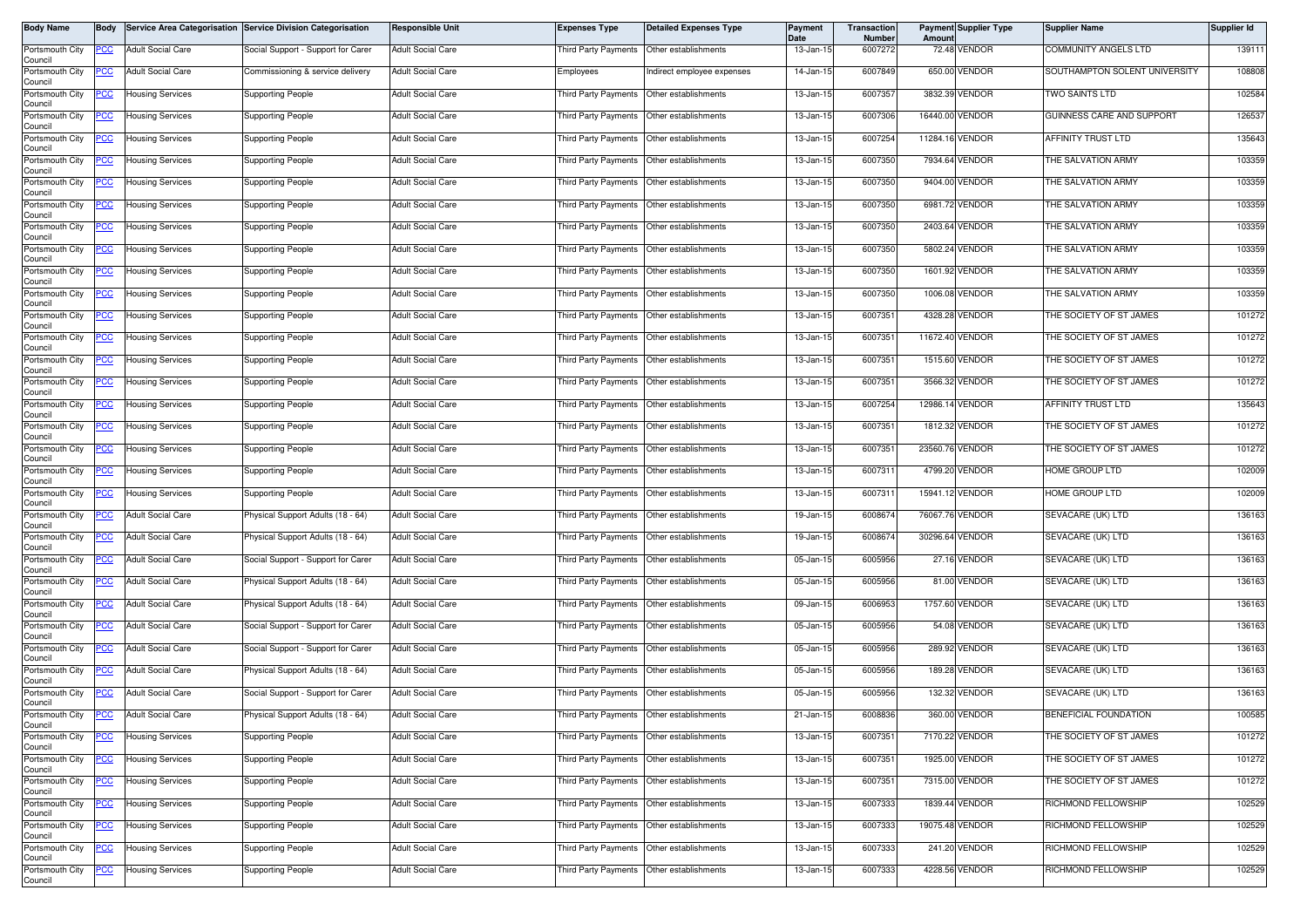| Body Name | Body | Service Area Categorisation | Service Division Categorisation | Responsible Unit | Expenses Type | Detailed Expenses Type | Payment Date | Transaction Number | Payment Amount | Supplier Type | Supplier Name | Supplier Id |
|---|---|---|---|---|---|---|---|---|---|---|---|---|
| Portsmouth City Council | PCC | Adult Social Care | Social Support - Support for Carer | Adult Social Care | Third Party Payments | Other establishments | 13-Jan-15 | 6007272 | 72.48 | VENDOR | COMMUNITY ANGELS LTD | 139111 |
| Portsmouth City Council | PCC | Adult Social Care | Commissioning & service delivery | Adult Social Care | Employees | Indirect employee expenses | 14-Jan-15 | 6007849 | 650.00 | VENDOR | SOUTHAMPTON SOLENT UNIVERSITY | 108808 |
| Portsmouth City Council | PCC | Housing Services | Supporting People | Adult Social Care | Third Party Payments | Other establishments | 13-Jan-15 | 6007357 | 3832.39 | VENDOR | TWO SAINTS LTD | 102584 |
| Portsmouth City Council | PCC | Housing Services | Supporting People | Adult Social Care | Third Party Payments | Other establishments | 13-Jan-15 | 6007306 | 16440.00 | VENDOR | GUINNESS CARE AND SUPPORT | 126537 |
| Portsmouth City Council | PCC | Housing Services | Supporting People | Adult Social Care | Third Party Payments | Other establishments | 13-Jan-15 | 6007254 | 11284.16 | VENDOR | AFFINITY TRUST LTD | 135643 |
| Portsmouth City Council | PCC | Housing Services | Supporting People | Adult Social Care | Third Party Payments | Other establishments | 13-Jan-15 | 6007350 | 7934.64 | VENDOR | THE SALVATION ARMY | 103359 |
| Portsmouth City Council | PCC | Housing Services | Supporting People | Adult Social Care | Third Party Payments | Other establishments | 13-Jan-15 | 6007350 | 9404.00 | VENDOR | THE SALVATION ARMY | 103359 |
| Portsmouth City Council | PCC | Housing Services | Supporting People | Adult Social Care | Third Party Payments | Other establishments | 13-Jan-15 | 6007350 | 6981.72 | VENDOR | THE SALVATION ARMY | 103359 |
| Portsmouth City Council | PCC | Housing Services | Supporting People | Adult Social Care | Third Party Payments | Other establishments | 13-Jan-15 | 6007350 | 2403.64 | VENDOR | THE SALVATION ARMY | 103359 |
| Portsmouth City Council | PCC | Housing Services | Supporting People | Adult Social Care | Third Party Payments | Other establishments | 13-Jan-15 | 6007350 | 5802.24 | VENDOR | THE SALVATION ARMY | 103359 |
| Portsmouth City Council | PCC | Housing Services | Supporting People | Adult Social Care | Third Party Payments | Other establishments | 13-Jan-15 | 6007350 | 1601.92 | VENDOR | THE SALVATION ARMY | 103359 |
| Portsmouth City Council | PCC | Housing Services | Supporting People | Adult Social Care | Third Party Payments | Other establishments | 13-Jan-15 | 6007350 | 1006.08 | VENDOR | THE SALVATION ARMY | 103359 |
| Portsmouth City Council | PCC | Housing Services | Supporting People | Adult Social Care | Third Party Payments | Other establishments | 13-Jan-15 | 6007351 | 4328.28 | VENDOR | THE SOCIETY OF ST JAMES | 101272 |
| Portsmouth City Council | PCC | Housing Services | Supporting People | Adult Social Care | Third Party Payments | Other establishments | 13-Jan-15 | 6007351 | 11672.40 | VENDOR | THE SOCIETY OF ST JAMES | 101272 |
| Portsmouth City Council | PCC | Housing Services | Supporting People | Adult Social Care | Third Party Payments | Other establishments | 13-Jan-15 | 6007351 | 1515.60 | VENDOR | THE SOCIETY OF ST JAMES | 101272 |
| Portsmouth City Council | PCC | Housing Services | Supporting People | Adult Social Care | Third Party Payments | Other establishments | 13-Jan-15 | 6007351 | 3566.32 | VENDOR | THE SOCIETY OF ST JAMES | 101272 |
| Portsmouth City Council | PCC | Housing Services | Supporting People | Adult Social Care | Third Party Payments | Other establishments | 13-Jan-15 | 6007254 | 12986.14 | VENDOR | AFFINITY TRUST LTD | 135643 |
| Portsmouth City Council | PCC | Housing Services | Supporting People | Adult Social Care | Third Party Payments | Other establishments | 13-Jan-15 | 6007351 | 1812.32 | VENDOR | THE SOCIETY OF ST JAMES | 101272 |
| Portsmouth City Council | PCC | Housing Services | Supporting People | Adult Social Care | Third Party Payments | Other establishments | 13-Jan-15 | 6007351 | 23560.76 | VENDOR | THE SOCIETY OF ST JAMES | 101272 |
| Portsmouth City Council | PCC | Housing Services | Supporting People | Adult Social Care | Third Party Payments | Other establishments | 13-Jan-15 | 6007311 | 4799.20 | VENDOR | HOME GROUP LTD | 102009 |
| Portsmouth City Council | PCC | Housing Services | Supporting People | Adult Social Care | Third Party Payments | Other establishments | 13-Jan-15 | 6007311 | 15941.12 | VENDOR | HOME GROUP LTD | 102009 |
| Portsmouth City Council | PCC | Adult Social Care | Physical Support Adults (18 - 64) | Adult Social Care | Third Party Payments | Other establishments | 19-Jan-15 | 6008674 | 76067.76 | VENDOR | SEVACARE (UK) LTD | 136163 |
| Portsmouth City Council | PCC | Adult Social Care | Physical Support Adults (18 - 64) | Adult Social Care | Third Party Payments | Other establishments | 19-Jan-15 | 6008674 | 30296.64 | VENDOR | SEVACARE (UK) LTD | 136163 |
| Portsmouth City Council | PCC | Adult Social Care | Social Support - Support for Carer | Adult Social Care | Third Party Payments | Other establishments | 05-Jan-15 | 6005956 | 27.16 | VENDOR | SEVACARE (UK) LTD | 136163 |
| Portsmouth City Council | PCC | Adult Social Care | Physical Support Adults (18 - 64) | Adult Social Care | Third Party Payments | Other establishments | 05-Jan-15 | 6005956 | 81.00 | VENDOR | SEVACARE (UK) LTD | 136163 |
| Portsmouth City Council | PCC | Adult Social Care | Physical Support Adults (18 - 64) | Adult Social Care | Third Party Payments | Other establishments | 09-Jan-15 | 6006953 | 1757.60 | VENDOR | SEVACARE (UK) LTD | 136163 |
| Portsmouth City Council | PCC | Adult Social Care | Social Support - Support for Carer | Adult Social Care | Third Party Payments | Other establishments | 05-Jan-15 | 6005956 | 54.08 | VENDOR | SEVACARE (UK) LTD | 136163 |
| Portsmouth City Council | PCC | Adult Social Care | Social Support - Support for Carer | Adult Social Care | Third Party Payments | Other establishments | 05-Jan-15 | 6005956 | 289.92 | VENDOR | SEVACARE (UK) LTD | 136163 |
| Portsmouth City Council | PCC | Adult Social Care | Physical Support Adults (18 - 64) | Adult Social Care | Third Party Payments | Other establishments | 05-Jan-15 | 6005956 | 189.28 | VENDOR | SEVACARE (UK) LTD | 136163 |
| Portsmouth City Council | PCC | Adult Social Care | Social Support - Support for Carer | Adult Social Care | Third Party Payments | Other establishments | 05-Jan-15 | 6005956 | 132.32 | VENDOR | SEVACARE (UK) LTD | 136163 |
| Portsmouth City Council | PCC | Adult Social Care | Physical Support Adults (18 - 64) | Adult Social Care | Third Party Payments | Other establishments | 21-Jan-15 | 6008836 | 360.00 | VENDOR | BENEFICIAL FOUNDATION | 100585 |
| Portsmouth City Council | PCC | Housing Services | Supporting People | Adult Social Care | Third Party Payments | Other establishments | 13-Jan-15 | 6007351 | 7170.22 | VENDOR | THE SOCIETY OF ST JAMES | 101272 |
| Portsmouth City Council | PCC | Housing Services | Supporting People | Adult Social Care | Third Party Payments | Other establishments | 13-Jan-15 | 6007351 | 1925.00 | VENDOR | THE SOCIETY OF ST JAMES | 101272 |
| Portsmouth City Council | PCC | Housing Services | Supporting People | Adult Social Care | Third Party Payments | Other establishments | 13-Jan-15 | 6007351 | 7315.00 | VENDOR | THE SOCIETY OF ST JAMES | 101272 |
| Portsmouth City Council | PCC | Housing Services | Supporting People | Adult Social Care | Third Party Payments | Other establishments | 13-Jan-15 | 6007333 | 1839.44 | VENDOR | RICHMOND FELLOWSHIP | 102529 |
| Portsmouth City Council | PCC | Housing Services | Supporting People | Adult Social Care | Third Party Payments | Other establishments | 13-Jan-15 | 6007333 | 19075.48 | VENDOR | RICHMOND FELLOWSHIP | 102529 |
| Portsmouth City Council | PCC | Housing Services | Supporting People | Adult Social Care | Third Party Payments | Other establishments | 13-Jan-15 | 6007333 | 241.20 | VENDOR | RICHMOND FELLOWSHIP | 102529 |
| Portsmouth City Council | PCC | Housing Services | Supporting People | Adult Social Care | Third Party Payments | Other establishments | 13-Jan-15 | 6007333 | 4228.56 | VENDOR | RICHMOND FELLOWSHIP | 102529 |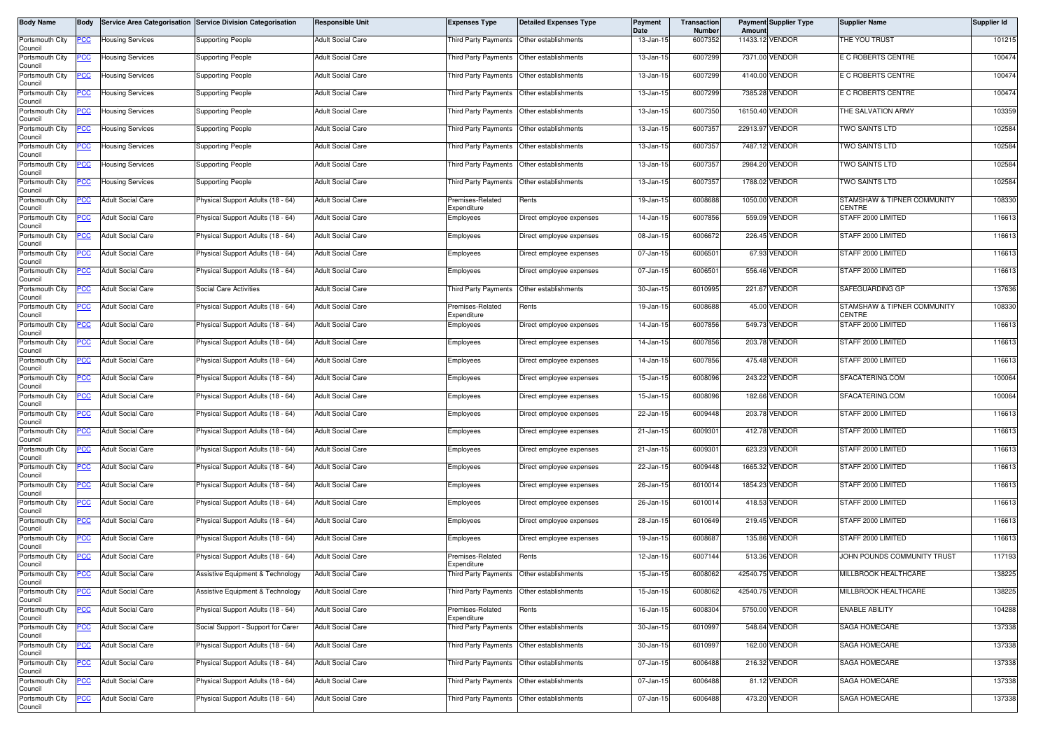| Body Name | Body | Service Area Categorisation | Service Division Categorisation | Responsible Unit | Expenses Type | Detailed Expenses Type | Payment Date | Transaction Number | Payment Amount | Supplier Type | Supplier Name | Supplier Id |
|---|---|---|---|---|---|---|---|---|---|---|---|---|
| Portsmouth City Council | PCC | Housing Services | Supporting People | Adult Social Care | Third Party Payments | Other establishments | 13-Jan-15 | 6007352 | 11433.12 | VENDOR | THE YOU TRUST | 101215 |
| Portsmouth City Council | PCC | Housing Services | Supporting People | Adult Social Care | Third Party Payments | Other establishments | 13-Jan-15 | 6007299 | 7371.00 | VENDOR | E C ROBERTS CENTRE | 100474 |
| Portsmouth City Council | PCC | Housing Services | Supporting People | Adult Social Care | Third Party Payments | Other establishments | 13-Jan-15 | 6007299 | 4140.00 | VENDOR | E C ROBERTS CENTRE | 100474 |
| Portsmouth City Council | PCC | Housing Services | Supporting People | Adult Social Care | Third Party Payments | Other establishments | 13-Jan-15 | 6007299 | 7385.28 | VENDOR | E C ROBERTS CENTRE | 100474 |
| Portsmouth City Council | PCC | Housing Services | Supporting People | Adult Social Care | Third Party Payments | Other establishments | 13-Jan-15 | 6007350 | 16150.40 | VENDOR | THE SALVATION ARMY | 103359 |
| Portsmouth City Council | PCC | Housing Services | Supporting People | Adult Social Care | Third Party Payments | Other establishments | 13-Jan-15 | 6007357 | 22913.97 | VENDOR | TWO SAINTS LTD | 102584 |
| Portsmouth City Council | PCC | Housing Services | Supporting People | Adult Social Care | Third Party Payments | Other establishments | 13-Jan-15 | 6007357 | 7487.12 | VENDOR | TWO SAINTS LTD | 102584 |
| Portsmouth City Council | PCC | Housing Services | Supporting People | Adult Social Care | Third Party Payments | Other establishments | 13-Jan-15 | 6007357 | 2984.20 | VENDOR | TWO SAINTS LTD | 102584 |
| Portsmouth City Council | PCC | Housing Services | Supporting People | Adult Social Care | Third Party Payments | Other establishments | 13-Jan-15 | 6007357 | 1788.02 | VENDOR | TWO SAINTS LTD | 102584 |
| Portsmouth City Council | PCC | Adult Social Care | Physical Support Adults (18 - 64) | Adult Social Care | Premises-Related Expenditure | Rents | 19-Jan-15 | 6008688 | 1050.00 | VENDOR | STAMSHAW & TIPNER COMMUNITY CENTRE | 108330 |
| Portsmouth City Council | PCC | Adult Social Care | Physical Support Adults (18 - 64) | Adult Social Care | Employees | Direct employee expenses | 14-Jan-15 | 6007856 | 559.09 | VENDOR | STAFF 2000 LIMITED | 116613 |
| Portsmouth City Council | PCC | Adult Social Care | Physical Support Adults (18 - 64) | Adult Social Care | Employees | Direct employee expenses | 08-Jan-15 | 6006672 | 226.45 | VENDOR | STAFF 2000 LIMITED | 116613 |
| Portsmouth City Council | PCC | Adult Social Care | Physical Support Adults (18 - 64) | Adult Social Care | Employees | Direct employee expenses | 07-Jan-15 | 6006501 | 67.93 | VENDOR | STAFF 2000 LIMITED | 116613 |
| Portsmouth City Council | PCC | Adult Social Care | Physical Support Adults (18 - 64) | Adult Social Care | Employees | Direct employee expenses | 07-Jan-15 | 6006501 | 556.46 | VENDOR | STAFF 2000 LIMITED | 116613 |
| Portsmouth City Council | PCC | Adult Social Care | Social Care Activities | Adult Social Care | Third Party Payments | Other establishments | 30-Jan-15 | 6010995 | 221.67 | VENDOR | SAFEGUARDING GP | 137636 |
| Portsmouth City Council | PCC | Adult Social Care | Physical Support Adults (18 - 64) | Adult Social Care | Premises-Related Expenditure | Rents | 19-Jan-15 | 6008688 | 45.00 | VENDOR | STAMSHAW & TIPNER COMMUNITY CENTRE | 108330 |
| Portsmouth City Council | PCC | Adult Social Care | Physical Support Adults (18 - 64) | Adult Social Care | Employees | Direct employee expenses | 14-Jan-15 | 6007856 | 549.73 | VENDOR | STAFF 2000 LIMITED | 116613 |
| Portsmouth City Council | PCC | Adult Social Care | Physical Support Adults (18 - 64) | Adult Social Care | Employees | Direct employee expenses | 14-Jan-15 | 6007856 | 203.78 | VENDOR | STAFF 2000 LIMITED | 116613 |
| Portsmouth City Council | PCC | Adult Social Care | Physical Support Adults (18 - 64) | Adult Social Care | Employees | Direct employee expenses | 14-Jan-15 | 6007856 | 475.48 | VENDOR | STAFF 2000 LIMITED | 116613 |
| Portsmouth City Council | PCC | Adult Social Care | Physical Support Adults (18 - 64) | Adult Social Care | Employees | Direct employee expenses | 15-Jan-15 | 6008096 | 243.22 | VENDOR | SFACATERING.COM | 100064 |
| Portsmouth City Council | PCC | Adult Social Care | Physical Support Adults (18 - 64) | Adult Social Care | Employees | Direct employee expenses | 15-Jan-15 | 6008096 | 182.66 | VENDOR | SFACATERING.COM | 100064 |
| Portsmouth City Council | PCC | Adult Social Care | Physical Support Adults (18 - 64) | Adult Social Care | Employees | Direct employee expenses | 22-Jan-15 | 6009448 | 203.78 | VENDOR | STAFF 2000 LIMITED | 116613 |
| Portsmouth City Council | PCC | Adult Social Care | Physical Support Adults (18 - 64) | Adult Social Care | Employees | Direct employee expenses | 21-Jan-15 | 6009301 | 412.78 | VENDOR | STAFF 2000 LIMITED | 116613 |
| Portsmouth City Council | PCC | Adult Social Care | Physical Support Adults (18 - 64) | Adult Social Care | Employees | Direct employee expenses | 21-Jan-15 | 6009301 | 623.23 | VENDOR | STAFF 2000 LIMITED | 116613 |
| Portsmouth City Council | PCC | Adult Social Care | Physical Support Adults (18 - 64) | Adult Social Care | Employees | Direct employee expenses | 22-Jan-15 | 6009448 | 1665.32 | VENDOR | STAFF 2000 LIMITED | 116613 |
| Portsmouth City Council | PCC | Adult Social Care | Physical Support Adults (18 - 64) | Adult Social Care | Employees | Direct employee expenses | 26-Jan-15 | 6010014 | 1854.23 | VENDOR | STAFF 2000 LIMITED | 116613 |
| Portsmouth City Council | PCC | Adult Social Care | Physical Support Adults (18 - 64) | Adult Social Care | Employees | Direct employee expenses | 26-Jan-15 | 6010014 | 418.53 | VENDOR | STAFF 2000 LIMITED | 116613 |
| Portsmouth City Council | PCC | Adult Social Care | Physical Support Adults (18 - 64) | Adult Social Care | Employees | Direct employee expenses | 28-Jan-15 | 6010649 | 219.45 | VENDOR | STAFF 2000 LIMITED | 116613 |
| Portsmouth City Council | PCC | Adult Social Care | Physical Support Adults (18 - 64) | Adult Social Care | Employees | Direct employee expenses | 19-Jan-15 | 6008687 | 135.86 | VENDOR | STAFF 2000 LIMITED | 116613 |
| Portsmouth City Council | PCC | Adult Social Care | Physical Support Adults (18 - 64) | Adult Social Care | Premises-Related Expenditure | Rents | 12-Jan-15 | 6007144 | 513.36 | VENDOR | JOHN POUNDS COMMUNITY TRUST | 117193 |
| Portsmouth City Council | PCC | Adult Social Care | Assistive Equipment & Technology | Adult Social Care | Third Party Payments | Other establishments | 15-Jan-15 | 6008062 | 42540.75 | VENDOR | MILLBROOK HEALTHCARE | 138225 |
| Portsmouth City Council | PCC | Adult Social Care | Assistive Equipment & Technology | Adult Social Care | Third Party Payments | Other establishments | 15-Jan-15 | 6008062 | 42540.75 | VENDOR | MILLBROOK HEALTHCARE | 138225 |
| Portsmouth City Council | PCC | Adult Social Care | Physical Support Adults (18 - 64) | Adult Social Care | Premises-Related Expenditure | Rents | 16-Jan-15 | 6008304 | 5750.00 | VENDOR | ENABLE ABILITY | 104288 |
| Portsmouth City Council | PCC | Adult Social Care | Social Support - Support for Carer | Adult Social Care | Third Party Payments | Other establishments | 30-Jan-15 | 6010997 | 548.64 | VENDOR | SAGA HOMECARE | 137338 |
| Portsmouth City Council | PCC | Adult Social Care | Physical Support Adults (18 - 64) | Adult Social Care | Third Party Payments | Other establishments | 30-Jan-15 | 6010997 | 162.00 | VENDOR | SAGA HOMECARE | 137338 |
| Portsmouth City Council | PCC | Adult Social Care | Physical Support Adults (18 - 64) | Adult Social Care | Third Party Payments | Other establishments | 07-Jan-15 | 6006488 | 216.32 | VENDOR | SAGA HOMECARE | 137338 |
| Portsmouth City Council | PCC | Adult Social Care | Physical Support Adults (18 - 64) | Adult Social Care | Third Party Payments | Other establishments | 07-Jan-15 | 6006488 | 81.12 | VENDOR | SAGA HOMECARE | 137338 |
| Portsmouth City Council | PCC | Adult Social Care | Physical Support Adults (18 - 64) | Adult Social Care | Third Party Payments | Other establishments | 07-Jan-15 | 6006488 | 473.20 | VENDOR | SAGA HOMECARE | 137338 |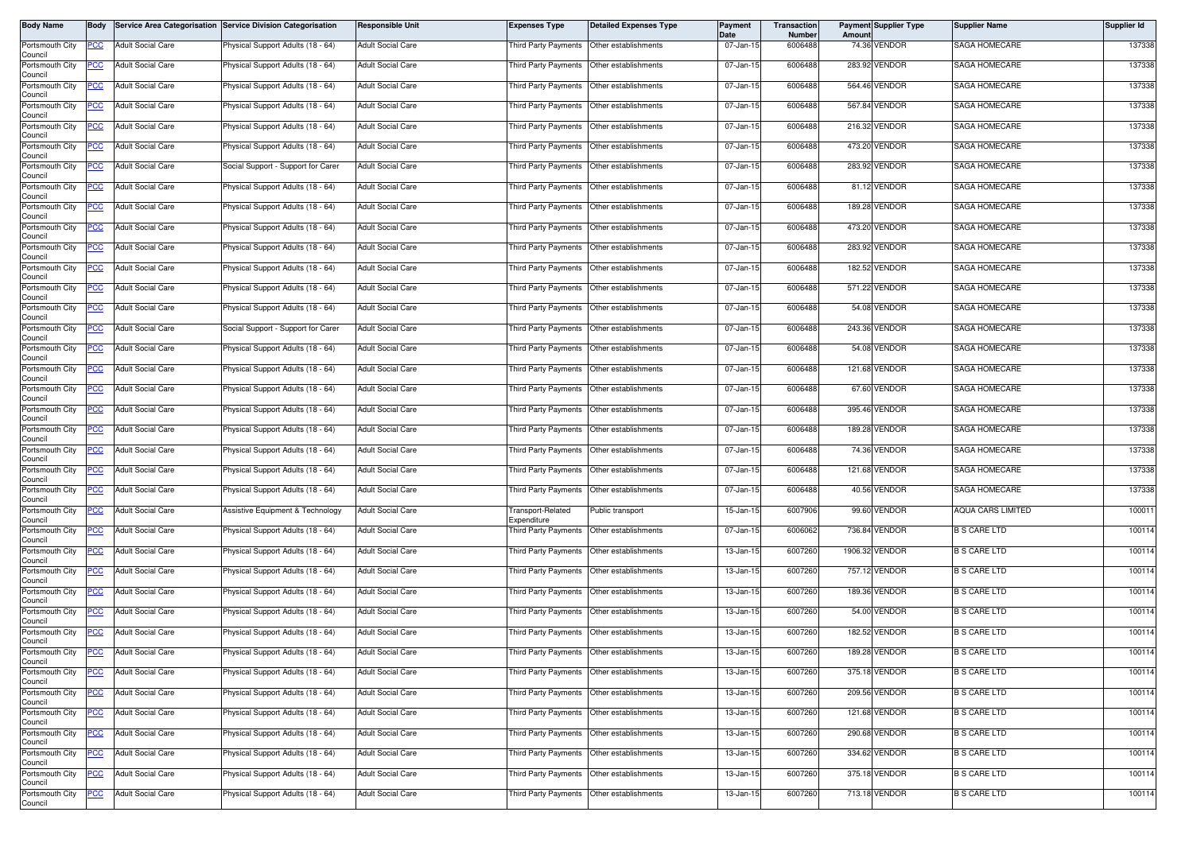| Body Name | Body | Service Area Categorisation | Service Division Categorisation | Responsible Unit | Expenses Type | Detailed Expenses Type | Payment Date | Transaction Number | Payment Amount | Supplier Type | Supplier Name | Supplier Id |
|---|---|---|---|---|---|---|---|---|---|---|---|---|
| Portsmouth City Council | PCC | Adult Social Care | Physical Support Adults (18 - 64) | Adult Social Care | Third Party Payments | Other establishments | 07-Jan-15 | 6006488 | 74.36 | VENDOR | SAGA HOMECARE | 137338 |
| Portsmouth City Council | PCC | Adult Social Care | Physical Support Adults (18 - 64) | Adult Social Care | Third Party Payments | Other establishments | 07-Jan-15 | 6006488 | 283.92 | VENDOR | SAGA HOMECARE | 137338 |
| Portsmouth City Council | PCC | Adult Social Care | Physical Support Adults (18 - 64) | Adult Social Care | Third Party Payments | Other establishments | 07-Jan-15 | 6006488 | 564.46 | VENDOR | SAGA HOMECARE | 137338 |
| Portsmouth City Council | PCC | Adult Social Care | Physical Support Adults (18 - 64) | Adult Social Care | Third Party Payments | Other establishments | 07-Jan-15 | 6006488 | 567.84 | VENDOR | SAGA HOMECARE | 137338 |
| Portsmouth City Council | PCC | Adult Social Care | Physical Support Adults (18 - 64) | Adult Social Care | Third Party Payments | Other establishments | 07-Jan-15 | 6006488 | 216.32 | VENDOR | SAGA HOMECARE | 137338 |
| Portsmouth City Council | PCC | Adult Social Care | Physical Support Adults (18 - 64) | Adult Social Care | Third Party Payments | Other establishments | 07-Jan-15 | 6006488 | 473.20 | VENDOR | SAGA HOMECARE | 137338 |
| Portsmouth City Council | PCC | Adult Social Care | Social Support - Support for Carer | Adult Social Care | Third Party Payments | Other establishments | 07-Jan-15 | 6006488 | 283.92 | VENDOR | SAGA HOMECARE | 137338 |
| Portsmouth City Council | PCC | Adult Social Care | Physical Support Adults (18 - 64) | Adult Social Care | Third Party Payments | Other establishments | 07-Jan-15 | 6006488 | 81.12 | VENDOR | SAGA HOMECARE | 137338 |
| Portsmouth City Council | PCC | Adult Social Care | Physical Support Adults (18 - 64) | Adult Social Care | Third Party Payments | Other establishments | 07-Jan-15 | 6006488 | 189.28 | VENDOR | SAGA HOMECARE | 137338 |
| Portsmouth City Council | PCC | Adult Social Care | Physical Support Adults (18 - 64) | Adult Social Care | Third Party Payments | Other establishments | 07-Jan-15 | 6006488 | 473.20 | VENDOR | SAGA HOMECARE | 137338 |
| Portsmouth City Council | PCC | Adult Social Care | Physical Support Adults (18 - 64) | Adult Social Care | Third Party Payments | Other establishments | 07-Jan-15 | 6006488 | 283.92 | VENDOR | SAGA HOMECARE | 137338 |
| Portsmouth City Council | PCC | Adult Social Care | Physical Support Adults (18 - 64) | Adult Social Care | Third Party Payments | Other establishments | 07-Jan-15 | 6006488 | 182.52 | VENDOR | SAGA HOMECARE | 137338 |
| Portsmouth City Council | PCC | Adult Social Care | Physical Support Adults (18 - 64) | Adult Social Care | Third Party Payments | Other establishments | 07-Jan-15 | 6006488 | 571.22 | VENDOR | SAGA HOMECARE | 137338 |
| Portsmouth City Council | PCC | Adult Social Care | Physical Support Adults (18 - 64) | Adult Social Care | Third Party Payments | Other establishments | 07-Jan-15 | 6006488 | 54.08 | VENDOR | SAGA HOMECARE | 137338 |
| Portsmouth City Council | PCC | Adult Social Care | Social Support - Support for Carer | Adult Social Care | Third Party Payments | Other establishments | 07-Jan-15 | 6006488 | 243.36 | VENDOR | SAGA HOMECARE | 137338 |
| Portsmouth City Council | PCC | Adult Social Care | Physical Support Adults (18 - 64) | Adult Social Care | Third Party Payments | Other establishments | 07-Jan-15 | 6006488 | 54.08 | VENDOR | SAGA HOMECARE | 137338 |
| Portsmouth City Council | PCC | Adult Social Care | Physical Support Adults (18 - 64) | Adult Social Care | Third Party Payments | Other establishments | 07-Jan-15 | 6006488 | 121.68 | VENDOR | SAGA HOMECARE | 137338 |
| Portsmouth City Council | PCC | Adult Social Care | Physical Support Adults (18 - 64) | Adult Social Care | Third Party Payments | Other establishments | 07-Jan-15 | 6006488 | 67.60 | VENDOR | SAGA HOMECARE | 137338 |
| Portsmouth City Council | PCC | Adult Social Care | Physical Support Adults (18 - 64) | Adult Social Care | Third Party Payments | Other establishments | 07-Jan-15 | 6006488 | 395.46 | VENDOR | SAGA HOMECARE | 137338 |
| Portsmouth City Council | PCC | Adult Social Care | Physical Support Adults (18 - 64) | Adult Social Care | Third Party Payments | Other establishments | 07-Jan-15 | 6006488 | 189.28 | VENDOR | SAGA HOMECARE | 137338 |
| Portsmouth City Council | PCC | Adult Social Care | Physical Support Adults (18 - 64) | Adult Social Care | Third Party Payments | Other establishments | 07-Jan-15 | 6006488 | 74.36 | VENDOR | SAGA HOMECARE | 137338 |
| Portsmouth City Council | PCC | Adult Social Care | Physical Support Adults (18 - 64) | Adult Social Care | Third Party Payments | Other establishments | 07-Jan-15 | 6006488 | 121.68 | VENDOR | SAGA HOMECARE | 137338 |
| Portsmouth City Council | PCC | Adult Social Care | Physical Support Adults (18 - 64) | Adult Social Care | Third Party Payments | Other establishments | 07-Jan-15 | 6006488 | 40.56 | VENDOR | SAGA HOMECARE | 137338 |
| Portsmouth City Council | PCC | Adult Social Care | Assistive Equipment & Technology | Adult Social Care | Transport-Related Expenditure | Public transport | 15-Jan-15 | 6007906 | 99.60 | VENDOR | AQUA CARS LIMITED | 100011 |
| Portsmouth City Council | PCC | Adult Social Care | Physical Support Adults (18 - 64) | Adult Social Care | Third Party Payments | Other establishments | 07-Jan-15 | 6006062 | 736.84 | VENDOR | B S CARE LTD | 100114 |
| Portsmouth City Council | PCC | Adult Social Care | Physical Support Adults (18 - 64) | Adult Social Care | Third Party Payments | Other establishments | 13-Jan-15 | 6007260 | 1906.32 | VENDOR | B S CARE LTD | 100114 |
| Portsmouth City Council | PCC | Adult Social Care | Physical Support Adults (18 - 64) | Adult Social Care | Third Party Payments | Other establishments | 13-Jan-15 | 6007260 | 757.12 | VENDOR | B S CARE LTD | 100114 |
| Portsmouth City Council | PCC | Adult Social Care | Physical Support Adults (18 - 64) | Adult Social Care | Third Party Payments | Other establishments | 13-Jan-15 | 6007260 | 189.36 | VENDOR | B S CARE LTD | 100114 |
| Portsmouth City Council | PCC | Adult Social Care | Physical Support Adults (18 - 64) | Adult Social Care | Third Party Payments | Other establishments | 13-Jan-15 | 6007260 | 54.00 | VENDOR | B S CARE LTD | 100114 |
| Portsmouth City Council | PCC | Adult Social Care | Physical Support Adults (18 - 64) | Adult Social Care | Third Party Payments | Other establishments | 13-Jan-15 | 6007260 | 182.52 | VENDOR | B S CARE LTD | 100114 |
| Portsmouth City Council | PCC | Adult Social Care | Physical Support Adults (18 - 64) | Adult Social Care | Third Party Payments | Other establishments | 13-Jan-15 | 6007260 | 189.28 | VENDOR | B S CARE LTD | 100114 |
| Portsmouth City Council | PCC | Adult Social Care | Physical Support Adults (18 - 64) | Adult Social Care | Third Party Payments | Other establishments | 13-Jan-15 | 6007260 | 375.18 | VENDOR | B S CARE LTD | 100114 |
| Portsmouth City Council | PCC | Adult Social Care | Physical Support Adults (18 - 64) | Adult Social Care | Third Party Payments | Other establishments | 13-Jan-15 | 6007260 | 209.56 | VENDOR | B S CARE LTD | 100114 |
| Portsmouth City Council | PCC | Adult Social Care | Physical Support Adults (18 - 64) | Adult Social Care | Third Party Payments | Other establishments | 13-Jan-15 | 6007260 | 121.68 | VENDOR | B S CARE LTD | 100114 |
| Portsmouth City Council | PCC | Adult Social Care | Physical Support Adults (18 - 64) | Adult Social Care | Third Party Payments | Other establishments | 13-Jan-15 | 6007260 | 290.68 | VENDOR | B S CARE LTD | 100114 |
| Portsmouth City Council | PCC | Adult Social Care | Physical Support Adults (18 - 64) | Adult Social Care | Third Party Payments | Other establishments | 13-Jan-15 | 6007260 | 334.62 | VENDOR | B S CARE LTD | 100114 |
| Portsmouth City Council | PCC | Adult Social Care | Physical Support Adults (18 - 64) | Adult Social Care | Third Party Payments | Other establishments | 13-Jan-15 | 6007260 | 375.18 | VENDOR | B S CARE LTD | 100114 |
| Portsmouth City Council | PCC | Adult Social Care | Physical Support Adults (18 - 64) | Adult Social Care | Third Party Payments | Other establishments | 13-Jan-15 | 6007260 | 713.18 | VENDOR | B S CARE LTD | 100114 |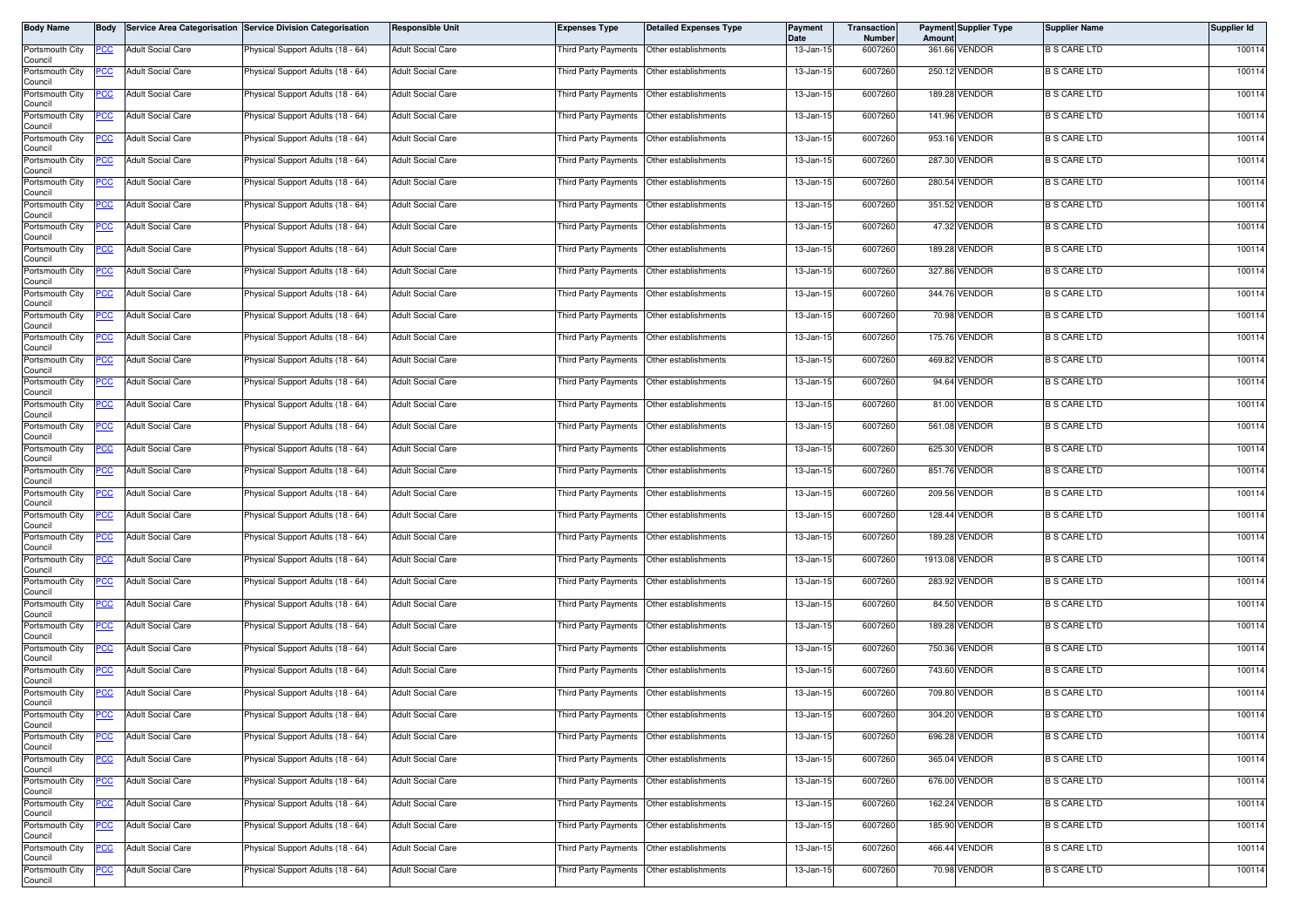| Body Name | Body | Service Area Categorisation | Service Division Categorisation | Responsible Unit | Expenses Type | Detailed Expenses Type | Payment Date | Transaction Number | Payment Amount | Supplier Type | Supplier Name | Supplier Id |
|---|---|---|---|---|---|---|---|---|---|---|---|---|
| Portsmouth City Council | PCC | Adult Social Care | Physical Support Adults (18 - 64) | Adult Social Care | Third Party Payments | Other establishments | 13-Jan-15 | 6007260 | 361.66 | VENDOR | B S CARE LTD | 100114 |
| Portsmouth City Council | PCC | Adult Social Care | Physical Support Adults (18 - 64) | Adult Social Care | Third Party Payments | Other establishments | 13-Jan-15 | 6007260 | 250.12 | VENDOR | B S CARE LTD | 100114 |
| Portsmouth City Council | PCC | Adult Social Care | Physical Support Adults (18 - 64) | Adult Social Care | Third Party Payments | Other establishments | 13-Jan-15 | 6007260 | 189.28 | VENDOR | B S CARE LTD | 100114 |
| Portsmouth City Council | PCC | Adult Social Care | Physical Support Adults (18 - 64) | Adult Social Care | Third Party Payments | Other establishments | 13-Jan-15 | 6007260 | 141.96 | VENDOR | B S CARE LTD | 100114 |
| Portsmouth City Council | PCC | Adult Social Care | Physical Support Adults (18 - 64) | Adult Social Care | Third Party Payments | Other establishments | 13-Jan-15 | 6007260 | 953.16 | VENDOR | B S CARE LTD | 100114 |
| Portsmouth City Council | PCC | Adult Social Care | Physical Support Adults (18 - 64) | Adult Social Care | Third Party Payments | Other establishments | 13-Jan-15 | 6007260 | 287.30 | VENDOR | B S CARE LTD | 100114 |
| Portsmouth City Council | PCC | Adult Social Care | Physical Support Adults (18 - 64) | Adult Social Care | Third Party Payments | Other establishments | 13-Jan-15 | 6007260 | 280.54 | VENDOR | B S CARE LTD | 100114 |
| Portsmouth City Council | PCC | Adult Social Care | Physical Support Adults (18 - 64) | Adult Social Care | Third Party Payments | Other establishments | 13-Jan-15 | 6007260 | 351.52 | VENDOR | B S CARE LTD | 100114 |
| Portsmouth City Council | PCC | Adult Social Care | Physical Support Adults (18 - 64) | Adult Social Care | Third Party Payments | Other establishments | 13-Jan-15 | 6007260 | 47.32 | VENDOR | B S CARE LTD | 100114 |
| Portsmouth City Council | PCC | Adult Social Care | Physical Support Adults (18 - 64) | Adult Social Care | Third Party Payments | Other establishments | 13-Jan-15 | 6007260 | 189.28 | VENDOR | B S CARE LTD | 100114 |
| Portsmouth City Council | PCC | Adult Social Care | Physical Support Adults (18 - 64) | Adult Social Care | Third Party Payments | Other establishments | 13-Jan-15 | 6007260 | 327.86 | VENDOR | B S CARE LTD | 100114 |
| Portsmouth City Council | PCC | Adult Social Care | Physical Support Adults (18 - 64) | Adult Social Care | Third Party Payments | Other establishments | 13-Jan-15 | 6007260 | 344.76 | VENDOR | B S CARE LTD | 100114 |
| Portsmouth City Council | PCC | Adult Social Care | Physical Support Adults (18 - 64) | Adult Social Care | Third Party Payments | Other establishments | 13-Jan-15 | 6007260 | 70.98 | VENDOR | B S CARE LTD | 100114 |
| Portsmouth City Council | PCC | Adult Social Care | Physical Support Adults (18 - 64) | Adult Social Care | Third Party Payments | Other establishments | 13-Jan-15 | 6007260 | 175.76 | VENDOR | B S CARE LTD | 100114 |
| Portsmouth City Council | PCC | Adult Social Care | Physical Support Adults (18 - 64) | Adult Social Care | Third Party Payments | Other establishments | 13-Jan-15 | 6007260 | 469.82 | VENDOR | B S CARE LTD | 100114 |
| Portsmouth City Council | PCC | Adult Social Care | Physical Support Adults (18 - 64) | Adult Social Care | Third Party Payments | Other establishments | 13-Jan-15 | 6007260 | 94.64 | VENDOR | B S CARE LTD | 100114 |
| Portsmouth City Council | PCC | Adult Social Care | Physical Support Adults (18 - 64) | Adult Social Care | Third Party Payments | Other establishments | 13-Jan-15 | 6007260 | 81.00 | VENDOR | B S CARE LTD | 100114 |
| Portsmouth City Council | PCC | Adult Social Care | Physical Support Adults (18 - 64) | Adult Social Care | Third Party Payments | Other establishments | 13-Jan-15 | 6007260 | 561.08 | VENDOR | B S CARE LTD | 100114 |
| Portsmouth City Council | PCC | Adult Social Care | Physical Support Adults (18 - 64) | Adult Social Care | Third Party Payments | Other establishments | 13-Jan-15 | 6007260 | 625.30 | VENDOR | B S CARE LTD | 100114 |
| Portsmouth City Council | PCC | Adult Social Care | Physical Support Adults (18 - 64) | Adult Social Care | Third Party Payments | Other establishments | 13-Jan-15 | 6007260 | 851.76 | VENDOR | B S CARE LTD | 100114 |
| Portsmouth City Council | PCC | Adult Social Care | Physical Support Adults (18 - 64) | Adult Social Care | Third Party Payments | Other establishments | 13-Jan-15 | 6007260 | 209.56 | VENDOR | B S CARE LTD | 100114 |
| Portsmouth City Council | PCC | Adult Social Care | Physical Support Adults (18 - 64) | Adult Social Care | Third Party Payments | Other establishments | 13-Jan-15 | 6007260 | 128.44 | VENDOR | B S CARE LTD | 100114 |
| Portsmouth City Council | PCC | Adult Social Care | Physical Support Adults (18 - 64) | Adult Social Care | Third Party Payments | Other establishments | 13-Jan-15 | 6007260 | 189.28 | VENDOR | B S CARE LTD | 100114 |
| Portsmouth City Council | PCC | Adult Social Care | Physical Support Adults (18 - 64) | Adult Social Care | Third Party Payments | Other establishments | 13-Jan-15 | 6007260 | 1913.08 | VENDOR | B S CARE LTD | 100114 |
| Portsmouth City Council | PCC | Adult Social Care | Physical Support Adults (18 - 64) | Adult Social Care | Third Party Payments | Other establishments | 13-Jan-15 | 6007260 | 283.92 | VENDOR | B S CARE LTD | 100114 |
| Portsmouth City Council | PCC | Adult Social Care | Physical Support Adults (18 - 64) | Adult Social Care | Third Party Payments | Other establishments | 13-Jan-15 | 6007260 | 84.50 | VENDOR | B S CARE LTD | 100114 |
| Portsmouth City Council | PCC | Adult Social Care | Physical Support Adults (18 - 64) | Adult Social Care | Third Party Payments | Other establishments | 13-Jan-15 | 6007260 | 189.28 | VENDOR | B S CARE LTD | 100114 |
| Portsmouth City Council | PCC | Adult Social Care | Physical Support Adults (18 - 64) | Adult Social Care | Third Party Payments | Other establishments | 13-Jan-15 | 6007260 | 750.36 | VENDOR | B S CARE LTD | 100114 |
| Portsmouth City Council | PCC | Adult Social Care | Physical Support Adults (18 - 64) | Adult Social Care | Third Party Payments | Other establishments | 13-Jan-15 | 6007260 | 743.60 | VENDOR | B S CARE LTD | 100114 |
| Portsmouth City Council | PCC | Adult Social Care | Physical Support Adults (18 - 64) | Adult Social Care | Third Party Payments | Other establishments | 13-Jan-15 | 6007260 | 709.80 | VENDOR | B S CARE LTD | 100114 |
| Portsmouth City Council | PCC | Adult Social Care | Physical Support Adults (18 - 64) | Adult Social Care | Third Party Payments | Other establishments | 13-Jan-15 | 6007260 | 304.20 | VENDOR | B S CARE LTD | 100114 |
| Portsmouth City Council | PCC | Adult Social Care | Physical Support Adults (18 - 64) | Adult Social Care | Third Party Payments | Other establishments | 13-Jan-15 | 6007260 | 696.28 | VENDOR | B S CARE LTD | 100114 |
| Portsmouth City Council | PCC | Adult Social Care | Physical Support Adults (18 - 64) | Adult Social Care | Third Party Payments | Other establishments | 13-Jan-15 | 6007260 | 365.04 | VENDOR | B S CARE LTD | 100114 |
| Portsmouth City Council | PCC | Adult Social Care | Physical Support Adults (18 - 64) | Adult Social Care | Third Party Payments | Other establishments | 13-Jan-15 | 6007260 | 676.00 | VENDOR | B S CARE LTD | 100114 |
| Portsmouth City Council | PCC | Adult Social Care | Physical Support Adults (18 - 64) | Adult Social Care | Third Party Payments | Other establishments | 13-Jan-15 | 6007260 | 162.24 | VENDOR | B S CARE LTD | 100114 |
| Portsmouth City Council | PCC | Adult Social Care | Physical Support Adults (18 - 64) | Adult Social Care | Third Party Payments | Other establishments | 13-Jan-15 | 6007260 | 185.90 | VENDOR | B S CARE LTD | 100114 |
| Portsmouth City Council | PCC | Adult Social Care | Physical Support Adults (18 - 64) | Adult Social Care | Third Party Payments | Other establishments | 13-Jan-15 | 6007260 | 466.44 | VENDOR | B S CARE LTD | 100114 |
| Portsmouth City Council | PCC | Adult Social Care | Physical Support Adults (18 - 64) | Adult Social Care | Third Party Payments | Other establishments | 13-Jan-15 | 6007260 | 70.98 | VENDOR | B S CARE LTD | 100114 |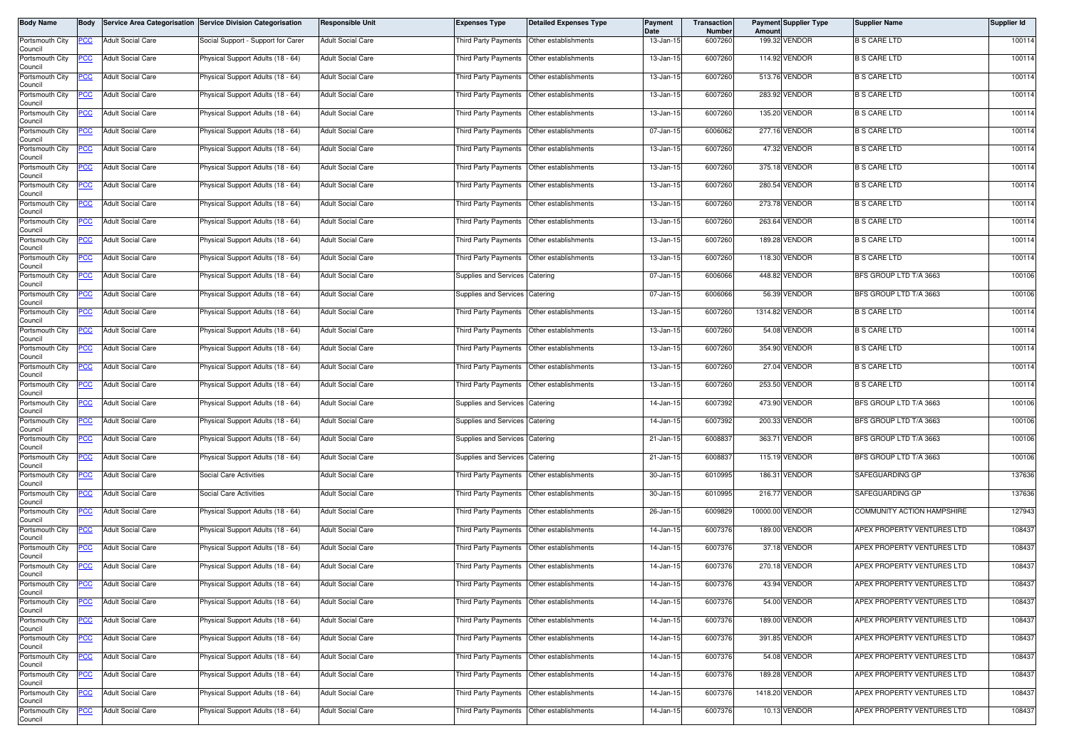| Body Name | Body | Service Area Categorisation | Service Division Categorisation | Responsible Unit | Expenses Type | Detailed Expenses Type | Payment Date | Transaction Number | Payment Amount | Supplier Type | Supplier Name | Supplier Id |
|---|---|---|---|---|---|---|---|---|---|---|---|---|
| Portsmouth City Council | PCC | Adult Social Care | Social Support - Support for Carer | Adult Social Care | Third Party Payments | Other establishments | 13-Jan-15 | 6007260 | 199.32 | VENDOR | B S CARE LTD | 100114 |
| Portsmouth City Council | PCC | Adult Social Care | Physical Support Adults (18 - 64) | Adult Social Care | Third Party Payments | Other establishments | 13-Jan-15 | 6007260 | 114.92 | VENDOR | B S CARE LTD | 100114 |
| Portsmouth City Council | PCC | Adult Social Care | Physical Support Adults (18 - 64) | Adult Social Care | Third Party Payments | Other establishments | 13-Jan-15 | 6007260 | 513.76 | VENDOR | B S CARE LTD | 100114 |
| Portsmouth City Council | PCC | Adult Social Care | Physical Support Adults (18 - 64) | Adult Social Care | Third Party Payments | Other establishments | 13-Jan-15 | 6007260 | 283.92 | VENDOR | B S CARE LTD | 100114 |
| Portsmouth City Council | PCC | Adult Social Care | Physical Support Adults (18 - 64) | Adult Social Care | Third Party Payments | Other establishments | 13-Jan-15 | 6007260 | 135.20 | VENDOR | B S CARE LTD | 100114 |
| Portsmouth City Council | PCC | Adult Social Care | Physical Support Adults (18 - 64) | Adult Social Care | Third Party Payments | Other establishments | 07-Jan-15 | 6006062 | 277.16 | VENDOR | B S CARE LTD | 100114 |
| Portsmouth City Council | PCC | Adult Social Care | Physical Support Adults (18 - 64) | Adult Social Care | Third Party Payments | Other establishments | 13-Jan-15 | 6007260 | 47.32 | VENDOR | B S CARE LTD | 100114 |
| Portsmouth City Council | PCC | Adult Social Care | Physical Support Adults (18 - 64) | Adult Social Care | Third Party Payments | Other establishments | 13-Jan-15 | 6007260 | 375.18 | VENDOR | B S CARE LTD | 100114 |
| Portsmouth City Council | PCC | Adult Social Care | Physical Support Adults (18 - 64) | Adult Social Care | Third Party Payments | Other establishments | 13-Jan-15 | 6007260 | 280.54 | VENDOR | B S CARE LTD | 100114 |
| Portsmouth City Council | PCC | Adult Social Care | Physical Support Adults (18 - 64) | Adult Social Care | Third Party Payments | Other establishments | 13-Jan-15 | 6007260 | 273.78 | VENDOR | B S CARE LTD | 100114 |
| Portsmouth City Council | PCC | Adult Social Care | Physical Support Adults (18 - 64) | Adult Social Care | Third Party Payments | Other establishments | 13-Jan-15 | 6007260 | 263.64 | VENDOR | B S CARE LTD | 100114 |
| Portsmouth City Council | PCC | Adult Social Care | Physical Support Adults (18 - 64) | Adult Social Care | Third Party Payments | Other establishments | 13-Jan-15 | 6007260 | 189.28 | VENDOR | B S CARE LTD | 100114 |
| Portsmouth City Council | PCC | Adult Social Care | Physical Support Adults (18 - 64) | Adult Social Care | Third Party Payments | Other establishments | 13-Jan-15 | 6007260 | 118.30 | VENDOR | B S CARE LTD | 100114 |
| Portsmouth City Council | PCC | Adult Social Care | Physical Support Adults (18 - 64) | Adult Social Care | Supplies and Services | Catering | 07-Jan-15 | 6006066 | 448.82 | VENDOR | BFS GROUP LTD T/A 3663 | 100106 |
| Portsmouth City Council | PCC | Adult Social Care | Physical Support Adults (18 - 64) | Adult Social Care | Supplies and Services | Catering | 07-Jan-15 | 6006066 | 56.39 | VENDOR | BFS GROUP LTD T/A 3663 | 100106 |
| Portsmouth City Council | PCC | Adult Social Care | Physical Support Adults (18 - 64) | Adult Social Care | Third Party Payments | Other establishments | 13-Jan-15 | 6007260 | 1314.82 | VENDOR | B S CARE LTD | 100114 |
| Portsmouth City Council | PCC | Adult Social Care | Physical Support Adults (18 - 64) | Adult Social Care | Third Party Payments | Other establishments | 13-Jan-15 | 6007260 | 54.08 | VENDOR | B S CARE LTD | 100114 |
| Portsmouth City Council | PCC | Adult Social Care | Physical Support Adults (18 - 64) | Adult Social Care | Third Party Payments | Other establishments | 13-Jan-15 | 6007260 | 354.90 | VENDOR | B S CARE LTD | 100114 |
| Portsmouth City Council | PCC | Adult Social Care | Physical Support Adults (18 - 64) | Adult Social Care | Third Party Payments | Other establishments | 13-Jan-15 | 6007260 | 27.04 | VENDOR | B S CARE LTD | 100114 |
| Portsmouth City Council | PCC | Adult Social Care | Physical Support Adults (18 - 64) | Adult Social Care | Third Party Payments | Other establishments | 13-Jan-15 | 6007260 | 253.50 | VENDOR | B S CARE LTD | 100114 |
| Portsmouth City Council | PCC | Adult Social Care | Physical Support Adults (18 - 64) | Adult Social Care | Supplies and Services | Catering | 14-Jan-15 | 6007392 | 473.90 | VENDOR | BFS GROUP LTD T/A 3663 | 100106 |
| Portsmouth City Council | PCC | Adult Social Care | Physical Support Adults (18 - 64) | Adult Social Care | Supplies and Services | Catering | 14-Jan-15 | 6007392 | 200.33 | VENDOR | BFS GROUP LTD T/A 3663 | 100106 |
| Portsmouth City Council | PCC | Adult Social Care | Physical Support Adults (18 - 64) | Adult Social Care | Supplies and Services | Catering | 21-Jan-15 | 6008837 | 363.71 | VENDOR | BFS GROUP LTD T/A 3663 | 100106 |
| Portsmouth City Council | PCC | Adult Social Care | Physical Support Adults (18 - 64) | Adult Social Care | Supplies and Services | Catering | 21-Jan-15 | 6008837 | 115.19 | VENDOR | BFS GROUP LTD T/A 3663 | 100106 |
| Portsmouth City Council | PCC | Adult Social Care | Social Care Activities | Adult Social Care | Third Party Payments | Other establishments | 30-Jan-15 | 6010995 | 186.31 | VENDOR | SAFEGUARDING GP | 137636 |
| Portsmouth City Council | PCC | Adult Social Care | Social Care Activities | Adult Social Care | Third Party Payments | Other establishments | 30-Jan-15 | 6010995 | 216.77 | VENDOR | SAFEGUARDING GP | 137636 |
| Portsmouth City Council | PCC | Adult Social Care | Physical Support Adults (18 - 64) | Adult Social Care | Third Party Payments | Other establishments | 26-Jan-15 | 6009829 | 10000.00 | VENDOR | COMMUNITY ACTION HAMPSHIRE | 127943 |
| Portsmouth City Council | PCC | Adult Social Care | Physical Support Adults (18 - 64) | Adult Social Care | Third Party Payments | Other establishments | 14-Jan-15 | 6007376 | 189.00 | VENDOR | APEX PROPERTY VENTURES LTD | 108437 |
| Portsmouth City Council | PCC | Adult Social Care | Physical Support Adults (18 - 64) | Adult Social Care | Third Party Payments | Other establishments | 14-Jan-15 | 6007376 | 37.18 | VENDOR | APEX PROPERTY VENTURES LTD | 108437 |
| Portsmouth City Council | PCC | Adult Social Care | Physical Support Adults (18 - 64) | Adult Social Care | Third Party Payments | Other establishments | 14-Jan-15 | 6007376 | 270.18 | VENDOR | APEX PROPERTY VENTURES LTD | 108437 |
| Portsmouth City Council | PCC | Adult Social Care | Physical Support Adults (18 - 64) | Adult Social Care | Third Party Payments | Other establishments | 14-Jan-15 | 6007376 | 43.94 | VENDOR | APEX PROPERTY VENTURES LTD | 108437 |
| Portsmouth City Council | PCC | Adult Social Care | Physical Support Adults (18 - 64) | Adult Social Care | Third Party Payments | Other establishments | 14-Jan-15 | 6007376 | 54.00 | VENDOR | APEX PROPERTY VENTURES LTD | 108437 |
| Portsmouth City Council | PCC | Adult Social Care | Physical Support Adults (18 - 64) | Adult Social Care | Third Party Payments | Other establishments | 14-Jan-15 | 6007376 | 189.00 | VENDOR | APEX PROPERTY VENTURES LTD | 108437 |
| Portsmouth City Council | PCC | Adult Social Care | Physical Support Adults (18 - 64) | Adult Social Care | Third Party Payments | Other establishments | 14-Jan-15 | 6007376 | 391.85 | VENDOR | APEX PROPERTY VENTURES LTD | 108437 |
| Portsmouth City Council | PCC | Adult Social Care | Physical Support Adults (18 - 64) | Adult Social Care | Third Party Payments | Other establishments | 14-Jan-15 | 6007376 | 54.08 | VENDOR | APEX PROPERTY VENTURES LTD | 108437 |
| Portsmouth City Council | PCC | Adult Social Care | Physical Support Adults (18 - 64) | Adult Social Care | Third Party Payments | Other establishments | 14-Jan-15 | 6007376 | 189.28 | VENDOR | APEX PROPERTY VENTURES LTD | 108437 |
| Portsmouth City Council | PCC | Adult Social Care | Physical Support Adults (18 - 64) | Adult Social Care | Third Party Payments | Other establishments | 14-Jan-15 | 6007376 | 1418.20 | VENDOR | APEX PROPERTY VENTURES LTD | 108437 |
| Portsmouth City Council | PCC | Adult Social Care | Physical Support Adults (18 - 64) | Adult Social Care | Third Party Payments | Other establishments | 14-Jan-15 | 6007376 | 10.13 | VENDOR | APEX PROPERTY VENTURES LTD | 108437 |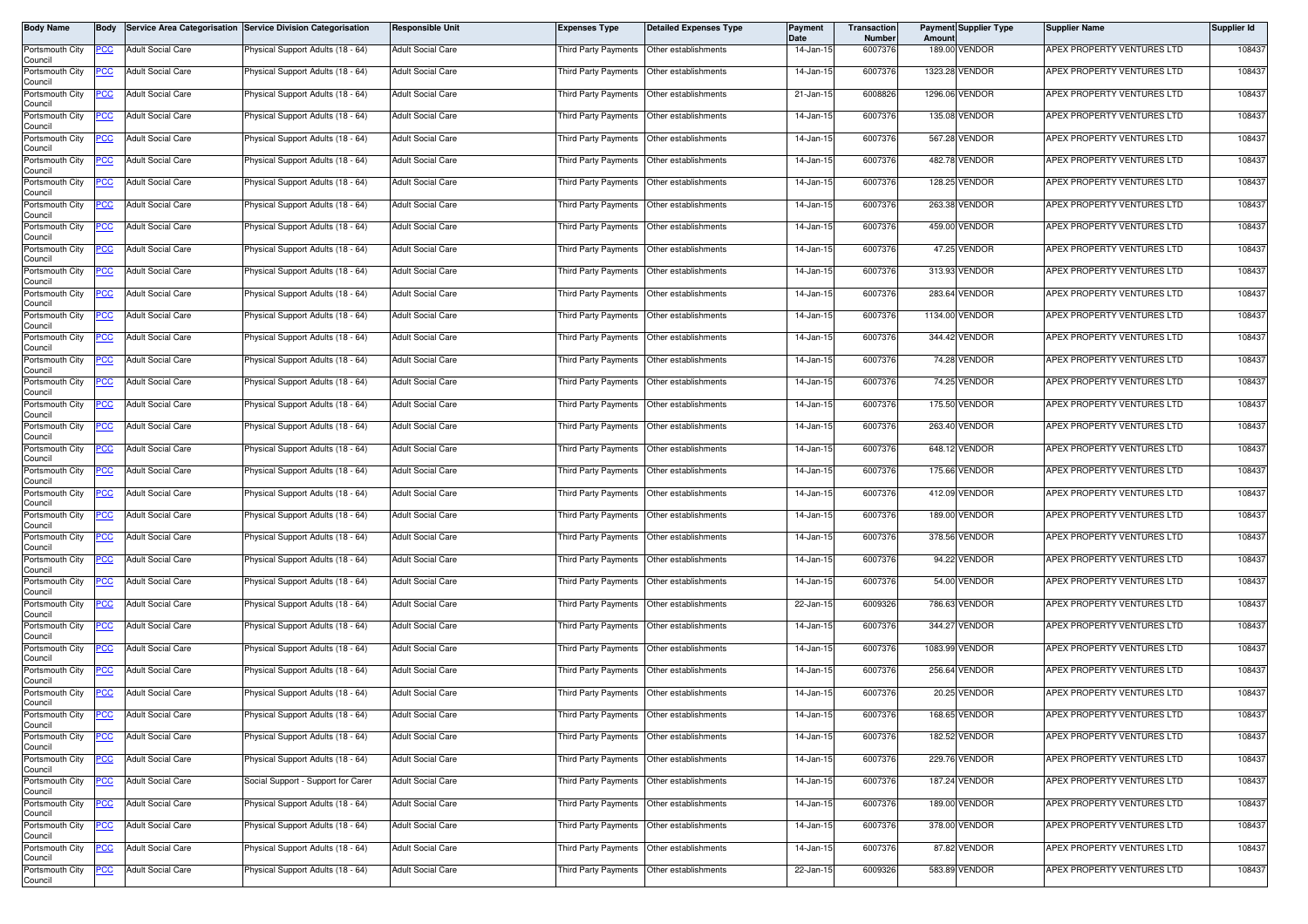| Body Name | Body | Service Area Categorisation | Service Division Categorisation | Responsible Unit | Expenses Type | Detailed Expenses Type | Payment Date | Transaction Number | Payment Amount | Supplier Type | Supplier Name | Supplier Id |
|---|---|---|---|---|---|---|---|---|---|---|---|---|
| Portsmouth City Council | PCC | Adult Social Care | Physical Support Adults (18 - 64) | Adult Social Care | Third Party Payments | Other establishments | 14-Jan-15 | 6007376 | 189.00 | VENDOR | APEX PROPERTY VENTURES LTD | 108437 |
| Portsmouth City Council | PCC | Adult Social Care | Physical Support Adults (18 - 64) | Adult Social Care | Third Party Payments | Other establishments | 14-Jan-15 | 6007376 | 1323.28 | VENDOR | APEX PROPERTY VENTURES LTD | 108437 |
| Portsmouth City Council | PCC | Adult Social Care | Physical Support Adults (18 - 64) | Adult Social Care | Third Party Payments | Other establishments | 21-Jan-15 | 6008826 | 1296.06 | VENDOR | APEX PROPERTY VENTURES LTD | 108437 |
| Portsmouth City Council | PCC | Adult Social Care | Physical Support Adults (18 - 64) | Adult Social Care | Third Party Payments | Other establishments | 14-Jan-15 | 6007376 | 135.08 | VENDOR | APEX PROPERTY VENTURES LTD | 108437 |
| Portsmouth City Council | PCC | Adult Social Care | Physical Support Adults (18 - 64) | Adult Social Care | Third Party Payments | Other establishments | 14-Jan-15 | 6007376 | 567.28 | VENDOR | APEX PROPERTY VENTURES LTD | 108437 |
| Portsmouth City Council | PCC | Adult Social Care | Physical Support Adults (18 - 64) | Adult Social Care | Third Party Payments | Other establishments | 14-Jan-15 | 6007376 | 482.78 | VENDOR | APEX PROPERTY VENTURES LTD | 108437 |
| Portsmouth City Council | PCC | Adult Social Care | Physical Support Adults (18 - 64) | Adult Social Care | Third Party Payments | Other establishments | 14-Jan-15 | 6007376 | 128.25 | VENDOR | APEX PROPERTY VENTURES LTD | 108437 |
| Portsmouth City Council | PCC | Adult Social Care | Physical Support Adults (18 - 64) | Adult Social Care | Third Party Payments | Other establishments | 14-Jan-15 | 6007376 | 263.38 | VENDOR | APEX PROPERTY VENTURES LTD | 108437 |
| Portsmouth City Council | PCC | Adult Social Care | Physical Support Adults (18 - 64) | Adult Social Care | Third Party Payments | Other establishments | 14-Jan-15 | 6007376 | 459.00 | VENDOR | APEX PROPERTY VENTURES LTD | 108437 |
| Portsmouth City Council | PCC | Adult Social Care | Physical Support Adults (18 - 64) | Adult Social Care | Third Party Payments | Other establishments | 14-Jan-15 | 6007376 | 47.25 | VENDOR | APEX PROPERTY VENTURES LTD | 108437 |
| Portsmouth City Council | PCC | Adult Social Care | Physical Support Adults (18 - 64) | Adult Social Care | Third Party Payments | Other establishments | 14-Jan-15 | 6007376 | 313.93 | VENDOR | APEX PROPERTY VENTURES LTD | 108437 |
| Portsmouth City Council | PCC | Adult Social Care | Physical Support Adults (18 - 64) | Adult Social Care | Third Party Payments | Other establishments | 14-Jan-15 | 6007376 | 283.64 | VENDOR | APEX PROPERTY VENTURES LTD | 108437 |
| Portsmouth City Council | PCC | Adult Social Care | Physical Support Adults (18 - 64) | Adult Social Care | Third Party Payments | Other establishments | 14-Jan-15 | 6007376 | 1134.00 | VENDOR | APEX PROPERTY VENTURES LTD | 108437 |
| Portsmouth City Council | PCC | Adult Social Care | Physical Support Adults (18 - 64) | Adult Social Care | Third Party Payments | Other establishments | 14-Jan-15 | 6007376 | 344.42 | VENDOR | APEX PROPERTY VENTURES LTD | 108437 |
| Portsmouth City Council | PCC | Adult Social Care | Physical Support Adults (18 - 64) | Adult Social Care | Third Party Payments | Other establishments | 14-Jan-15 | 6007376 | 74.28 | VENDOR | APEX PROPERTY VENTURES LTD | 108437 |
| Portsmouth City Council | PCC | Adult Social Care | Physical Support Adults (18 - 64) | Adult Social Care | Third Party Payments | Other establishments | 14-Jan-15 | 6007376 | 74.25 | VENDOR | APEX PROPERTY VENTURES LTD | 108437 |
| Portsmouth City Council | PCC | Adult Social Care | Physical Support Adults (18 - 64) | Adult Social Care | Third Party Payments | Other establishments | 14-Jan-15 | 6007376 | 175.50 | VENDOR | APEX PROPERTY VENTURES LTD | 108437 |
| Portsmouth City Council | PCC | Adult Social Care | Physical Support Adults (18 - 64) | Adult Social Care | Third Party Payments | Other establishments | 14-Jan-15 | 6007376 | 263.40 | VENDOR | APEX PROPERTY VENTURES LTD | 108437 |
| Portsmouth City Council | PCC | Adult Social Care | Physical Support Adults (18 - 64) | Adult Social Care | Third Party Payments | Other establishments | 14-Jan-15 | 6007376 | 648.12 | VENDOR | APEX PROPERTY VENTURES LTD | 108437 |
| Portsmouth City Council | PCC | Adult Social Care | Physical Support Adults (18 - 64) | Adult Social Care | Third Party Payments | Other establishments | 14-Jan-15 | 6007376 | 175.66 | VENDOR | APEX PROPERTY VENTURES LTD | 108437 |
| Portsmouth City Council | PCC | Adult Social Care | Physical Support Adults (18 - 64) | Adult Social Care | Third Party Payments | Other establishments | 14-Jan-15 | 6007376 | 412.09 | VENDOR | APEX PROPERTY VENTURES LTD | 108437 |
| Portsmouth City Council | PCC | Adult Social Care | Physical Support Adults (18 - 64) | Adult Social Care | Third Party Payments | Other establishments | 14-Jan-15 | 6007376 | 189.00 | VENDOR | APEX PROPERTY VENTURES LTD | 108437 |
| Portsmouth City Council | PCC | Adult Social Care | Physical Support Adults (18 - 64) | Adult Social Care | Third Party Payments | Other establishments | 14-Jan-15 | 6007376 | 378.56 | VENDOR | APEX PROPERTY VENTURES LTD | 108437 |
| Portsmouth City Council | PCC | Adult Social Care | Physical Support Adults (18 - 64) | Adult Social Care | Third Party Payments | Other establishments | 14-Jan-15 | 6007376 | 94.22 | VENDOR | APEX PROPERTY VENTURES LTD | 108437 |
| Portsmouth City Council | PCC | Adult Social Care | Physical Support Adults (18 - 64) | Adult Social Care | Third Party Payments | Other establishments | 14-Jan-15 | 6007376 | 54.00 | VENDOR | APEX PROPERTY VENTURES LTD | 108437 |
| Portsmouth City Council | PCC | Adult Social Care | Physical Support Adults (18 - 64) | Adult Social Care | Third Party Payments | Other establishments | 22-Jan-15 | 6009326 | 786.63 | VENDOR | APEX PROPERTY VENTURES LTD | 108437 |
| Portsmouth City Council | PCC | Adult Social Care | Physical Support Adults (18 - 64) | Adult Social Care | Third Party Payments | Other establishments | 14-Jan-15 | 6007376 | 344.27 | VENDOR | APEX PROPERTY VENTURES LTD | 108437 |
| Portsmouth City Council | PCC | Adult Social Care | Physical Support Adults (18 - 64) | Adult Social Care | Third Party Payments | Other establishments | 14-Jan-15 | 6007376 | 1083.99 | VENDOR | APEX PROPERTY VENTURES LTD | 108437 |
| Portsmouth City Council | PCC | Adult Social Care | Physical Support Adults (18 - 64) | Adult Social Care | Third Party Payments | Other establishments | 14-Jan-15 | 6007376 | 256.64 | VENDOR | APEX PROPERTY VENTURES LTD | 108437 |
| Portsmouth City Council | PCC | Adult Social Care | Physical Support Adults (18 - 64) | Adult Social Care | Third Party Payments | Other establishments | 14-Jan-15 | 6007376 | 20.25 | VENDOR | APEX PROPERTY VENTURES LTD | 108437 |
| Portsmouth City Council | PCC | Adult Social Care | Physical Support Adults (18 - 64) | Adult Social Care | Third Party Payments | Other establishments | 14-Jan-15 | 6007376 | 168.65 | VENDOR | APEX PROPERTY VENTURES LTD | 108437 |
| Portsmouth City Council | PCC | Adult Social Care | Physical Support Adults (18 - 64) | Adult Social Care | Third Party Payments | Other establishments | 14-Jan-15 | 6007376 | 182.52 | VENDOR | APEX PROPERTY VENTURES LTD | 108437 |
| Portsmouth City Council | PCC | Adult Social Care | Physical Support Adults (18 - 64) | Adult Social Care | Third Party Payments | Other establishments | 14-Jan-15 | 6007376 | 229.76 | VENDOR | APEX PROPERTY VENTURES LTD | 108437 |
| Portsmouth City Council | PCC | Adult Social Care | Social Support - Support for Carer | Adult Social Care | Third Party Payments | Other establishments | 14-Jan-15 | 6007376 | 187.24 | VENDOR | APEX PROPERTY VENTURES LTD | 108437 |
| Portsmouth City Council | PCC | Adult Social Care | Physical Support Adults (18 - 64) | Adult Social Care | Third Party Payments | Other establishments | 14-Jan-15 | 6007376 | 189.00 | VENDOR | APEX PROPERTY VENTURES LTD | 108437 |
| Portsmouth City Council | PCC | Adult Social Care | Physical Support Adults (18 - 64) | Adult Social Care | Third Party Payments | Other establishments | 14-Jan-15 | 6007376 | 378.00 | VENDOR | APEX PROPERTY VENTURES LTD | 108437 |
| Portsmouth City Council | PCC | Adult Social Care | Physical Support Adults (18 - 64) | Adult Social Care | Third Party Payments | Other establishments | 14-Jan-15 | 6007376 | 87.82 | VENDOR | APEX PROPERTY VENTURES LTD | 108437 |
| Portsmouth City Council | PCC | Adult Social Care | Physical Support Adults (18 - 64) | Adult Social Care | Third Party Payments | Other establishments | 22-Jan-15 | 6009326 | 583.89 | VENDOR | APEX PROPERTY VENTURES LTD | 108437 |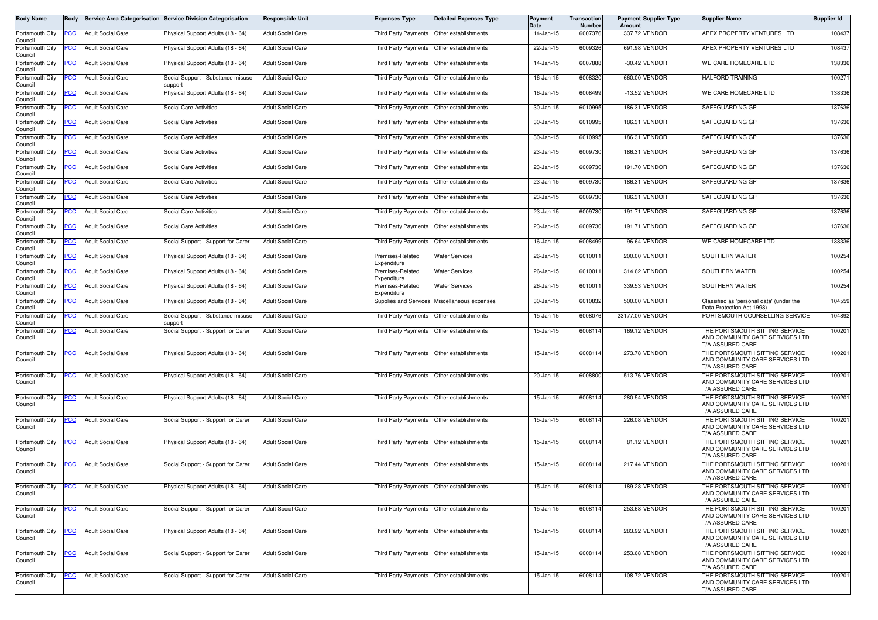| Body Name | Body | Service Area Categorisation | Service Division Categorisation | Responsible Unit | Expenses Type | Detailed Expenses Type | Payment Date | Transaction Number | Payment Amount | Supplier Type | Supplier Name | Supplier Id |
|---|---|---|---|---|---|---|---|---|---|---|---|---|
| Portsmouth City Council | PCC | Adult Social Care | Physical Support Adults (18 - 64) | Adult Social Care | Third Party Payments | Other establishments | 14-Jan-15 | 6007376 | 337.72 | VENDOR | APEX PROPERTY VENTURES LTD | 108437 |
| Portsmouth City Council | PCC | Adult Social Care | Physical Support Adults (18 - 64) | Adult Social Care | Third Party Payments | Other establishments | 22-Jan-15 | 6009326 | 691.98 | VENDOR | APEX PROPERTY VENTURES LTD | 108437 |
| Portsmouth City Council | PCC | Adult Social Care | Physical Support Adults (18 - 64) | Adult Social Care | Third Party Payments | Other establishments | 14-Jan-15 | 6007888 | -30.42 | VENDOR | WE CARE HOMECARE LTD | 138336 |
| Portsmouth City Council | PCC | Adult Social Care | Social Support - Substance misuse support | Adult Social Care | Third Party Payments | Other establishments | 16-Jan-15 | 6008320 | 660.00 | VENDOR | HALFORD TRAINING | 100271 |
| Portsmouth City Council | PCC | Adult Social Care | Physical Support Adults (18 - 64) | Adult Social Care | Third Party Payments | Other establishments | 16-Jan-15 | 6008499 | -13.52 | VENDOR | WE CARE HOMECARE LTD | 138336 |
| Portsmouth City Council | PCC | Adult Social Care | Social Care Activities | Adult Social Care | Third Party Payments | Other establishments | 30-Jan-15 | 6010995 | 186.31 | VENDOR | SAFEGUARDING GP | 137636 |
| Portsmouth City Council | PCC | Adult Social Care | Social Care Activities | Adult Social Care | Third Party Payments | Other establishments | 30-Jan-15 | 6010995 | 186.31 | VENDOR | SAFEGUARDING GP | 137636 |
| Portsmouth City Council | PCC | Adult Social Care | Social Care Activities | Adult Social Care | Third Party Payments | Other establishments | 30-Jan-15 | 6010995 | 186.31 | VENDOR | SAFEGUARDING GP | 137636 |
| Portsmouth City Council | PCC | Adult Social Care | Social Care Activities | Adult Social Care | Third Party Payments | Other establishments | 23-Jan-15 | 6009730 | 186.31 | VENDOR | SAFEGUARDING GP | 137636 |
| Portsmouth City Council | PCC | Adult Social Care | Social Care Activities | Adult Social Care | Third Party Payments | Other establishments | 23-Jan-15 | 6009730 | 191.70 | VENDOR | SAFEGUARDING GP | 137636 |
| Portsmouth City Council | PCC | Adult Social Care | Social Care Activities | Adult Social Care | Third Party Payments | Other establishments | 23-Jan-15 | 6009730 | 186.31 | VENDOR | SAFEGUARDING GP | 137636 |
| Portsmouth City Council | PCC | Adult Social Care | Social Care Activities | Adult Social Care | Third Party Payments | Other establishments | 23-Jan-15 | 6009730 | 186.31 | VENDOR | SAFEGUARDING GP | 137636 |
| Portsmouth City Council | PCC | Adult Social Care | Social Care Activities | Adult Social Care | Third Party Payments | Other establishments | 23-Jan-15 | 6009730 | 191.71 | VENDOR | SAFEGUARDING GP | 137636 |
| Portsmouth City Council | PCC | Adult Social Care | Social Care Activities | Adult Social Care | Third Party Payments | Other establishments | 23-Jan-15 | 6009730 | 191.71 | VENDOR | SAFEGUARDING GP | 137636 |
| Portsmouth City Council | PCC | Adult Social Care | Social Support - Support for Carer | Adult Social Care | Third Party Payments | Other establishments | 16-Jan-15 | 6008499 | -96.64 | VENDOR | WE CARE HOMECARE LTD | 138336 |
| Portsmouth City Council | PCC | Adult Social Care | Physical Support Adults (18 - 64) | Adult Social Care | Premises-Related Expenditure | Water Services | 26-Jan-15 | 6010011 | 200.00 | VENDOR | SOUTHERN WATER | 100254 |
| Portsmouth City Council | PCC | Adult Social Care | Physical Support Adults (18 - 64) | Adult Social Care | Premises-Related Expenditure | Water Services | 26-Jan-15 | 6010011 | 314.62 | VENDOR | SOUTHERN WATER | 100254 |
| Portsmouth City Council | PCC | Adult Social Care | Physical Support Adults (18 - 64) | Adult Social Care | Premises-Related Expenditure | Water Services | 26-Jan-15 | 6010011 | 339.53 | VENDOR | SOUTHERN WATER | 100254 |
| Portsmouth City Council | PCC | Adult Social Care | Physical Support Adults (18 - 64) | Adult Social Care | Supplies and Services | Miscellaneous expenses | 30-Jan-15 | 6010832 | 500.00 | VENDOR | Classified as 'personal data' (under the Data Protection Act 1998) | 104559 |
| Portsmouth City Council | PCC | Adult Social Care | Social Support - Substance misuse support | Adult Social Care | Third Party Payments | Other establishments | 15-Jan-15 | 6008076 | 23177.00 | VENDOR | PORTSMOUTH COUNSELLING SERVICE | 104892 |
| Portsmouth City Council | PCC | Adult Social Care | Social Support - Support for Carer | Adult Social Care | Third Party Payments | Other establishments | 15-Jan-15 | 6008114 | 169.12 | VENDOR | THE PORTSMOUTH SITTING SERVICE AND COMMUNITY CARE SERVICES LTD T/A ASSURED CARE | 100201 |
| Portsmouth City Council | PCC | Adult Social Care | Physical Support Adults (18 - 64) | Adult Social Care | Third Party Payments | Other establishments | 15-Jan-15 | 6008114 | 273.78 | VENDOR | THE PORTSMOUTH SITTING SERVICE AND COMMUNITY CARE SERVICES LTD T/A ASSURED CARE | 100201 |
| Portsmouth City Council | PCC | Adult Social Care | Physical Support Adults (18 - 64) | Adult Social Care | Third Party Payments | Other establishments | 20-Jan-15 | 6008800 | 513.76 | VENDOR | THE PORTSMOUTH SITTING SERVICE AND COMMUNITY CARE SERVICES LTD T/A ASSURED CARE | 100201 |
| Portsmouth City Council | PCC | Adult Social Care | Physical Support Adults (18 - 64) | Adult Social Care | Third Party Payments | Other establishments | 15-Jan-15 | 6008114 | 280.54 | VENDOR | THE PORTSMOUTH SITTING SERVICE AND COMMUNITY CARE SERVICES LTD T/A ASSURED CARE | 100201 |
| Portsmouth City Council | PCC | Adult Social Care | Social Support - Support for Carer | Adult Social Care | Third Party Payments | Other establishments | 15-Jan-15 | 6008114 | 226.08 | VENDOR | THE PORTSMOUTH SITTING SERVICE AND COMMUNITY CARE SERVICES LTD T/A ASSURED CARE | 100201 |
| Portsmouth City Council | PCC | Adult Social Care | Physical Support Adults (18 - 64) | Adult Social Care | Third Party Payments | Other establishments | 15-Jan-15 | 6008114 | 81.12 | VENDOR | THE PORTSMOUTH SITTING SERVICE AND COMMUNITY CARE SERVICES LTD T/A ASSURED CARE | 100201 |
| Portsmouth City Council | PCC | Adult Social Care | Social Support - Support for Carer | Adult Social Care | Third Party Payments | Other establishments | 15-Jan-15 | 6008114 | 217.44 | VENDOR | THE PORTSMOUTH SITTING SERVICE AND COMMUNITY CARE SERVICES LTD T/A ASSURED CARE | 100201 |
| Portsmouth City Council | PCC | Adult Social Care | Physical Support Adults (18 - 64) | Adult Social Care | Third Party Payments | Other establishments | 15-Jan-15 | 6008114 | 189.28 | VENDOR | THE PORTSMOUTH SITTING SERVICE AND COMMUNITY CARE SERVICES LTD T/A ASSURED CARE | 100201 |
| Portsmouth City Council | PCC | Adult Social Care | Social Support - Support for Carer | Adult Social Care | Third Party Payments | Other establishments | 15-Jan-15 | 6008114 | 253.68 | VENDOR | THE PORTSMOUTH SITTING SERVICE AND COMMUNITY CARE SERVICES LTD T/A ASSURED CARE | 100201 |
| Portsmouth City Council | PCC | Adult Social Care | Physical Support Adults (18 - 64) | Adult Social Care | Third Party Payments | Other establishments | 15-Jan-15 | 6008114 | 283.92 | VENDOR | THE PORTSMOUTH SITTING SERVICE AND COMMUNITY CARE SERVICES LTD T/A ASSURED CARE | 100201 |
| Portsmouth City Council | PCC | Adult Social Care | Social Support - Support for Carer | Adult Social Care | Third Party Payments | Other establishments | 15-Jan-15 | 6008114 | 253.68 | VENDOR | THE PORTSMOUTH SITTING SERVICE AND COMMUNITY CARE SERVICES LTD T/A ASSURED CARE | 100201 |
| Portsmouth City Council | PCC | Adult Social Care | Social Support - Support for Carer | Adult Social Care | Third Party Payments | Other establishments | 15-Jan-15 | 6008114 | 108.72 | VENDOR | THE PORTSMOUTH SITTING SERVICE AND COMMUNITY CARE SERVICES LTD T/A ASSURED CARE | 100201 |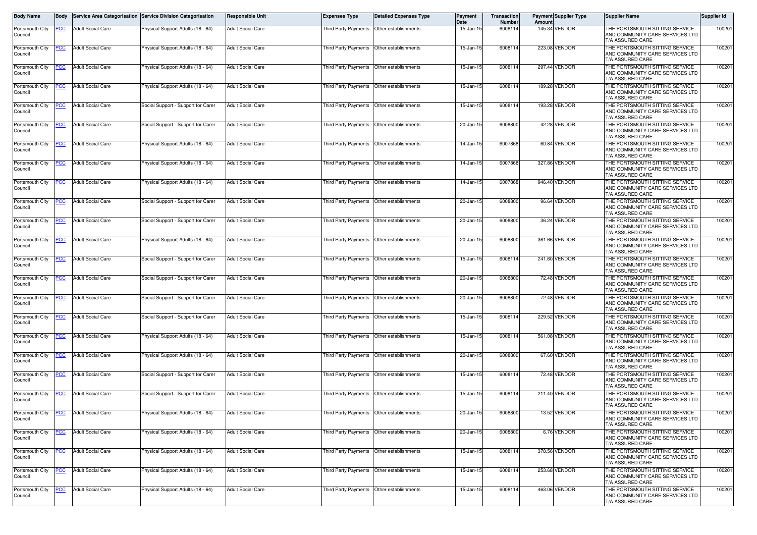| Body Name | Body | Service Area Categorisation | Service Division Categorisation | Responsible Unit | Expenses Type | Detailed Expenses Type | Payment Date | Transaction Number | Payment Amount | Supplier Type | Supplier Name | Supplier Id |
|---|---|---|---|---|---|---|---|---|---|---|---|---|
| Portsmouth City Council | PCC | Adult Social Care | Physical Support Adults (18 - 64) | Adult Social Care | Third Party Payments | Other establishments | 15-Jan-15 | 6008114 | 145.34 | VENDOR | THE PORTSMOUTH SITTING SERVICE AND COMMUNITY CARE SERVICES LTD T/A ASSURED CARE | 100201 |
| Portsmouth City Council | PCC | Adult Social Care | Physical Support Adults (18 - 64) | Adult Social Care | Third Party Payments | Other establishments | 15-Jan-15 | 6008114 | 223.08 | VENDOR | THE PORTSMOUTH SITTING SERVICE AND COMMUNITY CARE SERVICES LTD T/A ASSURED CARE | 100201 |
| Portsmouth City Council | PCC | Adult Social Care | Physical Support Adults (18 - 64) | Adult Social Care | Third Party Payments | Other establishments | 15-Jan-15 | 6008114 | 297.44 | VENDOR | THE PORTSMOUTH SITTING SERVICE AND COMMUNITY CARE SERVICES LTD T/A ASSURED CARE | 100201 |
| Portsmouth City Council | PCC | Adult Social Care | Physical Support Adults (18 - 64) | Adult Social Care | Third Party Payments | Other establishments | 15-Jan-15 | 6008114 | 189.28 | VENDOR | THE PORTSMOUTH SITTING SERVICE AND COMMUNITY CARE SERVICES LTD T/A ASSURED CARE | 100201 |
| Portsmouth City Council | PCC | Adult Social Care | Social Support - Support for Carer | Adult Social Care | Third Party Payments | Other establishments | 15-Jan-15 | 6008114 | 193.28 | VENDOR | THE PORTSMOUTH SITTING SERVICE AND COMMUNITY CARE SERVICES LTD T/A ASSURED CARE | 100201 |
| Portsmouth City Council | PCC | Adult Social Care | Social Support - Support for Carer | Adult Social Care | Third Party Payments | Other establishments | 20-Jan-15 | 6008800 | 42.28 | VENDOR | THE PORTSMOUTH SITTING SERVICE AND COMMUNITY CARE SERVICES LTD T/A ASSURED CARE | 100201 |
| Portsmouth City Council | PCC | Adult Social Care | Physical Support Adults (18 - 64) | Adult Social Care | Third Party Payments | Other establishments | 14-Jan-15 | 6007868 | 60.84 | VENDOR | THE PORTSMOUTH SITTING SERVICE AND COMMUNITY CARE SERVICES LTD T/A ASSURED CARE | 100201 |
| Portsmouth City Council | PCC | Adult Social Care | Physical Support Adults (18 - 64) | Adult Social Care | Third Party Payments | Other establishments | 14-Jan-15 | 6007868 | 327.86 | VENDOR | THE PORTSMOUTH SITTING SERVICE AND COMMUNITY CARE SERVICES LTD T/A ASSURED CARE | 100201 |
| Portsmouth City Council | PCC | Adult Social Care | Physical Support Adults (18 - 64) | Adult Social Care | Third Party Payments | Other establishments | 14-Jan-15 | 6007868 | 946.40 | VENDOR | THE PORTSMOUTH SITTING SERVICE AND COMMUNITY CARE SERVICES LTD T/A ASSURED CARE | 100201 |
| Portsmouth City Council | PCC | Adult Social Care | Social Support - Support for Carer | Adult Social Care | Third Party Payments | Other establishments | 20-Jan-15 | 6008800 | 96.64 | VENDOR | THE PORTSMOUTH SITTING SERVICE AND COMMUNITY CARE SERVICES LTD T/A ASSURED CARE | 100201 |
| Portsmouth City Council | PCC | Adult Social Care | Social Support - Support for Carer | Adult Social Care | Third Party Payments | Other establishments | 20-Jan-15 | 6008800 | 36.24 | VENDOR | THE PORTSMOUTH SITTING SERVICE AND COMMUNITY CARE SERVICES LTD T/A ASSURED CARE | 100201 |
| Portsmouth City Council | PCC | Adult Social Care | Physical Support Adults (18 - 64) | Adult Social Care | Third Party Payments | Other establishments | 20-Jan-15 | 6008800 | 361.66 | VENDOR | THE PORTSMOUTH SITTING SERVICE AND COMMUNITY CARE SERVICES LTD T/A ASSURED CARE | 100201 |
| Portsmouth City Council | PCC | Adult Social Care | Social Support - Support for Carer | Adult Social Care | Third Party Payments | Other establishments | 15-Jan-15 | 6008114 | 241.60 | VENDOR | THE PORTSMOUTH SITTING SERVICE AND COMMUNITY CARE SERVICES LTD T/A ASSURED CARE | 100201 |
| Portsmouth City Council | PCC | Adult Social Care | Social Support - Support for Carer | Adult Social Care | Third Party Payments | Other establishments | 20-Jan-15 | 6008800 | 72.48 | VENDOR | THE PORTSMOUTH SITTING SERVICE AND COMMUNITY CARE SERVICES LTD T/A ASSURED CARE | 100201 |
| Portsmouth City Council | PCC | Adult Social Care | Social Support - Support for Carer | Adult Social Care | Third Party Payments | Other establishments | 20-Jan-15 | 6008800 | 72.48 | VENDOR | THE PORTSMOUTH SITTING SERVICE AND COMMUNITY CARE SERVICES LTD T/A ASSURED CARE | 100201 |
| Portsmouth City Council | PCC | Adult Social Care | Social Support - Support for Carer | Adult Social Care | Third Party Payments | Other establishments | 15-Jan-15 | 6008114 | 229.52 | VENDOR | THE PORTSMOUTH SITTING SERVICE AND COMMUNITY CARE SERVICES LTD T/A ASSURED CARE | 100201 |
| Portsmouth City Council | PCC | Adult Social Care | Physical Support Adults (18 - 64) | Adult Social Care | Third Party Payments | Other establishments | 15-Jan-15 | 6008114 | 561.08 | VENDOR | THE PORTSMOUTH SITTING SERVICE AND COMMUNITY CARE SERVICES LTD T/A ASSURED CARE | 100201 |
| Portsmouth City Council | PCC | Adult Social Care | Physical Support Adults (18 - 64) | Adult Social Care | Third Party Payments | Other establishments | 20-Jan-15 | 6008800 | 67.60 | VENDOR | THE PORTSMOUTH SITTING SERVICE AND COMMUNITY CARE SERVICES LTD T/A ASSURED CARE | 100201 |
| Portsmouth City Council | PCC | Adult Social Care | Social Support - Support for Carer | Adult Social Care | Third Party Payments | Other establishments | 15-Jan-15 | 6008114 | 72.48 | VENDOR | THE PORTSMOUTH SITTING SERVICE AND COMMUNITY CARE SERVICES LTD T/A ASSURED CARE | 100201 |
| Portsmouth City Council | PCC | Adult Social Care | Social Support - Support for Carer | Adult Social Care | Third Party Payments | Other establishments | 15-Jan-15 | 6008114 | 211.40 | VENDOR | THE PORTSMOUTH SITTING SERVICE AND COMMUNITY CARE SERVICES LTD T/A ASSURED CARE | 100201 |
| Portsmouth City Council | PCC | Adult Social Care | Physical Support Adults (18 - 64) | Adult Social Care | Third Party Payments | Other establishments | 20-Jan-15 | 6008800 | 13.52 | VENDOR | THE PORTSMOUTH SITTING SERVICE AND COMMUNITY CARE SERVICES LTD T/A ASSURED CARE | 100201 |
| Portsmouth City Council | PCC | Adult Social Care | Physical Support Adults (18 - 64) | Adult Social Care | Third Party Payments | Other establishments | 20-Jan-15 | 6008800 | 6.76 | VENDOR | THE PORTSMOUTH SITTING SERVICE AND COMMUNITY CARE SERVICES LTD T/A ASSURED CARE | 100201 |
| Portsmouth City Council | PCC | Adult Social Care | Physical Support Adults (18 - 64) | Adult Social Care | Third Party Payments | Other establishments | 15-Jan-15 | 6008114 | 378.56 | VENDOR | THE PORTSMOUTH SITTING SERVICE AND COMMUNITY CARE SERVICES LTD T/A ASSURED CARE | 100201 |
| Portsmouth City Council | PCC | Adult Social Care | Physical Support Adults (18 - 64) | Adult Social Care | Third Party Payments | Other establishments | 15-Jan-15 | 6008114 | 253.68 | VENDOR | THE PORTSMOUTH SITTING SERVICE AND COMMUNITY CARE SERVICES LTD T/A ASSURED CARE | 100201 |
| Portsmouth City Council | PCC | Adult Social Care | Physical Support Adults (18 - 64) | Adult Social Care | Third Party Payments | Other establishments | 15-Jan-15 | 6008114 | 463.06 | VENDOR | THE PORTSMOUTH SITTING SERVICE AND COMMUNITY CARE SERVICES LTD T/A ASSURED CARE | 100201 |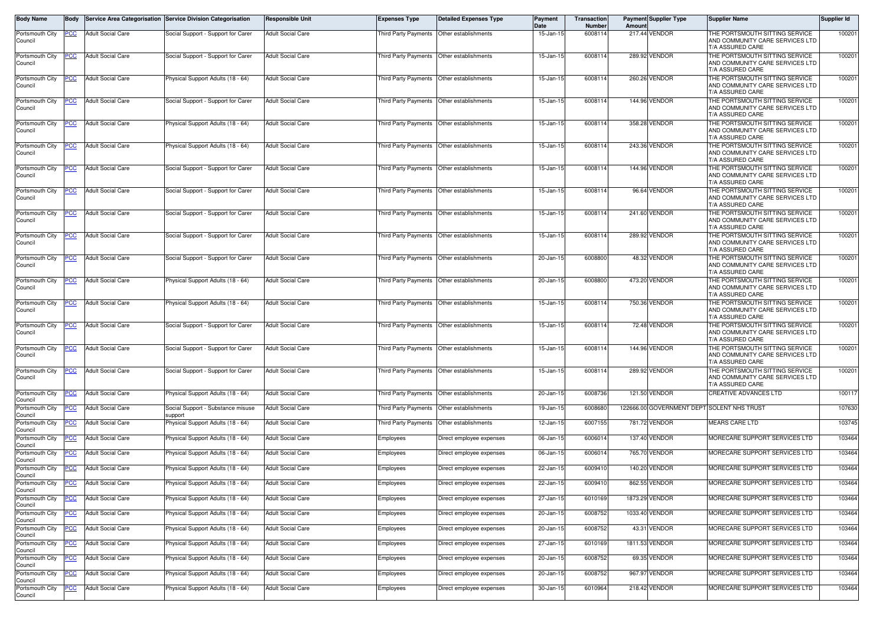| Body Name | Body | Service Area Categorisation | Service Division Categorisation | Responsible Unit | Expenses Type | Detailed Expenses Type | Payment Date | Transaction Number | Payment Amount | Supplier Type | Supplier Name | Supplier Id |
|---|---|---|---|---|---|---|---|---|---|---|---|---|
| Portsmouth City Council | PCC | Adult Social Care | Social Support - Support for Carer | Adult Social Care | Third Party Payments | Other establishments | 15-Jan-15 | 6008114 | 217.44 | VENDOR | THE PORTSMOUTH SITTING SERVICE AND COMMUNITY CARE SERVICES LTD T/A ASSURED CARE | 100201 |
| Portsmouth City Council | PCC | Adult Social Care | Social Support - Support for Carer | Adult Social Care | Third Party Payments | Other establishments | 15-Jan-15 | 6008114 | 289.92 | VENDOR | THE PORTSMOUTH SITTING SERVICE AND COMMUNITY CARE SERVICES LTD T/A ASSURED CARE | 100201 |
| Portsmouth City Council | PCC | Adult Social Care | Physical Support Adults (18 - 64) | Adult Social Care | Third Party Payments | Other establishments | 15-Jan-15 | 6008114 | 260.26 | VENDOR | THE PORTSMOUTH SITTING SERVICE AND COMMUNITY CARE SERVICES LTD T/A ASSURED CARE | 100201 |
| Portsmouth City Council | PCC | Adult Social Care | Social Support - Support for Carer | Adult Social Care | Third Party Payments | Other establishments | 15-Jan-15 | 6008114 | 144.96 | VENDOR | THE PORTSMOUTH SITTING SERVICE AND COMMUNITY CARE SERVICES LTD T/A ASSURED CARE | 100201 |
| Portsmouth City Council | PCC | Adult Social Care | Physical Support Adults (18 - 64) | Adult Social Care | Third Party Payments | Other establishments | 15-Jan-15 | 6008114 | 358.28 | VENDOR | THE PORTSMOUTH SITTING SERVICE AND COMMUNITY CARE SERVICES LTD T/A ASSURED CARE | 100201 |
| Portsmouth City Council | PCC | Adult Social Care | Physical Support Adults (18 - 64) | Adult Social Care | Third Party Payments | Other establishments | 15-Jan-15 | 6008114 | 243.36 | VENDOR | THE PORTSMOUTH SITTING SERVICE AND COMMUNITY CARE SERVICES LTD T/A ASSURED CARE | 100201 |
| Portsmouth City Council | PCC | Adult Social Care | Social Support - Support for Carer | Adult Social Care | Third Party Payments | Other establishments | 15-Jan-15 | 6008114 | 144.96 | VENDOR | THE PORTSMOUTH SITTING SERVICE AND COMMUNITY CARE SERVICES LTD T/A ASSURED CARE | 100201 |
| Portsmouth City Council | PCC | Adult Social Care | Social Support - Support for Carer | Adult Social Care | Third Party Payments | Other establishments | 15-Jan-15 | 6008114 | 96.64 | VENDOR | THE PORTSMOUTH SITTING SERVICE AND COMMUNITY CARE SERVICES LTD T/A ASSURED CARE | 100201 |
| Portsmouth City Council | PCC | Adult Social Care | Social Support - Support for Carer | Adult Social Care | Third Party Payments | Other establishments | 15-Jan-15 | 6008114 | 241.60 | VENDOR | THE PORTSMOUTH SITTING SERVICE AND COMMUNITY CARE SERVICES LTD T/A ASSURED CARE | 100201 |
| Portsmouth City Council | PCC | Adult Social Care | Social Support - Support for Carer | Adult Social Care | Third Party Payments | Other establishments | 15-Jan-15 | 6008114 | 289.92 | VENDOR | THE PORTSMOUTH SITTING SERVICE AND COMMUNITY CARE SERVICES LTD T/A ASSURED CARE | 100201 |
| Portsmouth City Council | PCC | Adult Social Care | Social Support - Support for Carer | Adult Social Care | Third Party Payments | Other establishments | 20-Jan-15 | 6008800 | 48.32 | VENDOR | THE PORTSMOUTH SITTING SERVICE AND COMMUNITY CARE SERVICES LTD T/A ASSURED CARE | 100201 |
| Portsmouth City Council | PCC | Adult Social Care | Physical Support Adults (18 - 64) | Adult Social Care | Third Party Payments | Other establishments | 20-Jan-15 | 6008800 | 473.20 | VENDOR | THE PORTSMOUTH SITTING SERVICE AND COMMUNITY CARE SERVICES LTD T/A ASSURED CARE | 100201 |
| Portsmouth City Council | PCC | Adult Social Care | Physical Support Adults (18 - 64) | Adult Social Care | Third Party Payments | Other establishments | 15-Jan-15 | 6008114 | 750.36 | VENDOR | THE PORTSMOUTH SITTING SERVICE AND COMMUNITY CARE SERVICES LTD T/A ASSURED CARE | 100201 |
| Portsmouth City Council | PCC | Adult Social Care | Social Support - Support for Carer | Adult Social Care | Third Party Payments | Other establishments | 15-Jan-15 | 6008114 | 72.48 | VENDOR | THE PORTSMOUTH SITTING SERVICE AND COMMUNITY CARE SERVICES LTD T/A ASSURED CARE | 100201 |
| Portsmouth City Council | PCC | Adult Social Care | Social Support - Support for Carer | Adult Social Care | Third Party Payments | Other establishments | 15-Jan-15 | 6008114 | 144.96 | VENDOR | THE PORTSMOUTH SITTING SERVICE AND COMMUNITY CARE SERVICES LTD T/A ASSURED CARE | 100201 |
| Portsmouth City Council | PCC | Adult Social Care | Social Support - Support for Carer | Adult Social Care | Third Party Payments | Other establishments | 15-Jan-15 | 6008114 | 289.92 | VENDOR | THE PORTSMOUTH SITTING SERVICE AND COMMUNITY CARE SERVICES LTD T/A ASSURED CARE | 100201 |
| Portsmouth City Council | PCC | Adult Social Care | Physical Support Adults (18 - 64) | Adult Social Care | Third Party Payments | Other establishments | 20-Jan-15 | 6008736 | 121.50 | VENDOR | CREATIVE ADVANCES LTD | 100117 |
| Portsmouth City Council | PCC | Adult Social Care | Social Support - Substance misuse support | Adult Social Care | Third Party Payments | Other establishments | 19-Jan-15 | 6008680 | 122666.00 | GOVERNMENT DEPT | SOLENT NHS TRUST | 107630 |
| Portsmouth City Council | PCC | Adult Social Care | Physical Support Adults (18 - 64) | Adult Social Care | Third Party Payments | Other establishments | 12-Jan-15 | 6007155 | 781.72 | VENDOR | MEARS CARE LTD | 103745 |
| Portsmouth City Council | PCC | Adult Social Care | Physical Support Adults (18 - 64) | Adult Social Care | Employees | Direct employee expenses | 06-Jan-15 | 6006014 | 137.40 | VENDOR | MORECARE SUPPORT SERVICES LTD | 103464 |
| Portsmouth City Council | PCC | Adult Social Care | Physical Support Adults (18 - 64) | Adult Social Care | Employees | Direct employee expenses | 06-Jan-15 | 6006014 | 765.70 | VENDOR | MORECARE SUPPORT SERVICES LTD | 103464 |
| Portsmouth City Council | PCC | Adult Social Care | Physical Support Adults (18 - 64) | Adult Social Care | Employees | Direct employee expenses | 22-Jan-15 | 6009410 | 140.20 | VENDOR | MORECARE SUPPORT SERVICES LTD | 103464 |
| Portsmouth City Council | PCC | Adult Social Care | Physical Support Adults (18 - 64) | Adult Social Care | Employees | Direct employee expenses | 22-Jan-15 | 6009410 | 862.55 | VENDOR | MORECARE SUPPORT SERVICES LTD | 103464 |
| Portsmouth City Council | PCC | Adult Social Care | Physical Support Adults (18 - 64) | Adult Social Care | Employees | Direct employee expenses | 27-Jan-15 | 6010169 | 1873.29 | VENDOR | MORECARE SUPPORT SERVICES LTD | 103464 |
| Portsmouth City Council | PCC | Adult Social Care | Physical Support Adults (18 - 64) | Adult Social Care | Employees | Direct employee expenses | 20-Jan-15 | 6008752 | 1033.40 | VENDOR | MORECARE SUPPORT SERVICES LTD | 103464 |
| Portsmouth City Council | PCC | Adult Social Care | Physical Support Adults (18 - 64) | Adult Social Care | Employees | Direct employee expenses | 20-Jan-15 | 6008752 | 43.31 | VENDOR | MORECARE SUPPORT SERVICES LTD | 103464 |
| Portsmouth City Council | PCC | Adult Social Care | Physical Support Adults (18 - 64) | Adult Social Care | Employees | Direct employee expenses | 27-Jan-15 | 6010169 | 1811.53 | VENDOR | MORECARE SUPPORT SERVICES LTD | 103464 |
| Portsmouth City Council | PCC | Adult Social Care | Physical Support Adults (18 - 64) | Adult Social Care | Employees | Direct employee expenses | 20-Jan-15 | 6008752 | 69.35 | VENDOR | MORECARE SUPPORT SERVICES LTD | 103464 |
| Portsmouth City Council | PCC | Adult Social Care | Physical Support Adults (18 - 64) | Adult Social Care | Employees | Direct employee expenses | 20-Jan-15 | 6008752 | 967.97 | VENDOR | MORECARE SUPPORT SERVICES LTD | 103464 |
| Portsmouth City Council | PCC | Adult Social Care | Physical Support Adults (18 - 64) | Adult Social Care | Employees | Direct employee expenses | 30-Jan-15 | 6010964 | 218.42 | VENDOR | MORECARE SUPPORT SERVICES LTD | 103464 |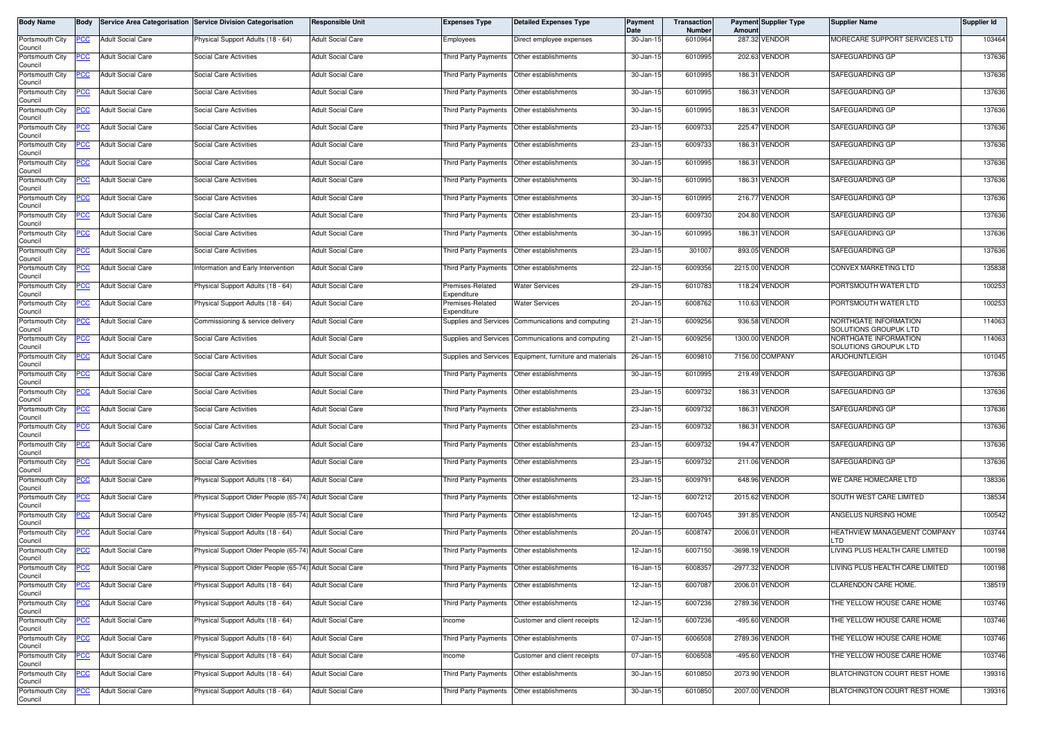| Body Name | Body | Service Area Categorisation | Service Division Categorisation | Responsible Unit | Expenses Type | Detailed Expenses Type | Payment Date | Transaction Number | Payment Amount | Supplier Type | Supplier Name | Supplier Id |
|---|---|---|---|---|---|---|---|---|---|---|---|---|
| Portsmouth City Council | PCC | Adult Social Care | Physical Support Adults (18 - 64) | Adult Social Care | Employees | Direct employee expenses | 30-Jan-15 | 6010964 | 287.32 | VENDOR | MORECARE SUPPORT SERVICES LTD | 103464 |
| Portsmouth City Council | PCC | Adult Social Care | Social Care Activities | Adult Social Care | Third Party Payments | Other establishments | 30-Jan-15 | 6010995 | 202.63 | VENDOR | SAFEGUARDING GP | 137636 |
| Portsmouth City Council | PCC | Adult Social Care | Social Care Activities | Adult Social Care | Third Party Payments | Other establishments | 30-Jan-15 | 6010995 | 186.31 | VENDOR | SAFEGUARDING GP | 137636 |
| Portsmouth City Council | PCC | Adult Social Care | Social Care Activities | Adult Social Care | Third Party Payments | Other establishments | 30-Jan-15 | 6010995 | 186.31 | VENDOR | SAFEGUARDING GP | 137636 |
| Portsmouth City Council | PCC | Adult Social Care | Social Care Activities | Adult Social Care | Third Party Payments | Other establishments | 30-Jan-15 | 6010995 | 186.31 | VENDOR | SAFEGUARDING GP | 137636 |
| Portsmouth City Council | PCC | Adult Social Care | Social Care Activities | Adult Social Care | Third Party Payments | Other establishments | 23-Jan-15 | 6009733 | 225.47 | VENDOR | SAFEGUARDING GP | 137636 |
| Portsmouth City Council | PCC | Adult Social Care | Social Care Activities | Adult Social Care | Third Party Payments | Other establishments | 23-Jan-15 | 6009733 | 186.31 | VENDOR | SAFEGUARDING GP | 137636 |
| Portsmouth City Council | PCC | Adult Social Care | Social Care Activities | Adult Social Care | Third Party Payments | Other establishments | 30-Jan-15 | 6010995 | 186.31 | VENDOR | SAFEGUARDING GP | 137636 |
| Portsmouth City Council | PCC | Adult Social Care | Social Care Activities | Adult Social Care | Third Party Payments | Other establishments | 30-Jan-15 | 6010995 | 186.31 | VENDOR | SAFEGUARDING GP | 137636 |
| Portsmouth City Council | PCC | Adult Social Care | Social Care Activities | Adult Social Care | Third Party Payments | Other establishments | 30-Jan-15 | 6010995 | 216.77 | VENDOR | SAFEGUARDING GP | 137636 |
| Portsmouth City Council | PCC | Adult Social Care | Social Care Activities | Adult Social Care | Third Party Payments | Other establishments | 23-Jan-15 | 6009730 | 204.80 | VENDOR | SAFEGUARDING GP | 137636 |
| Portsmouth City Council | PCC | Adult Social Care | Social Care Activities | Adult Social Care | Third Party Payments | Other establishments | 30-Jan-15 | 6010995 | 186.31 | VENDOR | SAFEGUARDING GP | 137636 |
| Portsmouth City Council | PCC | Adult Social Care | Social Care Activities | Adult Social Care | Third Party Payments | Other establishments | 23-Jan-15 | 301007 | 893.05 | VENDOR | SAFEGUARDING GP | 137636 |
| Portsmouth City Council | PCC | Adult Social Care | Information and Early Intervention | Adult Social Care | Third Party Payments | Other establishments | 22-Jan-15 | 6009356 | 2215.00 | VENDOR | CONVEX MARKETING LTD | 135838 |
| Portsmouth City Council | PCC | Adult Social Care | Physical Support Adults (18 - 64) | Adult Social Care | Premises-Related Expenditure | Water Services | 29-Jan-15 | 6010783 | 118.24 | VENDOR | PORTSMOUTH WATER LTD | 100253 |
| Portsmouth City Council | PCC | Adult Social Care | Physical Support Adults (18 - 64) | Adult Social Care | Premises-Related Expenditure | Water Services | 20-Jan-15 | 6008762 | 110.63 | VENDOR | PORTSMOUTH WATER LTD | 100253 |
| Portsmouth City Council | PCC | Adult Social Care | Commissioning & service delivery | Adult Social Care | Supplies and Services | Communications and computing | 21-Jan-15 | 6009256 | 936.58 | VENDOR | NORTHGATE INFORMATION SOLUTIONS GROUPUK LTD | 114063 |
| Portsmouth City Council | PCC | Adult Social Care | Social Care Activities | Adult Social Care | Supplies and Services | Communications and computing | 21-Jan-15 | 6009256 | 1300.00 | VENDOR | NORTHGATE INFORMATION SOLUTIONS GROUPUK LTD | 114063 |
| Portsmouth City Council | PCC | Adult Social Care | Social Care Activities | Adult Social Care | Supplies and Services | Equipment, furniture and materials | 26-Jan-15 | 6009810 | 7156.00 | COMPANY | ARJOHUNTLEIGH | 101045 |
| Portsmouth City Council | PCC | Adult Social Care | Social Care Activities | Adult Social Care | Third Party Payments | Other establishments | 30-Jan-15 | 6010995 | 219.49 | VENDOR | SAFEGUARDING GP | 137636 |
| Portsmouth City Council | PCC | Adult Social Care | Social Care Activities | Adult Social Care | Third Party Payments | Other establishments | 23-Jan-15 | 6009732 | 186.31 | VENDOR | SAFEGUARDING GP | 137636 |
| Portsmouth City Council | PCC | Adult Social Care | Social Care Activities | Adult Social Care | Third Party Payments | Other establishments | 23-Jan-15 | 6009732 | 186.31 | VENDOR | SAFEGUARDING GP | 137636 |
| Portsmouth City Council | PCC | Adult Social Care | Social Care Activities | Adult Social Care | Third Party Payments | Other establishments | 23-Jan-15 | 6009732 | 186.31 | VENDOR | SAFEGUARDING GP | 137636 |
| Portsmouth City Council | PCC | Adult Social Care | Social Care Activities | Adult Social Care | Third Party Payments | Other establishments | 23-Jan-15 | 6009732 | 194.47 | VENDOR | SAFEGUARDING GP | 137636 |
| Portsmouth City Council | PCC | Adult Social Care | Social Care Activities | Adult Social Care | Third Party Payments | Other establishments | 23-Jan-15 | 6009732 | 211.06 | VENDOR | SAFEGUARDING GP | 137636 |
| Portsmouth City Council | PCC | Adult Social Care | Physical Support Adults (18 - 64) | Adult Social Care | Third Party Payments | Other establishments | 23-Jan-15 | 6009791 | 648.96 | VENDOR | WE CARE HOMECARE LTD | 138336 |
| Portsmouth City Council | PCC | Adult Social Care | Physical Support Older People (65-74) | Adult Social Care | Third Party Payments | Other establishments | 12-Jan-15 | 6007212 | 2015.62 | VENDOR | SOUTH WEST CARE LIMITED | 138534 |
| Portsmouth City Council | PCC | Adult Social Care | Physical Support Older People (65-74) | Adult Social Care | Third Party Payments | Other establishments | 12-Jan-15 | 6007045 | 391.85 | VENDOR | ANGELUS NURSING HOME | 100542 |
| Portsmouth City Council | PCC | Adult Social Care | Physical Support Adults (18 - 64) | Adult Social Care | Third Party Payments | Other establishments | 20-Jan-15 | 6008747 | 2006.01 | VENDOR | HEATHVIEW MANAGEMENT COMPANY LTD | 103744 |
| Portsmouth City Council | PCC | Adult Social Care | Physical Support Older People (65-74) | Adult Social Care | Third Party Payments | Other establishments | 12-Jan-15 | 6007150 | -3698.19 | VENDOR | LIVING PLUS HEALTH CARE LIMITED | 100198 |
| Portsmouth City Council | PCC | Adult Social Care | Physical Support Older People (65-74) | Adult Social Care | Third Party Payments | Other establishments | 16-Jan-15 | 6008357 | -2977.32 | VENDOR | LIVING PLUS HEALTH CARE LIMITED | 100198 |
| Portsmouth City Council | PCC | Adult Social Care | Physical Support Adults (18 - 64) | Adult Social Care | Third Party Payments | Other establishments | 12-Jan-15 | 6007087 | 2006.01 | VENDOR | CLARENDON CARE HOME. | 138519 |
| Portsmouth City Council | PCC | Adult Social Care | Physical Support Adults (18 - 64) | Adult Social Care | Third Party Payments | Other establishments | 12-Jan-15 | 6007236 | 2789.36 | VENDOR | THE YELLOW HOUSE CARE HOME | 103746 |
| Portsmouth City Council | PCC | Adult Social Care | Physical Support Adults (18 - 64) | Adult Social Care | Income | Customer and client receipts | 12-Jan-15 | 6007236 | -495.60 | VENDOR | THE YELLOW HOUSE CARE HOME | 103746 |
| Portsmouth City Council | PCC | Adult Social Care | Physical Support Adults (18 - 64) | Adult Social Care | Third Party Payments | Other establishments | 07-Jan-15 | 6006508 | 2789.36 | VENDOR | THE YELLOW HOUSE CARE HOME | 103746 |
| Portsmouth City Council | PCC | Adult Social Care | Physical Support Adults (18 - 64) | Adult Social Care | Income | Customer and client receipts | 07-Jan-15 | 6006508 | -495.60 | VENDOR | THE YELLOW HOUSE CARE HOME | 103746 |
| Portsmouth City Council | PCC | Adult Social Care | Physical Support Adults (18 - 64) | Adult Social Care | Third Party Payments | Other establishments | 30-Jan-15 | 6010850 | 2073.90 | VENDOR | BLATCHINGTON COURT REST HOME | 139316 |
| Portsmouth City Council | PCC | Adult Social Care | Physical Support Adults (18 - 64) | Adult Social Care | Third Party Payments | Other establishments | 30-Jan-15 | 6010850 | 2007.00 | VENDOR | BLATCHINGTON COURT REST HOME | 139316 |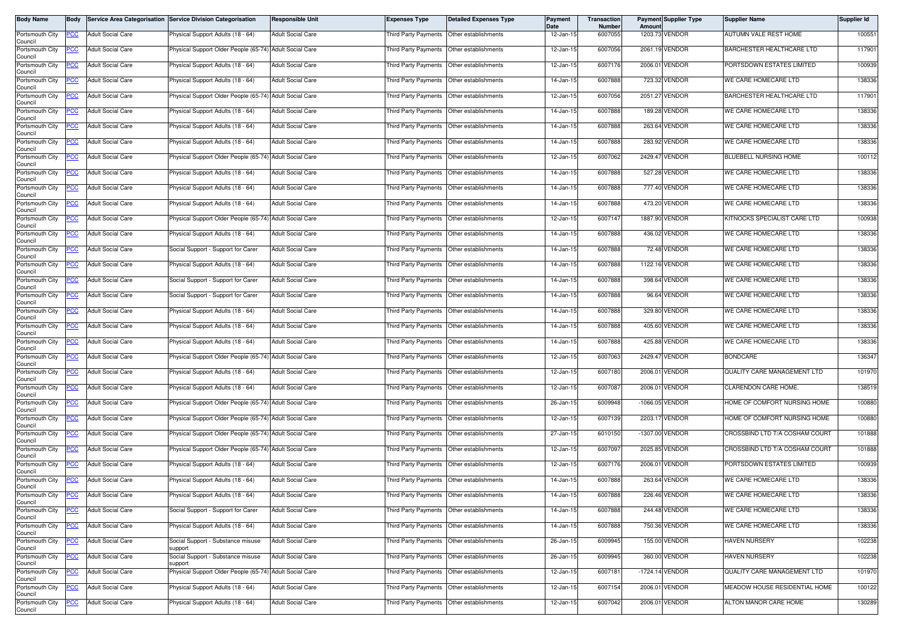| Body Name | Body | Service Area Categorisation | Service Division Categorisation | Responsible Unit | Expenses Type | Detailed Expenses Type | Payment Date | Transaction Number | Payment Amount | Supplier Type | Supplier Name | Supplier Id |
|---|---|---|---|---|---|---|---|---|---|---|---|---|
| Portsmouth City Council | PCC | Adult Social Care | Physical Support Adults (18 - 64) | Adult Social Care | Third Party Payments | Other establishments | 12-Jan-15 | 6007055 | 1203.73 | VENDOR | AUTUMN VALE REST HOME | 100551 |
| Portsmouth City Council | PCC | Adult Social Care | Physical Support Older People (65-74) | Adult Social Care | Third Party Payments | Other establishments | 12-Jan-15 | 6007056 | 2061.19 | VENDOR | BARCHESTER HEALTHCARE LTD | 117901 |
| Portsmouth City Council | PCC | Adult Social Care | Physical Support Adults (18 - 64) | Adult Social Care | Third Party Payments | Other establishments | 12-Jan-15 | 6007176 | 2006.01 | VENDOR | PORTSDOWN ESTATES LIMITED | 100939 |
| Portsmouth City Council | PCC | Adult Social Care | Physical Support Adults (18 - 64) | Adult Social Care | Third Party Payments | Other establishments | 14-Jan-15 | 6007888 | 723.32 | VENDOR | WE CARE HOMECARE LTD | 138336 |
| Portsmouth City Council | PCC | Adult Social Care | Physical Support Older People (65-74) | Adult Social Care | Third Party Payments | Other establishments | 12-Jan-15 | 6007056 | 2051.27 | VENDOR | BARCHESTER HEALTHCARE LTD | 117901 |
| Portsmouth City Council | PCC | Adult Social Care | Physical Support Adults (18 - 64) | Adult Social Care | Third Party Payments | Other establishments | 14-Jan-15 | 6007888 | 189.28 | VENDOR | WE CARE HOMECARE LTD | 138336 |
| Portsmouth City Council | PCC | Adult Social Care | Physical Support Adults (18 - 64) | Adult Social Care | Third Party Payments | Other establishments | 14-Jan-15 | 6007888 | 263.64 | VENDOR | WE CARE HOMECARE LTD | 138336 |
| Portsmouth City Council | PCC | Adult Social Care | Physical Support Adults (18 - 64) | Adult Social Care | Third Party Payments | Other establishments | 14-Jan-15 | 6007888 | 283.92 | VENDOR | WE CARE HOMECARE LTD | 138336 |
| Portsmouth City Council | PCC | Adult Social Care | Physical Support Older People (65-74) | Adult Social Care | Third Party Payments | Other establishments | 12-Jan-15 | 6007062 | 2429.47 | VENDOR | BLUEBELL NURSING HOME | 100112 |
| Portsmouth City Council | PCC | Adult Social Care | Physical Support Adults (18 - 64) | Adult Social Care | Third Party Payments | Other establishments | 14-Jan-15 | 6007888 | 527.28 | VENDOR | WE CARE HOMECARE LTD | 138336 |
| Portsmouth City Council | PCC | Adult Social Care | Physical Support Adults (18 - 64) | Adult Social Care | Third Party Payments | Other establishments | 14-Jan-15 | 6007888 | 777.40 | VENDOR | WE CARE HOMECARE LTD | 138336 |
| Portsmouth City Council | PCC | Adult Social Care | Physical Support Adults (18 - 64) | Adult Social Care | Third Party Payments | Other establishments | 14-Jan-15 | 6007888 | 473.20 | VENDOR | WE CARE HOMECARE LTD | 138336 |
| Portsmouth City Council | PCC | Adult Social Care | Physical Support Older People (65-74) | Adult Social Care | Third Party Payments | Other establishments | 12-Jan-15 | 6007147 | 1887.90 | VENDOR | KITNOCKS SPECIALIST CARE LTD | 100938 |
| Portsmouth City Council | PCC | Adult Social Care | Physical Support Adults (18 - 64) | Adult Social Care | Third Party Payments | Other establishments | 14-Jan-15 | 6007888 | 436.02 | VENDOR | WE CARE HOMECARE LTD | 138336 |
| Portsmouth City Council | PCC | Adult Social Care | Social Support - Support for Carer | Adult Social Care | Third Party Payments | Other establishments | 14-Jan-15 | 6007888 | 72.48 | VENDOR | WE CARE HOMECARE LTD | 138336 |
| Portsmouth City Council | PCC | Adult Social Care | Physical Support Adults (18 - 64) | Adult Social Care | Third Party Payments | Other establishments | 14-Jan-15 | 6007888 | 1122.16 | VENDOR | WE CARE HOMECARE LTD | 138336 |
| Portsmouth City Council | PCC | Adult Social Care | Social Support - Support for Carer | Adult Social Care | Third Party Payments | Other establishments | 14-Jan-15 | 6007888 | 398.64 | VENDOR | WE CARE HOMECARE LTD | 138336 |
| Portsmouth City Council | PCC | Adult Social Care | Social Support - Support for Carer | Adult Social Care | Third Party Payments | Other establishments | 14-Jan-15 | 6007888 | 96.64 | VENDOR | WE CARE HOMECARE LTD | 138336 |
| Portsmouth City Council | PCC | Adult Social Care | Physical Support Adults (18 - 64) | Adult Social Care | Third Party Payments | Other establishments | 14-Jan-15 | 6007888 | 329.80 | VENDOR | WE CARE HOMECARE LTD | 138336 |
| Portsmouth City Council | PCC | Adult Social Care | Physical Support Adults (18 - 64) | Adult Social Care | Third Party Payments | Other establishments | 14-Jan-15 | 6007888 | 405.60 | VENDOR | WE CARE HOMECARE LTD | 138336 |
| Portsmouth City Council | PCC | Adult Social Care | Physical Support Adults (18 - 64) | Adult Social Care | Third Party Payments | Other establishments | 14-Jan-15 | 6007888 | 425.88 | VENDOR | WE CARE HOMECARE LTD | 138336 |
| Portsmouth City Council | PCC | Adult Social Care | Physical Support Older People (65-74) | Adult Social Care | Third Party Payments | Other establishments | 12-Jan-15 | 6007063 | 2429.47 | VENDOR | BONDCARE | 136347 |
| Portsmouth City Council | PCC | Adult Social Care | Physical Support Adults (18 - 64) | Adult Social Care | Third Party Payments | Other establishments | 12-Jan-15 | 6007180 | 2006.01 | VENDOR | QUALITY CARE MANAGEMENT LTD | 101970 |
| Portsmouth City Council | PCC | Adult Social Care | Physical Support Adults (18 - 64) | Adult Social Care | Third Party Payments | Other establishments | 12-Jan-15 | 6007087 | 2006.01 | VENDOR | CLARENDON CARE HOME. | 138519 |
| Portsmouth City Council | PCC | Adult Social Care | Physical Support Older People (65-74) | Adult Social Care | Third Party Payments | Other establishments | 26-Jan-15 | 6009948 | -1066.05 | VENDOR | HOME OF COMFORT NURSING HOME | 100880 |
| Portsmouth City Council | PCC | Adult Social Care | Physical Support Older People (65-74) | Adult Social Care | Third Party Payments | Other establishments | 12-Jan-15 | 6007139 | 2203.17 | VENDOR | HOME OF COMFORT NURSING HOME | 100880 |
| Portsmouth City Council | PCC | Adult Social Care | Physical Support Older People (65-74) | Adult Social Care | Third Party Payments | Other establishments | 27-Jan-15 | 6010150 | -1307.00 | VENDOR | CROSSBIND LTD T/A COSHAM COURT | 101888 |
| Portsmouth City Council | PCC | Adult Social Care | Physical Support Older People (65-74) | Adult Social Care | Third Party Payments | Other establishments | 12-Jan-15 | 6007097 | 2025.85 | VENDOR | CROSSBIND LTD T/A COSHAM COURT | 101888 |
| Portsmouth City Council | PCC | Adult Social Care | Physical Support Adults (18 - 64) | Adult Social Care | Third Party Payments | Other establishments | 12-Jan-15 | 6007176 | 2006.01 | VENDOR | PORTSDOWN ESTATES LIMITED | 100939 |
| Portsmouth City Council | PCC | Adult Social Care | Physical Support Adults (18 - 64) | Adult Social Care | Third Party Payments | Other establishments | 14-Jan-15 | 6007888 | 263.64 | VENDOR | WE CARE HOMECARE LTD | 138336 |
| Portsmouth City Council | PCC | Adult Social Care | Physical Support Adults (18 - 64) | Adult Social Care | Third Party Payments | Other establishments | 14-Jan-15 | 6007888 | 226.46 | VENDOR | WE CARE HOMECARE LTD | 138336 |
| Portsmouth City Council | PCC | Adult Social Care | Social Support - Support for Carer | Adult Social Care | Third Party Payments | Other establishments | 14-Jan-15 | 6007888 | 244.48 | VENDOR | WE CARE HOMECARE LTD | 138336 |
| Portsmouth City Council | PCC | Adult Social Care | Physical Support Adults (18 - 64) | Adult Social Care | Third Party Payments | Other establishments | 14-Jan-15 | 6007888 | 750.36 | VENDOR | WE CARE HOMECARE LTD | 138336 |
| Portsmouth City Council | PCC | Adult Social Care | Social Support - Substance misuse support | Adult Social Care | Third Party Payments | Other establishments | 26-Jan-15 | 6009945 | 155.00 | VENDOR | HAVEN NURSERY | 102238 |
| Portsmouth City Council | PCC | Adult Social Care | Social Support - Substance misuse support | Adult Social Care | Third Party Payments | Other establishments | 26-Jan-15 | 6009945 | 360.00 | VENDOR | HAVEN NURSERY | 102238 |
| Portsmouth City Council | PCC | Adult Social Care | Physical Support Older People (65-74) | Adult Social Care | Third Party Payments | Other establishments | 12-Jan-15 | 6007181 | -1724.14 | VENDOR | QUALITY CARE MANAGEMENT LTD | 101970 |
| Portsmouth City Council | PCC | Adult Social Care | Physical Support Adults (18 - 64) | Adult Social Care | Third Party Payments | Other establishments | 12-Jan-15 | 6007154 | 2006.01 | VENDOR | MEADOW HOUSE RESIDENTIAL HOME | 100122 |
| Portsmouth City Council | PCC | Adult Social Care | Physical Support Adults (18 - 64) | Adult Social Care | Third Party Payments | Other establishments | 12-Jan-15 | 6007042 | 2006.01 | VENDOR | ALTON MANOR CARE HOME | 130289 |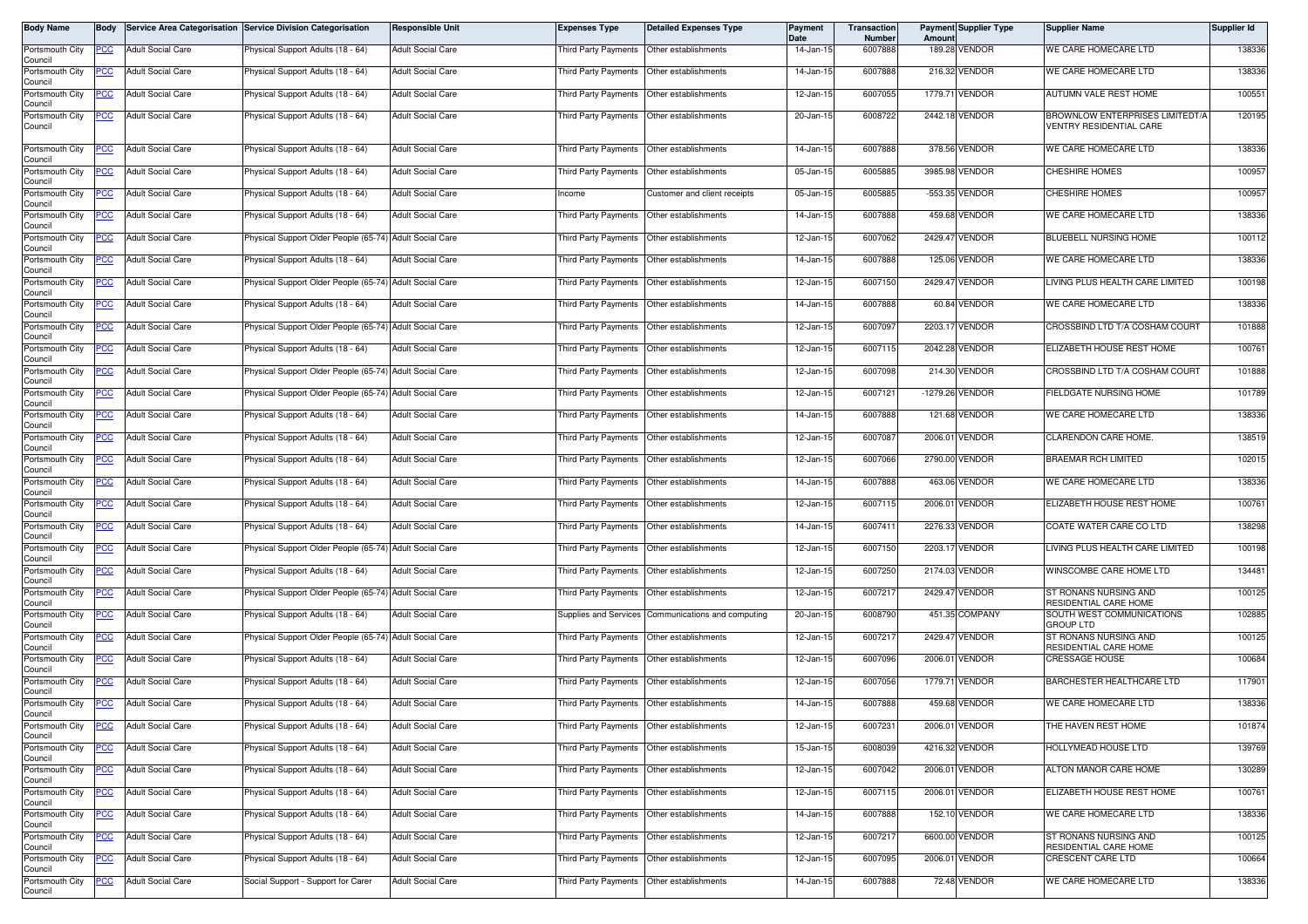| Body Name | Body | Service Area Categorisation | Service Division Categorisation | Responsible Unit | Expenses Type | Detailed Expenses Type | Payment Date | Transaction Number | Payment Amount | Supplier Type | Supplier Name | Supplier Id |
|---|---|---|---|---|---|---|---|---|---|---|---|---|
| Portsmouth City Council | PCC | Adult Social Care | Physical Support Adults (18 - 64) | Adult Social Care | Third Party Payments | Other establishments | 14-Jan-15 | 6007888 | 189.28 | VENDOR | WE CARE HOMECARE LTD | 138336 |
| Portsmouth City Council | PCC | Adult Social Care | Physical Support Adults (18 - 64) | Adult Social Care | Third Party Payments | Other establishments | 14-Jan-15 | 6007888 | 216.32 | VENDOR | WE CARE HOMECARE LTD | 138336 |
| Portsmouth City Council | PCC | Adult Social Care | Physical Support Adults (18 - 64) | Adult Social Care | Third Party Payments | Other establishments | 12-Jan-15 | 6007055 | 1779.71 | VENDOR | AUTUMN VALE REST HOME | 100551 |
| Portsmouth City Council | PCC | Adult Social Care | Physical Support Adults (18 - 64) | Adult Social Care | Third Party Payments | Other establishments | 20-Jan-15 | 6008722 | 2442.18 | VENDOR | BROWNLOW ENTERPRISES LIMITEDT/A VENTRY RESIDENTIAL CARE | 120195 |
| Portsmouth City Council | PCC | Adult Social Care | Physical Support Adults (18 - 64) | Adult Social Care | Third Party Payments | Other establishments | 14-Jan-15 | 6007888 | 378.56 | VENDOR | WE CARE HOMECARE LTD | 138336 |
| Portsmouth City Council | PCC | Adult Social Care | Physical Support Adults (18 - 64) | Adult Social Care | Third Party Payments | Other establishments | 05-Jan-15 | 6005885 | 3985.98 | VENDOR | CHESHIRE HOMES | 100957 |
| Portsmouth City Council | PCC | Adult Social Care | Physical Support Adults (18 - 64) | Adult Social Care | Income | Customer and client receipts | 05-Jan-15 | 6005885 | -553.35 | VENDOR | CHESHIRE HOMES | 100957 |
| Portsmouth City Council | PCC | Adult Social Care | Physical Support Adults (18 - 64) | Adult Social Care | Third Party Payments | Other establishments | 14-Jan-15 | 6007888 | 459.68 | VENDOR | WE CARE HOMECARE LTD | 138336 |
| Portsmouth City Council | PCC | Adult Social Care | Physical Support Older People (65-74) | Adult Social Care | Third Party Payments | Other establishments | 12-Jan-15 | 6007062 | 2429.47 | VENDOR | BLUEBELL NURSING HOME | 100112 |
| Portsmouth City Council | PCC | Adult Social Care | Physical Support Adults (18 - 64) | Adult Social Care | Third Party Payments | Other establishments | 14-Jan-15 | 6007888 | 125.06 | VENDOR | WE CARE HOMECARE LTD | 138336 |
| Portsmouth City Council | PCC | Adult Social Care | Physical Support Older People (65-74) | Adult Social Care | Third Party Payments | Other establishments | 12-Jan-15 | 6007150 | 2429.47 | VENDOR | LIVING PLUS HEALTH CARE LIMITED | 100198 |
| Portsmouth City Council | PCC | Adult Social Care | Physical Support Adults (18 - 64) | Adult Social Care | Third Party Payments | Other establishments | 14-Jan-15 | 6007888 | 60.84 | VENDOR | WE CARE HOMECARE LTD | 138336 |
| Portsmouth City Council | PCC | Adult Social Care | Physical Support Older People (65-74) | Adult Social Care | Third Party Payments | Other establishments | 12-Jan-15 | 6007097 | 2203.17 | VENDOR | CROSSBIND LTD T/A COSHAM COURT | 101888 |
| Portsmouth City Council | PCC | Adult Social Care | Physical Support Adults (18 - 64) | Adult Social Care | Third Party Payments | Other establishments | 12-Jan-15 | 6007115 | 2042.28 | VENDOR | ELIZABETH HOUSE REST HOME | 100761 |
| Portsmouth City Council | PCC | Adult Social Care | Physical Support Older People (65-74) | Adult Social Care | Third Party Payments | Other establishments | 12-Jan-15 | 6007098 | 214.30 | VENDOR | CROSSBIND LTD T/A COSHAM COURT | 101888 |
| Portsmouth City Council | PCC | Adult Social Care | Physical Support Older People (65-74) | Adult Social Care | Third Party Payments | Other establishments | 12-Jan-15 | 6007121 | -1279.26 | VENDOR | FIELDGATE NURSING HOME | 101789 |
| Portsmouth City Council | PCC | Adult Social Care | Physical Support Adults (18 - 64) | Adult Social Care | Third Party Payments | Other establishments | 14-Jan-15 | 6007888 | 121.68 | VENDOR | WE CARE HOMECARE LTD | 138336 |
| Portsmouth City Council | PCC | Adult Social Care | Physical Support Adults (18 - 64) | Adult Social Care | Third Party Payments | Other establishments | 12-Jan-15 | 6007087 | 2006.01 | VENDOR | CLARENDON CARE HOME. | 138519 |
| Portsmouth City Council | PCC | Adult Social Care | Physical Support Adults (18 - 64) | Adult Social Care | Third Party Payments | Other establishments | 12-Jan-15 | 6007066 | 2790.00 | VENDOR | BRAEMAR RCH LIMITED | 102015 |
| Portsmouth City Council | PCC | Adult Social Care | Physical Support Adults (18 - 64) | Adult Social Care | Third Party Payments | Other establishments | 14-Jan-15 | 6007888 | 463.06 | VENDOR | WE CARE HOMECARE LTD | 138336 |
| Portsmouth City Council | PCC | Adult Social Care | Physical Support Adults (18 - 64) | Adult Social Care | Third Party Payments | Other establishments | 12-Jan-15 | 6007115 | 2006.01 | VENDOR | ELIZABETH HOUSE REST HOME | 100761 |
| Portsmouth City Council | PCC | Adult Social Care | Physical Support Adults (18 - 64) | Adult Social Care | Third Party Payments | Other establishments | 14-Jan-15 | 6007411 | 2276.33 | VENDOR | COATE WATER CARE CO LTD | 138298 |
| Portsmouth City Council | PCC | Adult Social Care | Physical Support Older People (65-74) | Adult Social Care | Third Party Payments | Other establishments | 12-Jan-15 | 6007150 | 2203.17 | VENDOR | LIVING PLUS HEALTH CARE LIMITED | 100198 |
| Portsmouth City Council | PCC | Adult Social Care | Physical Support Adults (18 - 64) | Adult Social Care | Third Party Payments | Other establishments | 12-Jan-15 | 6007250 | 2174.03 | VENDOR | WINSCOMBE CARE HOME LTD | 134481 |
| Portsmouth City Council | PCC | Adult Social Care | Physical Support Older People (65-74) | Adult Social Care | Third Party Payments | Other establishments | 12-Jan-15 | 6007217 | 2429.47 | VENDOR | ST RONANS NURSING AND RESIDENTIAL CARE HOME | 100125 |
| Portsmouth City Council | PCC | Adult Social Care | Physical Support Adults (18 - 64) | Adult Social Care | Supplies and Services | Communications and computing | 20-Jan-15 | 6008790 | 451.35 | COMPANY | SOUTH WEST COMMUNICATIONS GROUP LTD | 102885 |
| Portsmouth City Council | PCC | Adult Social Care | Physical Support Older People (65-74) | Adult Social Care | Third Party Payments | Other establishments | 12-Jan-15 | 6007217 | 2429.47 | VENDOR | ST RONANS NURSING AND RESIDENTIAL CARE HOME | 100125 |
| Portsmouth City Council | PCC | Adult Social Care | Physical Support Adults (18 - 64) | Adult Social Care | Third Party Payments | Other establishments | 12-Jan-15 | 6007096 | 2006.01 | VENDOR | CRESSAGE HOUSE | 100684 |
| Portsmouth City Council | PCC | Adult Social Care | Physical Support Adults (18 - 64) | Adult Social Care | Third Party Payments | Other establishments | 12-Jan-15 | 6007056 | 1779.71 | VENDOR | BARCHESTER HEALTHCARE LTD | 117901 |
| Portsmouth City Council | PCC | Adult Social Care | Physical Support Adults (18 - 64) | Adult Social Care | Third Party Payments | Other establishments | 14-Jan-15 | 6007888 | 459.68 | VENDOR | WE CARE HOMECARE LTD | 138336 |
| Portsmouth City Council | PCC | Adult Social Care | Physical Support Adults (18 - 64) | Adult Social Care | Third Party Payments | Other establishments | 12-Jan-15 | 6007231 | 2006.01 | VENDOR | THE HAVEN REST HOME | 101874 |
| Portsmouth City Council | PCC | Adult Social Care | Physical Support Adults (18 - 64) | Adult Social Care | Third Party Payments | Other establishments | 15-Jan-15 | 6008039 | 4216.32 | VENDOR | HOLLYMEAD HOUSE LTD | 139769 |
| Portsmouth City Council | PCC | Adult Social Care | Physical Support Adults (18 - 64) | Adult Social Care | Third Party Payments | Other establishments | 12-Jan-15 | 6007042 | 2006.01 | VENDOR | ALTON MANOR CARE HOME | 130289 |
| Portsmouth City Council | PCC | Adult Social Care | Physical Support Adults (18 - 64) | Adult Social Care | Third Party Payments | Other establishments | 12-Jan-15 | 6007115 | 2006.01 | VENDOR | ELIZABETH HOUSE REST HOME | 100761 |
| Portsmouth City Council | PCC | Adult Social Care | Physical Support Adults (18 - 64) | Adult Social Care | Third Party Payments | Other establishments | 14-Jan-15 | 6007888 | 152.10 | VENDOR | WE CARE HOMECARE LTD | 138336 |
| Portsmouth City Council | PCC | Adult Social Care | Physical Support Adults (18 - 64) | Adult Social Care | Third Party Payments | Other establishments | 12-Jan-15 | 6007217 | 6600.00 | VENDOR | ST RONANS NURSING AND RESIDENTIAL CARE HOME | 100125 |
| Portsmouth City Council | PCC | Adult Social Care | Physical Support Adults (18 - 64) | Adult Social Care | Third Party Payments | Other establishments | 12-Jan-15 | 6007095 | 2006.01 | VENDOR | CRESCENT CARE LTD | 100664 |
| Portsmouth City Council | PCC | Adult Social Care | Social Support - Support for Carer | Adult Social Care | Third Party Payments | Other establishments | 14-Jan-15 | 6007888 | 72.48 | VENDOR | WE CARE HOMECARE LTD | 138336 |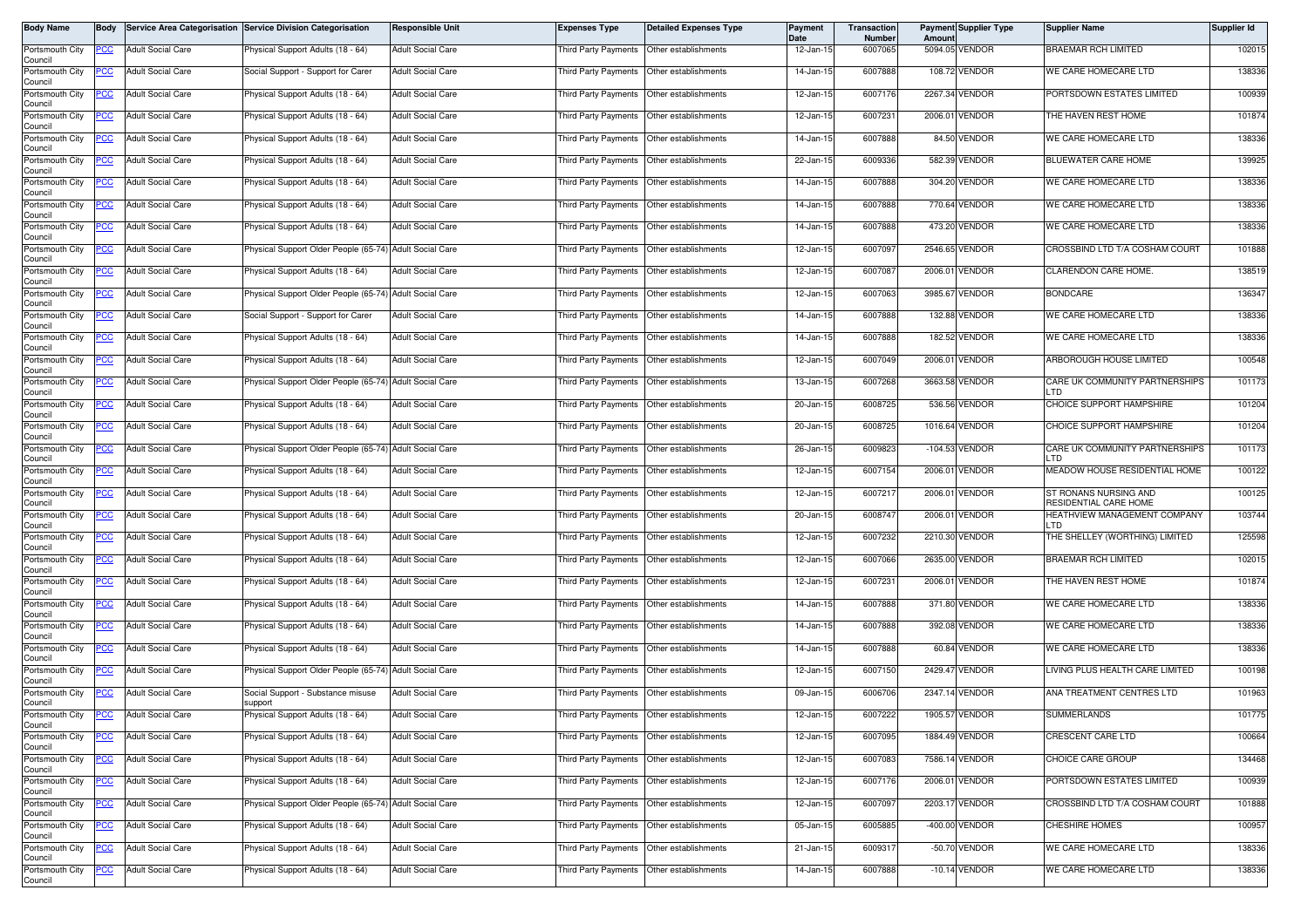| Body Name | Body | Service Area Categorisation | Service Division Categorisation | Responsible Unit | Expenses Type | Detailed Expenses Type | Payment Date | Transaction Number | Payment Amount | Supplier Type | Supplier Name | Supplier Id |
|---|---|---|---|---|---|---|---|---|---|---|---|---|
| Portsmouth City Council | PCC | Adult Social Care | Physical Support Adults (18 - 64) | Adult Social Care | Third Party Payments | Other establishments | 12-Jan-15 | 6007065 | 5094.05 | VENDOR | BRAEMAR RCH LIMITED | 102015 |
| Portsmouth City Council | PCC | Adult Social Care | Social Support - Support for Carer | Adult Social Care | Third Party Payments | Other establishments | 14-Jan-15 | 6007888 | 108.72 | VENDOR | WE CARE HOMECARE LTD | 138336 |
| Portsmouth City Council | PCC | Adult Social Care | Physical Support Adults (18 - 64) | Adult Social Care | Third Party Payments | Other establishments | 12-Jan-15 | 6007176 | 2267.34 | VENDOR | PORTSDOWN ESTATES LIMITED | 100939 |
| Portsmouth City Council | PCC | Adult Social Care | Physical Support Adults (18 - 64) | Adult Social Care | Third Party Payments | Other establishments | 12-Jan-15 | 6007231 | 2006.01 | VENDOR | THE HAVEN REST HOME | 101874 |
| Portsmouth City Council | PCC | Adult Social Care | Physical Support Adults (18 - 64) | Adult Social Care | Third Party Payments | Other establishments | 14-Jan-15 | 6007888 | 84.50 | VENDOR | WE CARE HOMECARE LTD | 138336 |
| Portsmouth City Council | PCC | Adult Social Care | Physical Support Adults (18 - 64) | Adult Social Care | Third Party Payments | Other establishments | 22-Jan-15 | 6009336 | 582.39 | VENDOR | BLUEWATER CARE HOME | 139925 |
| Portsmouth City Council | PCC | Adult Social Care | Physical Support Adults (18 - 64) | Adult Social Care | Third Party Payments | Other establishments | 14-Jan-15 | 6007888 | 304.20 | VENDOR | WE CARE HOMECARE LTD | 138336 |
| Portsmouth City Council | PCC | Adult Social Care | Physical Support Adults (18 - 64) | Adult Social Care | Third Party Payments | Other establishments | 14-Jan-15 | 6007888 | 770.64 | VENDOR | WE CARE HOMECARE LTD | 138336 |
| Portsmouth City Council | PCC | Adult Social Care | Physical Support Adults (18 - 64) | Adult Social Care | Third Party Payments | Other establishments | 14-Jan-15 | 6007888 | 473.20 | VENDOR | WE CARE HOMECARE LTD | 138336 |
| Portsmouth City Council | PCC | Adult Social Care | Physical Support Older People (65-74) | Adult Social Care | Third Party Payments | Other establishments | 12-Jan-15 | 6007097 | 2546.65 | VENDOR | CROSSBIND LTD T/A COSHAM COURT | 101888 |
| Portsmouth City Council | PCC | Adult Social Care | Physical Support Adults (18 - 64) | Adult Social Care | Third Party Payments | Other establishments | 12-Jan-15 | 6007087 | 2006.01 | VENDOR | CLARENDON CARE HOME. | 138519 |
| Portsmouth City Council | PCC | Adult Social Care | Physical Support Older People (65-74) | Adult Social Care | Third Party Payments | Other establishments | 12-Jan-15 | 6007063 | 3985.67 | VENDOR | BONDCARE | 136347 |
| Portsmouth City Council | PCC | Adult Social Care | Social Support - Support for Carer | Adult Social Care | Third Party Payments | Other establishments | 14-Jan-15 | 6007888 | 132.88 | VENDOR | WE CARE HOMECARE LTD | 138336 |
| Portsmouth City Council | PCC | Adult Social Care | Physical Support Adults (18 - 64) | Adult Social Care | Third Party Payments | Other establishments | 14-Jan-15 | 6007888 | 182.52 | VENDOR | WE CARE HOMECARE LTD | 138336 |
| Portsmouth City Council | PCC | Adult Social Care | Physical Support Adults (18 - 64) | Adult Social Care | Third Party Payments | Other establishments | 12-Jan-15 | 6007049 | 2006.01 | VENDOR | ARBOROUGH HOUSE LIMITED | 100548 |
| Portsmouth City Council | PCC | Adult Social Care | Physical Support Older People (65-74) | Adult Social Care | Third Party Payments | Other establishments | 13-Jan-15 | 6007268 | 3663.58 | VENDOR | CARE UK COMMUNITY PARTNERSHIPS LTD | 101173 |
| Portsmouth City Council | PCC | Adult Social Care | Physical Support Adults (18 - 64) | Adult Social Care | Third Party Payments | Other establishments | 20-Jan-15 | 6008725 | 536.56 | VENDOR | CHOICE SUPPORT HAMPSHIRE | 101204 |
| Portsmouth City Council | PCC | Adult Social Care | Physical Support Adults (18 - 64) | Adult Social Care | Third Party Payments | Other establishments | 20-Jan-15 | 6008725 | 1016.64 | VENDOR | CHOICE SUPPORT HAMPSHIRE | 101204 |
| Portsmouth City Council | PCC | Adult Social Care | Physical Support Older People (65-74) | Adult Social Care | Third Party Payments | Other establishments | 26-Jan-15 | 6009823 | -104.53 | VENDOR | CARE UK COMMUNITY PARTNERSHIPS LTD | 101173 |
| Portsmouth City Council | PCC | Adult Social Care | Physical Support Adults (18 - 64) | Adult Social Care | Third Party Payments | Other establishments | 12-Jan-15 | 6007154 | 2006.01 | VENDOR | MEADOW HOUSE RESIDENTIAL HOME | 100122 |
| Portsmouth City Council | PCC | Adult Social Care | Physical Support Adults (18 - 64) | Adult Social Care | Third Party Payments | Other establishments | 12-Jan-15 | 6007217 | 2006.01 | VENDOR | ST RONANS NURSING AND RESIDENTIAL CARE HOME | 100125 |
| Portsmouth City Council | PCC | Adult Social Care | Physical Support Adults (18 - 64) | Adult Social Care | Third Party Payments | Other establishments | 20-Jan-15 | 6008747 | 2006.01 | VENDOR | HEATHVIEW MANAGEMENT COMPANY LTD | 103744 |
| Portsmouth City Council | PCC | Adult Social Care | Physical Support Adults (18 - 64) | Adult Social Care | Third Party Payments | Other establishments | 12-Jan-15 | 6007232 | 2210.30 | VENDOR | THE SHELLEY (WORTHING) LIMITED | 125598 |
| Portsmouth City Council | PCC | Adult Social Care | Physical Support Adults (18 - 64) | Adult Social Care | Third Party Payments | Other establishments | 12-Jan-15 | 6007066 | 2635.00 | VENDOR | BRAEMAR RCH LIMITED | 102015 |
| Portsmouth City Council | PCC | Adult Social Care | Physical Support Adults (18 - 64) | Adult Social Care | Third Party Payments | Other establishments | 12-Jan-15 | 6007231 | 2006.01 | VENDOR | THE HAVEN REST HOME | 101874 |
| Portsmouth City Council | PCC | Adult Social Care | Physical Support Adults (18 - 64) | Adult Social Care | Third Party Payments | Other establishments | 14-Jan-15 | 6007888 | 371.80 | VENDOR | WE CARE HOMECARE LTD | 138336 |
| Portsmouth City Council | PCC | Adult Social Care | Physical Support Adults (18 - 64) | Adult Social Care | Third Party Payments | Other establishments | 14-Jan-15 | 6007888 | 392.08 | VENDOR | WE CARE HOMECARE LTD | 138336 |
| Portsmouth City Council | PCC | Adult Social Care | Physical Support Adults (18 - 64) | Adult Social Care | Third Party Payments | Other establishments | 14-Jan-15 | 6007888 | 60.84 | VENDOR | WE CARE HOMECARE LTD | 138336 |
| Portsmouth City Council | PCC | Adult Social Care | Physical Support Older People (65-74) | Adult Social Care | Third Party Payments | Other establishments | 12-Jan-15 | 6007150 | 2429.47 | VENDOR | LIVING PLUS HEALTH CARE LIMITED | 100198 |
| Portsmouth City Council | PCC | Adult Social Care | Social Support - Substance misuse support | Adult Social Care | Third Party Payments | Other establishments | 09-Jan-15 | 6006706 | 2347.14 | VENDOR | ANA TREATMENT CENTRES LTD | 101963 |
| Portsmouth City Council | PCC | Adult Social Care | Physical Support Adults (18 - 64) | Adult Social Care | Third Party Payments | Other establishments | 12-Jan-15 | 6007222 | 1905.57 | VENDOR | SUMMERLANDS | 101775 |
| Portsmouth City Council | PCC | Adult Social Care | Physical Support Adults (18 - 64) | Adult Social Care | Third Party Payments | Other establishments | 12-Jan-15 | 6007095 | 1884.49 | VENDOR | CRESCENT CARE LTD | 100664 |
| Portsmouth City Council | PCC | Adult Social Care | Physical Support Adults (18 - 64) | Adult Social Care | Third Party Payments | Other establishments | 12-Jan-15 | 6007083 | 7586.14 | VENDOR | CHOICE CARE GROUP | 134468 |
| Portsmouth City Council | PCC | Adult Social Care | Physical Support Adults (18 - 64) | Adult Social Care | Third Party Payments | Other establishments | 12-Jan-15 | 6007176 | 2006.01 | VENDOR | PORTSDOWN ESTATES LIMITED | 100939 |
| Portsmouth City Council | PCC | Adult Social Care | Physical Support Older People (65-74) | Adult Social Care | Third Party Payments | Other establishments | 12-Jan-15 | 6007097 | 2203.17 | VENDOR | CROSSBIND LTD T/A COSHAM COURT | 101888 |
| Portsmouth City Council | PCC | Adult Social Care | Physical Support Adults (18 - 64) | Adult Social Care | Third Party Payments | Other establishments | 05-Jan-15 | 6005885 | -400.00 | VENDOR | CHESHIRE HOMES | 100957 |
| Portsmouth City Council | PCC | Adult Social Care | Physical Support Adults (18 - 64) | Adult Social Care | Third Party Payments | Other establishments | 21-Jan-15 | 6009317 | -50.70 | VENDOR | WE CARE HOMECARE LTD | 138336 |
| Portsmouth City Council | PCC | Adult Social Care | Physical Support Adults (18 - 64) | Adult Social Care | Third Party Payments | Other establishments | 14-Jan-15 | 6007888 | -10.14 | VENDOR | WE CARE HOMECARE LTD | 138336 |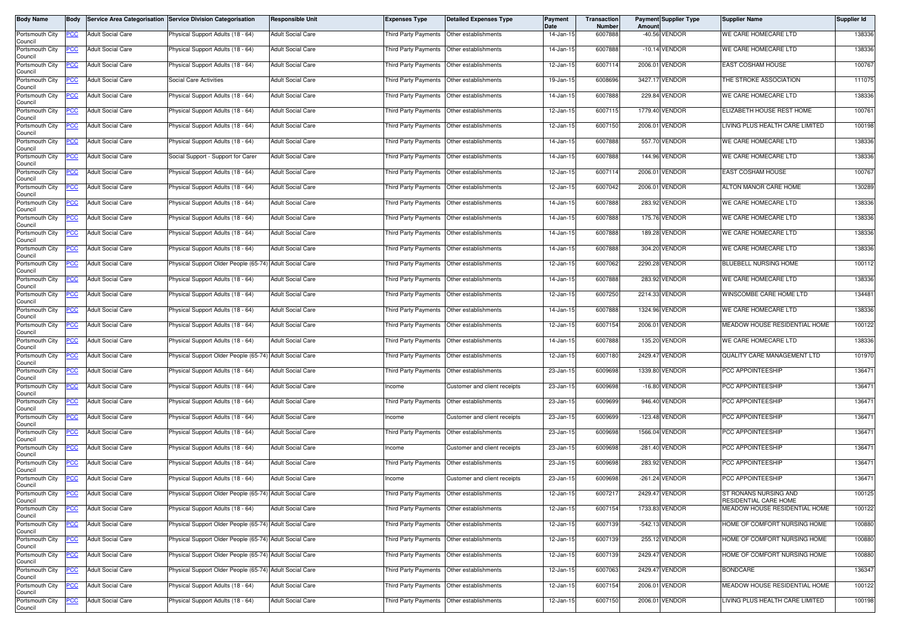| Body Name | Body | Service Area Categorisation | Service Division Categorisation | Responsible Unit | Expenses Type | Detailed Expenses Type | Payment Date | Transaction Number | Payment Amount | Supplier Type | Supplier Name | Supplier Id |
|---|---|---|---|---|---|---|---|---|---|---|---|---|
| Portsmouth City Council | PCC | Adult Social Care | Physical Support Adults (18 - 64) | Adult Social Care | Third Party Payments | Other establishments | 14-Jan-15 | 6007888 | -40.56 | VENDOR | WE CARE HOMECARE LTD | 138336 |
| Portsmouth City Council | PCC | Adult Social Care | Physical Support Adults (18 - 64) | Adult Social Care | Third Party Payments | Other establishments | 14-Jan-15 | 6007888 | -10.14 | VENDOR | WE CARE HOMECARE LTD | 138336 |
| Portsmouth City Council | PCC | Adult Social Care | Physical Support Adults (18 - 64) | Adult Social Care | Third Party Payments | Other establishments | 12-Jan-15 | 6007114 | 2006.01 | VENDOR | EAST COSHAM HOUSE | 100767 |
| Portsmouth City Council | PCC | Adult Social Care | Social Care Activities | Adult Social Care | Third Party Payments | Other establishments | 19-Jan-15 | 6008696 | 3427.17 | VENDOR | THE STROKE ASSOCIATION | 111075 |
| Portsmouth City Council | PCC | Adult Social Care | Physical Support Adults (18 - 64) | Adult Social Care | Third Party Payments | Other establishments | 14-Jan-15 | 6007888 | 229.84 | VENDOR | WE CARE HOMECARE LTD | 138336 |
| Portsmouth City Council | PCC | Adult Social Care | Physical Support Adults (18 - 64) | Adult Social Care | Third Party Payments | Other establishments | 12-Jan-15 | 6007115 | 1779.40 | VENDOR | ELIZABETH HOUSE REST HOME | 100761 |
| Portsmouth City Council | PCC | Adult Social Care | Physical Support Adults (18 - 64) | Adult Social Care | Third Party Payments | Other establishments | 12-Jan-15 | 6007150 | 2006.01 | VENDOR | LIVING PLUS HEALTH CARE LIMITED | 100198 |
| Portsmouth City Council | PCC | Adult Social Care | Physical Support Adults (18 - 64) | Adult Social Care | Third Party Payments | Other establishments | 14-Jan-15 | 6007888 | 557.70 | VENDOR | WE CARE HOMECARE LTD | 138336 |
| Portsmouth City Council | PCC | Adult Social Care | Social Support - Support for Carer | Adult Social Care | Third Party Payments | Other establishments | 14-Jan-15 | 6007888 | 144.96 | VENDOR | WE CARE HOMECARE LTD | 138336 |
| Portsmouth City Council | PCC | Adult Social Care | Physical Support Adults (18 - 64) | Adult Social Care | Third Party Payments | Other establishments | 12-Jan-15 | 6007114 | 2006.01 | VENDOR | EAST COSHAM HOUSE | 100767 |
| Portsmouth City Council | PCC | Adult Social Care | Physical Support Adults (18 - 64) | Adult Social Care | Third Party Payments | Other establishments | 12-Jan-15 | 6007042 | 2006.01 | VENDOR | ALTON MANOR CARE HOME | 130289 |
| Portsmouth City Council | PCC | Adult Social Care | Physical Support Adults (18 - 64) | Adult Social Care | Third Party Payments | Other establishments | 14-Jan-15 | 6007888 | 283.92 | VENDOR | WE CARE HOMECARE LTD | 138336 |
| Portsmouth City Council | PCC | Adult Social Care | Physical Support Adults (18 - 64) | Adult Social Care | Third Party Payments | Other establishments | 14-Jan-15 | 6007888 | 175.76 | VENDOR | WE CARE HOMECARE LTD | 138336 |
| Portsmouth City Council | PCC | Adult Social Care | Physical Support Adults (18 - 64) | Adult Social Care | Third Party Payments | Other establishments | 14-Jan-15 | 6007888 | 189.28 | VENDOR | WE CARE HOMECARE LTD | 138336 |
| Portsmouth City Council | PCC | Adult Social Care | Physical Support Adults (18 - 64) | Adult Social Care | Third Party Payments | Other establishments | 14-Jan-15 | 6007888 | 304.20 | VENDOR | WE CARE HOMECARE LTD | 138336 |
| Portsmouth City Council | PCC | Adult Social Care | Physical Support Older People (65-74) | Adult Social Care | Third Party Payments | Other establishments | 12-Jan-15 | 6007062 | 2290.28 | VENDOR | BLUEBELL NURSING HOME | 100112 |
| Portsmouth City Council | PCC | Adult Social Care | Physical Support Adults (18 - 64) | Adult Social Care | Third Party Payments | Other establishments | 14-Jan-15 | 6007888 | 283.92 | VENDOR | WE CARE HOMECARE LTD | 138336 |
| Portsmouth City Council | PCC | Adult Social Care | Physical Support Adults (18 - 64) | Adult Social Care | Third Party Payments | Other establishments | 12-Jan-15 | 6007250 | 2214.33 | VENDOR | WINSCOMBE CARE HOME LTD | 134481 |
| Portsmouth City Council | PCC | Adult Social Care | Physical Support Adults (18 - 64) | Adult Social Care | Third Party Payments | Other establishments | 14-Jan-15 | 6007888 | 1324.96 | VENDOR | WE CARE HOMECARE LTD | 138336 |
| Portsmouth City Council | PCC | Adult Social Care | Physical Support Adults (18 - 64) | Adult Social Care | Third Party Payments | Other establishments | 12-Jan-15 | 6007154 | 2006.01 | VENDOR | MEADOW HOUSE RESIDENTIAL HOME | 100122 |
| Portsmouth City Council | PCC | Adult Social Care | Physical Support Adults (18 - 64) | Adult Social Care | Third Party Payments | Other establishments | 14-Jan-15 | 6007888 | 135.20 | VENDOR | WE CARE HOMECARE LTD | 138336 |
| Portsmouth City Council | PCC | Adult Social Care | Physical Support Older People (65-74) | Adult Social Care | Third Party Payments | Other establishments | 12-Jan-15 | 6007180 | 2429.47 | VENDOR | QUALITY CARE MANAGEMENT LTD | 101970 |
| Portsmouth City Council | PCC | Adult Social Care | Physical Support Adults (18 - 64) | Adult Social Care | Third Party Payments | Other establishments | 23-Jan-15 | 6009698 | 1339.80 | VENDOR | PCC APPOINTEESHIP | 136471 |
| Portsmouth City Council | PCC | Adult Social Care | Physical Support Adults (18 - 64) | Adult Social Care | Income | Customer and client receipts | 23-Jan-15 | 6009698 | -16.80 | VENDOR | PCC APPOINTEESHIP | 136471 |
| Portsmouth City Council | PCC | Adult Social Care | Physical Support Adults (18 - 64) | Adult Social Care | Third Party Payments | Other establishments | 23-Jan-15 | 6009699 | 946.40 | VENDOR | PCC APPOINTEESHIP | 136471 |
| Portsmouth City Council | PCC | Adult Social Care | Physical Support Adults (18 - 64) | Adult Social Care | Income | Customer and client receipts | 23-Jan-15 | 6009699 | -123.48 | VENDOR | PCC APPOINTEESHIP | 136471 |
| Portsmouth City Council | PCC | Adult Social Care | Physical Support Adults (18 - 64) | Adult Social Care | Third Party Payments | Other establishments | 23-Jan-15 | 6009698 | 1566.04 | VENDOR | PCC APPOINTEESHIP | 136471 |
| Portsmouth City Council | PCC | Adult Social Care | Physical Support Adults (18 - 64) | Adult Social Care | Income | Customer and client receipts | 23-Jan-15 | 6009698 | -281.40 | VENDOR | PCC APPOINTEESHIP | 136471 |
| Portsmouth City Council | PCC | Adult Social Care | Physical Support Adults (18 - 64) | Adult Social Care | Third Party Payments | Other establishments | 23-Jan-15 | 6009698 | 283.92 | VENDOR | PCC APPOINTEESHIP | 136471 |
| Portsmouth City Council | PCC | Adult Social Care | Physical Support Adults (18 - 64) | Adult Social Care | Income | Customer and client receipts | 23-Jan-15 | 6009698 | -261.24 | VENDOR | PCC APPOINTEESHIP | 136471 |
| Portsmouth City Council | PCC | Adult Social Care | Physical Support Older People (65-74) | Adult Social Care | Third Party Payments | Other establishments | 12-Jan-15 | 6007217 | 2429.47 | VENDOR | ST RONANS NURSING AND RESIDENTIAL CARE HOME | 100125 |
| Portsmouth City Council | PCC | Adult Social Care | Physical Support Adults (18 - 64) | Adult Social Care | Third Party Payments | Other establishments | 12-Jan-15 | 6007154 | 1733.83 | VENDOR | MEADOW HOUSE RESIDENTIAL HOME | 100122 |
| Portsmouth City Council | PCC | Adult Social Care | Physical Support Older People (65-74) | Adult Social Care | Third Party Payments | Other establishments | 12-Jan-15 | 6007139 | -542.13 | VENDOR | HOME OF COMFORT NURSING HOME | 100880 |
| Portsmouth City Council | PCC | Adult Social Care | Physical Support Older People (65-74) | Adult Social Care | Third Party Payments | Other establishments | 12-Jan-15 | 6007139 | 255.12 | VENDOR | HOME OF COMFORT NURSING HOME | 100880 |
| Portsmouth City Council | PCC | Adult Social Care | Physical Support Older People (65-74) | Adult Social Care | Third Party Payments | Other establishments | 12-Jan-15 | 6007139 | 2429.47 | VENDOR | HOME OF COMFORT NURSING HOME | 100880 |
| Portsmouth City Council | PCC | Adult Social Care | Physical Support Older People (65-74) | Adult Social Care | Third Party Payments | Other establishments | 12-Jan-15 | 6007063 | 2429.47 | VENDOR | BONDCARE | 136347 |
| Portsmouth City Council | PCC | Adult Social Care | Physical Support Adults (18 - 64) | Adult Social Care | Third Party Payments | Other establishments | 12-Jan-15 | 6007154 | 2006.01 | VENDOR | MEADOW HOUSE RESIDENTIAL HOME | 100122 |
| Portsmouth City Council | PCC | Adult Social Care | Physical Support Adults (18 - 64) | Adult Social Care | Third Party Payments | Other establishments | 12-Jan-15 | 6007150 | 2006.01 | VENDOR | LIVING PLUS HEALTH CARE LIMITED | 100198 |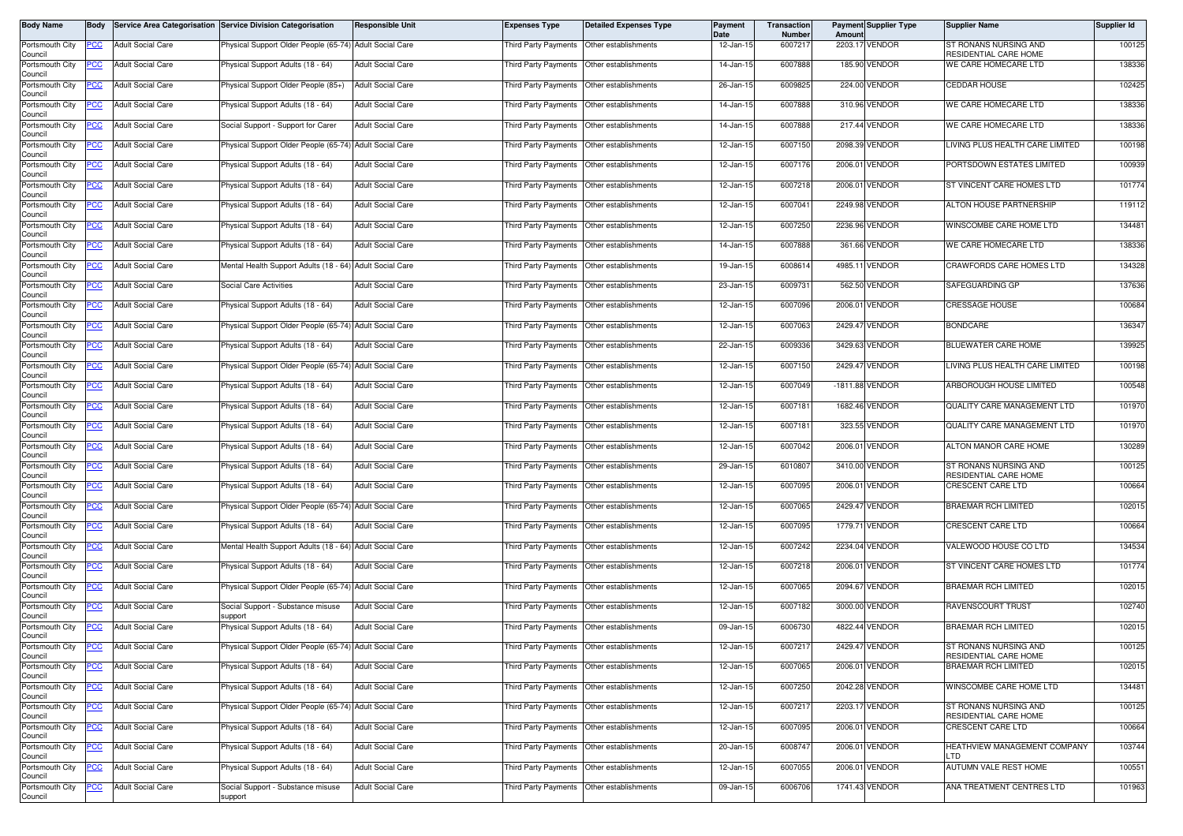| Body Name | Body | Service Area Categorisation | Service Division Categorisation | Responsible Unit | Expenses Type | Detailed Expenses Type | Payment Date | Transaction Number | Payment Amount | Supplier Type | Supplier Name | Supplier Id |
|---|---|---|---|---|---|---|---|---|---|---|---|---|
| Portsmouth City Council | PCC | Adult Social Care | Physical Support Older People (65-74) | Adult Social Care | Third Party Payments | Other establishments | 12-Jan-15 | 6007217 | 2203.17 | VENDOR | ST RONANS NURSING AND RESIDENTIAL CARE HOME | 100125 |
| Portsmouth City Council | PCC | Adult Social Care | Physical Support Adults (18 - 64) | Adult Social Care | Third Party Payments | Other establishments | 14-Jan-15 | 6007888 | 185.90 | VENDOR | WE CARE HOMECARE LTD | 138336 |
| Portsmouth City Council | PCC | Adult Social Care | Physical Support Older People (85+) | Adult Social Care | Third Party Payments | Other establishments | 26-Jan-15 | 6009825 | 224.00 | VENDOR | CEDDAR HOUSE | 102425 |
| Portsmouth City Council | PCC | Adult Social Care | Physical Support Adults (18 - 64) | Adult Social Care | Third Party Payments | Other establishments | 14-Jan-15 | 6007888 | 310.96 | VENDOR | WE CARE HOMECARE LTD | 138336 |
| Portsmouth City Council | PCC | Adult Social Care | Social Support - Support for Carer | Adult Social Care | Third Party Payments | Other establishments | 14-Jan-15 | 6007888 | 217.44 | VENDOR | WE CARE HOMECARE LTD | 138336 |
| Portsmouth City Council | PCC | Adult Social Care | Physical Support Older People (65-74) | Adult Social Care | Third Party Payments | Other establishments | 12-Jan-15 | 6007150 | 2098.39 | VENDOR | LIVING PLUS HEALTH CARE LIMITED | 100198 |
| Portsmouth City Council | PCC | Adult Social Care | Physical Support Adults (18 - 64) | Adult Social Care | Third Party Payments | Other establishments | 12-Jan-15 | 6007176 | 2006.01 | VENDOR | PORTSDOWN ESTATES LIMITED | 100939 |
| Portsmouth City Council | PCC | Adult Social Care | Physical Support Adults (18 - 64) | Adult Social Care | Third Party Payments | Other establishments | 12-Jan-15 | 6007218 | 2006.01 | VENDOR | ST VINCENT CARE HOMES LTD | 101774 |
| Portsmouth City Council | PCC | Adult Social Care | Physical Support Adults (18 - 64) | Adult Social Care | Third Party Payments | Other establishments | 12-Jan-15 | 6007041 | 2249.98 | VENDOR | ALTON HOUSE PARTNERSHIP | 119112 |
| Portsmouth City Council | PCC | Adult Social Care | Physical Support Adults (18 - 64) | Adult Social Care | Third Party Payments | Other establishments | 12-Jan-15 | 6007250 | 2236.96 | VENDOR | WINSCOMBE CARE HOME LTD | 134481 |
| Portsmouth City Council | PCC | Adult Social Care | Physical Support Adults (18 - 64) | Adult Social Care | Third Party Payments | Other establishments | 14-Jan-15 | 6007888 | 361.66 | VENDOR | WE CARE HOMECARE LTD | 138336 |
| Portsmouth City Council | PCC | Adult Social Care | Mental Health Support Adults (18 - 64) | Adult Social Care | Third Party Payments | Other establishments | 19-Jan-15 | 6008614 | 4985.11 | VENDOR | CRAWFORDS CARE HOMES LTD | 134328 |
| Portsmouth City Council | PCC | Adult Social Care | Social Care Activities | Adult Social Care | Third Party Payments | Other establishments | 23-Jan-15 | 6009731 | 562.50 | VENDOR | SAFEGUARDING GP | 137636 |
| Portsmouth City Council | PCC | Adult Social Care | Physical Support Adults (18 - 64) | Adult Social Care | Third Party Payments | Other establishments | 12-Jan-15 | 6007096 | 2006.01 | VENDOR | CRESSAGE HOUSE | 100684 |
| Portsmouth City Council | PCC | Adult Social Care | Physical Support Older People (65-74) | Adult Social Care | Third Party Payments | Other establishments | 12-Jan-15 | 6007063 | 2429.47 | VENDOR | BONDCARE | 136347 |
| Portsmouth City Council | PCC | Adult Social Care | Physical Support Adults (18 - 64) | Adult Social Care | Third Party Payments | Other establishments | 22-Jan-15 | 6009336 | 3429.63 | VENDOR | BLUEWATER CARE HOME | 139925 |
| Portsmouth City Council | PCC | Adult Social Care | Physical Support Older People (65-74) | Adult Social Care | Third Party Payments | Other establishments | 12-Jan-15 | 6007150 | 2429.47 | VENDOR | LIVING PLUS HEALTH CARE LIMITED | 100198 |
| Portsmouth City Council | PCC | Adult Social Care | Physical Support Adults (18 - 64) | Adult Social Care | Third Party Payments | Other establishments | 12-Jan-15 | 6007049 | -1811.88 | VENDOR | ARBOROUGH HOUSE LIMITED | 100548 |
| Portsmouth City Council | PCC | Adult Social Care | Physical Support Adults (18 - 64) | Adult Social Care | Third Party Payments | Other establishments | 12-Jan-15 | 6007181 | 1682.46 | VENDOR | QUALITY CARE MANAGEMENT LTD | 101970 |
| Portsmouth City Council | PCC | Adult Social Care | Physical Support Adults (18 - 64) | Adult Social Care | Third Party Payments | Other establishments | 12-Jan-15 | 6007181 | 323.55 | VENDOR | QUALITY CARE MANAGEMENT LTD | 101970 |
| Portsmouth City Council | PCC | Adult Social Care | Physical Support Adults (18 - 64) | Adult Social Care | Third Party Payments | Other establishments | 12-Jan-15 | 6007042 | 2006.01 | VENDOR | ALTON MANOR CARE HOME | 130289 |
| Portsmouth City Council | PCC | Adult Social Care | Physical Support Adults (18 - 64) | Adult Social Care | Third Party Payments | Other establishments | 29-Jan-15 | 6010807 | 3410.00 | VENDOR | ST RONANS NURSING AND RESIDENTIAL CARE HOME | 100125 |
| Portsmouth City Council | PCC | Adult Social Care | Physical Support Adults (18 - 64) | Adult Social Care | Third Party Payments | Other establishments | 12-Jan-15 | 6007095 | 2006.01 | VENDOR | CRESCENT CARE LTD | 100664 |
| Portsmouth City Council | PCC | Adult Social Care | Physical Support Older People (65-74) | Adult Social Care | Third Party Payments | Other establishments | 12-Jan-15 | 6007065 | 2429.47 | VENDOR | BRAEMAR RCH LIMITED | 102015 |
| Portsmouth City Council | PCC | Adult Social Care | Physical Support Adults (18 - 64) | Adult Social Care | Third Party Payments | Other establishments | 12-Jan-15 | 6007095 | 1779.71 | VENDOR | CRESCENT CARE LTD | 100664 |
| Portsmouth City Council | PCC | Adult Social Care | Mental Health Support Adults (18 - 64) | Adult Social Care | Third Party Payments | Other establishments | 12-Jan-15 | 6007242 | 2234.04 | VENDOR | VALEWOOD HOUSE CO LTD | 134534 |
| Portsmouth City Council | PCC | Adult Social Care | Physical Support Adults (18 - 64) | Adult Social Care | Third Party Payments | Other establishments | 12-Jan-15 | 6007218 | 2006.01 | VENDOR | ST VINCENT CARE HOMES LTD | 101774 |
| Portsmouth City Council | PCC | Adult Social Care | Physical Support Older People (65-74) | Adult Social Care | Third Party Payments | Other establishments | 12-Jan-15 | 6007065 | 2094.67 | VENDOR | BRAEMAR RCH LIMITED | 102015 |
| Portsmouth City Council | PCC | Adult Social Care | Social Support - Substance misuse support | Adult Social Care | Third Party Payments | Other establishments | 12-Jan-15 | 6007182 | 3000.00 | VENDOR | RAVENSCOURT TRUST | 102740 |
| Portsmouth City Council | PCC | Adult Social Care | Physical Support Adults (18 - 64) | Adult Social Care | Third Party Payments | Other establishments | 09-Jan-15 | 6006730 | 4822.44 | VENDOR | BRAEMAR RCH LIMITED | 102015 |
| Portsmouth City Council | PCC | Adult Social Care | Physical Support Older People (65-74) | Adult Social Care | Third Party Payments | Other establishments | 12-Jan-15 | 6007217 | 2429.47 | VENDOR | ST RONANS NURSING AND RESIDENTIAL CARE HOME | 100125 |
| Portsmouth City Council | PCC | Adult Social Care | Physical Support Adults (18 - 64) | Adult Social Care | Third Party Payments | Other establishments | 12-Jan-15 | 6007065 | 2006.01 | VENDOR | BRAEMAR RCH LIMITED | 102015 |
| Portsmouth City Council | PCC | Adult Social Care | Physical Support Adults (18 - 64) | Adult Social Care | Third Party Payments | Other establishments | 12-Jan-15 | 6007250 | 2042.28 | VENDOR | WINSCOMBE CARE HOME LTD | 134481 |
| Portsmouth City Council | PCC | Adult Social Care | Physical Support Older People (65-74) | Adult Social Care | Third Party Payments | Other establishments | 12-Jan-15 | 6007217 | 2203.17 | VENDOR | ST RONANS NURSING AND RESIDENTIAL CARE HOME | 100125 |
| Portsmouth City Council | PCC | Adult Social Care | Physical Support Adults (18 - 64) | Adult Social Care | Third Party Payments | Other establishments | 12-Jan-15 | 6007095 | 2006.01 | VENDOR | CRESCENT CARE LTD | 100664 |
| Portsmouth City Council | PCC | Adult Social Care | Physical Support Adults (18 - 64) | Adult Social Care | Third Party Payments | Other establishments | 20-Jan-15 | 6008747 | 2006.01 | VENDOR | HEATHVIEW MANAGEMENT COMPANY LTD | 103744 |
| Portsmouth City Council | PCC | Adult Social Care | Physical Support Adults (18 - 64) | Adult Social Care | Third Party Payments | Other establishments | 12-Jan-15 | 6007055 | 2006.01 | VENDOR | AUTUMN VALE REST HOME | 100551 |
| Portsmouth City Council | PCC | Adult Social Care | Social Support - Substance misuse support | Adult Social Care | Third Party Payments | Other establishments | 09-Jan-15 | 6006706 | 1741.43 | VENDOR | ANA TREATMENT CENTRES LTD | 101963 |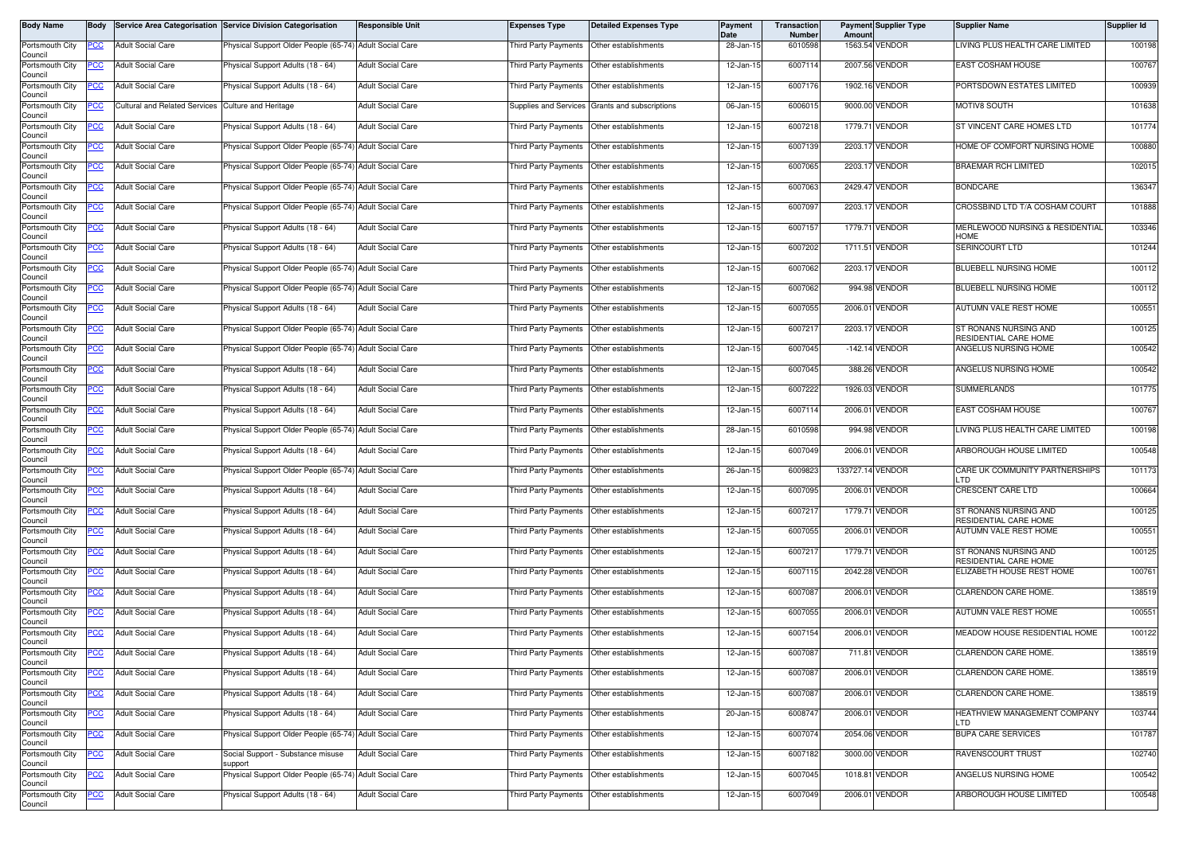| Body Name | Body | Service Area Categorisation | Service Division Categorisation | Responsible Unit | Expenses Type | Detailed Expenses Type | Payment Date | Transaction Number | Payment Amount | Supplier Type | Supplier Name | Supplier Id |
|---|---|---|---|---|---|---|---|---|---|---|---|---|
| Portsmouth City Council | PCC | Adult Social Care | Physical Support Older People (65-74) | Adult Social Care | Third Party Payments | Other establishments | 28-Jan-15 | 6010598 | 1563.54 | VENDOR | LIVING PLUS HEALTH CARE LIMITED | 100198 |
| Portsmouth City Council | PCC | Adult Social Care | Physical Support Adults (18 - 64) | Adult Social Care | Third Party Payments | Other establishments | 12-Jan-15 | 6007114 | 2007.56 | VENDOR | EAST COSHAM HOUSE | 100767 |
| Portsmouth City Council | PCC | Adult Social Care | Physical Support Adults (18 - 64) | Adult Social Care | Third Party Payments | Other establishments | 12-Jan-15 | 6007176 | 1902.16 | VENDOR | PORTSDOWN ESTATES LIMITED | 100939 |
| Portsmouth City Council | PCC | Cultural and Related Services | Culture and Heritage | Adult Social Care | Supplies and Services | Grants and subscriptions | 06-Jan-15 | 6006015 | 9000.00 | VENDOR | MOTIV8 SOUTH | 101638 |
| Portsmouth City Council | PCC | Adult Social Care | Physical Support Adults (18 - 64) | Adult Social Care | Third Party Payments | Other establishments | 12-Jan-15 | 6007218 | 1779.71 | VENDOR | ST VINCENT CARE HOMES LTD | 101774 |
| Portsmouth City Council | PCC | Adult Social Care | Physical Support Older People (65-74) | Adult Social Care | Third Party Payments | Other establishments | 12-Jan-15 | 6007139 | 2203.17 | VENDOR | HOME OF COMFORT NURSING HOME | 100880 |
| Portsmouth City Council | PCC | Adult Social Care | Physical Support Older People (65-74) | Adult Social Care | Third Party Payments | Other establishments | 12-Jan-15 | 6007065 | 2203.17 | VENDOR | BRAEMAR RCH LIMITED | 102015 |
| Portsmouth City Council | PCC | Adult Social Care | Physical Support Older People (65-74) | Adult Social Care | Third Party Payments | Other establishments | 12-Jan-15 | 6007063 | 2429.47 | VENDOR | BONDCARE | 136347 |
| Portsmouth City Council | PCC | Adult Social Care | Physical Support Older People (65-74) | Adult Social Care | Third Party Payments | Other establishments | 12-Jan-15 | 6007097 | 2203.17 | VENDOR | CROSSBIND LTD T/A COSHAM COURT | 101888 |
| Portsmouth City Council | PCC | Adult Social Care | Physical Support Adults (18 - 64) | Adult Social Care | Third Party Payments | Other establishments | 12-Jan-15 | 6007157 | 1779.71 | VENDOR | MERLEWOOD NURSING & RESIDENTIAL HOME | 103346 |
| Portsmouth City Council | PCC | Adult Social Care | Physical Support Adults (18 - 64) | Adult Social Care | Third Party Payments | Other establishments | 12-Jan-15 | 6007202 | 1711.51 | VENDOR | SERINCOURT LTD | 101244 |
| Portsmouth City Council | PCC | Adult Social Care | Physical Support Older People (65-74) | Adult Social Care | Third Party Payments | Other establishments | 12-Jan-15 | 6007062 | 2203.17 | VENDOR | BLUEBELL NURSING HOME | 100112 |
| Portsmouth City Council | PCC | Adult Social Care | Physical Support Older People (65-74) | Adult Social Care | Third Party Payments | Other establishments | 12-Jan-15 | 6007062 | 994.98 | VENDOR | BLUEBELL NURSING HOME | 100112 |
| Portsmouth City Council | PCC | Adult Social Care | Physical Support Adults (18 - 64) | Adult Social Care | Third Party Payments | Other establishments | 12-Jan-15 | 6007055 | 2006.01 | VENDOR | AUTUMN VALE REST HOME | 100551 |
| Portsmouth City Council | PCC | Adult Social Care | Physical Support Older People (65-74) | Adult Social Care | Third Party Payments | Other establishments | 12-Jan-15 | 6007217 | 2203.17 | VENDOR | ST RONANS NURSING AND RESIDENTIAL CARE HOME | 100125 |
| Portsmouth City Council | PCC | Adult Social Care | Physical Support Older People (65-74) | Adult Social Care | Third Party Payments | Other establishments | 12-Jan-15 | 6007045 | -142.14 | VENDOR | ANGELUS NURSING HOME | 100542 |
| Portsmouth City Council | PCC | Adult Social Care | Physical Support Adults (18 - 64) | Adult Social Care | Third Party Payments | Other establishments | 12-Jan-15 | 6007045 | 388.26 | VENDOR | ANGELUS NURSING HOME | 100542 |
| Portsmouth City Council | PCC | Adult Social Care | Physical Support Adults (18 - 64) | Adult Social Care | Third Party Payments | Other establishments | 12-Jan-15 | 6007222 | 1926.03 | VENDOR | SUMMERLANDS | 101775 |
| Portsmouth City Council | PCC | Adult Social Care | Physical Support Adults (18 - 64) | Adult Social Care | Third Party Payments | Other establishments | 12-Jan-15 | 6007114 | 2006.01 | VENDOR | EAST COSHAM HOUSE | 100767 |
| Portsmouth City Council | PCC | Adult Social Care | Physical Support Older People (65-74) | Adult Social Care | Third Party Payments | Other establishments | 28-Jan-15 | 6010598 | 994.98 | VENDOR | LIVING PLUS HEALTH CARE LIMITED | 100198 |
| Portsmouth City Council | PCC | Adult Social Care | Physical Support Adults (18 - 64) | Adult Social Care | Third Party Payments | Other establishments | 12-Jan-15 | 6007049 | 2006.01 | VENDOR | ARBOROUGH HOUSE LIMITED | 100548 |
| Portsmouth City Council | PCC | Adult Social Care | Physical Support Older People (65-74) | Adult Social Care | Third Party Payments | Other establishments | 26-Jan-15 | 6009823 | 133727.14 | VENDOR | CARE UK COMMUNITY PARTNERSHIPS LTD | 101173 |
| Portsmouth City Council | PCC | Adult Social Care | Physical Support Adults (18 - 64) | Adult Social Care | Third Party Payments | Other establishments | 12-Jan-15 | 6007095 | 2006.01 | VENDOR | CRESCENT CARE LTD | 100664 |
| Portsmouth City Council | PCC | Adult Social Care | Physical Support Adults (18 - 64) | Adult Social Care | Third Party Payments | Other establishments | 12-Jan-15 | 6007217 | 1779.71 | VENDOR | ST RONANS NURSING AND RESIDENTIAL CARE HOME | 100125 |
| Portsmouth City Council | PCC | Adult Social Care | Physical Support Adults (18 - 64) | Adult Social Care | Third Party Payments | Other establishments | 12-Jan-15 | 6007055 | 2006.01 | VENDOR | AUTUMN VALE REST HOME | 100551 |
| Portsmouth City Council | PCC | Adult Social Care | Physical Support Adults (18 - 64) | Adult Social Care | Third Party Payments | Other establishments | 12-Jan-15 | 6007217 | 1779.71 | VENDOR | ST RONANS NURSING AND RESIDENTIAL CARE HOME | 100125 |
| Portsmouth City Council | PCC | Adult Social Care | Physical Support Adults (18 - 64) | Adult Social Care | Third Party Payments | Other establishments | 12-Jan-15 | 6007115 | 2042.28 | VENDOR | ELIZABETH HOUSE REST HOME | 100761 |
| Portsmouth City Council | PCC | Adult Social Care | Physical Support Adults (18 - 64) | Adult Social Care | Third Party Payments | Other establishments | 12-Jan-15 | 6007087 | 2006.01 | VENDOR | CLARENDON CARE HOME. | 138519 |
| Portsmouth City Council | PCC | Adult Social Care | Physical Support Adults (18 - 64) | Adult Social Care | Third Party Payments | Other establishments | 12-Jan-15 | 6007055 | 2006.01 | VENDOR | AUTUMN VALE REST HOME | 100551 |
| Portsmouth City Council | PCC | Adult Social Care | Physical Support Adults (18 - 64) | Adult Social Care | Third Party Payments | Other establishments | 12-Jan-15 | 6007154 | 2006.01 | VENDOR | MEADOW HOUSE RESIDENTIAL HOME | 100122 |
| Portsmouth City Council | PCC | Adult Social Care | Physical Support Adults (18 - 64) | Adult Social Care | Third Party Payments | Other establishments | 12-Jan-15 | 6007087 | 711.81 | VENDOR | CLARENDON CARE HOME. | 138519 |
| Portsmouth City Council | PCC | Adult Social Care | Physical Support Adults (18 - 64) | Adult Social Care | Third Party Payments | Other establishments | 12-Jan-15 | 6007087 | 2006.01 | VENDOR | CLARENDON CARE HOME. | 138519 |
| Portsmouth City Council | PCC | Adult Social Care | Physical Support Adults (18 - 64) | Adult Social Care | Third Party Payments | Other establishments | 12-Jan-15 | 6007087 | 2006.01 | VENDOR | CLARENDON CARE HOME. | 138519 |
| Portsmouth City Council | PCC | Adult Social Care | Physical Support Adults (18 - 64) | Adult Social Care | Third Party Payments | Other establishments | 20-Jan-15 | 6008747 | 2006.01 | VENDOR | HEATHVIEW MANAGEMENT COMPANY LTD | 103744 |
| Portsmouth City Council | PCC | Adult Social Care | Physical Support Older People (65-74) | Adult Social Care | Third Party Payments | Other establishments | 12-Jan-15 | 6007074 | 2054.06 | VENDOR | BUPA CARE SERVICES | 101787 |
| Portsmouth City Council | PCC | Adult Social Care | Social Support - Substance misuse support | Adult Social Care | Third Party Payments | Other establishments | 12-Jan-15 | 6007182 | 3000.00 | VENDOR | RAVENSCOURT TRUST | 102740 |
| Portsmouth City Council | PCC | Adult Social Care | Physical Support Older People (65-74) | Adult Social Care | Third Party Payments | Other establishments | 12-Jan-15 | 6007045 | 1018.81 | VENDOR | ANGELUS NURSING HOME | 100542 |
| Portsmouth City Council | PCC | Adult Social Care | Physical Support Adults (18 - 64) | Adult Social Care | Third Party Payments | Other establishments | 12-Jan-15 | 6007049 | 2006.01 | VENDOR | ARBOROUGH HOUSE LIMITED | 100548 |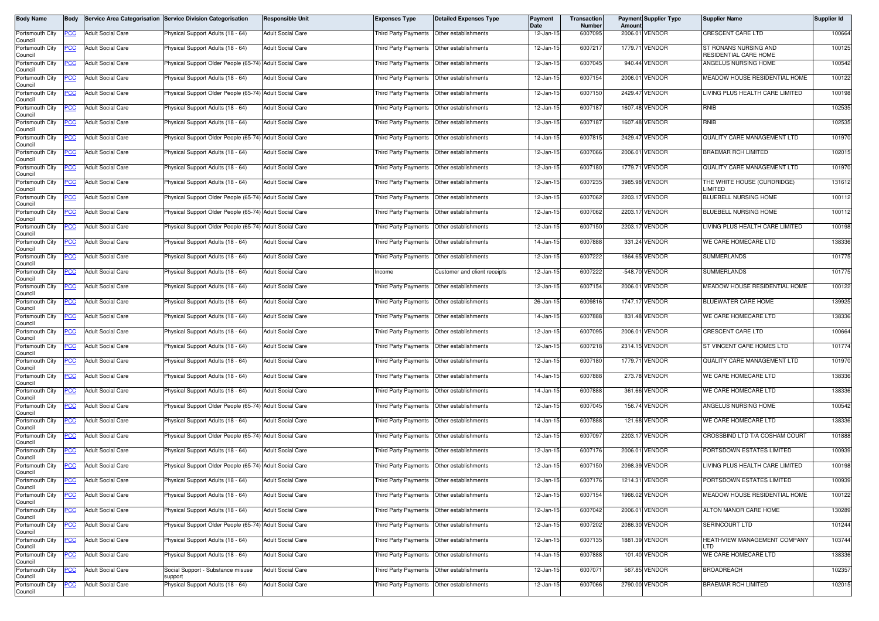| Body Name | Body | Service Area Categorisation | Service Division Categorisation | Responsible Unit | Expenses Type | Detailed Expenses Type | Payment Date | Transaction Number | Payment Amount | Supplier Type | Supplier Name | Supplier Id |
|---|---|---|---|---|---|---|---|---|---|---|---|---|
| Portsmouth City Council | PCC | Adult Social Care | Physical Support Adults (18 - 64) | Adult Social Care | Third Party Payments | Other establishments | 12-Jan-15 | 6007095 | 2006.01 | VENDOR | CRESCENT CARE LTD | 100664 |
| Portsmouth City Council | PCC | Adult Social Care | Physical Support Adults (18 - 64) | Adult Social Care | Third Party Payments | Other establishments | 12-Jan-15 | 6007217 | 1779.71 | VENDOR | ST RONANS NURSING AND RESIDENTIAL CARE HOME | 100125 |
| Portsmouth City Council | PCC | Adult Social Care | Physical Support Older People (65-74) | Adult Social Care | Third Party Payments | Other establishments | 12-Jan-15 | 6007045 | 940.44 | VENDOR | ANGELUS NURSING HOME | 100542 |
| Portsmouth City Council | PCC | Adult Social Care | Physical Support Adults (18 - 64) | Adult Social Care | Third Party Payments | Other establishments | 12-Jan-15 | 6007154 | 2006.01 | VENDOR | MEADOW HOUSE RESIDENTIAL HOME | 100122 |
| Portsmouth City Council | PCC | Adult Social Care | Physical Support Older People (65-74) | Adult Social Care | Third Party Payments | Other establishments | 12-Jan-15 | 6007150 | 2429.47 | VENDOR | LIVING PLUS HEALTH CARE LIMITED | 100198 |
| Portsmouth City Council | PCC | Adult Social Care | Physical Support Adults (18 - 64) | Adult Social Care | Third Party Payments | Other establishments | 12-Jan-15 | 6007187 | 1607.48 | VENDOR | RNIB | 102535 |
| Portsmouth City Council | PCC | Adult Social Care | Physical Support Adults (18 - 64) | Adult Social Care | Third Party Payments | Other establishments | 12-Jan-15 | 6007187 | 1607.48 | VENDOR | RNIB | 102535 |
| Portsmouth City Council | PCC | Adult Social Care | Physical Support Older People (65-74) | Adult Social Care | Third Party Payments | Other establishments | 14-Jan-15 | 6007815 | 2429.47 | VENDOR | QUALITY CARE MANAGEMENT LTD | 101970 |
| Portsmouth City Council | PCC | Adult Social Care | Physical Support Adults (18 - 64) | Adult Social Care | Third Party Payments | Other establishments | 12-Jan-15 | 6007066 | 2006.01 | VENDOR | BRAEMAR RCH LIMITED | 102015 |
| Portsmouth City Council | PCC | Adult Social Care | Physical Support Adults (18 - 64) | Adult Social Care | Third Party Payments | Other establishments | 12-Jan-15 | 6007180 | 1779.71 | VENDOR | QUALITY CARE MANAGEMENT LTD | 101970 |
| Portsmouth City Council | PCC | Adult Social Care | Physical Support Adults (18 - 64) | Adult Social Care | Third Party Payments | Other establishments | 12-Jan-15 | 6007235 | 3985.98 | VENDOR | THE WHITE HOUSE (CURDRIDGE) LIMITED | 131612 |
| Portsmouth City Council | PCC | Adult Social Care | Physical Support Older People (65-74) | Adult Social Care | Third Party Payments | Other establishments | 12-Jan-15 | 6007062 | 2203.17 | VENDOR | BLUEBELL NURSING HOME | 100112 |
| Portsmouth City Council | PCC | Adult Social Care | Physical Support Older People (65-74) | Adult Social Care | Third Party Payments | Other establishments | 12-Jan-15 | 6007062 | 2203.17 | VENDOR | BLUEBELL NURSING HOME | 100112 |
| Portsmouth City Council | PCC | Adult Social Care | Physical Support Older People (65-74) | Adult Social Care | Third Party Payments | Other establishments | 12-Jan-15 | 6007150 | 2203.17 | VENDOR | LIVING PLUS HEALTH CARE LIMITED | 100198 |
| Portsmouth City Council | PCC | Adult Social Care | Physical Support Adults (18 - 64) | Adult Social Care | Third Party Payments | Other establishments | 14-Jan-15 | 6007888 | 331.24 | VENDOR | WE CARE HOMECARE LTD | 138336 |
| Portsmouth City Council | PCC | Adult Social Care | Physical Support Adults (18 - 64) | Adult Social Care | Third Party Payments | Other establishments | 12-Jan-15 | 6007222 | 1864.65 | VENDOR | SUMMERLANDS | 101775 |
| Portsmouth City Council | PCC | Adult Social Care | Physical Support Adults (18 - 64) | Adult Social Care | Income | Customer and client receipts | 12-Jan-15 | 6007222 | -548.70 | VENDOR | SUMMERLANDS | 101775 |
| Portsmouth City Council | PCC | Adult Social Care | Physical Support Adults (18 - 64) | Adult Social Care | Third Party Payments | Other establishments | 12-Jan-15 | 6007154 | 2006.01 | VENDOR | MEADOW HOUSE RESIDENTIAL HOME | 100122 |
| Portsmouth City Council | PCC | Adult Social Care | Physical Support Adults (18 - 64) | Adult Social Care | Third Party Payments | Other establishments | 26-Jan-15 | 6009816 | 1747.17 | VENDOR | BLUEWATER CARE HOME | 139925 |
| Portsmouth City Council | PCC | Adult Social Care | Physical Support Adults (18 - 64) | Adult Social Care | Third Party Payments | Other establishments | 14-Jan-15 | 6007888 | 831.48 | VENDOR | WE CARE HOMECARE LTD | 138336 |
| Portsmouth City Council | PCC | Adult Social Care | Physical Support Adults (18 - 64) | Adult Social Care | Third Party Payments | Other establishments | 12-Jan-15 | 6007095 | 2006.01 | VENDOR | CRESCENT CARE LTD | 100664 |
| Portsmouth City Council | PCC | Adult Social Care | Physical Support Adults (18 - 64) | Adult Social Care | Third Party Payments | Other establishments | 12-Jan-15 | 6007218 | 2314.15 | VENDOR | ST VINCENT CARE HOMES LTD | 101774 |
| Portsmouth City Council | PCC | Adult Social Care | Physical Support Adults (18 - 64) | Adult Social Care | Third Party Payments | Other establishments | 12-Jan-15 | 6007180 | 1779.71 | VENDOR | QUALITY CARE MANAGEMENT LTD | 101970 |
| Portsmouth City Council | PCC | Adult Social Care | Physical Support Adults (18 - 64) | Adult Social Care | Third Party Payments | Other establishments | 14-Jan-15 | 6007888 | 273.78 | VENDOR | WE CARE HOMECARE LTD | 138336 |
| Portsmouth City Council | PCC | Adult Social Care | Physical Support Adults (18 - 64) | Adult Social Care | Third Party Payments | Other establishments | 14-Jan-15 | 6007888 | 361.66 | VENDOR | WE CARE HOMECARE LTD | 138336 |
| Portsmouth City Council | PCC | Adult Social Care | Physical Support Older People (65-74) | Adult Social Care | Third Party Payments | Other establishments | 12-Jan-15 | 6007045 | 156.74 | VENDOR | ANGELUS NURSING HOME | 100542 |
| Portsmouth City Council | PCC | Adult Social Care | Physical Support Adults (18 - 64) | Adult Social Care | Third Party Payments | Other establishments | 14-Jan-15 | 6007888 | 121.68 | VENDOR | WE CARE HOMECARE LTD | 138336 |
| Portsmouth City Council | PCC | Adult Social Care | Physical Support Older People (65-74) | Adult Social Care | Third Party Payments | Other establishments | 12-Jan-15 | 6007097 | 2203.17 | VENDOR | CROSSBIND LTD T/A COSHAM COURT | 101888 |
| Portsmouth City Council | PCC | Adult Social Care | Physical Support Adults (18 - 64) | Adult Social Care | Third Party Payments | Other establishments | 12-Jan-15 | 6007176 | 2006.01 | VENDOR | PORTSDOWN ESTATES LIMITED | 100939 |
| Portsmouth City Council | PCC | Adult Social Care | Physical Support Older People (65-74) | Adult Social Care | Third Party Payments | Other establishments | 12-Jan-15 | 6007150 | 2098.39 | VENDOR | LIVING PLUS HEALTH CARE LIMITED | 100198 |
| Portsmouth City Council | PCC | Adult Social Care | Physical Support Adults (18 - 64) | Adult Social Care | Third Party Payments | Other establishments | 12-Jan-15 | 6007176 | 1214.31 | VENDOR | PORTSDOWN ESTATES LIMITED | 100939 |
| Portsmouth City Council | PCC | Adult Social Care | Physical Support Adults (18 - 64) | Adult Social Care | Third Party Payments | Other establishments | 12-Jan-15 | 6007154 | 1966.02 | VENDOR | MEADOW HOUSE RESIDENTIAL HOME | 100122 |
| Portsmouth City Council | PCC | Adult Social Care | Physical Support Adults (18 - 64) | Adult Social Care | Third Party Payments | Other establishments | 12-Jan-15 | 6007042 | 2006.01 | VENDOR | ALTON MANOR CARE HOME | 130289 |
| Portsmouth City Council | PCC | Adult Social Care | Physical Support Older People (65-74) | Adult Social Care | Third Party Payments | Other establishments | 12-Jan-15 | 6007202 | 2086.30 | VENDOR | SERINCOURT LTD | 101244 |
| Portsmouth City Council | PCC | Adult Social Care | Physical Support Adults (18 - 64) | Adult Social Care | Third Party Payments | Other establishments | 12-Jan-15 | 6007135 | 1881.39 | VENDOR | HEATHVIEW MANAGEMENT COMPANY LTD | 103744 |
| Portsmouth City Council | PCC | Adult Social Care | Physical Support Adults (18 - 64) | Adult Social Care | Third Party Payments | Other establishments | 14-Jan-15 | 6007888 | 101.40 | VENDOR | WE CARE HOMECARE LTD | 138336 |
| Portsmouth City Council | PCC | Adult Social Care | Social Support - Substance misuse support | Adult Social Care | Third Party Payments | Other establishments | 12-Jan-15 | 6007071 | 567.85 | VENDOR | BROADREACH | 102357 |
| Portsmouth City Council | PCC | Adult Social Care | Physical Support Adults (18 - 64) | Adult Social Care | Third Party Payments | Other establishments | 12-Jan-15 | 6007066 | 2790.00 | VENDOR | BRAEMAR RCH LIMITED | 102015 |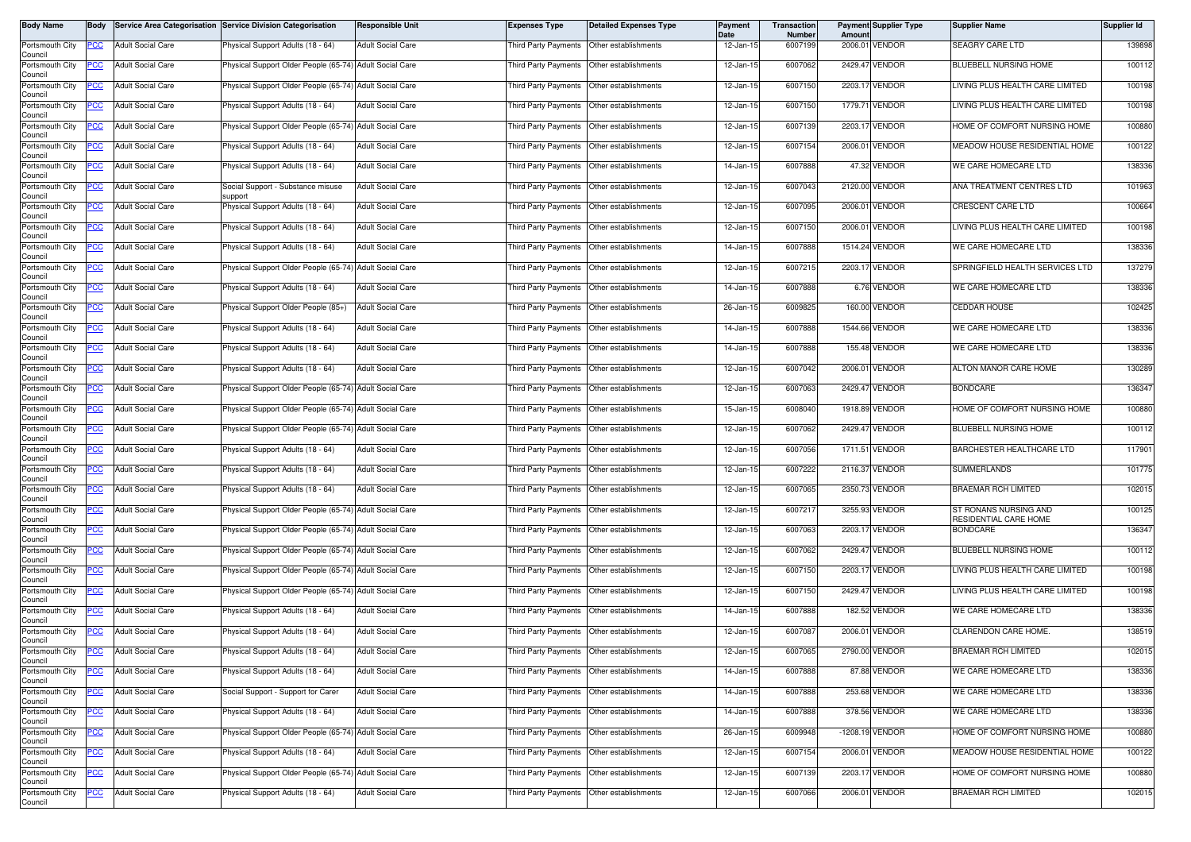| Body Name | Body | Service Area Categorisation | Service Division Categorisation | Responsible Unit | Expenses Type | Detailed Expenses Type | Payment Date | Transaction Number | Payment Amount | Supplier Type | Supplier Name | Supplier Id |
|---|---|---|---|---|---|---|---|---|---|---|---|---|
| Portsmouth City Council | PCC | Adult Social Care | Physical Support Adults (18 - 64) | Adult Social Care | Third Party Payments | Other establishments | 12-Jan-15 | 6007199 | 2006.01 | VENDOR | SEAGRY CARE LTD | 139898 |
| Portsmouth City Council | PCC | Adult Social Care | Physical Support Older People (65-74) | Adult Social Care | Third Party Payments | Other establishments | 12-Jan-15 | 6007062 | 2429.47 | VENDOR | BLUEBELL NURSING HOME | 100112 |
| Portsmouth City Council | PCC | Adult Social Care | Physical Support Older People (65-74) | Adult Social Care | Third Party Payments | Other establishments | 12-Jan-15 | 6007150 | 2203.17 | VENDOR | LIVING PLUS HEALTH CARE LIMITED | 100198 |
| Portsmouth City Council | PCC | Adult Social Care | Physical Support Adults (18 - 64) | Adult Social Care | Third Party Payments | Other establishments | 12-Jan-15 | 6007150 | 1779.71 | VENDOR | LIVING PLUS HEALTH CARE LIMITED | 100198 |
| Portsmouth City Council | PCC | Adult Social Care | Physical Support Older People (65-74) | Adult Social Care | Third Party Payments | Other establishments | 12-Jan-15 | 6007139 | 2203.17 | VENDOR | HOME OF COMFORT NURSING HOME | 100880 |
| Portsmouth City Council | PCC | Adult Social Care | Physical Support Adults (18 - 64) | Adult Social Care | Third Party Payments | Other establishments | 12-Jan-15 | 6007154 | 2006.01 | VENDOR | MEADOW HOUSE RESIDENTIAL HOME | 100122 |
| Portsmouth City Council | PCC | Adult Social Care | Physical Support Adults (18 - 64) | Adult Social Care | Third Party Payments | Other establishments | 14-Jan-15 | 6007888 | 47.32 | VENDOR | WE CARE HOMECARE LTD | 138336 |
| Portsmouth City Council | PCC | Adult Social Care | Social Support - Substance misuse support | Adult Social Care | Third Party Payments | Other establishments | 12-Jan-15 | 6007043 | 2120.00 | VENDOR | ANA TREATMENT CENTRES LTD | 101963 |
| Portsmouth City Council | PCC | Adult Social Care | Physical Support Adults (18 - 64) | Adult Social Care | Third Party Payments | Other establishments | 12-Jan-15 | 6007095 | 2006.01 | VENDOR | CRESCENT CARE LTD | 100664 |
| Portsmouth City Council | PCC | Adult Social Care | Physical Support Adults (18 - 64) | Adult Social Care | Third Party Payments | Other establishments | 12-Jan-15 | 6007150 | 2006.01 | VENDOR | LIVING PLUS HEALTH CARE LIMITED | 100198 |
| Portsmouth City Council | PCC | Adult Social Care | Physical Support Adults (18 - 64) | Adult Social Care | Third Party Payments | Other establishments | 14-Jan-15 | 6007888 | 1514.24 | VENDOR | WE CARE HOMECARE LTD | 138336 |
| Portsmouth City Council | PCC | Adult Social Care | Physical Support Older People (65-74) | Adult Social Care | Third Party Payments | Other establishments | 12-Jan-15 | 6007215 | 2203.17 | VENDOR | SPRINGFIELD HEALTH SERVICES LTD | 137279 |
| Portsmouth City Council | PCC | Adult Social Care | Physical Support Adults (18 - 64) | Adult Social Care | Third Party Payments | Other establishments | 14-Jan-15 | 6007888 | 6.76 | VENDOR | WE CARE HOMECARE LTD | 138336 |
| Portsmouth City Council | PCC | Adult Social Care | Physical Support Older People (85+) | Adult Social Care | Third Party Payments | Other establishments | 26-Jan-15 | 6009825 | 160.00 | VENDOR | CEDDAR HOUSE | 102425 |
| Portsmouth City Council | PCC | Adult Social Care | Physical Support Adults (18 - 64) | Adult Social Care | Third Party Payments | Other establishments | 14-Jan-15 | 6007888 | 1544.66 | VENDOR | WE CARE HOMECARE LTD | 138336 |
| Portsmouth City Council | PCC | Adult Social Care | Physical Support Adults (18 - 64) | Adult Social Care | Third Party Payments | Other establishments | 14-Jan-15 | 6007888 | 155.48 | VENDOR | WE CARE HOMECARE LTD | 138336 |
| Portsmouth City Council | PCC | Adult Social Care | Physical Support Adults (18 - 64) | Adult Social Care | Third Party Payments | Other establishments | 12-Jan-15 | 6007042 | 2006.01 | VENDOR | ALTON MANOR CARE HOME | 130289 |
| Portsmouth City Council | PCC | Adult Social Care | Physical Support Older People (65-74) | Adult Social Care | Third Party Payments | Other establishments | 12-Jan-15 | 6007063 | 2429.47 | VENDOR | BONDCARE | 136347 |
| Portsmouth City Council | PCC | Adult Social Care | Physical Support Older People (65-74) | Adult Social Care | Third Party Payments | Other establishments | 15-Jan-15 | 6008040 | 1918.89 | VENDOR | HOME OF COMFORT NURSING HOME | 100880 |
| Portsmouth City Council | PCC | Adult Social Care | Physical Support Older People (65-74) | Adult Social Care | Third Party Payments | Other establishments | 12-Jan-15 | 6007062 | 2429.47 | VENDOR | BLUEBELL NURSING HOME | 100112 |
| Portsmouth City Council | PCC | Adult Social Care | Physical Support Adults (18 - 64) | Adult Social Care | Third Party Payments | Other establishments | 12-Jan-15 | 6007056 | 1711.51 | VENDOR | BARCHESTER HEALTHCARE LTD | 117901 |
| Portsmouth City Council | PCC | Adult Social Care | Physical Support Adults (18 - 64) | Adult Social Care | Third Party Payments | Other establishments | 12-Jan-15 | 6007222 | 2116.37 | VENDOR | SUMMERLANDS | 101775 |
| Portsmouth City Council | PCC | Adult Social Care | Physical Support Adults (18 - 64) | Adult Social Care | Third Party Payments | Other establishments | 12-Jan-15 | 6007065 | 2350.73 | VENDOR | BRAEMAR RCH LIMITED | 102015 |
| Portsmouth City Council | PCC | Adult Social Care | Physical Support Older People (65-74) | Adult Social Care | Third Party Payments | Other establishments | 12-Jan-15 | 6007217 | 3255.93 | VENDOR | ST RONANS NURSING AND RESIDENTIAL CARE HOME | 100125 |
| Portsmouth City Council | PCC | Adult Social Care | Physical Support Older People (65-74) | Adult Social Care | Third Party Payments | Other establishments | 12-Jan-15 | 6007063 | 2203.17 | VENDOR | BONDCARE | 136347 |
| Portsmouth City Council | PCC | Adult Social Care | Physical Support Older People (65-74) | Adult Social Care | Third Party Payments | Other establishments | 12-Jan-15 | 6007062 | 2429.47 | VENDOR | BLUEBELL NURSING HOME | 100112 |
| Portsmouth City Council | PCC | Adult Social Care | Physical Support Older People (65-74) | Adult Social Care | Third Party Payments | Other establishments | 12-Jan-15 | 6007150 | 2203.17 | VENDOR | LIVING PLUS HEALTH CARE LIMITED | 100198 |
| Portsmouth City Council | PCC | Adult Social Care | Physical Support Older People (65-74) | Adult Social Care | Third Party Payments | Other establishments | 12-Jan-15 | 6007150 | 2429.47 | VENDOR | LIVING PLUS HEALTH CARE LIMITED | 100198 |
| Portsmouth City Council | PCC | Adult Social Care | Physical Support Adults (18 - 64) | Adult Social Care | Third Party Payments | Other establishments | 14-Jan-15 | 6007888 | 182.52 | VENDOR | WE CARE HOMECARE LTD | 138336 |
| Portsmouth City Council | PCC | Adult Social Care | Physical Support Adults (18 - 64) | Adult Social Care | Third Party Payments | Other establishments | 12-Jan-15 | 6007087 | 2006.01 | VENDOR | CLARENDON CARE HOME. | 138519 |
| Portsmouth City Council | PCC | Adult Social Care | Physical Support Adults (18 - 64) | Adult Social Care | Third Party Payments | Other establishments | 12-Jan-15 | 6007065 | 2790.00 | VENDOR | BRAEMAR RCH LIMITED | 102015 |
| Portsmouth City Council | PCC | Adult Social Care | Physical Support Adults (18 - 64) | Adult Social Care | Third Party Payments | Other establishments | 14-Jan-15 | 6007888 | 87.88 | VENDOR | WE CARE HOMECARE LTD | 138336 |
| Portsmouth City Council | PCC | Adult Social Care | Social Support - Support for Carer | Adult Social Care | Third Party Payments | Other establishments | 14-Jan-15 | 6007888 | 253.68 | VENDOR | WE CARE HOMECARE LTD | 138336 |
| Portsmouth City Council | PCC | Adult Social Care | Physical Support Adults (18 - 64) | Adult Social Care | Third Party Payments | Other establishments | 14-Jan-15 | 6007888 | 378.56 | VENDOR | WE CARE HOMECARE LTD | 138336 |
| Portsmouth City Council | PCC | Adult Social Care | Physical Support Older People (65-74) | Adult Social Care | Third Party Payments | Other establishments | 26-Jan-15 | 6009948 | -1208.19 | VENDOR | HOME OF COMFORT NURSING HOME | 100880 |
| Portsmouth City Council | PCC | Adult Social Care | Physical Support Adults (18 - 64) | Adult Social Care | Third Party Payments | Other establishments | 12-Jan-15 | 6007154 | 2006.01 | VENDOR | MEADOW HOUSE RESIDENTIAL HOME | 100122 |
| Portsmouth City Council | PCC | Adult Social Care | Physical Support Older People (65-74) | Adult Social Care | Third Party Payments | Other establishments | 12-Jan-15 | 6007139 | 2203.17 | VENDOR | HOME OF COMFORT NURSING HOME | 100880 |
| Portsmouth City Council | PCC | Adult Social Care | Physical Support Adults (18 - 64) | Adult Social Care | Third Party Payments | Other establishments | 12-Jan-15 | 6007066 | 2006.01 | VENDOR | BRAEMAR RCH LIMITED | 102015 |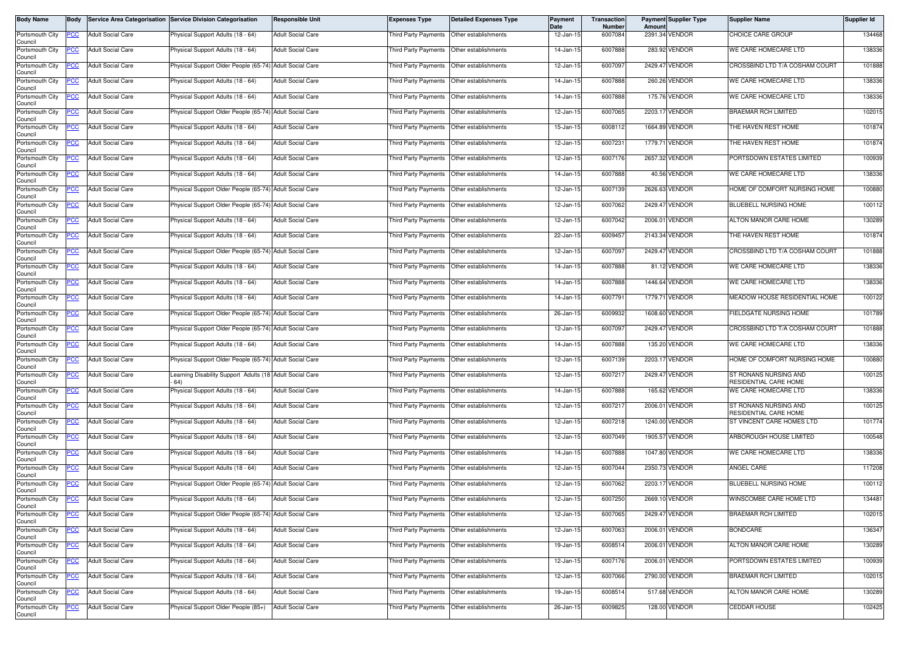| Body Name | Body | Service Area Categorisation | Service Division Categorisation | Responsible Unit | Expenses Type | Detailed Expenses Type | Payment Date | Transaction Number | Payment Amount | Supplier Type | Supplier Name | Supplier Id |
|---|---|---|---|---|---|---|---|---|---|---|---|---|
| Portsmouth City Council | PCC | Adult Social Care | Physical Support Adults (18 - 64) | Adult Social Care | Third Party Payments | Other establishments | 12-Jan-15 | 6007084 | 2391.34 | VENDOR | CHOICE CARE GROUP | 134468 |
| Portsmouth City Council | PCC | Adult Social Care | Physical Support Adults (18 - 64) | Adult Social Care | Third Party Payments | Other establishments | 14-Jan-15 | 6007888 | 283.92 | VENDOR | WE CARE HOMECARE LTD | 138336 |
| Portsmouth City Council | PCC | Adult Social Care | Physical Support Older People (65-74) | Adult Social Care | Third Party Payments | Other establishments | 12-Jan-15 | 6007097 | 2429.47 | VENDOR | CROSSBIND LTD T/A COSHAM COURT | 101888 |
| Portsmouth City Council | PCC | Adult Social Care | Physical Support Adults (18 - 64) | Adult Social Care | Third Party Payments | Other establishments | 14-Jan-15 | 6007888 | 260.26 | VENDOR | WE CARE HOMECARE LTD | 138336 |
| Portsmouth City Council | PCC | Adult Social Care | Physical Support Adults (18 - 64) | Adult Social Care | Third Party Payments | Other establishments | 14-Jan-15 | 6007888 | 175.76 | VENDOR | WE CARE HOMECARE LTD | 138336 |
| Portsmouth City Council | PCC | Adult Social Care | Physical Support Older People (65-74) | Adult Social Care | Third Party Payments | Other establishments | 12-Jan-15 | 6007065 | 2203.17 | VENDOR | BRAEMAR RCH LIMITED | 102015 |
| Portsmouth City Council | PCC | Adult Social Care | Physical Support Adults (18 - 64) | Adult Social Care | Third Party Payments | Other establishments | 15-Jan-15 | 6008112 | 1664.89 | VENDOR | THE HAVEN REST HOME | 101874 |
| Portsmouth City Council | PCC | Adult Social Care | Physical Support Adults (18 - 64) | Adult Social Care | Third Party Payments | Other establishments | 12-Jan-15 | 6007231 | 1779.71 | VENDOR | THE HAVEN REST HOME | 101874 |
| Portsmouth City Council | PCC | Adult Social Care | Physical Support Adults (18 - 64) | Adult Social Care | Third Party Payments | Other establishments | 12-Jan-15 | 6007176 | 2657.32 | VENDOR | PORTSDOWN ESTATES LIMITED | 100939 |
| Portsmouth City Council | PCC | Adult Social Care | Physical Support Adults (18 - 64) | Adult Social Care | Third Party Payments | Other establishments | 14-Jan-15 | 6007888 | 40.56 | VENDOR | WE CARE HOMECARE LTD | 138336 |
| Portsmouth City Council | PCC | Adult Social Care | Physical Support Older People (65-74) | Adult Social Care | Third Party Payments | Other establishments | 12-Jan-15 | 6007139 | 2626.63 | VENDOR | HOME OF COMFORT NURSING HOME | 100880 |
| Portsmouth City Council | PCC | Adult Social Care | Physical Support Older People (65-74) | Adult Social Care | Third Party Payments | Other establishments | 12-Jan-15 | 6007062 | 2429.47 | VENDOR | BLUEBELL NURSING HOME | 100112 |
| Portsmouth City Council | PCC | Adult Social Care | Physical Support Adults (18 - 64) | Adult Social Care | Third Party Payments | Other establishments | 12-Jan-15 | 6007042 | 2006.01 | VENDOR | ALTON MANOR CARE HOME | 130289 |
| Portsmouth City Council | PCC | Adult Social Care | Physical Support Adults (18 - 64) | Adult Social Care | Third Party Payments | Other establishments | 22-Jan-15 | 6009457 | 2143.34 | VENDOR | THE HAVEN REST HOME | 101874 |
| Portsmouth City Council | PCC | Adult Social Care | Physical Support Older People (65-74) | Adult Social Care | Third Party Payments | Other establishments | 12-Jan-15 | 6007097 | 2429.47 | VENDOR | CROSSBIND LTD T/A COSHAM COURT | 101888 |
| Portsmouth City Council | PCC | Adult Social Care | Physical Support Adults (18 - 64) | Adult Social Care | Third Party Payments | Other establishments | 14-Jan-15 | 6007888 | 81.12 | VENDOR | WE CARE HOMECARE LTD | 138336 |
| Portsmouth City Council | PCC | Adult Social Care | Physical Support Adults (18 - 64) | Adult Social Care | Third Party Payments | Other establishments | 14-Jan-15 | 6007888 | 1446.64 | VENDOR | WE CARE HOMECARE LTD | 138336 |
| Portsmouth City Council | PCC | Adult Social Care | Physical Support Adults (18 - 64) | Adult Social Care | Third Party Payments | Other establishments | 14-Jan-15 | 6007791 | 1779.71 | VENDOR | MEADOW HOUSE RESIDENTIAL HOME | 100122 |
| Portsmouth City Council | PCC | Adult Social Care | Physical Support Older People (65-74) | Adult Social Care | Third Party Payments | Other establishments | 26-Jan-15 | 6009932 | 1608.60 | VENDOR | FIELDGATE NURSING HOME | 101789 |
| Portsmouth City Council | PCC | Adult Social Care | Physical Support Older People (65-74) | Adult Social Care | Third Party Payments | Other establishments | 12-Jan-15 | 6007097 | 2429.47 | VENDOR | CROSSBIND LTD T/A COSHAM COURT | 101888 |
| Portsmouth City Council | PCC | Adult Social Care | Physical Support Adults (18 - 64) | Adult Social Care | Third Party Payments | Other establishments | 14-Jan-15 | 6007888 | 135.20 | VENDOR | WE CARE HOMECARE LTD | 138336 |
| Portsmouth City Council | PCC | Adult Social Care | Physical Support Older People (65-74) | Adult Social Care | Third Party Payments | Other establishments | 12-Jan-15 | 6007139 | 2203.17 | VENDOR | HOME OF COMFORT NURSING HOME | 100880 |
| Portsmouth City Council | PCC | Adult Social Care | Learning Disability Support Adults (18 - 64) | Adult Social Care | Third Party Payments | Other establishments | 12-Jan-15 | 6007217 | 2429.47 | VENDOR | ST RONANS NURSING AND RESIDENTIAL CARE HOME | 100125 |
| Portsmouth City Council | PCC | Adult Social Care | Physical Support Adults (18 - 64) | Adult Social Care | Third Party Payments | Other establishments | 14-Jan-15 | 6007888 | 165.62 | VENDOR | WE CARE HOMECARE LTD | 138336 |
| Portsmouth City Council | PCC | Adult Social Care | Physical Support Adults (18 - 64) | Adult Social Care | Third Party Payments | Other establishments | 12-Jan-15 | 6007217 | 2006.01 | VENDOR | ST RONANS NURSING AND RESIDENTIAL CARE HOME | 100125 |
| Portsmouth City Council | PCC | Adult Social Care | Physical Support Adults (18 - 64) | Adult Social Care | Third Party Payments | Other establishments | 12-Jan-15 | 6007218 | 1240.00 | VENDOR | ST VINCENT CARE HOMES LTD | 101774 |
| Portsmouth City Council | PCC | Adult Social Care | Physical Support Adults (18 - 64) | Adult Social Care | Third Party Payments | Other establishments | 12-Jan-15 | 6007049 | 1905.57 | VENDOR | ARBOROUGH HOUSE LIMITED | 100548 |
| Portsmouth City Council | PCC | Adult Social Care | Physical Support Adults (18 - 64) | Adult Social Care | Third Party Payments | Other establishments | 14-Jan-15 | 6007888 | 1047.80 | VENDOR | WE CARE HOMECARE LTD | 138336 |
| Portsmouth City Council | PCC | Adult Social Care | Physical Support Adults (18 - 64) | Adult Social Care | Third Party Payments | Other establishments | 12-Jan-15 | 6007044 | 2350.73 | VENDOR | ANGEL CARE | 117208 |
| Portsmouth City Council | PCC | Adult Social Care | Physical Support Older People (65-74) | Adult Social Care | Third Party Payments | Other establishments | 12-Jan-15 | 6007062 | 2203.17 | VENDOR | BLUEBELL NURSING HOME | 100112 |
| Portsmouth City Council | PCC | Adult Social Care | Physical Support Adults (18 - 64) | Adult Social Care | Third Party Payments | Other establishments | 12-Jan-15 | 6007250 | 2669.10 | VENDOR | WINSCOMBE CARE HOME LTD | 134481 |
| Portsmouth City Council | PCC | Adult Social Care | Physical Support Older People (65-74) | Adult Social Care | Third Party Payments | Other establishments | 12-Jan-15 | 6007065 | 2429.47 | VENDOR | BRAEMAR RCH LIMITED | 102015 |
| Portsmouth City Council | PCC | Adult Social Care | Physical Support Adults (18 - 64) | Adult Social Care | Third Party Payments | Other establishments | 12-Jan-15 | 6007063 | 2006.01 | VENDOR | BONDCARE | 136347 |
| Portsmouth City Council | PCC | Adult Social Care | Physical Support Adults (18 - 64) | Adult Social Care | Third Party Payments | Other establishments | 19-Jan-15 | 6008514 | 2006.01 | VENDOR | ALTON MANOR CARE HOME | 130289 |
| Portsmouth City Council | PCC | Adult Social Care | Physical Support Adults (18 - 64) | Adult Social Care | Third Party Payments | Other establishments | 12-Jan-15 | 6007176 | 2006.01 | VENDOR | PORTSDOWN ESTATES LIMITED | 100939 |
| Portsmouth City Council | PCC | Adult Social Care | Physical Support Adults (18 - 64) | Adult Social Care | Third Party Payments | Other establishments | 12-Jan-15 | 6007066 | 2790.00 | VENDOR | BRAEMAR RCH LIMITED | 102015 |
| Portsmouth City Council | PCC | Adult Social Care | Physical Support Adults (18 - 64) | Adult Social Care | Third Party Payments | Other establishments | 19-Jan-15 | 6008514 | 517.68 | VENDOR | ALTON MANOR CARE HOME | 130289 |
| Portsmouth City Council | PCC | Adult Social Care | Physical Support Older People (85+) | Adult Social Care | Third Party Payments | Other establishments | 26-Jan-15 | 6009825 | 128.00 | VENDOR | CEDDAR HOUSE | 102425 |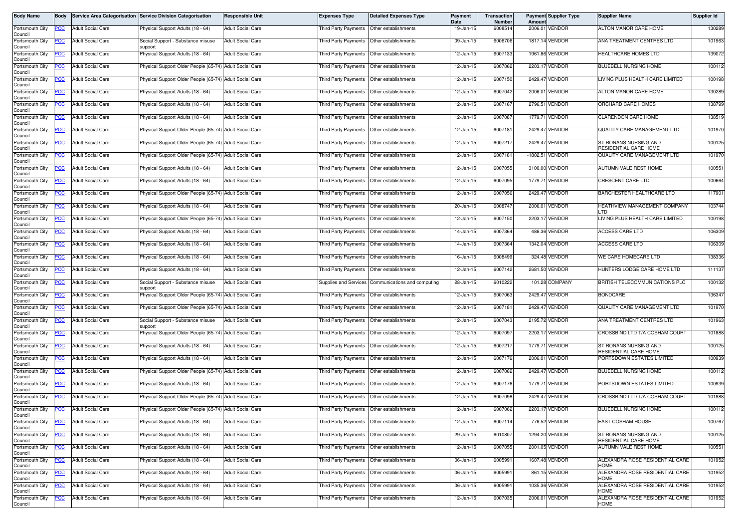| Body Name | Body | Service Area Categorisation | Service Division Categorisation | Responsible Unit | Expenses Type | Detailed Expenses Type | Payment Date | Transaction Number | Payment Amount | Supplier Type | Supplier Name | Supplier Id |
|---|---|---|---|---|---|---|---|---|---|---|---|---|
| Portsmouth City Council | PCC | Adult Social Care | Physical Support Adults (18 - 64) | Adult Social Care | Third Party Payments | Other establishments | 19-Jan-15 | 6008514 | 2006.01 | VENDOR | ALTON MANOR CARE HOME | 130289 |
| Portsmouth City Council | PCC | Adult Social Care | Social Support - Substance misuse support | Adult Social Care | Third Party Payments | Other establishments | 09-Jan-15 | 6006706 | 1817.14 | VENDOR | ANA TREATMENT CENTRES LTD | 101963 |
| Portsmouth City Council | PCC | Adult Social Care | Physical Support Adults (18 - 64) | Adult Social Care | Third Party Payments | Other establishments | 12-Jan-15 | 6007133 | 1961.86 | VENDOR | HEALTHCARE HOMES LTD | 139072 |
| Portsmouth City Council | PCC | Adult Social Care | Physical Support Older People (65-74) | Adult Social Care | Third Party Payments | Other establishments | 12-Jan-15 | 6007062 | 2203.17 | VENDOR | BLUEBELL NURSING HOME | 100112 |
| Portsmouth City Council | PCC | Adult Social Care | Physical Support Older People (65-74) | Adult Social Care | Third Party Payments | Other establishments | 12-Jan-15 | 6007150 | 2429.47 | VENDOR | LIVING PLUS HEALTH CARE LIMITED | 100198 |
| Portsmouth City Council | PCC | Adult Social Care | Physical Support Adults (18 - 64) | Adult Social Care | Third Party Payments | Other establishments | 12-Jan-15 | 6007042 | 2006.01 | VENDOR | ALTON MANOR CARE HOME | 130289 |
| Portsmouth City Council | PCC | Adult Social Care | Physical Support Adults (18 - 64) | Adult Social Care | Third Party Payments | Other establishments | 12-Jan-15 | 6007167 | 2796.51 | VENDOR | ORCHARD CARE HOMES | 138799 |
| Portsmouth City Council | PCC | Adult Social Care | Physical Support Adults (18 - 64) | Adult Social Care | Third Party Payments | Other establishments | 12-Jan-15 | 6007087 | 1779.71 | VENDOR | CLARENDON CARE HOME. | 138519 |
| Portsmouth City Council | PCC | Adult Social Care | Physical Support Older People (65-74) | Adult Social Care | Third Party Payments | Other establishments | 12-Jan-15 | 6007181 | 2429.47 | VENDOR | QUALITY CARE MANAGEMENT LTD | 101970 |
| Portsmouth City Council | PCC | Adult Social Care | Physical Support Older People (65-74) | Adult Social Care | Third Party Payments | Other establishments | 12-Jan-15 | 6007217 | 2429.47 | VENDOR | ST RONANS NURSING AND RESIDENTIAL CARE HOME | 100125 |
| Portsmouth City Council | PCC | Adult Social Care | Physical Support Older People (65-74) | Adult Social Care | Third Party Payments | Other establishments | 12-Jan-15 | 6007181 | -1802.51 | VENDOR | QUALITY CARE MANAGEMENT LTD | 101970 |
| Portsmouth City Council | PCC | Adult Social Care | Physical Support Adults (18 - 64) | Adult Social Care | Third Party Payments | Other establishments | 12-Jan-15 | 6007055 | 3100.00 | VENDOR | AUTUMN VALE REST HOME | 100551 |
| Portsmouth City Council | PCC | Adult Social Care | Physical Support Adults (18 - 64) | Adult Social Care | Third Party Payments | Other establishments | 12-Jan-15 | 6007095 | 1779.71 | VENDOR | CRESCENT CARE LTD | 100664 |
| Portsmouth City Council | PCC | Adult Social Care | Physical Support Older People (65-74) | Adult Social Care | Third Party Payments | Other establishments | 12-Jan-15 | 6007056 | 2429.47 | VENDOR | BARCHESTER HEALTHCARE LTD | 117901 |
| Portsmouth City Council | PCC | Adult Social Care | Physical Support Adults (18 - 64) | Adult Social Care | Third Party Payments | Other establishments | 20-Jan-15 | 6008747 | 2006.01 | VENDOR | HEATHVIEW MANAGEMENT COMPANY LTD | 103744 |
| Portsmouth City Council | PCC | Adult Social Care | Physical Support Older People (65-74) | Adult Social Care | Third Party Payments | Other establishments | 12-Jan-15 | 6007150 | 2203.17 | VENDOR | LIVING PLUS HEALTH CARE LIMITED | 100198 |
| Portsmouth City Council | PCC | Adult Social Care | Physical Support Adults (18 - 64) | Adult Social Care | Third Party Payments | Other establishments | 14-Jan-15 | 6007364 | 486.36 | VENDOR | ACCESS CARE LTD | 106309 |
| Portsmouth City Council | PCC | Adult Social Care | Physical Support Adults (18 - 64) | Adult Social Care | Third Party Payments | Other establishments | 14-Jan-15 | 6007364 | 1342.04 | VENDOR | ACCESS CARE LTD | 106309 |
| Portsmouth City Council | PCC | Adult Social Care | Physical Support Adults (18 - 64) | Adult Social Care | Third Party Payments | Other establishments | 16-Jan-15 | 6008499 | 324.48 | VENDOR | WE CARE HOMECARE LTD | 138336 |
| Portsmouth City Council | PCC | Adult Social Care | Physical Support Adults (18 - 64) | Adult Social Care | Third Party Payments | Other establishments | 12-Jan-15 | 6007142 | 2681.50 | VENDOR | HUNTERS LODGE CARE HOME LTD | 111137 |
| Portsmouth City Council | PCC | Adult Social Care | Social Support - Substance misuse support | Adult Social Care | Supplies and Services | Communications and computing | 28-Jan-15 | 6010222 | 101.28 | COMPANY | BRITISH TELECOMMUNICATIONS PLC | 100132 |
| Portsmouth City Council | PCC | Adult Social Care | Physical Support Older People (65-74) | Adult Social Care | Third Party Payments | Other establishments | 12-Jan-15 | 6007063 | 2429.47 | VENDOR | BONDCARE | 136347 |
| Portsmouth City Council | PCC | Adult Social Care | Physical Support Older People (65-74) | Adult Social Care | Third Party Payments | Other establishments | 12-Jan-15 | 6007181 | 2429.47 | VENDOR | QUALITY CARE MANAGEMENT LTD | 101970 |
| Portsmouth City Council | PCC | Adult Social Care | Social Support - Substance misuse support | Adult Social Care | Third Party Payments | Other establishments | 12-Jan-15 | 6007043 | 2195.72 | VENDOR | ANA TREATMENT CENTRES LTD | 101963 |
| Portsmouth City Council | PCC | Adult Social Care | Physical Support Older People (65-74) | Adult Social Care | Third Party Payments | Other establishments | 12-Jan-15 | 6007097 | 2203.17 | VENDOR | CROSSBIND LTD T/A COSHAM COURT | 101888 |
| Portsmouth City Council | PCC | Adult Social Care | Physical Support Adults (18 - 64) | Adult Social Care | Third Party Payments | Other establishments | 12-Jan-15 | 6007217 | 1779.71 | VENDOR | ST RONANS NURSING AND RESIDENTIAL CARE HOME | 100125 |
| Portsmouth City Council | PCC | Adult Social Care | Physical Support Adults (18 - 64) | Adult Social Care | Third Party Payments | Other establishments | 12-Jan-15 | 6007176 | 2006.01 | VENDOR | PORTSDOWN ESTATES LIMITED | 100939 |
| Portsmouth City Council | PCC | Adult Social Care | Physical Support Older People (65-74) | Adult Social Care | Third Party Payments | Other establishments | 12-Jan-15 | 6007062 | 2429.47 | VENDOR | BLUEBELL NURSING HOME | 100112 |
| Portsmouth City Council | PCC | Adult Social Care | Physical Support Adults (18 - 64) | Adult Social Care | Third Party Payments | Other establishments | 12-Jan-15 | 6007176 | 1779.71 | VENDOR | PORTSDOWN ESTATES LIMITED | 100939 |
| Portsmouth City Council | PCC | Adult Social Care | Physical Support Older People (65-74) | Adult Social Care | Third Party Payments | Other establishments | 12-Jan-15 | 6007098 | 2429.47 | VENDOR | CROSSBIND LTD T/A COSHAM COURT | 101888 |
| Portsmouth City Council | PCC | Adult Social Care | Physical Support Older People (65-74) | Adult Social Care | Third Party Payments | Other establishments | 12-Jan-15 | 6007062 | 2203.17 | VENDOR | BLUEBELL NURSING HOME | 100112 |
| Portsmouth City Council | PCC | Adult Social Care | Physical Support Adults (18 - 64) | Adult Social Care | Third Party Payments | Other establishments | 12-Jan-15 | 6007114 | 776.52 | VENDOR | EAST COSHAM HOUSE | 100767 |
| Portsmouth City Council | PCC | Adult Social Care | Physical Support Adults (18 - 64) | Adult Social Care | Third Party Payments | Other establishments | 29-Jan-15 | 6010807 | 1294.20 | VENDOR | ST RONANS NURSING AND RESIDENTIAL CARE HOME | 100125 |
| Portsmouth City Council | PCC | Adult Social Care | Physical Support Adults (18 - 64) | Adult Social Care | Third Party Payments | Other establishments | 12-Jan-15 | 6007055 | 2001.05 | VENDOR | AUTUMN VALE REST HOME | 100551 |
| Portsmouth City Council | PCC | Adult Social Care | Physical Support Adults (18 - 64) | Adult Social Care | Third Party Payments | Other establishments | 06-Jan-15 | 6005991 | 1607.48 | VENDOR | ALEXANDRA ROSE RESIDENTIAL CARE HOME | 101952 |
| Portsmouth City Council | PCC | Adult Social Care | Physical Support Adults (18 - 64) | Adult Social Care | Third Party Payments | Other establishments | 06-Jan-15 | 6005991 | 861.15 | VENDOR | ALEXANDRA ROSE RESIDENTIAL CARE HOME | 101952 |
| Portsmouth City Council | PCC | Adult Social Care | Physical Support Adults (18 - 64) | Adult Social Care | Third Party Payments | Other establishments | 06-Jan-15 | 6005991 | 1035.36 | VENDOR | ALEXANDRA ROSE RESIDENTIAL CARE HOME | 101952 |
| Portsmouth City Council | PCC | Adult Social Care | Physical Support Adults (18 - 64) | Adult Social Care | Third Party Payments | Other establishments | 12-Jan-15 | 6007035 | 2006.01 | VENDOR | ALEXANDRA ROSE RESIDENTIAL CARE HOME | 101952 |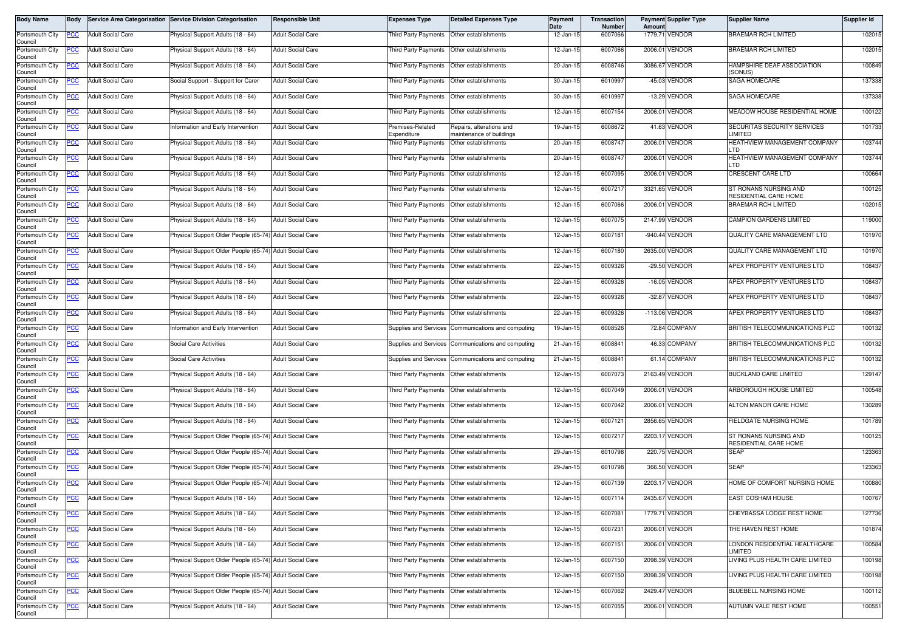| Body Name | Body | Service Area Categorisation | Service Division Categorisation | Responsible Unit | Expenses Type | Detailed Expenses Type | Payment Date | Transaction Number | Payment Amount | Supplier Type | Supplier Name | Supplier Id |
|---|---|---|---|---|---|---|---|---|---|---|---|---|
| Portsmouth City Council | PCC | Adult Social Care | Physical Support Adults (18 - 64) | Adult Social Care | Third Party Payments | Other establishments | 12-Jan-15 | 6007066 | 1779.71 | VENDOR | BRAEMAR RCH LIMITED | 102015 |
| Portsmouth City Council | PCC | Adult Social Care | Physical Support Adults (18 - 64) | Adult Social Care | Third Party Payments | Other establishments | 12-Jan-15 | 6007066 | 2006.01 | VENDOR | BRAEMAR RCH LIMITED | 102015 |
| Portsmouth City Council | PCC | Adult Social Care | Physical Support Adults (18 - 64) | Adult Social Care | Third Party Payments | Other establishments | 20-Jan-15 | 6008746 | 3086.67 | VENDOR | HAMPSHIRE DEAF ASSOCIATION (SONUS) | 100849 |
| Portsmouth City Council | PCC | Adult Social Care | Social Support - Support for Carer | Adult Social Care | Third Party Payments | Other establishments | 30-Jan-15 | 6010997 | -45.03 | VENDOR | SAGA HOMECARE | 137338 |
| Portsmouth City Council | PCC | Adult Social Care | Physical Support Adults (18 - 64) | Adult Social Care | Third Party Payments | Other establishments | 30-Jan-15 | 6010997 | -13.29 | VENDOR | SAGA HOMECARE | 137338 |
| Portsmouth City Council | PCC | Adult Social Care | Physical Support Adults (18 - 64) | Adult Social Care | Third Party Payments | Other establishments | 12-Jan-15 | 6007154 | 2006.01 | VENDOR | MEADOW HOUSE RESIDENTIAL HOME | 100122 |
| Portsmouth City Council | PCC | Adult Social Care | Information and Early Intervention | Adult Social Care | Premises-Related Expenditure | Repairs, alterations and maintenance of buildings | 19-Jan-15 | 6008672 | 41.63 | VENDOR | SECURITAS SECURITY SERVICES LIMITED | 101733 |
| Portsmouth City Council | PCC | Adult Social Care | Physical Support Adults (18 - 64) | Adult Social Care | Third Party Payments | Other establishments | 20-Jan-15 | 6008747 | 2006.01 | VENDOR | HEATHVIEW MANAGEMENT COMPANY LTD | 103744 |
| Portsmouth City Council | PCC | Adult Social Care | Physical Support Adults (18 - 64) | Adult Social Care | Third Party Payments | Other establishments | 20-Jan-15 | 6008747 | 2006.01 | VENDOR | HEATHVIEW MANAGEMENT COMPANY LTD | 103744 |
| Portsmouth City Council | PCC | Adult Social Care | Physical Support Adults (18 - 64) | Adult Social Care | Third Party Payments | Other establishments | 12-Jan-15 | 6007095 | 2006.01 | VENDOR | CRESCENT CARE LTD | 100664 |
| Portsmouth City Council | PCC | Adult Social Care | Physical Support Adults (18 - 64) | Adult Social Care | Third Party Payments | Other establishments | 12-Jan-15 | 6007217 | 3321.65 | VENDOR | ST RONANS NURSING AND RESIDENTIAL CARE HOME | 100125 |
| Portsmouth City Council | PCC | Adult Social Care | Physical Support Adults (18 - 64) | Adult Social Care | Third Party Payments | Other establishments | 12-Jan-15 | 6007066 | 2006.01 | VENDOR | BRAEMAR RCH LIMITED | 102015 |
| Portsmouth City Council | PCC | Adult Social Care | Physical Support Adults (18 - 64) | Adult Social Care | Third Party Payments | Other establishments | 12-Jan-15 | 6007075 | 2147.99 | VENDOR | CAMPION GARDENS LIMITED | 119000 |
| Portsmouth City Council | PCC | Adult Social Care | Physical Support Older People (65-74) | Adult Social Care | Third Party Payments | Other establishments | 12-Jan-15 | 6007181 | -940.44 | VENDOR | QUALITY CARE MANAGEMENT LTD | 101970 |
| Portsmouth City Council | PCC | Adult Social Care | Physical Support Older People (65-74) | Adult Social Care | Third Party Payments | Other establishments | 12-Jan-15 | 6007180 | 2635.00 | VENDOR | QUALITY CARE MANAGEMENT LTD | 101970 |
| Portsmouth City Council | PCC | Adult Social Care | Physical Support Adults (18 - 64) | Adult Social Care | Third Party Payments | Other establishments | 22-Jan-15 | 6009326 | -29.50 | VENDOR | APEX PROPERTY VENTURES LTD | 108437 |
| Portsmouth City Council | PCC | Adult Social Care | Physical Support Adults (18 - 64) | Adult Social Care | Third Party Payments | Other establishments | 22-Jan-15 | 6009326 | -16.05 | VENDOR | APEX PROPERTY VENTURES LTD | 108437 |
| Portsmouth City Council | PCC | Adult Social Care | Physical Support Adults (18 - 64) | Adult Social Care | Third Party Payments | Other establishments | 22-Jan-15 | 6009326 | -32.87 | VENDOR | APEX PROPERTY VENTURES LTD | 108437 |
| Portsmouth City Council | PCC | Adult Social Care | Physical Support Adults (18 - 64) | Adult Social Care | Third Party Payments | Other establishments | 22-Jan-15 | 6009326 | -113.06 | VENDOR | APEX PROPERTY VENTURES LTD | 108437 |
| Portsmouth City Council | PCC | Adult Social Care | Information and Early Intervention | Adult Social Care | Supplies and Services | Communications and computing | 19-Jan-15 | 6008526 | 72.84 | COMPANY | BRITISH TELECOMMUNICATIONS PLC | 100132 |
| Portsmouth City Council | PCC | Adult Social Care | Social Care Activities | Adult Social Care | Supplies and Services | Communications and computing | 21-Jan-15 | 6008841 | 46.33 | COMPANY | BRITISH TELECOMMUNICATIONS PLC | 100132 |
| Portsmouth City Council | PCC | Adult Social Care | Social Care Activities | Adult Social Care | Supplies and Services | Communications and computing | 21-Jan-15 | 6008841 | 61.14 | COMPANY | BRITISH TELECOMMUNICATIONS PLC | 100132 |
| Portsmouth City Council | PCC | Adult Social Care | Physical Support Adults (18 - 64) | Adult Social Care | Third Party Payments | Other establishments | 12-Jan-15 | 6007073 | 2163.49 | VENDOR | BUCKLAND CARE LIMITED | 129147 |
| Portsmouth City Council | PCC | Adult Social Care | Physical Support Adults (18 - 64) | Adult Social Care | Third Party Payments | Other establishments | 12-Jan-15 | 6007049 | 2006.01 | VENDOR | ARBOROUGH HOUSE LIMITED | 100548 |
| Portsmouth City Council | PCC | Adult Social Care | Physical Support Adults (18 - 64) | Adult Social Care | Third Party Payments | Other establishments | 12-Jan-15 | 6007042 | 2006.01 | VENDOR | ALTON MANOR CARE HOME | 130289 |
| Portsmouth City Council | PCC | Adult Social Care | Physical Support Adults (18 - 64) | Adult Social Care | Third Party Payments | Other establishments | 12-Jan-15 | 6007121 | 2856.65 | VENDOR | FIELDGATE NURSING HOME | 101789 |
| Portsmouth City Council | PCC | Adult Social Care | Physical Support Older People (65-74) | Adult Social Care | Third Party Payments | Other establishments | 12-Jan-15 | 6007217 | 2203.17 | VENDOR | ST RONANS NURSING AND RESIDENTIAL CARE HOME | 100125 |
| Portsmouth City Council | PCC | Adult Social Care | Physical Support Older People (65-74) | Adult Social Care | Third Party Payments | Other establishments | 29-Jan-15 | 6010798 | 220.75 | VENDOR | SEAP | 123363 |
| Portsmouth City Council | PCC | Adult Social Care | Physical Support Older People (65-74) | Adult Social Care | Third Party Payments | Other establishments | 29-Jan-15 | 6010798 | 366.50 | VENDOR | SEAP | 123363 |
| Portsmouth City Council | PCC | Adult Social Care | Physical Support Older People (65-74) | Adult Social Care | Third Party Payments | Other establishments | 12-Jan-15 | 6007139 | 2203.17 | VENDOR | HOME OF COMFORT NURSING HOME | 100880 |
| Portsmouth City Council | PCC | Adult Social Care | Physical Support Adults (18 - 64) | Adult Social Care | Third Party Payments | Other establishments | 12-Jan-15 | 6007114 | 2435.67 | VENDOR | EAST COSHAM HOUSE | 100767 |
| Portsmouth City Council | PCC | Adult Social Care | Physical Support Adults (18 - 64) | Adult Social Care | Third Party Payments | Other establishments | 12-Jan-15 | 6007081 | 1779.71 | VENDOR | CHEYBASSA LODGE REST HOME | 127736 |
| Portsmouth City Council | PCC | Adult Social Care | Physical Support Adults (18 - 64) | Adult Social Care | Third Party Payments | Other establishments | 12-Jan-15 | 6007231 | 2006.01 | VENDOR | THE HAVEN REST HOME | 101874 |
| Portsmouth City Council | PCC | Adult Social Care | Physical Support Adults (18 - 64) | Adult Social Care | Third Party Payments | Other establishments | 12-Jan-15 | 6007151 | 2006.01 | VENDOR | LONDON RESIDENTIAL HEALTHCARE LIMITED | 100584 |
| Portsmouth City Council | PCC | Adult Social Care | Physical Support Older People (65-74) | Adult Social Care | Third Party Payments | Other establishments | 12-Jan-15 | 6007150 | 2098.39 | VENDOR | LIVING PLUS HEALTH CARE LIMITED | 100198 |
| Portsmouth City Council | PCC | Adult Social Care | Physical Support Older People (65-74) | Adult Social Care | Third Party Payments | Other establishments | 12-Jan-15 | 6007150 | 2098.39 | VENDOR | LIVING PLUS HEALTH CARE LIMITED | 100198 |
| Portsmouth City Council | PCC | Adult Social Care | Physical Support Older People (65-74) | Adult Social Care | Third Party Payments | Other establishments | 12-Jan-15 | 6007062 | 2429.47 | VENDOR | BLUEBELL NURSING HOME | 100112 |
| Portsmouth City Council | PCC | Adult Social Care | Physical Support Adults (18 - 64) | Adult Social Care | Third Party Payments | Other establishments | 12-Jan-15 | 6007055 | 2006.01 | VENDOR | AUTUMN VALE REST HOME | 100551 |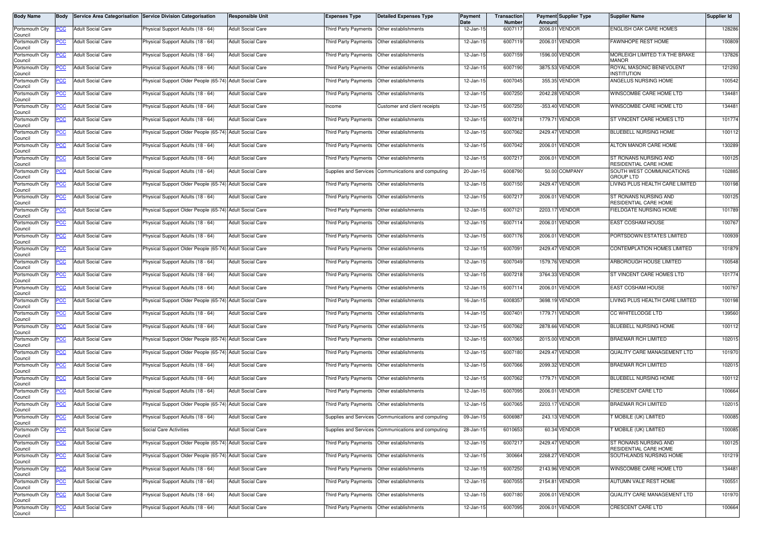| Body Name | Body | Service Area Categorisation | Service Division Categorisation | Responsible Unit | Expenses Type | Detailed Expenses Type | Payment Date | Transaction Number | Payment Amount | Supplier Type | Supplier Name | Supplier Id |
|---|---|---|---|---|---|---|---|---|---|---|---|---|
| Portsmouth City Council | PCC | Adult Social Care | Physical Support Adults (18 - 64) | Adult Social Care | Third Party Payments | Other establishments | 12-Jan-15 | 6007117 | 2006.01 | VENDOR | ENGLISH OAK CARE HOMES | 128286 |
| Portsmouth City Council | PCC | Adult Social Care | Physical Support Adults (18 - 64) | Adult Social Care | Third Party Payments | Other establishments | 12-Jan-15 | 6007119 | 2006.01 | VENDOR | FAWNHOPE REST HOME | 100809 |
| Portsmouth City Council | PCC | Adult Social Care | Physical Support Adults (18 - 64) | Adult Social Care | Third Party Payments | Other establishments | 12-Jan-15 | 6007159 | 1596.00 | VENDOR | MORLEIGH LIMITED T/A THE BRAKE MANOR | 137826 |
| Portsmouth City Council | PCC | Adult Social Care | Physical Support Adults (18 - 64) | Adult Social Care | Third Party Payments | Other establishments | 12-Jan-15 | 6007190 | 3875.53 | VENDOR | ROYAL MASONIC BENEVOLENT INSTITUTION | 121293 |
| Portsmouth City Council | PCC | Adult Social Care | Physical Support Older People (65-74) | Adult Social Care | Third Party Payments | Other establishments | 12-Jan-15 | 6007045 | 355.35 | VENDOR | ANGELUS NURSING HOME | 100542 |
| Portsmouth City Council | PCC | Adult Social Care | Physical Support Adults (18 - 64) | Adult Social Care | Third Party Payments | Other establishments | 12-Jan-15 | 6007250 | 2042.28 | VENDOR | WINSCOMBE CARE HOME LTD | 134481 |
| Portsmouth City Council | PCC | Adult Social Care | Physical Support Adults (18 - 64) | Adult Social Care | Income | Customer and client receipts | 12-Jan-15 | 6007250 | -353.40 | VENDOR | WINSCOMBE CARE HOME LTD | 134481 |
| Portsmouth City Council | PCC | Adult Social Care | Physical Support Adults (18 - 64) | Adult Social Care | Third Party Payments | Other establishments | 12-Jan-15 | 6007218 | 1779.71 | VENDOR | ST VINCENT CARE HOMES LTD | 101774 |
| Portsmouth City Council | PCC | Adult Social Care | Physical Support Older People (65-74) | Adult Social Care | Third Party Payments | Other establishments | 12-Jan-15 | 6007062 | 2429.47 | VENDOR | BLUEBELL NURSING HOME | 100112 |
| Portsmouth City Council | PCC | Adult Social Care | Physical Support Adults (18 - 64) | Adult Social Care | Third Party Payments | Other establishments | 12-Jan-15 | 6007042 | 2006.01 | VENDOR | ALTON MANOR CARE HOME | 130289 |
| Portsmouth City Council | PCC | Adult Social Care | Physical Support Adults (18 - 64) | Adult Social Care | Third Party Payments | Other establishments | 12-Jan-15 | 6007217 | 2006.01 | VENDOR | ST RONANS NURSING AND RESIDENTIAL CARE HOME | 100125 |
| Portsmouth City Council | PCC | Adult Social Care | Physical Support Adults (18 - 64) | Adult Social Care | Supplies and Services | Communications and computing | 20-Jan-15 | 6008790 | 50.00 | COMPANY | SOUTH WEST COMMUNICATIONS GROUP LTD | 102885 |
| Portsmouth City Council | PCC | Adult Social Care | Physical Support Older People (65-74) | Adult Social Care | Third Party Payments | Other establishments | 12-Jan-15 | 6007150 | 2429.47 | VENDOR | LIVING PLUS HEALTH CARE LIMITED | 100198 |
| Portsmouth City Council | PCC | Adult Social Care | Physical Support Adults (18 - 64) | Adult Social Care | Third Party Payments | Other establishments | 12-Jan-15 | 6007217 | 2006.01 | VENDOR | ST RONANS NURSING AND RESIDENTIAL CARE HOME | 100125 |
| Portsmouth City Council | PCC | Adult Social Care | Physical Support Older People (65-74) | Adult Social Care | Third Party Payments | Other establishments | 12-Jan-15 | 6007121 | 2203.17 | VENDOR | FIELDGATE NURSING HOME | 101789 |
| Portsmouth City Council | PCC | Adult Social Care | Physical Support Adults (18 - 64) | Adult Social Care | Third Party Payments | Other establishments | 12-Jan-15 | 6007114 | 2006.01 | VENDOR | EAST COSHAM HOUSE | 100767 |
| Portsmouth City Council | PCC | Adult Social Care | Physical Support Adults (18 - 64) | Adult Social Care | Third Party Payments | Other establishments | 12-Jan-15 | 6007176 | 2006.01 | VENDOR | PORTSDOWN ESTATES LIMITED | 100939 |
| Portsmouth City Council | PCC | Adult Social Care | Physical Support Older People (65-74) | Adult Social Care | Third Party Payments | Other establishments | 12-Jan-15 | 6007091 | 2429.47 | VENDOR | CONTEMPLATION HOMES LIMITED | 101879 |
| Portsmouth City Council | PCC | Adult Social Care | Physical Support Adults (18 - 64) | Adult Social Care | Third Party Payments | Other establishments | 12-Jan-15 | 6007049 | 1579.76 | VENDOR | ARBOROUGH HOUSE LIMITED | 100548 |
| Portsmouth City Council | PCC | Adult Social Care | Physical Support Adults (18 - 64) | Adult Social Care | Third Party Payments | Other establishments | 12-Jan-15 | 6007218 | 3764.33 | VENDOR | ST VINCENT CARE HOMES LTD | 101774 |
| Portsmouth City Council | PCC | Adult Social Care | Physical Support Adults (18 - 64) | Adult Social Care | Third Party Payments | Other establishments | 12-Jan-15 | 6007114 | 2006.01 | VENDOR | EAST COSHAM HOUSE | 100767 |
| Portsmouth City Council | PCC | Adult Social Care | Physical Support Older People (65-74) | Adult Social Care | Third Party Payments | Other establishments | 16-Jan-15 | 6008357 | 3698.19 | VENDOR | LIVING PLUS HEALTH CARE LIMITED | 100198 |
| Portsmouth City Council | PCC | Adult Social Care | Physical Support Adults (18 - 64) | Adult Social Care | Third Party Payments | Other establishments | 14-Jan-15 | 6007401 | 1779.71 | VENDOR | CC WHITELODGE LTD | 139560 |
| Portsmouth City Council | PCC | Adult Social Care | Physical Support Adults (18 - 64) | Adult Social Care | Third Party Payments | Other establishments | 12-Jan-15 | 6007062 | 2878.66 | VENDOR | BLUEBELL NURSING HOME | 100112 |
| Portsmouth City Council | PCC | Adult Social Care | Physical Support Older People (65-74) | Adult Social Care | Third Party Payments | Other establishments | 12-Jan-15 | 6007065 | 2015.00 | VENDOR | BRAEMAR RCH LIMITED | 102015 |
| Portsmouth City Council | PCC | Adult Social Care | Physical Support Older People (65-74) | Adult Social Care | Third Party Payments | Other establishments | 12-Jan-15 | 6007180 | 2429.47 | VENDOR | QUALITY CARE MANAGEMENT LTD | 101970 |
| Portsmouth City Council | PCC | Adult Social Care | Physical Support Adults (18 - 64) | Adult Social Care | Third Party Payments | Other establishments | 12-Jan-15 | 6007066 | 2099.32 | VENDOR | BRAEMAR RCH LIMITED | 102015 |
| Portsmouth City Council | PCC | Adult Social Care | Physical Support Adults (18 - 64) | Adult Social Care | Third Party Payments | Other establishments | 12-Jan-15 | 6007062 | 1779.71 | VENDOR | BLUEBELL NURSING HOME | 100112 |
| Portsmouth City Council | PCC | Adult Social Care | Physical Support Adults (18 - 64) | Adult Social Care | Third Party Payments | Other establishments | 12-Jan-15 | 6007095 | 2006.01 | VENDOR | CRESCENT CARE LTD | 100664 |
| Portsmouth City Council | PCC | Adult Social Care | Physical Support Older People (65-74) | Adult Social Care | Third Party Payments | Other establishments | 12-Jan-15 | 6007065 | 2203.17 | VENDOR | BRAEMAR RCH LIMITED | 102015 |
| Portsmouth City Council | PCC | Adult Social Care | Physical Support Adults (18 - 64) | Adult Social Care | Supplies and Services | Communications and computing | 09-Jan-15 | 6006987 | 243.13 | VENDOR | T MOBILE (UK) LIMITED | 100085 |
| Portsmouth City Council | PCC | Adult Social Care | Social Care Activities | Adult Social Care | Supplies and Services | Communications and computing | 28-Jan-15 | 6010653 | 60.34 | VENDOR | T MOBILE (UK) LIMITED | 100085 |
| Portsmouth City Council | PCC | Adult Social Care | Physical Support Older People (65-74) | Adult Social Care | Third Party Payments | Other establishments | 12-Jan-15 | 6007217 | 2429.47 | VENDOR | ST RONANS NURSING AND RESIDENTIAL CARE HOME | 100125 |
| Portsmouth City Council | PCC | Adult Social Care | Physical Support Older People (65-74) | Adult Social Care | Third Party Payments | Other establishments | 12-Jan-15 | 300664 | 2268.27 | VENDOR | SOUTHLANDS NURSING HOME | 101219 |
| Portsmouth City Council | PCC | Adult Social Care | Physical Support Adults (18 - 64) | Adult Social Care | Third Party Payments | Other establishments | 12-Jan-15 | 6007250 | 2143.96 | VENDOR | WINSCOMBE CARE HOME LTD | 134481 |
| Portsmouth City Council | PCC | Adult Social Care | Physical Support Adults (18 - 64) | Adult Social Care | Third Party Payments | Other establishments | 12-Jan-15 | 6007055 | 2154.81 | VENDOR | AUTUMN VALE REST HOME | 100551 |
| Portsmouth City Council | PCC | Adult Social Care | Physical Support Adults (18 - 64) | Adult Social Care | Third Party Payments | Other establishments | 12-Jan-15 | 6007180 | 2006.01 | VENDOR | QUALITY CARE MANAGEMENT LTD | 101970 |
| Portsmouth City Council | PCC | Adult Social Care | Physical Support Adults (18 - 64) | Adult Social Care | Third Party Payments | Other establishments | 12-Jan-15 | 6007095 | 2006.01 | VENDOR | CRESCENT CARE LTD | 100664 |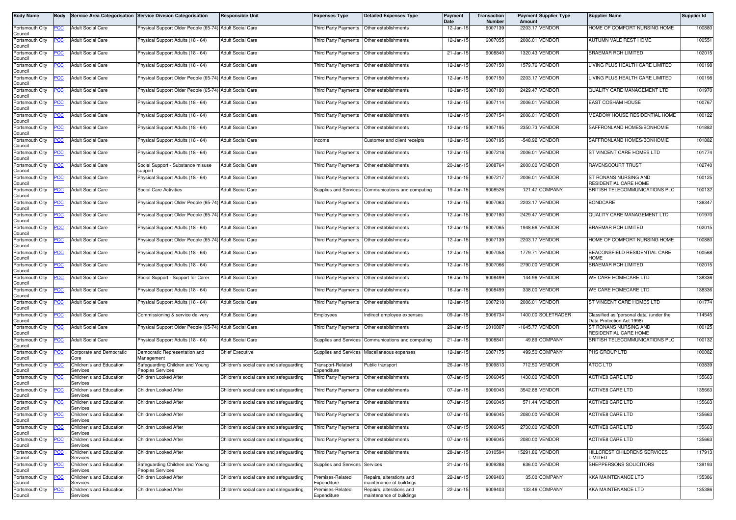| Body Name | Body | Service Area Categorisation | Service Division Categorisation | Responsible Unit | Expenses Type | Detailed Expenses Type | Payment Date | Transaction Number | Payment Amount | Supplier Type | Supplier Name | Supplier Id |
|---|---|---|---|---|---|---|---|---|---|---|---|---|
| Portsmouth City Council | PCC | Adult Social Care | Physical Support Older People (65-74) | Adult Social Care | Third Party Payments | Other establishments | 12-Jan-15 | 6007139 | 2203.17 | VENDOR | HOME OF COMFORT NURSING HOME | 100880 |
| Portsmouth City Council | PCC | Adult Social Care | Physical Support Adults (18 - 64) | Adult Social Care | Third Party Payments | Other establishments | 12-Jan-15 | 6007055 | 2006.01 | VENDOR | AUTUMN VALE REST HOME | 100551 |
| Portsmouth City Council | PCC | Adult Social Care | Physical Support Adults (18 - 64) | Adult Social Care | Third Party Payments | Other establishments | 21-Jan-15 | 6008840 | 1320.43 | VENDOR | BRAEMAR RCH LIMITED | 102015 |
| Portsmouth City Council | PCC | Adult Social Care | Physical Support Adults (18 - 64) | Adult Social Care | Third Party Payments | Other establishments | 12-Jan-15 | 6007150 | 1579.76 | VENDOR | LIVING PLUS HEALTH CARE LIMITED | 100198 |
| Portsmouth City Council | PCC | Adult Social Care | Physical Support Older People (65-74) | Adult Social Care | Third Party Payments | Other establishments | 12-Jan-15 | 6007150 | 2203.17 | VENDOR | LIVING PLUS HEALTH CARE LIMITED | 100198 |
| Portsmouth City Council | PCC | Adult Social Care | Physical Support Older People (65-74) | Adult Social Care | Third Party Payments | Other establishments | 12-Jan-15 | 6007180 | 2429.47 | VENDOR | QUALITY CARE MANAGEMENT LTD | 101970 |
| Portsmouth City Council | PCC | Adult Social Care | Physical Support Adults (18 - 64) | Adult Social Care | Third Party Payments | Other establishments | 12-Jan-15 | 6007114 | 2006.01 | VENDOR | EAST COSHAM HOUSE | 100767 |
| Portsmouth City Council | PCC | Adult Social Care | Physical Support Adults (18 - 64) | Adult Social Care | Third Party Payments | Other establishments | 12-Jan-15 | 6007154 | 2006.01 | VENDOR | MEADOW HOUSE RESIDENTIAL HOME | 100122 |
| Portsmouth City Council | PCC | Adult Social Care | Physical Support Adults (18 - 64) | Adult Social Care | Third Party Payments | Other establishments | 12-Jan-15 | 6007195 | 2350.73 | VENDOR | SAFFRONLAND HOMES/BONHOMIE | 101882 |
| Portsmouth City Council | PCC | Adult Social Care | Physical Support Adults (18 - 64) | Adult Social Care | Income | Customer and client receipts | 12-Jan-15 | 6007195 | -548.92 | VENDOR | SAFFRONLAND HOMES/BONHOMIE | 101882 |
| Portsmouth City Council | PCC | Adult Social Care | Physical Support Adults (18 - 64) | Adult Social Care | Third Party Payments | Other establishments | 12-Jan-15 | 6007218 | 2006.01 | VENDOR | ST VINCENT CARE HOMES LTD | 101774 |
| Portsmouth City Council | PCC | Adult Social Care | Social Support - Substance misuse support | Adult Social Care | Third Party Payments | Other establishments | 20-Jan-15 | 6008764 | 2000.00 | VENDOR | RAVENSCOURT TRUST | 102740 |
| Portsmouth City Council | PCC | Adult Social Care | Physical Support Adults (18 - 64) | Adult Social Care | Third Party Payments | Other establishments | 12-Jan-15 | 6007217 | 2006.01 | VENDOR | ST RONANS NURSING AND RESIDENTIAL CARE HOME | 100125 |
| Portsmouth City Council | PCC | Adult Social Care | Social Care Activities | Adult Social Care | Supplies and Services | Communications and computing | 19-Jan-15 | 6008526 | 121.47 | COMPANY | BRITISH TELECOMMUNICATIONS PLC | 100132 |
| Portsmouth City Council | PCC | Adult Social Care | Physical Support Older People (65-74) | Adult Social Care | Third Party Payments | Other establishments | 12-Jan-15 | 6007063 | 2203.17 | VENDOR | BONDCARE | 136347 |
| Portsmouth City Council | PCC | Adult Social Care | Physical Support Older People (65-74) | Adult Social Care | Third Party Payments | Other establishments | 12-Jan-15 | 6007180 | 2429.47 | VENDOR | QUALITY CARE MANAGEMENT LTD | 101970 |
| Portsmouth City Council | PCC | Adult Social Care | Physical Support Adults (18 - 64) | Adult Social Care | Third Party Payments | Other establishments | 12-Jan-15 | 6007065 | 1948.66 | VENDOR | BRAEMAR RCH LIMITED | 102015 |
| Portsmouth City Council | PCC | Adult Social Care | Physical Support Older People (65-74) | Adult Social Care | Third Party Payments | Other establishments | 12-Jan-15 | 6007139 | 2203.17 | VENDOR | HOME OF COMFORT NURSING HOME | 100880 |
| Portsmouth City Council | PCC | Adult Social Care | Physical Support Adults (18 - 64) | Adult Social Care | Third Party Payments | Other establishments | 12-Jan-15 | 6007058 | 1779.71 | VENDOR | BEACONSFIELD RESIDENTIAL CARE HOME | 100568 |
| Portsmouth City Council | PCC | Adult Social Care | Physical Support Adults (18 - 64) | Adult Social Care | Third Party Payments | Other establishments | 12-Jan-15 | 6007066 | 2790.00 | VENDOR | BRAEMAR RCH LIMITED | 102015 |
| Portsmouth City Council | PCC | Adult Social Care | Social Support - Support for Carer | Adult Social Care | Third Party Payments | Other establishments | 16-Jan-15 | 6008499 | 144.96 | VENDOR | WE CARE HOMECARE LTD | 138336 |
| Portsmouth City Council | PCC | Adult Social Care | Physical Support Adults (18 - 64) | Adult Social Care | Third Party Payments | Other establishments | 16-Jan-15 | 6008499 | 338.00 | VENDOR | WE CARE HOMECARE LTD | 138336 |
| Portsmouth City Council | PCC | Adult Social Care | Physical Support Adults (18 - 64) | Adult Social Care | Third Party Payments | Other establishments | 12-Jan-15 | 6007218 | 2006.01 | VENDOR | ST VINCENT CARE HOMES LTD | 101774 |
| Portsmouth City Council | PCC | Adult Social Care | Commissioning & service delivery | Adult Social Care | Employees | Indirect employee expenses | 09-Jan-15 | 6006734 | 1400.00 | SOLETRADER | Classified as 'personal data' (under the Data Protection Act 1998) | 114545 |
| Portsmouth City Council | PCC | Adult Social Care | Physical Support Older People (65-74) | Adult Social Care | Third Party Payments | Other establishments | 29-Jan-15 | 6010807 | -1645.77 | VENDOR | ST RONANS NURSING AND RESIDENTIAL CARE HOME | 100125 |
| Portsmouth City Council | PCC | Adult Social Care | Physical Support Adults (18 - 64) | Adult Social Care | Supplies and Services | Communications and computing | 21-Jan-15 | 6008841 | 49.89 | COMPANY | BRITISH TELECOMMUNICATIONS PLC | 100132 |
| Portsmouth City Council | PCC | Corporate and Democratic Core | Democratic Representation and Management | Chief Executive | Supplies and Services | Miscellaneous expenses | 12-Jan-15 | 6007175 | 499.50 | COMPANY | PHS GROUP LTD | 100082 |
| Portsmouth City Council | PCC | Children's and Education Services | Safeguarding Children and Young Peoples Services | Children's social care and safeguarding | Transport-Related Expenditure | Public transport | 26-Jan-15 | 6009813 | 712.50 | VENDOR | ATOC LTD | 103839 |
| Portsmouth City Council | PCC | Children's and Education Services | Children Looked After | Children's social care and safeguarding | Third Party Payments | Other establishments | 07-Jan-15 | 6006045 | 1430.00 | VENDOR | ACTIVE8 CARE LTD | 135663 |
| Portsmouth City Council | PCC | Children's and Education Services | Children Looked After | Children's social care and safeguarding | Third Party Payments | Other establishments | 07-Jan-15 | 6006045 | 3542.88 | VENDOR | ACTIVE8 CARE LTD | 135663 |
| Portsmouth City Council | PCC | Children's and Education Services | Children Looked After | Children's social care and safeguarding | Third Party Payments | Other establishments | 07-Jan-15 | 6006045 | 571.44 | VENDOR | ACTIVE8 CARE LTD | 135663 |
| Portsmouth City Council | PCC | Children's and Education Services | Children Looked After | Children's social care and safeguarding | Third Party Payments | Other establishments | 07-Jan-15 | 6006045 | 2080.00 | VENDOR | ACTIVE8 CARE LTD | 135663 |
| Portsmouth City Council | PCC | Children's and Education Services | Children Looked After | Children's social care and safeguarding | Third Party Payments | Other establishments | 07-Jan-15 | 6006045 | 2730.00 | VENDOR | ACTIVE8 CARE LTD | 135663 |
| Portsmouth City Council | PCC | Children's and Education Services | Children Looked After | Children's social care and safeguarding | Third Party Payments | Other establishments | 07-Jan-15 | 6006045 | 2080.00 | VENDOR | ACTIVE8 CARE LTD | 135663 |
| Portsmouth City Council | PCC | Children's and Education Services | Children Looked After | Children's social care and safeguarding | Third Party Payments | Other establishments | 28-Jan-15 | 6010594 | 15291.86 | VENDOR | HILLCREST CHILDRENS SERVICES LIMITED | 117913 |
| Portsmouth City Council | PCC | Children's and Education Services | Safeguarding Children and Young Peoples Services | Children's social care and safeguarding | Supplies and Services | Services | 21-Jan-15 | 6009288 | 636.00 | VENDOR | SHEPPERSONS SOLICITORS | 139193 |
| Portsmouth City Council | PCC | Children's and Education Services | Children Looked After | Children's social care and safeguarding | Premises-Related Expenditure | Repairs, alterations and maintenance of buildings | 22-Jan-15 | 6009403 | 35.00 | COMPANY | KKA MAINTENANCE LTD | 135386 |
| Portsmouth City Council | PCC | Children's and Education Services | Children Looked After | Children's social care and safeguarding | Premises-Related Expenditure | Repairs, alterations and maintenance of buildings | 22-Jan-15 | 6009403 | 133.46 | COMPANY | KKA MAINTENANCE LTD | 135386 |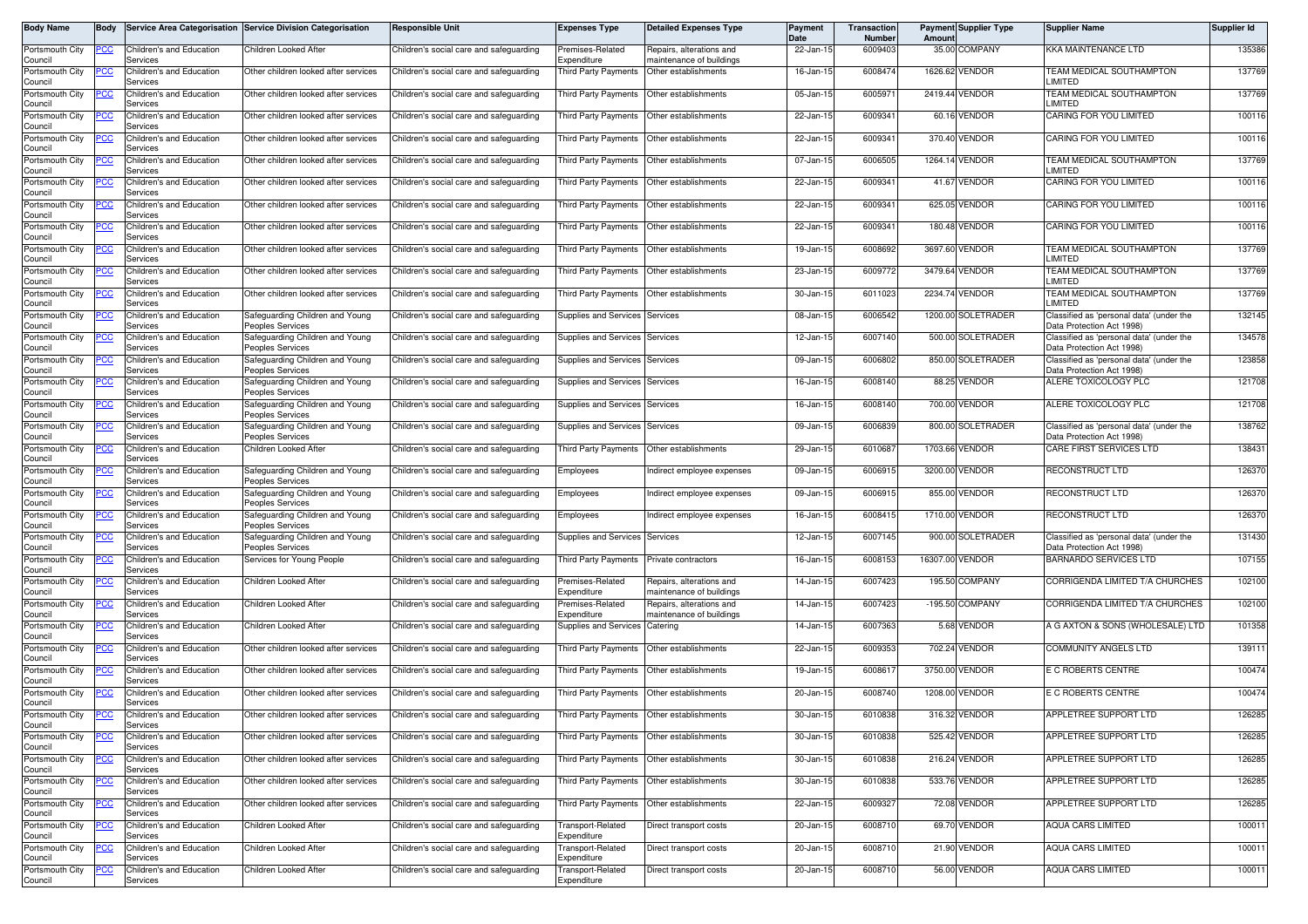| Body Name | Body | Service Area Categorisation | Service Division Categorisation | Responsible Unit | Expenses Type | Detailed Expenses Type | Payment Date | Transaction Number | Payment Amount | Supplier Type | Supplier Name | Supplier Id |
|---|---|---|---|---|---|---|---|---|---|---|---|---|
| Portsmouth City Council | PCC | Children's and Education Services | Children Looked After | Children's social care and safeguarding | Premises-Related Expenditure | Repairs, alterations and maintenance of buildings | 22-Jan-15 | 6009403 | 35.00 | COMPANY | KKA MAINTENANCE LTD | 135386 |
| Portsmouth City Council | PCC | Children's and Education Services | Other children looked after services | Children's social care and safeguarding | Third Party Payments | Other establishments | 16-Jan-15 | 6008474 | 1626.62 | VENDOR | TEAM MEDICAL SOUTHAMPTON LIMITED | 137769 |
| Portsmouth City Council | PCC | Children's and Education Services | Other children looked after services | Children's social care and safeguarding | Third Party Payments | Other establishments | 05-Jan-15 | 6005971 | 2419.44 | VENDOR | TEAM MEDICAL SOUTHAMPTON LIMITED | 137769 |
| Portsmouth City Council | PCC | Children's and Education Services | Other children looked after services | Children's social care and safeguarding | Third Party Payments | Other establishments | 22-Jan-15 | 6009341 | 60.16 | VENDOR | CARING FOR YOU LIMITED | 100116 |
| Portsmouth City Council | PCC | Children's and Education Services | Other children looked after services | Children's social care and safeguarding | Third Party Payments | Other establishments | 22-Jan-15 | 6009341 | 370.40 | VENDOR | CARING FOR YOU LIMITED | 100116 |
| Portsmouth City Council | PCC | Children's and Education Services | Other children looked after services | Children's social care and safeguarding | Third Party Payments | Other establishments | 07-Jan-15 | 6006505 | 1264.14 | VENDOR | TEAM MEDICAL SOUTHAMPTON LIMITED | 137769 |
| Portsmouth City Council | PCC | Children's and Education Services | Other children looked after services | Children's social care and safeguarding | Third Party Payments | Other establishments | 22-Jan-15 | 6009341 | 41.67 | VENDOR | CARING FOR YOU LIMITED | 100116 |
| Portsmouth City Council | PCC | Children's and Education Services | Other children looked after services | Children's social care and safeguarding | Third Party Payments | Other establishments | 22-Jan-15 | 6009341 | 625.05 | VENDOR | CARING FOR YOU LIMITED | 100116 |
| Portsmouth City Council | PCC | Children's and Education Services | Other children looked after services | Children's social care and safeguarding | Third Party Payments | Other establishments | 22-Jan-15 | 6009341 | 180.48 | VENDOR | CARING FOR YOU LIMITED | 100116 |
| Portsmouth City Council | PCC | Children's and Education Services | Other children looked after services | Children's social care and safeguarding | Third Party Payments | Other establishments | 19-Jan-15 | 6008692 | 3697.60 | VENDOR | TEAM MEDICAL SOUTHAMPTON LIMITED | 137769 |
| Portsmouth City Council | PCC | Children's and Education Services | Other children looked after services | Children's social care and safeguarding | Third Party Payments | Other establishments | 23-Jan-15 | 6009772 | 3479.64 | VENDOR | TEAM MEDICAL SOUTHAMPTON LIMITED | 137769 |
| Portsmouth City Council | PCC | Children's and Education Services | Other children looked after services | Children's social care and safeguarding | Third Party Payments | Other establishments | 30-Jan-15 | 6011023 | 2234.74 | VENDOR | TEAM MEDICAL SOUTHAMPTON LIMITED | 137769 |
| Portsmouth City Council | PCC | Children's and Education Services | Safeguarding Children and Young Peoples Services | Children's social care and safeguarding | Supplies and Services | Services | 08-Jan-15 | 6006542 | 1200.00 | SOLETRADER | Classified as 'personal data' (under the Data Protection Act 1998) | 132145 |
| Portsmouth City Council | PCC | Children's and Education Services | Safeguarding Children and Young Peoples Services | Children's social care and safeguarding | Supplies and Services | Services | 12-Jan-15 | 6007140 | 500.00 | SOLETRADER | Classified as 'personal data' (under the Data Protection Act 1998) | 134578 |
| Portsmouth City Council | PCC | Children's and Education Services | Safeguarding Children and Young Peoples Services | Children's social care and safeguarding | Supplies and Services | Services | 09-Jan-15 | 6006802 | 850.00 | SOLETRADER | Classified as 'personal data' (under the Data Protection Act 1998) | 123858 |
| Portsmouth City Council | PCC | Children's and Education Services | Safeguarding Children and Young Peoples Services | Children's social care and safeguarding | Supplies and Services | Services | 16-Jan-15 | 6008140 | 88.25 | VENDOR | ALERE TOXICOLOGY PLC | 121708 |
| Portsmouth City Council | PCC | Children's and Education Services | Safeguarding Children and Young Peoples Services | Children's social care and safeguarding | Supplies and Services | Services | 16-Jan-15 | 6008140 | 700.00 | VENDOR | ALERE TOXICOLOGY PLC | 121708 |
| Portsmouth City Council | PCC | Children's and Education Services | Safeguarding Children and Young Peoples Services | Children's social care and safeguarding | Supplies and Services | Services | 09-Jan-15 | 6006839 | 800.00 | SOLETRADER | Classified as 'personal data' (under the Data Protection Act 1998) | 138762 |
| Portsmouth City Council | PCC | Children's and Education Services | Children Looked After | Children's social care and safeguarding | Third Party Payments | Other establishments | 29-Jan-15 | 6010687 | 1703.66 | VENDOR | CARE FIRST SERVICES LTD | 138431 |
| Portsmouth City Council | PCC | Children's and Education Services | Safeguarding Children and Young Peoples Services | Children's social care and safeguarding | Employees | Indirect employee expenses | 09-Jan-15 | 6006915 | 3200.00 | VENDOR | RECONSTRUCT LTD | 126370 |
| Portsmouth City Council | PCC | Children's and Education Services | Safeguarding Children and Young Peoples Services | Children's social care and safeguarding | Employees | Indirect employee expenses | 09-Jan-15 | 6006915 | 855.00 | VENDOR | RECONSTRUCT LTD | 126370 |
| Portsmouth City Council | PCC | Children's and Education Services | Safeguarding Children and Young Peoples Services | Children's social care and safeguarding | Employees | Indirect employee expenses | 16-Jan-15 | 6008415 | 1710.00 | VENDOR | RECONSTRUCT LTD | 126370 |
| Portsmouth City Council | PCC | Children's and Education Services | Safeguarding Children and Young Peoples Services | Children's social care and safeguarding | Supplies and Services | Services | 12-Jan-15 | 6007145 | 900.00 | SOLETRADER | Classified as 'personal data' (under the Data Protection Act 1998) | 131430 |
| Portsmouth City Council | PCC | Children's and Education Services | Services for Young People | Children's social care and safeguarding | Third Party Payments | Private contractors | 16-Jan-15 | 6008153 | 16307.00 | VENDOR | BARNARDO SERVICES LTD | 107155 |
| Portsmouth City Council | PCC | Children's and Education Services | Children Looked After | Children's social care and safeguarding | Premises-Related Expenditure | Repairs, alterations and maintenance of buildings | 14-Jan-15 | 6007423 | 195.50 | COMPANY | CORRIGENDA LIMITED T/A CHURCHES | 102100 |
| Portsmouth City Council | PCC | Children's and Education Services | Children Looked After | Children's social care and safeguarding | Premises-Related Expenditure | Repairs, alterations and maintenance of buildings | 14-Jan-15 | 6007423 | -195.50 | COMPANY | CORRIGENDA LIMITED T/A CHURCHES | 102100 |
| Portsmouth City Council | PCC | Children's and Education Services | Children Looked After | Children's social care and safeguarding | Supplies and Services | Catering | 14-Jan-15 | 6007363 | 5.68 | VENDOR | A G AXTON & SONS (WHOLESALE) LTD | 101358 |
| Portsmouth City Council | PCC | Children's and Education Services | Other children looked after services | Children's social care and safeguarding | Third Party Payments | Other establishments | 22-Jan-15 | 6009353 | 702.24 | VENDOR | COMMUNITY ANGELS LTD | 139111 |
| Portsmouth City Council | PCC | Children's and Education Services | Other children looked after services | Children's social care and safeguarding | Third Party Payments | Other establishments | 19-Jan-15 | 6008617 | 3750.00 | VENDOR | E C ROBERTS CENTRE | 100474 |
| Portsmouth City Council | PCC | Children's and Education Services | Other children looked after services | Children's social care and safeguarding | Third Party Payments | Other establishments | 20-Jan-15 | 6008740 | 1208.00 | VENDOR | E C ROBERTS CENTRE | 100474 |
| Portsmouth City Council | PCC | Children's and Education Services | Other children looked after services | Children's social care and safeguarding | Third Party Payments | Other establishments | 30-Jan-15 | 6010838 | 316.32 | VENDOR | APPLETREE SUPPORT LTD | 126285 |
| Portsmouth City Council | PCC | Children's and Education Services | Other children looked after services | Children's social care and safeguarding | Third Party Payments | Other establishments | 30-Jan-15 | 6010838 | 525.42 | VENDOR | APPLETREE SUPPORT LTD | 126285 |
| Portsmouth City Council | PCC | Children's and Education Services | Other children looked after services | Children's social care and safeguarding | Third Party Payments | Other establishments | 30-Jan-15 | 6010838 | 216.24 | VENDOR | APPLETREE SUPPORT LTD | 126285 |
| Portsmouth City Council | PCC | Children's and Education Services | Other children looked after services | Children's social care and safeguarding | Third Party Payments | Other establishments | 30-Jan-15 | 6010838 | 533.76 | VENDOR | APPLETREE SUPPORT LTD | 126285 |
| Portsmouth City Council | PCC | Children's and Education Services | Other children looked after services | Children's social care and safeguarding | Third Party Payments | Other establishments | 22-Jan-15 | 6009327 | 72.08 | VENDOR | APPLETREE SUPPORT LTD | 126285 |
| Portsmouth City Council | PCC | Children's and Education Services | Children Looked After | Children's social care and safeguarding | Transport-Related Expenditure | Direct transport costs | 20-Jan-15 | 6008710 | 69.70 | VENDOR | AQUA CARS LIMITED | 100011 |
| Portsmouth City Council | PCC | Children's and Education Services | Children Looked After | Children's social care and safeguarding | Transport-Related Expenditure | Direct transport costs | 20-Jan-15 | 6008710 | 21.90 | VENDOR | AQUA CARS LIMITED | 100011 |
| Portsmouth City Council | PCC | Children's and Education Services | Children Looked After | Children's social care and safeguarding | Transport-Related Expenditure | Direct transport costs | 20-Jan-15 | 6008710 | 56.00 | VENDOR | AQUA CARS LIMITED | 100011 |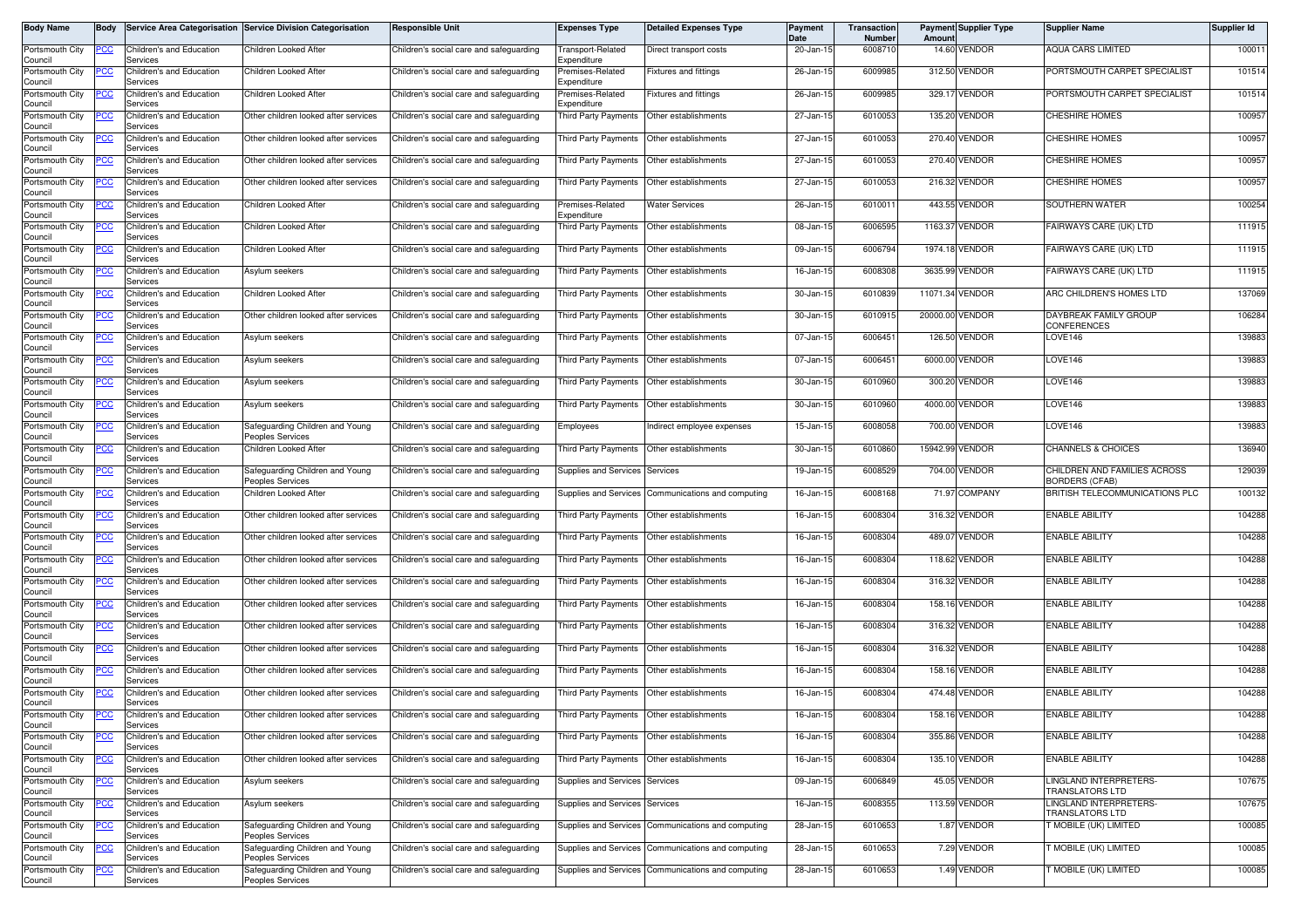| Body Name | Body | Service Area Categorisation | Service Division Categorisation | Responsible Unit | Expenses Type | Detailed Expenses Type | Payment Date | Transaction Number | Payment Amount | Supplier Type | Supplier Name | Supplier Id |
|---|---|---|---|---|---|---|---|---|---|---|---|---|
| Portsmouth City Council | PCC | Children's and Education Services | Children Looked After | Children's social care and safeguarding | Transport-Related Expenditure | Direct transport costs | 20-Jan-15 | 6008710 | 14.60 | VENDOR | AQUA CARS LIMITED | 100011 |
| Portsmouth City Council | PCC | Children's and Education Services | Children Looked After | Children's social care and safeguarding | Premises-Related Expenditure | Fixtures and fittings | 26-Jan-15 | 6009985 | 312.50 | VENDOR | PORTSMOUTH CARPET SPECIALIST | 101514 |
| Portsmouth City Council | PCC | Children's and Education Services | Children Looked After | Children's social care and safeguarding | Premises-Related Expenditure | Fixtures and fittings | 26-Jan-15 | 6009985 | 329.17 | VENDOR | PORTSMOUTH CARPET SPECIALIST | 101514 |
| Portsmouth City Council | PCC | Children's and Education Services | Other children looked after services | Children's social care and safeguarding | Third Party Payments | Other establishments | 27-Jan-15 | 6010053 | 135.20 | VENDOR | CHESHIRE HOMES | 100957 |
| Portsmouth City Council | PCC | Children's and Education Services | Other children looked after services | Children's social care and safeguarding | Third Party Payments | Other establishments | 27-Jan-15 | 6010053 | 270.40 | VENDOR | CHESHIRE HOMES | 100957 |
| Portsmouth City Council | PCC | Children's and Education Services | Other children looked after services | Children's social care and safeguarding | Third Party Payments | Other establishments | 27-Jan-15 | 6010053 | 270.40 | VENDOR | CHESHIRE HOMES | 100957 |
| Portsmouth City Council | PCC | Children's and Education Services | Other children looked after services | Children's social care and safeguarding | Third Party Payments | Other establishments | 27-Jan-15 | 6010053 | 216.32 | VENDOR | CHESHIRE HOMES | 100957 |
| Portsmouth City Council | PCC | Children's and Education Services | Children Looked After | Children's social care and safeguarding | Premises-Related Expenditure | Water Services | 26-Jan-15 | 6010011 | 443.55 | VENDOR | SOUTHERN WATER | 100254 |
| Portsmouth City Council | PCC | Children's and Education Services | Children Looked After | Children's social care and safeguarding | Third Party Payments | Other establishments | 08-Jan-15 | 6006595 | 1163.37 | VENDOR | FAIRWAYS CARE (UK) LTD | 111915 |
| Portsmouth City Council | PCC | Children's and Education Services | Children Looked After | Children's social care and safeguarding | Third Party Payments | Other establishments | 09-Jan-15 | 6006794 | 1974.18 | VENDOR | FAIRWAYS CARE (UK) LTD | 111915 |
| Portsmouth City Council | PCC | Children's and Education Services | Asylum seekers | Children's social care and safeguarding | Third Party Payments | Other establishments | 16-Jan-15 | 6008308 | 3635.99 | VENDOR | FAIRWAYS CARE (UK) LTD | 111915 |
| Portsmouth City Council | PCC | Children's and Education Services | Children Looked After | Children's social care and safeguarding | Third Party Payments | Other establishments | 30-Jan-15 | 6010839 | 11071.34 | VENDOR | ARC CHILDREN'S HOMES LTD | 137069 |
| Portsmouth City Council | PCC | Children's and Education Services | Other children looked after services | Children's social care and safeguarding | Third Party Payments | Other establishments | 30-Jan-15 | 6010915 | 20000.00 | VENDOR | DAYBREAK FAMILY GROUP CONFERENCES | 106284 |
| Portsmouth City Council | PCC | Children's and Education Services | Asylum seekers | Children's social care and safeguarding | Third Party Payments | Other establishments | 07-Jan-15 | 6006451 | 126.50 | VENDOR | LOVE146 | 139883 |
| Portsmouth City Council | PCC | Children's and Education Services | Asylum seekers | Children's social care and safeguarding | Third Party Payments | Other establishments | 07-Jan-15 | 6006451 | 6000.00 | VENDOR | LOVE146 | 139883 |
| Portsmouth City Council | PCC | Children's and Education Services | Asylum seekers | Children's social care and safeguarding | Third Party Payments | Other establishments | 30-Jan-15 | 6010960 | 300.20 | VENDOR | LOVE146 | 139883 |
| Portsmouth City Council | PCC | Children's and Education Services | Asylum seekers | Children's social care and safeguarding | Third Party Payments | Other establishments | 30-Jan-15 | 6010960 | 4000.00 | VENDOR | LOVE146 | 139883 |
| Portsmouth City Council | PCC | Children's and Education Services | Safeguarding Children and Young Peoples Services | Children's social care and safeguarding | Employees | Indirect employee expenses | 15-Jan-15 | 6008058 | 700.00 | VENDOR | LOVE146 | 139883 |
| Portsmouth City Council | PCC | Children's and Education Services | Children Looked After | Children's social care and safeguarding | Third Party Payments | Other establishments | 30-Jan-15 | 6010860 | 15942.99 | VENDOR | CHANNELS & CHOICES | 136940 |
| Portsmouth City Council | PCC | Children's and Education Services | Safeguarding Children and Young Peoples Services | Children's social care and safeguarding | Supplies and Services | Services | 19-Jan-15 | 6008529 | 704.00 | VENDOR | CHILDREN AND FAMILIES ACROSS BORDERS (CFAB) | 129039 |
| Portsmouth City Council | PCC | Children's and Education Services | Children Looked After | Children's social care and safeguarding | Supplies and Services | Communications and computing | 16-Jan-15 | 6008168 | 71.97 | COMPANY | BRITISH TELECOMMUNICATIONS PLC | 100132 |
| Portsmouth City Council | PCC | Children's and Education Services | Other children looked after services | Children's social care and safeguarding | Third Party Payments | Other establishments | 16-Jan-15 | 6008304 | 316.32 | VENDOR | ENABLE ABILITY | 104288 |
| Portsmouth City Council | PCC | Children's and Education Services | Other children looked after services | Children's social care and safeguarding | Third Party Payments | Other establishments | 16-Jan-15 | 6008304 | 489.07 | VENDOR | ENABLE ABILITY | 104288 |
| Portsmouth City Council | PCC | Children's and Education Services | Other children looked after services | Children's social care and safeguarding | Third Party Payments | Other establishments | 16-Jan-15 | 6008304 | 118.62 | VENDOR | ENABLE ABILITY | 104288 |
| Portsmouth City Council | PCC | Children's and Education Services | Other children looked after services | Children's social care and safeguarding | Third Party Payments | Other establishments | 16-Jan-15 | 6008304 | 316.32 | VENDOR | ENABLE ABILITY | 104288 |
| Portsmouth City Council | PCC | Children's and Education Services | Other children looked after services | Children's social care and safeguarding | Third Party Payments | Other establishments | 16-Jan-15 | 6008304 | 158.16 | VENDOR | ENABLE ABILITY | 104288 |
| Portsmouth City Council | PCC | Children's and Education Services | Other children looked after services | Children's social care and safeguarding | Third Party Payments | Other establishments | 16-Jan-15 | 6008304 | 316.32 | VENDOR | ENABLE ABILITY | 104288 |
| Portsmouth City Council | PCC | Children's and Education Services | Other children looked after services | Children's social care and safeguarding | Third Party Payments | Other establishments | 16-Jan-15 | 6008304 | 316.32 | VENDOR | ENABLE ABILITY | 104288 |
| Portsmouth City Council | PCC | Children's and Education Services | Other children looked after services | Children's social care and safeguarding | Third Party Payments | Other establishments | 16-Jan-15 | 6008304 | 158.16 | VENDOR | ENABLE ABILITY | 104288 |
| Portsmouth City Council | PCC | Children's and Education Services | Other children looked after services | Children's social care and safeguarding | Third Party Payments | Other establishments | 16-Jan-15 | 6008304 | 474.48 | VENDOR | ENABLE ABILITY | 104288 |
| Portsmouth City Council | PCC | Children's and Education Services | Other children looked after services | Children's social care and safeguarding | Third Party Payments | Other establishments | 16-Jan-15 | 6008304 | 158.16 | VENDOR | ENABLE ABILITY | 104288 |
| Portsmouth City Council | PCC | Children's and Education Services | Other children looked after services | Children's social care and safeguarding | Third Party Payments | Other establishments | 16-Jan-15 | 6008304 | 355.86 | VENDOR | ENABLE ABILITY | 104288 |
| Portsmouth City Council | PCC | Children's and Education Services | Other children looked after services | Children's social care and safeguarding | Third Party Payments | Other establishments | 16-Jan-15 | 6008304 | 135.10 | VENDOR | ENABLE ABILITY | 104288 |
| Portsmouth City Council | PCC | Children's and Education Services | Asylum seekers | Children's social care and safeguarding | Supplies and Services | Services | 09-Jan-15 | 6006849 | 45.05 | VENDOR | LINGLAND INTERPRETERS-TRANSLATORS LTD | 107675 |
| Portsmouth City Council | PCC | Children's and Education Services | Asylum seekers | Children's social care and safeguarding | Supplies and Services | Services | 16-Jan-15 | 6008355 | 113.59 | VENDOR | LINGLAND INTERPRETERS-TRANSLATORS LTD | 107675 |
| Portsmouth City Council | PCC | Children's and Education Services | Safeguarding Children and Young Peoples Services | Children's social care and safeguarding | Supplies and Services | Communications and computing | 28-Jan-15 | 6010653 | 1.87 | VENDOR | T MOBILE (UK) LIMITED | 100085 |
| Portsmouth City Council | PCC | Children's and Education Services | Safeguarding Children and Young Peoples Services | Children's social care and safeguarding | Supplies and Services | Communications and computing | 28-Jan-15 | 6010653 | 7.29 | VENDOR | T MOBILE (UK) LIMITED | 100085 |
| Portsmouth City Council | PCC | Children's and Education Services | Safeguarding Children and Young Peoples Services | Children's social care and safeguarding | Supplies and Services | Communications and computing | 28-Jan-15 | 6010653 | 1.49 | VENDOR | T MOBILE (UK) LIMITED | 100085 |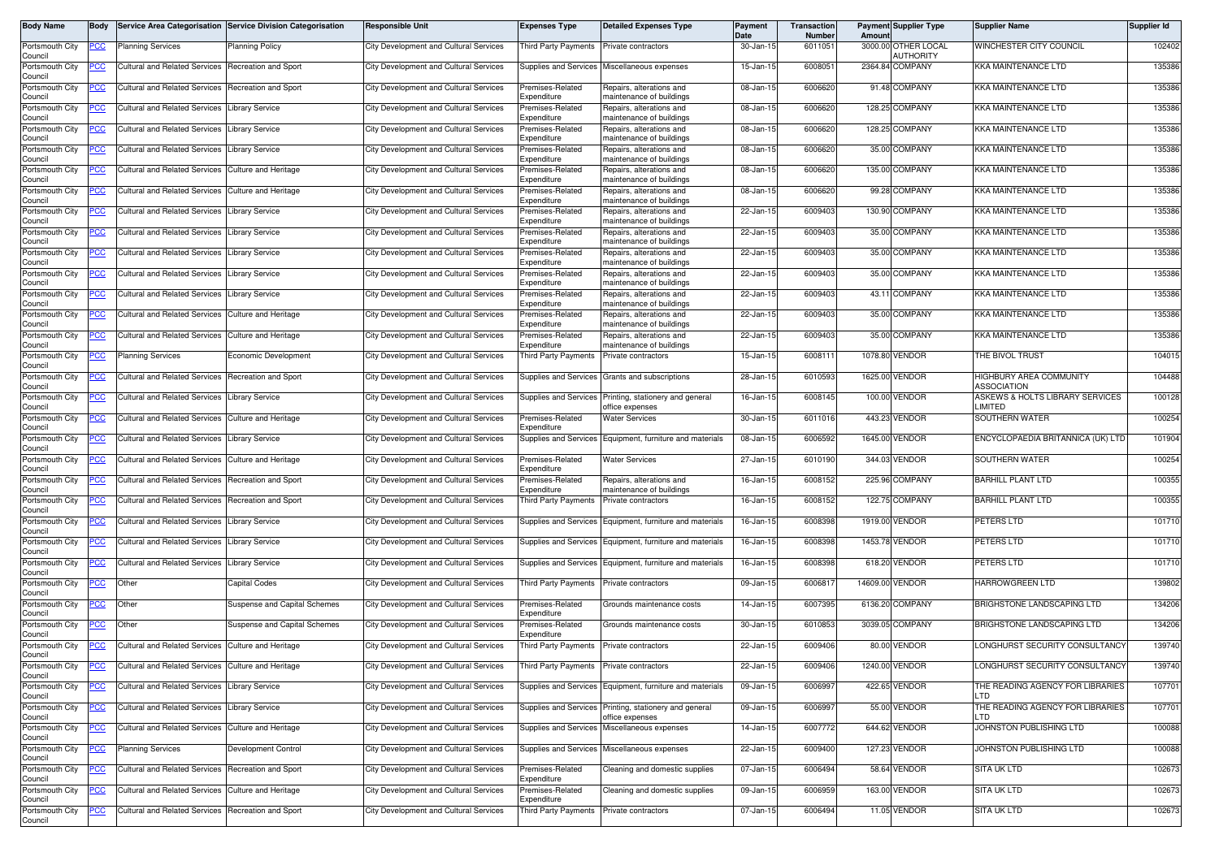| Body Name | Body | Service Area Categorisation | Service Division Categorisation | Responsible Unit | Expenses Type | Detailed Expenses Type | Payment Date | Transaction Number | Payment Amount | Supplier Type | Supplier Name | Supplier Id |
|---|---|---|---|---|---|---|---|---|---|---|---|---|
| Portsmouth City Council | PCC | Planning Services | Planning Policy | City Development and Cultural Services | Third Party Payments | Private contractors | 30-Jan-15 | 6011051 | 3000.00 | OTHER LOCAL AUTHORITY | WINCHESTER CITY COUNCIL | 102402 |
| Portsmouth City Council | PCC | Cultural and Related Services | Recreation and Sport | City Development and Cultural Services | Supplies and Services | Miscellaneous expenses | 15-Jan-15 | 6008051 | 2364.84 | COMPANY | KKA MAINTENANCE LTD | 135386 |
| Portsmouth City Council | PCC | Cultural and Related Services | Recreation and Sport | City Development and Cultural Services | Premises-Related Expenditure | Repairs, alterations and maintenance of buildings | 08-Jan-15 | 6006620 | 91.48 | COMPANY | KKA MAINTENANCE LTD | 135386 |
| Portsmouth City Council | PCC | Cultural and Related Services | Library Service | City Development and Cultural Services | Premises-Related Expenditure | Repairs, alterations and maintenance of buildings | 08-Jan-15 | 6006620 | 128.25 | COMPANY | KKA MAINTENANCE LTD | 135386 |
| Portsmouth City Council | PCC | Cultural and Related Services | Library Service | City Development and Cultural Services | Premises-Related Expenditure | Repairs, alterations and maintenance of buildings | 08-Jan-15 | 6006620 | 128.25 | COMPANY | KKA MAINTENANCE LTD | 135386 |
| Portsmouth City Council | PCC | Cultural and Related Services | Library Service | City Development and Cultural Services | Premises-Related Expenditure | Repairs, alterations and maintenance of buildings | 08-Jan-15 | 6006620 | 35.00 | COMPANY | KKA MAINTENANCE LTD | 135386 |
| Portsmouth City Council | PCC | Cultural and Related Services | Culture and Heritage | City Development and Cultural Services | Premises-Related Expenditure | Repairs, alterations and maintenance of buildings | 08-Jan-15 | 6006620 | 135.00 | COMPANY | KKA MAINTENANCE LTD | 135386 |
| Portsmouth City Council | PCC | Cultural and Related Services | Culture and Heritage | City Development and Cultural Services | Premises-Related Expenditure | Repairs, alterations and maintenance of buildings | 08-Jan-15 | 6006620 | 99.28 | COMPANY | KKA MAINTENANCE LTD | 135386 |
| Portsmouth City Council | PCC | Cultural and Related Services | Library Service | City Development and Cultural Services | Premises-Related Expenditure | Repairs, alterations and maintenance of buildings | 22-Jan-15 | 6009403 | 130.90 | COMPANY | KKA MAINTENANCE LTD | 135386 |
| Portsmouth City Council | PCC | Cultural and Related Services | Library Service | City Development and Cultural Services | Premises-Related Expenditure | Repairs, alterations and maintenance of buildings | 22-Jan-15 | 6009403 | 35.00 | COMPANY | KKA MAINTENANCE LTD | 135386 |
| Portsmouth City Council | PCC | Cultural and Related Services | Library Service | City Development and Cultural Services | Premises-Related Expenditure | Repairs, alterations and maintenance of buildings | 22-Jan-15 | 6009403 | 35.00 | COMPANY | KKA MAINTENANCE LTD | 135386 |
| Portsmouth City Council | PCC | Cultural and Related Services | Library Service | City Development and Cultural Services | Premises-Related Expenditure | Repairs, alterations and maintenance of buildings | 22-Jan-15 | 6009403 | 35.00 | COMPANY | KKA MAINTENANCE LTD | 135386 |
| Portsmouth City Council | PCC | Cultural and Related Services | Library Service | City Development and Cultural Services | Premises-Related Expenditure | Repairs, alterations and maintenance of buildings | 22-Jan-15 | 6009403 | 43.11 | COMPANY | KKA MAINTENANCE LTD | 135386 |
| Portsmouth City Council | PCC | Cultural and Related Services | Culture and Heritage | City Development and Cultural Services | Premises-Related Expenditure | Repairs, alterations and maintenance of buildings | 22-Jan-15 | 6009403 | 35.00 | COMPANY | KKA MAINTENANCE LTD | 135386 |
| Portsmouth City Council | PCC | Cultural and Related Services | Culture and Heritage | City Development and Cultural Services | Premises-Related Expenditure | Repairs, alterations and maintenance of buildings | 22-Jan-15 | 6009403 | 35.00 | COMPANY | KKA MAINTENANCE LTD | 135386 |
| Portsmouth City Council | PCC | Planning Services | Economic Development | City Development and Cultural Services | Third Party Payments | Private contractors | 15-Jan-15 | 6008111 | 1078.80 | VENDOR | THE BIVOL TRUST | 104015 |
| Portsmouth City Council | PCC | Cultural and Related Services | Recreation and Sport | City Development and Cultural Services | Supplies and Services | Grants and subscriptions | 28-Jan-15 | 6010593 | 1625.00 | VENDOR | HIGHBURY AREA COMMUNITY ASSOCIATION | 104488 |
| Portsmouth City Council | PCC | Cultural and Related Services | Library Service | City Development and Cultural Services | Supplies and Services | Printing, stationery and general office expenses | 16-Jan-15 | 6008145 | 100.00 | VENDOR | ASKEWS & HOLTS LIBRARY SERVICES LIMITED | 100128 |
| Portsmouth City Council | PCC | Cultural and Related Services | Culture and Heritage | City Development and Cultural Services | Premises-Related Expenditure | Water Services | 30-Jan-15 | 6011016 | 443.23 | VENDOR | SOUTHERN WATER | 100254 |
| Portsmouth City Council | PCC | Cultural and Related Services | Library Service | City Development and Cultural Services | Supplies and Services | Equipment, furniture and materials | 08-Jan-15 | 6006592 | 1645.00 | VENDOR | ENCYCLOPAEDIA BRITANNICA (UK) LTD | 101904 |
| Portsmouth City Council | PCC | Cultural and Related Services | Culture and Heritage | City Development and Cultural Services | Premises-Related Expenditure | Water Services | 27-Jan-15 | 6010190 | 344.03 | VENDOR | SOUTHERN WATER | 100254 |
| Portsmouth City Council | PCC | Cultural and Related Services | Recreation and Sport | City Development and Cultural Services | Premises-Related Expenditure | Repairs, alterations and maintenance of buildings | 16-Jan-15 | 6008152 | 225.96 | COMPANY | BARHILL PLANT LTD | 100355 |
| Portsmouth City Council | PCC | Cultural and Related Services | Recreation and Sport | City Development and Cultural Services | Third Party Payments | Private contractors | 16-Jan-15 | 6008152 | 122.75 | COMPANY | BARHILL PLANT LTD | 100355 |
| Portsmouth City Council | PCC | Cultural and Related Services | Library Service | City Development and Cultural Services | Supplies and Services | Equipment, furniture and materials | 16-Jan-15 | 6008398 | 1919.00 | VENDOR | PETERS LTD | 101710 |
| Portsmouth City Council | PCC | Cultural and Related Services | Library Service | City Development and Cultural Services | Supplies and Services | Equipment, furniture and materials | 16-Jan-15 | 6008398 | 1453.78 | VENDOR | PETERS LTD | 101710 |
| Portsmouth City Council | PCC | Cultural and Related Services | Library Service | City Development and Cultural Services | Supplies and Services | Equipment, furniture and materials | 16-Jan-15 | 6008398 | 618.20 | VENDOR | PETERS LTD | 101710 |
| Portsmouth City Council | PCC | Other | Capital Codes | City Development and Cultural Services | Third Party Payments | Private contractors | 09-Jan-15 | 6006817 | 14609.00 | VENDOR | HARROWGREEN LTD | 139802 |
| Portsmouth City Council | PCC | Other | Suspense and Capital Schemes | City Development and Cultural Services | Premises-Related Expenditure | Grounds maintenance costs | 14-Jan-15 | 6007395 | 6136.20 | COMPANY | BRIGHSTONE LANDSCAPING LTD | 134206 |
| Portsmouth City Council | PCC | Other | Suspense and Capital Schemes | City Development and Cultural Services | Premises-Related Expenditure | Grounds maintenance costs | 30-Jan-15 | 6010853 | 3039.05 | COMPANY | BRIGHSTONE LANDSCAPING LTD | 134206 |
| Portsmouth City Council | PCC | Cultural and Related Services | Culture and Heritage | City Development and Cultural Services | Third Party Payments | Private contractors | 22-Jan-15 | 6009406 | 80.00 | VENDOR | LONGHURST SECURITY CONSULTANCY | 139740 |
| Portsmouth City Council | PCC | Cultural and Related Services | Culture and Heritage | City Development and Cultural Services | Third Party Payments | Private contractors | 22-Jan-15 | 6009406 | 1240.00 | VENDOR | LONGHURST SECURITY CONSULTANCY | 139740 |
| Portsmouth City Council | PCC | Cultural and Related Services | Library Service | City Development and Cultural Services | Supplies and Services | Equipment, furniture and materials | 09-Jan-15 | 6006997 | 422.65 | VENDOR | THE READING AGENCY FOR LIBRARIES LTD | 107701 |
| Portsmouth City Council | PCC | Cultural and Related Services | Library Service | City Development and Cultural Services | Supplies and Services | Printing, stationery and general office expenses | 09-Jan-15 | 6006997 | 55.00 | VENDOR | THE READING AGENCY FOR LIBRARIES LTD | 107701 |
| Portsmouth City Council | PCC | Cultural and Related Services | Culture and Heritage | City Development and Cultural Services | Supplies and Services | Miscellaneous expenses | 14-Jan-15 | 6007772 | 644.62 | VENDOR | JOHNSTON PUBLISHING LTD | 100088 |
| Portsmouth City Council | PCC | Planning Services | Development Control | City Development and Cultural Services | Supplies and Services | Miscellaneous expenses | 22-Jan-15 | 6009400 | 127.23 | VENDOR | JOHNSTON PUBLISHING LTD | 100088 |
| Portsmouth City Council | PCC | Cultural and Related Services | Recreation and Sport | City Development and Cultural Services | Premises-Related Expenditure | Cleaning and domestic supplies | 07-Jan-15 | 6006494 | 58.64 | VENDOR | SITA UK LTD | 102673 |
| Portsmouth City Council | PCC | Cultural and Related Services | Culture and Heritage | City Development and Cultural Services | Premises-Related Expenditure | Cleaning and domestic supplies | 09-Jan-15 | 6006959 | 163.00 | VENDOR | SITA UK LTD | 102673 |
| Portsmouth City Council | PCC | Cultural and Related Services | Recreation and Sport | City Development and Cultural Services | Third Party Payments | Private contractors | 07-Jan-15 | 6006494 | 11.05 | VENDOR | SITA UK LTD | 102673 |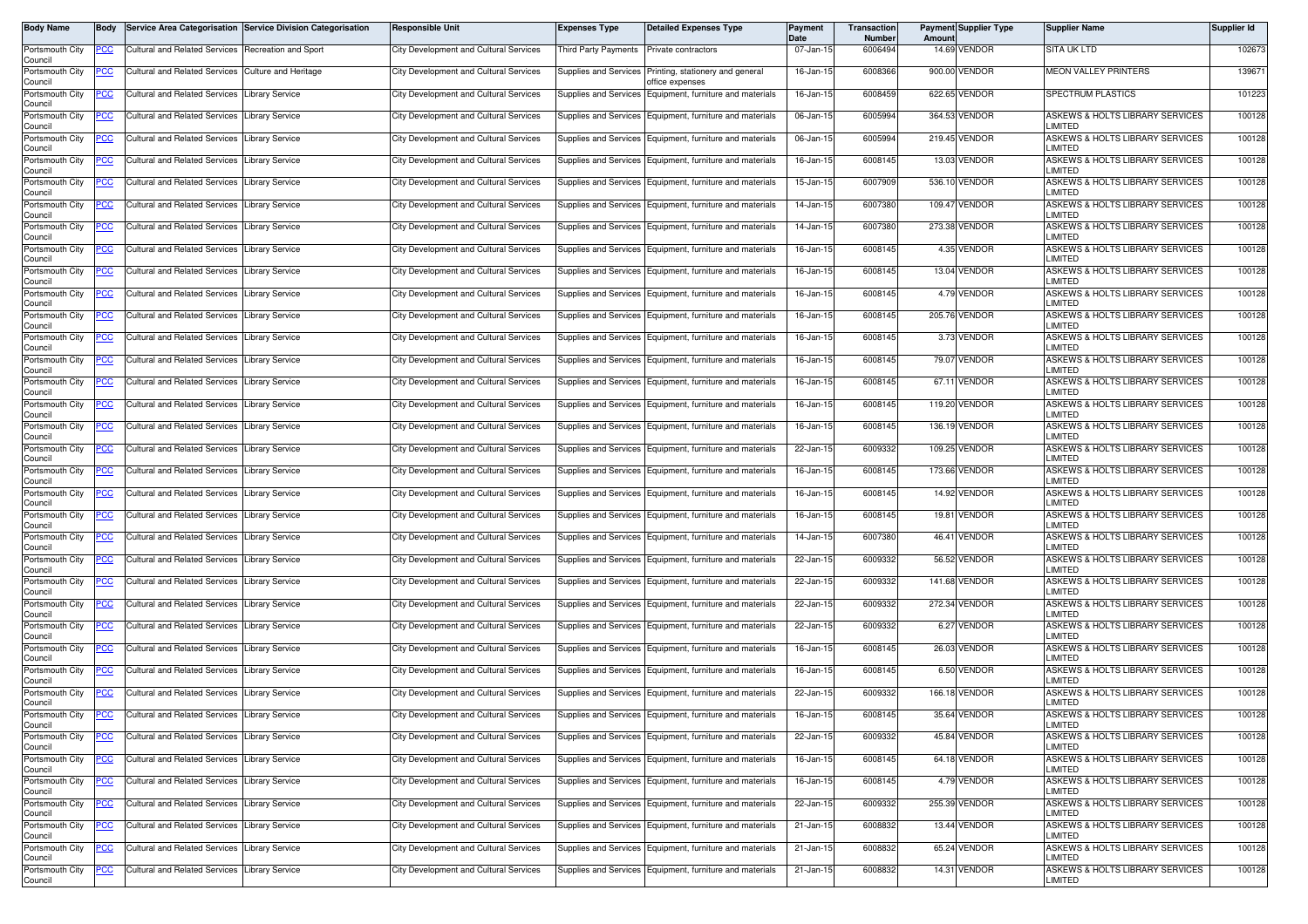| Body Name | Body | Service Area Categorisation | Service Division Categorisation | Responsible Unit | Expenses Type | Detailed Expenses Type | Payment Date | Transaction Number | Payment Amount | Supplier Type | Supplier Name | Supplier Id |
|---|---|---|---|---|---|---|---|---|---|---|---|---|
| Portsmouth City Council | PCC | Cultural and Related Services | Recreation and Sport | City Development and Cultural Services | Third Party Payments | Private contractors | 07-Jan-15 | 6006494 | 14.69 | VENDOR | SITA UK LTD | 102673 |
| Portsmouth City Council | PCC | Cultural and Related Services | Culture and Heritage | City Development and Cultural Services | Supplies and Services | Printing, stationery and general office expenses | 16-Jan-15 | 6008366 | 900.00 | VENDOR | MEON VALLEY PRINTERS | 139671 |
| Portsmouth City Council | PCC | Cultural and Related Services | Library Service | City Development and Cultural Services | Supplies and Services | Equipment, furniture and materials | 16-Jan-15 | 6008459 | 622.65 | VENDOR | SPECTRUM PLASTICS | 101223 |
| Portsmouth City Council | PCC | Cultural and Related Services | Library Service | City Development and Cultural Services | Supplies and Services | Equipment, furniture and materials | 06-Jan-15 | 6005994 | 364.53 | VENDOR | ASKEWS & HOLTS LIBRARY SERVICES LIMITED | 100128 |
| Portsmouth City Council | PCC | Cultural and Related Services | Library Service | City Development and Cultural Services | Supplies and Services | Equipment, furniture and materials | 06-Jan-15 | 6005994 | 219.45 | VENDOR | ASKEWS & HOLTS LIBRARY SERVICES LIMITED | 100128 |
| Portsmouth City Council | PCC | Cultural and Related Services | Library Service | City Development and Cultural Services | Supplies and Services | Equipment, furniture and materials | 16-Jan-15 | 6008145 | 13.03 | VENDOR | ASKEWS & HOLTS LIBRARY SERVICES LIMITED | 100128 |
| Portsmouth City Council | PCC | Cultural and Related Services | Library Service | City Development and Cultural Services | Supplies and Services | Equipment, furniture and materials | 15-Jan-15 | 6007909 | 536.10 | VENDOR | ASKEWS & HOLTS LIBRARY SERVICES LIMITED | 100128 |
| Portsmouth City Council | PCC | Cultural and Related Services | Library Service | City Development and Cultural Services | Supplies and Services | Equipment, furniture and materials | 14-Jan-15 | 6007380 | 109.47 | VENDOR | ASKEWS & HOLTS LIBRARY SERVICES LIMITED | 100128 |
| Portsmouth City Council | PCC | Cultural and Related Services | Library Service | City Development and Cultural Services | Supplies and Services | Equipment, furniture and materials | 14-Jan-15 | 6007380 | 273.38 | VENDOR | ASKEWS & HOLTS LIBRARY SERVICES LIMITED | 100128 |
| Portsmouth City Council | PCC | Cultural and Related Services | Library Service | City Development and Cultural Services | Supplies and Services | Equipment, furniture and materials | 16-Jan-15 | 6008145 | 4.35 | VENDOR | ASKEWS & HOLTS LIBRARY SERVICES LIMITED | 100128 |
| Portsmouth City Council | PCC | Cultural and Related Services | Library Service | City Development and Cultural Services | Supplies and Services | Equipment, furniture and materials | 16-Jan-15 | 6008145 | 13.04 | VENDOR | ASKEWS & HOLTS LIBRARY SERVICES LIMITED | 100128 |
| Portsmouth City Council | PCC | Cultural and Related Services | Library Service | City Development and Cultural Services | Supplies and Services | Equipment, furniture and materials | 16-Jan-15 | 6008145 | 4.79 | VENDOR | ASKEWS & HOLTS LIBRARY SERVICES LIMITED | 100128 |
| Portsmouth City Council | PCC | Cultural and Related Services | Library Service | City Development and Cultural Services | Supplies and Services | Equipment, furniture and materials | 16-Jan-15 | 6008145 | 205.76 | VENDOR | ASKEWS & HOLTS LIBRARY SERVICES LIMITED | 100128 |
| Portsmouth City Council | PCC | Cultural and Related Services | Library Service | City Development and Cultural Services | Supplies and Services | Equipment, furniture and materials | 16-Jan-15 | 6008145 | 3.73 | VENDOR | ASKEWS & HOLTS LIBRARY SERVICES LIMITED | 100128 |
| Portsmouth City Council | PCC | Cultural and Related Services | Library Service | City Development and Cultural Services | Supplies and Services | Equipment, furniture and materials | 16-Jan-15 | 6008145 | 79.07 | VENDOR | ASKEWS & HOLTS LIBRARY SERVICES LIMITED | 100128 |
| Portsmouth City Council | PCC | Cultural and Related Services | Library Service | City Development and Cultural Services | Supplies and Services | Equipment, furniture and materials | 16-Jan-15 | 6008145 | 67.11 | VENDOR | ASKEWS & HOLTS LIBRARY SERVICES LIMITED | 100128 |
| Portsmouth City Council | PCC | Cultural and Related Services | Library Service | City Development and Cultural Services | Supplies and Services | Equipment, furniture and materials | 16-Jan-15 | 6008145 | 119.20 | VENDOR | ASKEWS & HOLTS LIBRARY SERVICES LIMITED | 100128 |
| Portsmouth City Council | PCC | Cultural and Related Services | Library Service | City Development and Cultural Services | Supplies and Services | Equipment, furniture and materials | 16-Jan-15 | 6008145 | 136.19 | VENDOR | ASKEWS & HOLTS LIBRARY SERVICES LIMITED | 100128 |
| Portsmouth City Council | PCC | Cultural and Related Services | Library Service | City Development and Cultural Services | Supplies and Services | Equipment, furniture and materials | 22-Jan-15 | 6009332 | 109.25 | VENDOR | ASKEWS & HOLTS LIBRARY SERVICES LIMITED | 100128 |
| Portsmouth City Council | PCC | Cultural and Related Services | Library Service | City Development and Cultural Services | Supplies and Services | Equipment, furniture and materials | 16-Jan-15 | 6008145 | 173.66 | VENDOR | ASKEWS & HOLTS LIBRARY SERVICES LIMITED | 100128 |
| Portsmouth City Council | PCC | Cultural and Related Services | Library Service | City Development and Cultural Services | Supplies and Services | Equipment, furniture and materials | 16-Jan-15 | 6008145 | 14.92 | VENDOR | ASKEWS & HOLTS LIBRARY SERVICES LIMITED | 100128 |
| Portsmouth City Council | PCC | Cultural and Related Services | Library Service | City Development and Cultural Services | Supplies and Services | Equipment, furniture and materials | 16-Jan-15 | 6008145 | 19.81 | VENDOR | ASKEWS & HOLTS LIBRARY SERVICES LIMITED | 100128 |
| Portsmouth City Council | PCC | Cultural and Related Services | Library Service | City Development and Cultural Services | Supplies and Services | Equipment, furniture and materials | 14-Jan-15 | 6007380 | 46.41 | VENDOR | ASKEWS & HOLTS LIBRARY SERVICES LIMITED | 100128 |
| Portsmouth City Council | PCC | Cultural and Related Services | Library Service | City Development and Cultural Services | Supplies and Services | Equipment, furniture and materials | 22-Jan-15 | 6009332 | 56.52 | VENDOR | ASKEWS & HOLTS LIBRARY SERVICES LIMITED | 100128 |
| Portsmouth City Council | PCC | Cultural and Related Services | Library Service | City Development and Cultural Services | Supplies and Services | Equipment, furniture and materials | 22-Jan-15 | 6009332 | 141.68 | VENDOR | ASKEWS & HOLTS LIBRARY SERVICES LIMITED | 100128 |
| Portsmouth City Council | PCC | Cultural and Related Services | Library Service | City Development and Cultural Services | Supplies and Services | Equipment, furniture and materials | 22-Jan-15 | 6009332 | 272.34 | VENDOR | ASKEWS & HOLTS LIBRARY SERVICES LIMITED | 100128 |
| Portsmouth City Council | PCC | Cultural and Related Services | Library Service | City Development and Cultural Services | Supplies and Services | Equipment, furniture and materials | 22-Jan-15 | 6009332 | 6.27 | VENDOR | ASKEWS & HOLTS LIBRARY SERVICES LIMITED | 100128 |
| Portsmouth City Council | PCC | Cultural and Related Services | Library Service | City Development and Cultural Services | Supplies and Services | Equipment, furniture and materials | 16-Jan-15 | 6008145 | 26.03 | VENDOR | ASKEWS & HOLTS LIBRARY SERVICES LIMITED | 100128 |
| Portsmouth City Council | PCC | Cultural and Related Services | Library Service | City Development and Cultural Services | Supplies and Services | Equipment, furniture and materials | 16-Jan-15 | 6008145 | 6.50 | VENDOR | ASKEWS & HOLTS LIBRARY SERVICES LIMITED | 100128 |
| Portsmouth City Council | PCC | Cultural and Related Services | Library Service | City Development and Cultural Services | Supplies and Services | Equipment, furniture and materials | 22-Jan-15 | 6009332 | 166.18 | VENDOR | ASKEWS & HOLTS LIBRARY SERVICES LIMITED | 100128 |
| Portsmouth City Council | PCC | Cultural and Related Services | Library Service | City Development and Cultural Services | Supplies and Services | Equipment, furniture and materials | 16-Jan-15 | 6008145 | 35.64 | VENDOR | ASKEWS & HOLTS LIBRARY SERVICES LIMITED | 100128 |
| Portsmouth City Council | PCC | Cultural and Related Services | Library Service | City Development and Cultural Services | Supplies and Services | Equipment, furniture and materials | 22-Jan-15 | 6009332 | 45.84 | VENDOR | ASKEWS & HOLTS LIBRARY SERVICES LIMITED | 100128 |
| Portsmouth City Council | PCC | Cultural and Related Services | Library Service | City Development and Cultural Services | Supplies and Services | Equipment, furniture and materials | 16-Jan-15 | 6008145 | 64.18 | VENDOR | ASKEWS & HOLTS LIBRARY SERVICES LIMITED | 100128 |
| Portsmouth City Council | PCC | Cultural and Related Services | Library Service | City Development and Cultural Services | Supplies and Services | Equipment, furniture and materials | 16-Jan-15 | 6008145 | 4.79 | VENDOR | ASKEWS & HOLTS LIBRARY SERVICES LIMITED | 100128 |
| Portsmouth City Council | PCC | Cultural and Related Services | Library Service | City Development and Cultural Services | Supplies and Services | Equipment, furniture and materials | 22-Jan-15 | 6009332 | 255.39 | VENDOR | ASKEWS & HOLTS LIBRARY SERVICES LIMITED | 100128 |
| Portsmouth City Council | PCC | Cultural and Related Services | Library Service | City Development and Cultural Services | Supplies and Services | Equipment, furniture and materials | 21-Jan-15 | 6008832 | 13.44 | VENDOR | ASKEWS & HOLTS LIBRARY SERVICES LIMITED | 100128 |
| Portsmouth City Council | PCC | Cultural and Related Services | Library Service | City Development and Cultural Services | Supplies and Services | Equipment, furniture and materials | 21-Jan-15 | 6008832 | 65.24 | VENDOR | ASKEWS & HOLTS LIBRARY SERVICES LIMITED | 100128 |
| Portsmouth City Council | PCC | Cultural and Related Services | Library Service | City Development and Cultural Services | Supplies and Services | Equipment, furniture and materials | 21-Jan-15 | 6008832 | 14.31 | VENDOR | ASKEWS & HOLTS LIBRARY SERVICES LIMITED | 100128 |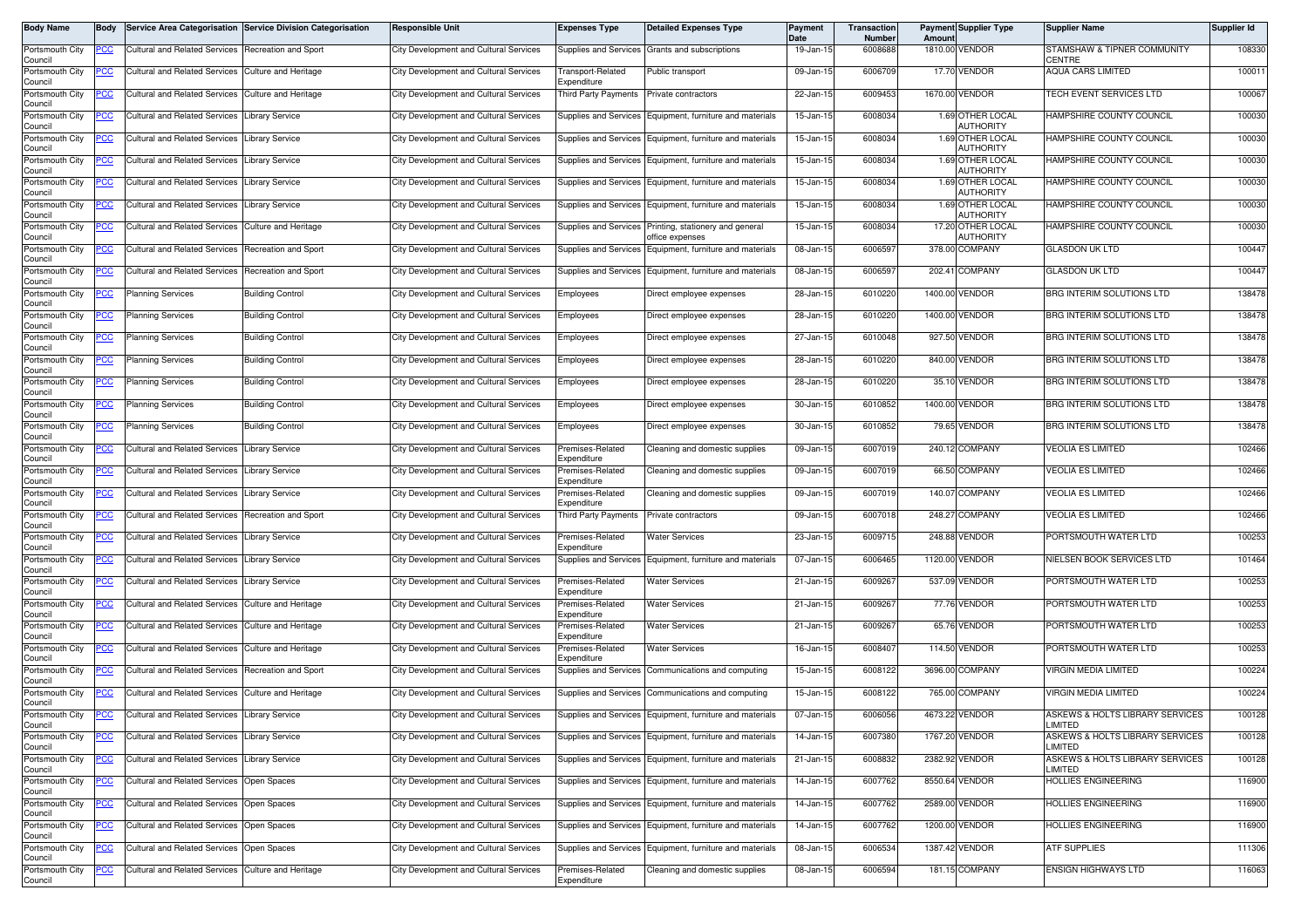| Body Name | Body | Service Area Categorisation | Service Division Categorisation | Responsible Unit | Expenses Type | Detailed Expenses Type | Payment Date | Transaction Number | Payment Amount | Supplier Type | Supplier Name | Supplier Id |
|---|---|---|---|---|---|---|---|---|---|---|---|---|
| Portsmouth City Council | PCC | Cultural and Related Services | Recreation and Sport | City Development and Cultural Services | Supplies and Services | Grants and subscriptions | 19-Jan-15 | 6008688 | 1810.00 | VENDOR | STAMSHAW & TIPNER COMMUNITY CENTRE | 108330 |
| Portsmouth City Council | PCC | Cultural and Related Services | Culture and Heritage | City Development and Cultural Services | Transport-Related Expenditure | Public transport | 09-Jan-15 | 6006709 | 17.70 | VENDOR | AQUA CARS LIMITED | 100011 |
| Portsmouth City Council | PCC | Cultural and Related Services | Culture and Heritage | City Development and Cultural Services | Third Party Payments | Private contractors | 22-Jan-15 | 6009453 | 1670.00 | VENDOR | TECH EVENT SERVICES LTD | 100067 |
| Portsmouth City Council | PCC | Cultural and Related Services | Library Service | City Development and Cultural Services | Supplies and Services | Equipment, furniture and materials | 15-Jan-15 | 6008034 | 1.69 | OTHER LOCAL AUTHORITY | HAMPSHIRE COUNTY COUNCIL | 100030 |
| Portsmouth City Council | PCC | Cultural and Related Services | Library Service | City Development and Cultural Services | Supplies and Services | Equipment, furniture and materials | 15-Jan-15 | 6008034 | 1.69 | OTHER LOCAL AUTHORITY | HAMPSHIRE COUNTY COUNCIL | 100030 |
| Portsmouth City Council | PCC | Cultural and Related Services | Library Service | City Development and Cultural Services | Supplies and Services | Equipment, furniture and materials | 15-Jan-15 | 6008034 | 1.69 | OTHER LOCAL AUTHORITY | HAMPSHIRE COUNTY COUNCIL | 100030 |
| Portsmouth City Council | PCC | Cultural and Related Services | Library Service | City Development and Cultural Services | Supplies and Services | Equipment, furniture and materials | 15-Jan-15 | 6008034 | 1.69 | OTHER LOCAL AUTHORITY | HAMPSHIRE COUNTY COUNCIL | 100030 |
| Portsmouth City Council | PCC | Cultural and Related Services | Library Service | City Development and Cultural Services | Supplies and Services | Equipment, furniture and materials | 15-Jan-15 | 6008034 | 1.69 | OTHER LOCAL AUTHORITY | HAMPSHIRE COUNTY COUNCIL | 100030 |
| Portsmouth City Council | PCC | Cultural and Related Services | Culture and Heritage | City Development and Cultural Services | Supplies and Services | Printing, stationery and general office expenses | 15-Jan-15 | 6008034 | 17.20 | OTHER LOCAL AUTHORITY | HAMPSHIRE COUNTY COUNCIL | 100030 |
| Portsmouth City Council | PCC | Cultural and Related Services | Recreation and Sport | City Development and Cultural Services | Supplies and Services | Equipment, furniture and materials | 08-Jan-15 | 6006597 | 378.00 | COMPANY | GLASDON UK LTD | 100447 |
| Portsmouth City Council | PCC | Cultural and Related Services | Recreation and Sport | City Development and Cultural Services | Supplies and Services | Equipment, furniture and materials | 08-Jan-15 | 6006597 | 202.41 | COMPANY | GLASDON UK LTD | 100447 |
| Portsmouth City Council | PCC | Planning Services | Building Control | City Development and Cultural Services | Employees | Direct employee expenses | 28-Jan-15 | 6010220 | 1400.00 | VENDOR | BRG INTERIM SOLUTIONS LTD | 138478 |
| Portsmouth City Council | PCC | Planning Services | Building Control | City Development and Cultural Services | Employees | Direct employee expenses | 28-Jan-15 | 6010220 | 1400.00 | VENDOR | BRG INTERIM SOLUTIONS LTD | 138478 |
| Portsmouth City Council | PCC | Planning Services | Building Control | City Development and Cultural Services | Employees | Direct employee expenses | 27-Jan-15 | 6010048 | 927.50 | VENDOR | BRG INTERIM SOLUTIONS LTD | 138478 |
| Portsmouth City Council | PCC | Planning Services | Building Control | City Development and Cultural Services | Employees | Direct employee expenses | 28-Jan-15 | 6010220 | 840.00 | VENDOR | BRG INTERIM SOLUTIONS LTD | 138478 |
| Portsmouth City Council | PCC | Planning Services | Building Control | City Development and Cultural Services | Employees | Direct employee expenses | 28-Jan-15 | 6010220 | 35.10 | VENDOR | BRG INTERIM SOLUTIONS LTD | 138478 |
| Portsmouth City Council | PCC | Planning Services | Building Control | City Development and Cultural Services | Employees | Direct employee expenses | 30-Jan-15 | 6010852 | 1400.00 | VENDOR | BRG INTERIM SOLUTIONS LTD | 138478 |
| Portsmouth City Council | PCC | Planning Services | Building Control | City Development and Cultural Services | Employees | Direct employee expenses | 30-Jan-15 | 6010852 | 79.65 | VENDOR | BRG INTERIM SOLUTIONS LTD | 138478 |
| Portsmouth City Council | PCC | Cultural and Related Services | Library Service | City Development and Cultural Services | Premises-Related Expenditure | Cleaning and domestic supplies | 09-Jan-15 | 6007019 | 240.12 | COMPANY | VEOLIA ES LIMITED | 102466 |
| Portsmouth City Council | PCC | Cultural and Related Services | Library Service | City Development and Cultural Services | Premises-Related Expenditure | Cleaning and domestic supplies | 09-Jan-15 | 6007019 | 66.50 | COMPANY | VEOLIA ES LIMITED | 102466 |
| Portsmouth City Council | PCC | Cultural and Related Services | Library Service | City Development and Cultural Services | Premises-Related Expenditure | Cleaning and domestic supplies | 09-Jan-15 | 6007019 | 140.07 | COMPANY | VEOLIA ES LIMITED | 102466 |
| Portsmouth City Council | PCC | Cultural and Related Services | Recreation and Sport | City Development and Cultural Services | Third Party Payments | Private contractors | 09-Jan-15 | 6007018 | 248.27 | COMPANY | VEOLIA ES LIMITED | 102466 |
| Portsmouth City Council | PCC | Cultural and Related Services | Library Service | City Development and Cultural Services | Premises-Related Expenditure | Water Services | 23-Jan-15 | 6009715 | 248.88 | VENDOR | PORTSMOUTH WATER LTD | 100253 |
| Portsmouth City Council | PCC | Cultural and Related Services | Library Service | City Development and Cultural Services | Supplies and Services | Equipment, furniture and materials | 07-Jan-15 | 6006465 | 1120.00 | VENDOR | NIELSEN BOOK SERVICES LTD | 101464 |
| Portsmouth City Council | PCC | Cultural and Related Services | Library Service | City Development and Cultural Services | Premises-Related Expenditure | Water Services | 21-Jan-15 | 6009267 | 537.09 | VENDOR | PORTSMOUTH WATER LTD | 100253 |
| Portsmouth City Council | PCC | Cultural and Related Services | Culture and Heritage | City Development and Cultural Services | Premises-Related Expenditure | Water Services | 21-Jan-15 | 6009267 | 77.76 | VENDOR | PORTSMOUTH WATER LTD | 100253 |
| Portsmouth City Council | PCC | Cultural and Related Services | Culture and Heritage | City Development and Cultural Services | Premises-Related Expenditure | Water Services | 21-Jan-15 | 6009267 | 65.76 | VENDOR | PORTSMOUTH WATER LTD | 100253 |
| Portsmouth City Council | PCC | Cultural and Related Services | Culture and Heritage | City Development and Cultural Services | Premises-Related Expenditure | Water Services | 16-Jan-15 | 6008407 | 114.50 | VENDOR | PORTSMOUTH WATER LTD | 100253 |
| Portsmouth City Council | PCC | Cultural and Related Services | Recreation and Sport | City Development and Cultural Services | Supplies and Services | Communications and computing | 15-Jan-15 | 6008122 | 3696.00 | COMPANY | VIRGIN MEDIA LIMITED | 100224 |
| Portsmouth City Council | PCC | Cultural and Related Services | Culture and Heritage | City Development and Cultural Services | Supplies and Services | Communications and computing | 15-Jan-15 | 6008122 | 765.00 | COMPANY | VIRGIN MEDIA LIMITED | 100224 |
| Portsmouth City Council | PCC | Cultural and Related Services | Library Service | City Development and Cultural Services | Supplies and Services | Equipment, furniture and materials | 07-Jan-15 | 6006056 | 4673.22 | VENDOR | ASKEWS & HOLTS LIBRARY SERVICES LIMITED | 100128 |
| Portsmouth City Council | PCC | Cultural and Related Services | Library Service | City Development and Cultural Services | Supplies and Services | Equipment, furniture and materials | 14-Jan-15 | 6007380 | 1767.20 | VENDOR | ASKEWS & HOLTS LIBRARY SERVICES LIMITED | 100128 |
| Portsmouth City Council | PCC | Cultural and Related Services | Library Service | City Development and Cultural Services | Supplies and Services | Equipment, furniture and materials | 21-Jan-15 | 6008832 | 2382.92 | VENDOR | ASKEWS & HOLTS LIBRARY SERVICES LIMITED | 100128 |
| Portsmouth City Council | PCC | Cultural and Related Services | Open Spaces | City Development and Cultural Services | Supplies and Services | Equipment, furniture and materials | 14-Jan-15 | 6007762 | 8550.64 | VENDOR | HOLLIES ENGINEERING | 116900 |
| Portsmouth City Council | PCC | Cultural and Related Services | Open Spaces | City Development and Cultural Services | Supplies and Services | Equipment, furniture and materials | 14-Jan-15 | 6007762 | 2589.00 | VENDOR | HOLLIES ENGINEERING | 116900 |
| Portsmouth City Council | PCC | Cultural and Related Services | Open Spaces | City Development and Cultural Services | Supplies and Services | Equipment, furniture and materials | 14-Jan-15 | 6007762 | 1200.00 | VENDOR | HOLLIES ENGINEERING | 116900 |
| Portsmouth City Council | PCC | Cultural and Related Services | Open Spaces | City Development and Cultural Services | Supplies and Services | Equipment, furniture and materials | 08-Jan-15 | 6006534 | 1387.42 | VENDOR | ATF SUPPLIES | 111306 |
| Portsmouth City Council | PCC | Cultural and Related Services | Culture and Heritage | City Development and Cultural Services | Premises-Related Expenditure | Cleaning and domestic supplies | 08-Jan-15 | 6006594 | 181.15 | COMPANY | ENSIGN HIGHWAYS LTD | 116063 |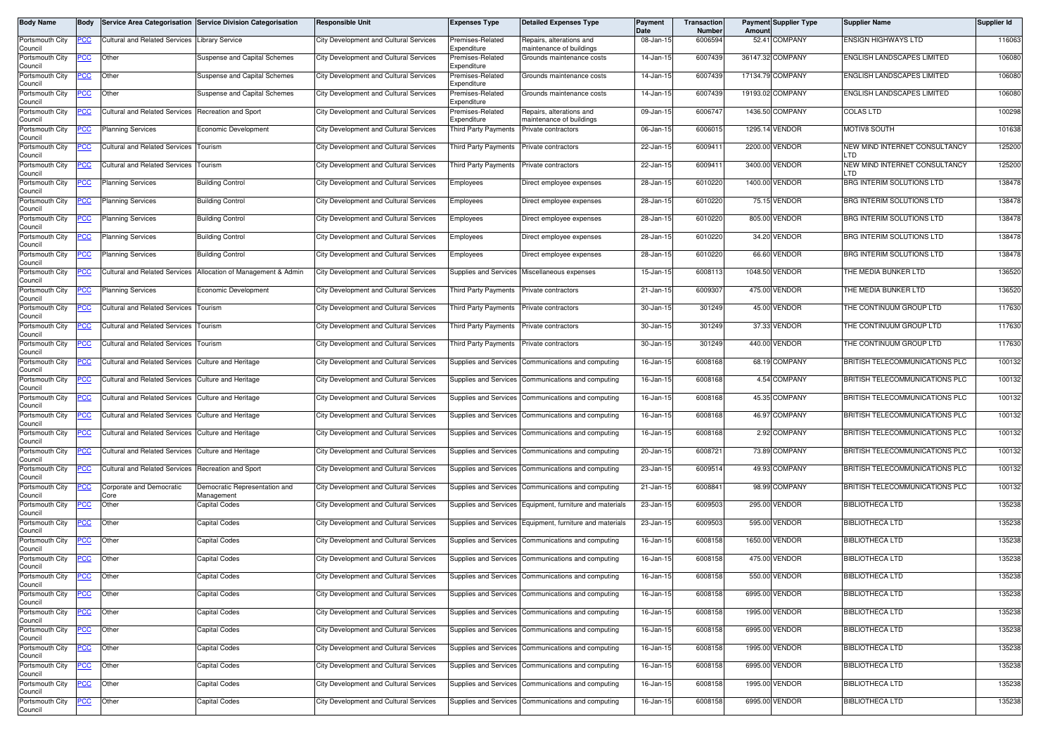| Body Name | Body | Service Area Categorisation | Service Division Categorisation | Responsible Unit | Expenses Type | Detailed Expenses Type | Payment Date | Transaction Number | Payment Amount | Supplier Type | Supplier Name | Supplier Id |
|---|---|---|---|---|---|---|---|---|---|---|---|---|
| Portsmouth City Council | PCC | Cultural and Related Services | Library Service | City Development and Cultural Services | Premises-Related Expenditure | Repairs, alterations and maintenance of buildings | 08-Jan-15 | 6006594 | 52.41 | COMPANY | ENSIGN HIGHWAYS LTD | 116063 |
| Portsmouth City Council | PCC | Other | Suspense and Capital Schemes | City Development and Cultural Services | Premises-Related Expenditure | Grounds maintenance costs | 14-Jan-15 | 6007439 | 36147.32 | COMPANY | ENGLISH LANDSCAPES LIMITED | 106080 |
| Portsmouth City Council | PCC | Other | Suspense and Capital Schemes | City Development and Cultural Services | Premises-Related Expenditure | Grounds maintenance costs | 14-Jan-15 | 6007439 | 17134.79 | COMPANY | ENGLISH LANDSCAPES LIMITED | 106080 |
| Portsmouth City Council | PCC | Other | Suspense and Capital Schemes | City Development and Cultural Services | Premises-Related Expenditure | Grounds maintenance costs | 14-Jan-15 | 6007439 | 19193.02 | COMPANY | ENGLISH LANDSCAPES LIMITED | 106080 |
| Portsmouth City Council | PCC | Cultural and Related Services | Recreation and Sport | City Development and Cultural Services | Premises-Related Expenditure | Repairs, alterations and maintenance of buildings | 09-Jan-15 | 6006747 | 1436.50 | COMPANY | COLAS LTD | 100298 |
| Portsmouth City Council | PCC | Planning Services | Economic Development | City Development and Cultural Services | Third Party Payments | Private contractors | 06-Jan-15 | 6006015 | 1295.14 | VENDOR | MOTIV8 SOUTH | 101638 |
| Portsmouth City Council | PCC | Cultural and Related Services | Tourism | City Development and Cultural Services | Third Party Payments | Private contractors | 22-Jan-15 | 6009411 | 2200.00 | VENDOR | NEW MIND INTERNET CONSULTANCY LTD | 125200 |
| Portsmouth City Council | PCC | Cultural and Related Services | Tourism | City Development and Cultural Services | Third Party Payments | Private contractors | 22-Jan-15 | 6009411 | 3400.00 | VENDOR | NEW MIND INTERNET CONSULTANCY LTD | 125200 |
| Portsmouth City Council | PCC | Planning Services | Building Control | City Development and Cultural Services | Employees | Direct employee expenses | 28-Jan-15 | 6010220 | 1400.00 | VENDOR | BRG INTERIM SOLUTIONS LTD | 138478 |
| Portsmouth City Council | PCC | Planning Services | Building Control | City Development and Cultural Services | Employees | Direct employee expenses | 28-Jan-15 | 6010220 | 75.15 | VENDOR | BRG INTERIM SOLUTIONS LTD | 138478 |
| Portsmouth City Council | PCC | Planning Services | Building Control | City Development and Cultural Services | Employees | Direct employee expenses | 28-Jan-15 | 6010220 | 805.00 | VENDOR | BRG INTERIM SOLUTIONS LTD | 138478 |
| Portsmouth City Council | PCC | Planning Services | Building Control | City Development and Cultural Services | Employees | Direct employee expenses | 28-Jan-15 | 6010220 | 34.20 | VENDOR | BRG INTERIM SOLUTIONS LTD | 138478 |
| Portsmouth City Council | PCC | Planning Services | Building Control | City Development and Cultural Services | Employees | Direct employee expenses | 28-Jan-15 | 6010220 | 66.60 | VENDOR | BRG INTERIM SOLUTIONS LTD | 138478 |
| Portsmouth City Council | PCC | Cultural and Related Services | Allocation of Management & Admin | City Development and Cultural Services | Supplies and Services | Miscellaneous expenses | 15-Jan-15 | 6008113 | 1048.50 | VENDOR | THE MEDIA BUNKER LTD | 136520 |
| Portsmouth City Council | PCC | Planning Services | Economic Development | City Development and Cultural Services | Third Party Payments | Private contractors | 21-Jan-15 | 6009307 | 475.00 | VENDOR | THE MEDIA BUNKER LTD | 136520 |
| Portsmouth City Council | PCC | Cultural and Related Services | Tourism | City Development and Cultural Services | Third Party Payments | Private contractors | 30-Jan-15 | 301249 | 45.00 | VENDOR | THE CONTINUUM GROUP LTD | 117630 |
| Portsmouth City Council | PCC | Cultural and Related Services | Tourism | City Development and Cultural Services | Third Party Payments | Private contractors | 30-Jan-15 | 301249 | 37.33 | VENDOR | THE CONTINUUM GROUP LTD | 117630 |
| Portsmouth City Council | PCC | Cultural and Related Services | Tourism | City Development and Cultural Services | Third Party Payments | Private contractors | 30-Jan-15 | 301249 | 440.00 | VENDOR | THE CONTINUUM GROUP LTD | 117630 |
| Portsmouth City Council | PCC | Cultural and Related Services | Culture and Heritage | City Development and Cultural Services | Supplies and Services | Communications and computing | 16-Jan-15 | 6008168 | 68.19 | COMPANY | BRITISH TELECOMMUNICATIONS PLC | 100132 |
| Portsmouth City Council | PCC | Cultural and Related Services | Culture and Heritage | City Development and Cultural Services | Supplies and Services | Communications and computing | 16-Jan-15 | 6008168 | 4.54 | COMPANY | BRITISH TELECOMMUNICATIONS PLC | 100132 |
| Portsmouth City Council | PCC | Cultural and Related Services | Culture and Heritage | City Development and Cultural Services | Supplies and Services | Communications and computing | 16-Jan-15 | 6008168 | 45.35 | COMPANY | BRITISH TELECOMMUNICATIONS PLC | 100132 |
| Portsmouth City Council | PCC | Cultural and Related Services | Culture and Heritage | City Development and Cultural Services | Supplies and Services | Communications and computing | 16-Jan-15 | 6008168 | 46.97 | COMPANY | BRITISH TELECOMMUNICATIONS PLC | 100132 |
| Portsmouth City Council | PCC | Cultural and Related Services | Culture and Heritage | City Development and Cultural Services | Supplies and Services | Communications and computing | 16-Jan-15 | 6008168 | 2.92 | COMPANY | BRITISH TELECOMMUNICATIONS PLC | 100132 |
| Portsmouth City Council | PCC | Cultural and Related Services | Culture and Heritage | City Development and Cultural Services | Supplies and Services | Communications and computing | 20-Jan-15 | 6008721 | 73.89 | COMPANY | BRITISH TELECOMMUNICATIONS PLC | 100132 |
| Portsmouth City Council | PCC | Cultural and Related Services | Recreation and Sport | City Development and Cultural Services | Supplies and Services | Communications and computing | 23-Jan-15 | 6009514 | 49.93 | COMPANY | BRITISH TELECOMMUNICATIONS PLC | 100132 |
| Portsmouth City Council | PCC | Corporate and Democratic Core | Democratic Representation and Management | City Development and Cultural Services | Supplies and Services | Communications and computing | 21-Jan-15 | 6008841 | 98.99 | COMPANY | BRITISH TELECOMMUNICATIONS PLC | 100132 |
| Portsmouth City Council | PCC | Other | Capital Codes | City Development and Cultural Services | Supplies and Services | Equipment, furniture and materials | 23-Jan-15 | 6009503 | 295.00 | VENDOR | BIBLIOTHECA LTD | 135238 |
| Portsmouth City Council | PCC | Other | Capital Codes | City Development and Cultural Services | Supplies and Services | Equipment, furniture and materials | 23-Jan-15 | 6009503 | 595.00 | VENDOR | BIBLIOTHECA LTD | 135238 |
| Portsmouth City Council | PCC | Other | Capital Codes | City Development and Cultural Services | Supplies and Services | Communications and computing | 16-Jan-15 | 6008158 | 1650.00 | VENDOR | BIBLIOTHECA LTD | 135238 |
| Portsmouth City Council | PCC | Other | Capital Codes | City Development and Cultural Services | Supplies and Services | Communications and computing | 16-Jan-15 | 6008158 | 475.00 | VENDOR | BIBLIOTHECA LTD | 135238 |
| Portsmouth City Council | PCC | Other | Capital Codes | City Development and Cultural Services | Supplies and Services | Communications and computing | 16-Jan-15 | 6008158 | 550.00 | VENDOR | BIBLIOTHECA LTD | 135238 |
| Portsmouth City Council | PCC | Other | Capital Codes | City Development and Cultural Services | Supplies and Services | Communications and computing | 16-Jan-15 | 6008158 | 6995.00 | VENDOR | BIBLIOTHECA LTD | 135238 |
| Portsmouth City Council | PCC | Other | Capital Codes | City Development and Cultural Services | Supplies and Services | Communications and computing | 16-Jan-15 | 6008158 | 1995.00 | VENDOR | BIBLIOTHECA LTD | 135238 |
| Portsmouth City Council | PCC | Other | Capital Codes | City Development and Cultural Services | Supplies and Services | Communications and computing | 16-Jan-15 | 6008158 | 6995.00 | VENDOR | BIBLIOTHECA LTD | 135238 |
| Portsmouth City Council | PCC | Other | Capital Codes | City Development and Cultural Services | Supplies and Services | Communications and computing | 16-Jan-15 | 6008158 | 1995.00 | VENDOR | BIBLIOTHECA LTD | 135238 |
| Portsmouth City Council | PCC | Other | Capital Codes | City Development and Cultural Services | Supplies and Services | Communications and computing | 16-Jan-15 | 6008158 | 6995.00 | VENDOR | BIBLIOTHECA LTD | 135238 |
| Portsmouth City Council | PCC | Other | Capital Codes | City Development and Cultural Services | Supplies and Services | Communications and computing | 16-Jan-15 | 6008158 | 1995.00 | VENDOR | BIBLIOTHECA LTD | 135238 |
| Portsmouth City Council | PCC | Other | Capital Codes | City Development and Cultural Services | Supplies and Services | Communications and computing | 16-Jan-15 | 6008158 | 6995.00 | VENDOR | BIBLIOTHECA LTD | 135238 |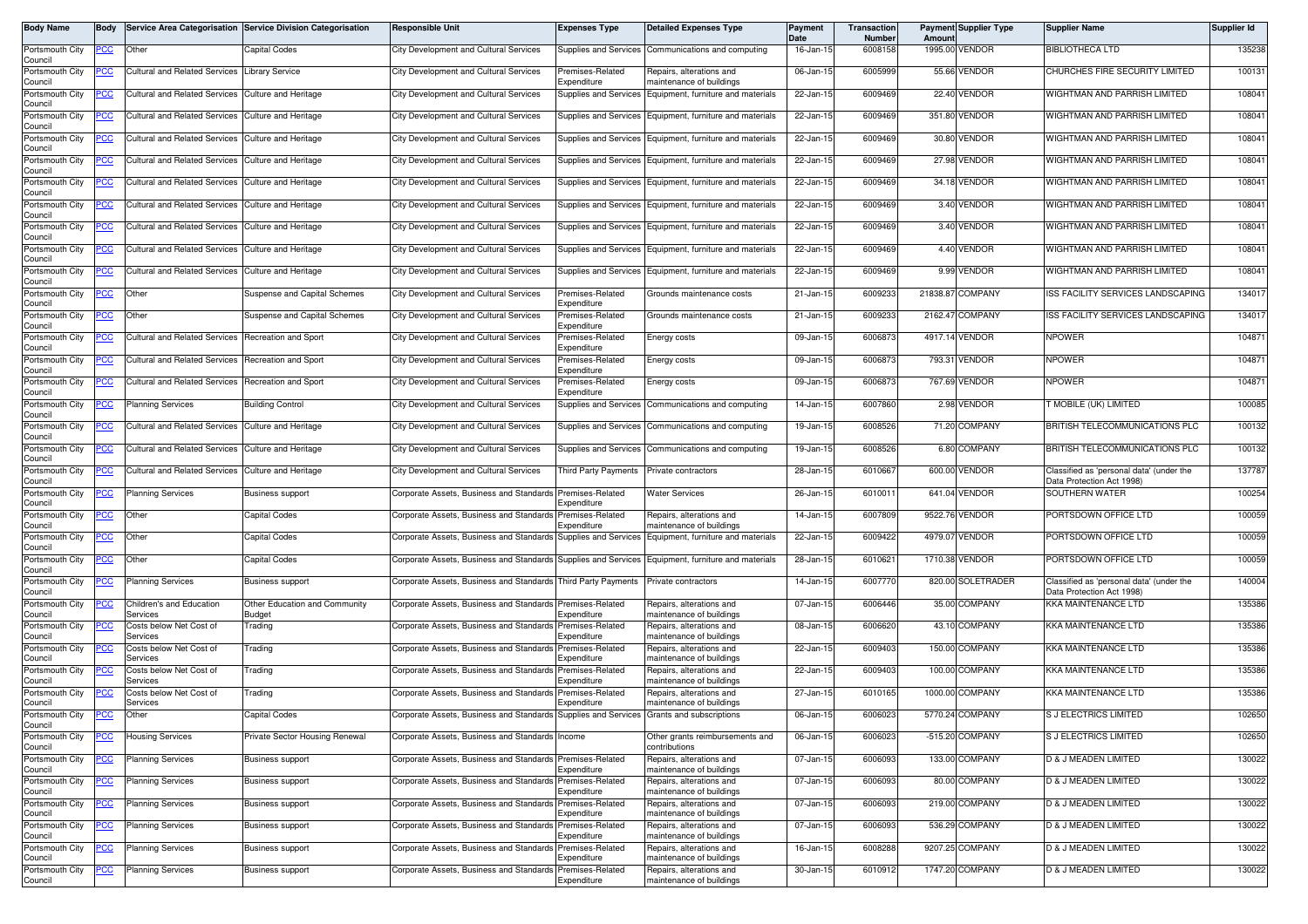| Body Name | Body | Service Area Categorisation | Service Division Categorisation | Responsible Unit | Expenses Type | Detailed Expenses Type | Payment Date | Transaction Number | Payment Amount | Supplier Type | Supplier Name | Supplier Id |
|---|---|---|---|---|---|---|---|---|---|---|---|---|
| Portsmouth City Council | PCC | Other | Capital Codes | City Development and Cultural Services | Supplies and Services | Communications and computing | 16-Jan-15 | 6008158 | 1995.00 | VENDOR | BIBLIOTHECA LTD | 135238 |
| Portsmouth City Council | PCC | Cultural and Related Services | Library Service | City Development and Cultural Services | Premises-Related Expenditure | Repairs, alterations and maintenance of buildings | 06-Jan-15 | 6005999 | 55.66 | VENDOR | CHURCHES FIRE SECURITY LIMITED | 100131 |
| Portsmouth City Council | PCC | Cultural and Related Services | Culture and Heritage | City Development and Cultural Services | Supplies and Services | Equipment, furniture and materials | 22-Jan-15 | 6009469 | 22.40 | VENDOR | WIGHTMAN AND PARRISH LIMITED | 108041 |
| Portsmouth City Council | PCC | Cultural and Related Services | Culture and Heritage | City Development and Cultural Services | Supplies and Services | Equipment, furniture and materials | 22-Jan-15 | 6009469 | 351.80 | VENDOR | WIGHTMAN AND PARRISH LIMITED | 108041 |
| Portsmouth City Council | PCC | Cultural and Related Services | Culture and Heritage | City Development and Cultural Services | Supplies and Services | Equipment, furniture and materials | 22-Jan-15 | 6009469 | 30.80 | VENDOR | WIGHTMAN AND PARRISH LIMITED | 108041 |
| Portsmouth City Council | PCC | Cultural and Related Services | Culture and Heritage | City Development and Cultural Services | Supplies and Services | Equipment, furniture and materials | 22-Jan-15 | 6009469 | 27.98 | VENDOR | WIGHTMAN AND PARRISH LIMITED | 108041 |
| Portsmouth City Council | PCC | Cultural and Related Services | Culture and Heritage | City Development and Cultural Services | Supplies and Services | Equipment, furniture and materials | 22-Jan-15 | 6009469 | 34.18 | VENDOR | WIGHTMAN AND PARRISH LIMITED | 108041 |
| Portsmouth City Council | PCC | Cultural and Related Services | Culture and Heritage | City Development and Cultural Services | Supplies and Services | Equipment, furniture and materials | 22-Jan-15 | 6009469 | 3.40 | VENDOR | WIGHTMAN AND PARRISH LIMITED | 108041 |
| Portsmouth City Council | PCC | Cultural and Related Services | Culture and Heritage | City Development and Cultural Services | Supplies and Services | Equipment, furniture and materials | 22-Jan-15 | 6009469 | 3.40 | VENDOR | WIGHTMAN AND PARRISH LIMITED | 108041 |
| Portsmouth City Council | PCC | Cultural and Related Services | Culture and Heritage | City Development and Cultural Services | Supplies and Services | Equipment, furniture and materials | 22-Jan-15 | 6009469 | 4.40 | VENDOR | WIGHTMAN AND PARRISH LIMITED | 108041 |
| Portsmouth City Council | PCC | Cultural and Related Services | Culture and Heritage | City Development and Cultural Services | Supplies and Services | Equipment, furniture and materials | 22-Jan-15 | 6009469 | 9.99 | VENDOR | WIGHTMAN AND PARRISH LIMITED | 108041 |
| Portsmouth City Council | PCC | Other | Suspense and Capital Schemes | City Development and Cultural Services | Premises-Related Expenditure | Grounds maintenance costs | 21-Jan-15 | 6009233 | 21838.87 | COMPANY | ISS FACILITY SERVICES LANDSCAPING | 134017 |
| Portsmouth City Council | PCC | Other | Suspense and Capital Schemes | City Development and Cultural Services | Premises-Related Expenditure | Grounds maintenance costs | 21-Jan-15 | 6009233 | 2162.47 | COMPANY | ISS FACILITY SERVICES LANDSCAPING | 134017 |
| Portsmouth City Council | PCC | Cultural and Related Services | Recreation and Sport | City Development and Cultural Services | Premises-Related Expenditure | Energy costs | 09-Jan-15 | 6006873 | 4917.14 | VENDOR | NPOWER | 104871 |
| Portsmouth City Council | PCC | Cultural and Related Services | Recreation and Sport | City Development and Cultural Services | Premises-Related Expenditure | Energy costs | 09-Jan-15 | 6006873 | 793.31 | VENDOR | NPOWER | 104871 |
| Portsmouth City Council | PCC | Cultural and Related Services | Recreation and Sport | City Development and Cultural Services | Premises-Related Expenditure | Energy costs | 09-Jan-15 | 6006873 | 767.69 | VENDOR | NPOWER | 104871 |
| Portsmouth City Council | PCC | Planning Services | Building Control | City Development and Cultural Services | Supplies and Services | Communications and computing | 14-Jan-15 | 6007860 | 2.98 | VENDOR | T MOBILE (UK) LIMITED | 100085 |
| Portsmouth City Council | PCC | Cultural and Related Services | Culture and Heritage | City Development and Cultural Services | Supplies and Services | Communications and computing | 19-Jan-15 | 6008526 | 71.20 | COMPANY | BRITISH TELECOMMUNICATIONS PLC | 100132 |
| Portsmouth City Council | PCC | Cultural and Related Services | Culture and Heritage | City Development and Cultural Services | Supplies and Services | Communications and computing | 19-Jan-15 | 6008526 | 6.80 | COMPANY | BRITISH TELECOMMUNICATIONS PLC | 100132 |
| Portsmouth City Council | PCC | Cultural and Related Services | Culture and Heritage | City Development and Cultural Services | Third Party Payments | Private contractors | 28-Jan-15 | 6010667 | 600.00 | VENDOR | Classified as 'personal data' (under the Data Protection Act 1998) | 137787 |
| Portsmouth City Council | PCC | Planning Services | Business support | Corporate Assets, Business and Standards | Premises-Related Expenditure | Water Services | 26-Jan-15 | 6010011 | 641.04 | VENDOR | SOUTHERN WATER | 100254 |
| Portsmouth City Council | PCC | Other | Capital Codes | Corporate Assets, Business and Standards | Premises-Related Expenditure | Repairs, alterations and maintenance of buildings | 14-Jan-15 | 6007809 | 9522.76 | VENDOR | PORTSDOWN OFFICE LTD | 100059 |
| Portsmouth City Council | PCC | Other | Capital Codes | Corporate Assets, Business and Standards | Supplies and Services | Equipment, furniture and materials | 22-Jan-15 | 6009422 | 4979.07 | VENDOR | PORTSDOWN OFFICE LTD | 100059 |
| Portsmouth City Council | PCC | Other | Capital Codes | Corporate Assets, Business and Standards | Supplies and Services | Equipment, furniture and materials | 28-Jan-15 | 6010621 | 1710.38 | VENDOR | PORTSDOWN OFFICE LTD | 100059 |
| Portsmouth City Council | PCC | Planning Services | Business support | Corporate Assets, Business and Standards | Third Party Payments | Private contractors | 14-Jan-15 | 6007770 | 820.00 | SOLETRADER | Classified as 'personal data' (under the Data Protection Act 1998) | 140004 |
| Portsmouth City Council | PCC | Children's and Education Services | Other Education and Community Budget | Corporate Assets, Business and Standards | Premises-Related Expenditure | Repairs, alterations and maintenance of buildings | 07-Jan-15 | 6006446 | 35.00 | COMPANY | KKA MAINTENANCE LTD | 135386 |
| Portsmouth City Council | PCC | Costs below Net Cost of Services | Trading | Corporate Assets, Business and Standards | Premises-Related Expenditure | Repairs, alterations and maintenance of buildings | 08-Jan-15 | 6006620 | 43.10 | COMPANY | KKA MAINTENANCE LTD | 135386 |
| Portsmouth City Council | PCC | Costs below Net Cost of Services | Trading | Corporate Assets, Business and Standards | Premises-Related Expenditure | Repairs, alterations and maintenance of buildings | 22-Jan-15 | 6009403 | 150.00 | COMPANY | KKA MAINTENANCE LTD | 135386 |
| Portsmouth City Council | PCC | Costs below Net Cost of Services | Trading | Corporate Assets, Business and Standards | Premises-Related Expenditure | Repairs, alterations and maintenance of buildings | 22-Jan-15 | 6009403 | 100.00 | COMPANY | KKA MAINTENANCE LTD | 135386 |
| Portsmouth City Council | PCC | Costs below Net Cost of Services | Trading | Corporate Assets, Business and Standards | Premises-Related Expenditure | Repairs, alterations and maintenance of buildings | 27-Jan-15 | 6010165 | 1000.00 | COMPANY | KKA MAINTENANCE LTD | 135386 |
| Portsmouth City Council | PCC | Other | Capital Codes | Corporate Assets, Business and Standards | Supplies and Services | Grants and subscriptions | 06-Jan-15 | 6006023 | 5770.24 | COMPANY | S J ELECTRICS LIMITED | 102650 |
| Portsmouth City Council | PCC | Housing Services | Private Sector Housing Renewal | Corporate Assets, Business and Standards | Income | Other grants reimbursements and contributions | 06-Jan-15 | 6006023 | -515.20 | COMPANY | S J ELECTRICS LIMITED | 102650 |
| Portsmouth City Council | PCC | Planning Services | Business support | Corporate Assets, Business and Standards | Premises-Related Expenditure | Repairs, alterations and maintenance of buildings | 07-Jan-15 | 6006093 | 133.00 | COMPANY | D & J MEADEN LIMITED | 130022 |
| Portsmouth City Council | PCC | Planning Services | Business support | Corporate Assets, Business and Standards | Premises-Related Expenditure | Repairs, alterations and maintenance of buildings | 07-Jan-15 | 6006093 | 80.00 | COMPANY | D & J MEADEN LIMITED | 130022 |
| Portsmouth City Council | PCC | Planning Services | Business support | Corporate Assets, Business and Standards | Premises-Related Expenditure | Repairs, alterations and maintenance of buildings | 07-Jan-15 | 6006093 | 219.00 | COMPANY | D & J MEADEN LIMITED | 130022 |
| Portsmouth City Council | PCC | Planning Services | Business support | Corporate Assets, Business and Standards | Premises-Related Expenditure | Repairs, alterations and maintenance of buildings | 07-Jan-15 | 6006093 | 536.29 | COMPANY | D & J MEADEN LIMITED | 130022 |
| Portsmouth City Council | PCC | Planning Services | Business support | Corporate Assets, Business and Standards | Premises-Related Expenditure | Repairs, alterations and maintenance of buildings | 16-Jan-15 | 6008288 | 9207.25 | COMPANY | D & J MEADEN LIMITED | 130022 |
| Portsmouth City Council | PCC | Planning Services | Business support | Corporate Assets, Business and Standards | Premises-Related Expenditure | Repairs, alterations and maintenance of buildings | 30-Jan-15 | 6010912 | 1747.20 | COMPANY | D & J MEADEN LIMITED | 130022 |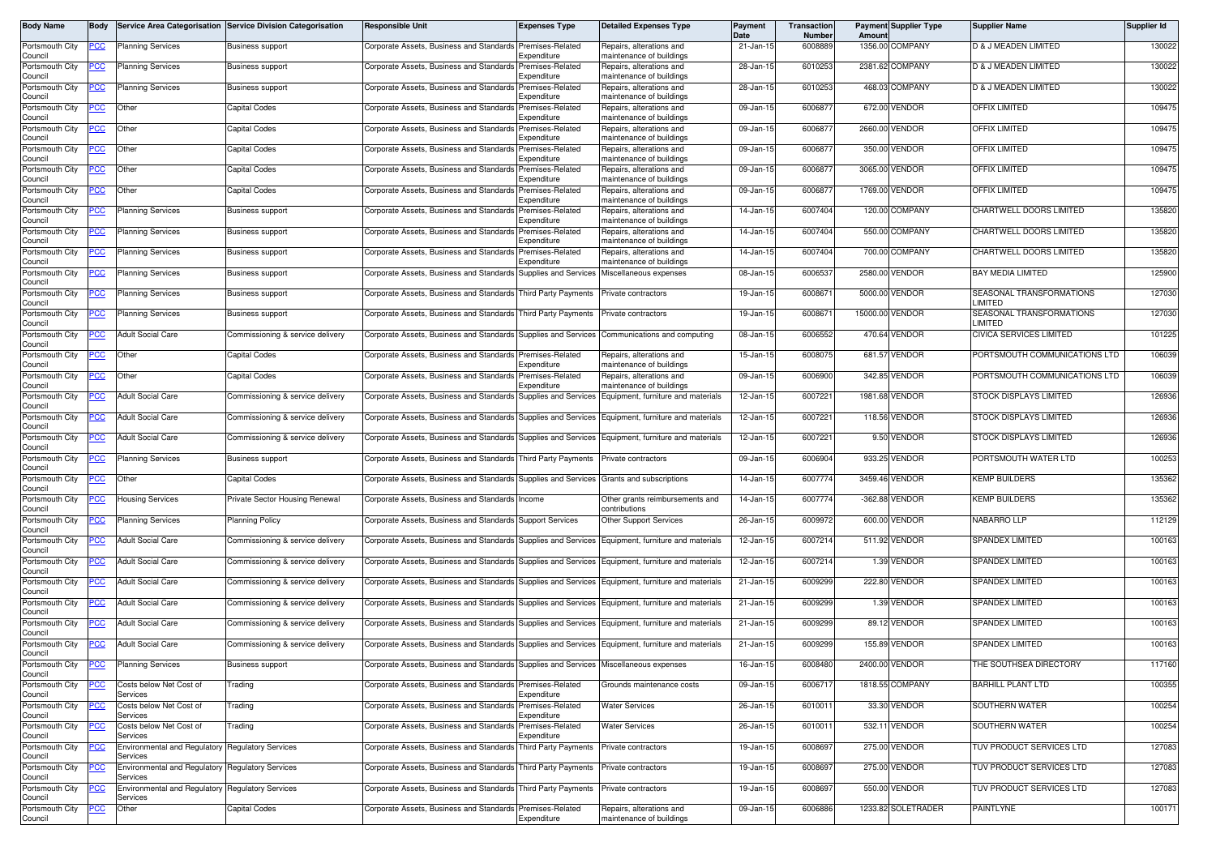| Body Name | Body | Service Area Categorisation | Service Division Categorisation | Responsible Unit | Expenses Type | Detailed Expenses Type | Payment Date | Transaction Number | Payment Amount | Supplier Type | Supplier Name | Supplier Id |
|---|---|---|---|---|---|---|---|---|---|---|---|---|
| Portsmouth City Council | PCC | Planning Services | Business support | Corporate Assets, Business and Standards | Premises-Related Expenditure | Repairs, alterations and maintenance of buildings | 21-Jan-15 | 6008889 | 1356.00 | COMPANY | D & J MEADEN LIMITED | 130022 |
| Portsmouth City Council | PCC | Planning Services | Business support | Corporate Assets, Business and Standards | Premises-Related Expenditure | Repairs, alterations and maintenance of buildings | 28-Jan-15 | 6010253 | 2381.62 | COMPANY | D & J MEADEN LIMITED | 130022 |
| Portsmouth City Council | PCC | Planning Services | Business support | Corporate Assets, Business and Standards | Premises-Related Expenditure | Repairs, alterations and maintenance of buildings | 28-Jan-15 | 6010253 | 468.03 | COMPANY | D & J MEADEN LIMITED | 130022 |
| Portsmouth City Council | PCC | Other | Capital Codes | Corporate Assets, Business and Standards | Premises-Related Expenditure | Repairs, alterations and maintenance of buildings | 09-Jan-15 | 6006877 | 672.00 | VENDOR | OFFIX LIMITED | 109475 |
| Portsmouth City Council | PCC | Other | Capital Codes | Corporate Assets, Business and Standards | Premises-Related Expenditure | Repairs, alterations and maintenance of buildings | 09-Jan-15 | 6006877 | 2660.00 | VENDOR | OFFIX LIMITED | 109475 |
| Portsmouth City Council | PCC | Other | Capital Codes | Corporate Assets, Business and Standards | Premises-Related Expenditure | Repairs, alterations and maintenance of buildings | 09-Jan-15 | 6006877 | 350.00 | VENDOR | OFFIX LIMITED | 109475 |
| Portsmouth City Council | PCC | Other | Capital Codes | Corporate Assets, Business and Standards | Premises-Related Expenditure | Repairs, alterations and maintenance of buildings | 09-Jan-15 | 6006877 | 3065.00 | VENDOR | OFFIX LIMITED | 109475 |
| Portsmouth City Council | PCC | Other | Capital Codes | Corporate Assets, Business and Standards | Premises-Related Expenditure | Repairs, alterations and maintenance of buildings | 09-Jan-15 | 6006877 | 1769.00 | VENDOR | OFFIX LIMITED | 109475 |
| Portsmouth City Council | PCC | Planning Services | Business support | Corporate Assets, Business and Standards | Premises-Related Expenditure | Repairs, alterations and maintenance of buildings | 14-Jan-15 | 6007404 | 120.00 | COMPANY | CHARTWELL DOORS LIMITED | 135820 |
| Portsmouth City Council | PCC | Planning Services | Business support | Corporate Assets, Business and Standards | Premises-Related Expenditure | Repairs, alterations and maintenance of buildings | 14-Jan-15 | 6007404 | 550.00 | COMPANY | CHARTWELL DOORS LIMITED | 135820 |
| Portsmouth City Council | PCC | Planning Services | Business support | Corporate Assets, Business and Standards | Premises-Related Expenditure | Repairs, alterations and maintenance of buildings | 14-Jan-15 | 6007404 | 700.00 | COMPANY | CHARTWELL DOORS LIMITED | 135820 |
| Portsmouth City Council | PCC | Planning Services | Business support | Corporate Assets, Business and Standards | Supplies and Services | Miscellaneous expenses | 08-Jan-15 | 6006537 | 2580.00 | VENDOR | BAY MEDIA LIMITED | 125900 |
| Portsmouth City Council | PCC | Planning Services | Business support | Corporate Assets, Business and Standards | Third Party Payments | Private contractors | 19-Jan-15 | 6008671 | 5000.00 | VENDOR | SEASONAL TRANSFORMATIONS LIMITED | 127030 |
| Portsmouth City Council | PCC | Planning Services | Business support | Corporate Assets, Business and Standards | Third Party Payments | Private contractors | 19-Jan-15 | 6008671 | 15000.00 | VENDOR | SEASONAL TRANSFORMATIONS LIMITED | 127030 |
| Portsmouth City Council | PCC | Adult Social Care | Commissioning & service delivery | Corporate Assets, Business and Standards | Supplies and Services | Communications and computing | 08-Jan-15 | 6006552 | 470.64 | VENDOR | CIVICA SERVICES LIMITED | 101225 |
| Portsmouth City Council | PCC | Other | Capital Codes | Corporate Assets, Business and Standards | Premises-Related Expenditure | Repairs, alterations and maintenance of buildings | 15-Jan-15 | 6008075 | 681.57 | VENDOR | PORTSMOUTH COMMUNICATIONS LTD | 106039 |
| Portsmouth City Council | PCC | Other | Capital Codes | Corporate Assets, Business and Standards | Premises-Related Expenditure | Repairs, alterations and maintenance of buildings | 09-Jan-15 | 6006900 | 342.85 | VENDOR | PORTSMOUTH COMMUNICATIONS LTD | 106039 |
| Portsmouth City Council | PCC | Adult Social Care | Commissioning & service delivery | Corporate Assets, Business and Standards | Supplies and Services | Equipment, furniture and materials | 12-Jan-15 | 6007221 | 1981.68 | VENDOR | STOCK DISPLAYS LIMITED | 126936 |
| Portsmouth City Council | PCC | Adult Social Care | Commissioning & service delivery | Corporate Assets, Business and Standards | Supplies and Services | Equipment, furniture and materials | 12-Jan-15 | 6007221 | 118.56 | VENDOR | STOCK DISPLAYS LIMITED | 126936 |
| Portsmouth City Council | PCC | Adult Social Care | Commissioning & service delivery | Corporate Assets, Business and Standards | Supplies and Services | Equipment, furniture and materials | 12-Jan-15 | 6007221 | 9.50 | VENDOR | STOCK DISPLAYS LIMITED | 126936 |
| Portsmouth City Council | PCC | Planning Services | Business support | Corporate Assets, Business and Standards | Third Party Payments | Private contractors | 09-Jan-15 | 6006904 | 933.25 | VENDOR | PORTSMOUTH WATER LTD | 100253 |
| Portsmouth City Council | PCC | Other | Capital Codes | Corporate Assets, Business and Standards | Supplies and Services | Grants and subscriptions | 14-Jan-15 | 6007774 | 3459.46 | VENDOR | KEMP BUILDERS | 135362 |
| Portsmouth City Council | PCC | Housing Services | Private Sector Housing Renewal | Corporate Assets, Business and Standards | Income | Other grants reimbursements and contributions | 14-Jan-15 | 6007774 | -362.88 | VENDOR | KEMP BUILDERS | 135362 |
| Portsmouth City Council | PCC | Planning Services | Planning Policy | Corporate Assets, Business and Standards | Support Services | Other Support Services | 26-Jan-15 | 6009972 | 600.00 | VENDOR | NABARRO LLP | 112129 |
| Portsmouth City Council | PCC | Adult Social Care | Commissioning & service delivery | Corporate Assets, Business and Standards | Supplies and Services | Equipment, furniture and materials | 12-Jan-15 | 6007214 | 511.92 | VENDOR | SPANDEX LIMITED | 100163 |
| Portsmouth City Council | PCC | Adult Social Care | Commissioning & service delivery | Corporate Assets, Business and Standards | Supplies and Services | Equipment, furniture and materials | 12-Jan-15 | 6007214 | 1.39 | VENDOR | SPANDEX LIMITED | 100163 |
| Portsmouth City Council | PCC | Adult Social Care | Commissioning & service delivery | Corporate Assets, Business and Standards | Supplies and Services | Equipment, furniture and materials | 21-Jan-15 | 6009299 | 222.80 | VENDOR | SPANDEX LIMITED | 100163 |
| Portsmouth City Council | PCC | Adult Social Care | Commissioning & service delivery | Corporate Assets, Business and Standards | Supplies and Services | Equipment, furniture and materials | 21-Jan-15 | 6009299 | 1.39 | VENDOR | SPANDEX LIMITED | 100163 |
| Portsmouth City Council | PCC | Adult Social Care | Commissioning & service delivery | Corporate Assets, Business and Standards | Supplies and Services | Equipment, furniture and materials | 21-Jan-15 | 6009299 | 89.12 | VENDOR | SPANDEX LIMITED | 100163 |
| Portsmouth City Council | PCC | Adult Social Care | Commissioning & service delivery | Corporate Assets, Business and Standards | Supplies and Services | Equipment, furniture and materials | 21-Jan-15 | 6009299 | 155.89 | VENDOR | SPANDEX LIMITED | 100163 |
| Portsmouth City Council | PCC | Planning Services | Business support | Corporate Assets, Business and Standards | Supplies and Services | Miscellaneous expenses | 16-Jan-15 | 6008480 | 2400.00 | VENDOR | THE SOUTHSEA DIRECTORY | 117160 |
| Portsmouth City Council | PCC | Costs below Net Cost of Services | Trading | Corporate Assets, Business and Standards | Premises-Related Expenditure | Grounds maintenance costs | 09-Jan-15 | 6006717 | 1818.55 | COMPANY | BARHILL PLANT LTD | 100355 |
| Portsmouth City Council | PCC | Costs below Net Cost of Services | Trading | Corporate Assets, Business and Standards | Premises-Related Expenditure | Water Services | 26-Jan-15 | 6010011 | 33.30 | VENDOR | SOUTHERN WATER | 100254 |
| Portsmouth City Council | PCC | Costs below Net Cost of Services | Trading | Corporate Assets, Business and Standards | Premises-Related Expenditure | Water Services | 26-Jan-15 | 6010011 | 532.11 | VENDOR | SOUTHERN WATER | 100254 |
| Portsmouth City Council | PCC | Environmental and Regulatory Services | Regulatory Services | Corporate Assets, Business and Standards | Third Party Payments | Private contractors | 19-Jan-15 | 6008697 | 275.00 | VENDOR | TUV PRODUCT SERVICES LTD | 127083 |
| Portsmouth City Council | PCC | Environmental and Regulatory Services | Regulatory Services | Corporate Assets, Business and Standards | Third Party Payments | Private contractors | 19-Jan-15 | 6008697 | 275.00 | VENDOR | TUV PRODUCT SERVICES LTD | 127083 |
| Portsmouth City Council | PCC | Environmental and Regulatory Services | Regulatory Services | Corporate Assets, Business and Standards | Third Party Payments | Private contractors | 19-Jan-15 | 6008697 | 550.00 | VENDOR | TUV PRODUCT SERVICES LTD | 127083 |
| Portsmouth City Council | PCC | Other | Capital Codes | Corporate Assets, Business and Standards | Premises-Related Expenditure | Repairs, alterations and maintenance of buildings | 09-Jan-15 | 6006886 | 1233.82 | SOLETRADER | PAINTLYNE | 100171 |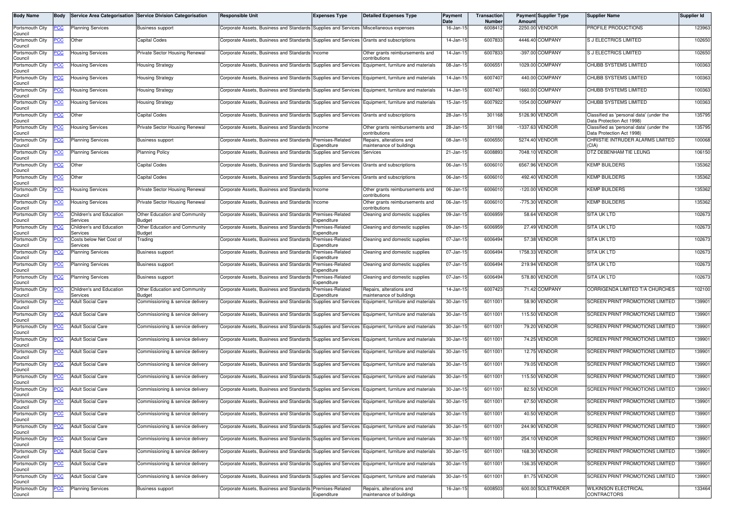| Body Name | Body | Service Area Categorisation | Service Division Categorisation | Responsible Unit | Expenses Type | Detailed Expenses Type | Payment Date | Transaction Number | Payment Amount | Supplier Type | Supplier Name | Supplier Id |
|---|---|---|---|---|---|---|---|---|---|---|---|---|
| Portsmouth City Council | PCC | Planning Services | Business support | Corporate Assets, Business and Standards | Supplies and Services | Miscellaneous expenses | 16-Jan-15 | 6008412 | 2250.00 | VENDOR | PROFILE PRODUCTIONS | 123963 |
| Portsmouth City Council | PCC | Other | Capital Codes | Corporate Assets, Business and Standards | Supplies and Services | Grants and subscriptions | 14-Jan-15 | 6007833 | 4446.40 | COMPANY | S J ELECTRICS LIMITED | 102650 |
| Portsmouth City Council | PCC | Housing Services | Private Sector Housing Renewal | Corporate Assets, Business and Standards | Income | Other grants reimbursements and contributions | 14-Jan-15 | 6007833 | -397.00 | COMPANY | S J ELECTRICS LIMITED | 102650 |
| Portsmouth City Council | PCC | Housing Services | Housing Strategy | Corporate Assets, Business and Standards | Supplies and Services | Equipment, furniture and materials | 08-Jan-15 | 6006551 | 1029.00 | COMPANY | CHUBB SYSTEMS LIMITED | 100363 |
| Portsmouth City Council | PCC | Housing Services | Housing Strategy | Corporate Assets, Business and Standards | Supplies and Services | Equipment, furniture and materials | 14-Jan-15 | 6007407 | 440.00 | COMPANY | CHUBB SYSTEMS LIMITED | 100363 |
| Portsmouth City Council | PCC | Housing Services | Housing Strategy | Corporate Assets, Business and Standards | Supplies and Services | Equipment, furniture and materials | 14-Jan-15 | 6007407 | 1660.00 | COMPANY | CHUBB SYSTEMS LIMITED | 100363 |
| Portsmouth City Council | PCC | Housing Services | Housing Strategy | Corporate Assets, Business and Standards | Supplies and Services | Equipment, furniture and materials | 15-Jan-15 | 6007922 | 1054.00 | COMPANY | CHUBB SYSTEMS LIMITED | 100363 |
| Portsmouth City Council | PCC | Other | Capital Codes | Corporate Assets, Business and Standards | Supplies and Services | Grants and subscriptions | 28-Jan-15 | 301168 | 5126.90 | VENDOR | Classified as 'personal data' (under the Data Protection Act 1998) | 135795 |
| Portsmouth City Council | PCC | Housing Services | Private Sector Housing Renewal | Corporate Assets, Business and Standards | Income | Other grants reimbursements and contributions | 28-Jan-15 | 301168 | -1337.63 | VENDOR | Classified as 'personal data' (under the Data Protection Act 1998) | 135795 |
| Portsmouth City Council | PCC | Planning Services | Business support | Corporate Assets, Business and Standards | Premises-Related Expenditure | Repairs, alterations and maintenance of buildings | 08-Jan-15 | 6006550 | 5274.40 | VENDOR | CHRISTIE INTRUDER ALARMS LIMITED (CIA) | 100068 |
| Portsmouth City Council | PCC | Planning Services | Planning Policy | Corporate Assets, Business and Standards | Supplies and Services | Services | 21-Jan-15 | 6008893 | 7048.10 | VENDOR | DTZ DEBENHAM TIE LEUNG | 106150 |
| Portsmouth City Council | PCC | Other | Capital Codes | Corporate Assets, Business and Standards | Supplies and Services | Grants and subscriptions | 06-Jan-15 | 6006010 | 6567.96 | VENDOR | KEMP BUILDERS | 135362 |
| Portsmouth City Council | PCC | Other | Capital Codes | Corporate Assets, Business and Standards | Supplies and Services | Grants and subscriptions | 06-Jan-15 | 6006010 | 492.40 | VENDOR | KEMP BUILDERS | 135362 |
| Portsmouth City Council | PCC | Housing Services | Private Sector Housing Renewal | Corporate Assets, Business and Standards | Income | Other grants reimbursements and contributions | 06-Jan-15 | 6006010 | -120.00 | VENDOR | KEMP BUILDERS | 135362 |
| Portsmouth City Council | PCC | Housing Services | Private Sector Housing Renewal | Corporate Assets, Business and Standards | Income | Other grants reimbursements and contributions | 06-Jan-15 | 6006010 | -775.30 | VENDOR | KEMP BUILDERS | 135362 |
| Portsmouth City Council | PCC | Children's and Education Services | Other Education and Community Budget | Corporate Assets, Business and Standards | Premises-Related Expenditure | Cleaning and domestic supplies | 09-Jan-15 | 6006959 | 58.64 | VENDOR | SITA UK LTD | 102673 |
| Portsmouth City Council | PCC | Children's and Education Services | Other Education and Community Budget | Corporate Assets, Business and Standards | Premises-Related Expenditure | Cleaning and domestic supplies | 09-Jan-15 | 6006959 | 27.49 | VENDOR | SITA UK LTD | 102673 |
| Portsmouth City Council | PCC | Costs below Net Cost of Services | Trading | Corporate Assets, Business and Standards | Premises-Related Expenditure | Cleaning and domestic supplies | 07-Jan-15 | 6006494 | 57.38 | VENDOR | SITA UK LTD | 102673 |
| Portsmouth City Council | PCC | Planning Services | Business support | Corporate Assets, Business and Standards | Premises-Related Expenditure | Cleaning and domestic supplies | 07-Jan-15 | 6006494 | 1758.33 | VENDOR | SITA UK LTD | 102673 |
| Portsmouth City Council | PCC | Planning Services | Business support | Corporate Assets, Business and Standards | Premises-Related Expenditure | Cleaning and domestic supplies | 07-Jan-15 | 6006494 | 219.94 | VENDOR | SITA UK LTD | 102673 |
| Portsmouth City Council | PCC | Planning Services | Business support | Corporate Assets, Business and Standards | Premises-Related Expenditure | Cleaning and domestic supplies | 07-Jan-15 | 6006494 | 578.80 | VENDOR | SITA UK LTD | 102673 |
| Portsmouth City Council | PCC | Children's and Education Services | Other Education and Community Budget | Corporate Assets, Business and Standards | Premises-Related Expenditure | Repairs, alterations and maintenance of buildings | 14-Jan-15 | 6007423 | 71.42 | COMPANY | CORRIGENDA LIMITED T/A CHURCHES | 102100 |
| Portsmouth City Council | PCC | Adult Social Care | Commissioning & service delivery | Corporate Assets, Business and Standards | Supplies and Services | Equipment, furniture and materials | 30-Jan-15 | 6011001 | 58.90 | VENDOR | SCREEN PRINT PROMOTIONS LIMITED | 139901 |
| Portsmouth City Council | PCC | Adult Social Care | Commissioning & service delivery | Corporate Assets, Business and Standards | Supplies and Services | Equipment, furniture and materials | 30-Jan-15 | 6011001 | 115.50 | VENDOR | SCREEN PRINT PROMOTIONS LIMITED | 139901 |
| Portsmouth City Council | PCC | Adult Social Care | Commissioning & service delivery | Corporate Assets, Business and Standards | Supplies and Services | Equipment, furniture and materials | 30-Jan-15 | 6011001 | 79.20 | VENDOR | SCREEN PRINT PROMOTIONS LIMITED | 139901 |
| Portsmouth City Council | PCC | Adult Social Care | Commissioning & service delivery | Corporate Assets, Business and Standards | Supplies and Services | Equipment, furniture and materials | 30-Jan-15 | 6011001 | 74.25 | VENDOR | SCREEN PRINT PROMOTIONS LIMITED | 139901 |
| Portsmouth City Council | PCC | Adult Social Care | Commissioning & service delivery | Corporate Assets, Business and Standards | Supplies and Services | Equipment, furniture and materials | 30-Jan-15 | 6011001 | 12.75 | VENDOR | SCREEN PRINT PROMOTIONS LIMITED | 139901 |
| Portsmouth City Council | PCC | Adult Social Care | Commissioning & service delivery | Corporate Assets, Business and Standards | Supplies and Services | Equipment, furniture and materials | 30-Jan-15 | 6011001 | 79.05 | VENDOR | SCREEN PRINT PROMOTIONS LIMITED | 139901 |
| Portsmouth City Council | PCC | Adult Social Care | Commissioning & service delivery | Corporate Assets, Business and Standards | Supplies and Services | Equipment, furniture and materials | 30-Jan-15 | 6011001 | 115.50 | VENDOR | SCREEN PRINT PROMOTIONS LIMITED | 139901 |
| Portsmouth City Council | PCC | Adult Social Care | Commissioning & service delivery | Corporate Assets, Business and Standards | Supplies and Services | Equipment, furniture and materials | 30-Jan-15 | 6011001 | 82.50 | VENDOR | SCREEN PRINT PROMOTIONS LIMITED | 139901 |
| Portsmouth City Council | PCC | Adult Social Care | Commissioning & service delivery | Corporate Assets, Business and Standards | Supplies and Services | Equipment, furniture and materials | 30-Jan-15 | 6011001 | 67.50 | VENDOR | SCREEN PRINT PROMOTIONS LIMITED | 139901 |
| Portsmouth City Council | PCC | Adult Social Care | Commissioning & service delivery | Corporate Assets, Business and Standards | Supplies and Services | Equipment, furniture and materials | 30-Jan-15 | 6011001 | 40.50 | VENDOR | SCREEN PRINT PROMOTIONS LIMITED | 139901 |
| Portsmouth City Council | PCC | Adult Social Care | Commissioning & service delivery | Corporate Assets, Business and Standards | Supplies and Services | Equipment, furniture and materials | 30-Jan-15 | 6011001 | 244.90 | VENDOR | SCREEN PRINT PROMOTIONS LIMITED | 139901 |
| Portsmouth City Council | PCC | Adult Social Care | Commissioning & service delivery | Corporate Assets, Business and Standards | Supplies and Services | Equipment, furniture and materials | 30-Jan-15 | 6011001 | 254.10 | VENDOR | SCREEN PRINT PROMOTIONS LIMITED | 139901 |
| Portsmouth City Council | PCC | Adult Social Care | Commissioning & service delivery | Corporate Assets, Business and Standards | Supplies and Services | Equipment, furniture and materials | 30-Jan-15 | 6011001 | 168.30 | VENDOR | SCREEN PRINT PROMOTIONS LIMITED | 139901 |
| Portsmouth City Council | PCC | Adult Social Care | Commissioning & service delivery | Corporate Assets, Business and Standards | Supplies and Services | Equipment, furniture and materials | 30-Jan-15 | 6011001 | 136.35 | VENDOR | SCREEN PRINT PROMOTIONS LIMITED | 139901 |
| Portsmouth City Council | PCC | Adult Social Care | Commissioning & service delivery | Corporate Assets, Business and Standards | Supplies and Services | Equipment, furniture and materials | 30-Jan-15 | 6011001 | 81.75 | VENDOR | SCREEN PRINT PROMOTIONS LIMITED | 139901 |
| Portsmouth City Council | PCC | Planning Services | Business support | Corporate Assets, Business and Standards | Premises-Related Expenditure | Repairs, alterations and maintenance of buildings | 16-Jan-15 | 6008503 | 600.00 | SOLETRADER | WILKINSON ELECTRICAL CONTRACTORS | 133464 |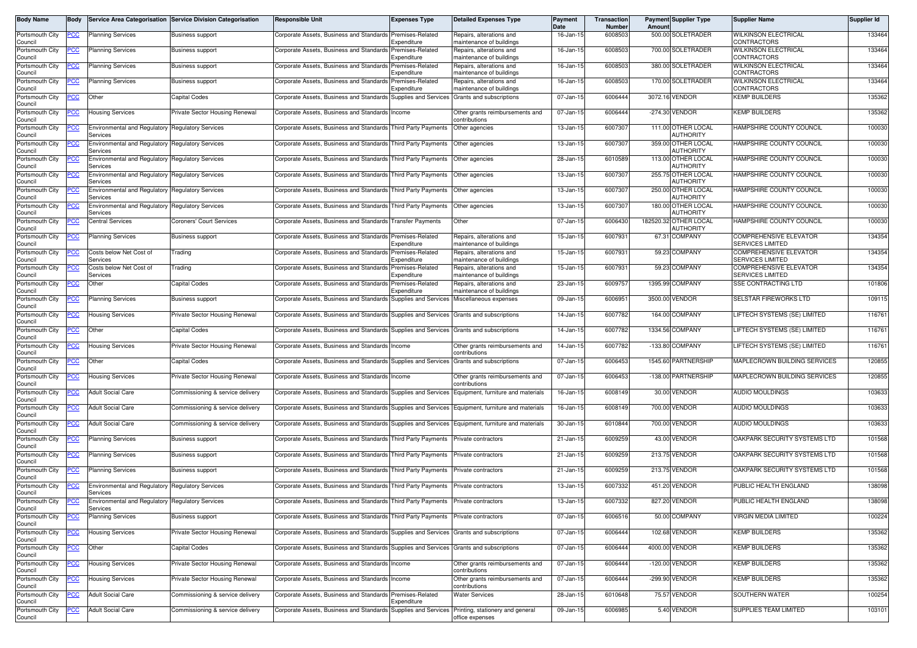| Body Name | Body | Service Area Categorisation | Service Division Categorisation | Responsible Unit | Expenses Type | Detailed Expenses Type | Payment Date | Transaction Number | Payment Amount | Supplier Type | Supplier Name | Supplier Id |
|---|---|---|---|---|---|---|---|---|---|---|---|---|
| Portsmouth City Council | PCC | Planning Services | Business support | Corporate Assets, Business and Standards | Premises-Related Expenditure | Repairs, alterations and maintenance of buildings | 16-Jan-15 | 6008503 | 500.00 | SOLETRADER | WILKINSON ELECTRICAL CONTRACTORS | 133464 |
| Portsmouth City Council | PCC | Planning Services | Business support | Corporate Assets, Business and Standards | Premises-Related Expenditure | Repairs, alterations and maintenance of buildings | 16-Jan-15 | 6008503 | 700.00 | SOLETRADER | WILKINSON ELECTRICAL CONTRACTORS | 133464 |
| Portsmouth City Council | PCC | Planning Services | Business support | Corporate Assets, Business and Standards | Premises-Related Expenditure | Repairs, alterations and maintenance of buildings | 16-Jan-15 | 6008503 | 380.00 | SOLETRADER | WILKINSON ELECTRICAL CONTRACTORS | 133464 |
| Portsmouth City Council | PCC | Planning Services | Business support | Corporate Assets, Business and Standards | Premises-Related Expenditure | Repairs, alterations and maintenance of buildings | 16-Jan-15 | 6008503 | 170.00 | SOLETRADER | WILKINSON ELECTRICAL CONTRACTORS | 133464 |
| Portsmouth City Council | PCC | Other | Capital Codes | Corporate Assets, Business and Standards | Supplies and Services | Grants and subscriptions | 07-Jan-15 | 6006444 | 3072.16 | VENDOR | KEMP BUILDERS | 135362 |
| Portsmouth City Council | PCC | Housing Services | Private Sector Housing Renewal | Corporate Assets, Business and Standards | Income | Other grants reimbursements and contributions | 07-Jan-15 | 6006444 | -274.30 | VENDOR | KEMP BUILDERS | 135362 |
| Portsmouth City Council | PCC | Environmental and Regulatory Services | Regulatory Services | Corporate Assets, Business and Standards | Third Party Payments | Other agencies | 13-Jan-15 | 6007307 | 111.00 | OTHER LOCAL AUTHORITY | HAMPSHIRE COUNTY COUNCIL | 100030 |
| Portsmouth City Council | PCC | Environmental and Regulatory Services | Regulatory Services | Corporate Assets, Business and Standards | Third Party Payments | Other agencies | 13-Jan-15 | 6007307 | 359.00 | OTHER LOCAL AUTHORITY | HAMPSHIRE COUNTY COUNCIL | 100030 |
| Portsmouth City Council | PCC | Environmental and Regulatory Services | Regulatory Services | Corporate Assets, Business and Standards | Third Party Payments | Other agencies | 28-Jan-15 | 6010589 | 113.00 | OTHER LOCAL AUTHORITY | HAMPSHIRE COUNTY COUNCIL | 100030 |
| Portsmouth City Council | PCC | Environmental and Regulatory Services | Regulatory Services | Corporate Assets, Business and Standards | Third Party Payments | Other agencies | 13-Jan-15 | 6007307 | 255.75 | OTHER LOCAL AUTHORITY | HAMPSHIRE COUNTY COUNCIL | 100030 |
| Portsmouth City Council | PCC | Environmental and Regulatory Services | Regulatory Services | Corporate Assets, Business and Standards | Third Party Payments | Other agencies | 13-Jan-15 | 6007307 | 250.00 | OTHER LOCAL AUTHORITY | HAMPSHIRE COUNTY COUNCIL | 100030 |
| Portsmouth City Council | PCC | Environmental and Regulatory Services | Regulatory Services | Corporate Assets, Business and Standards | Third Party Payments | Other agencies | 13-Jan-15 | 6007307 | 180.00 | OTHER LOCAL AUTHORITY | HAMPSHIRE COUNTY COUNCIL | 100030 |
| Portsmouth City Council | PCC | Central Services | Coroners' Court Services | Corporate Assets, Business and Standards | Transfer Payments | Other | 07-Jan-15 | 6006430 | 182520.32 | OTHER LOCAL AUTHORITY | HAMPSHIRE COUNTY COUNCIL | 100030 |
| Portsmouth City Council | PCC | Planning Services | Business support | Corporate Assets, Business and Standards | Premises-Related Expenditure | Repairs, alterations and maintenance of buildings | 15-Jan-15 | 6007931 | 67.31 | COMPANY | COMPREHENSIVE ELEVATOR SERVICES LIMITED | 134354 |
| Portsmouth City Council | PCC | Costs below Net Cost of Services | Trading | Corporate Assets, Business and Standards | Premises-Related Expenditure | Repairs, alterations and maintenance of buildings | 15-Jan-15 | 6007931 | 59.23 | COMPANY | COMPREHENSIVE ELEVATOR SERVICES LIMITED | 134354 |
| Portsmouth City Council | PCC | Costs below Net Cost of Services | Trading | Corporate Assets, Business and Standards | Premises-Related Expenditure | Repairs, alterations and maintenance of buildings | 15-Jan-15 | 6007931 | 59.23 | COMPANY | COMPREHENSIVE ELEVATOR SERVICES LIMITED | 134354 |
| Portsmouth City Council | PCC | Other | Capital Codes | Corporate Assets, Business and Standards | Premises-Related Expenditure | Repairs, alterations and maintenance of buildings | 23-Jan-15 | 6009757 | 1395.99 | COMPANY | SSE CONTRACTING LTD | 101806 |
| Portsmouth City Council | PCC | Planning Services | Business support | Corporate Assets, Business and Standards | Supplies and Services | Miscellaneous expenses | 09-Jan-15 | 6006951 | 3500.00 | VENDOR | SELSTAR FIREWORKS LTD | 109115 |
| Portsmouth City Council | PCC | Housing Services | Private Sector Housing Renewal | Corporate Assets, Business and Standards | Supplies and Services | Grants and subscriptions | 14-Jan-15 | 6007782 | 164.00 | COMPANY | LIFTECH SYSTEMS (SE) LIMITED | 116761 |
| Portsmouth City Council | PCC | Other | Capital Codes | Corporate Assets, Business and Standards | Supplies and Services | Grants and subscriptions | 14-Jan-15 | 6007782 | 1334.56 | COMPANY | LIFTECH SYSTEMS (SE) LIMITED | 116761 |
| Portsmouth City Council | PCC | Housing Services | Private Sector Housing Renewal | Corporate Assets, Business and Standards | Income | Other grants reimbursements and contributions | 14-Jan-15 | 6007782 | -133.80 | COMPANY | LIFTECH SYSTEMS (SE) LIMITED | 116761 |
| Portsmouth City Council | PCC | Other | Capital Codes | Corporate Assets, Business and Standards | Supplies and Services | Grants and subscriptions | 07-Jan-15 | 6006453 | 1545.60 | PARTNERSHIP | MAPLECROWN BUILDING SERVICES | 120855 |
| Portsmouth City Council | PCC | Housing Services | Private Sector Housing Renewal | Corporate Assets, Business and Standards | Income | Other grants reimbursements and contributions | 07-Jan-15 | 6006453 | -138.00 | PARTNERSHIP | MAPLECROWN BUILDING SERVICES | 120855 |
| Portsmouth City Council | PCC | Adult Social Care | Commissioning & service delivery | Corporate Assets, Business and Standards | Supplies and Services | Equipment, furniture and materials | 16-Jan-15 | 6008149 | 30.00 | VENDOR | AUDIO MOULDINGS | 103633 |
| Portsmouth City Council | PCC | Adult Social Care | Commissioning & service delivery | Corporate Assets, Business and Standards | Supplies and Services | Equipment, furniture and materials | 16-Jan-15 | 6008149 | 700.00 | VENDOR | AUDIO MOULDINGS | 103633 |
| Portsmouth City Council | PCC | Adult Social Care | Commissioning & service delivery | Corporate Assets, Business and Standards | Supplies and Services | Equipment, furniture and materials | 30-Jan-15 | 6010844 | 700.00 | VENDOR | AUDIO MOULDINGS | 103633 |
| Portsmouth City Council | PCC | Planning Services | Business support | Corporate Assets, Business and Standards | Third Party Payments | Private contractors | 21-Jan-15 | 6009259 | 43.00 | VENDOR | OAKPARK SECURITY SYSTEMS LTD | 101568 |
| Portsmouth City Council | PCC | Planning Services | Business support | Corporate Assets, Business and Standards | Third Party Payments | Private contractors | 21-Jan-15 | 6009259 | 213.75 | VENDOR | OAKPARK SECURITY SYSTEMS LTD | 101568 |
| Portsmouth City Council | PCC | Planning Services | Business support | Corporate Assets, Business and Standards | Third Party Payments | Private contractors | 21-Jan-15 | 6009259 | 213.75 | VENDOR | OAKPARK SECURITY SYSTEMS LTD | 101568 |
| Portsmouth City Council | PCC | Environmental and Regulatory Services | Regulatory Services | Corporate Assets, Business and Standards | Third Party Payments | Private contractors | 13-Jan-15 | 6007332 | 451.20 | VENDOR | PUBLIC HEALTH ENGLAND | 138098 |
| Portsmouth City Council | PCC | Environmental and Regulatory Services | Regulatory Services | Corporate Assets, Business and Standards | Third Party Payments | Private contractors | 13-Jan-15 | 6007332 | 827.20 | VENDOR | PUBLIC HEALTH ENGLAND | 138098 |
| Portsmouth City Council | PCC | Planning Services | Business support | Corporate Assets, Business and Standards | Third Party Payments | Private contractors | 07-Jan-15 | 6006516 | 50.00 | COMPANY | VIRGIN MEDIA LIMITED | 100224 |
| Portsmouth City Council | PCC | Housing Services | Private Sector Housing Renewal | Corporate Assets, Business and Standards | Supplies and Services | Grants and subscriptions | 07-Jan-15 | 6006444 | 102.68 | VENDOR | KEMP BUILDERS | 135362 |
| Portsmouth City Council | PCC | Other | Capital Codes | Corporate Assets, Business and Standards | Supplies and Services | Grants and subscriptions | 07-Jan-15 | 6006444 | 4000.00 | VENDOR | KEMP BUILDERS | 135362 |
| Portsmouth City Council | PCC | Housing Services | Private Sector Housing Renewal | Corporate Assets, Business and Standards | Income | Other grants reimbursements and contributions | 07-Jan-15 | 6006444 | -120.00 | VENDOR | KEMP BUILDERS | 135362 |
| Portsmouth City Council | PCC | Housing Services | Private Sector Housing Renewal | Corporate Assets, Business and Standards | Income | Other grants reimbursements and contributions | 07-Jan-15 | 6006444 | -299.90 | VENDOR | KEMP BUILDERS | 135362 |
| Portsmouth City Council | PCC | Adult Social Care | Commissioning & service delivery | Corporate Assets, Business and Standards | Premises-Related Expenditure | Water Services | 28-Jan-15 | 6010648 | 75.57 | VENDOR | SOUTHERN WATER | 100254 |
| Portsmouth City Council | PCC | Adult Social Care | Commissioning & service delivery | Corporate Assets, Business and Standards | Supplies and Services | Printing, stationery and general office expenses | 09-Jan-15 | 6006985 | 5.40 | VENDOR | SUPPLIES TEAM LIMITED | 103101 |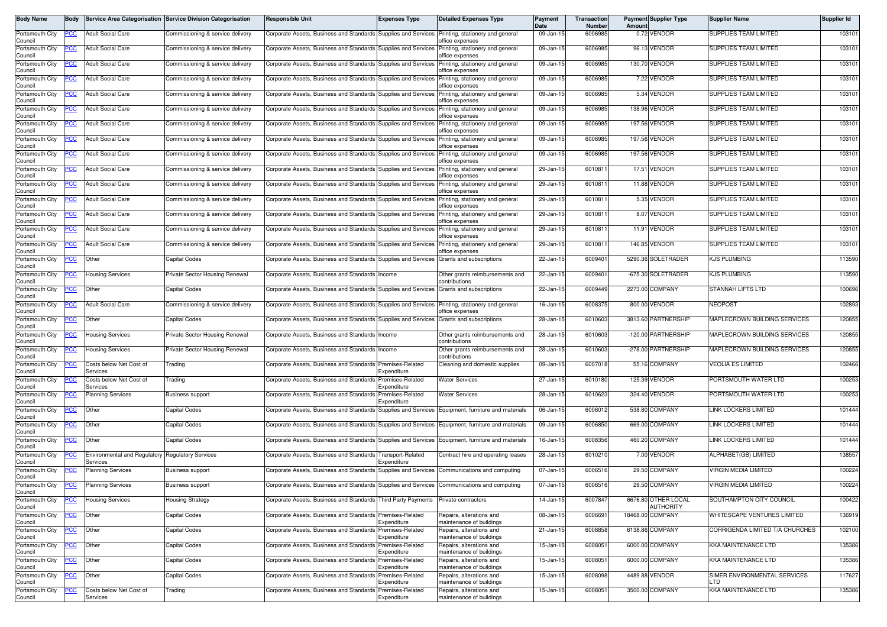| Body Name | Body | Service Area Categorisation | Service Division Categorisation | Responsible Unit | Expenses Type | Detailed Expenses Type | Payment Date | Transaction Number | Payment Amount | Supplier Type | Supplier Name | Supplier Id |
|---|---|---|---|---|---|---|---|---|---|---|---|---|
| Portsmouth City Council | PCC | Adult Social Care | Commissioning & service delivery | Corporate Assets, Business and Standards | Supplies and Services | Printing, stationery and general office expenses | 09-Jan-15 | 6006985 | 0.72 | VENDOR | SUPPLIES TEAM LIMITED | 103101 |
| Portsmouth City Council | PCC | Adult Social Care | Commissioning & service delivery | Corporate Assets, Business and Standards | Supplies and Services | Printing, stationery and general office expenses | 09-Jan-15 | 6006985 | 96.13 | VENDOR | SUPPLIES TEAM LIMITED | 103101 |
| Portsmouth City Council | PCC | Adult Social Care | Commissioning & service delivery | Corporate Assets, Business and Standards | Supplies and Services | Printing, stationery and general office expenses | 09-Jan-15 | 6006985 | 130.70 | VENDOR | SUPPLIES TEAM LIMITED | 103101 |
| Portsmouth City Council | PCC | Adult Social Care | Commissioning & service delivery | Corporate Assets, Business and Standards | Supplies and Services | Printing, stationery and general office expenses | 09-Jan-15 | 6006985 | 7.22 | VENDOR | SUPPLIES TEAM LIMITED | 103101 |
| Portsmouth City Council | PCC | Adult Social Care | Commissioning & service delivery | Corporate Assets, Business and Standards | Supplies and Services | Printing, stationery and general office expenses | 09-Jan-15 | 6006985 | 5.34 | VENDOR | SUPPLIES TEAM LIMITED | 103101 |
| Portsmouth City Council | PCC | Adult Social Care | Commissioning & service delivery | Corporate Assets, Business and Standards | Supplies and Services | Printing, stationery and general office expenses | 09-Jan-15 | 6006985 | 138.96 | VENDOR | SUPPLIES TEAM LIMITED | 103101 |
| Portsmouth City Council | PCC | Adult Social Care | Commissioning & service delivery | Corporate Assets, Business and Standards | Supplies and Services | Printing, stationery and general office expenses | 09-Jan-15 | 6006985 | 197.56 | VENDOR | SUPPLIES TEAM LIMITED | 103101 |
| Portsmouth City Council | PCC | Adult Social Care | Commissioning & service delivery | Corporate Assets, Business and Standards | Supplies and Services | Printing, stationery and general office expenses | 09-Jan-15 | 6006985 | 197.56 | VENDOR | SUPPLIES TEAM LIMITED | 103101 |
| Portsmouth City Council | PCC | Adult Social Care | Commissioning & service delivery | Corporate Assets, Business and Standards | Supplies and Services | Printing, stationery and general office expenses | 09-Jan-15 | 6006985 | 197.56 | VENDOR | SUPPLIES TEAM LIMITED | 103101 |
| Portsmouth City Council | PCC | Adult Social Care | Commissioning & service delivery | Corporate Assets, Business and Standards | Supplies and Services | Printing, stationery and general office expenses | 29-Jan-15 | 6010811 | 17.51 | VENDOR | SUPPLIES TEAM LIMITED | 103101 |
| Portsmouth City Council | PCC | Adult Social Care | Commissioning & service delivery | Corporate Assets, Business and Standards | Supplies and Services | Printing, stationery and general office expenses | 29-Jan-15 | 6010811 | 11.88 | VENDOR | SUPPLIES TEAM LIMITED | 103101 |
| Portsmouth City Council | PCC | Adult Social Care | Commissioning & service delivery | Corporate Assets, Business and Standards | Supplies and Services | Printing, stationery and general office expenses | 29-Jan-15 | 6010811 | 5.35 | VENDOR | SUPPLIES TEAM LIMITED | 103101 |
| Portsmouth City Council | PCC | Adult Social Care | Commissioning & service delivery | Corporate Assets, Business and Standards | Supplies and Services | Printing, stationery and general office expenses | 29-Jan-15 | 6010811 | 8.07 | VENDOR | SUPPLIES TEAM LIMITED | 103101 |
| Portsmouth City Council | PCC | Adult Social Care | Commissioning & service delivery | Corporate Assets, Business and Standards | Supplies and Services | Printing, stationery and general office expenses | 29-Jan-15 | 6010811 | 11.91 | VENDOR | SUPPLIES TEAM LIMITED | 103101 |
| Portsmouth City Council | PCC | Adult Social Care | Commissioning & service delivery | Corporate Assets, Business and Standards | Supplies and Services | Printing, stationery and general office expenses | 29-Jan-15 | 6010811 | 146.85 | VENDOR | SUPPLIES TEAM LIMITED | 103101 |
| Portsmouth City Council | PCC | Other | Capital Codes | Corporate Assets, Business and Standards | Supplies and Services | Grants and subscriptions | 22-Jan-15 | 6009401 | 5290.36 | SOLETRADER | KJS PLUMBING | 113590 |
| Portsmouth City Council | PCC | Housing Services | Private Sector Housing Renewal | Corporate Assets, Business and Standards | Income | Other grants reimbursements and contributions | 22-Jan-15 | 6009401 | -675.30 | SOLETRADER | KJS PLUMBING | 113590 |
| Portsmouth City Council | PCC | Other | Capital Codes | Corporate Assets, Business and Standards | Supplies and Services | Grants and subscriptions | 22-Jan-15 | 6009449 | 2273.00 | COMPANY | STANNAH LIFTS LTD | 100696 |
| Portsmouth City Council | PCC | Adult Social Care | Commissioning & service delivery | Corporate Assets, Business and Standards | Supplies and Services | Printing, stationery and general office expenses | 16-Jan-15 | 6008375 | 800.00 | VENDOR | NEOPOST | 102893 |
| Portsmouth City Council | PCC | Other | Capital Codes | Corporate Assets, Business and Standards | Supplies and Services | Grants and subscriptions | 28-Jan-15 | 6010603 | 3813.60 | PARTNERSHIP | MAPLECROWN BUILDING SERVICES | 120855 |
| Portsmouth City Council | PCC | Housing Services | Private Sector Housing Renewal | Corporate Assets, Business and Standards | Income | Other grants reimbursements and contributions | 28-Jan-15 | 6010603 | -120.00 | PARTNERSHIP | MAPLECROWN BUILDING SERVICES | 120855 |
| Portsmouth City Council | PCC | Housing Services | Private Sector Housing Renewal | Corporate Assets, Business and Standards | Income | Other grants reimbursements and contributions | 28-Jan-15 | 6010603 | -278.00 | PARTNERSHIP | MAPLECROWN BUILDING SERVICES | 120855 |
| Portsmouth City Council | PCC | Costs below Net Cost of Services | Trading | Corporate Assets, Business and Standards | Premises-Related Expenditure | Cleaning and domestic supplies | 09-Jan-15 | 6007018 | 55.16 | COMPANY | VEOLIA ES LIMITED | 102466 |
| Portsmouth City Council | PCC | Costs below Net Cost of Services | Trading | Corporate Assets, Business and Standards | Premises-Related Expenditure | Water Services | 27-Jan-15 | 6010180 | 125.39 | VENDOR | PORTSMOUTH WATER LTD | 100253 |
| Portsmouth City Council | PCC | Planning Services | Business support | Corporate Assets, Business and Standards | Premises-Related Expenditure | Water Services | 28-Jan-15 | 6010623 | 324.40 | VENDOR | PORTSMOUTH WATER LTD | 100253 |
| Portsmouth City Council | PCC | Other | Capital Codes | Corporate Assets, Business and Standards | Supplies and Services | Equipment, furniture and materials | 06-Jan-15 | 6006012 | 538.80 | COMPANY | LINK LOCKERS LIMITED | 101444 |
| Portsmouth City Council | PCC | Other | Capital Codes | Corporate Assets, Business and Standards | Supplies and Services | Equipment, furniture and materials | 09-Jan-15 | 6006850 | 669.00 | COMPANY | LINK LOCKERS LIMITED | 101444 |
| Portsmouth City Council | PCC | Other | Capital Codes | Corporate Assets, Business and Standards | Supplies and Services | Equipment, furniture and materials | 16-Jan-15 | 6008356 | 460.20 | COMPANY | LINK LOCKERS LIMITED | 101444 |
| Portsmouth City Council | PCC | Environmental and Regulatory Services | Regulatory Services | Corporate Assets, Business and Standards | Transport-Related Expenditure | Contract hire and operating leases | 28-Jan-15 | 6010210 | 7.00 | VENDOR | ALPHABET(GB) LIMITED | 138557 |
| Portsmouth City Council | PCC | Planning Services | Business support | Corporate Assets, Business and Standards | Supplies and Services | Communications and computing | 07-Jan-15 | 6006516 | 29.50 | COMPANY | VIRGIN MEDIA LIMITED | 100224 |
| Portsmouth City Council | PCC | Planning Services | Business support | Corporate Assets, Business and Standards | Supplies and Services | Communications and computing | 07-Jan-15 | 6006516 | 29.50 | COMPANY | VIRGIN MEDIA LIMITED | 100224 |
| Portsmouth City Council | PCC | Housing Services | Housing Strategy | Corporate Assets, Business and Standards | Third Party Payments | Private contractors | 14-Jan-15 | 6007847 | 6676.80 | OTHER LOCAL AUTHORITY | SOUTHAMPTON CITY COUNCIL | 100422 |
| Portsmouth City Council | PCC | Other | Capital Codes | Corporate Assets, Business and Standards | Premises-Related Expenditure | Repairs, alterations and maintenance of buildings | 08-Jan-15 | 6006691 | 18468.00 | COMPANY | WHITESCAPE VENTURES LIMITED | 136919 |
| Portsmouth City Council | PCC | Other | Capital Codes | Corporate Assets, Business and Standards | Premises-Related Expenditure | Repairs, alterations and maintenance of buildings | 21-Jan-15 | 6008858 | 6138.86 | COMPANY | CORRIGENDA LIMITED T/A CHURCHES | 102100 |
| Portsmouth City Council | PCC | Other | Capital Codes | Corporate Assets, Business and Standards | Premises-Related Expenditure | Repairs, alterations and maintenance of buildings | 15-Jan-15 | 6008051 | 6000.00 | COMPANY | KKA MAINTENANCE LTD | 135386 |
| Portsmouth City Council | PCC | Other | Capital Codes | Corporate Assets, Business and Standards | Premises-Related Expenditure | Repairs, alterations and maintenance of buildings | 15-Jan-15 | 6008051 | 6000.00 | COMPANY | KKA MAINTENANCE LTD | 135386 |
| Portsmouth City Council | PCC | Other | Capital Codes | Corporate Assets, Business and Standards | Premises-Related Expenditure | Repairs, alterations and maintenance of buildings | 15-Jan-15 | 6008098 | 4489.88 | VENDOR | SIMER ENVIRONMENTAL SERVICES LTD | 117627 |
| Portsmouth City Council | PCC | Costs below Net Cost of Services | Trading | Corporate Assets, Business and Standards | Premises-Related Expenditure | Repairs, alterations and maintenance of buildings | 15-Jan-15 | 6008051 | 3500.00 | COMPANY | KKA MAINTENANCE LTD | 135386 |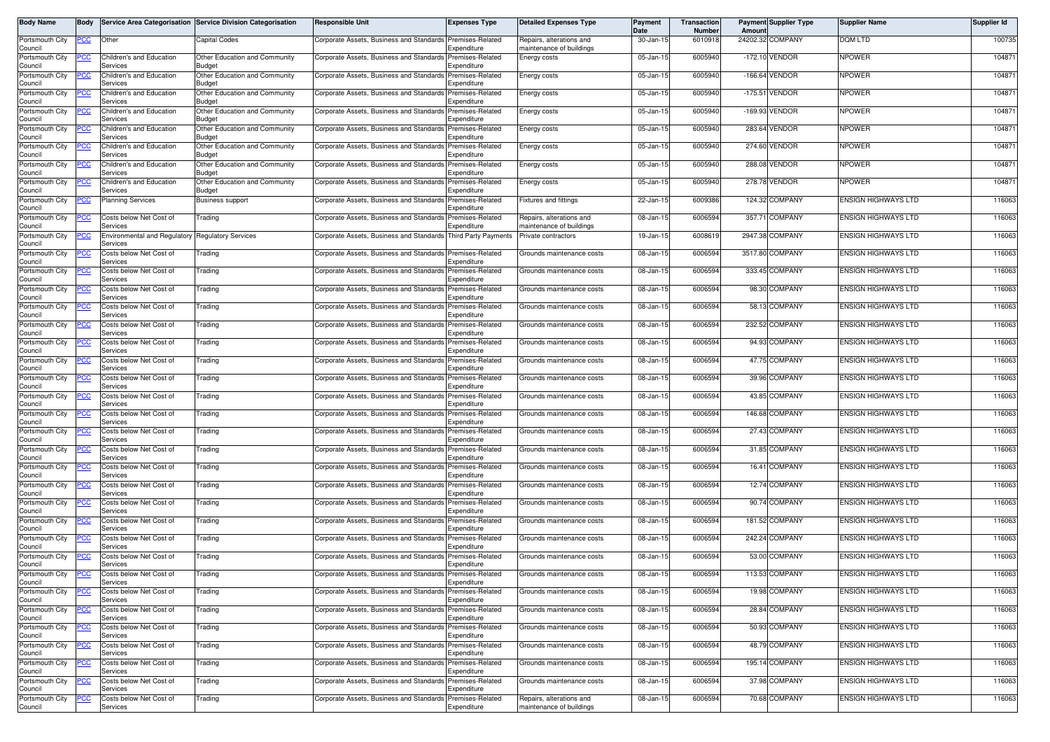| Body Name | Body | Service Area Categorisation | Service Division Categorisation | Responsible Unit | Expenses Type | Detailed Expenses Type | Payment Date | Transaction Number | Payment Amount | Supplier Type | Supplier Name | Supplier Id |
|---|---|---|---|---|---|---|---|---|---|---|---|---|
| Portsmouth City Council | PCC | Other | Capital Codes | Corporate Assets, Business and Standards | Premises-Related Expenditure | Repairs, alterations and maintenance of buildings | 30-Jan-15 | 6010918 | 24202.32 | COMPANY | DQM LTD | 100735 |
| Portsmouth City Council | PCC | Children's and Education Services | Other Education and Community Budget | Corporate Assets, Business and Standards | Premises-Related Expenditure | Energy costs | 05-Jan-15 | 6005940 | -172.10 | VENDOR | NPOWER | 104871 |
| Portsmouth City Council | PCC | Children's and Education Services | Other Education and Community Budget | Corporate Assets, Business and Standards | Premises-Related Expenditure | Energy costs | 05-Jan-15 | 6005940 | -166.64 | VENDOR | NPOWER | 104871 |
| Portsmouth City Council | PCC | Children's and Education Services | Other Education and Community Budget | Corporate Assets, Business and Standards | Premises-Related Expenditure | Energy costs | 05-Jan-15 | 6005940 | -175.51 | VENDOR | NPOWER | 104871 |
| Portsmouth City Council | PCC | Children's and Education Services | Other Education and Community Budget | Corporate Assets, Business and Standards | Premises-Related Expenditure | Energy costs | 05-Jan-15 | 6005940 | -169.93 | VENDOR | NPOWER | 104871 |
| Portsmouth City Council | PCC | Children's and Education Services | Other Education and Community Budget | Corporate Assets, Business and Standards | Premises-Related Expenditure | Energy costs | 05-Jan-15 | 6005940 | 283.64 | VENDOR | NPOWER | 104871 |
| Portsmouth City Council | PCC | Children's and Education Services | Other Education and Community Budget | Corporate Assets, Business and Standards | Premises-Related Expenditure | Energy costs | 05-Jan-15 | 6005940 | 274.60 | VENDOR | NPOWER | 104871 |
| Portsmouth City Council | PCC | Children's and Education Services | Other Education and Community Budget | Corporate Assets, Business and Standards | Premises-Related Expenditure | Energy costs | 05-Jan-15 | 6005940 | 288.08 | VENDOR | NPOWER | 104871 |
| Portsmouth City Council | PCC | Children's and Education Services | Other Education and Community Budget | Corporate Assets, Business and Standards | Premises-Related Expenditure | Energy costs | 05-Jan-15 | 6005940 | 278.78 | VENDOR | NPOWER | 104871 |
| Portsmouth City Council | PCC | Planning Services | Business support | Corporate Assets, Business and Standards | Premises-Related Expenditure | Fixtures and fittings | 22-Jan-15 | 6009386 | 124.32 | COMPANY | ENSIGN HIGHWAYS LTD | 116063 |
| Portsmouth City Council | PCC | Costs below Net Cost of Services | Trading | Corporate Assets, Business and Standards | Premises-Related Expenditure | Repairs, alterations and maintenance of buildings | 08-Jan-15 | 6006594 | 357.71 | COMPANY | ENSIGN HIGHWAYS LTD | 116063 |
| Portsmouth City Council | PCC | Environmental and Regulatory Services | Regulatory Services | Corporate Assets, Business and Standards | Third Party Payments | Private contractors | 19-Jan-15 | 6008619 | 2947.38 | COMPANY | ENSIGN HIGHWAYS LTD | 116063 |
| Portsmouth City Council | PCC | Costs below Net Cost of Services | Trading | Corporate Assets, Business and Standards | Premises-Related Expenditure | Grounds maintenance costs | 08-Jan-15 | 6006594 | 3517.80 | COMPANY | ENSIGN HIGHWAYS LTD | 116063 |
| Portsmouth City Council | PCC | Costs below Net Cost of Services | Trading | Corporate Assets, Business and Standards | Premises-Related Expenditure | Grounds maintenance costs | 08-Jan-15 | 6006594 | 333.45 | COMPANY | ENSIGN HIGHWAYS LTD | 116063 |
| Portsmouth City Council | PCC | Costs below Net Cost of Services | Trading | Corporate Assets, Business and Standards | Premises-Related Expenditure | Grounds maintenance costs | 08-Jan-15 | 6006594 | 98.30 | COMPANY | ENSIGN HIGHWAYS LTD | 116063 |
| Portsmouth City Council | PCC | Costs below Net Cost of Services | Trading | Corporate Assets, Business and Standards | Premises-Related Expenditure | Grounds maintenance costs | 08-Jan-15 | 6006594 | 58.13 | COMPANY | ENSIGN HIGHWAYS LTD | 116063 |
| Portsmouth City Council | PCC | Costs below Net Cost of Services | Trading | Corporate Assets, Business and Standards | Premises-Related Expenditure | Grounds maintenance costs | 08-Jan-15 | 6006594 | 232.52 | COMPANY | ENSIGN HIGHWAYS LTD | 116063 |
| Portsmouth City Council | PCC | Costs below Net Cost of Services | Trading | Corporate Assets, Business and Standards | Premises-Related Expenditure | Grounds maintenance costs | 08-Jan-15 | 6006594 | 94.93 | COMPANY | ENSIGN HIGHWAYS LTD | 116063 |
| Portsmouth City Council | PCC | Costs below Net Cost of Services | Trading | Corporate Assets, Business and Standards | Premises-Related Expenditure | Grounds maintenance costs | 08-Jan-15 | 6006594 | 47.75 | COMPANY | ENSIGN HIGHWAYS LTD | 116063 |
| Portsmouth City Council | PCC | Costs below Net Cost of Services | Trading | Corporate Assets, Business and Standards | Premises-Related Expenditure | Grounds maintenance costs | 08-Jan-15 | 6006594 | 39.96 | COMPANY | ENSIGN HIGHWAYS LTD | 116063 |
| Portsmouth City Council | PCC | Costs below Net Cost of Services | Trading | Corporate Assets, Business and Standards | Premises-Related Expenditure | Grounds maintenance costs | 08-Jan-15 | 6006594 | 43.85 | COMPANY | ENSIGN HIGHWAYS LTD | 116063 |
| Portsmouth City Council | PCC | Costs below Net Cost of Services | Trading | Corporate Assets, Business and Standards | Premises-Related Expenditure | Grounds maintenance costs | 08-Jan-15 | 6006594 | 146.68 | COMPANY | ENSIGN HIGHWAYS LTD | 116063 |
| Portsmouth City Council | PCC | Costs below Net Cost of Services | Trading | Corporate Assets, Business and Standards | Premises-Related Expenditure | Grounds maintenance costs | 08-Jan-15 | 6006594 | 27.43 | COMPANY | ENSIGN HIGHWAYS LTD | 116063 |
| Portsmouth City Council | PCC | Costs below Net Cost of Services | Trading | Corporate Assets, Business and Standards | Premises-Related Expenditure | Grounds maintenance costs | 08-Jan-15 | 6006594 | 31.85 | COMPANY | ENSIGN HIGHWAYS LTD | 116063 |
| Portsmouth City Council | PCC | Costs below Net Cost of Services | Trading | Corporate Assets, Business and Standards | Premises-Related Expenditure | Grounds maintenance costs | 08-Jan-15 | 6006594 | 16.41 | COMPANY | ENSIGN HIGHWAYS LTD | 116063 |
| Portsmouth City Council | PCC | Costs below Net Cost of Services | Trading | Corporate Assets, Business and Standards | Premises-Related Expenditure | Grounds maintenance costs | 08-Jan-15 | 6006594 | 12.74 | COMPANY | ENSIGN HIGHWAYS LTD | 116063 |
| Portsmouth City Council | PCC | Costs below Net Cost of Services | Trading | Corporate Assets, Business and Standards | Premises-Related Expenditure | Grounds maintenance costs | 08-Jan-15 | 6006594 | 90.74 | COMPANY | ENSIGN HIGHWAYS LTD | 116063 |
| Portsmouth City Council | PCC | Costs below Net Cost of Services | Trading | Corporate Assets, Business and Standards | Premises-Related Expenditure | Grounds maintenance costs | 08-Jan-15 | 6006594 | 181.52 | COMPANY | ENSIGN HIGHWAYS LTD | 116063 |
| Portsmouth City Council | PCC | Costs below Net Cost of Services | Trading | Corporate Assets, Business and Standards | Premises-Related Expenditure | Grounds maintenance costs | 08-Jan-15 | 6006594 | 242.24 | COMPANY | ENSIGN HIGHWAYS LTD | 116063 |
| Portsmouth City Council | PCC | Costs below Net Cost of Services | Trading | Corporate Assets, Business and Standards | Premises-Related Expenditure | Grounds maintenance costs | 08-Jan-15 | 6006594 | 53.00 | COMPANY | ENSIGN HIGHWAYS LTD | 116063 |
| Portsmouth City Council | PCC | Costs below Net Cost of Services | Trading | Corporate Assets, Business and Standards | Premises-Related Expenditure | Grounds maintenance costs | 08-Jan-15 | 6006594 | 113.53 | COMPANY | ENSIGN HIGHWAYS LTD | 116063 |
| Portsmouth City Council | PCC | Costs below Net Cost of Services | Trading | Corporate Assets, Business and Standards | Premises-Related Expenditure | Grounds maintenance costs | 08-Jan-15 | 6006594 | 19.98 | COMPANY | ENSIGN HIGHWAYS LTD | 116063 |
| Portsmouth City Council | PCC | Costs below Net Cost of Services | Trading | Corporate Assets, Business and Standards | Premises-Related Expenditure | Grounds maintenance costs | 08-Jan-15 | 6006594 | 28.84 | COMPANY | ENSIGN HIGHWAYS LTD | 116063 |
| Portsmouth City Council | PCC | Costs below Net Cost of Services | Trading | Corporate Assets, Business and Standards | Premises-Related Expenditure | Grounds maintenance costs | 08-Jan-15 | 6006594 | 50.93 | COMPANY | ENSIGN HIGHWAYS LTD | 116063 |
| Portsmouth City Council | PCC | Costs below Net Cost of Services | Trading | Corporate Assets, Business and Standards | Premises-Related Expenditure | Grounds maintenance costs | 08-Jan-15 | 6006594 | 48.79 | COMPANY | ENSIGN HIGHWAYS LTD | 116063 |
| Portsmouth City Council | PCC | Costs below Net Cost of Services | Trading | Corporate Assets, Business and Standards | Premises-Related Expenditure | Grounds maintenance costs | 08-Jan-15 | 6006594 | 195.14 | COMPANY | ENSIGN HIGHWAYS LTD | 116063 |
| Portsmouth City Council | PCC | Costs below Net Cost of Services | Trading | Corporate Assets, Business and Standards | Premises-Related Expenditure | Grounds maintenance costs | 08-Jan-15 | 6006594 | 37.98 | COMPANY | ENSIGN HIGHWAYS LTD | 116063 |
| Portsmouth City Council | PCC | Costs below Net Cost of Services | Trading | Corporate Assets, Business and Standards | Premises-Related Expenditure | Repairs, alterations and maintenance of buildings | 08-Jan-15 | 6006594 | 70.68 | COMPANY | ENSIGN HIGHWAYS LTD | 116063 |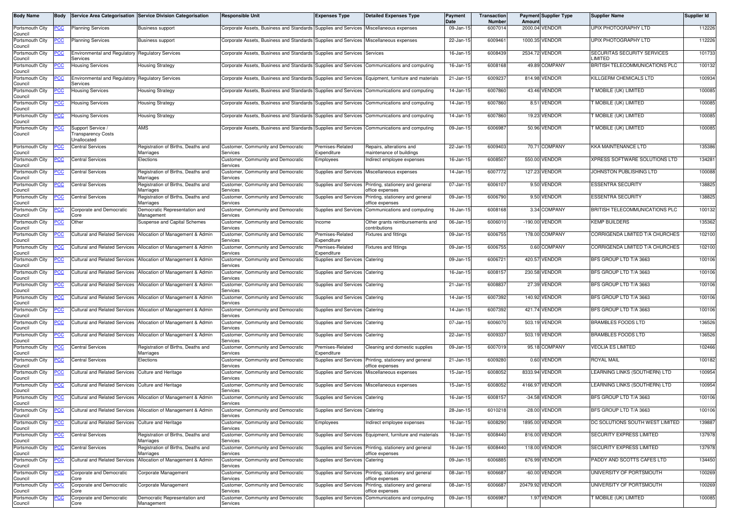| Body Name | Body | Service Area Categorisation | Service Division Categorisation | Responsible Unit | Expenses Type | Detailed Expenses Type | Payment Date | Transaction Number | Payment Amount | Supplier Type | Supplier Name | Supplier Id |
|---|---|---|---|---|---|---|---|---|---|---|---|---|
| Portsmouth City Council | PCC | Planning Services | Business support | Corporate Assets, Business and Standards | Supplies and Services | Miscellaneous expenses | 09-Jan-15 | 6007014 | 2000.04 | VENDOR | UPIX PHOTOGRAPHY LTD | 112226 |
| Portsmouth City Council | PCC | Planning Services | Business support | Corporate Assets, Business and Standards | Supplies and Services | Miscellaneous expenses | 22-Jan-15 | 6009461 | 1000.35 | VENDOR | UPIX PHOTOGRAPHY LTD | 112226 |
| Portsmouth City Council | PCC | Environmental and Regulatory Services | Regulatory Services | Corporate Assets, Business and Standards | Supplies and Services | Services | 16-Jan-15 | 6008439 | 2534.72 | VENDOR | SECURITAS SECURITY SERVICES LIMITED | 101733 |
| Portsmouth City Council | PCC | Housing Services | Housing Strategy | Corporate Assets, Business and Standards | Supplies and Services | Communications and computing | 16-Jan-15 | 6008168 | 49.89 | COMPANY | BRITISH TELECOMMUNICATIONS PLC | 100132 |
| Portsmouth City Council | PCC | Environmental and Regulatory Services | Regulatory Services | Corporate Assets, Business and Standards | Supplies and Services | Equipment, furniture and materials | 21-Jan-15 | 6009237 | 814.98 | VENDOR | KILLGERM CHEMICALS LTD | 100934 |
| Portsmouth City Council | PCC | Housing Services | Housing Strategy | Corporate Assets, Business and Standards | Supplies and Services | Communications and computing | 14-Jan-15 | 6007860 | 43.46 | VENDOR | T MOBILE (UK) LIMITED | 100085 |
| Portsmouth City Council | PCC | Housing Services | Housing Strategy | Corporate Assets, Business and Standards | Supplies and Services | Communications and computing | 14-Jan-15 | 6007860 | 8.51 | VENDOR | T MOBILE (UK) LIMITED | 100085 |
| Portsmouth City Council | PCC | Housing Services | Housing Strategy | Corporate Assets, Business and Standards | Supplies and Services | Communications and computing | 14-Jan-15 | 6007860 | 19.23 | VENDOR | T MOBILE (UK) LIMITED | 100085 |
| Portsmouth City Council | PCC | Support Service / Transparency Costs Unallocated | AMS | Corporate Assets, Business and Standards | Supplies and Services | Communications and computing | 09-Jan-15 | 6006987 | 50.96 | VENDOR | T MOBILE (UK) LIMITED | 100085 |
| Portsmouth City Council | PCC | Central Services | Registration of Births, Deaths and Marriages | Customer, Community and Democratic Services | Premises-Related Expenditure | Repairs, alterations and maintenance of buildings | 22-Jan-15 | 6009403 | 70.71 | COMPANY | KKA MAINTENANCE LTD | 135386 |
| Portsmouth City Council | PCC | Central Services | Elections | Customer, Community and Democratic Services | Employees | Indirect employee expenses | 16-Jan-15 | 6008507 | 550.00 | VENDOR | XPRESS SOFTWARE SOLUTIONS LTD | 134281 |
| Portsmouth City Council | PCC | Central Services | Registration of Births, Deaths and Marriages | Customer, Community and Democratic Services | Supplies and Services | Miscellaneous expenses | 14-Jan-15 | 6007772 | 127.23 | VENDOR | JOHNSTON PUBLISHING LTD | 100088 |
| Portsmouth City Council | PCC | Central Services | Registration of Births, Deaths and Marriages | Customer, Community and Democratic Services | Supplies and Services | Printing, stationery and general office expenses | 07-Jan-15 | 6006107 | 9.50 | VENDOR | ESSENTRA SECURITY | 138825 |
| Portsmouth City Council | PCC | Central Services | Registration of Births, Deaths and Marriages | Customer, Community and Democratic Services | Supplies and Services | Printing, stationery and general office expenses | 09-Jan-15 | 6006790 | 9.50 | VENDOR | ESSENTRA SECURITY | 138825 |
| Portsmouth City Council | PCC | Corporate and Democratic Core | Democratic Representation and Management | Customer, Community and Democratic Services | Supplies and Services | Communications and computing | 16-Jan-15 | 6008168 | 3.34 | COMPANY | BRITISH TELECOMMUNICATIONS PLC | 100132 |
| Portsmouth City Council | PCC | Other | Suspense and Capital Schemes | Customer, Community and Democratic Services | Income | Other grants reimbursements and contributions | 06-Jan-15 | 6006010 | -190.00 | VENDOR | KEMP BUILDERS | 135362 |
| Portsmouth City Council | PCC | Cultural and Related Services | Allocation of Management & Admin | Customer, Community and Democratic Services | Premises-Related Expenditure | Fixtures and fittings | 09-Jan-15 | 6006755 | 178.00 | COMPANY | CORRIGENDA LIMITED T/A CHURCHES | 102100 |
| Portsmouth City Council | PCC | Cultural and Related Services | Allocation of Management & Admin | Customer, Community and Democratic Services | Premises-Related Expenditure | Fixtures and fittings | 09-Jan-15 | 6006755 | 0.60 | COMPANY | CORRIGENDA LIMITED T/A CHURCHES | 102100 |
| Portsmouth City Council | PCC | Cultural and Related Services | Allocation of Management & Admin | Customer, Community and Democratic Services | Supplies and Services | Catering | 09-Jan-15 | 6006721 | 420.57 | VENDOR | BFS GROUP LTD T/A 3663 | 100106 |
| Portsmouth City Council | PCC | Cultural and Related Services | Allocation of Management & Admin | Customer, Community and Democratic Services | Supplies and Services | Catering | 16-Jan-15 | 6008157 | 230.58 | VENDOR | BFS GROUP LTD T/A 3663 | 100106 |
| Portsmouth City Council | PCC | Cultural and Related Services | Allocation of Management & Admin | Customer, Community and Democratic Services | Supplies and Services | Catering | 21-Jan-15 | 6008837 | 27.39 | VENDOR | BFS GROUP LTD T/A 3663 | 100106 |
| Portsmouth City Council | PCC | Cultural and Related Services | Allocation of Management & Admin | Customer, Community and Democratic Services | Supplies and Services | Catering | 14-Jan-15 | 6007392 | 140.92 | VENDOR | BFS GROUP LTD T/A 3663 | 100106 |
| Portsmouth City Council | PCC | Cultural and Related Services | Allocation of Management & Admin | Customer, Community and Democratic Services | Supplies and Services | Catering | 14-Jan-15 | 6007392 | 421.74 | VENDOR | BFS GROUP LTD T/A 3663 | 100106 |
| Portsmouth City Council | PCC | Cultural and Related Services | Allocation of Management & Admin | Customer, Community and Democratic Services | Supplies and Services | Catering | 07-Jan-15 | 6006070 | 503.19 | VENDOR | BRAMBLES FOODS LTD | 136526 |
| Portsmouth City Council | PCC | Cultural and Related Services | Allocation of Management & Admin | Customer, Community and Democratic Services | Supplies and Services | Catering | 22-Jan-15 | 6009337 | 503.19 | VENDOR | BRAMBLES FOODS LTD | 136526 |
| Portsmouth City Council | PCC | Central Services | Registration of Births, Deaths and Marriages | Customer, Community and Democratic Services | Premises-Related Expenditure | Cleaning and domestic supplies | 09-Jan-15 | 6007019 | 95.18 | COMPANY | VEOLIA ES LIMITED | 102466 |
| Portsmouth City Council | PCC | Central Services | Elections | Customer, Community and Democratic Services | Supplies and Services | Printing, stationery and general office expenses | 21-Jan-15 | 6009280 | 0.60 | VENDOR | ROYAL MAIL | 100182 |
| Portsmouth City Council | PCC | Cultural and Related Services | Culture and Heritage | Customer, Community and Democratic Services | Supplies and Services | Miscellaneous expenses | 15-Jan-15 | 6008052 | 8333.94 | VENDOR | LEARNING LINKS (SOUTHERN) LTD | 100954 |
| Portsmouth City Council | PCC | Cultural and Related Services | Culture and Heritage | Customer, Community and Democratic Services | Supplies and Services | Miscellaneous expenses | 15-Jan-15 | 6008052 | 4166.97 | VENDOR | LEARNING LINKS (SOUTHERN) LTD | 100954 |
| Portsmouth City Council | PCC | Cultural and Related Services | Allocation of Management & Admin | Customer, Community and Democratic Services | Supplies and Services | Catering | 16-Jan-15 | 6008157 | -34.58 | VENDOR | BFS GROUP LTD T/A 3663 | 100106 |
| Portsmouth City Council | PCC | Cultural and Related Services | Allocation of Management & Admin | Customer, Community and Democratic Services | Supplies and Services | Catering | 28-Jan-15 | 6010218 | -28.00 | VENDOR | BFS GROUP LTD T/A 3663 | 100106 |
| Portsmouth City Council | PCC | Cultural and Related Services | Culture and Heritage | Customer, Community and Democratic Services | Employees | Indirect employee expenses | 16-Jan-15 | 6008290 | 1895.00 | VENDOR | DC SOLUTIONS SOUTH WEST LIMITED | 139887 |
| Portsmouth City Council | PCC | Central Services | Registration of Births, Deaths and Marriages | Customer, Community and Democratic Services | Supplies and Services | Equipment, furniture and materials | 16-Jan-15 | 6008440 | 816.00 | VENDOR | SECURITY EXPRESS LIMITED | 137978 |
| Portsmouth City Council | PCC | Central Services | Registration of Births, Deaths and Marriages | Customer, Community and Democratic Services | Supplies and Services | Printing, stationery and general office expenses | 16-Jan-15 | 6008440 | 118.00 | VENDOR | SECURITY EXPRESS LIMITED | 137978 |
| Portsmouth City Council | PCC | Cultural and Related Services | Allocation of Management & Admin | Customer, Community and Democratic Services | Supplies and Services | Catering | 09-Jan-15 | 6006885 | 676.99 | VENDOR | PADDY AND SCOTTS CAFES LTD | 134450 |
| Portsmouth City Council | PCC | Corporate and Democratic Core | Corporate Management | Customer, Community and Democratic Services | Supplies and Services | Printing, stationery and general office expenses | 08-Jan-15 | 6006687 | -60.00 | VENDOR | UNIVERSITY OF PORTSMOUTH | 100269 |
| Portsmouth City Council | PCC | Corporate and Democratic Core | Corporate Management | Customer, Community and Democratic Services | Supplies and Services | Printing, stationery and general office expenses | 08-Jan-15 | 6006687 | 20479.92 | VENDOR | UNIVERSITY OF PORTSMOUTH | 100269 |
| Portsmouth City Council | PCC | Corporate and Democratic Core | Democratic Representation and Management | Customer, Community and Democratic Services | Supplies and Services | Communications and computing | 09-Jan-15 | 6006987 | 1.97 | VENDOR | T MOBILE (UK) LIMITED | 100085 |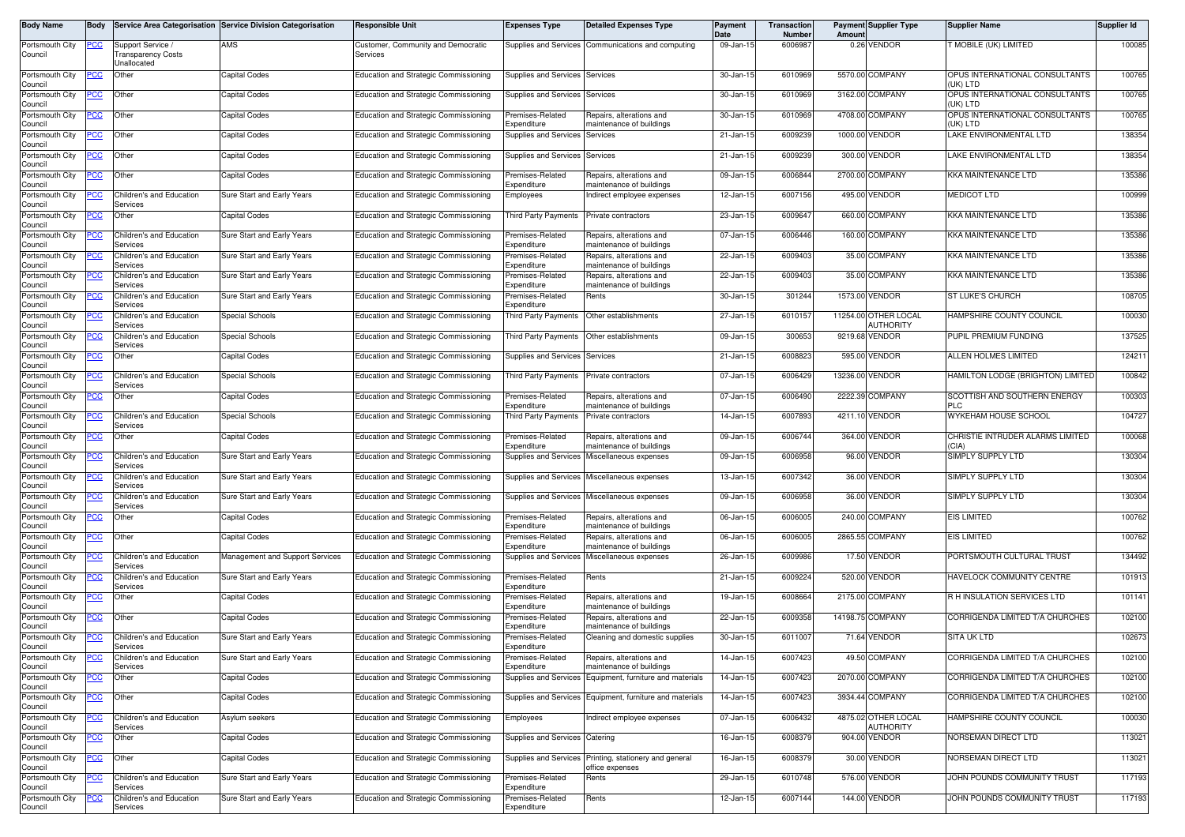| Body Name | Body | Service Area Categorisation | Service Division Categorisation | Responsible Unit | Expenses Type | Detailed Expenses Type | Payment Date | Transaction Number | Payment Amount | Supplier Type | Supplier Name | Supplier Id |
|---|---|---|---|---|---|---|---|---|---|---|---|---|
| Portsmouth City Council | PCC | Support Service / Transparency Costs Unallocated | AMS | Customer, Community and Democratic Services | Supplies and Services | Communications and computing | 09-Jan-15 | 6006987 | 0.26 | VENDOR | T MOBILE (UK) LIMITED | 100085 |
| Portsmouth City Council | PCC | Other | Capital Codes | Education and Strategic Commissioning | Supplies and Services | Services | 30-Jan-15 | 6010969 | 5570.00 | COMPANY | OPUS INTERNATIONAL CONSULTANTS (UK) LTD | 100765 |
| Portsmouth City Council | PCC | Other | Capital Codes | Education and Strategic Commissioning | Supplies and Services | Services | 30-Jan-15 | 6010969 | 3162.00 | COMPANY | OPUS INTERNATIONAL CONSULTANTS (UK) LTD | 100765 |
| Portsmouth City Council | PCC | Other | Capital Codes | Education and Strategic Commissioning | Premises-Related Expenditure | Repairs, alterations and maintenance of buildings | 30-Jan-15 | 6010969 | 4708.00 | COMPANY | OPUS INTERNATIONAL CONSULTANTS (UK) LTD | 100765 |
| Portsmouth City Council | PCC | Other | Capital Codes | Education and Strategic Commissioning | Supplies and Services | Services | 21-Jan-15 | 6009239 | 1000.00 | VENDOR | LAKE ENVIRONMENTAL LTD | 138354 |
| Portsmouth City Council | PCC | Other | Capital Codes | Education and Strategic Commissioning | Supplies and Services | Services | 21-Jan-15 | 6009239 | 300.00 | VENDOR | LAKE ENVIRONMENTAL LTD | 138354 |
| Portsmouth City Council | PCC | Other | Capital Codes | Education and Strategic Commissioning | Premises-Related Expenditure | Repairs, alterations and maintenance of buildings | 09-Jan-15 | 6006844 | 2700.00 | COMPANY | KKA MAINTENANCE LTD | 135386 |
| Portsmouth City Council | PCC | Children's and Education Services | Sure Start and Early Years | Education and Strategic Commissioning | Employees | Indirect employee expenses | 12-Jan-15 | 6007156 | 495.00 | VENDOR | MEDICOT LTD | 100999 |
| Portsmouth City Council | PCC | Other | Capital Codes | Education and Strategic Commissioning | Third Party Payments | Private contractors | 23-Jan-15 | 6009647 | 660.00 | COMPANY | KKA MAINTENANCE LTD | 135386 |
| Portsmouth City Council | PCC | Children's and Education Services | Sure Start and Early Years | Education and Strategic Commissioning | Premises-Related Expenditure | Repairs, alterations and maintenance of buildings | 07-Jan-15 | 6006446 | 160.00 | COMPANY | KKA MAINTENANCE LTD | 135386 |
| Portsmouth City Council | PCC | Children's and Education Services | Sure Start and Early Years | Education and Strategic Commissioning | Premises-Related Expenditure | Repairs, alterations and maintenance of buildings | 22-Jan-15 | 6009403 | 35.00 | COMPANY | KKA MAINTENANCE LTD | 135386 |
| Portsmouth City Council | PCC | Children's and Education Services | Sure Start and Early Years | Education and Strategic Commissioning | Premises-Related Expenditure | Repairs, alterations and maintenance of buildings | 22-Jan-15 | 6009403 | 35.00 | COMPANY | KKA MAINTENANCE LTD | 135386 |
| Portsmouth City Council | PCC | Children's and Education Services | Sure Start and Early Years | Education and Strategic Commissioning | Premises-Related Expenditure | Rents | 30-Jan-15 | 301244 | 1573.00 | VENDOR | ST LUKE'S CHURCH | 108705 |
| Portsmouth City Council | PCC | Children's and Education Services | Special Schools | Education and Strategic Commissioning | Third Party Payments | Other establishments | 27-Jan-15 | 6010157 | 11254.00 | OTHER LOCAL AUTHORITY | HAMPSHIRE COUNTY COUNCIL | 100030 |
| Portsmouth City Council | PCC | Children's and Education Services | Special Schools | Education and Strategic Commissioning | Third Party Payments | Other establishments | 09-Jan-15 | 300653 | 9219.68 | VENDOR | PUPIL PREMIUM FUNDING | 137525 |
| Portsmouth City Council | PCC | Other | Capital Codes | Education and Strategic Commissioning | Supplies and Services | Services | 21-Jan-15 | 6008823 | 595.00 | VENDOR | ALLEN HOLMES LIMITED | 124211 |
| Portsmouth City Council | PCC | Children's and Education Services | Special Schools | Education and Strategic Commissioning | Third Party Payments | Private contractors | 07-Jan-15 | 6006429 | 13236.00 | VENDOR | HAMILTON LODGE (BRIGHTON) LIMITED | 100842 |
| Portsmouth City Council | PCC | Other | Capital Codes | Education and Strategic Commissioning | Premises-Related Expenditure | Repairs, alterations and maintenance of buildings | 07-Jan-15 | 6006490 | 2222.39 | COMPANY | SCOTTISH AND SOUTHERN ENERGY PLC | 100303 |
| Portsmouth City Council | PCC | Children's and Education Services | Special Schools | Education and Strategic Commissioning | Third Party Payments | Private contractors | 14-Jan-15 | 6007893 | 4211.10 | VENDOR | WYKEHAM HOUSE SCHOOL | 104727 |
| Portsmouth City Council | PCC | Other | Capital Codes | Education and Strategic Commissioning | Premises-Related Expenditure | Repairs, alterations and maintenance of buildings | 09-Jan-15 | 6006744 | 364.00 | VENDOR | CHRISTIE INTRUDER ALARMS LIMITED (CIA) | 100068 |
| Portsmouth City Council | PCC | Children's and Education Services | Sure Start and Early Years | Education and Strategic Commissioning | Supplies and Services | Miscellaneous expenses | 09-Jan-15 | 6006958 | 96.00 | VENDOR | SIMPLY SUPPLY LTD | 130304 |
| Portsmouth City Council | PCC | Children's and Education Services | Sure Start and Early Years | Education and Strategic Commissioning | Supplies and Services | Miscellaneous expenses | 13-Jan-15 | 6007342 | 36.00 | VENDOR | SIMPLY SUPPLY LTD | 130304 |
| Portsmouth City Council | PCC | Children's and Education Services | Sure Start and Early Years | Education and Strategic Commissioning | Supplies and Services | Miscellaneous expenses | 09-Jan-15 | 6006958 | 36.00 | VENDOR | SIMPLY SUPPLY LTD | 130304 |
| Portsmouth City Council | PCC | Other | Capital Codes | Education and Strategic Commissioning | Premises-Related Expenditure | Repairs, alterations and maintenance of buildings | 06-Jan-15 | 6006005 | 240.00 | COMPANY | EIS LIMITED | 100762 |
| Portsmouth City Council | PCC | Other | Capital Codes | Education and Strategic Commissioning | Premises-Related Expenditure | Repairs, alterations and maintenance of buildings | 06-Jan-15 | 6006005 | 2865.55 | COMPANY | EIS LIMITED | 100762 |
| Portsmouth City Council | PCC | Children's and Education Services | Management and Support Services | Education and Strategic Commissioning | Supplies and Services | Miscellaneous expenses | 26-Jan-15 | 6009986 | 17.50 | VENDOR | PORTSMOUTH CULTURAL TRUST | 134492 |
| Portsmouth City Council | PCC | Children's and Education Services | Sure Start and Early Years | Education and Strategic Commissioning | Premises-Related Expenditure | Rents | 21-Jan-15 | 6009224 | 520.00 | VENDOR | HAVELOCK COMMUNITY CENTRE | 101913 |
| Portsmouth City Council | PCC | Other | Capital Codes | Education and Strategic Commissioning | Premises-Related Expenditure | Repairs, alterations and maintenance of buildings | 19-Jan-15 | 6008664 | 2175.00 | COMPANY | R H INSULATION SERVICES LTD | 101141 |
| Portsmouth City Council | PCC | Other | Capital Codes | Education and Strategic Commissioning | Premises-Related Expenditure | Repairs, alterations and maintenance of buildings | 22-Jan-15 | 6009358 | 14198.75 | COMPANY | CORRIGENDA LIMITED T/A CHURCHES | 102100 |
| Portsmouth City Council | PCC | Children's and Education Services | Sure Start and Early Years | Education and Strategic Commissioning | Premises-Related Expenditure | Cleaning and domestic supplies | 30-Jan-15 | 6011007 | 71.64 | VENDOR | SITA UK LTD | 102673 |
| Portsmouth City Council | PCC | Children's and Education Services | Sure Start and Early Years | Education and Strategic Commissioning | Premises-Related Expenditure | Repairs, alterations and maintenance of buildings | 14-Jan-15 | 6007423 | 49.50 | COMPANY | CORRIGENDA LIMITED T/A CHURCHES | 102100 |
| Portsmouth City Council | PCC | Other | Capital Codes | Education and Strategic Commissioning | Supplies and Services | Equipment, furniture and materials | 14-Jan-15 | 6007423 | 2070.00 | COMPANY | CORRIGENDA LIMITED T/A CHURCHES | 102100 |
| Portsmouth City Council | PCC | Other | Capital Codes | Education and Strategic Commissioning | Supplies and Services | Equipment, furniture and materials | 14-Jan-15 | 6007423 | 3934.44 | COMPANY | CORRIGENDA LIMITED T/A CHURCHES | 102100 |
| Portsmouth City Council | PCC | Children's and Education Services | Asylum seekers | Education and Strategic Commissioning | Employees | Indirect employee expenses | 07-Jan-15 | 6006432 | 4875.02 | OTHER LOCAL AUTHORITY | HAMPSHIRE COUNTY COUNCIL | 100030 |
| Portsmouth City Council | PCC | Other | Capital Codes | Education and Strategic Commissioning | Supplies and Services | Catering | 16-Jan-15 | 6008379 | 904.00 | VENDOR | NORSEMAN DIRECT LTD | 113021 |
| Portsmouth City Council | PCC | Other | Capital Codes | Education and Strategic Commissioning | Supplies and Services | Printing, stationery and general office expenses | 16-Jan-15 | 6008379 | 30.00 | VENDOR | NORSEMAN DIRECT LTD | 113021 |
| Portsmouth City Council | PCC | Children's and Education Services | Sure Start and Early Years | Education and Strategic Commissioning | Premises-Related Expenditure | Rents | 29-Jan-15 | 6010748 | 576.00 | VENDOR | JOHN POUNDS COMMUNITY TRUST | 117193 |
| Portsmouth City Council | PCC | Children's and Education Services | Sure Start and Early Years | Education and Strategic Commissioning | Premises-Related Expenditure | Rents | 12-Jan-15 | 6007144 | 144.00 | VENDOR | JOHN POUNDS COMMUNITY TRUST | 117193 |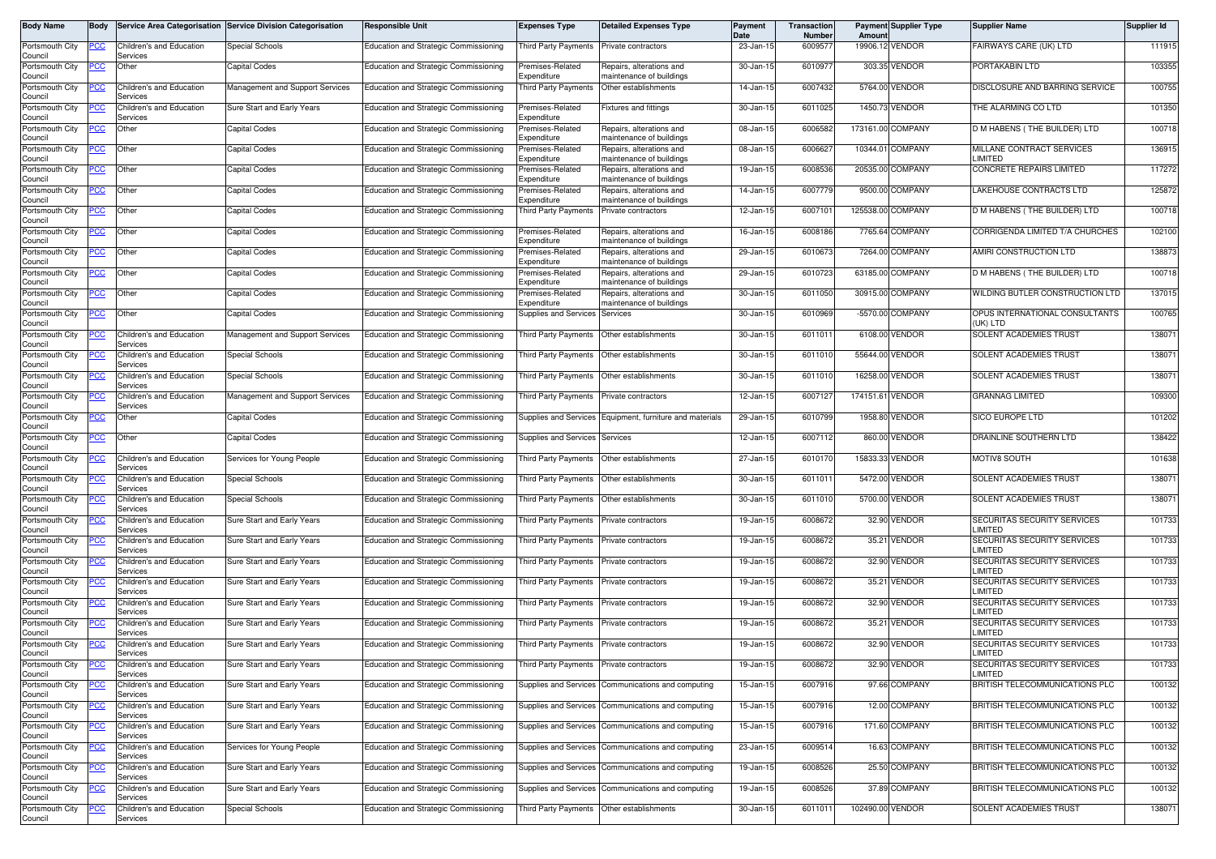| Body Name | Body | Service Area Categorisation | Service Division Categorisation | Responsible Unit | Expenses Type | Detailed Expenses Type | Payment Date | Transaction Number | Payment Amount | Supplier Type | Supplier Name | Supplier Id |
|---|---|---|---|---|---|---|---|---|---|---|---|---|
| Portsmouth City Council | PCC | Children's and Education Services | Special Schools | Education and Strategic Commissioning | Third Party Payments | Private contractors | 23-Jan-15 | 6009577 | 19906.12 | VENDOR | FAIRWAYS CARE (UK) LTD | 111915 |
| Portsmouth City Council | PCC | Other | Capital Codes | Education and Strategic Commissioning | Premises-Related Expenditure | Repairs, alterations and maintenance of buildings | 30-Jan-15 | 6010977 | 303.35 | VENDOR | PORTAKABIN LTD | 103355 |
| Portsmouth City Council | PCC | Children's and Education Services | Management and Support Services | Education and Strategic Commissioning | Third Party Payments | Other establishments | 14-Jan-15 | 6007432 | 5764.00 | VENDOR | DISCLOSURE AND BARRING SERVICE | 100755 |
| Portsmouth City Council | PCC | Children's and Education Services | Sure Start and Early Years | Education and Strategic Commissioning | Premises-Related Expenditure | Fixtures and fittings | 30-Jan-15 | 6011025 | 1450.73 | VENDOR | THE ALARMING CO LTD | 101350 |
| Portsmouth City Council | PCC | Other | Capital Codes | Education and Strategic Commissioning | Premises-Related Expenditure | Repairs, alterations and maintenance of buildings | 08-Jan-15 | 6006582 | 173161.00 | COMPANY | D M HABENS ( THE BUILDER) LTD | 100718 |
| Portsmouth City Council | PCC | Other | Capital Codes | Education and Strategic Commissioning | Premises-Related Expenditure | Repairs, alterations and maintenance of buildings | 08-Jan-15 | 6006627 | 10344.01 | COMPANY | MILLANE CONTRACT SERVICES LIMITED | 136915 |
| Portsmouth City Council | PCC | Other | Capital Codes | Education and Strategic Commissioning | Premises-Related Expenditure | Repairs, alterations and maintenance of buildings | 19-Jan-15 | 6008536 | 20535.00 | COMPANY | CONCRETE REPAIRS LIMITED | 117272 |
| Portsmouth City Council | PCC | Other | Capital Codes | Education and Strategic Commissioning | Premises-Related Expenditure | Repairs, alterations and maintenance of buildings | 14-Jan-15 | 6007779 | 9500.00 | COMPANY | LAKEHOUSE CONTRACTS LTD | 125872 |
| Portsmouth City Council | PCC | Other | Capital Codes | Education and Strategic Commissioning | Third Party Payments | Private contractors | 12-Jan-15 | 6007101 | 125538.00 | COMPANY | D M HABENS ( THE BUILDER) LTD | 100718 |
| Portsmouth City Council | PCC | Other | Capital Codes | Education and Strategic Commissioning | Premises-Related Expenditure | Repairs, alterations and maintenance of buildings | 16-Jan-15 | 6008186 | 7765.64 | COMPANY | CORRIGENDA LIMITED T/A CHURCHES | 102100 |
| Portsmouth City Council | PCC | Other | Capital Codes | Education and Strategic Commissioning | Premises-Related Expenditure | Repairs, alterations and maintenance of buildings | 29-Jan-15 | 6010673 | 7264.00 | COMPANY | AMIRI CONSTRUCTION LTD | 138873 |
| Portsmouth City Council | PCC | Other | Capital Codes | Education and Strategic Commissioning | Premises-Related Expenditure | Repairs, alterations and maintenance of buildings | 29-Jan-15 | 6010723 | 63185.00 | COMPANY | D M HABENS ( THE BUILDER) LTD | 100718 |
| Portsmouth City Council | PCC | Other | Capital Codes | Education and Strategic Commissioning | Premises-Related Expenditure | Repairs, alterations and maintenance of buildings | 30-Jan-15 | 6011050 | 30915.00 | COMPANY | WILDING BUTLER CONSTRUCTION LTD | 137015 |
| Portsmouth City Council | PCC | Other | Capital Codes | Education and Strategic Commissioning | Supplies and Services | Services | 30-Jan-15 | 6010969 | -5570.00 | COMPANY | OPUS INTERNATIONAL CONSULTANTS (UK) LTD | 100765 |
| Portsmouth City Council | PCC | Children's and Education Services | Management and Support Services | Education and Strategic Commissioning | Third Party Payments | Other establishments | 30-Jan-15 | 6011011 | 6108.00 | VENDOR | SOLENT ACADEMIES TRUST | 138071 |
| Portsmouth City Council | PCC | Children's and Education Services | Special Schools | Education and Strategic Commissioning | Third Party Payments | Other establishments | 30-Jan-15 | 6011010 | 55644.00 | VENDOR | SOLENT ACADEMIES TRUST | 138071 |
| Portsmouth City Council | PCC | Children's and Education Services | Special Schools | Education and Strategic Commissioning | Third Party Payments | Other establishments | 30-Jan-15 | 6011010 | 16258.00 | VENDOR | SOLENT ACADEMIES TRUST | 138071 |
| Portsmouth City Council | PCC | Children's and Education Services | Management and Support Services | Education and Strategic Commissioning | Third Party Payments | Private contractors | 12-Jan-15 | 6007127 | 174151.61 | VENDOR | GRANNAG LIMITED | 109300 |
| Portsmouth City Council | PCC | Other | Capital Codes | Education and Strategic Commissioning | Supplies and Services | Equipment, furniture and materials | 29-Jan-15 | 6010799 | 1958.80 | VENDOR | SICO EUROPE LTD | 101202 |
| Portsmouth City Council | PCC | Other | Capital Codes | Education and Strategic Commissioning | Supplies and Services | Services | 12-Jan-15 | 6007112 | 860.00 | VENDOR | DRAINLINE SOUTHERN LTD | 138422 |
| Portsmouth City Council | PCC | Children's and Education Services | Services for Young People | Education and Strategic Commissioning | Third Party Payments | Other establishments | 27-Jan-15 | 6010170 | 15833.33 | VENDOR | MOTIV8 SOUTH | 101638 |
| Portsmouth City Council | PCC | Children's and Education Services | Special Schools | Education and Strategic Commissioning | Third Party Payments | Other establishments | 30-Jan-15 | 6011011 | 5472.00 | VENDOR | SOLENT ACADEMIES TRUST | 138071 |
| Portsmouth City Council | PCC | Children's and Education Services | Special Schools | Education and Strategic Commissioning | Third Party Payments | Other establishments | 30-Jan-15 | 6011010 | 5700.00 | VENDOR | SOLENT ACADEMIES TRUST | 138071 |
| Portsmouth City Council | PCC | Children's and Education Services | Sure Start and Early Years | Education and Strategic Commissioning | Third Party Payments | Private contractors | 19-Jan-15 | 6008672 | 32.90 | VENDOR | SECURITAS SECURITY SERVICES LIMITED | 101733 |
| Portsmouth City Council | PCC | Children's and Education Services | Sure Start and Early Years | Education and Strategic Commissioning | Third Party Payments | Private contractors | 19-Jan-15 | 6008672 | 35.21 | VENDOR | SECURITAS SECURITY SERVICES LIMITED | 101733 |
| Portsmouth City Council | PCC | Children's and Education Services | Sure Start and Early Years | Education and Strategic Commissioning | Third Party Payments | Private contractors | 19-Jan-15 | 6008672 | 32.90 | VENDOR | SECURITAS SECURITY SERVICES LIMITED | 101733 |
| Portsmouth City Council | PCC | Children's and Education Services | Sure Start and Early Years | Education and Strategic Commissioning | Third Party Payments | Private contractors | 19-Jan-15 | 6008672 | 35.21 | VENDOR | SECURITAS SECURITY SERVICES LIMITED | 101733 |
| Portsmouth City Council | PCC | Children's and Education Services | Sure Start and Early Years | Education and Strategic Commissioning | Third Party Payments | Private contractors | 19-Jan-15 | 6008672 | 32.90 | VENDOR | SECURITAS SECURITY SERVICES LIMITED | 101733 |
| Portsmouth City Council | PCC | Children's and Education Services | Sure Start and Early Years | Education and Strategic Commissioning | Third Party Payments | Private contractors | 19-Jan-15 | 6008672 | 35.21 | VENDOR | SECURITAS SECURITY SERVICES LIMITED | 101733 |
| Portsmouth City Council | PCC | Children's and Education Services | Sure Start and Early Years | Education and Strategic Commissioning | Third Party Payments | Private contractors | 19-Jan-15 | 6008672 | 32.90 | VENDOR | SECURITAS SECURITY SERVICES LIMITED | 101733 |
| Portsmouth City Council | PCC | Children's and Education Services | Sure Start and Early Years | Education and Strategic Commissioning | Third Party Payments | Private contractors | 19-Jan-15 | 6008672 | 32.90 | VENDOR | SECURITAS SECURITY SERVICES LIMITED | 101733 |
| Portsmouth City Council | PCC | Children's and Education Services | Sure Start and Early Years | Education and Strategic Commissioning | Supplies and Services | Communications and computing | 15-Jan-15 | 6007916 | 97.66 | COMPANY | BRITISH TELECOMMUNICATIONS PLC | 100132 |
| Portsmouth City Council | PCC | Children's and Education Services | Sure Start and Early Years | Education and Strategic Commissioning | Supplies and Services | Communications and computing | 15-Jan-15 | 6007916 | 12.00 | COMPANY | BRITISH TELECOMMUNICATIONS PLC | 100132 |
| Portsmouth City Council | PCC | Children's and Education Services | Sure Start and Early Years | Education and Strategic Commissioning | Supplies and Services | Communications and computing | 15-Jan-15 | 6007916 | 171.60 | COMPANY | BRITISH TELECOMMUNICATIONS PLC | 100132 |
| Portsmouth City Council | PCC | Children's and Education Services | Services for Young People | Education and Strategic Commissioning | Supplies and Services | Communications and computing | 23-Jan-15 | 6009514 | 16.63 | COMPANY | BRITISH TELECOMMUNICATIONS PLC | 100132 |
| Portsmouth City Council | PCC | Children's and Education Services | Sure Start and Early Years | Education and Strategic Commissioning | Supplies and Services | Communications and computing | 19-Jan-15 | 6008526 | 25.50 | COMPANY | BRITISH TELECOMMUNICATIONS PLC | 100132 |
| Portsmouth City Council | PCC | Children's and Education Services | Sure Start and Early Years | Education and Strategic Commissioning | Supplies and Services | Communications and computing | 19-Jan-15 | 6008526 | 37.89 | COMPANY | BRITISH TELECOMMUNICATIONS PLC | 100132 |
| Portsmouth City Council | PCC | Children's and Education Services | Special Schools | Education and Strategic Commissioning | Third Party Payments | Other establishments | 30-Jan-15 | 6011011 | 102490.00 | VENDOR | SOLENT ACADEMIES TRUST | 138071 |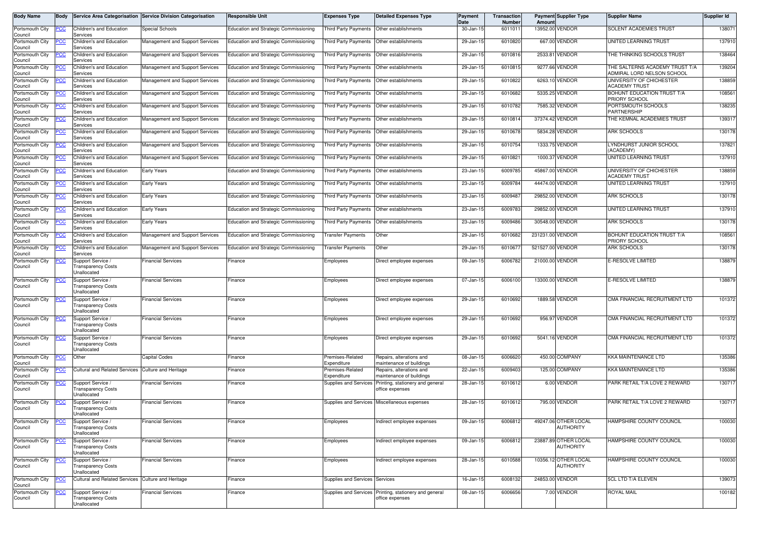| Body Name | Body | Service Area Categorisation | Service Division Categorisation | Responsible Unit | Expenses Type | Detailed Expenses Type | Payment Date | Transaction Number | Payment Amount | Supplier Type | Supplier Name | Supplier Id |
|---|---|---|---|---|---|---|---|---|---|---|---|---|
| Portsmouth City Council | PCC | Children's and Education Services | Special Schools | Education and Strategic Commissioning | Third Party Payments | Other establishments | 30-Jan-15 | 6011011 | 13952.00 | VENDOR | SOLENT ACADEMIES TRUST | 138071 |
| Portsmouth City Council | PCC | Children's and Education Services | Management and Support Services | Education and Strategic Commissioning | Third Party Payments | Other establishments | 29-Jan-15 | 6010820 | 667.00 | VENDOR | UNITED LEARNING TRUST | 137910 |
| Portsmouth City Council | PCC | Children's and Education Services | Management and Support Services | Education and Strategic Commissioning | Third Party Payments | Other establishments | 29-Jan-15 | 6010816 | 2533.81 | VENDOR | THE THINKING SCHOOLS TRUST | 138464 |
| Portsmouth City Council | PCC | Children's and Education Services | Management and Support Services | Education and Strategic Commissioning | Third Party Payments | Other establishments | 29-Jan-15 | 6010815 | 9277.66 | VENDOR | THE SALTERNS ACADEMY TRUST T/A ADMIRAL LORD NELSON SCHOOL | 139204 |
| Portsmouth City Council | PCC | Children's and Education Services | Management and Support Services | Education and Strategic Commissioning | Third Party Payments | Other establishments | 29-Jan-15 | 6010822 | 6263.10 | VENDOR | UNIVERSITY OF CHICHESTER ACADEMY TRUST | 138859 |
| Portsmouth City Council | PCC | Children's and Education Services | Management and Support Services | Education and Strategic Commissioning | Third Party Payments | Other establishments | 29-Jan-15 | 6010682 | 5335.25 | VENDOR | BOHUNT EDUCATION TRUST T/A PRIORY SCHOOL | 108561 |
| Portsmouth City Council | PCC | Children's and Education Services | Management and Support Services | Education and Strategic Commissioning | Third Party Payments | Other establishments | 29-Jan-15 | 6010782 | 7585.32 | VENDOR | PORTSMOUTH SCHOOLS PARTNERSHIP | 138235 |
| Portsmouth City Council | PCC | Children's and Education Services | Management and Support Services | Education and Strategic Commissioning | Third Party Payments | Other establishments | 29-Jan-15 | 6010814 | 37374.42 | VENDOR | THE KEMNAL ACADEMIES TRUST | 139317 |
| Portsmouth City Council | PCC | Children's and Education Services | Management and Support Services | Education and Strategic Commissioning | Third Party Payments | Other establishments | 29-Jan-15 | 6010678 | 5834.28 | VENDOR | ARK SCHOOLS | 130178 |
| Portsmouth City Council | PCC | Children's and Education Services | Management and Support Services | Education and Strategic Commissioning | Third Party Payments | Other establishments | 29-Jan-15 | 6010754 | 1333.75 | VENDOR | LYNDHURST JUNIOR SCHOOL (ACADEMY) | 137821 |
| Portsmouth City Council | PCC | Children's and Education Services | Management and Support Services | Education and Strategic Commissioning | Third Party Payments | Other establishments | 29-Jan-15 | 6010821 | 1000.37 | VENDOR | UNITED LEARNING TRUST | 137910 |
| Portsmouth City Council | PCC | Children's and Education Services | Early Years | Education and Strategic Commissioning | Third Party Payments | Other establishments | 23-Jan-15 | 6009785 | 45867.00 | VENDOR | UNIVERSITY OF CHICHESTER ACADEMY TRUST | 138859 |
| Portsmouth City Council | PCC | Children's and Education Services | Early Years | Education and Strategic Commissioning | Third Party Payments | Other establishments | 23-Jan-15 | 6009784 | 44474.00 | VENDOR | UNITED LEARNING TRUST | 137910 |
| Portsmouth City Council | PCC | Children's and Education Services | Early Years | Education and Strategic Commissioning | Third Party Payments | Other establishments | 23-Jan-15 | 6009487 | 29852.00 | VENDOR | ARK SCHOOLS | 130178 |
| Portsmouth City Council | PCC | Children's and Education Services | Early Years | Education and Strategic Commissioning | Third Party Payments | Other establishments | 23-Jan-15 | 6009783 | 29852.00 | VENDOR | UNITED LEARNING TRUST | 137910 |
| Portsmouth City Council | PCC | Children's and Education Services | Early Years | Education and Strategic Commissioning | Third Party Payments | Other establishments | 23-Jan-15 | 6009486 | 30548.00 | VENDOR | ARK SCHOOLS | 130178 |
| Portsmouth City Council | PCC | Children's and Education Services | Management and Support Services | Education and Strategic Commissioning | Transfer Payments | Other | 29-Jan-15 | 6010682 | 231231.00 | VENDOR | BOHUNT EDUCATION TRUST T/A PRIORY SCHOOL | 108561 |
| Portsmouth City Council | PCC | Children's and Education Services | Management and Support Services | Education and Strategic Commissioning | Transfer Payments | Other | 29-Jan-15 | 6010677 | 521527.00 | VENDOR | ARK SCHOOLS | 130178 |
| Portsmouth City Council | PCC | Support Service / Transparency Costs Unallocated | Financial Services | Finance | Employees | Direct employee expenses | 09-Jan-15 | 6006782 | 21000.00 | VENDOR | E-RESOLVE LIMITED | 138879 |
| Portsmouth City Council | PCC | Support Service / Transparency Costs Unallocated | Financial Services | Finance | Employees | Direct employee expenses | 07-Jan-15 | 6006100 | 13300.00 | VENDOR | E-RESOLVE LIMITED | 138879 |
| Portsmouth City Council | PCC | Support Service / Transparency Costs Unallocated | Financial Services | Finance | Employees | Direct employee expenses | 29-Jan-15 | 6010692 | 1889.58 | VENDOR | CMA FINANCIAL RECRUITMENT LTD | 101372 |
| Portsmouth City Council | PCC | Support Service / Transparency Costs Unallocated | Financial Services | Finance | Employees | Direct employee expenses | 29-Jan-15 | 6010692 | 956.97 | VENDOR | CMA FINANCIAL RECRUITMENT LTD | 101372 |
| Portsmouth City Council | PCC | Support Service / Transparency Costs Unallocated | Financial Services | Finance | Employees | Direct employee expenses | 29-Jan-15 | 6010692 | 5041.16 | VENDOR | CMA FINANCIAL RECRUITMENT LTD | 101372 |
| Portsmouth City Council | PCC | Other | Capital Codes | Finance | Premises-Related Expenditure | Repairs, alterations and maintenance of buildings | 08-Jan-15 | 6006620 | 450.00 | COMPANY | KKA MAINTENANCE LTD | 135386 |
| Portsmouth City Council | PCC | Cultural and Related Services | Culture and Heritage | Finance | Premises-Related Expenditure | Repairs, alterations and maintenance of buildings | 22-Jan-15 | 6009403 | 125.00 | COMPANY | KKA MAINTENANCE LTD | 135386 |
| Portsmouth City Council | PCC | Support Service / Transparency Costs Unallocated | Financial Services | Finance | Supplies and Services | Printing, stationery and general office expenses | 28-Jan-15 | 6010612 | 6.00 | VENDOR | PARK RETAIL T/A LOVE 2 REWARD | 130717 |
| Portsmouth City Council | PCC | Support Service / Transparency Costs Unallocated | Financial Services | Finance | Supplies and Services | Miscellaneous expenses | 28-Jan-15 | 6010612 | 795.00 | VENDOR | PARK RETAIL T/A LOVE 2 REWARD | 130717 |
| Portsmouth City Council | PCC | Support Service / Transparency Costs Unallocated | Financial Services | Finance | Employees | Indirect employee expenses | 09-Jan-15 | 6006812 | 49247.06 | OTHER LOCAL AUTHORITY | HAMPSHIRE COUNTY COUNCIL | 100030 |
| Portsmouth City Council | PCC | Support Service / Transparency Costs Unallocated | Financial Services | Finance | Employees | Indirect employee expenses | 09-Jan-15 | 6006812 | 23887.89 | OTHER LOCAL AUTHORITY | HAMPSHIRE COUNTY COUNCIL | 100030 |
| Portsmouth City Council | PCC | Support Service / Transparency Costs Unallocated | Financial Services | Finance | Employees | Indirect employee expenses | 28-Jan-15 | 6010588 | 10356.12 | OTHER LOCAL AUTHORITY | HAMPSHIRE COUNTY COUNCIL | 100030 |
| Portsmouth City Council | PCC | Cultural and Related Services | Culture and Heritage | Finance | Supplies and Services | Services | 16-Jan-15 | 6008132 | 24853.00 | VENDOR | 5CL LTD T/A ELEVEN | 139073 |
| Portsmouth City Council | PCC | Support Service / Transparency Costs Unallocated | Financial Services | Finance | Supplies and Services | Printing, stationery and general office expenses | 08-Jan-15 | 6006656 | 7.00 | VENDOR | ROYAL MAIL | 100182 |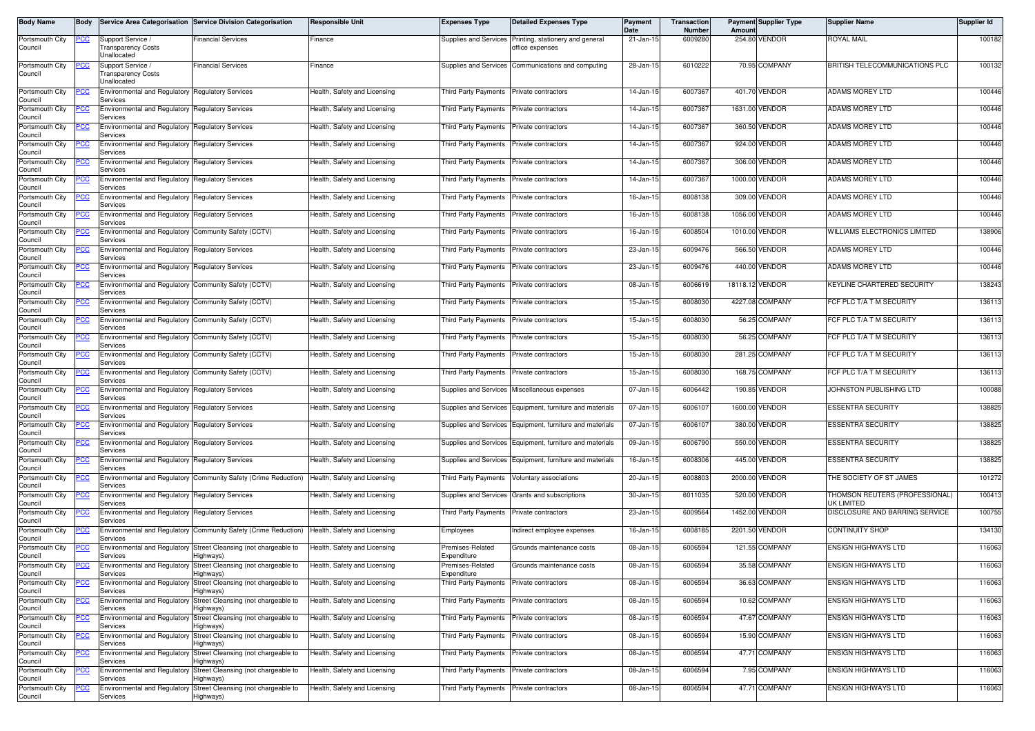| Body Name | Body | Service Area Categorisation | Service Division Categorisation | Responsible Unit | Expenses Type | Detailed Expenses Type | Payment Date | Transaction Number | Payment Amount | Supplier Type | Supplier Name | Supplier Id |
|---|---|---|---|---|---|---|---|---|---|---|---|---|
| Portsmouth City Council | PCC | Support Service / Transparency Costs Unallocated | Financial Services | Finance | Supplies and Services | Printing, stationery and general office expenses | 21-Jan-15 | 6009280 | 254.80 | VENDOR | ROYAL MAIL | 100182 |
| Portsmouth City Council | PCC | Support Service / Transparency Costs Unallocated | Financial Services | Finance | Supplies and Services | Communications and computing | 28-Jan-15 | 6010222 | 70.95 | COMPANY | BRITISH TELECOMMUNICATIONS PLC | 100132 |
| Portsmouth City Council | PCC | Environmental and Regulatory Services | Regulatory Services | Health, Safety and Licensing | Third Party Payments | Private contractors | 14-Jan-15 | 6007367 | 401.70 | VENDOR | ADAMS MOREY LTD | 100446 |
| Portsmouth City Council | PCC | Environmental and Regulatory Services | Regulatory Services | Health, Safety and Licensing | Third Party Payments | Private contractors | 14-Jan-15 | 6007367 | 1631.00 | VENDOR | ADAMS MOREY LTD | 100446 |
| Portsmouth City Council | PCC | Environmental and Regulatory Services | Regulatory Services | Health, Safety and Licensing | Third Party Payments | Private contractors | 14-Jan-15 | 6007367 | 360.50 | VENDOR | ADAMS MOREY LTD | 100446 |
| Portsmouth City Council | PCC | Environmental and Regulatory Services | Regulatory Services | Health, Safety and Licensing | Third Party Payments | Private contractors | 14-Jan-15 | 6007367 | 924.00 | VENDOR | ADAMS MOREY LTD | 100446 |
| Portsmouth City Council | PCC | Environmental and Regulatory Services | Regulatory Services | Health, Safety and Licensing | Third Party Payments | Private contractors | 14-Jan-15 | 6007367 | 306.00 | VENDOR | ADAMS MOREY LTD | 100446 |
| Portsmouth City Council | PCC | Environmental and Regulatory Services | Regulatory Services | Health, Safety and Licensing | Third Party Payments | Private contractors | 14-Jan-15 | 6007367 | 1000.00 | VENDOR | ADAMS MOREY LTD | 100446 |
| Portsmouth City Council | PCC | Environmental and Regulatory Services | Regulatory Services | Health, Safety and Licensing | Third Party Payments | Private contractors | 16-Jan-15 | 6008138 | 309.00 | VENDOR | ADAMS MOREY LTD | 100446 |
| Portsmouth City Council | PCC | Environmental and Regulatory Services | Regulatory Services | Health, Safety and Licensing | Third Party Payments | Private contractors | 16-Jan-15 | 6008138 | 1056.00 | VENDOR | ADAMS MOREY LTD | 100446 |
| Portsmouth City Council | PCC | Environmental and Regulatory Services | Community Safety (CCTV) | Health, Safety and Licensing | Third Party Payments | Private contractors | 16-Jan-15 | 6008504 | 1010.00 | VENDOR | WILLIAMS ELECTRONICS LIMITED | 138906 |
| Portsmouth City Council | PCC | Environmental and Regulatory Services | Regulatory Services | Health, Safety and Licensing | Third Party Payments | Private contractors | 23-Jan-15 | 6009476 | 566.50 | VENDOR | ADAMS MOREY LTD | 100446 |
| Portsmouth City Council | PCC | Environmental and Regulatory Services | Regulatory Services | Health, Safety and Licensing | Third Party Payments | Private contractors | 23-Jan-15 | 6009476 | 440.00 | VENDOR | ADAMS MOREY LTD | 100446 |
| Portsmouth City Council | PCC | Environmental and Regulatory Services | Community Safety (CCTV) | Health, Safety and Licensing | Third Party Payments | Private contractors | 08-Jan-15 | 6006619 | 18118.12 | VENDOR | KEYLINE CHARTERED SECURITY | 138243 |
| Portsmouth City Council | PCC | Environmental and Regulatory Services | Community Safety (CCTV) | Health, Safety and Licensing | Third Party Payments | Private contractors | 15-Jan-15 | 6008030 | 4227.08 | COMPANY | FCF PLC T/A T M SECURITY | 136113 |
| Portsmouth City Council | PCC | Environmental and Regulatory Services | Community Safety (CCTV) | Health, Safety and Licensing | Third Party Payments | Private contractors | 15-Jan-15 | 6008030 | 56.25 | COMPANY | FCF PLC T/A T M SECURITY | 136113 |
| Portsmouth City Council | PCC | Environmental and Regulatory Services | Community Safety (CCTV) | Health, Safety and Licensing | Third Party Payments | Private contractors | 15-Jan-15 | 6008030 | 56.25 | COMPANY | FCF PLC T/A T M SECURITY | 136113 |
| Portsmouth City Council | PCC | Environmental and Regulatory Services | Community Safety (CCTV) | Health, Safety and Licensing | Third Party Payments | Private contractors | 15-Jan-15 | 6008030 | 281.25 | COMPANY | FCF PLC T/A T M SECURITY | 136113 |
| Portsmouth City Council | PCC | Environmental and Regulatory Services | Community Safety (CCTV) | Health, Safety and Licensing | Third Party Payments | Private contractors | 15-Jan-15 | 6008030 | 168.75 | COMPANY | FCF PLC T/A T M SECURITY | 136113 |
| Portsmouth City Council | PCC | Environmental and Regulatory Services | Regulatory Services | Health, Safety and Licensing | Supplies and Services | Miscellaneous expenses | 07-Jan-15 | 6006442 | 190.85 | VENDOR | JOHNSTON PUBLISHING LTD | 100088 |
| Portsmouth City Council | PCC | Environmental and Regulatory Services | Regulatory Services | Health, Safety and Licensing | Supplies and Services | Equipment, furniture and materials | 07-Jan-15 | 6006107 | 1600.00 | VENDOR | ESSENTRA SECURITY | 138825 |
| Portsmouth City Council | PCC | Environmental and Regulatory Services | Regulatory Services | Health, Safety and Licensing | Supplies and Services | Equipment, furniture and materials | 07-Jan-15 | 6006107 | 380.00 | VENDOR | ESSENTRA SECURITY | 138825 |
| Portsmouth City Council | PCC | Environmental and Regulatory Services | Regulatory Services | Health, Safety and Licensing | Supplies and Services | Equipment, furniture and materials | 09-Jan-15 | 6006790 | 550.00 | VENDOR | ESSENTRA SECURITY | 138825 |
| Portsmouth City Council | PCC | Environmental and Regulatory Services | Regulatory Services | Health, Safety and Licensing | Supplies and Services | Equipment, furniture and materials | 16-Jan-15 | 6008306 | 445.00 | VENDOR | ESSENTRA SECURITY | 138825 |
| Portsmouth City Council | PCC | Environmental and Regulatory Services | Community Safety (Crime Reduction) | Health, Safety and Licensing | Third Party Payments | Voluntary associations | 20-Jan-15 | 6008803 | 2000.00 | VENDOR | THE SOCIETY OF ST JAMES | 101272 |
| Portsmouth City Council | PCC | Environmental and Regulatory Services | Regulatory Services | Health, Safety and Licensing | Supplies and Services | Grants and subscriptions | 30-Jan-15 | 6011035 | 520.00 | VENDOR | THOMSON REUTERS (PROFESSIONAL) UK LIMITED | 100413 |
| Portsmouth City Council | PCC | Environmental and Regulatory Services | Regulatory Services | Health, Safety and Licensing | Third Party Payments | Private contractors | 23-Jan-15 | 6009564 | 1452.00 | VENDOR | DISCLOSURE AND BARRING SERVICE | 100755 |
| Portsmouth City Council | PCC | Environmental and Regulatory Services | Community Safety (Crime Reduction) | Health, Safety and Licensing | Employees | Indirect employee expenses | 16-Jan-15 | 6008185 | 2201.50 | VENDOR | CONTINUITY SHOP | 134130 |
| Portsmouth City Council | PCC | Environmental and Regulatory Services | Street Cleansing (not chargeable to Highways) | Health, Safety and Licensing | Premises-Related Expenditure | Grounds maintenance costs | 08-Jan-15 | 6006594 | 121.55 | COMPANY | ENSIGN HIGHWAYS LTD | 116063 |
| Portsmouth City Council | PCC | Environmental and Regulatory Services | Street Cleansing (not chargeable to Highways) | Health, Safety and Licensing | Premises-Related Expenditure | Grounds maintenance costs | 08-Jan-15 | 6006594 | 35.58 | COMPANY | ENSIGN HIGHWAYS LTD | 116063 |
| Portsmouth City Council | PCC | Environmental and Regulatory Services | Street Cleansing (not chargeable to Highways) | Health, Safety and Licensing | Third Party Payments | Private contractors | 08-Jan-15 | 6006594 | 36.63 | COMPANY | ENSIGN HIGHWAYS LTD | 116063 |
| Portsmouth City Council | PCC | Environmental and Regulatory Services | Street Cleansing (not chargeable to Highways) | Health, Safety and Licensing | Third Party Payments | Private contractors | 08-Jan-15 | 6006594 | 10.62 | COMPANY | ENSIGN HIGHWAYS LTD | 116063 |
| Portsmouth City Council | PCC | Environmental and Regulatory Services | Street Cleansing (not chargeable to Highways) | Health, Safety and Licensing | Third Party Payments | Private contractors | 08-Jan-15 | 6006594 | 47.67 | COMPANY | ENSIGN HIGHWAYS LTD | 116063 |
| Portsmouth City Council | PCC | Environmental and Regulatory Services | Street Cleansing (not chargeable to Highways) | Health, Safety and Licensing | Third Party Payments | Private contractors | 08-Jan-15 | 6006594 | 15.90 | COMPANY | ENSIGN HIGHWAYS LTD | 116063 |
| Portsmouth City Council | PCC | Environmental and Regulatory Services | Street Cleansing (not chargeable to Highways) | Health, Safety and Licensing | Third Party Payments | Private contractors | 08-Jan-15 | 6006594 | 47.71 | COMPANY | ENSIGN HIGHWAYS LTD | 116063 |
| Portsmouth City Council | PCC | Environmental and Regulatory Services | Street Cleansing (not chargeable to Highways) | Health, Safety and Licensing | Third Party Payments | Private contractors | 08-Jan-15 | 6006594 | 7.95 | COMPANY | ENSIGN HIGHWAYS LTD | 116063 |
| Portsmouth City Council | PCC | Environmental and Regulatory Services | Street Cleansing (not chargeable to Highways) | Health, Safety and Licensing | Third Party Payments | Private contractors | 08-Jan-15 | 6006594 | 47.71 | COMPANY | ENSIGN HIGHWAYS LTD | 116063 |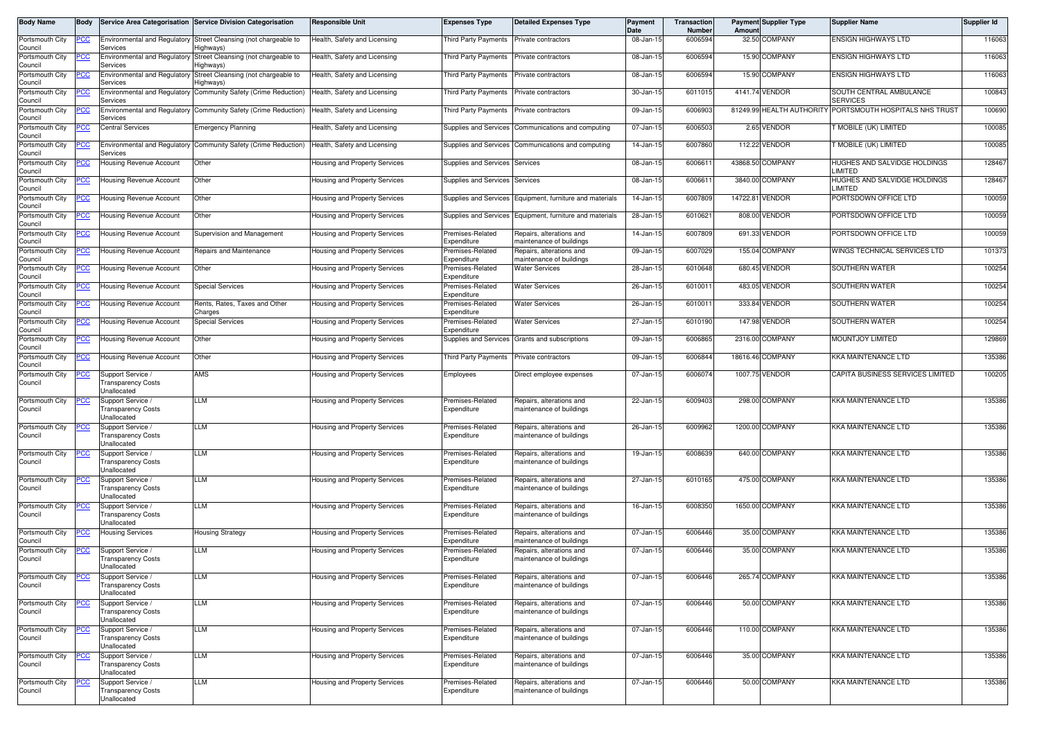| Body Name | Body | Service Area Categorisation | Service Division Categorisation | Responsible Unit | Expenses Type | Detailed Expenses Type | Payment Date | Transaction Number | Payment Amount | Supplier Type | Supplier Name | Supplier Id |
|---|---|---|---|---|---|---|---|---|---|---|---|---|
| Portsmouth City Council | PCC | Environmental and Regulatory Services | Street Cleansing (not chargeable to Highways) | Health, Safety and Licensing | Third Party Payments | Private contractors | 08-Jan-15 | 6006594 | 32.50 | COMPANY | ENSIGN HIGHWAYS LTD | 116063 |
| Portsmouth City Council | PCC | Environmental and Regulatory Services | Street Cleansing (not chargeable to Highways) | Health, Safety and Licensing | Third Party Payments | Private contractors | 08-Jan-15 | 6006594 | 15.90 | COMPANY | ENSIGN HIGHWAYS LTD | 116063 |
| Portsmouth City Council | PCC | Environmental and Regulatory Services | Street Cleansing (not chargeable to Highways) | Health, Safety and Licensing | Third Party Payments | Private contractors | 08-Jan-15 | 6006594 | 15.90 | COMPANY | ENSIGN HIGHWAYS LTD | 116063 |
| Portsmouth City Council | PCC | Environmental and Regulatory Services | Community Safety (Crime Reduction) | Health, Safety and Licensing | Third Party Payments | Private contractors | 30-Jan-15 | 6011015 | 4141.74 | VENDOR | SOUTH CENTRAL AMBULANCE SERVICES | 100843 |
| Portsmouth City Council | PCC | Environmental and Regulatory Services | Community Safety (Crime Reduction) | Health, Safety and Licensing | Third Party Payments | Private contractors | 09-Jan-15 | 6006903 | 81249.99 | HEALTH AUTHORITY | PORTSMOUTH HOSPITALS NHS TRUST | 100690 |
| Portsmouth City Council | PCC | Central Services | Emergency Planning | Health, Safety and Licensing | Supplies and Services | Communications and computing | 07-Jan-15 | 6006503 | 2.65 | VENDOR | T MOBILE (UK) LIMITED | 100085 |
| Portsmouth City Council | PCC | Environmental and Regulatory Services | Community Safety (Crime Reduction) | Health, Safety and Licensing | Supplies and Services | Communications and computing | 14-Jan-15 | 6007860 | 112.22 | VENDOR | T MOBILE (UK) LIMITED | 100085 |
| Portsmouth City Council | PCC | Housing Revenue Account | Other | Housing and Property Services | Supplies and Services | Services | 08-Jan-15 | 6006611 | 43868.50 | COMPANY | HUGHES AND SALVIDGE HOLDINGS LIMITED | 128467 |
| Portsmouth City Council | PCC | Housing Revenue Account | Other | Housing and Property Services | Supplies and Services | Services | 08-Jan-15 | 6006611 | 3840.00 | COMPANY | HUGHES AND SALVIDGE HOLDINGS LIMITED | 128467 |
| Portsmouth City Council | PCC | Housing Revenue Account | Other | Housing and Property Services | Supplies and Services | Equipment, furniture and materials | 14-Jan-15 | 6007809 | 14722.81 | VENDOR | PORTSDOWN OFFICE LTD | 100059 |
| Portsmouth City Council | PCC | Housing Revenue Account | Other | Housing and Property Services | Supplies and Services | Equipment, furniture and materials | 28-Jan-15 | 6010621 | 808.00 | VENDOR | PORTSDOWN OFFICE LTD | 100059 |
| Portsmouth City Council | PCC | Housing Revenue Account | Supervision and Management | Housing and Property Services | Premises-Related Expenditure | Repairs, alterations and maintenance of buildings | 14-Jan-15 | 6007809 | 691.33 | VENDOR | PORTSDOWN OFFICE LTD | 100059 |
| Portsmouth City Council | PCC | Housing Revenue Account | Repairs and Maintenance | Housing and Property Services | Premises-Related Expenditure | Repairs, alterations and maintenance of buildings | 09-Jan-15 | 6007029 | 155.04 | COMPANY | WINGS TECHNICAL SERVICES LTD | 101373 |
| Portsmouth City Council | PCC | Housing Revenue Account | Other | Housing and Property Services | Premises-Related Expenditure | Water Services | 28-Jan-15 | 6010648 | 680.45 | VENDOR | SOUTHERN WATER | 100254 |
| Portsmouth City Council | PCC | Housing Revenue Account | Special Services | Housing and Property Services | Premises-Related Expenditure | Water Services | 26-Jan-15 | 6010011 | 483.05 | VENDOR | SOUTHERN WATER | 100254 |
| Portsmouth City Council | PCC | Housing Revenue Account | Rents, Rates, Taxes and Other Charges | Housing and Property Services | Premises-Related Expenditure | Water Services | 26-Jan-15 | 6010011 | 333.84 | VENDOR | SOUTHERN WATER | 100254 |
| Portsmouth City Council | PCC | Housing Revenue Account | Special Services | Housing and Property Services | Premises-Related Expenditure | Water Services | 27-Jan-15 | 6010190 | 147.98 | VENDOR | SOUTHERN WATER | 100254 |
| Portsmouth City Council | PCC | Housing Revenue Account | Other | Housing and Property Services | Supplies and Services | Grants and subscriptions | 09-Jan-15 | 6006865 | 2316.00 | COMPANY | MOUNTJOY LIMITED | 129869 |
| Portsmouth City Council | PCC | Housing Revenue Account | Other | Housing and Property Services | Third Party Payments | Private contractors | 09-Jan-15 | 6006844 | 18616.46 | COMPANY | KKA MAINTENANCE LTD | 135386 |
| Portsmouth City Council | PCC | Support Service / Transparency Costs Unallocated | AMS | Housing and Property Services | Employees | Direct employee expenses | 07-Jan-15 | 6006074 | 1007.75 | VENDOR | CAPITA BUSINESS SERVICES LIMITED | 100205 |
| Portsmouth City Council | PCC | Support Service / Transparency Costs Unallocated | LLM | Housing and Property Services | Premises-Related Expenditure | Repairs, alterations and maintenance of buildings | 22-Jan-15 | 6009403 | 298.00 | COMPANY | KKA MAINTENANCE LTD | 135386 |
| Portsmouth City Council | PCC | Support Service / Transparency Costs Unallocated | LLM | Housing and Property Services | Premises-Related Expenditure | Repairs, alterations and maintenance of buildings | 26-Jan-15 | 6009962 | 1200.00 | COMPANY | KKA MAINTENANCE LTD | 135386 |
| Portsmouth City Council | PCC | Support Service / Transparency Costs Unallocated | LLM | Housing and Property Services | Premises-Related Expenditure | Repairs, alterations and maintenance of buildings | 19-Jan-15 | 6008639 | 640.00 | COMPANY | KKA MAINTENANCE LTD | 135386 |
| Portsmouth City Council | PCC | Support Service / Transparency Costs Unallocated | LLM | Housing and Property Services | Premises-Related Expenditure | Repairs, alterations and maintenance of buildings | 27-Jan-15 | 6010165 | 475.00 | COMPANY | KKA MAINTENANCE LTD | 135386 |
| Portsmouth City Council | PCC | Support Service / Transparency Costs Unallocated | LLM | Housing and Property Services | Premises-Related Expenditure | Repairs, alterations and maintenance of buildings | 16-Jan-15 | 6008350 | 1650.00 | COMPANY | KKA MAINTENANCE LTD | 135386 |
| Portsmouth City Council | PCC | Housing Services | Housing Strategy | Housing and Property Services | Premises-Related Expenditure | Repairs, alterations and maintenance of buildings | 07-Jan-15 | 6006446 | 35.00 | COMPANY | KKA MAINTENANCE LTD | 135386 |
| Portsmouth City Council | PCC | Support Service / Transparency Costs Unallocated | LLM | Housing and Property Services | Premises-Related Expenditure | Repairs, alterations and maintenance of buildings | 07-Jan-15 | 6006446 | 35.00 | COMPANY | KKA MAINTENANCE LTD | 135386 |
| Portsmouth City Council | PCC | Support Service / Transparency Costs Unallocated | LLM | Housing and Property Services | Premises-Related Expenditure | Repairs, alterations and maintenance of buildings | 07-Jan-15 | 6006446 | 265.74 | COMPANY | KKA MAINTENANCE LTD | 135386 |
| Portsmouth City Council | PCC | Support Service / Transparency Costs Unallocated | LLM | Housing and Property Services | Premises-Related Expenditure | Repairs, alterations and maintenance of buildings | 07-Jan-15 | 6006446 | 50.00 | COMPANY | KKA MAINTENANCE LTD | 135386 |
| Portsmouth City Council | PCC | Support Service / Transparency Costs Unallocated | LLM | Housing and Property Services | Premises-Related Expenditure | Repairs, alterations and maintenance of buildings | 07-Jan-15 | 6006446 | 110.00 | COMPANY | KKA MAINTENANCE LTD | 135386 |
| Portsmouth City Council | PCC | Support Service / Transparency Costs Unallocated | LLM | Housing and Property Services | Premises-Related Expenditure | Repairs, alterations and maintenance of buildings | 07-Jan-15 | 6006446 | 35.00 | COMPANY | KKA MAINTENANCE LTD | 135386 |
| Portsmouth City Council | PCC | Support Service / Transparency Costs Unallocated | LLM | Housing and Property Services | Premises-Related Expenditure | Repairs, alterations and maintenance of buildings | 07-Jan-15 | 6006446 | 50.00 | COMPANY | KKA MAINTENANCE LTD | 135386 |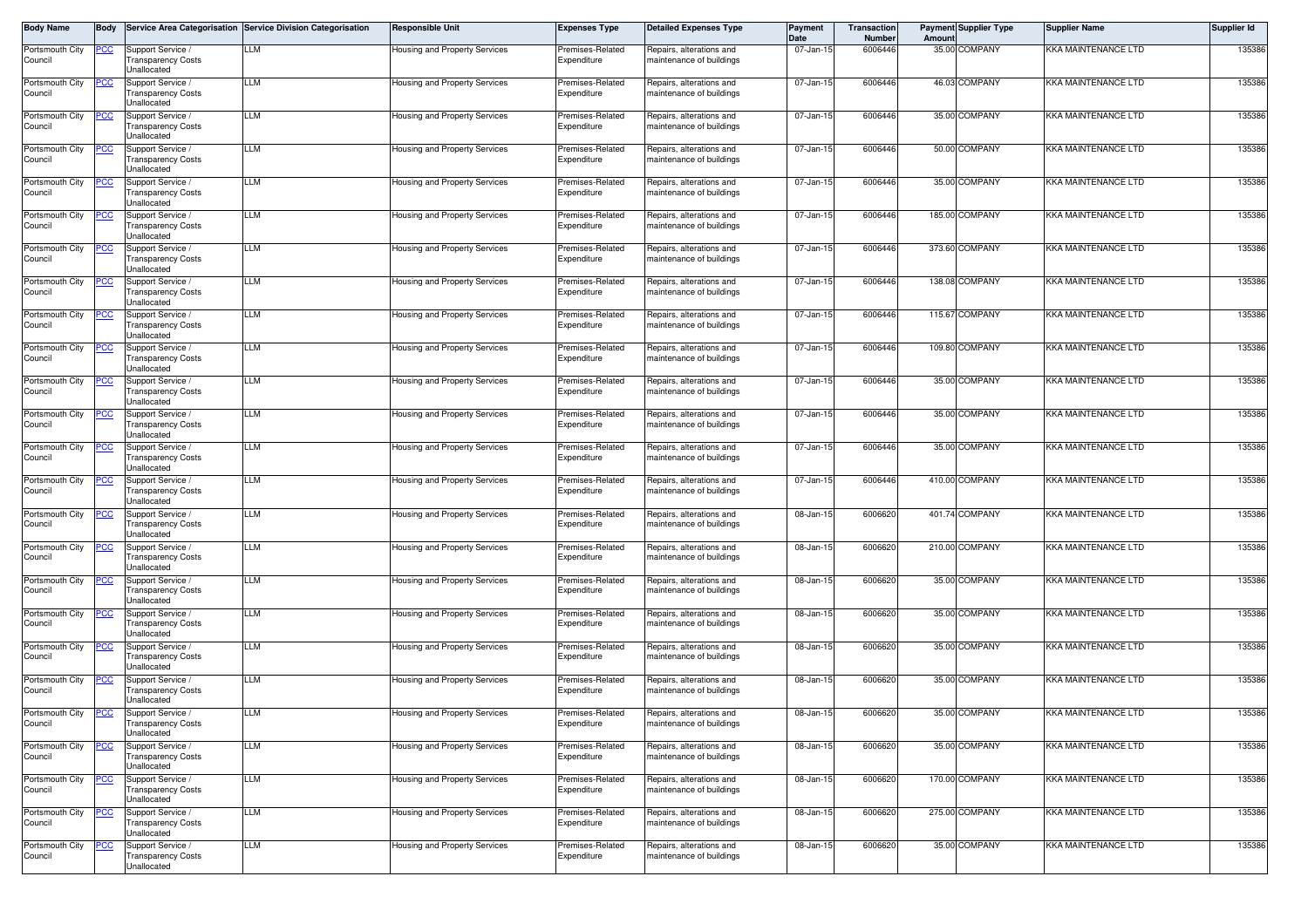| Body Name | Body | Service Area Categorisation | Service Division Categorisation | Responsible Unit | Expenses Type | Detailed Expenses Type | Payment Date | Transaction Number | Payment Amount | Supplier Type | Supplier Name | Supplier Id |
|---|---|---|---|---|---|---|---|---|---|---|---|---|
| Portsmouth City Council | PCC | Support Service / Transparency Costs Unallocated | LLM | Housing and Property Services | Premises-Related Expenditure | Repairs, alterations and maintenance of buildings | 07-Jan-15 | 6006446 | 35.00 | COMPANY | KKA MAINTENANCE LTD | 135386 |
| Portsmouth City Council | PCC | Support Service / Transparency Costs Unallocated | LLM | Housing and Property Services | Premises-Related Expenditure | Repairs, alterations and maintenance of buildings | 07-Jan-15 | 6006446 | 46.03 | COMPANY | KKA MAINTENANCE LTD | 135386 |
| Portsmouth City Council | PCC | Support Service / Transparency Costs Unallocated | LLM | Housing and Property Services | Premises-Related Expenditure | Repairs, alterations and maintenance of buildings | 07-Jan-15 | 6006446 | 35.00 | COMPANY | KKA MAINTENANCE LTD | 135386 |
| Portsmouth City Council | PCC | Support Service / Transparency Costs Unallocated | LLM | Housing and Property Services | Premises-Related Expenditure | Repairs, alterations and maintenance of buildings | 07-Jan-15 | 6006446 | 50.00 | COMPANY | KKA MAINTENANCE LTD | 135386 |
| Portsmouth City Council | PCC | Support Service / Transparency Costs Unallocated | LLM | Housing and Property Services | Premises-Related Expenditure | Repairs, alterations and maintenance of buildings | 07-Jan-15 | 6006446 | 35.00 | COMPANY | KKA MAINTENANCE LTD | 135386 |
| Portsmouth City Council | PCC | Support Service / Transparency Costs Unallocated | LLM | Housing and Property Services | Premises-Related Expenditure | Repairs, alterations and maintenance of buildings | 07-Jan-15 | 6006446 | 185.00 | COMPANY | KKA MAINTENANCE LTD | 135386 |
| Portsmouth City Council | PCC | Support Service / Transparency Costs Unallocated | LLM | Housing and Property Services | Premises-Related Expenditure | Repairs, alterations and maintenance of buildings | 07-Jan-15 | 6006446 | 373.60 | COMPANY | KKA MAINTENANCE LTD | 135386 |
| Portsmouth City Council | PCC | Support Service / Transparency Costs Unallocated | LLM | Housing and Property Services | Premises-Related Expenditure | Repairs, alterations and maintenance of buildings | 07-Jan-15 | 6006446 | 138.08 | COMPANY | KKA MAINTENANCE LTD | 135386 |
| Portsmouth City Council | PCC | Support Service / Transparency Costs Unallocated | LLM | Housing and Property Services | Premises-Related Expenditure | Repairs, alterations and maintenance of buildings | 07-Jan-15 | 6006446 | 115.67 | COMPANY | KKA MAINTENANCE LTD | 135386 |
| Portsmouth City Council | PCC | Support Service / Transparency Costs Unallocated | LLM | Housing and Property Services | Premises-Related Expenditure | Repairs, alterations and maintenance of buildings | 07-Jan-15 | 6006446 | 109.80 | COMPANY | KKA MAINTENANCE LTD | 135386 |
| Portsmouth City Council | PCC | Support Service / Transparency Costs Unallocated | LLM | Housing and Property Services | Premises-Related Expenditure | Repairs, alterations and maintenance of buildings | 07-Jan-15 | 6006446 | 35.00 | COMPANY | KKA MAINTENANCE LTD | 135386 |
| Portsmouth City Council | PCC | Support Service / Transparency Costs Unallocated | LLM | Housing and Property Services | Premises-Related Expenditure | Repairs, alterations and maintenance of buildings | 07-Jan-15 | 6006446 | 35.00 | COMPANY | KKA MAINTENANCE LTD | 135386 |
| Portsmouth City Council | PCC | Support Service / Transparency Costs Unallocated | LLM | Housing and Property Services | Premises-Related Expenditure | Repairs, alterations and maintenance of buildings | 07-Jan-15 | 6006446 | 35.00 | COMPANY | KKA MAINTENANCE LTD | 135386 |
| Portsmouth City Council | PCC | Support Service / Transparency Costs Unallocated | LLM | Housing and Property Services | Premises-Related Expenditure | Repairs, alterations and maintenance of buildings | 07-Jan-15 | 6006446 | 410.00 | COMPANY | KKA MAINTENANCE LTD | 135386 |
| Portsmouth City Council | PCC | Support Service / Transparency Costs Unallocated | LLM | Housing and Property Services | Premises-Related Expenditure | Repairs, alterations and maintenance of buildings | 08-Jan-15 | 6006620 | 401.74 | COMPANY | KKA MAINTENANCE LTD | 135386 |
| Portsmouth City Council | PCC | Support Service / Transparency Costs Unallocated | LLM | Housing and Property Services | Premises-Related Expenditure | Repairs, alterations and maintenance of buildings | 08-Jan-15 | 6006620 | 210.00 | COMPANY | KKA MAINTENANCE LTD | 135386 |
| Portsmouth City Council | PCC | Support Service / Transparency Costs Unallocated | LLM | Housing and Property Services | Premises-Related Expenditure | Repairs, alterations and maintenance of buildings | 08-Jan-15 | 6006620 | 35.00 | COMPANY | KKA MAINTENANCE LTD | 135386 |
| Portsmouth City Council | PCC | Support Service / Transparency Costs Unallocated | LLM | Housing and Property Services | Premises-Related Expenditure | Repairs, alterations and maintenance of buildings | 08-Jan-15 | 6006620 | 35.00 | COMPANY | KKA MAINTENANCE LTD | 135386 |
| Portsmouth City Council | PCC | Support Service / Transparency Costs Unallocated | LLM | Housing and Property Services | Premises-Related Expenditure | Repairs, alterations and maintenance of buildings | 08-Jan-15 | 6006620 | 35.00 | COMPANY | KKA MAINTENANCE LTD | 135386 |
| Portsmouth City Council | PCC | Support Service / Transparency Costs Unallocated | LLM | Housing and Property Services | Premises-Related Expenditure | Repairs, alterations and maintenance of buildings | 08-Jan-15 | 6006620 | 35.00 | COMPANY | KKA MAINTENANCE LTD | 135386 |
| Portsmouth City Council | PCC | Support Service / Transparency Costs Unallocated | LLM | Housing and Property Services | Premises-Related Expenditure | Repairs, alterations and maintenance of buildings | 08-Jan-15 | 6006620 | 35.00 | COMPANY | KKA MAINTENANCE LTD | 135386 |
| Portsmouth City Council | PCC | Support Service / Transparency Costs Unallocated | LLM | Housing and Property Services | Premises-Related Expenditure | Repairs, alterations and maintenance of buildings | 08-Jan-15 | 6006620 | 35.00 | COMPANY | KKA MAINTENANCE LTD | 135386 |
| Portsmouth City Council | PCC | Support Service / Transparency Costs Unallocated | LLM | Housing and Property Services | Premises-Related Expenditure | Repairs, alterations and maintenance of buildings | 08-Jan-15 | 6006620 | 170.00 | COMPANY | KKA MAINTENANCE LTD | 135386 |
| Portsmouth City Council | PCC | Support Service / Transparency Costs Unallocated | LLM | Housing and Property Services | Premises-Related Expenditure | Repairs, alterations and maintenance of buildings | 08-Jan-15 | 6006620 | 275.00 | COMPANY | KKA MAINTENANCE LTD | 135386 |
| Portsmouth City Council | PCC | Support Service / Transparency Costs Unallocated | LLM | Housing and Property Services | Premises-Related Expenditure | Repairs, alterations and maintenance of buildings | 08-Jan-15 | 6006620 | 35.00 | COMPANY | KKA MAINTENANCE LTD | 135386 |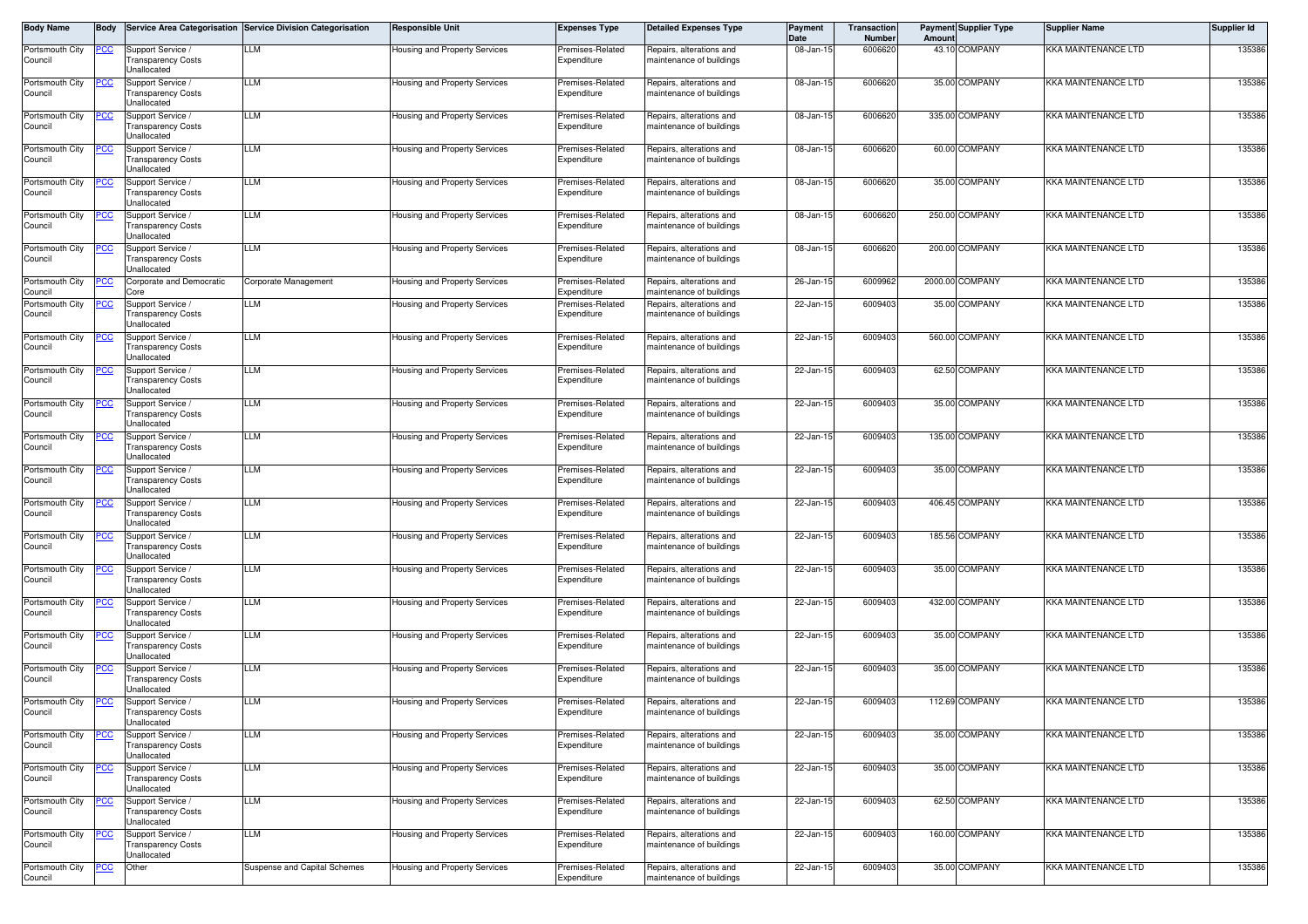| Body Name | Body | Service Area Categorisation | Service Division Categorisation | Responsible Unit | Expenses Type | Detailed Expenses Type | Payment Date | Transaction Number | Payment Amount | Supplier Type | Supplier Name | Supplier Id |
|---|---|---|---|---|---|---|---|---|---|---|---|---|
| Portsmouth City Council | PCC | Support Service / Transparency Costs Unallocated | LLM | Housing and Property Services | Premises-Related Expenditure | Repairs, alterations and maintenance of buildings | 08-Jan-15 | 6006620 | 43.10 | COMPANY | KKA MAINTENANCE LTD | 135386 |
| Portsmouth City Council | PCC | Support Service / Transparency Costs Unallocated | LLM | Housing and Property Services | Premises-Related Expenditure | Repairs, alterations and maintenance of buildings | 08-Jan-15 | 6006620 | 35.00 | COMPANY | KKA MAINTENANCE LTD | 135386 |
| Portsmouth City Council | PCC | Support Service / Transparency Costs Unallocated | LLM | Housing and Property Services | Premises-Related Expenditure | Repairs, alterations and maintenance of buildings | 08-Jan-15 | 6006620 | 335.00 | COMPANY | KKA MAINTENANCE LTD | 135386 |
| Portsmouth City Council | PCC | Support Service / Transparency Costs Unallocated | LLM | Housing and Property Services | Premises-Related Expenditure | Repairs, alterations and maintenance of buildings | 08-Jan-15 | 6006620 | 60.00 | COMPANY | KKA MAINTENANCE LTD | 135386 |
| Portsmouth City Council | PCC | Support Service / Transparency Costs Unallocated | LLM | Housing and Property Services | Premises-Related Expenditure | Repairs, alterations and maintenance of buildings | 08-Jan-15 | 6006620 | 35.00 | COMPANY | KKA MAINTENANCE LTD | 135386 |
| Portsmouth City Council | PCC | Support Service / Transparency Costs Unallocated | LLM | Housing and Property Services | Premises-Related Expenditure | Repairs, alterations and maintenance of buildings | 08-Jan-15 | 6006620 | 250.00 | COMPANY | KKA MAINTENANCE LTD | 135386 |
| Portsmouth City Council | PCC | Support Service / Transparency Costs Unallocated | LLM | Housing and Property Services | Premises-Related Expenditure | Repairs, alterations and maintenance of buildings | 08-Jan-15 | 6006620 | 200.00 | COMPANY | KKA MAINTENANCE LTD | 135386 |
| Portsmouth City Council | PCC | Corporate and Democratic Core | Corporate Management | Housing and Property Services | Premises-Related Expenditure | Repairs, alterations and maintenance of buildings | 26-Jan-15 | 6009962 | 2000.00 | COMPANY | KKA MAINTENANCE LTD | 135386 |
| Portsmouth City Council | PCC | Support Service / Transparency Costs Unallocated | LLM | Housing and Property Services | Premises-Related Expenditure | Repairs, alterations and maintenance of buildings | 22-Jan-15 | 6009403 | 35.00 | COMPANY | KKA MAINTENANCE LTD | 135386 |
| Portsmouth City Council | PCC | Support Service / Transparency Costs Unallocated | LLM | Housing and Property Services | Premises-Related Expenditure | Repairs, alterations and maintenance of buildings | 22-Jan-15 | 6009403 | 560.00 | COMPANY | KKA MAINTENANCE LTD | 135386 |
| Portsmouth City Council | PCC | Support Service / Transparency Costs Unallocated | LLM | Housing and Property Services | Premises-Related Expenditure | Repairs, alterations and maintenance of buildings | 22-Jan-15 | 6009403 | 62.50 | COMPANY | KKA MAINTENANCE LTD | 135386 |
| Portsmouth City Council | PCC | Support Service / Transparency Costs Unallocated | LLM | Housing and Property Services | Premises-Related Expenditure | Repairs, alterations and maintenance of buildings | 22-Jan-15 | 6009403 | 35.00 | COMPANY | KKA MAINTENANCE LTD | 135386 |
| Portsmouth City Council | PCC | Support Service / Transparency Costs Unallocated | LLM | Housing and Property Services | Premises-Related Expenditure | Repairs, alterations and maintenance of buildings | 22-Jan-15 | 6009403 | 135.00 | COMPANY | KKA MAINTENANCE LTD | 135386 |
| Portsmouth City Council | PCC | Support Service / Transparency Costs Unallocated | LLM | Housing and Property Services | Premises-Related Expenditure | Repairs, alterations and maintenance of buildings | 22-Jan-15 | 6009403 | 35.00 | COMPANY | KKA MAINTENANCE LTD | 135386 |
| Portsmouth City Council | PCC | Support Service / Transparency Costs Unallocated | LLM | Housing and Property Services | Premises-Related Expenditure | Repairs, alterations and maintenance of buildings | 22-Jan-15 | 6009403 | 406.45 | COMPANY | KKA MAINTENANCE LTD | 135386 |
| Portsmouth City Council | PCC | Support Service / Transparency Costs Unallocated | LLM | Housing and Property Services | Premises-Related Expenditure | Repairs, alterations and maintenance of buildings | 22-Jan-15 | 6009403 | 185.56 | COMPANY | KKA MAINTENANCE LTD | 135386 |
| Portsmouth City Council | PCC | Support Service / Transparency Costs Unallocated | LLM | Housing and Property Services | Premises-Related Expenditure | Repairs, alterations and maintenance of buildings | 22-Jan-15 | 6009403 | 35.00 | COMPANY | KKA MAINTENANCE LTD | 135386 |
| Portsmouth City Council | PCC | Support Service / Transparency Costs Unallocated | LLM | Housing and Property Services | Premises-Related Expenditure | Repairs, alterations and maintenance of buildings | 22-Jan-15 | 6009403 | 432.00 | COMPANY | KKA MAINTENANCE LTD | 135386 |
| Portsmouth City Council | PCC | Support Service / Transparency Costs Unallocated | LLM | Housing and Property Services | Premises-Related Expenditure | Repairs, alterations and maintenance of buildings | 22-Jan-15 | 6009403 | 35.00 | COMPANY | KKA MAINTENANCE LTD | 135386 |
| Portsmouth City Council | PCC | Support Service / Transparency Costs Unallocated | LLM | Housing and Property Services | Premises-Related Expenditure | Repairs, alterations and maintenance of buildings | 22-Jan-15 | 6009403 | 35.00 | COMPANY | KKA MAINTENANCE LTD | 135386 |
| Portsmouth City Council | PCC | Support Service / Transparency Costs Unallocated | LLM | Housing and Property Services | Premises-Related Expenditure | Repairs, alterations and maintenance of buildings | 22-Jan-15 | 6009403 | 112.69 | COMPANY | KKA MAINTENANCE LTD | 135386 |
| Portsmouth City Council | PCC | Support Service / Transparency Costs Unallocated | LLM | Housing and Property Services | Premises-Related Expenditure | Repairs, alterations and maintenance of buildings | 22-Jan-15 | 6009403 | 35.00 | COMPANY | KKA MAINTENANCE LTD | 135386 |
| Portsmouth City Council | PCC | Support Service / Transparency Costs Unallocated | LLM | Housing and Property Services | Premises-Related Expenditure | Repairs, alterations and maintenance of buildings | 22-Jan-15 | 6009403 | 35.00 | COMPANY | KKA MAINTENANCE LTD | 135386 |
| Portsmouth City Council | PCC | Support Service / Transparency Costs Unallocated | LLM | Housing and Property Services | Premises-Related Expenditure | Repairs, alterations and maintenance of buildings | 22-Jan-15 | 6009403 | 62.50 | COMPANY | KKA MAINTENANCE LTD | 135386 |
| Portsmouth City Council | PCC | Support Service / Transparency Costs Unallocated | LLM | Housing and Property Services | Premises-Related Expenditure | Repairs, alterations and maintenance of buildings | 22-Jan-15 | 6009403 | 160.00 | COMPANY | KKA MAINTENANCE LTD | 135386 |
| Portsmouth City Council | PCC | Other | Suspense and Capital Schemes | Housing and Property Services | Premises-Related Expenditure | Repairs, alterations and maintenance of buildings | 22-Jan-15 | 6009403 | 35.00 | COMPANY | KKA MAINTENANCE LTD | 135386 |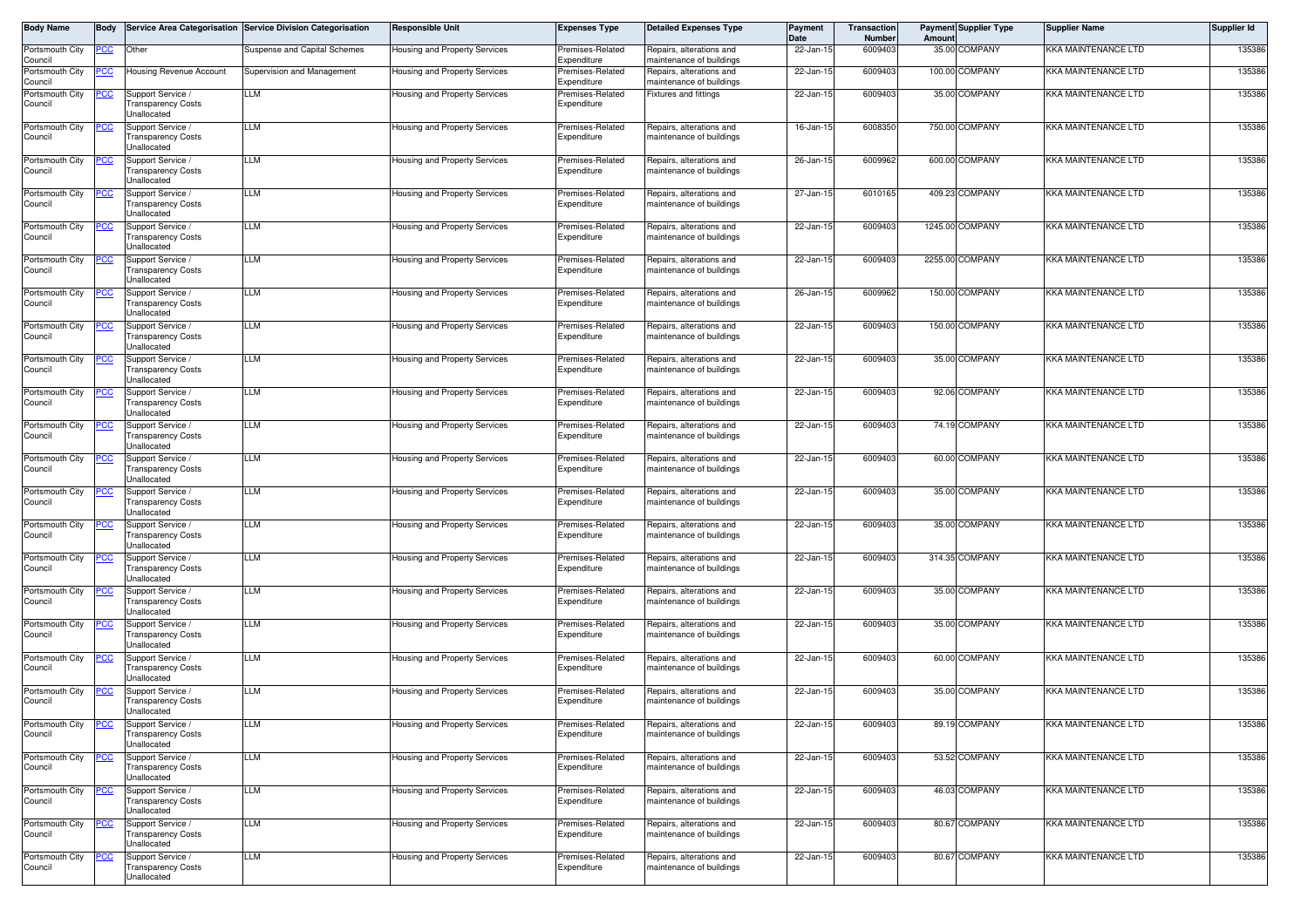| Body Name | Body | Service Area Categorisation | Service Division Categorisation | Responsible Unit | Expenses Type | Detailed Expenses Type | Payment Date | Transaction Number | Payment Amount | Supplier Type | Supplier Name | Supplier Id |
|---|---|---|---|---|---|---|---|---|---|---|---|---|
| Portsmouth City Council | PCC | Other | Suspense and Capital Schemes | Housing and Property Services | Premises-Related Expenditure | Repairs, alterations and maintenance of buildings | 22-Jan-15 | 6009403 | 35.00 | COMPANY | KKA MAINTENANCE LTD | 135386 |
| Portsmouth City Council | PCC | Housing Revenue Account | Supervision and Management | Housing and Property Services | Premises-Related Expenditure | Repairs, alterations and maintenance of buildings | 22-Jan-15 | 6009403 | 100.00 | COMPANY | KKA MAINTENANCE LTD | 135386 |
| Portsmouth City Council | PCC | Support Service / Transparency Costs Unallocated | LLM | Housing and Property Services | Premises-Related Expenditure | Fixtures and fittings | 22-Jan-15 | 6009403 | 35.00 | COMPANY | KKA MAINTENANCE LTD | 135386 |
| Portsmouth City Council | PCC | Support Service / Transparency Costs Unallocated | LLM | Housing and Property Services | Premises-Related Expenditure | Repairs, alterations and maintenance of buildings | 16-Jan-15 | 6008350 | 750.00 | COMPANY | KKA MAINTENANCE LTD | 135386 |
| Portsmouth City Council | PCC | Support Service / Transparency Costs Unallocated | LLM | Housing and Property Services | Premises-Related Expenditure | Repairs, alterations and maintenance of buildings | 26-Jan-15 | 6009962 | 600.00 | COMPANY | KKA MAINTENANCE LTD | 135386 |
| Portsmouth City Council | PCC | Support Service / Transparency Costs Unallocated | LLM | Housing and Property Services | Premises-Related Expenditure | Repairs, alterations and maintenance of buildings | 27-Jan-15 | 6010165 | 409.23 | COMPANY | KKA MAINTENANCE LTD | 135386 |
| Portsmouth City Council | PCC | Support Service / Transparency Costs Unallocated | LLM | Housing and Property Services | Premises-Related Expenditure | Repairs, alterations and maintenance of buildings | 22-Jan-15 | 6009403 | 1245.00 | COMPANY | KKA MAINTENANCE LTD | 135386 |
| Portsmouth City Council | PCC | Support Service / Transparency Costs Unallocated | LLM | Housing and Property Services | Premises-Related Expenditure | Repairs, alterations and maintenance of buildings | 22-Jan-15 | 6009403 | 2255.00 | COMPANY | KKA MAINTENANCE LTD | 135386 |
| Portsmouth City Council | PCC | Support Service / Transparency Costs Unallocated | LLM | Housing and Property Services | Premises-Related Expenditure | Repairs, alterations and maintenance of buildings | 26-Jan-15 | 6009962 | 150.00 | COMPANY | KKA MAINTENANCE LTD | 135386 |
| Portsmouth City Council | PCC | Support Service / Transparency Costs Unallocated | LLM | Housing and Property Services | Premises-Related Expenditure | Repairs, alterations and maintenance of buildings | 22-Jan-15 | 6009403 | 150.00 | COMPANY | KKA MAINTENANCE LTD | 135386 |
| Portsmouth City Council | PCC | Support Service / Transparency Costs Unallocated | LLM | Housing and Property Services | Premises-Related Expenditure | Repairs, alterations and maintenance of buildings | 22-Jan-15 | 6009403 | 35.00 | COMPANY | KKA MAINTENANCE LTD | 135386 |
| Portsmouth City Council | PCC | Support Service / Transparency Costs Unallocated | LLM | Housing and Property Services | Premises-Related Expenditure | Repairs, alterations and maintenance of buildings | 22-Jan-15 | 6009403 | 92.06 | COMPANY | KKA MAINTENANCE LTD | 135386 |
| Portsmouth City Council | PCC | Support Service / Transparency Costs Unallocated | LLM | Housing and Property Services | Premises-Related Expenditure | Repairs, alterations and maintenance of buildings | 22-Jan-15 | 6009403 | 74.19 | COMPANY | KKA MAINTENANCE LTD | 135386 |
| Portsmouth City Council | PCC | Support Service / Transparency Costs Unallocated | LLM | Housing and Property Services | Premises-Related Expenditure | Repairs, alterations and maintenance of buildings | 22-Jan-15 | 6009403 | 60.00 | COMPANY | KKA MAINTENANCE LTD | 135386 |
| Portsmouth City Council | PCC | Support Service / Transparency Costs Unallocated | LLM | Housing and Property Services | Premises-Related Expenditure | Repairs, alterations and maintenance of buildings | 22-Jan-15 | 6009403 | 35.00 | COMPANY | KKA MAINTENANCE LTD | 135386 |
| Portsmouth City Council | PCC | Support Service / Transparency Costs Unallocated | LLM | Housing and Property Services | Premises-Related Expenditure | Repairs, alterations and maintenance of buildings | 22-Jan-15 | 6009403 | 35.00 | COMPANY | KKA MAINTENANCE LTD | 135386 |
| Portsmouth City Council | PCC | Support Service / Transparency Costs Unallocated | LLM | Housing and Property Services | Premises-Related Expenditure | Repairs, alterations and maintenance of buildings | 22-Jan-15 | 6009403 | 314.35 | COMPANY | KKA MAINTENANCE LTD | 135386 |
| Portsmouth City Council | PCC | Support Service / Transparency Costs Unallocated | LLM | Housing and Property Services | Premises-Related Expenditure | Repairs, alterations and maintenance of buildings | 22-Jan-15 | 6009403 | 35.00 | COMPANY | KKA MAINTENANCE LTD | 135386 |
| Portsmouth City Council | PCC | Support Service / Transparency Costs Unallocated | LLM | Housing and Property Services | Premises-Related Expenditure | Repairs, alterations and maintenance of buildings | 22-Jan-15 | 6009403 | 35.00 | COMPANY | KKA MAINTENANCE LTD | 135386 |
| Portsmouth City Council | PCC | Support Service / Transparency Costs Unallocated | LLM | Housing and Property Services | Premises-Related Expenditure | Repairs, alterations and maintenance of buildings | 22-Jan-15 | 6009403 | 60.00 | COMPANY | KKA MAINTENANCE LTD | 135386 |
| Portsmouth City Council | PCC | Support Service / Transparency Costs Unallocated | LLM | Housing and Property Services | Premises-Related Expenditure | Repairs, alterations and maintenance of buildings | 22-Jan-15 | 6009403 | 35.00 | COMPANY | KKA MAINTENANCE LTD | 135386 |
| Portsmouth City Council | PCC | Support Service / Transparency Costs Unallocated | LLM | Housing and Property Services | Premises-Related Expenditure | Repairs, alterations and maintenance of buildings | 22-Jan-15 | 6009403 | 89.19 | COMPANY | KKA MAINTENANCE LTD | 135386 |
| Portsmouth City Council | PCC | Support Service / Transparency Costs Unallocated | LLM | Housing and Property Services | Premises-Related Expenditure | Repairs, alterations and maintenance of buildings | 22-Jan-15 | 6009403 | 53.52 | COMPANY | KKA MAINTENANCE LTD | 135386 |
| Portsmouth City Council | PCC | Support Service / Transparency Costs Unallocated | LLM | Housing and Property Services | Premises-Related Expenditure | Repairs, alterations and maintenance of buildings | 22-Jan-15 | 6009403 | 46.03 | COMPANY | KKA MAINTENANCE LTD | 135386 |
| Portsmouth City Council | PCC | Support Service / Transparency Costs Unallocated | LLM | Housing and Property Services | Premises-Related Expenditure | Repairs, alterations and maintenance of buildings | 22-Jan-15 | 6009403 | 80.67 | COMPANY | KKA MAINTENANCE LTD | 135386 |
| Portsmouth City Council | PCC | Support Service / Transparency Costs Unallocated | LLM | Housing and Property Services | Premises-Related Expenditure | Repairs, alterations and maintenance of buildings | 22-Jan-15 | 6009403 | 80.67 | COMPANY | KKA MAINTENANCE LTD | 135386 |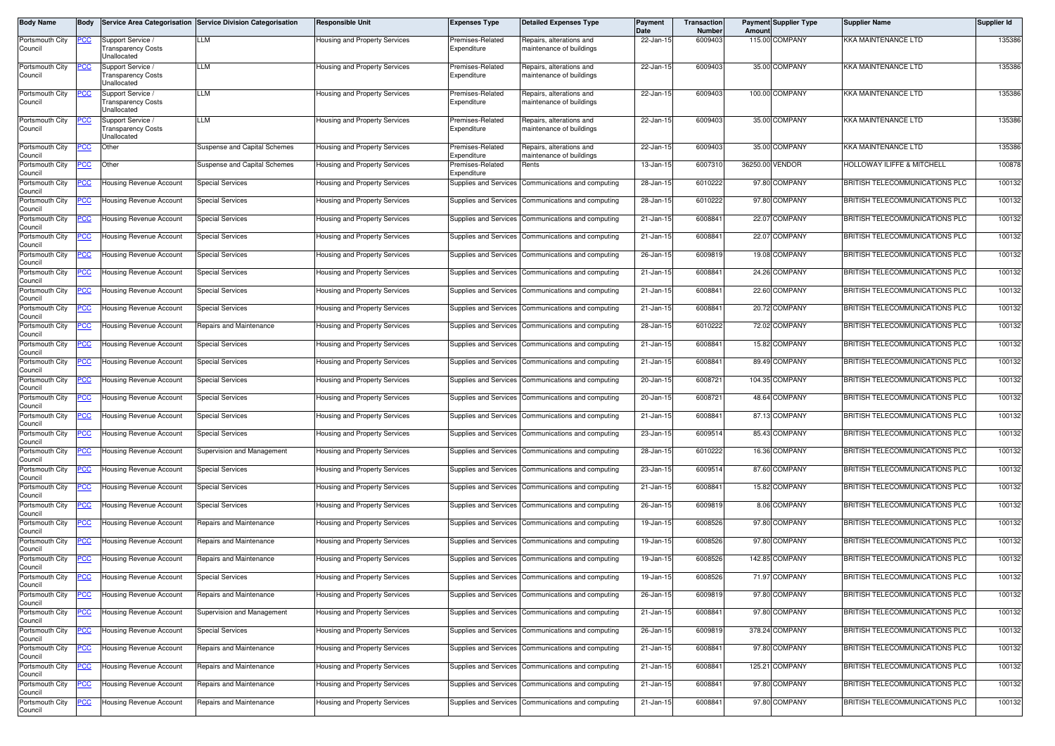| Body Name | Body | Service Area Categorisation | Service Division Categorisation | Responsible Unit | Expenses Type | Detailed Expenses Type | Payment Date | Transaction Number | Payment Amount | Supplier Type | Supplier Name | Supplier Id |
|---|---|---|---|---|---|---|---|---|---|---|---|---|
| Portsmouth City Council | PCC | Support Service / Transparency Costs Unallocated | LLM | Housing and Property Services | Premises-Related Expenditure | Repairs, alterations and maintenance of buildings | 22-Jan-15 | 6009403 | 115.00 | COMPANY | KKA MAINTENANCE LTD | 135386 |
| Portsmouth City Council | PCC | Support Service / Transparency Costs Unallocated | LLM | Housing and Property Services | Premises-Related Expenditure | Repairs, alterations and maintenance of buildings | 22-Jan-15 | 6009403 | 35.00 | COMPANY | KKA MAINTENANCE LTD | 135386 |
| Portsmouth City Council | PCC | Support Service / Transparency Costs Unallocated | LLM | Housing and Property Services | Premises-Related Expenditure | Repairs, alterations and maintenance of buildings | 22-Jan-15 | 6009403 | 100.00 | COMPANY | KKA MAINTENANCE LTD | 135386 |
| Portsmouth City Council | PCC | Support Service / Transparency Costs Unallocated | LLM | Housing and Property Services | Premises-Related Expenditure | Repairs, alterations and maintenance of buildings | 22-Jan-15 | 6009403 | 35.00 | COMPANY | KKA MAINTENANCE LTD | 135386 |
| Portsmouth City Council | PCC | Other | Suspense and Capital Schemes | Housing and Property Services | Premises-Related Expenditure | Repairs, alterations and maintenance of buildings | 22-Jan-15 | 6009403 | 35.00 | COMPANY | KKA MAINTENANCE LTD | 135386 |
| Portsmouth City Council | PCC | Other | Suspense and Capital Schemes | Housing and Property Services | Premises-Related Expenditure | Rents | 13-Jan-15 | 6007310 | 36250.00 | VENDOR | HOLLOWAY ILIFFE & MITCHELL | 100878 |
| Portsmouth City Council | PCC | Housing Revenue Account | Special Services | Housing and Property Services | Supplies and Services | Communications and computing | 28-Jan-15 | 6010222 | 97.80 | COMPANY | BRITISH TELECOMMUNICATIONS PLC | 100132 |
| Portsmouth City Council | PCC | Housing Revenue Account | Special Services | Housing and Property Services | Supplies and Services | Communications and computing | 28-Jan-15 | 6010222 | 97.80 | COMPANY | BRITISH TELECOMMUNICATIONS PLC | 100132 |
| Portsmouth City Council | PCC | Housing Revenue Account | Special Services | Housing and Property Services | Supplies and Services | Communications and computing | 21-Jan-15 | 6008841 | 22.07 | COMPANY | BRITISH TELECOMMUNICATIONS PLC | 100132 |
| Portsmouth City Council | PCC | Housing Revenue Account | Special Services | Housing and Property Services | Supplies and Services | Communications and computing | 21-Jan-15 | 6008841 | 22.07 | COMPANY | BRITISH TELECOMMUNICATIONS PLC | 100132 |
| Portsmouth City Council | PCC | Housing Revenue Account | Special Services | Housing and Property Services | Supplies and Services | Communications and computing | 26-Jan-15 | 6009819 | 19.08 | COMPANY | BRITISH TELECOMMUNICATIONS PLC | 100132 |
| Portsmouth City Council | PCC | Housing Revenue Account | Special Services | Housing and Property Services | Supplies and Services | Communications and computing | 21-Jan-15 | 6008841 | 24.26 | COMPANY | BRITISH TELECOMMUNICATIONS PLC | 100132 |
| Portsmouth City Council | PCC | Housing Revenue Account | Special Services | Housing and Property Services | Supplies and Services | Communications and computing | 21-Jan-15 | 6008841 | 22.60 | COMPANY | BRITISH TELECOMMUNICATIONS PLC | 100132 |
| Portsmouth City Council | PCC | Housing Revenue Account | Special Services | Housing and Property Services | Supplies and Services | Communications and computing | 21-Jan-15 | 6008841 | 20.72 | COMPANY | BRITISH TELECOMMUNICATIONS PLC | 100132 |
| Portsmouth City Council | PCC | Housing Revenue Account | Repairs and Maintenance | Housing and Property Services | Supplies and Services | Communications and computing | 28-Jan-15 | 6010222 | 72.02 | COMPANY | BRITISH TELECOMMUNICATIONS PLC | 100132 |
| Portsmouth City Council | PCC | Housing Revenue Account | Special Services | Housing and Property Services | Supplies and Services | Communications and computing | 21-Jan-15 | 6008841 | 15.82 | COMPANY | BRITISH TELECOMMUNICATIONS PLC | 100132 |
| Portsmouth City Council | PCC | Housing Revenue Account | Special Services | Housing and Property Services | Supplies and Services | Communications and computing | 21-Jan-15 | 6008841 | 89.49 | COMPANY | BRITISH TELECOMMUNICATIONS PLC | 100132 |
| Portsmouth City Council | PCC | Housing Revenue Account | Special Services | Housing and Property Services | Supplies and Services | Communications and computing | 20-Jan-15 | 6008721 | 104.35 | COMPANY | BRITISH TELECOMMUNICATIONS PLC | 100132 |
| Portsmouth City Council | PCC | Housing Revenue Account | Special Services | Housing and Property Services | Supplies and Services | Communications and computing | 20-Jan-15 | 6008721 | 48.64 | COMPANY | BRITISH TELECOMMUNICATIONS PLC | 100132 |
| Portsmouth City Council | PCC | Housing Revenue Account | Special Services | Housing and Property Services | Supplies and Services | Communications and computing | 21-Jan-15 | 6008841 | 87.13 | COMPANY | BRITISH TELECOMMUNICATIONS PLC | 100132 |
| Portsmouth City Council | PCC | Housing Revenue Account | Special Services | Housing and Property Services | Supplies and Services | Communications and computing | 23-Jan-15 | 6009514 | 85.43 | COMPANY | BRITISH TELECOMMUNICATIONS PLC | 100132 |
| Portsmouth City Council | PCC | Housing Revenue Account | Supervision and Management | Housing and Property Services | Supplies and Services | Communications and computing | 28-Jan-15 | 6010222 | 16.36 | COMPANY | BRITISH TELECOMMUNICATIONS PLC | 100132 |
| Portsmouth City Council | PCC | Housing Revenue Account | Special Services | Housing and Property Services | Supplies and Services | Communications and computing | 23-Jan-15 | 6009514 | 87.60 | COMPANY | BRITISH TELECOMMUNICATIONS PLC | 100132 |
| Portsmouth City Council | PCC | Housing Revenue Account | Special Services | Housing and Property Services | Supplies and Services | Communications and computing | 21-Jan-15 | 6008841 | 15.82 | COMPANY | BRITISH TELECOMMUNICATIONS PLC | 100132 |
| Portsmouth City Council | PCC | Housing Revenue Account | Special Services | Housing and Property Services | Supplies and Services | Communications and computing | 26-Jan-15 | 6009819 | 8.06 | COMPANY | BRITISH TELECOMMUNICATIONS PLC | 100132 |
| Portsmouth City Council | PCC | Housing Revenue Account | Repairs and Maintenance | Housing and Property Services | Supplies and Services | Communications and computing | 19-Jan-15 | 6008526 | 97.80 | COMPANY | BRITISH TELECOMMUNICATIONS PLC | 100132 |
| Portsmouth City Council | PCC | Housing Revenue Account | Repairs and Maintenance | Housing and Property Services | Supplies and Services | Communications and computing | 19-Jan-15 | 6008526 | 97.80 | COMPANY | BRITISH TELECOMMUNICATIONS PLC | 100132 |
| Portsmouth City Council | PCC | Housing Revenue Account | Repairs and Maintenance | Housing and Property Services | Supplies and Services | Communications and computing | 19-Jan-15 | 6008526 | 142.85 | COMPANY | BRITISH TELECOMMUNICATIONS PLC | 100132 |
| Portsmouth City Council | PCC | Housing Revenue Account | Special Services | Housing and Property Services | Supplies and Services | Communications and computing | 19-Jan-15 | 6008526 | 71.97 | COMPANY | BRITISH TELECOMMUNICATIONS PLC | 100132 |
| Portsmouth City Council | PCC | Housing Revenue Account | Repairs and Maintenance | Housing and Property Services | Supplies and Services | Communications and computing | 26-Jan-15 | 6009819 | 97.80 | COMPANY | BRITISH TELECOMMUNICATIONS PLC | 100132 |
| Portsmouth City Council | PCC | Housing Revenue Account | Supervision and Management | Housing and Property Services | Supplies and Services | Communications and computing | 21-Jan-15 | 6008841 | 97.80 | COMPANY | BRITISH TELECOMMUNICATIONS PLC | 100132 |
| Portsmouth City Council | PCC | Housing Revenue Account | Special Services | Housing and Property Services | Supplies and Services | Communications and computing | 26-Jan-15 | 6009819 | 378.24 | COMPANY | BRITISH TELECOMMUNICATIONS PLC | 100132 |
| Portsmouth City Council | PCC | Housing Revenue Account | Repairs and Maintenance | Housing and Property Services | Supplies and Services | Communications and computing | 21-Jan-15 | 6008841 | 97.80 | COMPANY | BRITISH TELECOMMUNICATIONS PLC | 100132 |
| Portsmouth City Council | PCC | Housing Revenue Account | Repairs and Maintenance | Housing and Property Services | Supplies and Services | Communications and computing | 21-Jan-15 | 6008841 | 125.21 | COMPANY | BRITISH TELECOMMUNICATIONS PLC | 100132 |
| Portsmouth City Council | PCC | Housing Revenue Account | Repairs and Maintenance | Housing and Property Services | Supplies and Services | Communications and computing | 21-Jan-15 | 6008841 | 97.80 | COMPANY | BRITISH TELECOMMUNICATIONS PLC | 100132 |
| Portsmouth City Council | PCC | Housing Revenue Account | Repairs and Maintenance | Housing and Property Services | Supplies and Services | Communications and computing | 21-Jan-15 | 6008841 | 97.80 | COMPANY | BRITISH TELECOMMUNICATIONS PLC | 100132 |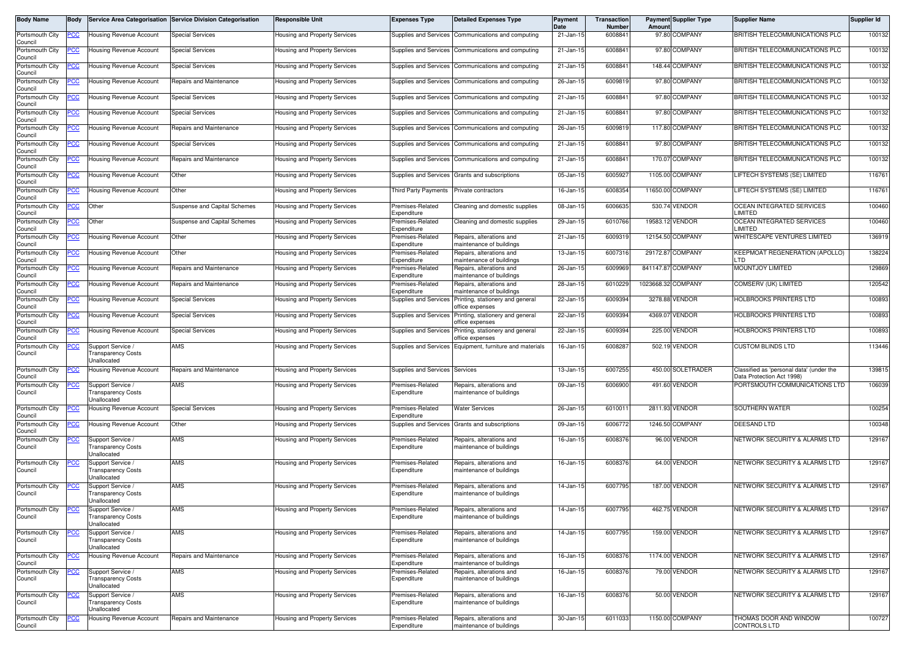| Body Name | Body | Service Area Categorisation | Service Division Categorisation | Responsible Unit | Expenses Type | Detailed Expenses Type | Payment Date | Transaction Number | Payment Amount | Supplier Type | Supplier Name | Supplier Id |
|---|---|---|---|---|---|---|---|---|---|---|---|---|
| Portsmouth City Council | PCC | Housing Revenue Account | Special Services | Housing and Property Services | Supplies and Services | Communications and computing | 21-Jan-15 | 6008841 | 97.80 | COMPANY | BRITISH TELECOMMUNICATIONS PLC | 100132 |
| Portsmouth City Council | PCC | Housing Revenue Account | Special Services | Housing and Property Services | Supplies and Services | Communications and computing | 21-Jan-15 | 6008841 | 97.80 | COMPANY | BRITISH TELECOMMUNICATIONS PLC | 100132 |
| Portsmouth City Council | PCC | Housing Revenue Account | Special Services | Housing and Property Services | Supplies and Services | Communications and computing | 21-Jan-15 | 6008841 | 148.44 | COMPANY | BRITISH TELECOMMUNICATIONS PLC | 100132 |
| Portsmouth City Council | PCC | Housing Revenue Account | Repairs and Maintenance | Housing and Property Services | Supplies and Services | Communications and computing | 26-Jan-15 | 6009819 | 97.80 | COMPANY | BRITISH TELECOMMUNICATIONS PLC | 100132 |
| Portsmouth City Council | PCC | Housing Revenue Account | Special Services | Housing and Property Services | Supplies and Services | Communications and computing | 21-Jan-15 | 6008841 | 97.80 | COMPANY | BRITISH TELECOMMUNICATIONS PLC | 100132 |
| Portsmouth City Council | PCC | Housing Revenue Account | Special Services | Housing and Property Services | Supplies and Services | Communications and computing | 21-Jan-15 | 6008841 | 97.80 | COMPANY | BRITISH TELECOMMUNICATIONS PLC | 100132 |
| Portsmouth City Council | PCC | Housing Revenue Account | Repairs and Maintenance | Housing and Property Services | Supplies and Services | Communications and computing | 26-Jan-15 | 6009819 | 117.80 | COMPANY | BRITISH TELECOMMUNICATIONS PLC | 100132 |
| Portsmouth City Council | PCC | Housing Revenue Account | Special Services | Housing and Property Services | Supplies and Services | Communications and computing | 21-Jan-15 | 6008841 | 97.80 | COMPANY | BRITISH TELECOMMUNICATIONS PLC | 100132 |
| Portsmouth City Council | PCC | Housing Revenue Account | Repairs and Maintenance | Housing and Property Services | Supplies and Services | Communications and computing | 21-Jan-15 | 6008841 | 170.07 | COMPANY | BRITISH TELECOMMUNICATIONS PLC | 100132 |
| Portsmouth City Council | PCC | Housing Revenue Account | Other | Housing and Property Services | Supplies and Services | Grants and subscriptions | 05-Jan-15 | 6005927 | 1105.00 | COMPANY | LIFTECH SYSTEMS (SE) LIMITED | 116761 |
| Portsmouth City Council | PCC | Housing Revenue Account | Other | Housing and Property Services | Third Party Payments | Private contractors | 16-Jan-15 | 6008354 | 11650.00 | COMPANY | LIFTECH SYSTEMS (SE) LIMITED | 116761 |
| Portsmouth City Council | PCC | Other | Suspense and Capital Schemes | Housing and Property Services | Premises-Related Expenditure | Cleaning and domestic supplies | 08-Jan-15 | 6006635 | 530.74 | VENDOR | OCEAN INTEGRATED SERVICES LIMITED | 100460 |
| Portsmouth City Council | PCC | Other | Suspense and Capital Schemes | Housing and Property Services | Premises-Related Expenditure | Cleaning and domestic supplies | 29-Jan-15 | 6010766 | 19583.12 | VENDOR | OCEAN INTEGRATED SERVICES LIMITED | 100460 |
| Portsmouth City Council | PCC | Housing Revenue Account | Other | Housing and Property Services | Premises-Related Expenditure | Repairs, alterations and maintenance of buildings | 21-Jan-15 | 6009319 | 12154.50 | COMPANY | WHITESCAPE VENTURES LIMITED | 136919 |
| Portsmouth City Council | PCC | Housing Revenue Account | Other | Housing and Property Services | Premises-Related Expenditure | Repairs, alterations and maintenance of buildings | 13-Jan-15 | 6007316 | 29172.87 | COMPANY | KEEPMOAT REGENERATION (APOLLO) LTD | 138224 |
| Portsmouth City Council | PCC | Housing Revenue Account | Repairs and Maintenance | Housing and Property Services | Premises-Related Expenditure | Repairs, alterations and maintenance of buildings | 26-Jan-15 | 6009969 | 841147.87 | COMPANY | MOUNTJOY LIMITED | 129869 |
| Portsmouth City Council | PCC | Housing Revenue Account | Repairs and Maintenance | Housing and Property Services | Premises-Related Expenditure | Repairs, alterations and maintenance of buildings | 28-Jan-15 | 6010229 | 1023668.32 | COMPANY | COMSERV (UK) LIMITED | 120542 |
| Portsmouth City Council | PCC | Housing Revenue Account | Special Services | Housing and Property Services | Supplies and Services | Printing, stationery and general office expenses | 22-Jan-15 | 6009394 | 3278.88 | VENDOR | HOLBROOKS PRINTERS LTD | 100893 |
| Portsmouth City Council | PCC | Housing Revenue Account | Special Services | Housing and Property Services | Supplies and Services | Printing, stationery and general office expenses | 22-Jan-15 | 6009394 | 4369.07 | VENDOR | HOLBROOKS PRINTERS LTD | 100893 |
| Portsmouth City Council | PCC | Housing Revenue Account | Special Services | Housing and Property Services | Supplies and Services | Printing, stationery and general office expenses | 22-Jan-15 | 6009394 | 225.00 | VENDOR | HOLBROOKS PRINTERS LTD | 100893 |
| Portsmouth City Council | PCC | Support Service / Transparency Costs Unallocated | AMS | Housing and Property Services | Supplies and Services | Equipment, furniture and materials | 16-Jan-15 | 6008287 | 502.19 | VENDOR | CUSTOM BLINDS LTD | 113446 |
| Portsmouth City Council | PCC | Housing Revenue Account | Repairs and Maintenance | Housing and Property Services | Supplies and Services | Services | 13-Jan-15 | 6007255 | 450.00 | SOLETRADER | Classified as 'personal data' (under the Data Protection Act 1998) | 139815 |
| Portsmouth City Council | PCC | Support Service / Transparency Costs Unallocated | AMS | Housing and Property Services | Premises-Related Expenditure | Repairs, alterations and maintenance of buildings | 09-Jan-15 | 6006900 | 491.60 | VENDOR | PORTSMOUTH COMMUNICATIONS LTD | 106039 |
| Portsmouth City Council | PCC | Housing Revenue Account | Special Services | Housing and Property Services | Premises-Related Expenditure | Water Services | 26-Jan-15 | 6010011 | 2811.93 | VENDOR | SOUTHERN WATER | 100254 |
| Portsmouth City Council | PCC | Housing Revenue Account | Other | Housing and Property Services | Supplies and Services | Grants and subscriptions | 09-Jan-15 | 6006772 | 1246.50 | COMPANY | DEESAND LTD | 100348 |
| Portsmouth City Council | PCC | Support Service / Transparency Costs Unallocated | AMS | Housing and Property Services | Premises-Related Expenditure | Repairs, alterations and maintenance of buildings | 16-Jan-15 | 6008376 | 96.00 | VENDOR | NETWORK SECURITY & ALARMS LTD | 129167 |
| Portsmouth City Council | PCC | Support Service / Transparency Costs Unallocated | AMS | Housing and Property Services | Premises-Related Expenditure | Repairs, alterations and maintenance of buildings | 16-Jan-15 | 6008376 | 64.00 | VENDOR | NETWORK SECURITY & ALARMS LTD | 129167 |
| Portsmouth City Council | PCC | Support Service / Transparency Costs Unallocated | AMS | Housing and Property Services | Premises-Related Expenditure | Repairs, alterations and maintenance of buildings | 14-Jan-15 | 6007795 | 187.00 | VENDOR | NETWORK SECURITY & ALARMS LTD | 129167 |
| Portsmouth City Council | PCC | Support Service / Transparency Costs Unallocated | AMS | Housing and Property Services | Premises-Related Expenditure | Repairs, alterations and maintenance of buildings | 14-Jan-15 | 6007795 | 462.75 | VENDOR | NETWORK SECURITY & ALARMS LTD | 129167 |
| Portsmouth City Council | PCC | Support Service / Transparency Costs Unallocated | AMS | Housing and Property Services | Premises-Related Expenditure | Repairs, alterations and maintenance of buildings | 14-Jan-15 | 6007795 | 159.00 | VENDOR | NETWORK SECURITY & ALARMS LTD | 129167 |
| Portsmouth City Council | PCC | Housing Revenue Account | Repairs and Maintenance | Housing and Property Services | Premises-Related Expenditure | Repairs, alterations and maintenance of buildings | 16-Jan-15 | 6008376 | 1174.00 | VENDOR | NETWORK SECURITY & ALARMS LTD | 129167 |
| Portsmouth City Council | PCC | Support Service / Transparency Costs Unallocated | AMS | Housing and Property Services | Premises-Related Expenditure | Repairs, alterations and maintenance of buildings | 16-Jan-15 | 6008376 | 79.00 | VENDOR | NETWORK SECURITY & ALARMS LTD | 129167 |
| Portsmouth City Council | PCC | Support Service / Transparency Costs Unallocated | AMS | Housing and Property Services | Premises-Related Expenditure | Repairs, alterations and maintenance of buildings | 16-Jan-15 | 6008376 | 50.00 | VENDOR | NETWORK SECURITY & ALARMS LTD | 129167 |
| Portsmouth City Council | PCC | Housing Revenue Account | Repairs and Maintenance | Housing and Property Services | Premises-Related Expenditure | Repairs, alterations and maintenance of buildings | 30-Jan-15 | 6011033 | 1150.00 | COMPANY | THOMAS DOOR AND WINDOW CONTROLS LTD | 100727 |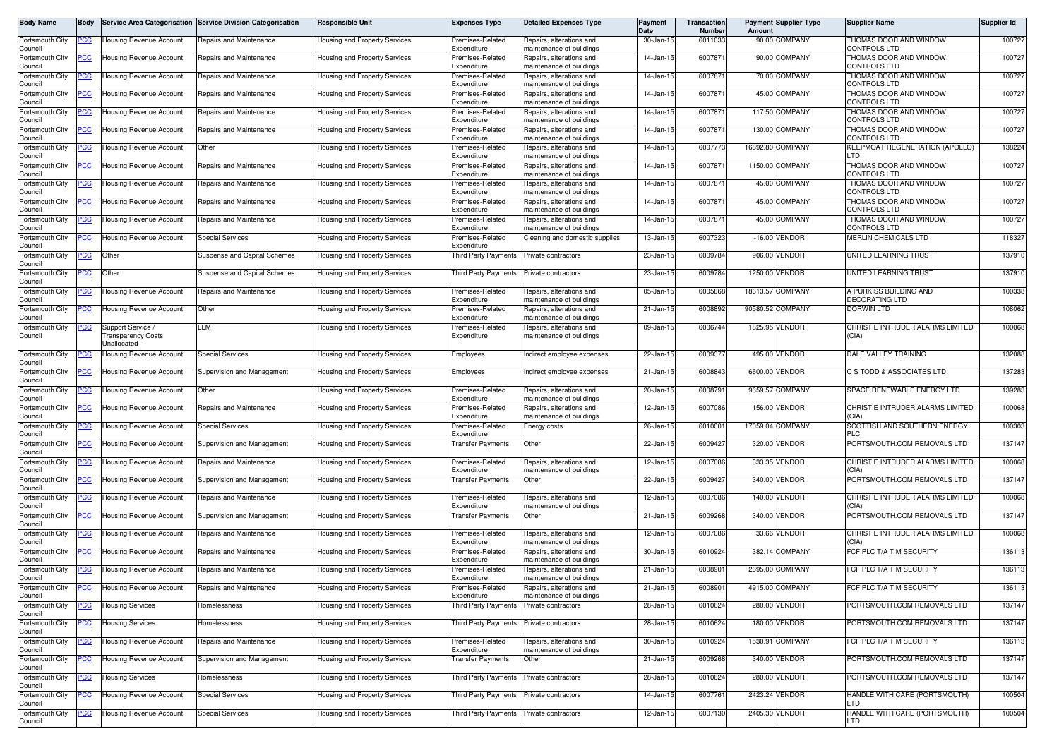| Body Name | Body | Service Area Categorisation | Service Division Categorisation | Responsible Unit | Expenses Type | Detailed Expenses Type | Payment Date | Transaction Number | Payment Amount | Supplier Type | Supplier Name | Supplier Id |
|---|---|---|---|---|---|---|---|---|---|---|---|---|
| Portsmouth City Council | PCC | Housing Revenue Account | Repairs and Maintenance | Housing and Property Services | Premises-Related Expenditure | Repairs, alterations and maintenance of buildings | 30-Jan-15 | 6011033 | 90.00 | COMPANY | THOMAS DOOR AND WINDOW CONTROLS LTD | 100727 |
| Portsmouth City Council | PCC | Housing Revenue Account | Repairs and Maintenance | Housing and Property Services | Premises-Related Expenditure | Repairs, alterations and maintenance of buildings | 14-Jan-15 | 6007871 | 90.00 | COMPANY | THOMAS DOOR AND WINDOW CONTROLS LTD | 100727 |
| Portsmouth City Council | PCC | Housing Revenue Account | Repairs and Maintenance | Housing and Property Services | Premises-Related Expenditure | Repairs, alterations and maintenance of buildings | 14-Jan-15 | 6007871 | 70.00 | COMPANY | THOMAS DOOR AND WINDOW CONTROLS LTD | 100727 |
| Portsmouth City Council | PCC | Housing Revenue Account | Repairs and Maintenance | Housing and Property Services | Premises-Related Expenditure | Repairs, alterations and maintenance of buildings | 14-Jan-15 | 6007871 | 45.00 | COMPANY | THOMAS DOOR AND WINDOW CONTROLS LTD | 100727 |
| Portsmouth City Council | PCC | Housing Revenue Account | Repairs and Maintenance | Housing and Property Services | Premises-Related Expenditure | Repairs, alterations and maintenance of buildings | 14-Jan-15 | 6007871 | 117.50 | COMPANY | THOMAS DOOR AND WINDOW CONTROLS LTD | 100727 |
| Portsmouth City Council | PCC | Housing Revenue Account | Repairs and Maintenance | Housing and Property Services | Premises-Related Expenditure | Repairs, alterations and maintenance of buildings | 14-Jan-15 | 6007871 | 130.00 | COMPANY | THOMAS DOOR AND WINDOW CONTROLS LTD | 100727 |
| Portsmouth City Council | PCC | Housing Revenue Account | Other | Housing and Property Services | Premises-Related Expenditure | Repairs, alterations and maintenance of buildings | 14-Jan-15 | 6007773 | 16892.80 | COMPANY | KEEPMOAT REGENERATION (APOLLO) LTD | 138224 |
| Portsmouth City Council | PCC | Housing Revenue Account | Repairs and Maintenance | Housing and Property Services | Premises-Related Expenditure | Repairs, alterations and maintenance of buildings | 14-Jan-15 | 6007871 | 1150.00 | COMPANY | THOMAS DOOR AND WINDOW CONTROLS LTD | 100727 |
| Portsmouth City Council | PCC | Housing Revenue Account | Repairs and Maintenance | Housing and Property Services | Premises-Related Expenditure | Repairs, alterations and maintenance of buildings | 14-Jan-15 | 6007871 | 45.00 | COMPANY | THOMAS DOOR AND WINDOW CONTROLS LTD | 100727 |
| Portsmouth City Council | PCC | Housing Revenue Account | Repairs and Maintenance | Housing and Property Services | Premises-Related Expenditure | Repairs, alterations and maintenance of buildings | 14-Jan-15 | 6007871 | 45.00 | COMPANY | THOMAS DOOR AND WINDOW CONTROLS LTD | 100727 |
| Portsmouth City Council | PCC | Housing Revenue Account | Repairs and Maintenance | Housing and Property Services | Premises-Related Expenditure | Repairs, alterations and maintenance of buildings | 14-Jan-15 | 6007871 | 45.00 | COMPANY | THOMAS DOOR AND WINDOW CONTROLS LTD | 100727 |
| Portsmouth City Council | PCC | Housing Revenue Account | Special Services | Housing and Property Services | Premises-Related Expenditure | Cleaning and domestic supplies | 13-Jan-15 | 6007323 | -16.00 | VENDOR | MERLIN CHEMICALS LTD | 118327 |
| Portsmouth City Council | PCC | Other | Suspense and Capital Schemes | Housing and Property Services | Third Party Payments | Private contractors | 23-Jan-15 | 6009784 | 906.00 | VENDOR | UNITED LEARNING TRUST | 137910 |
| Portsmouth City Council | PCC | Other | Suspense and Capital Schemes | Housing and Property Services | Third Party Payments | Private contractors | 23-Jan-15 | 6009784 | 1250.00 | VENDOR | UNITED LEARNING TRUST | 137910 |
| Portsmouth City Council | PCC | Housing Revenue Account | Repairs and Maintenance | Housing and Property Services | Premises-Related Expenditure | Repairs, alterations and maintenance of buildings | 05-Jan-15 | 6005868 | 18613.57 | COMPANY | A PURKISS BUILDING AND DECORATING LTD | 100338 |
| Portsmouth City Council | PCC | Housing Revenue Account | Other | Housing and Property Services | Premises-Related Expenditure | Repairs, alterations and maintenance of buildings | 21-Jan-15 | 6008892 | 90580.52 | COMPANY | DORWIN LTD | 108062 |
| Portsmouth City Council | PCC | Support Service / Transparency Costs Unallocated | LLM | Housing and Property Services | Premises-Related Expenditure | Repairs, alterations and maintenance of buildings | 09-Jan-15 | 6006744 | 1825.95 | VENDOR | CHRISTIE INTRUDER ALARMS LIMITED (CIA) | 100068 |
| Portsmouth City Council | PCC | Housing Revenue Account | Special Services | Housing and Property Services | Employees | Indirect employee expenses | 22-Jan-15 | 6009377 | 495.00 | VENDOR | DALE VALLEY TRAINING | 132088 |
| Portsmouth City Council | PCC | Housing Revenue Account | Supervision and Management | Housing and Property Services | Employees | Indirect employee expenses | 21-Jan-15 | 6008843 | 6600.00 | VENDOR | C S TODD & ASSOCIATES LTD | 137283 |
| Portsmouth City Council | PCC | Housing Revenue Account | Other | Housing and Property Services | Premises-Related Expenditure | Repairs, alterations and maintenance of buildings | 20-Jan-15 | 6008791 | 9659.57 | COMPANY | SPACE RENEWABLE ENERGY LTD | 139283 |
| Portsmouth City Council | PCC | Housing Revenue Account | Repairs and Maintenance | Housing and Property Services | Premises-Related Expenditure | Repairs, alterations and maintenance of buildings | 12-Jan-15 | 6007086 | 156.00 | VENDOR | CHRISTIE INTRUDER ALARMS LIMITED (CIA) | 100068 |
| Portsmouth City Council | PCC | Housing Revenue Account | Special Services | Housing and Property Services | Premises-Related Expenditure | Energy costs | 26-Jan-15 | 6010001 | 17059.04 | COMPANY | SCOTTISH AND SOUTHERN ENERGY PLC | 100303 |
| Portsmouth City Council | PCC | Housing Revenue Account | Supervision and Management | Housing and Property Services | Transfer Payments | Other | 22-Jan-15 | 6009427 | 320.00 | VENDOR | PORTSMOUTH.COM REMOVALS LTD | 137147 |
| Portsmouth City Council | PCC | Housing Revenue Account | Repairs and Maintenance | Housing and Property Services | Premises-Related Expenditure | Repairs, alterations and maintenance of buildings | 12-Jan-15 | 6007086 | 333.35 | VENDOR | CHRISTIE INTRUDER ALARMS LIMITED (CIA) | 100068 |
| Portsmouth City Council | PCC | Housing Revenue Account | Supervision and Management | Housing and Property Services | Transfer Payments | Other | 22-Jan-15 | 6009427 | 340.00 | VENDOR | PORTSMOUTH.COM REMOVALS LTD | 137147 |
| Portsmouth City Council | PCC | Housing Revenue Account | Repairs and Maintenance | Housing and Property Services | Premises-Related Expenditure | Repairs, alterations and maintenance of buildings | 12-Jan-15 | 6007086 | 140.00 | VENDOR | CHRISTIE INTRUDER ALARMS LIMITED (CIA) | 100068 |
| Portsmouth City Council | PCC | Housing Revenue Account | Supervision and Management | Housing and Property Services | Transfer Payments | Other | 21-Jan-15 | 6009268 | 340.00 | VENDOR | PORTSMOUTH.COM REMOVALS LTD | 137147 |
| Portsmouth City Council | PCC | Housing Revenue Account | Repairs and Maintenance | Housing and Property Services | Premises-Related Expenditure | Repairs, alterations and maintenance of buildings | 12-Jan-15 | 6007086 | 33.66 | VENDOR | CHRISTIE INTRUDER ALARMS LIMITED (CIA) | 100068 |
| Portsmouth City Council | PCC | Housing Revenue Account | Repairs and Maintenance | Housing and Property Services | Premises-Related Expenditure | Repairs, alterations and maintenance of buildings | 30-Jan-15 | 6010924 | 382.14 | COMPANY | FCF PLC T/A T M SECURITY | 136113 |
| Portsmouth City Council | PCC | Housing Revenue Account | Repairs and Maintenance | Housing and Property Services | Premises-Related Expenditure | Repairs, alterations and maintenance of buildings | 21-Jan-15 | 6008901 | 2695.00 | COMPANY | FCF PLC T/A T M SECURITY | 136113 |
| Portsmouth City Council | PCC | Housing Revenue Account | Repairs and Maintenance | Housing and Property Services | Premises-Related Expenditure | Repairs, alterations and maintenance of buildings | 21-Jan-15 | 6008901 | 4915.00 | COMPANY | FCF PLC T/A T M SECURITY | 136113 |
| Portsmouth City Council | PCC | Housing Services | Homelessness | Housing and Property Services | Third Party Payments | Private contractors | 28-Jan-15 | 6010624 | 280.00 | VENDOR | PORTSMOUTH.COM REMOVALS LTD | 137147 |
| Portsmouth City Council | PCC | Housing Services | Homelessness | Housing and Property Services | Third Party Payments | Private contractors | 28-Jan-15 | 6010624 | 180.00 | VENDOR | PORTSMOUTH.COM REMOVALS LTD | 137147 |
| Portsmouth City Council | PCC | Housing Revenue Account | Repairs and Maintenance | Housing and Property Services | Premises-Related Expenditure | Repairs, alterations and maintenance of buildings | 30-Jan-15 | 6010924 | 1530.91 | COMPANY | FCF PLC T/A T M SECURITY | 136113 |
| Portsmouth City Council | PCC | Housing Revenue Account | Supervision and Management | Housing and Property Services | Transfer Payments | Other | 21-Jan-15 | 6009268 | 340.00 | VENDOR | PORTSMOUTH.COM REMOVALS LTD | 137147 |
| Portsmouth City Council | PCC | Housing Services | Homelessness | Housing and Property Services | Third Party Payments | Private contractors | 28-Jan-15 | 6010624 | 280.00 | VENDOR | PORTSMOUTH.COM REMOVALS LTD | 137147 |
| Portsmouth City Council | PCC | Housing Revenue Account | Special Services | Housing and Property Services | Third Party Payments | Private contractors | 14-Jan-15 | 6007761 | 2423.24 | VENDOR | HANDLE WITH CARE (PORTSMOUTH) LTD | 100504 |
| Portsmouth City Council | PCC | Housing Revenue Account | Special Services | Housing and Property Services | Third Party Payments | Private contractors | 12-Jan-15 | 6007130 | 2405.30 | VENDOR | HANDLE WITH CARE (PORTSMOUTH) LTD | 100504 |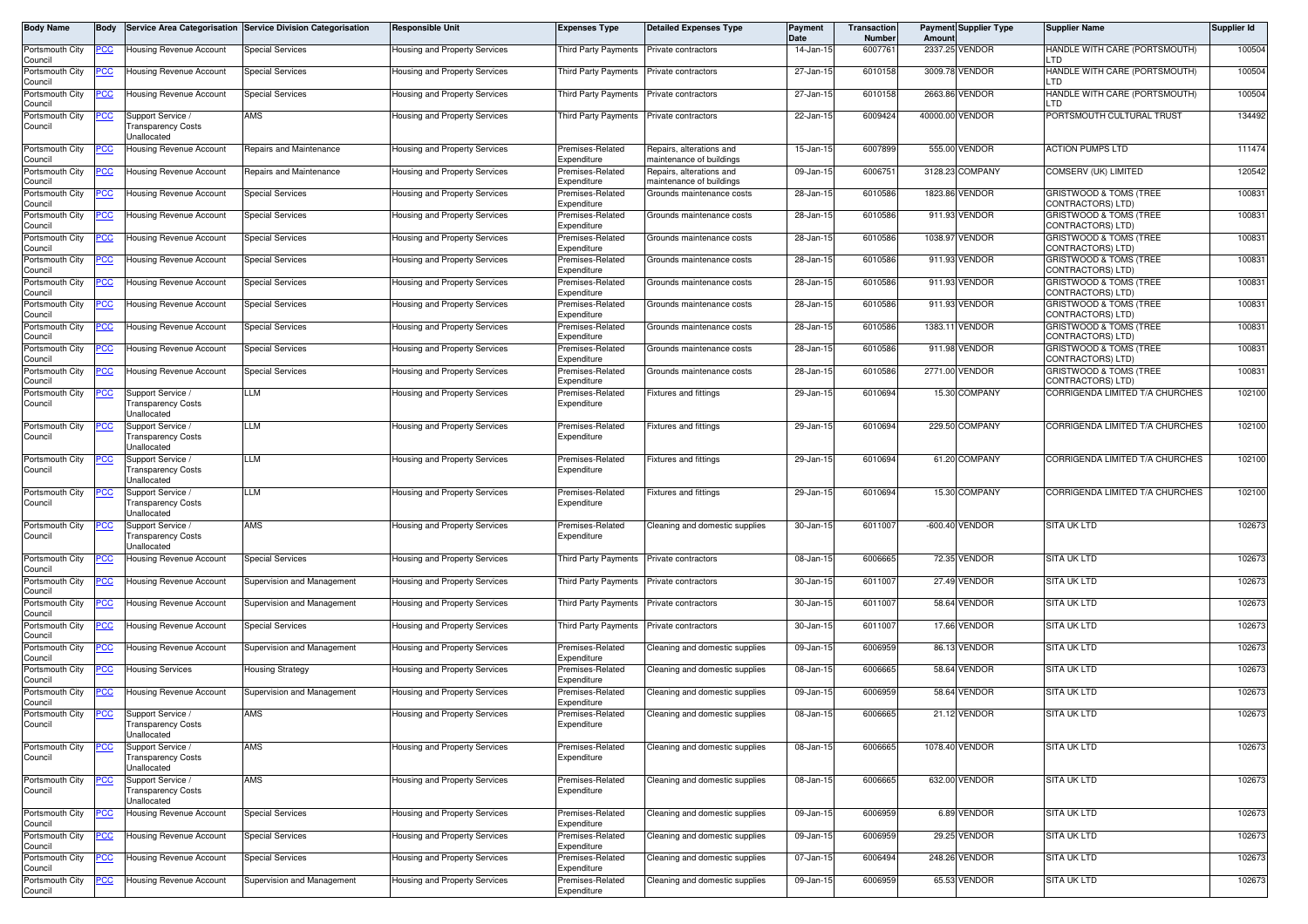| Body Name | Body | Service Area Categorisation | Service Division Categorisation | Responsible Unit | Expenses Type | Detailed Expenses Type | Payment Date | Transaction Number | Payment Amount | Supplier Type | Supplier Name | Supplier Id |
|---|---|---|---|---|---|---|---|---|---|---|---|---|
| Portsmouth City Council | PCC | Housing Revenue Account | Special Services | Housing and Property Services | Third Party Payments | Private contractors | 14-Jan-15 | 6007761 | 2337.25 | VENDOR | HANDLE WITH CARE (PORTSMOUTH) LTD | 100504 |
| Portsmouth City Council | PCC | Housing Revenue Account | Special Services | Housing and Property Services | Third Party Payments | Private contractors | 27-Jan-15 | 6010158 | 3009.78 | VENDOR | HANDLE WITH CARE (PORTSMOUTH) LTD | 100504 |
| Portsmouth City Council | PCC | Housing Revenue Account | Special Services | Housing and Property Services | Third Party Payments | Private contractors | 27-Jan-15 | 6010158 | 2663.86 | VENDOR | HANDLE WITH CARE (PORTSMOUTH) LTD | 100504 |
| Portsmouth City Council | PCC | Support Service / Transparency Costs Unallocated | AMS | Housing and Property Services | Third Party Payments | Private contractors | 22-Jan-15 | 6009424 | 40000.00 | VENDOR | PORTSMOUTH CULTURAL TRUST | 134492 |
| Portsmouth City Council | PCC | Housing Revenue Account | Repairs and Maintenance | Housing and Property Services | Premises-Related Expenditure | Repairs, alterations and maintenance of buildings | 15-Jan-15 | 6007899 | 555.00 | VENDOR | ACTION PUMPS LTD | 111474 |
| Portsmouth City Council | PCC | Housing Revenue Account | Repairs and Maintenance | Housing and Property Services | Premises-Related Expenditure | Repairs, alterations and maintenance of buildings | 09-Jan-15 | 6006751 | 3128.23 | COMPANY | COMSERV (UK) LIMITED | 120542 |
| Portsmouth City Council | PCC | Housing Revenue Account | Special Services | Housing and Property Services | Premises-Related Expenditure | Grounds maintenance costs | 28-Jan-15 | 6010586 | 1823.86 | VENDOR | GRISTWOOD & TOMS (TREE CONTRACTORS) LTD) | 100831 |
| Portsmouth City Council | PCC | Housing Revenue Account | Special Services | Housing and Property Services | Premises-Related Expenditure | Grounds maintenance costs | 28-Jan-15 | 6010586 | 911.93 | VENDOR | GRISTWOOD & TOMS (TREE CONTRACTORS) LTD) | 100831 |
| Portsmouth City Council | PCC | Housing Revenue Account | Special Services | Housing and Property Services | Premises-Related Expenditure | Grounds maintenance costs | 28-Jan-15 | 6010586 | 1038.97 | VENDOR | GRISTWOOD & TOMS (TREE CONTRACTORS) LTD) | 100831 |
| Portsmouth City Council | PCC | Housing Revenue Account | Special Services | Housing and Property Services | Premises-Related Expenditure | Grounds maintenance costs | 28-Jan-15 | 6010586 | 911.93 | VENDOR | GRISTWOOD & TOMS (TREE CONTRACTORS) LTD) | 100831 |
| Portsmouth City Council | PCC | Housing Revenue Account | Special Services | Housing and Property Services | Premises-Related Expenditure | Grounds maintenance costs | 28-Jan-15 | 6010586 | 911.93 | VENDOR | GRISTWOOD & TOMS (TREE CONTRACTORS) LTD) | 100831 |
| Portsmouth City Council | PCC | Housing Revenue Account | Special Services | Housing and Property Services | Premises-Related Expenditure | Grounds maintenance costs | 28-Jan-15 | 6010586 | 911.93 | VENDOR | GRISTWOOD & TOMS (TREE CONTRACTORS) LTD) | 100831 |
| Portsmouth City Council | PCC | Housing Revenue Account | Special Services | Housing and Property Services | Premises-Related Expenditure | Grounds maintenance costs | 28-Jan-15 | 6010586 | 1383.11 | VENDOR | GRISTWOOD & TOMS (TREE CONTRACTORS) LTD) | 100831 |
| Portsmouth City Council | PCC | Housing Revenue Account | Special Services | Housing and Property Services | Premises-Related Expenditure | Grounds maintenance costs | 28-Jan-15 | 6010586 | 911.98 | VENDOR | GRISTWOOD & TOMS (TREE CONTRACTORS) LTD) | 100831 |
| Portsmouth City Council | PCC | Housing Revenue Account | Special Services | Housing and Property Services | Premises-Related Expenditure | Grounds maintenance costs | 28-Jan-15 | 6010586 | 2771.00 | VENDOR | GRISTWOOD & TOMS (TREE CONTRACTORS) LTD) | 100831 |
| Portsmouth City Council | PCC | Support Service / Transparency Costs Unallocated | LLM | Housing and Property Services | Premises-Related Expenditure | Fixtures and fittings | 29-Jan-15 | 6010694 | 15.30 | COMPANY | CORRIGENDA LIMITED T/A CHURCHES | 102100 |
| Portsmouth City Council | PCC | Support Service / Transparency Costs Unallocated | LLM | Housing and Property Services | Premises-Related Expenditure | Fixtures and fittings | 29-Jan-15 | 6010694 | 229.50 | COMPANY | CORRIGENDA LIMITED T/A CHURCHES | 102100 |
| Portsmouth City Council | PCC | Support Service / Transparency Costs Unallocated | LLM | Housing and Property Services | Premises-Related Expenditure | Fixtures and fittings | 29-Jan-15 | 6010694 | 61.20 | COMPANY | CORRIGENDA LIMITED T/A CHURCHES | 102100 |
| Portsmouth City Council | PCC | Support Service / Transparency Costs Unallocated | LLM | Housing and Property Services | Premises-Related Expenditure | Fixtures and fittings | 29-Jan-15 | 6010694 | 15.30 | COMPANY | CORRIGENDA LIMITED T/A CHURCHES | 102100 |
| Portsmouth City Council | PCC | Support Service / Transparency Costs Unallocated | AMS | Housing and Property Services | Premises-Related Expenditure | Cleaning and domestic supplies | 30-Jan-15 | 6011007 | -600.40 | VENDOR | SITA UK LTD | 102673 |
| Portsmouth City Council | PCC | Housing Revenue Account | Special Services | Housing and Property Services | Third Party Payments | Private contractors | 08-Jan-15 | 6006665 | 72.35 | VENDOR | SITA UK LTD | 102673 |
| Portsmouth City Council | PCC | Housing Revenue Account | Supervision and Management | Housing and Property Services | Third Party Payments | Private contractors | 30-Jan-15 | 6011007 | 27.49 | VENDOR | SITA UK LTD | 102673 |
| Portsmouth City Council | PCC | Housing Revenue Account | Supervision and Management | Housing and Property Services | Third Party Payments | Private contractors | 30-Jan-15 | 6011007 | 58.64 | VENDOR | SITA UK LTD | 102673 |
| Portsmouth City Council | PCC | Housing Revenue Account | Special Services | Housing and Property Services | Third Party Payments | Private contractors | 30-Jan-15 | 6011007 | 17.66 | VENDOR | SITA UK LTD | 102673 |
| Portsmouth City Council | PCC | Housing Revenue Account | Supervision and Management | Housing and Property Services | Premises-Related Expenditure | Cleaning and domestic supplies | 09-Jan-15 | 6006959 | 86.13 | VENDOR | SITA UK LTD | 102673 |
| Portsmouth City Council | PCC | Housing Services | Housing Strategy | Housing and Property Services | Premises-Related Expenditure | Cleaning and domestic supplies | 08-Jan-15 | 6006665 | 58.64 | VENDOR | SITA UK LTD | 102673 |
| Portsmouth City Council | PCC | Housing Revenue Account | Supervision and Management | Housing and Property Services | Premises-Related Expenditure | Cleaning and domestic supplies | 09-Jan-15 | 6006959 | 58.64 | VENDOR | SITA UK LTD | 102673 |
| Portsmouth City Council | PCC | Support Service / Transparency Costs Unallocated | AMS | Housing and Property Services | Premises-Related Expenditure | Cleaning and domestic supplies | 08-Jan-15 | 6006665 | 21.12 | VENDOR | SITA UK LTD | 102673 |
| Portsmouth City Council | PCC | Support Service / Transparency Costs Unallocated | AMS | Housing and Property Services | Premises-Related Expenditure | Cleaning and domestic supplies | 08-Jan-15 | 6006665 | 1078.40 | VENDOR | SITA UK LTD | 102673 |
| Portsmouth City Council | PCC | Support Service / Transparency Costs Unallocated | AMS | Housing and Property Services | Premises-Related Expenditure | Cleaning and domestic supplies | 08-Jan-15 | 6006665 | 632.00 | VENDOR | SITA UK LTD | 102673 |
| Portsmouth City Council | PCC | Housing Revenue Account | Special Services | Housing and Property Services | Premises-Related Expenditure | Cleaning and domestic supplies | 09-Jan-15 | 6006959 | 6.89 | VENDOR | SITA UK LTD | 102673 |
| Portsmouth City Council | PCC | Housing Revenue Account | Special Services | Housing and Property Services | Premises-Related Expenditure | Cleaning and domestic supplies | 09-Jan-15 | 6006959 | 29.25 | VENDOR | SITA UK LTD | 102673 |
| Portsmouth City Council | PCC | Housing Revenue Account | Special Services | Housing and Property Services | Premises-Related Expenditure | Cleaning and domestic supplies | 07-Jan-15 | 6006494 | 248.26 | VENDOR | SITA UK LTD | 102673 |
| Portsmouth City Council | PCC | Housing Revenue Account | Supervision and Management | Housing and Property Services | Premises-Related Expenditure | Cleaning and domestic supplies | 09-Jan-15 | 6006959 | 65.53 | VENDOR | SITA UK LTD | 102673 |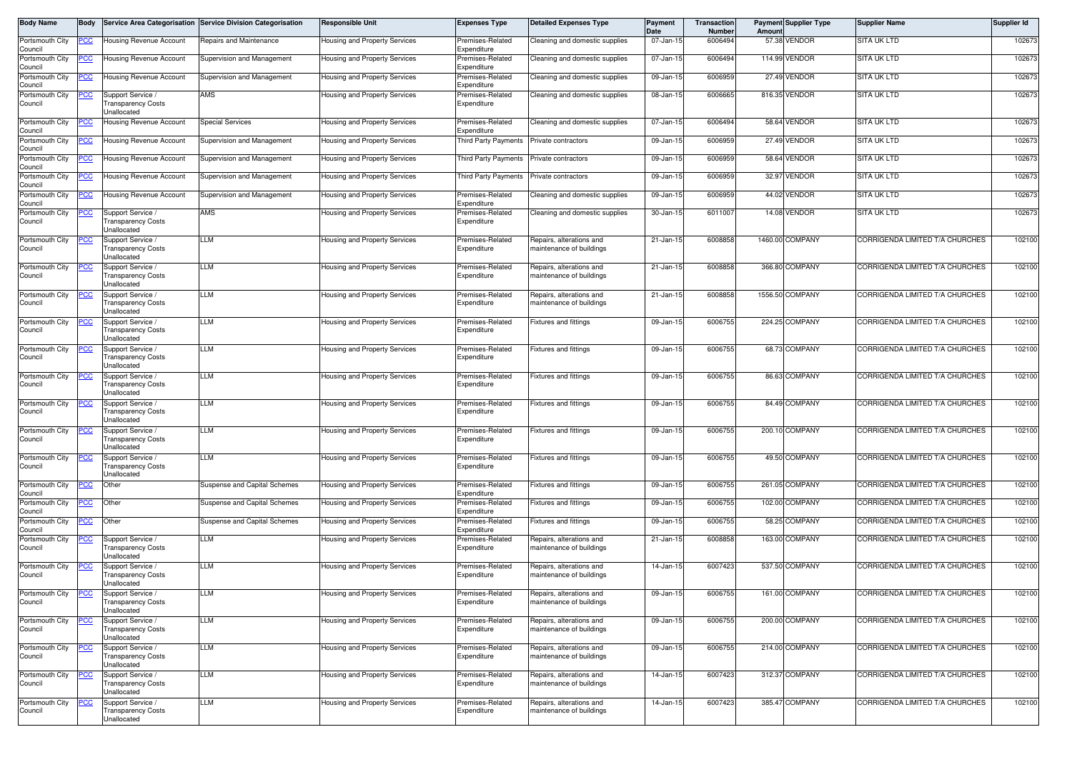| Body Name | Body | Service Area Categorisation | Service Division Categorisation | Responsible Unit | Expenses Type | Detailed Expenses Type | Payment Date | Transaction Number | Payment Amount | Supplier Type | Supplier Name | Supplier Id |
|---|---|---|---|---|---|---|---|---|---|---|---|---|
| Portsmouth City Council | PCC | Housing Revenue Account | Repairs and Maintenance | Housing and Property Services | Premises-Related Expenditure | Cleaning and domestic supplies | 07-Jan-15 | 6006494 | 57.38 | VENDOR | SITA UK LTD | 102673 |
| Portsmouth City Council | PCC | Housing Revenue Account | Supervision and Management | Housing and Property Services | Premises-Related Expenditure | Cleaning and domestic supplies | 07-Jan-15 | 6006494 | 114.99 | VENDOR | SITA UK LTD | 102673 |
| Portsmouth City Council | PCC | Housing Revenue Account | Supervision and Management | Housing and Property Services | Premises-Related Expenditure | Cleaning and domestic supplies | 09-Jan-15 | 6006959 | 27.49 | VENDOR | SITA UK LTD | 102673 |
| Portsmouth City Council | PCC | Support Service / Transparency Costs Unallocated | AMS | Housing and Property Services | Premises-Related Expenditure | Cleaning and domestic supplies | 08-Jan-15 | 6006665 | 816.35 | VENDOR | SITA UK LTD | 102673 |
| Portsmouth City Council | PCC | Housing Revenue Account | Special Services | Housing and Property Services | Premises-Related Expenditure | Cleaning and domestic supplies | 07-Jan-15 | 6006494 | 58.64 | VENDOR | SITA UK LTD | 102673 |
| Portsmouth City Council | PCC | Housing Revenue Account | Supervision and Management | Housing and Property Services | Third Party Payments | Private contractors | 09-Jan-15 | 6006959 | 27.49 | VENDOR | SITA UK LTD | 102673 |
| Portsmouth City Council | PCC | Housing Revenue Account | Supervision and Management | Housing and Property Services | Third Party Payments | Private contractors | 09-Jan-15 | 6006959 | 58.64 | VENDOR | SITA UK LTD | 102673 |
| Portsmouth City Council | PCC | Housing Revenue Account | Supervision and Management | Housing and Property Services | Third Party Payments | Private contractors | 09-Jan-15 | 6006959 | 32.97 | VENDOR | SITA UK LTD | 102673 |
| Portsmouth City Council | PCC | Housing Revenue Account | Supervision and Management | Housing and Property Services | Premises-Related Expenditure | Cleaning and domestic supplies | 09-Jan-15 | 6006959 | 44.02 | VENDOR | SITA UK LTD | 102673 |
| Portsmouth City Council | PCC | Support Service / Transparency Costs Unallocated | AMS | Housing and Property Services | Premises-Related Expenditure | Cleaning and domestic supplies | 30-Jan-15 | 6011007 | 14.08 | VENDOR | SITA UK LTD | 102673 |
| Portsmouth City Council | PCC | Support Service / Transparency Costs Unallocated | LLM | Housing and Property Services | Premises-Related Expenditure | Repairs, alterations and maintenance of buildings | 21-Jan-15 | 6008858 | 1460.00 | COMPANY | CORRIGENDA LIMITED T/A CHURCHES | 102100 |
| Portsmouth City Council | PCC | Support Service / Transparency Costs Unallocated | LLM | Housing and Property Services | Premises-Related Expenditure | Repairs, alterations and maintenance of buildings | 21-Jan-15 | 6008858 | 366.80 | COMPANY | CORRIGENDA LIMITED T/A CHURCHES | 102100 |
| Portsmouth City Council | PCC | Support Service / Transparency Costs Unallocated | LLM | Housing and Property Services | Premises-Related Expenditure | Repairs, alterations and maintenance of buildings | 21-Jan-15 | 6008858 | 1556.50 | COMPANY | CORRIGENDA LIMITED T/A CHURCHES | 102100 |
| Portsmouth City Council | PCC | Support Service / Transparency Costs Unallocated | LLM | Housing and Property Services | Premises-Related Expenditure | Fixtures and fittings | 09-Jan-15 | 6006755 | 224.25 | COMPANY | CORRIGENDA LIMITED T/A CHURCHES | 102100 |
| Portsmouth City Council | PCC | Support Service / Transparency Costs Unallocated | LLM | Housing and Property Services | Premises-Related Expenditure | Fixtures and fittings | 09-Jan-15 | 6006755 | 68.73 | COMPANY | CORRIGENDA LIMITED T/A CHURCHES | 102100 |
| Portsmouth City Council | PCC | Support Service / Transparency Costs Unallocated | LLM | Housing and Property Services | Premises-Related Expenditure | Fixtures and fittings | 09-Jan-15 | 6006755 | 86.63 | COMPANY | CORRIGENDA LIMITED T/A CHURCHES | 102100 |
| Portsmouth City Council | PCC | Support Service / Transparency Costs Unallocated | LLM | Housing and Property Services | Premises-Related Expenditure | Fixtures and fittings | 09-Jan-15 | 6006755 | 84.49 | COMPANY | CORRIGENDA LIMITED T/A CHURCHES | 102100 |
| Portsmouth City Council | PCC | Support Service / Transparency Costs Unallocated | LLM | Housing and Property Services | Premises-Related Expenditure | Fixtures and fittings | 09-Jan-15 | 6006755 | 200.10 | COMPANY | CORRIGENDA LIMITED T/A CHURCHES | 102100 |
| Portsmouth City Council | PCC | Support Service / Transparency Costs Unallocated | LLM | Housing and Property Services | Premises-Related Expenditure | Fixtures and fittings | 09-Jan-15 | 6006755 | 49.50 | COMPANY | CORRIGENDA LIMITED T/A CHURCHES | 102100 |
| Portsmouth City Council | PCC | Other | Suspense and Capital Schemes | Housing and Property Services | Premises-Related Expenditure | Fixtures and fittings | 09-Jan-15 | 6006755 | 261.05 | COMPANY | CORRIGENDA LIMITED T/A CHURCHES | 102100 |
| Portsmouth City Council | PCC | Other | Suspense and Capital Schemes | Housing and Property Services | Premises-Related Expenditure | Fixtures and fittings | 09-Jan-15 | 6006755 | 102.00 | COMPANY | CORRIGENDA LIMITED T/A CHURCHES | 102100 |
| Portsmouth City Council | PCC | Other | Suspense and Capital Schemes | Housing and Property Services | Premises-Related Expenditure | Fixtures and fittings | 09-Jan-15 | 6006755 | 58.25 | COMPANY | CORRIGENDA LIMITED T/A CHURCHES | 102100 |
| Portsmouth City Council | PCC | Support Service / Transparency Costs Unallocated | LLM | Housing and Property Services | Premises-Related Expenditure | Repairs, alterations and maintenance of buildings | 21-Jan-15 | 6008858 | 163.00 | COMPANY | CORRIGENDA LIMITED T/A CHURCHES | 102100 |
| Portsmouth City Council | PCC | Support Service / Transparency Costs Unallocated | LLM | Housing and Property Services | Premises-Related Expenditure | Repairs, alterations and maintenance of buildings | 14-Jan-15 | 6007423 | 537.50 | COMPANY | CORRIGENDA LIMITED T/A CHURCHES | 102100 |
| Portsmouth City Council | PCC | Support Service / Transparency Costs Unallocated | LLM | Housing and Property Services | Premises-Related Expenditure | Repairs, alterations and maintenance of buildings | 09-Jan-15 | 6006755 | 161.00 | COMPANY | CORRIGENDA LIMITED T/A CHURCHES | 102100 |
| Portsmouth City Council | PCC | Support Service / Transparency Costs Unallocated | LLM | Housing and Property Services | Premises-Related Expenditure | Repairs, alterations and maintenance of buildings | 09-Jan-15 | 6006755 | 200.00 | COMPANY | CORRIGENDA LIMITED T/A CHURCHES | 102100 |
| Portsmouth City Council | PCC | Support Service / Transparency Costs Unallocated | LLM | Housing and Property Services | Premises-Related Expenditure | Repairs, alterations and maintenance of buildings | 09-Jan-15 | 6006755 | 214.00 | COMPANY | CORRIGENDA LIMITED T/A CHURCHES | 102100 |
| Portsmouth City Council | PCC | Support Service / Transparency Costs Unallocated | LLM | Housing and Property Services | Premises-Related Expenditure | Repairs, alterations and maintenance of buildings | 14-Jan-15 | 6007423 | 312.37 | COMPANY | CORRIGENDA LIMITED T/A CHURCHES | 102100 |
| Portsmouth City Council | PCC | Support Service / Transparency Costs Unallocated | LLM | Housing and Property Services | Premises-Related Expenditure | Repairs, alterations and maintenance of buildings | 14-Jan-15 | 6007423 | 385.47 | COMPANY | CORRIGENDA LIMITED T/A CHURCHES | 102100 |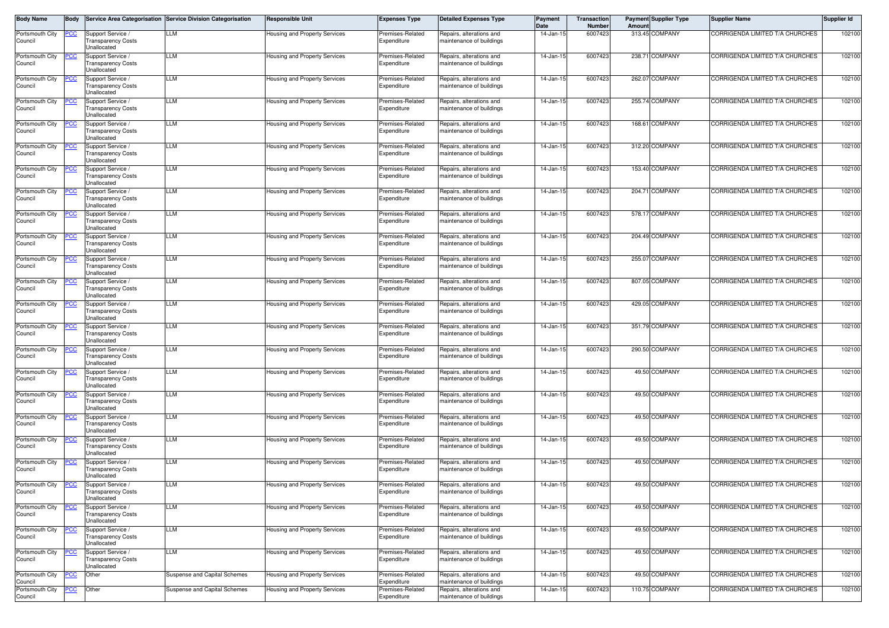| Body Name | Body | Service Area Categorisation | Service Division Categorisation | Responsible Unit | Expenses Type | Detailed Expenses Type | Payment Date | Transaction Number | Payment Amount | Supplier Type | Supplier Name | Supplier Id |
|---|---|---|---|---|---|---|---|---|---|---|---|---|
| Portsmouth City Council | PCC | Support Service / Transparency Costs Unallocated | LLM | Housing and Property Services | Premises-Related Expenditure | Repairs, alterations and maintenance of buildings | 14-Jan-15 | 6007423 | 313.45 | COMPANY | CORRIGENDA LIMITED T/A CHURCHES | 102100 |
| Portsmouth City Council | PCC | Support Service / Transparency Costs Unallocated | LLM | Housing and Property Services | Premises-Related Expenditure | Repairs, alterations and maintenance of buildings | 14-Jan-15 | 6007423 | 238.71 | COMPANY | CORRIGENDA LIMITED T/A CHURCHES | 102100 |
| Portsmouth City Council | PCC | Support Service / Transparency Costs Unallocated | LLM | Housing and Property Services | Premises-Related Expenditure | Repairs, alterations and maintenance of buildings | 14-Jan-15 | 6007423 | 262.07 | COMPANY | CORRIGENDA LIMITED T/A CHURCHES | 102100 |
| Portsmouth City Council | PCC | Support Service / Transparency Costs Unallocated | LLM | Housing and Property Services | Premises-Related Expenditure | Repairs, alterations and maintenance of buildings | 14-Jan-15 | 6007423 | 255.74 | COMPANY | CORRIGENDA LIMITED T/A CHURCHES | 102100 |
| Portsmouth City Council | PCC | Support Service / Transparency Costs Unallocated | LLM | Housing and Property Services | Premises-Related Expenditure | Repairs, alterations and maintenance of buildings | 14-Jan-15 | 6007423 | 168.61 | COMPANY | CORRIGENDA LIMITED T/A CHURCHES | 102100 |
| Portsmouth City Council | PCC | Support Service / Transparency Costs Unallocated | LLM | Housing and Property Services | Premises-Related Expenditure | Repairs, alterations and maintenance of buildings | 14-Jan-15 | 6007423 | 312.20 | COMPANY | CORRIGENDA LIMITED T/A CHURCHES | 102100 |
| Portsmouth City Council | PCC | Support Service / Transparency Costs Unallocated | LLM | Housing and Property Services | Premises-Related Expenditure | Repairs, alterations and maintenance of buildings | 14-Jan-15 | 6007423 | 153.40 | COMPANY | CORRIGENDA LIMITED T/A CHURCHES | 102100 |
| Portsmouth City Council | PCC | Support Service / Transparency Costs Unallocated | LLM | Housing and Property Services | Premises-Related Expenditure | Repairs, alterations and maintenance of buildings | 14-Jan-15 | 6007423 | 204.71 | COMPANY | CORRIGENDA LIMITED T/A CHURCHES | 102100 |
| Portsmouth City Council | PCC | Support Service / Transparency Costs Unallocated | LLM | Housing and Property Services | Premises-Related Expenditure | Repairs, alterations and maintenance of buildings | 14-Jan-15 | 6007423 | 578.17 | COMPANY | CORRIGENDA LIMITED T/A CHURCHES | 102100 |
| Portsmouth City Council | PCC | Support Service / Transparency Costs Unallocated | LLM | Housing and Property Services | Premises-Related Expenditure | Repairs, alterations and maintenance of buildings | 14-Jan-15 | 6007423 | 204.49 | COMPANY | CORRIGENDA LIMITED T/A CHURCHES | 102100 |
| Portsmouth City Council | PCC | Support Service / Transparency Costs Unallocated | LLM | Housing and Property Services | Premises-Related Expenditure | Repairs, alterations and maintenance of buildings | 14-Jan-15 | 6007423 | 255.07 | COMPANY | CORRIGENDA LIMITED T/A CHURCHES | 102100 |
| Portsmouth City Council | PCC | Support Service / Transparency Costs Unallocated | LLM | Housing and Property Services | Premises-Related Expenditure | Repairs, alterations and maintenance of buildings | 14-Jan-15 | 6007423 | 807.05 | COMPANY | CORRIGENDA LIMITED T/A CHURCHES | 102100 |
| Portsmouth City Council | PCC | Support Service / Transparency Costs Unallocated | LLM | Housing and Property Services | Premises-Related Expenditure | Repairs, alterations and maintenance of buildings | 14-Jan-15 | 6007423 | 429.05 | COMPANY | CORRIGENDA LIMITED T/A CHURCHES | 102100 |
| Portsmouth City Council | PCC | Support Service / Transparency Costs Unallocated | LLM | Housing and Property Services | Premises-Related Expenditure | Repairs, alterations and maintenance of buildings | 14-Jan-15 | 6007423 | 351.79 | COMPANY | CORRIGENDA LIMITED T/A CHURCHES | 102100 |
| Portsmouth City Council | PCC | Support Service / Transparency Costs Unallocated | LLM | Housing and Property Services | Premises-Related Expenditure | Repairs, alterations and maintenance of buildings | 14-Jan-15 | 6007423 | 290.50 | COMPANY | CORRIGENDA LIMITED T/A CHURCHES | 102100 |
| Portsmouth City Council | PCC | Support Service / Transparency Costs Unallocated | LLM | Housing and Property Services | Premises-Related Expenditure | Repairs, alterations and maintenance of buildings | 14-Jan-15 | 6007423 | 49.50 | COMPANY | CORRIGENDA LIMITED T/A CHURCHES | 102100 |
| Portsmouth City Council | PCC | Support Service / Transparency Costs Unallocated | LLM | Housing and Property Services | Premises-Related Expenditure | Repairs, alterations and maintenance of buildings | 14-Jan-15 | 6007423 | 49.50 | COMPANY | CORRIGENDA LIMITED T/A CHURCHES | 102100 |
| Portsmouth City Council | PCC | Support Service / Transparency Costs Unallocated | LLM | Housing and Property Services | Premises-Related Expenditure | Repairs, alterations and maintenance of buildings | 14-Jan-15 | 6007423 | 49.50 | COMPANY | CORRIGENDA LIMITED T/A CHURCHES | 102100 |
| Portsmouth City Council | PCC | Support Service / Transparency Costs Unallocated | LLM | Housing and Property Services | Premises-Related Expenditure | Repairs, alterations and maintenance of buildings | 14-Jan-15 | 6007423 | 49.50 | COMPANY | CORRIGENDA LIMITED T/A CHURCHES | 102100 |
| Portsmouth City Council | PCC | Support Service / Transparency Costs Unallocated | LLM | Housing and Property Services | Premises-Related Expenditure | Repairs, alterations and maintenance of buildings | 14-Jan-15 | 6007423 | 49.50 | COMPANY | CORRIGENDA LIMITED T/A CHURCHES | 102100 |
| Portsmouth City Council | PCC | Support Service / Transparency Costs Unallocated | LLM | Housing and Property Services | Premises-Related Expenditure | Repairs, alterations and maintenance of buildings | 14-Jan-15 | 6007423 | 49.50 | COMPANY | CORRIGENDA LIMITED T/A CHURCHES | 102100 |
| Portsmouth City Council | PCC | Support Service / Transparency Costs Unallocated | LLM | Housing and Property Services | Premises-Related Expenditure | Repairs, alterations and maintenance of buildings | 14-Jan-15 | 6007423 | 49.50 | COMPANY | CORRIGENDA LIMITED T/A CHURCHES | 102100 |
| Portsmouth City Council | PCC | Support Service / Transparency Costs Unallocated | LLM | Housing and Property Services | Premises-Related Expenditure | Repairs, alterations and maintenance of buildings | 14-Jan-15 | 6007423 | 49.50 | COMPANY | CORRIGENDA LIMITED T/A CHURCHES | 102100 |
| Portsmouth City Council | PCC | Support Service / Transparency Costs Unallocated | LLM | Housing and Property Services | Premises-Related Expenditure | Repairs, alterations and maintenance of buildings | 14-Jan-15 | 6007423 | 49.50 | COMPANY | CORRIGENDA LIMITED T/A CHURCHES | 102100 |
| Portsmouth City Council | PCC | Other | Suspense and Capital Schemes | Housing and Property Services | Premises-Related Expenditure | Repairs, alterations and maintenance of buildings | 14-Jan-15 | 6007423 | 49.50 | COMPANY | CORRIGENDA LIMITED T/A CHURCHES | 102100 |
| Portsmouth City Council | PCC | Other | Suspense and Capital Schemes | Housing and Property Services | Premises-Related Expenditure | Repairs, alterations and maintenance of buildings | 14-Jan-15 | 6007423 | 110.75 | COMPANY | CORRIGENDA LIMITED T/A CHURCHES | 102100 |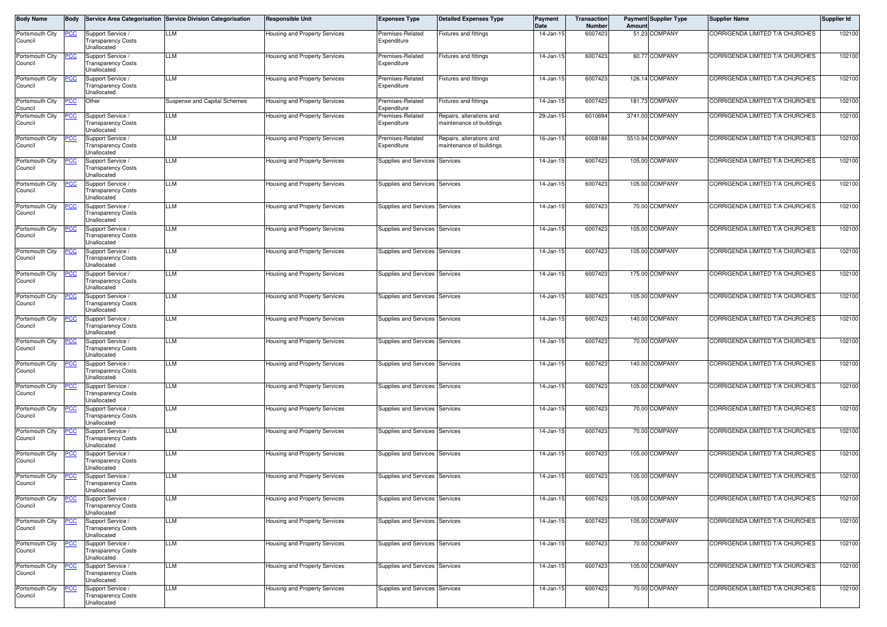| Body Name | Body | Service Area Categorisation | Service Division Categorisation | Responsible Unit | Expenses Type | Detailed Expenses Type | Payment Date | Transaction Number | Payment Amount | Supplier Type | Supplier Name | Supplier Id |
|---|---|---|---|---|---|---|---|---|---|---|---|---|
| Portsmouth City Council | PCC | Support Service / Transparency Costs Unallocated | LLM | Housing and Property Services | Premises-Related Expenditure | Fixtures and fittings | 14-Jan-15 | 6007423 | 51.23 | COMPANY | CORRIGENDA LIMITED T/A CHURCHES | 102100 |
| Portsmouth City Council | PCC | Support Service / Transparency Costs Unallocated | LLM | Housing and Property Services | Premises-Related Expenditure | Fixtures and fittings | 14-Jan-15 | 6007423 | 60.77 | COMPANY | CORRIGENDA LIMITED T/A CHURCHES | 102100 |
| Portsmouth City Council | PCC | Support Service / Transparency Costs Unallocated | LLM | Housing and Property Services | Premises-Related Expenditure | Fixtures and fittings | 14-Jan-15 | 6007423 | 126.14 | COMPANY | CORRIGENDA LIMITED T/A CHURCHES | 102100 |
| Portsmouth City Council | PCC | Other | Suspense and Capital Schemes | Housing and Property Services | Premises-Related Expenditure | Fixtures and fittings | 14-Jan-15 | 6007423 | 181.73 | COMPANY | CORRIGENDA LIMITED T/A CHURCHES | 102100 |
| Portsmouth City Council | PCC | Support Service / Transparency Costs Unallocated | LLM | Housing and Property Services | Premises-Related Expenditure | Repairs, alterations and maintenance of buildings | 29-Jan-15 | 6010694 | 3741.00 | COMPANY | CORRIGENDA LIMITED T/A CHURCHES | 102100 |
| Portsmouth City Council | PCC | Support Service / Transparency Costs Unallocated | LLM | Housing and Property Services | Premises-Related Expenditure | Repairs, alterations and maintenance of buildings | 16-Jan-15 | 6008186 | 5510.94 | COMPANY | CORRIGENDA LIMITED T/A CHURCHES | 102100 |
| Portsmouth City Council | PCC | Support Service / Transparency Costs Unallocated | LLM | Housing and Property Services | Supplies and Services | Services | 14-Jan-15 | 6007423 | 105.00 | COMPANY | CORRIGENDA LIMITED T/A CHURCHES | 102100 |
| Portsmouth City Council | PCC | Support Service / Transparency Costs Unallocated | LLM | Housing and Property Services | Supplies and Services | Services | 14-Jan-15 | 6007423 | 105.00 | COMPANY | CORRIGENDA LIMITED T/A CHURCHES | 102100 |
| Portsmouth City Council | PCC | Support Service / Transparency Costs Unallocated | LLM | Housing and Property Services | Supplies and Services | Services | 14-Jan-15 | 6007423 | 70.00 | COMPANY | CORRIGENDA LIMITED T/A CHURCHES | 102100 |
| Portsmouth City Council | PCC | Support Service / Transparency Costs Unallocated | LLM | Housing and Property Services | Supplies and Services | Services | 14-Jan-15 | 6007423 | 105.00 | COMPANY | CORRIGENDA LIMITED T/A CHURCHES | 102100 |
| Portsmouth City Council | PCC | Support Service / Transparency Costs Unallocated | LLM | Housing and Property Services | Supplies and Services | Services | 14-Jan-15 | 6007423 | 105.00 | COMPANY | CORRIGENDA LIMITED T/A CHURCHES | 102100 |
| Portsmouth City Council | PCC | Support Service / Transparency Costs Unallocated | LLM | Housing and Property Services | Supplies and Services | Services | 14-Jan-15 | 6007423 | 175.00 | COMPANY | CORRIGENDA LIMITED T/A CHURCHES | 102100 |
| Portsmouth City Council | PCC | Support Service / Transparency Costs Unallocated | LLM | Housing and Property Services | Supplies and Services | Services | 14-Jan-15 | 6007423 | 105.00 | COMPANY | CORRIGENDA LIMITED T/A CHURCHES | 102100 |
| Portsmouth City Council | PCC | Support Service / Transparency Costs Unallocated | LLM | Housing and Property Services | Supplies and Services | Services | 14-Jan-15 | 6007423 | 140.00 | COMPANY | CORRIGENDA LIMITED T/A CHURCHES | 102100 |
| Portsmouth City Council | PCC | Support Service / Transparency Costs Unallocated | LLM | Housing and Property Services | Supplies and Services | Services | 14-Jan-15 | 6007423 | 70.00 | COMPANY | CORRIGENDA LIMITED T/A CHURCHES | 102100 |
| Portsmouth City Council | PCC | Support Service / Transparency Costs Unallocated | LLM | Housing and Property Services | Supplies and Services | Services | 14-Jan-15 | 6007423 | 140.00 | COMPANY | CORRIGENDA LIMITED T/A CHURCHES | 102100 |
| Portsmouth City Council | PCC | Support Service / Transparency Costs Unallocated | LLM | Housing and Property Services | Supplies and Services | Services | 14-Jan-15 | 6007423 | 105.00 | COMPANY | CORRIGENDA LIMITED T/A CHURCHES | 102100 |
| Portsmouth City Council | PCC | Support Service / Transparency Costs Unallocated | LLM | Housing and Property Services | Supplies and Services | Services | 14-Jan-15 | 6007423 | 70.00 | COMPANY | CORRIGENDA LIMITED T/A CHURCHES | 102100 |
| Portsmouth City Council | PCC | Support Service / Transparency Costs Unallocated | LLM | Housing and Property Services | Supplies and Services | Services | 14-Jan-15 | 6007423 | 70.00 | COMPANY | CORRIGENDA LIMITED T/A CHURCHES | 102100 |
| Portsmouth City Council | PCC | Support Service / Transparency Costs Unallocated | LLM | Housing and Property Services | Supplies and Services | Services | 14-Jan-15 | 6007423 | 105.00 | COMPANY | CORRIGENDA LIMITED T/A CHURCHES | 102100 |
| Portsmouth City Council | PCC | Support Service / Transparency Costs Unallocated | LLM | Housing and Property Services | Supplies and Services | Services | 14-Jan-15 | 6007423 | 105.00 | COMPANY | CORRIGENDA LIMITED T/A CHURCHES | 102100 |
| Portsmouth City Council | PCC | Support Service / Transparency Costs Unallocated | LLM | Housing and Property Services | Supplies and Services | Services | 14-Jan-15 | 6007423 | 105.00 | COMPANY | CORRIGENDA LIMITED T/A CHURCHES | 102100 |
| Portsmouth City Council | PCC | Support Service / Transparency Costs Unallocated | LLM | Housing and Property Services | Supplies and Services | Services | 14-Jan-15 | 6007423 | 105.00 | COMPANY | CORRIGENDA LIMITED T/A CHURCHES | 102100 |
| Portsmouth City Council | PCC | Support Service / Transparency Costs Unallocated | LLM | Housing and Property Services | Supplies and Services | Services | 14-Jan-15 | 6007423 | 70.00 | COMPANY | CORRIGENDA LIMITED T/A CHURCHES | 102100 |
| Portsmouth City Council | PCC | Support Service / Transparency Costs Unallocated | LLM | Housing and Property Services | Supplies and Services | Services | 14-Jan-15 | 6007423 | 105.00 | COMPANY | CORRIGENDA LIMITED T/A CHURCHES | 102100 |
| Portsmouth City Council | PCC | Support Service / Transparency Costs Unallocated | LLM | Housing and Property Services | Supplies and Services | Services | 14-Jan-15 | 6007423 | 70.00 | COMPANY | CORRIGENDA LIMITED T/A CHURCHES | 102100 |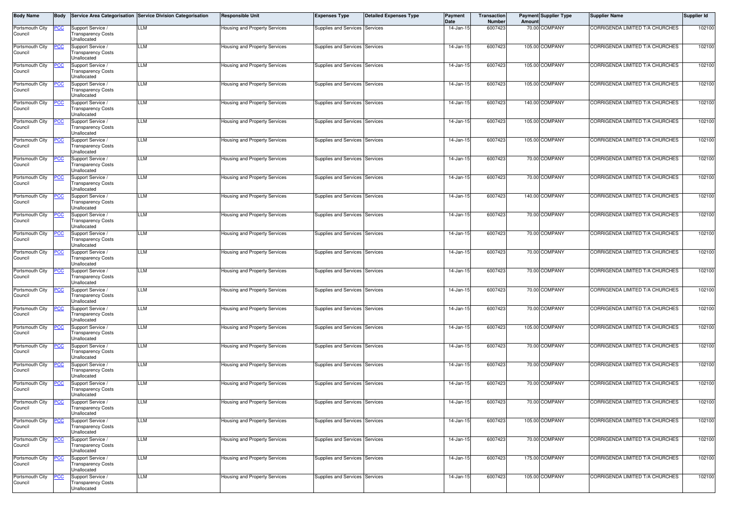| Body Name | Body | Service Area Categorisation | Service Division Categorisation | Responsible Unit | Expenses Type | Detailed Expenses Type | Payment Date | Transaction Number | Payment Amount | Supplier Type | Supplier Name | Supplier Id |
|---|---|---|---|---|---|---|---|---|---|---|---|---|
| Portsmouth City Council | PCC | Support Service / Transparency Costs Unallocated | LLM | Housing and Property Services | Supplies and Services | Services | 14-Jan-15 | 6007423 | 70.00 | COMPANY | CORRIGENDA LIMITED T/A CHURCHES | 102100 |
| Portsmouth City Council | PCC | Support Service / Transparency Costs Unallocated | LLM | Housing and Property Services | Supplies and Services | Services | 14-Jan-15 | 6007423 | 105.00 | COMPANY | CORRIGENDA LIMITED T/A CHURCHES | 102100 |
| Portsmouth City Council | PCC | Support Service / Transparency Costs Unallocated | LLM | Housing and Property Services | Supplies and Services | Services | 14-Jan-15 | 6007423 | 105.00 | COMPANY | CORRIGENDA LIMITED T/A CHURCHES | 102100 |
| Portsmouth City Council | PCC | Support Service / Transparency Costs Unallocated | LLM | Housing and Property Services | Supplies and Services | Services | 14-Jan-15 | 6007423 | 105.00 | COMPANY | CORRIGENDA LIMITED T/A CHURCHES | 102100 |
| Portsmouth City Council | PCC | Support Service / Transparency Costs Unallocated | LLM | Housing and Property Services | Supplies and Services | Services | 14-Jan-15 | 6007423 | 140.00 | COMPANY | CORRIGENDA LIMITED T/A CHURCHES | 102100 |
| Portsmouth City Council | PCC | Support Service / Transparency Costs Unallocated | LLM | Housing and Property Services | Supplies and Services | Services | 14-Jan-15 | 6007423 | 105.00 | COMPANY | CORRIGENDA LIMITED T/A CHURCHES | 102100 |
| Portsmouth City Council | PCC | Support Service / Transparency Costs Unallocated | LLM | Housing and Property Services | Supplies and Services | Services | 14-Jan-15 | 6007423 | 105.00 | COMPANY | CORRIGENDA LIMITED T/A CHURCHES | 102100 |
| Portsmouth City Council | PCC | Support Service / Transparency Costs Unallocated | LLM | Housing and Property Services | Supplies and Services | Services | 14-Jan-15 | 6007423 | 70.00 | COMPANY | CORRIGENDA LIMITED T/A CHURCHES | 102100 |
| Portsmouth City Council | PCC | Support Service / Transparency Costs Unallocated | LLM | Housing and Property Services | Supplies and Services | Services | 14-Jan-15 | 6007423 | 70.00 | COMPANY | CORRIGENDA LIMITED T/A CHURCHES | 102100 |
| Portsmouth City Council | PCC | Support Service / Transparency Costs Unallocated | LLM | Housing and Property Services | Supplies and Services | Services | 14-Jan-15 | 6007423 | 140.00 | COMPANY | CORRIGENDA LIMITED T/A CHURCHES | 102100 |
| Portsmouth City Council | PCC | Support Service / Transparency Costs Unallocated | LLM | Housing and Property Services | Supplies and Services | Services | 14-Jan-15 | 6007423 | 70.00 | COMPANY | CORRIGENDA LIMITED T/A CHURCHES | 102100 |
| Portsmouth City Council | PCC | Support Service / Transparency Costs Unallocated | LLM | Housing and Property Services | Supplies and Services | Services | 14-Jan-15 | 6007423 | 70.00 | COMPANY | CORRIGENDA LIMITED T/A CHURCHES | 102100 |
| Portsmouth City Council | PCC | Support Service / Transparency Costs Unallocated | LLM | Housing and Property Services | Supplies and Services | Services | 14-Jan-15 | 6007423 | 70.00 | COMPANY | CORRIGENDA LIMITED T/A CHURCHES | 102100 |
| Portsmouth City Council | PCC | Support Service / Transparency Costs Unallocated | LLM | Housing and Property Services | Supplies and Services | Services | 14-Jan-15 | 6007423 | 70.00 | COMPANY | CORRIGENDA LIMITED T/A CHURCHES | 102100 |
| Portsmouth City Council | PCC | Support Service / Transparency Costs Unallocated | LLM | Housing and Property Services | Supplies and Services | Services | 14-Jan-15 | 6007423 | 70.00 | COMPANY | CORRIGENDA LIMITED T/A CHURCHES | 102100 |
| Portsmouth City Council | PCC | Support Service / Transparency Costs Unallocated | LLM | Housing and Property Services | Supplies and Services | Services | 14-Jan-15 | 6007423 | 70.00 | COMPANY | CORRIGENDA LIMITED T/A CHURCHES | 102100 |
| Portsmouth City Council | PCC | Support Service / Transparency Costs Unallocated | LLM | Housing and Property Services | Supplies and Services | Services | 14-Jan-15 | 6007423 | 105.00 | COMPANY | CORRIGENDA LIMITED T/A CHURCHES | 102100 |
| Portsmouth City Council | PCC | Support Service / Transparency Costs Unallocated | LLM | Housing and Property Services | Supplies and Services | Services | 14-Jan-15 | 6007423 | 70.00 | COMPANY | CORRIGENDA LIMITED T/A CHURCHES | 102100 |
| Portsmouth City Council | PCC | Support Service / Transparency Costs Unallocated | LLM | Housing and Property Services | Supplies and Services | Services | 14-Jan-15 | 6007423 | 70.00 | COMPANY | CORRIGENDA LIMITED T/A CHURCHES | 102100 |
| Portsmouth City Council | PCC | Support Service / Transparency Costs Unallocated | LLM | Housing and Property Services | Supplies and Services | Services | 14-Jan-15 | 6007423 | 70.00 | COMPANY | CORRIGENDA LIMITED T/A CHURCHES | 102100 |
| Portsmouth City Council | PCC | Support Service / Transparency Costs Unallocated | LLM | Housing and Property Services | Supplies and Services | Services | 14-Jan-15 | 6007423 | 70.00 | COMPANY | CORRIGENDA LIMITED T/A CHURCHES | 102100 |
| Portsmouth City Council | PCC | Support Service / Transparency Costs Unallocated | LLM | Housing and Property Services | Supplies and Services | Services | 14-Jan-15 | 6007423 | 105.00 | COMPANY | CORRIGENDA LIMITED T/A CHURCHES | 102100 |
| Portsmouth City Council | PCC | Support Service / Transparency Costs Unallocated | LLM | Housing and Property Services | Supplies and Services | Services | 14-Jan-15 | 6007423 | 70.00 | COMPANY | CORRIGENDA LIMITED T/A CHURCHES | 102100 |
| Portsmouth City Council | PCC | Support Service / Transparency Costs Unallocated | LLM | Housing and Property Services | Supplies and Services | Services | 14-Jan-15 | 6007423 | 175.00 | COMPANY | CORRIGENDA LIMITED T/A CHURCHES | 102100 |
| Portsmouth City Council | PCC | Support Service / Transparency Costs Unallocated | LLM | Housing and Property Services | Supplies and Services | Services | 14-Jan-15 | 6007423 | 105.00 | COMPANY | CORRIGENDA LIMITED T/A CHURCHES | 102100 |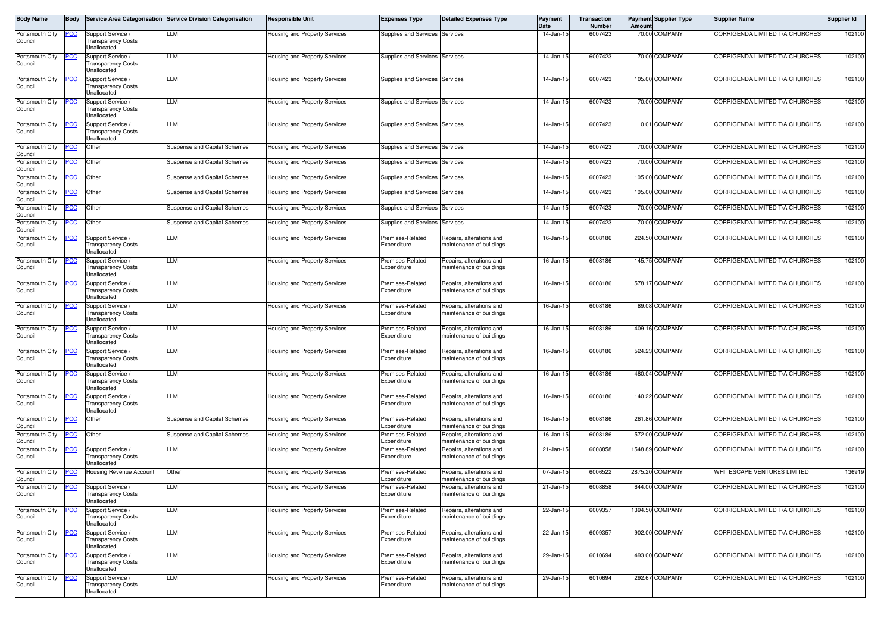| Body Name | Body | Service Area Categorisation | Service Division Categorisation | Responsible Unit | Expenses Type | Detailed Expenses Type | Payment Date | Transaction Number | Payment Amount | Supplier Type | Supplier Name | Supplier Id |
|---|---|---|---|---|---|---|---|---|---|---|---|---|
| Portsmouth City Council | PCC | Support Service / Transparency Costs Unallocated | LLM | Housing and Property Services | Supplies and Services | Services | 14-Jan-15 | 6007423 | 70.00 | COMPANY | CORRIGENDA LIMITED T/A CHURCHES | 102100 |
| Portsmouth City Council | PCC | Support Service / Transparency Costs Unallocated | LLM | Housing and Property Services | Supplies and Services | Services | 14-Jan-15 | 6007423 | 70.00 | COMPANY | CORRIGENDA LIMITED T/A CHURCHES | 102100 |
| Portsmouth City Council | PCC | Support Service / Transparency Costs Unallocated | LLM | Housing and Property Services | Supplies and Services | Services | 14-Jan-15 | 6007423 | 105.00 | COMPANY | CORRIGENDA LIMITED T/A CHURCHES | 102100 |
| Portsmouth City Council | PCC | Support Service / Transparency Costs Unallocated | LLM | Housing and Property Services | Supplies and Services | Services | 14-Jan-15 | 6007423 | 70.00 | COMPANY | CORRIGENDA LIMITED T/A CHURCHES | 102100 |
| Portsmouth City Council | PCC | Support Service / Transparency Costs Unallocated | LLM | Housing and Property Services | Supplies and Services | Services | 14-Jan-15 | 6007423 | 0.01 | COMPANY | CORRIGENDA LIMITED T/A CHURCHES | 102100 |
| Portsmouth City Council | PCC | Other | Suspense and Capital Schemes | Housing and Property Services | Supplies and Services | Services | 14-Jan-15 | 6007423 | 70.00 | COMPANY | CORRIGENDA LIMITED T/A CHURCHES | 102100 |
| Portsmouth City Council | PCC | Other | Suspense and Capital Schemes | Housing and Property Services | Supplies and Services | Services | 14-Jan-15 | 6007423 | 70.00 | COMPANY | CORRIGENDA LIMITED T/A CHURCHES | 102100 |
| Portsmouth City Council | PCC | Other | Suspense and Capital Schemes | Housing and Property Services | Supplies and Services | Services | 14-Jan-15 | 6007423 | 105.00 | COMPANY | CORRIGENDA LIMITED T/A CHURCHES | 102100 |
| Portsmouth City Council | PCC | Other | Suspense and Capital Schemes | Housing and Property Services | Supplies and Services | Services | 14-Jan-15 | 6007423 | 105.00 | COMPANY | CORRIGENDA LIMITED T/A CHURCHES | 102100 |
| Portsmouth City Council | PCC | Other | Suspense and Capital Schemes | Housing and Property Services | Supplies and Services | Services | 14-Jan-15 | 6007423 | 70.00 | COMPANY | CORRIGENDA LIMITED T/A CHURCHES | 102100 |
| Portsmouth City Council | PCC | Other | Suspense and Capital Schemes | Housing and Property Services | Supplies and Services | Services | 14-Jan-15 | 6007423 | 70.00 | COMPANY | CORRIGENDA LIMITED T/A CHURCHES | 102100 |
| Portsmouth City Council | PCC | Support Service / Transparency Costs Unallocated | LLM | Housing and Property Services | Premises-Related Expenditure | Repairs, alterations and maintenance of buildings | 16-Jan-15 | 6008186 | 224.50 | COMPANY | CORRIGENDA LIMITED T/A CHURCHES | 102100 |
| Portsmouth City Council | PCC | Support Service / Transparency Costs Unallocated | LLM | Housing and Property Services | Premises-Related Expenditure | Repairs, alterations and maintenance of buildings | 16-Jan-15 | 6008186 | 145.75 | COMPANY | CORRIGENDA LIMITED T/A CHURCHES | 102100 |
| Portsmouth City Council | PCC | Support Service / Transparency Costs Unallocated | LLM | Housing and Property Services | Premises-Related Expenditure | Repairs, alterations and maintenance of buildings | 16-Jan-15 | 6008186 | 578.17 | COMPANY | CORRIGENDA LIMITED T/A CHURCHES | 102100 |
| Portsmouth City Council | PCC | Support Service / Transparency Costs Unallocated | LLM | Housing and Property Services | Premises-Related Expenditure | Repairs, alterations and maintenance of buildings | 16-Jan-15 | 6008186 | 89.08 | COMPANY | CORRIGENDA LIMITED T/A CHURCHES | 102100 |
| Portsmouth City Council | PCC | Support Service / Transparency Costs Unallocated | LLM | Housing and Property Services | Premises-Related Expenditure | Repairs, alterations and maintenance of buildings | 16-Jan-15 | 6008186 | 409.16 | COMPANY | CORRIGENDA LIMITED T/A CHURCHES | 102100 |
| Portsmouth City Council | PCC | Support Service / Transparency Costs Unallocated | LLM | Housing and Property Services | Premises-Related Expenditure | Repairs, alterations and maintenance of buildings | 16-Jan-15 | 6008186 | 524.23 | COMPANY | CORRIGENDA LIMITED T/A CHURCHES | 102100 |
| Portsmouth City Council | PCC | Support Service / Transparency Costs Unallocated | LLM | Housing and Property Services | Premises-Related Expenditure | Repairs, alterations and maintenance of buildings | 16-Jan-15 | 6008186 | 480.04 | COMPANY | CORRIGENDA LIMITED T/A CHURCHES | 102100 |
| Portsmouth City Council | PCC | Support Service / Transparency Costs Unallocated | LLM | Housing and Property Services | Premises-Related Expenditure | Repairs, alterations and maintenance of buildings | 16-Jan-15 | 6008186 | 140.22 | COMPANY | CORRIGENDA LIMITED T/A CHURCHES | 102100 |
| Portsmouth City Council | PCC | Other | Suspense and Capital Schemes | Housing and Property Services | Premises-Related Expenditure | Repairs, alterations and maintenance of buildings | 16-Jan-15 | 6008186 | 261.86 | COMPANY | CORRIGENDA LIMITED T/A CHURCHES | 102100 |
| Portsmouth City Council | PCC | Other | Suspense and Capital Schemes | Housing and Property Services | Premises-Related Expenditure | Repairs, alterations and maintenance of buildings | 16-Jan-15 | 6008186 | 572.00 | COMPANY | CORRIGENDA LIMITED T/A CHURCHES | 102100 |
| Portsmouth City Council | PCC | Support Service / Transparency Costs Unallocated | LLM | Housing and Property Services | Premises-Related Expenditure | Repairs, alterations and maintenance of buildings | 21-Jan-15 | 6008858 | 1548.89 | COMPANY | CORRIGENDA LIMITED T/A CHURCHES | 102100 |
| Portsmouth City Council | PCC | Housing Revenue Account | Other | Housing and Property Services | Premises-Related Expenditure | Repairs, alterations and maintenance of buildings | 07-Jan-15 | 6006522 | 2875.20 | COMPANY | WHITESCAPE VENTURES LIMITED | 136919 |
| Portsmouth City Council | PCC | Support Service / Transparency Costs Unallocated | LLM | Housing and Property Services | Premises-Related Expenditure | Repairs, alterations and maintenance of buildings | 21-Jan-15 | 6008858 | 644.00 | COMPANY | CORRIGENDA LIMITED T/A CHURCHES | 102100 |
| Portsmouth City Council | PCC | Support Service / Transparency Costs Unallocated | LLM | Housing and Property Services | Premises-Related Expenditure | Repairs, alterations and maintenance of buildings | 22-Jan-15 | 6009357 | 1394.50 | COMPANY | CORRIGENDA LIMITED T/A CHURCHES | 102100 |
| Portsmouth City Council | PCC | Support Service / Transparency Costs Unallocated | LLM | Housing and Property Services | Premises-Related Expenditure | Repairs, alterations and maintenance of buildings | 22-Jan-15 | 6009357 | 902.00 | COMPANY | CORRIGENDA LIMITED T/A CHURCHES | 102100 |
| Portsmouth City Council | PCC | Support Service / Transparency Costs Unallocated | LLM | Housing and Property Services | Premises-Related Expenditure | Repairs, alterations and maintenance of buildings | 29-Jan-15 | 6010694 | 493.00 | COMPANY | CORRIGENDA LIMITED T/A CHURCHES | 102100 |
| Portsmouth City Council | PCC | Support Service / Transparency Costs Unallocated | LLM | Housing and Property Services | Premises-Related Expenditure | Repairs, alterations and maintenance of buildings | 29-Jan-15 | 6010694 | 292.67 | COMPANY | CORRIGENDA LIMITED T/A CHURCHES | 102100 |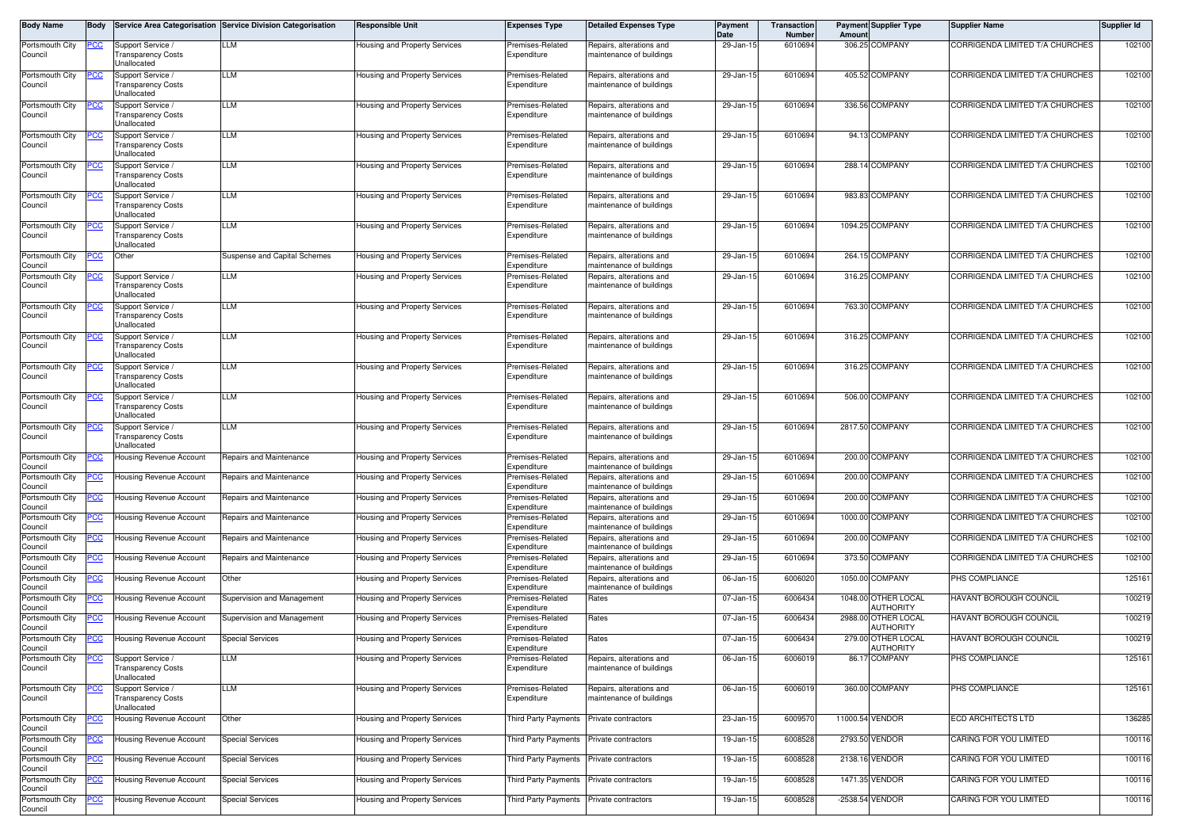| Body Name | Body | Service Area Categorisation | Service Division Categorisation | Responsible Unit | Expenses Type | Detailed Expenses Type | Payment Date | Transaction Number | Payment Amount | Supplier Type | Supplier Name | Supplier Id |
|---|---|---|---|---|---|---|---|---|---|---|---|---|
| Portsmouth City Council | PCC | Support Service / Transparency Costs Unallocated | LLM | Housing and Property Services | Premises-Related Expenditure | Repairs, alterations and maintenance of buildings | 29-Jan-15 | 6010694 | 306.25 | COMPANY | CORRIGENDA LIMITED T/A CHURCHES | 102100 |
| Portsmouth City Council | PCC | Support Service / Transparency Costs Unallocated | LLM | Housing and Property Services | Premises-Related Expenditure | Repairs, alterations and maintenance of buildings | 29-Jan-15 | 6010694 | 405.52 | COMPANY | CORRIGENDA LIMITED T/A CHURCHES | 102100 |
| Portsmouth City Council | PCC | Support Service / Transparency Costs Unallocated | LLM | Housing and Property Services | Premises-Related Expenditure | Repairs, alterations and maintenance of buildings | 29-Jan-15 | 6010694 | 336.56 | COMPANY | CORRIGENDA LIMITED T/A CHURCHES | 102100 |
| Portsmouth City Council | PCC | Support Service / Transparency Costs Unallocated | LLM | Housing and Property Services | Premises-Related Expenditure | Repairs, alterations and maintenance of buildings | 29-Jan-15 | 6010694 | 94.13 | COMPANY | CORRIGENDA LIMITED T/A CHURCHES | 102100 |
| Portsmouth City Council | PCC | Support Service / Transparency Costs Unallocated | LLM | Housing and Property Services | Premises-Related Expenditure | Repairs, alterations and maintenance of buildings | 29-Jan-15 | 6010694 | 288.14 | COMPANY | CORRIGENDA LIMITED T/A CHURCHES | 102100 |
| Portsmouth City Council | PCC | Support Service / Transparency Costs Unallocated | LLM | Housing and Property Services | Premises-Related Expenditure | Repairs, alterations and maintenance of buildings | 29-Jan-15 | 6010694 | 983.83 | COMPANY | CORRIGENDA LIMITED T/A CHURCHES | 102100 |
| Portsmouth City Council | PCC | Support Service / Transparency Costs Unallocated | LLM | Housing and Property Services | Premises-Related Expenditure | Repairs, alterations and maintenance of buildings | 29-Jan-15 | 6010694 | 1094.25 | COMPANY | CORRIGENDA LIMITED T/A CHURCHES | 102100 |
| Portsmouth City Council | PCC | Other | Suspense and Capital Schemes | Housing and Property Services | Premises-Related Expenditure | Repairs, alterations and maintenance of buildings | 29-Jan-15 | 6010694 | 264.15 | COMPANY | CORRIGENDA LIMITED T/A CHURCHES | 102100 |
| Portsmouth City Council | PCC | Support Service / Transparency Costs Unallocated | LLM | Housing and Property Services | Premises-Related Expenditure | Repairs, alterations and maintenance of buildings | 29-Jan-15 | 6010694 | 316.25 | COMPANY | CORRIGENDA LIMITED T/A CHURCHES | 102100 |
| Portsmouth City Council | PCC | Support Service / Transparency Costs Unallocated | LLM | Housing and Property Services | Premises-Related Expenditure | Repairs, alterations and maintenance of buildings | 29-Jan-15 | 6010694 | 763.30 | COMPANY | CORRIGENDA LIMITED T/A CHURCHES | 102100 |
| Portsmouth City Council | PCC | Support Service / Transparency Costs Unallocated | LLM | Housing and Property Services | Premises-Related Expenditure | Repairs, alterations and maintenance of buildings | 29-Jan-15 | 6010694 | 316.25 | COMPANY | CORRIGENDA LIMITED T/A CHURCHES | 102100 |
| Portsmouth City Council | PCC | Support Service / Transparency Costs Unallocated | LLM | Housing and Property Services | Premises-Related Expenditure | Repairs, alterations and maintenance of buildings | 29-Jan-15 | 6010694 | 316.25 | COMPANY | CORRIGENDA LIMITED T/A CHURCHES | 102100 |
| Portsmouth City Council | PCC | Support Service / Transparency Costs Unallocated | LLM | Housing and Property Services | Premises-Related Expenditure | Repairs, alterations and maintenance of buildings | 29-Jan-15 | 6010694 | 506.00 | COMPANY | CORRIGENDA LIMITED T/A CHURCHES | 102100 |
| Portsmouth City Council | PCC | Support Service / Transparency Costs Unallocated | LLM | Housing and Property Services | Premises-Related Expenditure | Repairs, alterations and maintenance of buildings | 29-Jan-15 | 6010694 | 2817.50 | COMPANY | CORRIGENDA LIMITED T/A CHURCHES | 102100 |
| Portsmouth City Council | PCC | Housing Revenue Account | Repairs and Maintenance | Housing and Property Services | Premises-Related Expenditure | Repairs, alterations and maintenance of buildings | 29-Jan-15 | 6010694 | 200.00 | COMPANY | CORRIGENDA LIMITED T/A CHURCHES | 102100 |
| Portsmouth City Council | PCC | Housing Revenue Account | Repairs and Maintenance | Housing and Property Services | Premises-Related Expenditure | Repairs, alterations and maintenance of buildings | 29-Jan-15 | 6010694 | 200.00 | COMPANY | CORRIGENDA LIMITED T/A CHURCHES | 102100 |
| Portsmouth City Council | PCC | Housing Revenue Account | Repairs and Maintenance | Housing and Property Services | Premises-Related Expenditure | Repairs, alterations and maintenance of buildings | 29-Jan-15 | 6010694 | 200.00 | COMPANY | CORRIGENDA LIMITED T/A CHURCHES | 102100 |
| Portsmouth City Council | PCC | Housing Revenue Account | Repairs and Maintenance | Housing and Property Services | Premises-Related Expenditure | Repairs, alterations and maintenance of buildings | 29-Jan-15 | 6010694 | 1000.00 | COMPANY | CORRIGENDA LIMITED T/A CHURCHES | 102100 |
| Portsmouth City Council | PCC | Housing Revenue Account | Repairs and Maintenance | Housing and Property Services | Premises-Related Expenditure | Repairs, alterations and maintenance of buildings | 29-Jan-15 | 6010694 | 200.00 | COMPANY | CORRIGENDA LIMITED T/A CHURCHES | 102100 |
| Portsmouth City Council | PCC | Housing Revenue Account | Repairs and Maintenance | Housing and Property Services | Premises-Related Expenditure | Repairs, alterations and maintenance of buildings | 29-Jan-15 | 6010694 | 373.50 | COMPANY | CORRIGENDA LIMITED T/A CHURCHES | 102100 |
| Portsmouth City Council | PCC | Housing Revenue Account | Other | Housing and Property Services | Premises-Related Expenditure | Repairs, alterations and maintenance of buildings | 06-Jan-15 | 6006020 | 1050.00 | COMPANY | PHS COMPLIANCE | 125161 |
| Portsmouth City Council | PCC | Housing Revenue Account | Supervision and Management | Housing and Property Services | Premises-Related Expenditure | Rates | 07-Jan-15 | 6006434 | 1048.00 | OTHER LOCAL AUTHORITY | HAVANT BOROUGH COUNCIL | 100219 |
| Portsmouth City Council | PCC | Housing Revenue Account | Supervision and Management | Housing and Property Services | Premises-Related Expenditure | Rates | 07-Jan-15 | 6006434 | 2988.00 | OTHER LOCAL AUTHORITY | HAVANT BOROUGH COUNCIL | 100219 |
| Portsmouth City Council | PCC | Housing Revenue Account | Special Services | Housing and Property Services | Premises-Related Expenditure | Rates | 07-Jan-15 | 6006434 | 279.00 | OTHER LOCAL AUTHORITY | HAVANT BOROUGH COUNCIL | 100219 |
| Portsmouth City Council | PCC | Support Service / Transparency Costs Unallocated | LLM | Housing and Property Services | Premises-Related Expenditure | Repairs, alterations and maintenance of buildings | 06-Jan-15 | 6006019 | 86.17 | COMPANY | PHS COMPLIANCE | 125161 |
| Portsmouth City Council | PCC | Support Service / Transparency Costs Unallocated | LLM | Housing and Property Services | Premises-Related Expenditure | Repairs, alterations and maintenance of buildings | 06-Jan-15 | 6006019 | 360.00 | COMPANY | PHS COMPLIANCE | 125161 |
| Portsmouth City Council | PCC | Housing Revenue Account | Other | Housing and Property Services | Third Party Payments | Private contractors | 23-Jan-15 | 6009570 | 11000.54 | VENDOR | ECD ARCHITECTS LTD | 136285 |
| Portsmouth City Council | PCC | Housing Revenue Account | Special Services | Housing and Property Services | Third Party Payments | Private contractors | 19-Jan-15 | 6008528 | 2793.50 | VENDOR | CARING FOR YOU LIMITED | 100116 |
| Portsmouth City Council | PCC | Housing Revenue Account | Special Services | Housing and Property Services | Third Party Payments | Private contractors | 19-Jan-15 | 6008528 | 2138.16 | VENDOR | CARING FOR YOU LIMITED | 100116 |
| Portsmouth City Council | PCC | Housing Revenue Account | Special Services | Housing and Property Services | Third Party Payments | Private contractors | 19-Jan-15 | 6008528 | 1471.35 | VENDOR | CARING FOR YOU LIMITED | 100116 |
| Portsmouth City Council | PCC | Housing Revenue Account | Special Services | Housing and Property Services | Third Party Payments | Private contractors | 19-Jan-15 | 6008528 | -2538.54 | VENDOR | CARING FOR YOU LIMITED | 100116 |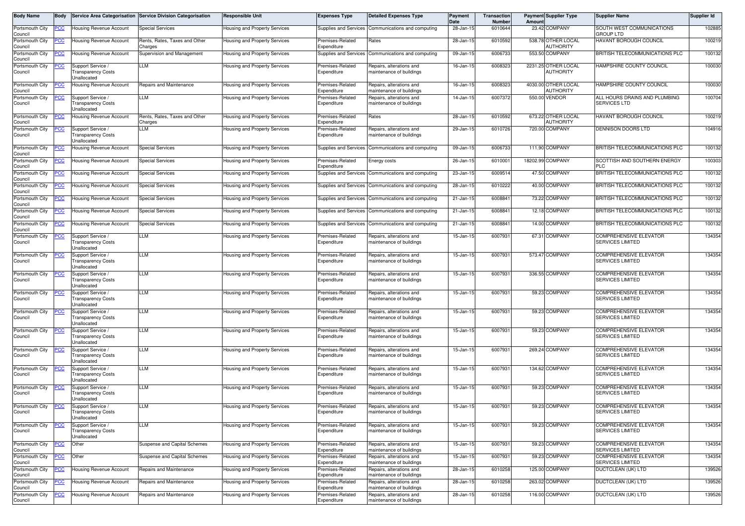| Body Name | Body | Service Area Categorisation | Service Division Categorisation | Responsible Unit | Expenses Type | Detailed Expenses Type | Payment Date | Transaction Number | Payment Amount | Supplier Type | Supplier Name | Supplier Id |
|---|---|---|---|---|---|---|---|---|---|---|---|---|
| Portsmouth City Council | PCC | Housing Revenue Account | Special Services | Housing and Property Services | Supplies and Services | Communications and computing | 28-Jan-15 | 6010644 | 23.42 | COMPANY | SOUTH WEST COMMUNICATIONS GROUP LTD | 102885 |
| Portsmouth City Council | PCC | Housing Revenue Account | Rents, Rates, Taxes and Other Charges | Housing and Property Services | Premises-Related Expenditure | Rates | 28-Jan-15 | 6010592 | 538.78 | OTHER LOCAL AUTHORITY | HAVANT BOROUGH COUNCIL | 100219 |
| Portsmouth City Council | PCC | Housing Revenue Account | Supervision and Management | Housing and Property Services | Supplies and Services | Communications and computing | 09-Jan-15 | 6006733 | 553.50 | COMPANY | BRITISH TELECOMMUNICATIONS PLC | 100132 |
| Portsmouth City Council | PCC | Support Service / Transparency Costs Unallocated | LLM | Housing and Property Services | Premises-Related Expenditure | Repairs, alterations and maintenance of buildings | 16-Jan-15 | 6008323 | 2231.25 | OTHER LOCAL AUTHORITY | HAMPSHIRE COUNTY COUNCIL | 100030 |
| Portsmouth City Council | PCC | Housing Revenue Account | Repairs and Maintenance | Housing and Property Services | Premises-Related Expenditure | Repairs, alterations and maintenance of buildings | 16-Jan-15 | 6008323 | 4030.00 | OTHER LOCAL AUTHORITY | HAMPSHIRE COUNTY COUNCIL | 100030 |
| Portsmouth City Council | PCC | Support Service / Transparency Costs Unallocated | LLM | Housing and Property Services | Premises-Related Expenditure | Repairs, alterations and maintenance of buildings | 14-Jan-15 | 6007372 | 550.00 | VENDOR | ALL HOURS DRAINS AND PLUMBING SERVICES LTD | 100704 |
| Portsmouth City Council | PCC | Housing Revenue Account | Rents, Rates, Taxes and Other Charges | Housing and Property Services | Premises-Related Expenditure | Rates | 28-Jan-15 | 6010592 | 673.22 | OTHER LOCAL AUTHORITY | HAVANT BOROUGH COUNCIL | 100219 |
| Portsmouth City Council | PCC | Support Service / Transparency Costs Unallocated | LLM | Housing and Property Services | Premises-Related Expenditure | Repairs, alterations and maintenance of buildings | 29-Jan-15 | 6010726 | 720.00 | COMPANY | DENNISON DOORS LTD | 104916 |
| Portsmouth City Council | PCC | Housing Revenue Account | Special Services | Housing and Property Services | Supplies and Services | Communications and computing | 09-Jan-15 | 6006733 | 111.90 | COMPANY | BRITISH TELECOMMUNICATIONS PLC | 100132 |
| Portsmouth City Council | PCC | Housing Revenue Account | Special Services | Housing and Property Services | Premises-Related Expenditure | Energy costs | 26-Jan-15 | 6010001 | 18202.99 | COMPANY | SCOTTISH AND SOUTHERN ENERGY PLC | 100303 |
| Portsmouth City Council | PCC | Housing Revenue Account | Special Services | Housing and Property Services | Supplies and Services | Communications and computing | 23-Jan-15 | 6009514 | 47.50 | COMPANY | BRITISH TELECOMMUNICATIONS PLC | 100132 |
| Portsmouth City Council | PCC | Housing Revenue Account | Special Services | Housing and Property Services | Supplies and Services | Communications and computing | 28-Jan-15 | 6010222 | 40.00 | COMPANY | BRITISH TELECOMMUNICATIONS PLC | 100132 |
| Portsmouth City Council | PCC | Housing Revenue Account | Special Services | Housing and Property Services | Supplies and Services | Communications and computing | 21-Jan-15 | 6008841 | 73.22 | COMPANY | BRITISH TELECOMMUNICATIONS PLC | 100132 |
| Portsmouth City Council | PCC | Housing Revenue Account | Special Services | Housing and Property Services | Supplies and Services | Communications and computing | 21-Jan-15 | 6008841 | 12.18 | COMPANY | BRITISH TELECOMMUNICATIONS PLC | 100132 |
| Portsmouth City Council | PCC | Housing Revenue Account | Special Services | Housing and Property Services | Supplies and Services | Communications and computing | 21-Jan-15 | 6008841 | 14.00 | COMPANY | BRITISH TELECOMMUNICATIONS PLC | 100132 |
| Portsmouth City Council | PCC | Support Service / Transparency Costs Unallocated | LLM | Housing and Property Services | Premises-Related Expenditure | Repairs, alterations and maintenance of buildings | 15-Jan-15 | 6007931 | 67.31 | COMPANY | COMPREHENSIVE ELEVATOR SERVICES LIMITED | 134354 |
| Portsmouth City Council | PCC | Support Service / Transparency Costs Unallocated | LLM | Housing and Property Services | Premises-Related Expenditure | Repairs, alterations and maintenance of buildings | 15-Jan-15 | 6007931 | 573.47 | COMPANY | COMPREHENSIVE ELEVATOR SERVICES LIMITED | 134354 |
| Portsmouth City Council | PCC | Support Service / Transparency Costs Unallocated | LLM | Housing and Property Services | Premises-Related Expenditure | Repairs, alterations and maintenance of buildings | 15-Jan-15 | 6007931 | 336.55 | COMPANY | COMPREHENSIVE ELEVATOR SERVICES LIMITED | 134354 |
| Portsmouth City Council | PCC | Support Service / Transparency Costs Unallocated | LLM | Housing and Property Services | Premises-Related Expenditure | Repairs, alterations and maintenance of buildings | 15-Jan-15 | 6007931 | 59.23 | COMPANY | COMPREHENSIVE ELEVATOR SERVICES LIMITED | 134354 |
| Portsmouth City Council | PCC | Support Service / Transparency Costs Unallocated | LLM | Housing and Property Services | Premises-Related Expenditure | Repairs, alterations and maintenance of buildings | 15-Jan-15 | 6007931 | 59.23 | COMPANY | COMPREHENSIVE ELEVATOR SERVICES LIMITED | 134354 |
| Portsmouth City Council | PCC | Support Service / Transparency Costs Unallocated | LLM | Housing and Property Services | Premises-Related Expenditure | Repairs, alterations and maintenance of buildings | 15-Jan-15 | 6007931 | 59.23 | COMPANY | COMPREHENSIVE ELEVATOR SERVICES LIMITED | 134354 |
| Portsmouth City Council | PCC | Support Service / Transparency Costs Unallocated | LLM | Housing and Property Services | Premises-Related Expenditure | Repairs, alterations and maintenance of buildings | 15-Jan-15 | 6007931 | 269.24 | COMPANY | COMPREHENSIVE ELEVATOR SERVICES LIMITED | 134354 |
| Portsmouth City Council | PCC | Support Service / Transparency Costs Unallocated | LLM | Housing and Property Services | Premises-Related Expenditure | Repairs, alterations and maintenance of buildings | 15-Jan-15 | 6007931 | 134.62 | COMPANY | COMPREHENSIVE ELEVATOR SERVICES LIMITED | 134354 |
| Portsmouth City Council | PCC | Support Service / Transparency Costs Unallocated | LLM | Housing and Property Services | Premises-Related Expenditure | Repairs, alterations and maintenance of buildings | 15-Jan-15 | 6007931 | 59.23 | COMPANY | COMPREHENSIVE ELEVATOR SERVICES LIMITED | 134354 |
| Portsmouth City Council | PCC | Support Service / Transparency Costs Unallocated | LLM | Housing and Property Services | Premises-Related Expenditure | Repairs, alterations and maintenance of buildings | 15-Jan-15 | 6007931 | 59.23 | COMPANY | COMPREHENSIVE ELEVATOR SERVICES LIMITED | 134354 |
| Portsmouth City Council | PCC | Support Service / Transparency Costs Unallocated | LLM | Housing and Property Services | Premises-Related Expenditure | Repairs, alterations and maintenance of buildings | 15-Jan-15 | 6007931 | 59.23 | COMPANY | COMPREHENSIVE ELEVATOR SERVICES LIMITED | 134354 |
| Portsmouth City Council | PCC | Other | Suspense and Capital Schemes | Housing and Property Services | Premises-Related Expenditure | Repairs, alterations and maintenance of buildings | 15-Jan-15 | 6007931 | 59.23 | COMPANY | COMPREHENSIVE ELEVATOR SERVICES LIMITED | 134354 |
| Portsmouth City Council | PCC | Other | Suspense and Capital Schemes | Housing and Property Services | Premises-Related Expenditure | Repairs, alterations and maintenance of buildings | 15-Jan-15 | 6007931 | 59.23 | COMPANY | COMPREHENSIVE ELEVATOR SERVICES LIMITED | 134354 |
| Portsmouth City Council | PCC | Housing Revenue Account | Repairs and Maintenance | Housing and Property Services | Premises-Related Expenditure | Repairs, alterations and maintenance of buildings | 28-Jan-15 | 6010258 | 125.00 | COMPANY | DUCTCLEAN (UK) LTD | 139526 |
| Portsmouth City Council | PCC | Housing Revenue Account | Repairs and Maintenance | Housing and Property Services | Premises-Related Expenditure | Repairs, alterations and maintenance of buildings | 28-Jan-15 | 6010258 | 263.02 | COMPANY | DUCTCLEAN (UK) LTD | 139526 |
| Portsmouth City Council | PCC | Housing Revenue Account | Repairs and Maintenance | Housing and Property Services | Premises-Related Expenditure | Repairs, alterations and maintenance of buildings | 28-Jan-15 | 6010258 | 116.00 | COMPANY | DUCTCLEAN (UK) LTD | 139526 |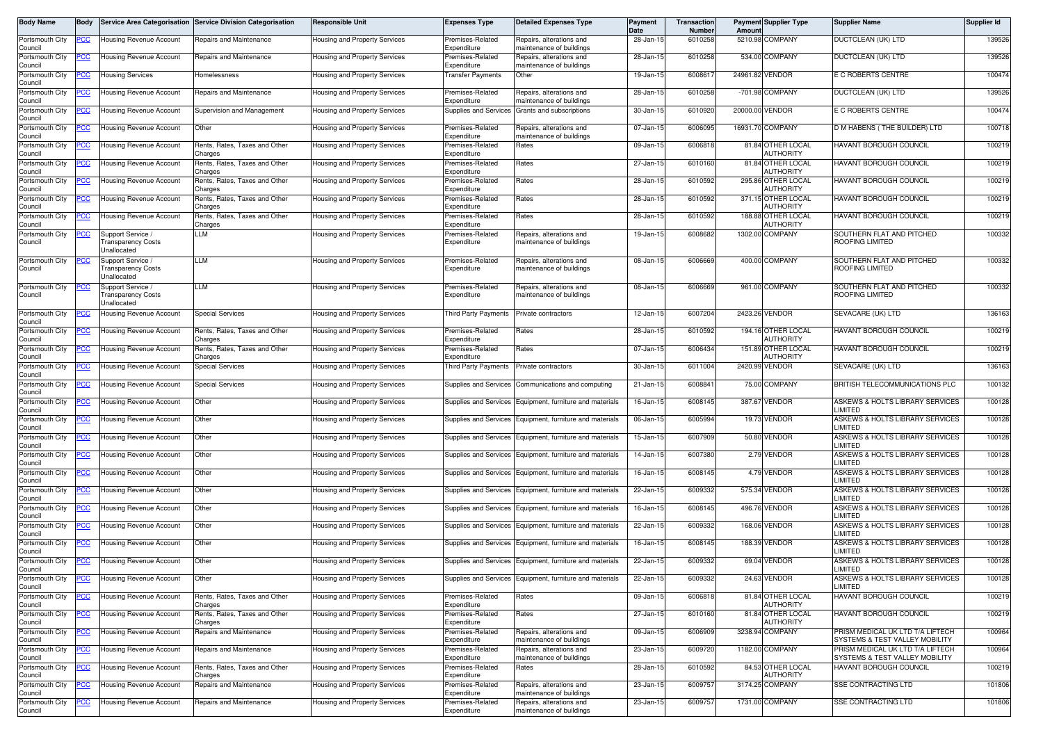| Body Name | Body | Service Area Categorisation | Service Division Categorisation | Responsible Unit | Expenses Type | Detailed Expenses Type | Payment Date | Transaction Number | Payment Amount | Supplier Type | Supplier Name | Supplier Id |
|---|---|---|---|---|---|---|---|---|---|---|---|---|
| Portsmouth City Council | PCC | Housing Revenue Account | Repairs and Maintenance | Housing and Property Services | Premises-Related Expenditure | Repairs, alterations and maintenance of buildings | 28-Jan-15 | 6010258 | 5210.98 | COMPANY | DUCTCLEAN (UK) LTD | 139526 |
| Portsmouth City Council | PCC | Housing Revenue Account | Repairs and Maintenance | Housing and Property Services | Premises-Related Expenditure | Repairs, alterations and maintenance of buildings | 28-Jan-15 | 6010258 | 534.00 | COMPANY | DUCTCLEAN (UK) LTD | 139526 |
| Portsmouth City Council | PCC | Housing Services | Homelessness | Housing and Property Services | Transfer Payments | Other | 19-Jan-15 | 6008617 | 24961.82 | VENDOR | E C ROBERTS CENTRE | 100474 |
| Portsmouth City Council | PCC | Housing Revenue Account | Repairs and Maintenance | Housing and Property Services | Premises-Related Expenditure | Repairs, alterations and maintenance of buildings | 28-Jan-15 | 6010258 | -701.98 | COMPANY | DUCTCLEAN (UK) LTD | 139526 |
| Portsmouth City Council | PCC | Housing Revenue Account | Supervision and Management | Housing and Property Services | Supplies and Services | Grants and subscriptions | 30-Jan-15 | 6010920 | 20000.00 | VENDOR | E C ROBERTS CENTRE | 100474 |
| Portsmouth City Council | PCC | Housing Revenue Account | Other | Housing and Property Services | Premises-Related Expenditure | Repairs, alterations and maintenance of buildings | 07-Jan-15 | 6006095 | 16931.70 | COMPANY | D M HABENS ( THE BUILDER) LTD | 100718 |
| Portsmouth City Council | PCC | Housing Revenue Account | Rents, Rates, Taxes and Other Charges | Housing and Property Services | Premises-Related Expenditure | Rates | 09-Jan-15 | 6006818 | 81.84 | OTHER LOCAL AUTHORITY | HAVANT BOROUGH COUNCIL | 100219 |
| Portsmouth City Council | PCC | Housing Revenue Account | Rents, Rates, Taxes and Other Charges | Housing and Property Services | Premises-Related Expenditure | Rates | 27-Jan-15 | 6010160 | 81.84 | OTHER LOCAL AUTHORITY | HAVANT BOROUGH COUNCIL | 100219 |
| Portsmouth City Council | PCC | Housing Revenue Account | Rents, Rates, Taxes and Other Charges | Housing and Property Services | Premises-Related Expenditure | Rates | 28-Jan-15 | 6010592 | 295.86 | OTHER LOCAL AUTHORITY | HAVANT BOROUGH COUNCIL | 100219 |
| Portsmouth City Council | PCC | Housing Revenue Account | Rents, Rates, Taxes and Other Charges | Housing and Property Services | Premises-Related Expenditure | Rates | 28-Jan-15 | 6010592 | 371.15 | OTHER LOCAL AUTHORITY | HAVANT BOROUGH COUNCIL | 100219 |
| Portsmouth City Council | PCC | Housing Revenue Account | Rents, Rates, Taxes and Other Charges | Housing and Property Services | Premises-Related Expenditure | Rates | 28-Jan-15 | 6010592 | 188.88 | OTHER LOCAL AUTHORITY | HAVANT BOROUGH COUNCIL | 100219 |
| Portsmouth City Council | PCC | Support Service / Transparency Costs Unallocated | LLM | Housing and Property Services | Premises-Related Expenditure | Repairs, alterations and maintenance of buildings | 19-Jan-15 | 6008682 | 1302.00 | COMPANY | SOUTHERN FLAT AND PITCHED ROOFING LIMITED | 100332 |
| Portsmouth City Council | PCC | Support Service / Transparency Costs Unallocated | LLM | Housing and Property Services | Premises-Related Expenditure | Repairs, alterations and maintenance of buildings | 08-Jan-15 | 6006669 | 400.00 | COMPANY | SOUTHERN FLAT AND PITCHED ROOFING LIMITED | 100332 |
| Portsmouth City Council | PCC | Support Service / Transparency Costs Unallocated | LLM | Housing and Property Services | Premises-Related Expenditure | Repairs, alterations and maintenance of buildings | 08-Jan-15 | 6006669 | 961.00 | COMPANY | SOUTHERN FLAT AND PITCHED ROOFING LIMITED | 100332 |
| Portsmouth City Council | PCC | Housing Revenue Account | Special Services | Housing and Property Services | Third Party Payments | Private contractors | 12-Jan-15 | 6007204 | 2423.26 | VENDOR | SEVACARE (UK) LTD | 136163 |
| Portsmouth City Council | PCC | Housing Revenue Account | Rents, Rates, Taxes and Other Charges | Housing and Property Services | Premises-Related Expenditure | Rates | 28-Jan-15 | 6010592 | 194.16 | OTHER LOCAL AUTHORITY | HAVANT BOROUGH COUNCIL | 100219 |
| Portsmouth City Council | PCC | Housing Revenue Account | Rents, Rates, Taxes and Other Charges | Housing and Property Services | Premises-Related Expenditure | Rates | 07-Jan-15 | 6006434 | 151.89 | OTHER LOCAL AUTHORITY | HAVANT BOROUGH COUNCIL | 100219 |
| Portsmouth City Council | PCC | Housing Revenue Account | Special Services | Housing and Property Services | Third Party Payments | Private contractors | 30-Jan-15 | 6011004 | 2420.99 | VENDOR | SEVACARE (UK) LTD | 136163 |
| Portsmouth City Council | PCC | Housing Revenue Account | Special Services | Housing and Property Services | Supplies and Services | Communications and computing | 21-Jan-15 | 6008841 | 75.00 | COMPANY | BRITISH TELECOMMUNICATIONS PLC | 100132 |
| Portsmouth City Council | PCC | Housing Revenue Account | Other | Housing and Property Services | Supplies and Services | Equipment, furniture and materials | 16-Jan-15 | 6008145 | 387.67 | VENDOR | ASKEWS & HOLTS LIBRARY SERVICES LIMITED | 100128 |
| Portsmouth City Council | PCC | Housing Revenue Account | Other | Housing and Property Services | Supplies and Services | Equipment, furniture and materials | 06-Jan-15 | 6005994 | 19.73 | VENDOR | ASKEWS & HOLTS LIBRARY SERVICES LIMITED | 100128 |
| Portsmouth City Council | PCC | Housing Revenue Account | Other | Housing and Property Services | Supplies and Services | Equipment, furniture and materials | 15-Jan-15 | 6007909 | 50.80 | VENDOR | ASKEWS & HOLTS LIBRARY SERVICES LIMITED | 100128 |
| Portsmouth City Council | PCC | Housing Revenue Account | Other | Housing and Property Services | Supplies and Services | Equipment, furniture and materials | 14-Jan-15 | 6007380 | 2.79 | VENDOR | ASKEWS & HOLTS LIBRARY SERVICES LIMITED | 100128 |
| Portsmouth City Council | PCC | Housing Revenue Account | Other | Housing and Property Services | Supplies and Services | Equipment, furniture and materials | 16-Jan-15 | 6008145 | 4.79 | VENDOR | ASKEWS & HOLTS LIBRARY SERVICES LIMITED | 100128 |
| Portsmouth City Council | PCC | Housing Revenue Account | Other | Housing and Property Services | Supplies and Services | Equipment, furniture and materials | 22-Jan-15 | 6009332 | 575.34 | VENDOR | ASKEWS & HOLTS LIBRARY SERVICES LIMITED | 100128 |
| Portsmouth City Council | PCC | Housing Revenue Account | Other | Housing and Property Services | Supplies and Services | Equipment, furniture and materials | 16-Jan-15 | 6008145 | 496.76 | VENDOR | ASKEWS & HOLTS LIBRARY SERVICES LIMITED | 100128 |
| Portsmouth City Council | PCC | Housing Revenue Account | Other | Housing and Property Services | Supplies and Services | Equipment, furniture and materials | 22-Jan-15 | 6009332 | 168.06 | VENDOR | ASKEWS & HOLTS LIBRARY SERVICES LIMITED | 100128 |
| Portsmouth City Council | PCC | Housing Revenue Account | Other | Housing and Property Services | Supplies and Services | Equipment, furniture and materials | 16-Jan-15 | 6008145 | 188.39 | VENDOR | ASKEWS & HOLTS LIBRARY SERVICES LIMITED | 100128 |
| Portsmouth City Council | PCC | Housing Revenue Account | Other | Housing and Property Services | Supplies and Services | Equipment, furniture and materials | 22-Jan-15 | 6009332 | 69.04 | VENDOR | ASKEWS & HOLTS LIBRARY SERVICES LIMITED | 100128 |
| Portsmouth City Council | PCC | Housing Revenue Account | Other | Housing and Property Services | Supplies and Services | Equipment, furniture and materials | 22-Jan-15 | 6009332 | 24.63 | VENDOR | ASKEWS & HOLTS LIBRARY SERVICES LIMITED | 100128 |
| Portsmouth City Council | PCC | Housing Revenue Account | Rents, Rates, Taxes and Other Charges | Housing and Property Services | Premises-Related Expenditure | Rates | 09-Jan-15 | 6006818 | 81.84 | OTHER LOCAL AUTHORITY | HAVANT BOROUGH COUNCIL | 100219 |
| Portsmouth City Council | PCC | Housing Revenue Account | Rents, Rates, Taxes and Other Charges | Housing and Property Services | Premises-Related Expenditure | Rates | 27-Jan-15 | 6010160 | 81.84 | OTHER LOCAL AUTHORITY | HAVANT BOROUGH COUNCIL | 100219 |
| Portsmouth City Council | PCC | Housing Revenue Account | Repairs and Maintenance | Housing and Property Services | Premises-Related Expenditure | Repairs, alterations and maintenance of buildings | 09-Jan-15 | 6006909 | 3238.94 | COMPANY | PRISM MEDICAL UK LTD T/A LIFTECH SYSTEMS & TEST VALLEY MOBILITY | 100964 |
| Portsmouth City Council | PCC | Housing Revenue Account | Repairs and Maintenance | Housing and Property Services | Premises-Related Expenditure | Repairs, alterations and maintenance of buildings | 23-Jan-15 | 6009720 | 1182.00 | COMPANY | PRISM MEDICAL UK LTD T/A LIFTECH SYSTEMS & TEST VALLEY MOBILITY | 100964 |
| Portsmouth City Council | PCC | Housing Revenue Account | Rents, Rates, Taxes and Other Charges | Housing and Property Services | Premises-Related Expenditure | Rates | 28-Jan-15 | 6010592 | 84.53 | OTHER LOCAL AUTHORITY | HAVANT BOROUGH COUNCIL | 100219 |
| Portsmouth City Council | PCC | Housing Revenue Account | Repairs and Maintenance | Housing and Property Services | Premises-Related Expenditure | Repairs, alterations and maintenance of buildings | 23-Jan-15 | 6009757 | 3174.25 | COMPANY | SSE CONTRACTING LTD | 101806 |
| Portsmouth City Council | PCC | Housing Revenue Account | Repairs and Maintenance | Housing and Property Services | Premises-Related Expenditure | Repairs, alterations and maintenance of buildings | 23-Jan-15 | 6009757 | 1731.00 | COMPANY | SSE CONTRACTING LTD | 101806 |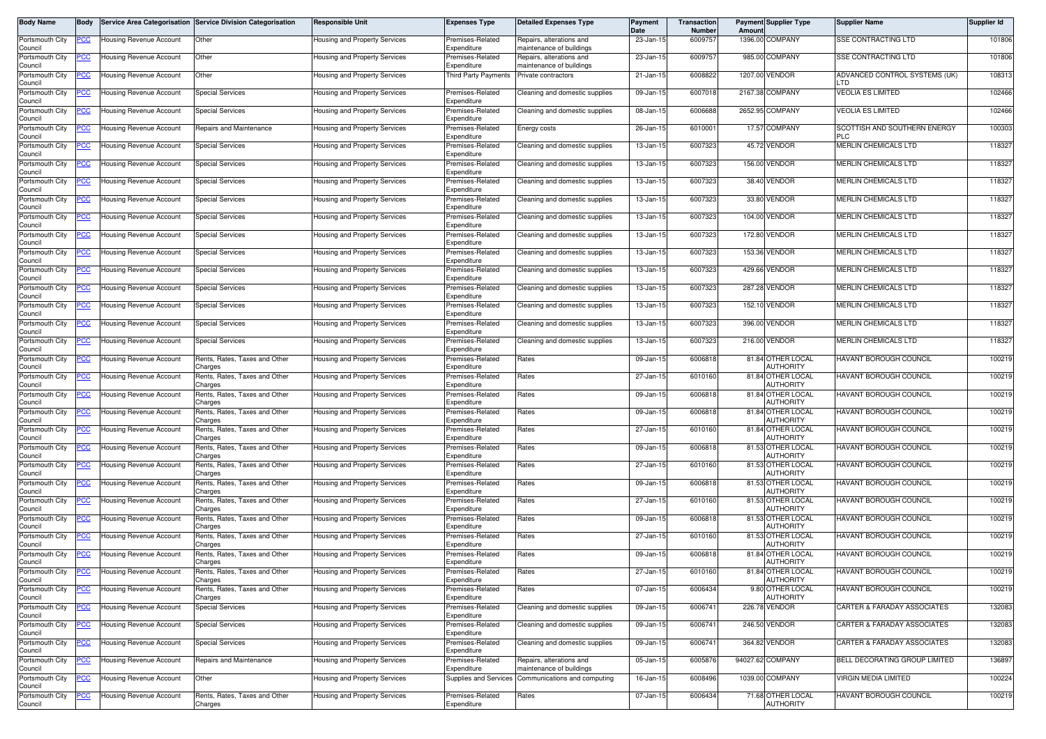| Body Name | Body | Service Area Categorisation | Service Division Categorisation | Responsible Unit | Expenses Type | Detailed Expenses Type | Payment Date | Transaction Number | Payment Amount | Supplier Type | Supplier Name | Supplier Id |
|---|---|---|---|---|---|---|---|---|---|---|---|---|
| Portsmouth City Council | PCC | Housing Revenue Account | Other | Housing and Property Services | Premises-Related Expenditure | Repairs, alterations and maintenance of buildings | 23-Jan-15 | 6009757 | 1396.00 | COMPANY | SSE CONTRACTING LTD | 101806 |
| Portsmouth City Council | PCC | Housing Revenue Account | Other | Housing and Property Services | Premises-Related Expenditure | Repairs, alterations and maintenance of buildings | 23-Jan-15 | 6009757 | 985.00 | COMPANY | SSE CONTRACTING LTD | 101806 |
| Portsmouth City Council | PCC | Housing Revenue Account | Other | Housing and Property Services | Third Party Payments | Private contractors | 21-Jan-15 | 6008822 | 1207.00 | VENDOR | ADVANCED CONTROL SYSTEMS (UK) LTD | 108313 |
| Portsmouth City Council | PCC | Housing Revenue Account | Special Services | Housing and Property Services | Premises-Related Expenditure | Cleaning and domestic supplies | 09-Jan-15 | 6007018 | 2167.38 | COMPANY | VEOLIA ES LIMITED | 102466 |
| Portsmouth City Council | PCC | Housing Revenue Account | Special Services | Housing and Property Services | Premises-Related Expenditure | Cleaning and domestic supplies | 08-Jan-15 | 6006688 | 2652.95 | COMPANY | VEOLIA ES LIMITED | 102466 |
| Portsmouth City Council | PCC | Housing Revenue Account | Repairs and Maintenance | Housing and Property Services | Premises-Related Expenditure | Energy costs | 26-Jan-15 | 6010001 | 17.57 | COMPANY | SCOTTISH AND SOUTHERN ENERGY PLC | 100303 |
| Portsmouth City Council | PCC | Housing Revenue Account | Special Services | Housing and Property Services | Premises-Related Expenditure | Cleaning and domestic supplies | 13-Jan-15 | 6007323 | 45.72 | VENDOR | MERLIN CHEMICALS LTD | 118327 |
| Portsmouth City Council | PCC | Housing Revenue Account | Special Services | Housing and Property Services | Premises-Related Expenditure | Cleaning and domestic supplies | 13-Jan-15 | 6007323 | 156.00 | VENDOR | MERLIN CHEMICALS LTD | 118327 |
| Portsmouth City Council | PCC | Housing Revenue Account | Special Services | Housing and Property Services | Premises-Related Expenditure | Cleaning and domestic supplies | 13-Jan-15 | 6007323 | 38.40 | VENDOR | MERLIN CHEMICALS LTD | 118327 |
| Portsmouth City Council | PCC | Housing Revenue Account | Special Services | Housing and Property Services | Premises-Related Expenditure | Cleaning and domestic supplies | 13-Jan-15 | 6007323 | 33.80 | VENDOR | MERLIN CHEMICALS LTD | 118327 |
| Portsmouth City Council | PCC | Housing Revenue Account | Special Services | Housing and Property Services | Premises-Related Expenditure | Cleaning and domestic supplies | 13-Jan-15 | 6007323 | 104.00 | VENDOR | MERLIN CHEMICALS LTD | 118327 |
| Portsmouth City Council | PCC | Housing Revenue Account | Special Services | Housing and Property Services | Premises-Related Expenditure | Cleaning and domestic supplies | 13-Jan-15 | 6007323 | 172.80 | VENDOR | MERLIN CHEMICALS LTD | 118327 |
| Portsmouth City Council | PCC | Housing Revenue Account | Special Services | Housing and Property Services | Premises-Related Expenditure | Cleaning and domestic supplies | 13-Jan-15 | 6007323 | 153.36 | VENDOR | MERLIN CHEMICALS LTD | 118327 |
| Portsmouth City Council | PCC | Housing Revenue Account | Special Services | Housing and Property Services | Premises-Related Expenditure | Cleaning and domestic supplies | 13-Jan-15 | 6007323 | 429.66 | VENDOR | MERLIN CHEMICALS LTD | 118327 |
| Portsmouth City Council | PCC | Housing Revenue Account | Special Services | Housing and Property Services | Premises-Related Expenditure | Cleaning and domestic supplies | 13-Jan-15 | 6007323 | 287.28 | VENDOR | MERLIN CHEMICALS LTD | 118327 |
| Portsmouth City Council | PCC | Housing Revenue Account | Special Services | Housing and Property Services | Premises-Related Expenditure | Cleaning and domestic supplies | 13-Jan-15 | 6007323 | 152.10 | VENDOR | MERLIN CHEMICALS LTD | 118327 |
| Portsmouth City Council | PCC | Housing Revenue Account | Special Services | Housing and Property Services | Premises-Related Expenditure | Cleaning and domestic supplies | 13-Jan-15 | 6007323 | 396.00 | VENDOR | MERLIN CHEMICALS LTD | 118327 |
| Portsmouth City Council | PCC | Housing Revenue Account | Special Services | Housing and Property Services | Premises-Related Expenditure | Cleaning and domestic supplies | 13-Jan-15 | 6007323 | 216.00 | VENDOR | MERLIN CHEMICALS LTD | 118327 |
| Portsmouth City Council | PCC | Housing Revenue Account | Rents, Rates, Taxes and Other Charges | Housing and Property Services | Premises-Related Expenditure | Rates | 09-Jan-15 | 6006818 | 81.84 | OTHER LOCAL AUTHORITY | HAVANT BOROUGH COUNCIL | 100219 |
| Portsmouth City Council | PCC | Housing Revenue Account | Rents, Rates, Taxes and Other Charges | Housing and Property Services | Premises-Related Expenditure | Rates | 27-Jan-15 | 6010160 | 81.84 | OTHER LOCAL AUTHORITY | HAVANT BOROUGH COUNCIL | 100219 |
| Portsmouth City Council | PCC | Housing Revenue Account | Rents, Rates, Taxes and Other Charges | Housing and Property Services | Premises-Related Expenditure | Rates | 09-Jan-15 | 6006818 | 81.84 | OTHER LOCAL AUTHORITY | HAVANT BOROUGH COUNCIL | 100219 |
| Portsmouth City Council | PCC | Housing Revenue Account | Rents, Rates, Taxes and Other Charges | Housing and Property Services | Premises-Related Expenditure | Rates | 09-Jan-15 | 6006818 | 81.84 | OTHER LOCAL AUTHORITY | HAVANT BOROUGH COUNCIL | 100219 |
| Portsmouth City Council | PCC | Housing Revenue Account | Rents, Rates, Taxes and Other Charges | Housing and Property Services | Premises-Related Expenditure | Rates | 27-Jan-15 | 6010160 | 81.84 | OTHER LOCAL AUTHORITY | HAVANT BOROUGH COUNCIL | 100219 |
| Portsmouth City Council | PCC | Housing Revenue Account | Rents, Rates, Taxes and Other Charges | Housing and Property Services | Premises-Related Expenditure | Rates | 09-Jan-15 | 6006818 | 81.53 | OTHER LOCAL AUTHORITY | HAVANT BOROUGH COUNCIL | 100219 |
| Portsmouth City Council | PCC | Housing Revenue Account | Rents, Rates, Taxes and Other Charges | Housing and Property Services | Premises-Related Expenditure | Rates | 27-Jan-15 | 6010160 | 81.53 | OTHER LOCAL AUTHORITY | HAVANT BOROUGH COUNCIL | 100219 |
| Portsmouth City Council | PCC | Housing Revenue Account | Rents, Rates, Taxes and Other Charges | Housing and Property Services | Premises-Related Expenditure | Rates | 09-Jan-15 | 6006818 | 81.53 | OTHER LOCAL AUTHORITY | HAVANT BOROUGH COUNCIL | 100219 |
| Portsmouth City Council | PCC | Housing Revenue Account | Rents, Rates, Taxes and Other Charges | Housing and Property Services | Premises-Related Expenditure | Rates | 27-Jan-15 | 6010160 | 81.53 | OTHER LOCAL AUTHORITY | HAVANT BOROUGH COUNCIL | 100219 |
| Portsmouth City Council | PCC | Housing Revenue Account | Rents, Rates, Taxes and Other Charges | Housing and Property Services | Premises-Related Expenditure | Rates | 09-Jan-15 | 6006818 | 81.53 | OTHER LOCAL AUTHORITY | HAVANT BOROUGH COUNCIL | 100219 |
| Portsmouth City Council | PCC | Housing Revenue Account | Rents, Rates, Taxes and Other Charges | Housing and Property Services | Premises-Related Expenditure | Rates | 27-Jan-15 | 6010160 | 81.53 | OTHER LOCAL AUTHORITY | HAVANT BOROUGH COUNCIL | 100219 |
| Portsmouth City Council | PCC | Housing Revenue Account | Rents, Rates, Taxes and Other Charges | Housing and Property Services | Premises-Related Expenditure | Rates | 09-Jan-15 | 6006818 | 81.84 | OTHER LOCAL AUTHORITY | HAVANT BOROUGH COUNCIL | 100219 |
| Portsmouth City Council | PCC | Housing Revenue Account | Rents, Rates, Taxes and Other Charges | Housing and Property Services | Premises-Related Expenditure | Rates | 27-Jan-15 | 6010160 | 81.84 | OTHER LOCAL AUTHORITY | HAVANT BOROUGH COUNCIL | 100219 |
| Portsmouth City Council | PCC | Housing Revenue Account | Rents, Rates, Taxes and Other Charges | Housing and Property Services | Premises-Related Expenditure | Rates | 07-Jan-15 | 6006434 | 9.80 | OTHER LOCAL AUTHORITY | HAVANT BOROUGH COUNCIL | 100219 |
| Portsmouth City Council | PCC | Housing Revenue Account | Special Services | Housing and Property Services | Premises-Related Expenditure | Cleaning and domestic supplies | 09-Jan-15 | 6006741 | 226.78 | VENDOR | CARTER & FARADAY ASSOCIATES | 132083 |
| Portsmouth City Council | PCC | Housing Revenue Account | Special Services | Housing and Property Services | Premises-Related Expenditure | Cleaning and domestic supplies | 09-Jan-15 | 6006741 | 246.50 | VENDOR | CARTER & FARADAY ASSOCIATES | 132083 |
| Portsmouth City Council | PCC | Housing Revenue Account | Special Services | Housing and Property Services | Premises-Related Expenditure | Cleaning and domestic supplies | 09-Jan-15 | 6006741 | 364.82 | VENDOR | CARTER & FARADAY ASSOCIATES | 132083 |
| Portsmouth City Council | PCC | Housing Revenue Account | Repairs and Maintenance | Housing and Property Services | Premises-Related Expenditure | Repairs, alterations and maintenance of buildings | 05-Jan-15 | 6005876 | 94027.62 | COMPANY | BELL DECORATING GROUP LIMITED | 136897 |
| Portsmouth City Council | PCC | Housing Revenue Account | Other | Housing and Property Services | Supplies and Services | Communications and computing | 16-Jan-15 | 6008496 | 1039.00 | COMPANY | VIRGIN MEDIA LIMITED | 100224 |
| Portsmouth City Council | PCC | Housing Revenue Account | Rents, Rates, Taxes and Other Charges | Housing and Property Services | Premises-Related Expenditure | Rates | 07-Jan-15 | 6006434 | 71.68 | OTHER LOCAL AUTHORITY | HAVANT BOROUGH COUNCIL | 100219 |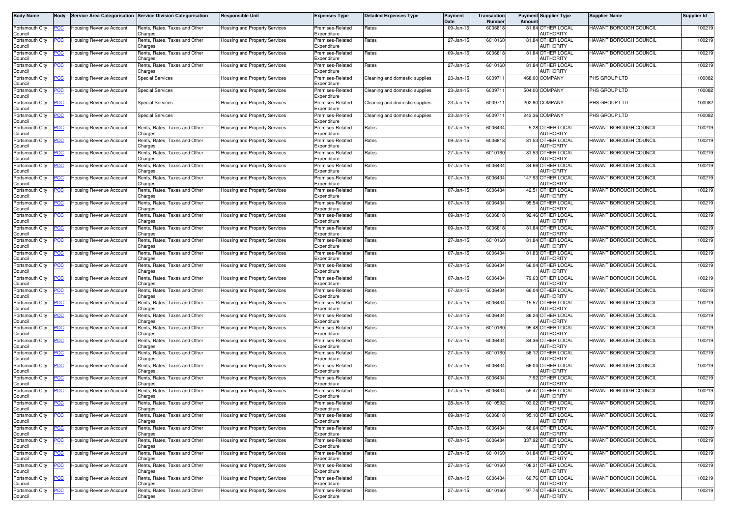| Body Name | Body | Service Area Categorisation | Service Division Categorisation | Responsible Unit | Expenses Type | Detailed Expenses Type | Payment Date | Transaction Number | Payment Amount | Supplier Type | Supplier Name | Supplier Id |
|---|---|---|---|---|---|---|---|---|---|---|---|---|
| Portsmouth City Council | PCC | Housing Revenue Account | Rents, Rates, Taxes and Other Charges | Housing and Property Services | Premises-Related Expenditure | Rates | 09-Jan-15 | 6006818 | 81.84 | OTHER LOCAL AUTHORITY | HAVANT BOROUGH COUNCIL | 100219 |
| Portsmouth City Council | PCC | Housing Revenue Account | Rents, Rates, Taxes and Other Charges | Housing and Property Services | Premises-Related Expenditure | Rates | 27-Jan-15 | 6010160 | 81.84 | OTHER LOCAL AUTHORITY | HAVANT BOROUGH COUNCIL | 100219 |
| Portsmouth City Council | PCC | Housing Revenue Account | Rents, Rates, Taxes and Other Charges | Housing and Property Services | Premises-Related Expenditure | Rates | 09-Jan-15 | 6006818 | 81.84 | OTHER LOCAL AUTHORITY | HAVANT BOROUGH COUNCIL | 100219 |
| Portsmouth City Council | PCC | Housing Revenue Account | Rents, Rates, Taxes and Other Charges | Housing and Property Services | Premises-Related Expenditure | Rates | 27-Jan-15 | 6010160 | 81.84 | OTHER LOCAL AUTHORITY | HAVANT BOROUGH COUNCIL | 100219 |
| Portsmouth City Council | PCC | Housing Revenue Account | Special Services | Housing and Property Services | Premises-Related Expenditure | Cleaning and domestic supplies | 23-Jan-15 | 6009711 | 468.00 | COMPANY | PHS GROUP LTD | 100082 |
| Portsmouth City Council | PCC | Housing Revenue Account | Special Services | Housing and Property Services | Premises-Related Expenditure | Cleaning and domestic supplies | 23-Jan-15 | 6009711 | 504.00 | COMPANY | PHS GROUP LTD | 100082 |
| Portsmouth City Council | PCC | Housing Revenue Account | Special Services | Housing and Property Services | Premises-Related Expenditure | Cleaning and domestic supplies | 23-Jan-15 | 6009711 | 202.80 | COMPANY | PHS GROUP LTD | 100082 |
| Portsmouth City Council | PCC | Housing Revenue Account | Special Services | Housing and Property Services | Premises-Related Expenditure | Cleaning and domestic supplies | 23-Jan-15 | 6009711 | 243.36 | COMPANY | PHS GROUP LTD | 100082 |
| Portsmouth City Council | PCC | Housing Revenue Account | Rents, Rates, Taxes and Other Charges | Housing and Property Services | Premises-Related Expenditure | Rates | 07-Jan-15 | 6006434 | 5.28 | OTHER LOCAL AUTHORITY | HAVANT BOROUGH COUNCIL | 100219 |
| Portsmouth City Council | PCC | Housing Revenue Account | Rents, Rates, Taxes and Other Charges | Housing and Property Services | Premises-Related Expenditure | Rates | 09-Jan-15 | 6006818 | 81.53 | OTHER LOCAL AUTHORITY | HAVANT BOROUGH COUNCIL | 100219 |
| Portsmouth City Council | PCC | Housing Revenue Account | Rents, Rates, Taxes and Other Charges | Housing and Property Services | Premises-Related Expenditure | Rates | 27-Jan-15 | 6010160 | 81.53 | OTHER LOCAL AUTHORITY | HAVANT BOROUGH COUNCIL | 100219 |
| Portsmouth City Council | PCC | Housing Revenue Account | Rents, Rates, Taxes and Other Charges | Housing and Property Services | Premises-Related Expenditure | Rates | 07-Jan-15 | 6006434 | 34.66 | OTHER LOCAL AUTHORITY | HAVANT BOROUGH COUNCIL | 100219 |
| Portsmouth City Council | PCC | Housing Revenue Account | Rents, Rates, Taxes and Other Charges | Housing and Property Services | Premises-Related Expenditure | Rates | 07-Jan-15 | 6006434 | 147.93 | OTHER LOCAL AUTHORITY | HAVANT BOROUGH COUNCIL | 100219 |
| Portsmouth City Council | PCC | Housing Revenue Account | Rents, Rates, Taxes and Other Charges | Housing and Property Services | Premises-Related Expenditure | Rates | 07-Jan-15 | 6006434 | 42.51 | OTHER LOCAL AUTHORITY | HAVANT BOROUGH COUNCIL | 100219 |
| Portsmouth City Council | PCC | Housing Revenue Account | Rents, Rates, Taxes and Other Charges | Housing and Property Services | Premises-Related Expenditure | Rates | 07-Jan-15 | 6006434 | 95.54 | OTHER LOCAL AUTHORITY | HAVANT BOROUGH COUNCIL | 100219 |
| Portsmouth City Council | PCC | Housing Revenue Account | Rents, Rates, Taxes and Other Charges | Housing and Property Services | Premises-Related Expenditure | Rates | 09-Jan-15 | 6006818 | 92.46 | OTHER LOCAL AUTHORITY | HAVANT BOROUGH COUNCIL | 100219 |
| Portsmouth City Council | PCC | Housing Revenue Account | Rents, Rates, Taxes and Other Charges | Housing and Property Services | Premises-Related Expenditure | Rates | 09-Jan-15 | 6006818 | 81.84 | OTHER LOCAL AUTHORITY | HAVANT BOROUGH COUNCIL | 100219 |
| Portsmouth City Council | PCC | Housing Revenue Account | Rents, Rates, Taxes and Other Charges | Housing and Property Services | Premises-Related Expenditure | Rates | 27-Jan-15 | 6010160 | 81.84 | OTHER LOCAL AUTHORITY | HAVANT BOROUGH COUNCIL | 100219 |
| Portsmouth City Council | PCC | Housing Revenue Account | Rents, Rates, Taxes and Other Charges | Housing and Property Services | Premises-Related Expenditure | Rates | 07-Jan-15 | 6006434 | 181.83 | OTHER LOCAL AUTHORITY | HAVANT BOROUGH COUNCIL | 100219 |
| Portsmouth City Council | PCC | Housing Revenue Account | Rents, Rates, Taxes and Other Charges | Housing and Property Services | Premises-Related Expenditure | Rates | 07-Jan-15 | 6006434 | 66.04 | OTHER LOCAL AUTHORITY | HAVANT BOROUGH COUNCIL | 100219 |
| Portsmouth City Council | PCC | Housing Revenue Account | Rents, Rates, Taxes and Other Charges | Housing and Property Services | Premises-Related Expenditure | Rates | 07-Jan-15 | 6006434 | 179.63 | OTHER LOCAL AUTHORITY | HAVANT BOROUGH COUNCIL | 100219 |
| Portsmouth City Council | PCC | Housing Revenue Account | Rents, Rates, Taxes and Other Charges | Housing and Property Services | Premises-Related Expenditure | Rates | 07-Jan-15 | 6006434 | 66.04 | OTHER LOCAL AUTHORITY | HAVANT BOROUGH COUNCIL | 100219 |
| Portsmouth City Council | PCC | Housing Revenue Account | Rents, Rates, Taxes and Other Charges | Housing and Property Services | Premises-Related Expenditure | Rates | 07-Jan-15 | 6006434 | -15.57 | OTHER LOCAL AUTHORITY | HAVANT BOROUGH COUNCIL | 100219 |
| Portsmouth City Council | PCC | Housing Revenue Account | Rents, Rates, Taxes and Other Charges | Housing and Property Services | Premises-Related Expenditure | Rates | 07-Jan-15 | 6006434 | 86.24 | OTHER LOCAL AUTHORITY | HAVANT BOROUGH COUNCIL | 100219 |
| Portsmouth City Council | PCC | Housing Revenue Account | Rents, Rates, Taxes and Other Charges | Housing and Property Services | Premises-Related Expenditure | Rates | 27-Jan-15 | 6010160 | 95.48 | OTHER LOCAL AUTHORITY | HAVANT BOROUGH COUNCIL | 100219 |
| Portsmouth City Council | PCC | Housing Revenue Account | Rents, Rates, Taxes and Other Charges | Housing and Property Services | Premises-Related Expenditure | Rates | 07-Jan-15 | 6006434 | 84.36 | OTHER LOCAL AUTHORITY | HAVANT BOROUGH COUNCIL | 100219 |
| Portsmouth City Council | PCC | Housing Revenue Account | Rents, Rates, Taxes and Other Charges | Housing and Property Services | Premises-Related Expenditure | Rates | 27-Jan-15 | 6010160 | 58.12 | OTHER LOCAL AUTHORITY | HAVANT BOROUGH COUNCIL | 100219 |
| Portsmouth City Council | PCC | Housing Revenue Account | Rents, Rates, Taxes and Other Charges | Housing and Property Services | Premises-Related Expenditure | Rates | 07-Jan-15 | 6006434 | 66.04 | OTHER LOCAL AUTHORITY | HAVANT BOROUGH COUNCIL | 100219 |
| Portsmouth City Council | PCC | Housing Revenue Account | Rents, Rates, Taxes and Other Charges | Housing and Property Services | Premises-Related Expenditure | Rates | 07-Jan-15 | 6006434 | 7.92 | OTHER LOCAL AUTHORITY | HAVANT BOROUGH COUNCIL | 100219 |
| Portsmouth City Council | PCC | Housing Revenue Account | Rents, Rates, Taxes and Other Charges | Housing and Property Services | Premises-Related Expenditure | Rates | 07-Jan-15 | 6006434 | 55.47 | OTHER LOCAL AUTHORITY | HAVANT BOROUGH COUNCIL | 100219 |
| Portsmouth City Council | PCC | Housing Revenue Account | Rents, Rates, Taxes and Other Charges | Housing and Property Services | Premises-Related Expenditure | Rates | 28-Jan-15 | 6010592 | 103.02 | OTHER LOCAL AUTHORITY | HAVANT BOROUGH COUNCIL | 100219 |
| Portsmouth City Council | PCC | Housing Revenue Account | Rents, Rates, Taxes and Other Charges | Housing and Property Services | Premises-Related Expenditure | Rates | 09-Jan-15 | 6006818 | 95.10 | OTHER LOCAL AUTHORITY | HAVANT BOROUGH COUNCIL | 100219 |
| Portsmouth City Council | PCC | Housing Revenue Account | Rents, Rates, Taxes and Other Charges | Housing and Property Services | Premises-Related Expenditure | Rates | 07-Jan-15 | 6006434 | 68.64 | OTHER LOCAL AUTHORITY | HAVANT BOROUGH COUNCIL | 100219 |
| Portsmouth City Council | PCC | Housing Revenue Account | Rents, Rates, Taxes and Other Charges | Housing and Property Services | Premises-Related Expenditure | Rates | 07-Jan-15 | 6006434 | 337.92 | OTHER LOCAL AUTHORITY | HAVANT BOROUGH COUNCIL | 100219 |
| Portsmouth City Council | PCC | Housing Revenue Account | Rents, Rates, Taxes and Other Charges | Housing and Property Services | Premises-Related Expenditure | Rates | 27-Jan-15 | 6010160 | 81.84 | OTHER LOCAL AUTHORITY | HAVANT BOROUGH COUNCIL | 100219 |
| Portsmouth City Council | PCC | Housing Revenue Account | Rents, Rates, Taxes and Other Charges | Housing and Property Services | Premises-Related Expenditure | Rates | 27-Jan-15 | 6010160 | 108.31 | OTHER LOCAL AUTHORITY | HAVANT BOROUGH COUNCIL | 100219 |
| Portsmouth City Council | PCC | Housing Revenue Account | Rents, Rates, Taxes and Other Charges | Housing and Property Services | Premises-Related Expenditure | Rates | 07-Jan-15 | 6006434 | 60.76 | OTHER LOCAL AUTHORITY | HAVANT BOROUGH COUNCIL | 100219 |
| Portsmouth City Council | PCC | Housing Revenue Account | Rents, Rates, Taxes and Other Charges | Housing and Property Services | Premises-Related Expenditure | Rates | 27-Jan-15 | 6010160 | 97.74 | OTHER LOCAL AUTHORITY | HAVANT BOROUGH COUNCIL | 100219 |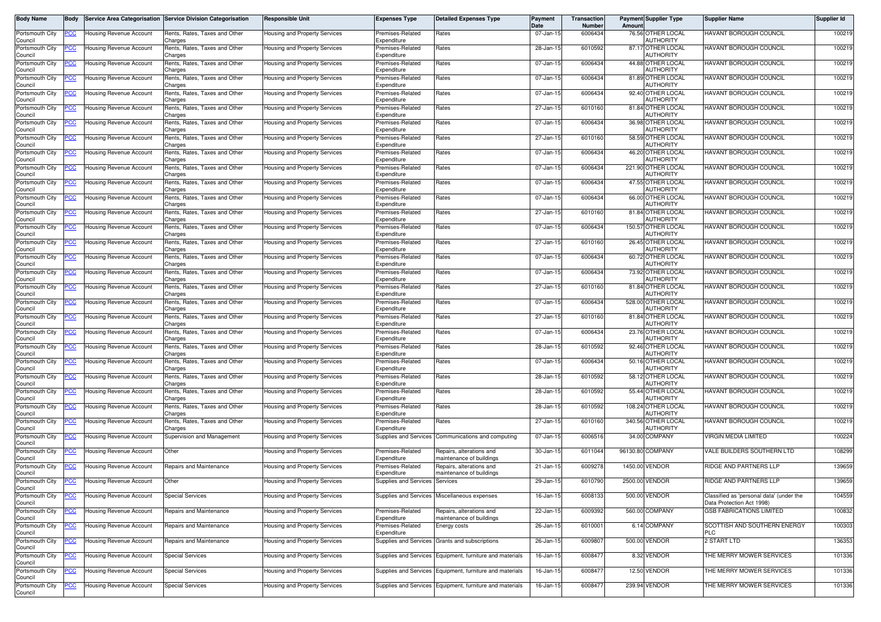| Body Name | Body | Service Area Categorisation | Service Division Categorisation | Responsible Unit | Expenses Type | Detailed Expenses Type | Payment Date | Transaction Number | Payment Amount | Supplier Type | Supplier Name | Supplier Id |
|---|---|---|---|---|---|---|---|---|---|---|---|---|
| Portsmouth City Council | PCC | Housing Revenue Account | Rents, Rates, Taxes and Other Charges | Housing and Property Services | Premises-Related Expenditure | Rates | 07-Jan-15 | 6006434 | 76.56 | OTHER LOCAL AUTHORITY | HAVANT BOROUGH COUNCIL | 100219 |
| Portsmouth City Council | PCC | Housing Revenue Account | Rents, Rates, Taxes and Other Charges | Housing and Property Services | Premises-Related Expenditure | Rates | 28-Jan-15 | 6010592 | 87.17 | OTHER LOCAL AUTHORITY | HAVANT BOROUGH COUNCIL | 100219 |
| Portsmouth City Council | PCC | Housing Revenue Account | Rents, Rates, Taxes and Other Charges | Housing and Property Services | Premises-Related Expenditure | Rates | 07-Jan-15 | 6006434 | 44.88 | OTHER LOCAL AUTHORITY | HAVANT BOROUGH COUNCIL | 100219 |
| Portsmouth City Council | PCC | Housing Revenue Account | Rents, Rates, Taxes and Other Charges | Housing and Property Services | Premises-Related Expenditure | Rates | 07-Jan-15 | 6006434 | 81.89 | OTHER LOCAL AUTHORITY | HAVANT BOROUGH COUNCIL | 100219 |
| Portsmouth City Council | PCC | Housing Revenue Account | Rents, Rates, Taxes and Other Charges | Housing and Property Services | Premises-Related Expenditure | Rates | 07-Jan-15 | 6006434 | 92.40 | OTHER LOCAL AUTHORITY | HAVANT BOROUGH COUNCIL | 100219 |
| Portsmouth City Council | PCC | Housing Revenue Account | Rents, Rates, Taxes and Other Charges | Housing and Property Services | Premises-Related Expenditure | Rates | 27-Jan-15 | 6010160 | 81.84 | OTHER LOCAL AUTHORITY | HAVANT BOROUGH COUNCIL | 100219 |
| Portsmouth City Council | PCC | Housing Revenue Account | Rents, Rates, Taxes and Other Charges | Housing and Property Services | Premises-Related Expenditure | Rates | 07-Jan-15 | 6006434 | 36.98 | OTHER LOCAL AUTHORITY | HAVANT BOROUGH COUNCIL | 100219 |
| Portsmouth City Council | PCC | Housing Revenue Account | Rents, Rates, Taxes and Other Charges | Housing and Property Services | Premises-Related Expenditure | Rates | 27-Jan-15 | 6010160 | 58.59 | OTHER LOCAL AUTHORITY | HAVANT BOROUGH COUNCIL | 100219 |
| Portsmouth City Council | PCC | Housing Revenue Account | Rents, Rates, Taxes and Other Charges | Housing and Property Services | Premises-Related Expenditure | Rates | 07-Jan-15 | 6006434 | 46.20 | OTHER LOCAL AUTHORITY | HAVANT BOROUGH COUNCIL | 100219 |
| Portsmouth City Council | PCC | Housing Revenue Account | Rents, Rates, Taxes and Other Charges | Housing and Property Services | Premises-Related Expenditure | Rates | 07-Jan-15 | 6006434 | 221.90 | OTHER LOCAL AUTHORITY | HAVANT BOROUGH COUNCIL | 100219 |
| Portsmouth City Council | PCC | Housing Revenue Account | Rents, Rates, Taxes and Other Charges | Housing and Property Services | Premises-Related Expenditure | Rates | 07-Jan-15 | 6006434 | 47.55 | OTHER LOCAL AUTHORITY | HAVANT BOROUGH COUNCIL | 100219 |
| Portsmouth City Council | PCC | Housing Revenue Account | Rents, Rates, Taxes and Other Charges | Housing and Property Services | Premises-Related Expenditure | Rates | 07-Jan-15 | 6006434 | 66.00 | OTHER LOCAL AUTHORITY | HAVANT BOROUGH COUNCIL | 100219 |
| Portsmouth City Council | PCC | Housing Revenue Account | Rents, Rates, Taxes and Other Charges | Housing and Property Services | Premises-Related Expenditure | Rates | 27-Jan-15 | 6010160 | 81.84 | OTHER LOCAL AUTHORITY | HAVANT BOROUGH COUNCIL | 100219 |
| Portsmouth City Council | PCC | Housing Revenue Account | Rents, Rates, Taxes and Other Charges | Housing and Property Services | Premises-Related Expenditure | Rates | 07-Jan-15 | 6006434 | 150.57 | OTHER LOCAL AUTHORITY | HAVANT BOROUGH COUNCIL | 100219 |
| Portsmouth City Council | PCC | Housing Revenue Account | Rents, Rates, Taxes and Other Charges | Housing and Property Services | Premises-Related Expenditure | Rates | 27-Jan-15 | 6010160 | 26.45 | OTHER LOCAL AUTHORITY | HAVANT BOROUGH COUNCIL | 100219 |
| Portsmouth City Council | PCC | Housing Revenue Account | Rents, Rates, Taxes and Other Charges | Housing and Property Services | Premises-Related Expenditure | Rates | 07-Jan-15 | 6006434 | 60.72 | OTHER LOCAL AUTHORITY | HAVANT BOROUGH COUNCIL | 100219 |
| Portsmouth City Council | PCC | Housing Revenue Account | Rents, Rates, Taxes and Other Charges | Housing and Property Services | Premises-Related Expenditure | Rates | 07-Jan-15 | 6006434 | 73.92 | OTHER LOCAL AUTHORITY | HAVANT BOROUGH COUNCIL | 100219 |
| Portsmouth City Council | PCC | Housing Revenue Account | Rents, Rates, Taxes and Other Charges | Housing and Property Services | Premises-Related Expenditure | Rates | 27-Jan-15 | 6010160 | 81.84 | OTHER LOCAL AUTHORITY | HAVANT BOROUGH COUNCIL | 100219 |
| Portsmouth City Council | PCC | Housing Revenue Account | Rents, Rates, Taxes and Other Charges | Housing and Property Services | Premises-Related Expenditure | Rates | 07-Jan-15 | 6006434 | 528.00 | OTHER LOCAL AUTHORITY | HAVANT BOROUGH COUNCIL | 100219 |
| Portsmouth City Council | PCC | Housing Revenue Account | Rents, Rates, Taxes and Other Charges | Housing and Property Services | Premises-Related Expenditure | Rates | 27-Jan-15 | 6010160 | 81.84 | OTHER LOCAL AUTHORITY | HAVANT BOROUGH COUNCIL | 100219 |
| Portsmouth City Council | PCC | Housing Revenue Account | Rents, Rates, Taxes and Other Charges | Housing and Property Services | Premises-Related Expenditure | Rates | 07-Jan-15 | 6006434 | 23.76 | OTHER LOCAL AUTHORITY | HAVANT BOROUGH COUNCIL | 100219 |
| Portsmouth City Council | PCC | Housing Revenue Account | Rents, Rates, Taxes and Other Charges | Housing and Property Services | Premises-Related Expenditure | Rates | 28-Jan-15 | 6010592 | 92.46 | OTHER LOCAL AUTHORITY | HAVANT BOROUGH COUNCIL | 100219 |
| Portsmouth City Council | PCC | Housing Revenue Account | Rents, Rates, Taxes and Other Charges | Housing and Property Services | Premises-Related Expenditure | Rates | 07-Jan-15 | 6006434 | 50.16 | OTHER LOCAL AUTHORITY | HAVANT BOROUGH COUNCIL | 100219 |
| Portsmouth City Council | PCC | Housing Revenue Account | Rents, Rates, Taxes and Other Charges | Housing and Property Services | Premises-Related Expenditure | Rates | 28-Jan-15 | 6010592 | 58.12 | OTHER LOCAL AUTHORITY | HAVANT BOROUGH COUNCIL | 100219 |
| Portsmouth City Council | PCC | Housing Revenue Account | Rents, Rates, Taxes and Other Charges | Housing and Property Services | Premises-Related Expenditure | Rates | 28-Jan-15 | 6010592 | 55.44 | OTHER LOCAL AUTHORITY | HAVANT BOROUGH COUNCIL | 100219 |
| Portsmouth City Council | PCC | Housing Revenue Account | Rents, Rates, Taxes and Other Charges | Housing and Property Services | Premises-Related Expenditure | Rates | 28-Jan-15 | 6010592 | 108.24 | OTHER LOCAL AUTHORITY | HAVANT BOROUGH COUNCIL | 100219 |
| Portsmouth City Council | PCC | Housing Revenue Account | Rents, Rates, Taxes and Other Charges | Housing and Property Services | Premises-Related Expenditure | Rates | 27-Jan-15 | 6010160 | 340.56 | OTHER LOCAL AUTHORITY | HAVANT BOROUGH COUNCIL | 100219 |
| Portsmouth City Council | PCC | Housing Revenue Account | Supervision and Management | Housing and Property Services | Supplies and Services | Communications and computing | 07-Jan-15 | 6006516 | 34.00 | COMPANY | VIRGIN MEDIA LIMITED | 100224 |
| Portsmouth City Council | PCC | Housing Revenue Account | Other | Housing and Property Services | Premises-Related Expenditure | Repairs, alterations and maintenance of buildings | 30-Jan-15 | 6011044 | 96130.80 | COMPANY | VALE BUILDERS SOUTHERN LTD | 108299 |
| Portsmouth City Council | PCC | Housing Revenue Account | Repairs and Maintenance | Housing and Property Services | Premises-Related Expenditure | Repairs, alterations and maintenance of buildings | 21-Jan-15 | 6009278 | 1450.00 | VENDOR | RIDGE AND PARTNERS LLP | 139659 |
| Portsmouth City Council | PCC | Housing Revenue Account | Other | Housing and Property Services | Supplies and Services | Services | 29-Jan-15 | 6010790 | 2500.00 | VENDOR | RIDGE AND PARTNERS LLP | 139659 |
| Portsmouth City Council | PCC | Housing Revenue Account | Special Services | Housing and Property Services | Supplies and Services | Miscellaneous expenses | 16-Jan-15 | 6008133 | 500.00 | VENDOR | Classified as 'personal data' (under the Data Protection Act 1998) | 104559 |
| Portsmouth City Council | PCC | Housing Revenue Account | Repairs and Maintenance | Housing and Property Services | Premises-Related Expenditure | Repairs, alterations and maintenance of buildings | 22-Jan-15 | 6009392 | 560.00 | COMPANY | GSB FABRICATIONS LIMITED | 100832 |
| Portsmouth City Council | PCC | Housing Revenue Account | Repairs and Maintenance | Housing and Property Services | Premises-Related Expenditure | Energy costs | 26-Jan-15 | 6010001 | 6.14 | COMPANY | SCOTTISH AND SOUTHERN ENERGY PLC | 100303 |
| Portsmouth City Council | PCC | Housing Revenue Account | Repairs and Maintenance | Housing and Property Services | Supplies and Services | Grants and subscriptions | 26-Jan-15 | 6009807 | 500.00 | VENDOR | 2 START LTD | 136353 |
| Portsmouth City Council | PCC | Housing Revenue Account | Special Services | Housing and Property Services | Supplies and Services | Equipment, furniture and materials | 16-Jan-15 | 6008477 | 8.32 | VENDOR | THE MERRY MOWER SERVICES | 101336 |
| Portsmouth City Council | PCC | Housing Revenue Account | Special Services | Housing and Property Services | Supplies and Services | Equipment, furniture and materials | 16-Jan-15 | 6008477 | 12.50 | VENDOR | THE MERRY MOWER SERVICES | 101336 |
| Portsmouth City Council | PCC | Housing Revenue Account | Special Services | Housing and Property Services | Supplies and Services | Equipment, furniture and materials | 16-Jan-15 | 6008477 | 239.94 | VENDOR | THE MERRY MOWER SERVICES | 101336 |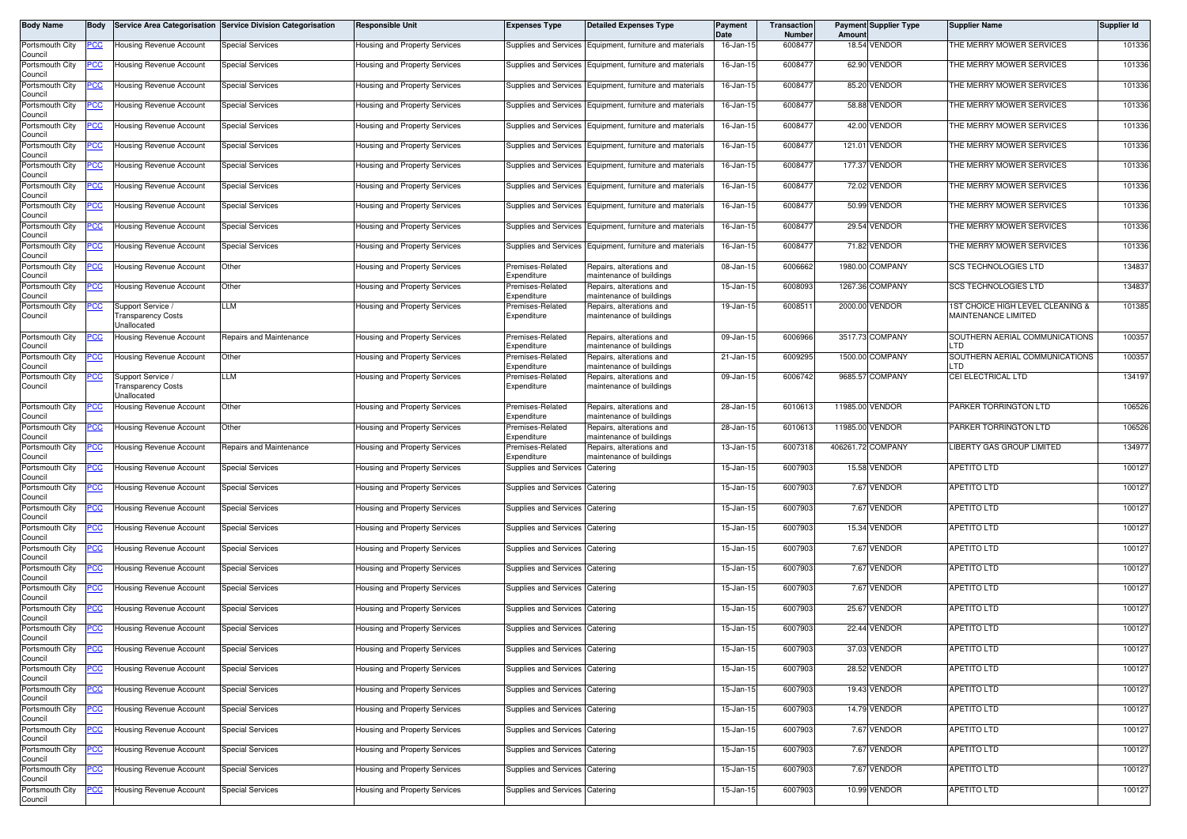| Body Name | Body | Service Area Categorisation | Service Division Categorisation | Responsible Unit | Expenses Type | Detailed Expenses Type | Payment Date | Transaction Number | Payment Amount | Supplier Type | Supplier Name | Supplier Id |
|---|---|---|---|---|---|---|---|---|---|---|---|---|
| Portsmouth City Council | PCC | Housing Revenue Account | Special Services | Housing and Property Services | Supplies and Services | Equipment, furniture and materials | 16-Jan-15 | 6008477 | 18.54 | VENDOR | THE MERRY MOWER SERVICES | 101336 |
| Portsmouth City Council | PCC | Housing Revenue Account | Special Services | Housing and Property Services | Supplies and Services | Equipment, furniture and materials | 16-Jan-15 | 6008477 | 62.90 | VENDOR | THE MERRY MOWER SERVICES | 101336 |
| Portsmouth City Council | PCC | Housing Revenue Account | Special Services | Housing and Property Services | Supplies and Services | Equipment, furniture and materials | 16-Jan-15 | 6008477 | 85.20 | VENDOR | THE MERRY MOWER SERVICES | 101336 |
| Portsmouth City Council | PCC | Housing Revenue Account | Special Services | Housing and Property Services | Supplies and Services | Equipment, furniture and materials | 16-Jan-15 | 6008477 | 58.88 | VENDOR | THE MERRY MOWER SERVICES | 101336 |
| Portsmouth City Council | PCC | Housing Revenue Account | Special Services | Housing and Property Services | Supplies and Services | Equipment, furniture and materials | 16-Jan-15 | 6008477 | 42.00 | VENDOR | THE MERRY MOWER SERVICES | 101336 |
| Portsmouth City Council | PCC | Housing Revenue Account | Special Services | Housing and Property Services | Supplies and Services | Equipment, furniture and materials | 16-Jan-15 | 6008477 | 121.01 | VENDOR | THE MERRY MOWER SERVICES | 101336 |
| Portsmouth City Council | PCC | Housing Revenue Account | Special Services | Housing and Property Services | Supplies and Services | Equipment, furniture and materials | 16-Jan-15 | 6008477 | 177.37 | VENDOR | THE MERRY MOWER SERVICES | 101336 |
| Portsmouth City Council | PCC | Housing Revenue Account | Special Services | Housing and Property Services | Supplies and Services | Equipment, furniture and materials | 16-Jan-15 | 6008477 | 72.02 | VENDOR | THE MERRY MOWER SERVICES | 101336 |
| Portsmouth City Council | PCC | Housing Revenue Account | Special Services | Housing and Property Services | Supplies and Services | Equipment, furniture and materials | 16-Jan-15 | 6008477 | 50.99 | VENDOR | THE MERRY MOWER SERVICES | 101336 |
| Portsmouth City Council | PCC | Housing Revenue Account | Special Services | Housing and Property Services | Supplies and Services | Equipment, furniture and materials | 16-Jan-15 | 6008477 | 29.54 | VENDOR | THE MERRY MOWER SERVICES | 101336 |
| Portsmouth City Council | PCC | Housing Revenue Account | Special Services | Housing and Property Services | Supplies and Services | Equipment, furniture and materials | 16-Jan-15 | 6008477 | 71.82 | VENDOR | THE MERRY MOWER SERVICES | 101336 |
| Portsmouth City Council | PCC | Housing Revenue Account | Other | Housing and Property Services | Premises-Related Expenditure | Repairs, alterations and maintenance of buildings | 08-Jan-15 | 6006662 | 1980.00 | COMPANY | SCS TECHNOLOGIES LTD | 134837 |
| Portsmouth City Council | PCC | Housing Revenue Account | Other | Housing and Property Services | Premises-Related Expenditure | Repairs, alterations and maintenance of buildings | 15-Jan-15 | 6008093 | 1267.36 | COMPANY | SCS TECHNOLOGIES LTD | 134837 |
| Portsmouth City Council | PCC | Support Service / Transparency Costs Unallocated | LLM | Housing and Property Services | Premises-Related Expenditure | Repairs, alterations and maintenance of buildings | 19-Jan-15 | 6008511 | 2000.00 | VENDOR | 1ST CHOICE HIGH LEVEL CLEANING & MAINTENANCE LIMITED | 101385 |
| Portsmouth City Council | PCC | Housing Revenue Account | Repairs and Maintenance | Housing and Property Services | Premises-Related Expenditure | Repairs, alterations and maintenance of buildings | 09-Jan-15 | 6006966 | 3517.73 | COMPANY | SOUTHERN AERIAL COMMUNICATIONS LTD | 100357 |
| Portsmouth City Council | PCC | Housing Revenue Account | Other | Housing and Property Services | Premises-Related Expenditure | Repairs, alterations and maintenance of buildings | 21-Jan-15 | 6009295 | 1500.00 | COMPANY | SOUTHERN AERIAL COMMUNICATIONS LTD | 100357 |
| Portsmouth City Council | PCC | Support Service / Transparency Costs Unallocated | LLM | Housing and Property Services | Premises-Related Expenditure | Repairs, alterations and maintenance of buildings | 09-Jan-15 | 6006742 | 9685.57 | COMPANY | CEI ELECTRICAL LTD | 134197 |
| Portsmouth City Council | PCC | Housing Revenue Account | Other | Housing and Property Services | Premises-Related Expenditure | Repairs, alterations and maintenance of buildings | 28-Jan-15 | 6010613 | 11985.00 | VENDOR | PARKER TORRINGTON LTD | 106526 |
| Portsmouth City Council | PCC | Housing Revenue Account | Other | Housing and Property Services | Premises-Related Expenditure | Repairs, alterations and maintenance of buildings | 28-Jan-15 | 6010613 | 11985.00 | VENDOR | PARKER TORRINGTON LTD | 106526 |
| Portsmouth City Council | PCC | Housing Revenue Account | Repairs and Maintenance | Housing and Property Services | Premises-Related Expenditure | Repairs, alterations and maintenance of buildings | 13-Jan-15 | 6007318 | 406261.72 | COMPANY | LIBERTY GAS GROUP LIMITED | 134977 |
| Portsmouth City Council | PCC | Housing Revenue Account | Special Services | Housing and Property Services | Supplies and Services | Catering | 15-Jan-15 | 6007903 | 15.58 | VENDOR | APETITO LTD | 100127 |
| Portsmouth City Council | PCC | Housing Revenue Account | Special Services | Housing and Property Services | Supplies and Services | Catering | 15-Jan-15 | 6007903 | 7.67 | VENDOR | APETITO LTD | 100127 |
| Portsmouth City Council | PCC | Housing Revenue Account | Special Services | Housing and Property Services | Supplies and Services | Catering | 15-Jan-15 | 6007903 | 7.67 | VENDOR | APETITO LTD | 100127 |
| Portsmouth City Council | PCC | Housing Revenue Account | Special Services | Housing and Property Services | Supplies and Services | Catering | 15-Jan-15 | 6007903 | 15.34 | VENDOR | APETITO LTD | 100127 |
| Portsmouth City Council | PCC | Housing Revenue Account | Special Services | Housing and Property Services | Supplies and Services | Catering | 15-Jan-15 | 6007903 | 7.67 | VENDOR | APETITO LTD | 100127 |
| Portsmouth City Council | PCC | Housing Revenue Account | Special Services | Housing and Property Services | Supplies and Services | Catering | 15-Jan-15 | 6007903 | 7.67 | VENDOR | APETITO LTD | 100127 |
| Portsmouth City Council | PCC | Housing Revenue Account | Special Services | Housing and Property Services | Supplies and Services | Catering | 15-Jan-15 | 6007903 | 7.67 | VENDOR | APETITO LTD | 100127 |
| Portsmouth City Council | PCC | Housing Revenue Account | Special Services | Housing and Property Services | Supplies and Services | Catering | 15-Jan-15 | 6007903 | 25.67 | VENDOR | APETITO LTD | 100127 |
| Portsmouth City Council | PCC | Housing Revenue Account | Special Services | Housing and Property Services | Supplies and Services | Catering | 15-Jan-15 | 6007903 | 22.44 | VENDOR | APETITO LTD | 100127 |
| Portsmouth City Council | PCC | Housing Revenue Account | Special Services | Housing and Property Services | Supplies and Services | Catering | 15-Jan-15 | 6007903 | 37.03 | VENDOR | APETITO LTD | 100127 |
| Portsmouth City Council | PCC | Housing Revenue Account | Special Services | Housing and Property Services | Supplies and Services | Catering | 15-Jan-15 | 6007903 | 28.52 | VENDOR | APETITO LTD | 100127 |
| Portsmouth City Council | PCC | Housing Revenue Account | Special Services | Housing and Property Services | Supplies and Services | Catering | 15-Jan-15 | 6007903 | 19.43 | VENDOR | APETITO LTD | 100127 |
| Portsmouth City Council | PCC | Housing Revenue Account | Special Services | Housing and Property Services | Supplies and Services | Catering | 15-Jan-15 | 6007903 | 14.79 | VENDOR | APETITO LTD | 100127 |
| Portsmouth City Council | PCC | Housing Revenue Account | Special Services | Housing and Property Services | Supplies and Services | Catering | 15-Jan-15 | 6007903 | 7.67 | VENDOR | APETITO LTD | 100127 |
| Portsmouth City Council | PCC | Housing Revenue Account | Special Services | Housing and Property Services | Supplies and Services | Catering | 15-Jan-15 | 6007903 | 7.67 | VENDOR | APETITO LTD | 100127 |
| Portsmouth City Council | PCC | Housing Revenue Account | Special Services | Housing and Property Services | Supplies and Services | Catering | 15-Jan-15 | 6007903 | 7.67 | VENDOR | APETITO LTD | 100127 |
| Portsmouth City Council | PCC | Housing Revenue Account | Special Services | Housing and Property Services | Supplies and Services | Catering | 15-Jan-15 | 6007903 | 10.99 | VENDOR | APETITO LTD | 100127 |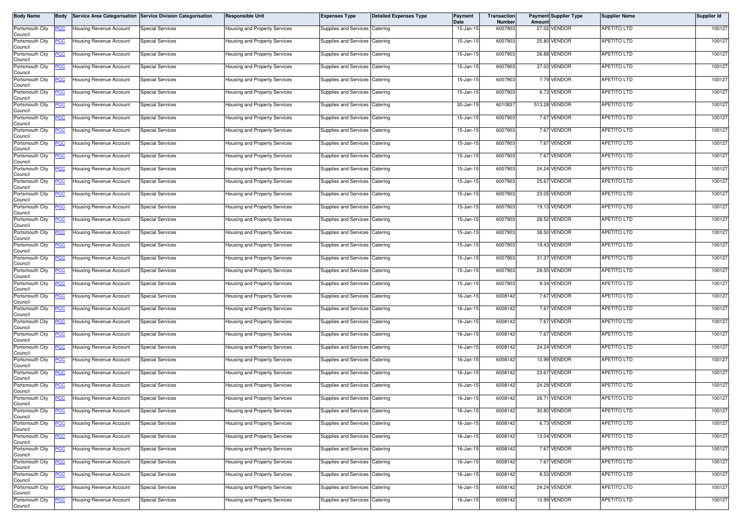| Body Name | Body | Service Area Categorisation | Service Division Categorisation | Responsible Unit | Expenses Type | Detailed Expenses Type | Payment Date | Transaction Number | Payment Amount | Supplier Type | Supplier Name | Supplier Id |
|---|---|---|---|---|---|---|---|---|---|---|---|---|
| Portsmouth City Council | PCC | Housing Revenue Account | Special Services | Housing and Property Services | Supplies and Services | Catering | 15-Jan-15 | 6007903 | 27.02 | VENDOR | APETITO LTD | 100127 |
| Portsmouth City Council | PCC | Housing Revenue Account | Special Services | Housing and Property Services | Supplies and Services | Catering | 15-Jan-15 | 6007903 | 25.80 | VENDOR | APETITO LTD | 100127 |
| Portsmouth City Council | PCC | Housing Revenue Account | Special Services | Housing and Property Services | Supplies and Services | Catering | 15-Jan-15 | 6007903 | 26.88 | VENDOR | APETITO LTD | 100127 |
| Portsmouth City Council | PCC | Housing Revenue Account | Special Services | Housing and Property Services | Supplies and Services | Catering | 15-Jan-15 | 6007903 | 37.03 | VENDOR | APETITO LTD | 100127 |
| Portsmouth City Council | PCC | Housing Revenue Account | Special Services | Housing and Property Services | Supplies and Services | Catering | 15-Jan-15 | 6007903 | 7.79 | VENDOR | APETITO LTD | 100127 |
| Portsmouth City Council | PCC | Housing Revenue Account | Special Services | Housing and Property Services | Supplies and Services | Catering | 15-Jan-15 | 6007903 | 6.73 | VENDOR | APETITO LTD | 100127 |
| Portsmouth City Council | PCC | Housing Revenue Account | Special Services | Housing and Property Services | Supplies and Services | Catering | 30-Jan-15 | 6010837 | 513.28 | VENDOR | APETITO LTD | 100127 |
| Portsmouth City Council | PCC | Housing Revenue Account | Special Services | Housing and Property Services | Supplies and Services | Catering | 15-Jan-15 | 6007903 | 7.67 | VENDOR | APETITO LTD | 100127 |
| Portsmouth City Council | PCC | Housing Revenue Account | Special Services | Housing and Property Services | Supplies and Services | Catering | 15-Jan-15 | 6007903 | 7.67 | VENDOR | APETITO LTD | 100127 |
| Portsmouth City Council | PCC | Housing Revenue Account | Special Services | Housing and Property Services | Supplies and Services | Catering | 15-Jan-15 | 6007903 | 7.67 | VENDOR | APETITO LTD | 100127 |
| Portsmouth City Council | PCC | Housing Revenue Account | Special Services | Housing and Property Services | Supplies and Services | Catering | 15-Jan-15 | 6007903 | 7.67 | VENDOR | APETITO LTD | 100127 |
| Portsmouth City Council | PCC | Housing Revenue Account | Special Services | Housing and Property Services | Supplies and Services | Catering | 15-Jan-15 | 6007903 | 24.24 | VENDOR | APETITO LTD | 100127 |
| Portsmouth City Council | PCC | Housing Revenue Account | Special Services | Housing and Property Services | Supplies and Services | Catering | 15-Jan-15 | 6007903 | 25.67 | VENDOR | APETITO LTD | 100127 |
| Portsmouth City Council | PCC | Housing Revenue Account | Special Services | Housing and Property Services | Supplies and Services | Catering | 15-Jan-15 | 6007903 | 23.05 | VENDOR | APETITO LTD | 100127 |
| Portsmouth City Council | PCC | Housing Revenue Account | Special Services | Housing and Property Services | Supplies and Services | Catering | 15-Jan-15 | 6007903 | 19.13 | VENDOR | APETITO LTD | 100127 |
| Portsmouth City Council | PCC | Housing Revenue Account | Special Services | Housing and Property Services | Supplies and Services | Catering | 15-Jan-15 | 6007903 | 28.52 | VENDOR | APETITO LTD | 100127 |
| Portsmouth City Council | PCC | Housing Revenue Account | Special Services | Housing and Property Services | Supplies and Services | Catering | 15-Jan-15 | 6007903 | 38.50 | VENDOR | APETITO LTD | 100127 |
| Portsmouth City Council | PCC | Housing Revenue Account | Special Services | Housing and Property Services | Supplies and Services | Catering | 15-Jan-15 | 6007903 | 19.43 | VENDOR | APETITO LTD | 100127 |
| Portsmouth City Council | PCC | Housing Revenue Account | Special Services | Housing and Property Services | Supplies and Services | Catering | 15-Jan-15 | 6007903 | 31.37 | VENDOR | APETITO LTD | 100127 |
| Portsmouth City Council | PCC | Housing Revenue Account | Special Services | Housing and Property Services | Supplies and Services | Catering | 15-Jan-15 | 6007903 | 28.55 | VENDOR | APETITO LTD | 100127 |
| Portsmouth City Council | PCC | Housing Revenue Account | Special Services | Housing and Property Services | Supplies and Services | Catering | 15-Jan-15 | 6007903 | 9.34 | VENDOR | APETITO LTD | 100127 |
| Portsmouth City Council | PCC | Housing Revenue Account | Special Services | Housing and Property Services | Supplies and Services | Catering | 16-Jan-15 | 6008142 | 7.67 | VENDOR | APETITO LTD | 100127 |
| Portsmouth City Council | PCC | Housing Revenue Account | Special Services | Housing and Property Services | Supplies and Services | Catering | 16-Jan-15 | 6008142 | 7.67 | VENDOR | APETITO LTD | 100127 |
| Portsmouth City Council | PCC | Housing Revenue Account | Special Services | Housing and Property Services | Supplies and Services | Catering | 16-Jan-15 | 6008142 | 7.67 | VENDOR | APETITO LTD | 100127 |
| Portsmouth City Council | PCC | Housing Revenue Account | Special Services | Housing and Property Services | Supplies and Services | Catering | 16-Jan-15 | 6008142 | 7.67 | VENDOR | APETITO LTD | 100127 |
| Portsmouth City Council | PCC | Housing Revenue Account | Special Services | Housing and Property Services | Supplies and Services | Catering | 16-Jan-15 | 6008142 | 24.24 | VENDOR | APETITO LTD | 100127 |
| Portsmouth City Council | PCC | Housing Revenue Account | Special Services | Housing and Property Services | Supplies and Services | Catering | 16-Jan-15 | 6008142 | 10.99 | VENDOR | APETITO LTD | 100127 |
| Portsmouth City Council | PCC | Housing Revenue Account | Special Services | Housing and Property Services | Supplies and Services | Catering | 16-Jan-15 | 6008142 | 23.67 | VENDOR | APETITO LTD | 100127 |
| Portsmouth City Council | PCC | Housing Revenue Account | Special Services | Housing and Property Services | Supplies and Services | Catering | 16-Jan-15 | 6008142 | 24.29 | VENDOR | APETITO LTD | 100127 |
| Portsmouth City Council | PCC | Housing Revenue Account | Special Services | Housing and Property Services | Supplies and Services | Catering | 16-Jan-15 | 6008142 | 26.71 | VENDOR | APETITO LTD | 100127 |
| Portsmouth City Council | PCC | Housing Revenue Account | Special Services | Housing and Property Services | Supplies and Services | Catering | 16-Jan-15 | 6008142 | 30.80 | VENDOR | APETITO LTD | 100127 |
| Portsmouth City Council | PCC | Housing Revenue Account | Special Services | Housing and Property Services | Supplies and Services | Catering | 16-Jan-15 | 6008142 | 6.73 | VENDOR | APETITO LTD | 100127 |
| Portsmouth City Council | PCC | Housing Revenue Account | Special Services | Housing and Property Services | Supplies and Services | Catering | 16-Jan-15 | 6008142 | 13.04 | VENDOR | APETITO LTD | 100127 |
| Portsmouth City Council | PCC | Housing Revenue Account | Special Services | Housing and Property Services | Supplies and Services | Catering | 16-Jan-15 | 6008142 | 7.67 | VENDOR | APETITO LTD | 100127 |
| Portsmouth City Council | PCC | Housing Revenue Account | Special Services | Housing and Property Services | Supplies and Services | Catering | 16-Jan-15 | 6008142 | 7.67 | VENDOR | APETITO LTD | 100127 |
| Portsmouth City Council | PCC | Housing Revenue Account | Special Services | Housing and Property Services | Supplies and Services | Catering | 16-Jan-15 | 6008142 | 8.53 | VENDOR | APETITO LTD | 100127 |
| Portsmouth City Council | PCC | Housing Revenue Account | Special Services | Housing and Property Services | Supplies and Services | Catering | 16-Jan-15 | 6008142 | 24.24 | VENDOR | APETITO LTD | 100127 |
| Portsmouth City Council | PCC | Housing Revenue Account | Special Services | Housing and Property Services | Supplies and Services | Catering | 16-Jan-15 | 6008142 | 10.99 | VENDOR | APETITO LTD | 100127 |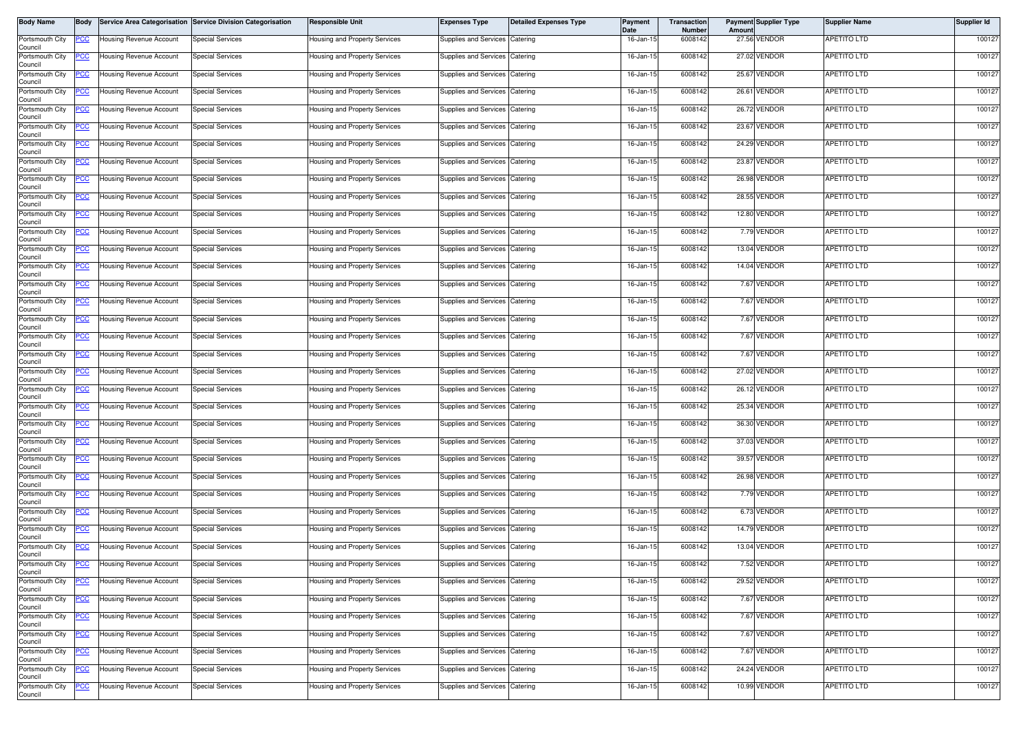| Body Name | Body | Service Area Categorisation | Service Division Categorisation | Responsible Unit | Expenses Type | Detailed Expenses Type | Payment Date | Transaction Number | Payment Amount | Supplier Type | Supplier Name | Supplier Id |
|---|---|---|---|---|---|---|---|---|---|---|---|---|
| Portsmouth City Council | PCC | Housing Revenue Account | Special Services | Housing and Property Services | Supplies and Services | Catering | 16-Jan-15 | 6008142 | 27.56 | VENDOR | APETITO LTD | 100127 |
| Portsmouth City Council | PCC | Housing Revenue Account | Special Services | Housing and Property Services | Supplies and Services | Catering | 16-Jan-15 | 6008142 | 27.02 | VENDOR | APETITO LTD | 100127 |
| Portsmouth City Council | PCC | Housing Revenue Account | Special Services | Housing and Property Services | Supplies and Services | Catering | 16-Jan-15 | 6008142 | 25.67 | VENDOR | APETITO LTD | 100127 |
| Portsmouth City Council | PCC | Housing Revenue Account | Special Services | Housing and Property Services | Supplies and Services | Catering | 16-Jan-15 | 6008142 | 26.61 | VENDOR | APETITO LTD | 100127 |
| Portsmouth City Council | PCC | Housing Revenue Account | Special Services | Housing and Property Services | Supplies and Services | Catering | 16-Jan-15 | 6008142 | 26.72 | VENDOR | APETITO LTD | 100127 |
| Portsmouth City Council | PCC | Housing Revenue Account | Special Services | Housing and Property Services | Supplies and Services | Catering | 16-Jan-15 | 6008142 | 23.67 | VENDOR | APETITO LTD | 100127 |
| Portsmouth City Council | PCC | Housing Revenue Account | Special Services | Housing and Property Services | Supplies and Services | Catering | 16-Jan-15 | 6008142 | 24.29 | VENDOR | APETITO LTD | 100127 |
| Portsmouth City Council | PCC | Housing Revenue Account | Special Services | Housing and Property Services | Supplies and Services | Catering | 16-Jan-15 | 6008142 | 23.87 | VENDOR | APETITO LTD | 100127 |
| Portsmouth City Council | PCC | Housing Revenue Account | Special Services | Housing and Property Services | Supplies and Services | Catering | 16-Jan-15 | 6008142 | 26.98 | VENDOR | APETITO LTD | 100127 |
| Portsmouth City Council | PCC | Housing Revenue Account | Special Services | Housing and Property Services | Supplies and Services | Catering | 16-Jan-15 | 6008142 | 28.55 | VENDOR | APETITO LTD | 100127 |
| Portsmouth City Council | PCC | Housing Revenue Account | Special Services | Housing and Property Services | Supplies and Services | Catering | 16-Jan-15 | 6008142 | 12.80 | VENDOR | APETITO LTD | 100127 |
| Portsmouth City Council | PCC | Housing Revenue Account | Special Services | Housing and Property Services | Supplies and Services | Catering | 16-Jan-15 | 6008142 | 7.79 | VENDOR | APETITO LTD | 100127 |
| Portsmouth City Council | PCC | Housing Revenue Account | Special Services | Housing and Property Services | Supplies and Services | Catering | 16-Jan-15 | 6008142 | 13.04 | VENDOR | APETITO LTD | 100127 |
| Portsmouth City Council | PCC | Housing Revenue Account | Special Services | Housing and Property Services | Supplies and Services | Catering | 16-Jan-15 | 6008142 | 14.04 | VENDOR | APETITO LTD | 100127 |
| Portsmouth City Council | PCC | Housing Revenue Account | Special Services | Housing and Property Services | Supplies and Services | Catering | 16-Jan-15 | 6008142 | 7.67 | VENDOR | APETITO LTD | 100127 |
| Portsmouth City Council | PCC | Housing Revenue Account | Special Services | Housing and Property Services | Supplies and Services | Catering | 16-Jan-15 | 6008142 | 7.67 | VENDOR | APETITO LTD | 100127 |
| Portsmouth City Council | PCC | Housing Revenue Account | Special Services | Housing and Property Services | Supplies and Services | Catering | 16-Jan-15 | 6008142 | 7.67 | VENDOR | APETITO LTD | 100127 |
| Portsmouth City Council | PCC | Housing Revenue Account | Special Services | Housing and Property Services | Supplies and Services | Catering | 16-Jan-15 | 6008142 | 7.67 | VENDOR | APETITO LTD | 100127 |
| Portsmouth City Council | PCC | Housing Revenue Account | Special Services | Housing and Property Services | Supplies and Services | Catering | 16-Jan-15 | 6008142 | 7.67 | VENDOR | APETITO LTD | 100127 |
| Portsmouth City Council | PCC | Housing Revenue Account | Special Services | Housing and Property Services | Supplies and Services | Catering | 16-Jan-15 | 6008142 | 27.02 | VENDOR | APETITO LTD | 100127 |
| Portsmouth City Council | PCC | Housing Revenue Account | Special Services | Housing and Property Services | Supplies and Services | Catering | 16-Jan-15 | 6008142 | 26.12 | VENDOR | APETITO LTD | 100127 |
| Portsmouth City Council | PCC | Housing Revenue Account | Special Services | Housing and Property Services | Supplies and Services | Catering | 16-Jan-15 | 6008142 | 25.34 | VENDOR | APETITO LTD | 100127 |
| Portsmouth City Council | PCC | Housing Revenue Account | Special Services | Housing and Property Services | Supplies and Services | Catering | 16-Jan-15 | 6008142 | 36.30 | VENDOR | APETITO LTD | 100127 |
| Portsmouth City Council | PCC | Housing Revenue Account | Special Services | Housing and Property Services | Supplies and Services | Catering | 16-Jan-15 | 6008142 | 37.03 | VENDOR | APETITO LTD | 100127 |
| Portsmouth City Council | PCC | Housing Revenue Account | Special Services | Housing and Property Services | Supplies and Services | Catering | 16-Jan-15 | 6008142 | 39.57 | VENDOR | APETITO LTD | 100127 |
| Portsmouth City Council | PCC | Housing Revenue Account | Special Services | Housing and Property Services | Supplies and Services | Catering | 16-Jan-15 | 6008142 | 26.98 | VENDOR | APETITO LTD | 100127 |
| Portsmouth City Council | PCC | Housing Revenue Account | Special Services | Housing and Property Services | Supplies and Services | Catering | 16-Jan-15 | 6008142 | 7.79 | VENDOR | APETITO LTD | 100127 |
| Portsmouth City Council | PCC | Housing Revenue Account | Special Services | Housing and Property Services | Supplies and Services | Catering | 16-Jan-15 | 6008142 | 6.73 | VENDOR | APETITO LTD | 100127 |
| Portsmouth City Council | PCC | Housing Revenue Account | Special Services | Housing and Property Services | Supplies and Services | Catering | 16-Jan-15 | 6008142 | 14.79 | VENDOR | APETITO LTD | 100127 |
| Portsmouth City Council | PCC | Housing Revenue Account | Special Services | Housing and Property Services | Supplies and Services | Catering | 16-Jan-15 | 6008142 | 13.04 | VENDOR | APETITO LTD | 100127 |
| Portsmouth City Council | PCC | Housing Revenue Account | Special Services | Housing and Property Services | Supplies and Services | Catering | 16-Jan-15 | 6008142 | 7.52 | VENDOR | APETITO LTD | 100127 |
| Portsmouth City Council | PCC | Housing Revenue Account | Special Services | Housing and Property Services | Supplies and Services | Catering | 16-Jan-15 | 6008142 | 29.52 | VENDOR | APETITO LTD | 100127 |
| Portsmouth City Council | PCC | Housing Revenue Account | Special Services | Housing and Property Services | Supplies and Services | Catering | 16-Jan-15 | 6008142 | 7.67 | VENDOR | APETITO LTD | 100127 |
| Portsmouth City Council | PCC | Housing Revenue Account | Special Services | Housing and Property Services | Supplies and Services | Catering | 16-Jan-15 | 6008142 | 7.67 | VENDOR | APETITO LTD | 100127 |
| Portsmouth City Council | PCC | Housing Revenue Account | Special Services | Housing and Property Services | Supplies and Services | Catering | 16-Jan-15 | 6008142 | 7.67 | VENDOR | APETITO LTD | 100127 |
| Portsmouth City Council | PCC | Housing Revenue Account | Special Services | Housing and Property Services | Supplies and Services | Catering | 16-Jan-15 | 6008142 | 7.67 | VENDOR | APETITO LTD | 100127 |
| Portsmouth City Council | PCC | Housing Revenue Account | Special Services | Housing and Property Services | Supplies and Services | Catering | 16-Jan-15 | 6008142 | 24.24 | VENDOR | APETITO LTD | 100127 |
| Portsmouth City Council | PCC | Housing Revenue Account | Special Services | Housing and Property Services | Supplies and Services | Catering | 16-Jan-15 | 6008142 | 10.99 | VENDOR | APETITO LTD | 100127 |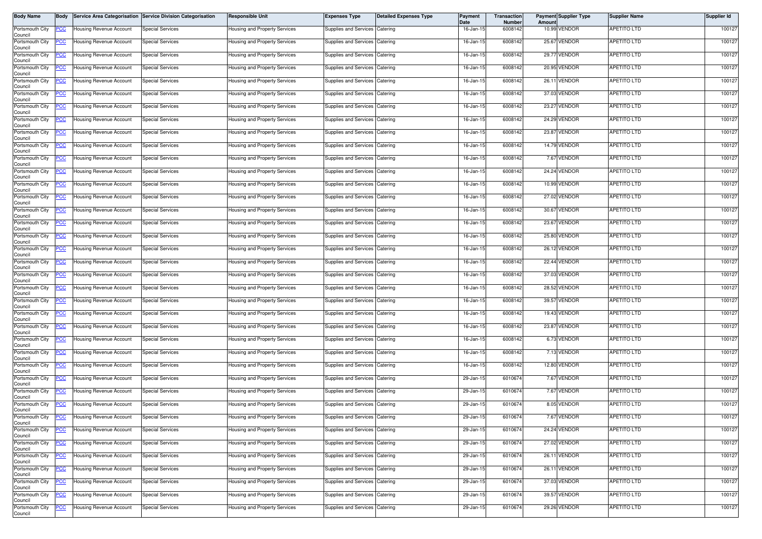| Body Name | Body | Service Area Categorisation | Service Division Categorisation | Responsible Unit | Expenses Type | Detailed Expenses Type | Payment Date | Transaction Number | Payment Amount | Supplier Type | Supplier Name | Supplier Id |
|---|---|---|---|---|---|---|---|---|---|---|---|---|
| Portsmouth City Council | PCC | Housing Revenue Account | Special Services | Housing and Property Services | Supplies and Services | Catering | 16-Jan-15 | 6008142 | 10.99 | VENDOR | APETITO LTD | 100127 |
| Portsmouth City Council | PCC | Housing Revenue Account | Special Services | Housing and Property Services | Supplies and Services | Catering | 16-Jan-15 | 6008142 | 25.67 | VENDOR | APETITO LTD | 100127 |
| Portsmouth City Council | PCC | Housing Revenue Account | Special Services | Housing and Property Services | Supplies and Services | Catering | 16-Jan-15 | 6008142 | 29.77 | VENDOR | APETITO LTD | 100127 |
| Portsmouth City Council | PCC | Housing Revenue Account | Special Services | Housing and Property Services | Supplies and Services | Catering | 16-Jan-15 | 6008142 | 20.95 | VENDOR | APETITO LTD | 100127 |
| Portsmouth City Council | PCC | Housing Revenue Account | Special Services | Housing and Property Services | Supplies and Services | Catering | 16-Jan-15 | 6008142 | 26.11 | VENDOR | APETITO LTD | 100127 |
| Portsmouth City Council | PCC | Housing Revenue Account | Special Services | Housing and Property Services | Supplies and Services | Catering | 16-Jan-15 | 6008142 | 37.03 | VENDOR | APETITO LTD | 100127 |
| Portsmouth City Council | PCC | Housing Revenue Account | Special Services | Housing and Property Services | Supplies and Services | Catering | 16-Jan-15 | 6008142 | 23.27 | VENDOR | APETITO LTD | 100127 |
| Portsmouth City Council | PCC | Housing Revenue Account | Special Services | Housing and Property Services | Supplies and Services | Catering | 16-Jan-15 | 6008142 | 24.29 | VENDOR | APETITO LTD | 100127 |
| Portsmouth City Council | PCC | Housing Revenue Account | Special Services | Housing and Property Services | Supplies and Services | Catering | 16-Jan-15 | 6008142 | 23.87 | VENDOR | APETITO LTD | 100127 |
| Portsmouth City Council | PCC | Housing Revenue Account | Special Services | Housing and Property Services | Supplies and Services | Catering | 16-Jan-15 | 6008142 | 14.79 | VENDOR | APETITO LTD | 100127 |
| Portsmouth City Council | PCC | Housing Revenue Account | Special Services | Housing and Property Services | Supplies and Services | Catering | 16-Jan-15 | 6008142 | 7.67 | VENDOR | APETITO LTD | 100127 |
| Portsmouth City Council | PCC | Housing Revenue Account | Special Services | Housing and Property Services | Supplies and Services | Catering | 16-Jan-15 | 6008142 | 24.24 | VENDOR | APETITO LTD | 100127 |
| Portsmouth City Council | PCC | Housing Revenue Account | Special Services | Housing and Property Services | Supplies and Services | Catering | 16-Jan-15 | 6008142 | 10.99 | VENDOR | APETITO LTD | 100127 |
| Portsmouth City Council | PCC | Housing Revenue Account | Special Services | Housing and Property Services | Supplies and Services | Catering | 16-Jan-15 | 6008142 | 27.02 | VENDOR | APETITO LTD | 100127 |
| Portsmouth City Council | PCC | Housing Revenue Account | Special Services | Housing and Property Services | Supplies and Services | Catering | 16-Jan-15 | 6008142 | 30.67 | VENDOR | APETITO LTD | 100127 |
| Portsmouth City Council | PCC | Housing Revenue Account | Special Services | Housing and Property Services | Supplies and Services | Catering | 16-Jan-15 | 6008142 | 23.67 | VENDOR | APETITO LTD | 100127 |
| Portsmouth City Council | PCC | Housing Revenue Account | Special Services | Housing and Property Services | Supplies and Services | Catering | 16-Jan-15 | 6008142 | 25.80 | VENDOR | APETITO LTD | 100127 |
| Portsmouth City Council | PCC | Housing Revenue Account | Special Services | Housing and Property Services | Supplies and Services | Catering | 16-Jan-15 | 6008142 | 26.12 | VENDOR | APETITO LTD | 100127 |
| Portsmouth City Council | PCC | Housing Revenue Account | Special Services | Housing and Property Services | Supplies and Services | Catering | 16-Jan-15 | 6008142 | 22.44 | VENDOR | APETITO LTD | 100127 |
| Portsmouth City Council | PCC | Housing Revenue Account | Special Services | Housing and Property Services | Supplies and Services | Catering | 16-Jan-15 | 6008142 | 37.03 | VENDOR | APETITO LTD | 100127 |
| Portsmouth City Council | PCC | Housing Revenue Account | Special Services | Housing and Property Services | Supplies and Services | Catering | 16-Jan-15 | 6008142 | 28.52 | VENDOR | APETITO LTD | 100127 |
| Portsmouth City Council | PCC | Housing Revenue Account | Special Services | Housing and Property Services | Supplies and Services | Catering | 16-Jan-15 | 6008142 | 39.57 | VENDOR | APETITO LTD | 100127 |
| Portsmouth City Council | PCC | Housing Revenue Account | Special Services | Housing and Property Services | Supplies and Services | Catering | 16-Jan-15 | 6008142 | 19.43 | VENDOR | APETITO LTD | 100127 |
| Portsmouth City Council | PCC | Housing Revenue Account | Special Services | Housing and Property Services | Supplies and Services | Catering | 16-Jan-15 | 6008142 | 23.87 | VENDOR | APETITO LTD | 100127 |
| Portsmouth City Council | PCC | Housing Revenue Account | Special Services | Housing and Property Services | Supplies and Services | Catering | 16-Jan-15 | 6008142 | 6.73 | VENDOR | APETITO LTD | 100127 |
| Portsmouth City Council | PCC | Housing Revenue Account | Special Services | Housing and Property Services | Supplies and Services | Catering | 16-Jan-15 | 6008142 | 7.13 | VENDOR | APETITO LTD | 100127 |
| Portsmouth City Council | PCC | Housing Revenue Account | Special Services | Housing and Property Services | Supplies and Services | Catering | 16-Jan-15 | 6008142 | 12.80 | VENDOR | APETITO LTD | 100127 |
| Portsmouth City Council | PCC | Housing Revenue Account | Special Services | Housing and Property Services | Supplies and Services | Catering | 29-Jan-15 | 6010674 | 7.67 | VENDOR | APETITO LTD | 100127 |
| Portsmouth City Council | PCC | Housing Revenue Account | Special Services | Housing and Property Services | Supplies and Services | Catering | 29-Jan-15 | 6010674 | 7.67 | VENDOR | APETITO LTD | 100127 |
| Portsmouth City Council | PCC | Housing Revenue Account | Special Services | Housing and Property Services | Supplies and Services | Catering | 29-Jan-15 | 6010674 | 8.05 | VENDOR | APETITO LTD | 100127 |
| Portsmouth City Council | PCC | Housing Revenue Account | Special Services | Housing and Property Services | Supplies and Services | Catering | 29-Jan-15 | 6010674 | 7.67 | VENDOR | APETITO LTD | 100127 |
| Portsmouth City Council | PCC | Housing Revenue Account | Special Services | Housing and Property Services | Supplies and Services | Catering | 29-Jan-15 | 6010674 | 24.24 | VENDOR | APETITO LTD | 100127 |
| Portsmouth City Council | PCC | Housing Revenue Account | Special Services | Housing and Property Services | Supplies and Services | Catering | 29-Jan-15 | 6010674 | 27.02 | VENDOR | APETITO LTD | 100127 |
| Portsmouth City Council | PCC | Housing Revenue Account | Special Services | Housing and Property Services | Supplies and Services | Catering | 29-Jan-15 | 6010674 | 26.11 | VENDOR | APETITO LTD | 100127 |
| Portsmouth City Council | PCC | Housing Revenue Account | Special Services | Housing and Property Services | Supplies and Services | Catering | 29-Jan-15 | 6010674 | 26.11 | VENDOR | APETITO LTD | 100127 |
| Portsmouth City Council | PCC | Housing Revenue Account | Special Services | Housing and Property Services | Supplies and Services | Catering | 29-Jan-15 | 6010674 | 37.03 | VENDOR | APETITO LTD | 100127 |
| Portsmouth City Council | PCC | Housing Revenue Account | Special Services | Housing and Property Services | Supplies and Services | Catering | 29-Jan-15 | 6010674 | 39.57 | VENDOR | APETITO LTD | 100127 |
| Portsmouth City Council | PCC | Housing Revenue Account | Special Services | Housing and Property Services | Supplies and Services | Catering | 29-Jan-15 | 6010674 | 29.26 | VENDOR | APETITO LTD | 100127 |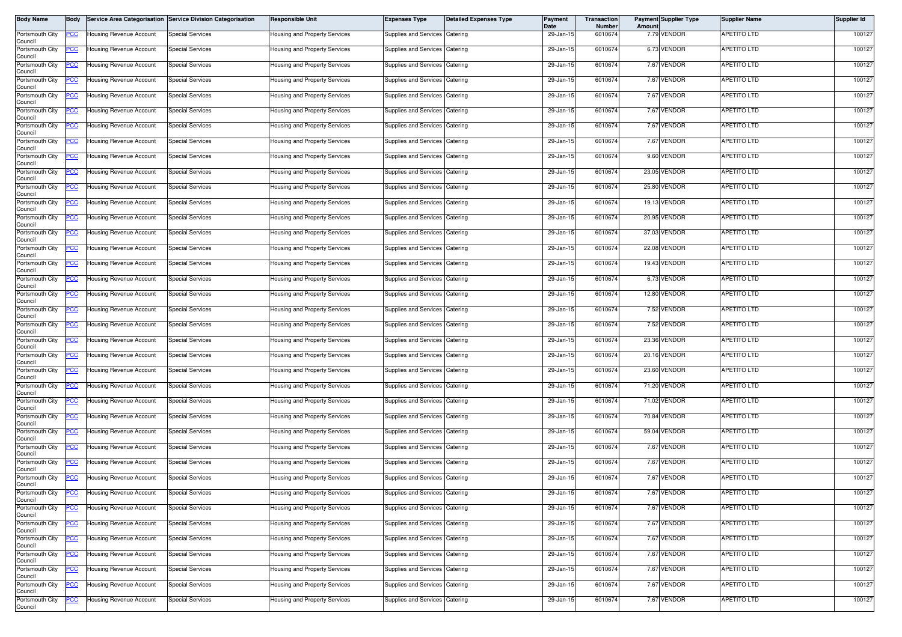| Body Name | Body | Service Area Categorisation | Service Division Categorisation | Responsible Unit | Expenses Type | Detailed Expenses Type | Payment Date | Transaction Number | Payment Amount | Supplier Type | Supplier Name | Supplier Id |
|---|---|---|---|---|---|---|---|---|---|---|---|---|
| Portsmouth City Council | PCC | Housing Revenue Account | Special Services | Housing and Property Services | Supplies and Services | Catering | 29-Jan-15 | 6010674 | 7.79 | VENDOR | APETITO LTD | 100127 |
| Portsmouth City Council | PCC | Housing Revenue Account | Special Services | Housing and Property Services | Supplies and Services | Catering | 29-Jan-15 | 6010674 | 6.73 | VENDOR | APETITO LTD | 100127 |
| Portsmouth City Council | PCC | Housing Revenue Account | Special Services | Housing and Property Services | Supplies and Services | Catering | 29-Jan-15 | 6010674 | 7.67 | VENDOR | APETITO LTD | 100127 |
| Portsmouth City Council | PCC | Housing Revenue Account | Special Services | Housing and Property Services | Supplies and Services | Catering | 29-Jan-15 | 6010674 | 7.67 | VENDOR | APETITO LTD | 100127 |
| Portsmouth City Council | PCC | Housing Revenue Account | Special Services | Housing and Property Services | Supplies and Services | Catering | 29-Jan-15 | 6010674 | 7.67 | VENDOR | APETITO LTD | 100127 |
| Portsmouth City Council | PCC | Housing Revenue Account | Special Services | Housing and Property Services | Supplies and Services | Catering | 29-Jan-15 | 6010674 | 7.67 | VENDOR | APETITO LTD | 100127 |
| Portsmouth City Council | PCC | Housing Revenue Account | Special Services | Housing and Property Services | Supplies and Services | Catering | 29-Jan-15 | 6010674 | 7.67 | VENDOR | APETITO LTD | 100127 |
| Portsmouth City Council | PCC | Housing Revenue Account | Special Services | Housing and Property Services | Supplies and Services | Catering | 29-Jan-15 | 6010674 | 7.67 | VENDOR | APETITO LTD | 100127 |
| Portsmouth City Council | PCC | Housing Revenue Account | Special Services | Housing and Property Services | Supplies and Services | Catering | 29-Jan-15 | 6010674 | 9.60 | VENDOR | APETITO LTD | 100127 |
| Portsmouth City Council | PCC | Housing Revenue Account | Special Services | Housing and Property Services | Supplies and Services | Catering | 29-Jan-15 | 6010674 | 23.05 | VENDOR | APETITO LTD | 100127 |
| Portsmouth City Council | PCC | Housing Revenue Account | Special Services | Housing and Property Services | Supplies and Services | Catering | 29-Jan-15 | 6010674 | 25.80 | VENDOR | APETITO LTD | 100127 |
| Portsmouth City Council | PCC | Housing Revenue Account | Special Services | Housing and Property Services | Supplies and Services | Catering | 29-Jan-15 | 6010674 | 19.13 | VENDOR | APETITO LTD | 100127 |
| Portsmouth City Council | PCC | Housing Revenue Account | Special Services | Housing and Property Services | Supplies and Services | Catering | 29-Jan-15 | 6010674 | 20.95 | VENDOR | APETITO LTD | 100127 |
| Portsmouth City Council | PCC | Housing Revenue Account | Special Services | Housing and Property Services | Supplies and Services | Catering | 29-Jan-15 | 6010674 | 37.03 | VENDOR | APETITO LTD | 100127 |
| Portsmouth City Council | PCC | Housing Revenue Account | Special Services | Housing and Property Services | Supplies and Services | Catering | 29-Jan-15 | 6010674 | 22.08 | VENDOR | APETITO LTD | 100127 |
| Portsmouth City Council | PCC | Housing Revenue Account | Special Services | Housing and Property Services | Supplies and Services | Catering | 29-Jan-15 | 6010674 | 19.43 | VENDOR | APETITO LTD | 100127 |
| Portsmouth City Council | PCC | Housing Revenue Account | Special Services | Housing and Property Services | Supplies and Services | Catering | 29-Jan-15 | 6010674 | 6.73 | VENDOR | APETITO LTD | 100127 |
| Portsmouth City Council | PCC | Housing Revenue Account | Special Services | Housing and Property Services | Supplies and Services | Catering | 29-Jan-15 | 6010674 | 12.80 | VENDOR | APETITO LTD | 100127 |
| Portsmouth City Council | PCC | Housing Revenue Account | Special Services | Housing and Property Services | Supplies and Services | Catering | 29-Jan-15 | 6010674 | 7.52 | VENDOR | APETITO LTD | 100127 |
| Portsmouth City Council | PCC | Housing Revenue Account | Special Services | Housing and Property Services | Supplies and Services | Catering | 29-Jan-15 | 6010674 | 7.52 | VENDOR | APETITO LTD | 100127 |
| Portsmouth City Council | PCC | Housing Revenue Account | Special Services | Housing and Property Services | Supplies and Services | Catering | 29-Jan-15 | 6010674 | 23.36 | VENDOR | APETITO LTD | 100127 |
| Portsmouth City Council | PCC | Housing Revenue Account | Special Services | Housing and Property Services | Supplies and Services | Catering | 29-Jan-15 | 6010674 | 20.16 | VENDOR | APETITO LTD | 100127 |
| Portsmouth City Council | PCC | Housing Revenue Account | Special Services | Housing and Property Services | Supplies and Services | Catering | 29-Jan-15 | 6010674 | 23.60 | VENDOR | APETITO LTD | 100127 |
| Portsmouth City Council | PCC | Housing Revenue Account | Special Services | Housing and Property Services | Supplies and Services | Catering | 29-Jan-15 | 6010674 | 71.20 | VENDOR | APETITO LTD | 100127 |
| Portsmouth City Council | PCC | Housing Revenue Account | Special Services | Housing and Property Services | Supplies and Services | Catering | 29-Jan-15 | 6010674 | 71.02 | VENDOR | APETITO LTD | 100127 |
| Portsmouth City Council | PCC | Housing Revenue Account | Special Services | Housing and Property Services | Supplies and Services | Catering | 29-Jan-15 | 6010674 | 70.84 | VENDOR | APETITO LTD | 100127 |
| Portsmouth City Council | PCC | Housing Revenue Account | Special Services | Housing and Property Services | Supplies and Services | Catering | 29-Jan-15 | 6010674 | 59.04 | VENDOR | APETITO LTD | 100127 |
| Portsmouth City Council | PCC | Housing Revenue Account | Special Services | Housing and Property Services | Supplies and Services | Catering | 29-Jan-15 | 6010674 | 7.67 | VENDOR | APETITO LTD | 100127 |
| Portsmouth City Council | PCC | Housing Revenue Account | Special Services | Housing and Property Services | Supplies and Services | Catering | 29-Jan-15 | 6010674 | 7.67 | VENDOR | APETITO LTD | 100127 |
| Portsmouth City Council | PCC | Housing Revenue Account | Special Services | Housing and Property Services | Supplies and Services | Catering | 29-Jan-15 | 6010674 | 7.67 | VENDOR | APETITO LTD | 100127 |
| Portsmouth City Council | PCC | Housing Revenue Account | Special Services | Housing and Property Services | Supplies and Services | Catering | 29-Jan-15 | 6010674 | 7.67 | VENDOR | APETITO LTD | 100127 |
| Portsmouth City Council | PCC | Housing Revenue Account | Special Services | Housing and Property Services | Supplies and Services | Catering | 29-Jan-15 | 6010674 | 7.67 | VENDOR | APETITO LTD | 100127 |
| Portsmouth City Council | PCC | Housing Revenue Account | Special Services | Housing and Property Services | Supplies and Services | Catering | 29-Jan-15 | 6010674 | 7.67 | VENDOR | APETITO LTD | 100127 |
| Portsmouth City Council | PCC | Housing Revenue Account | Special Services | Housing and Property Services | Supplies and Services | Catering | 29-Jan-15 | 6010674 | 7.67 | VENDOR | APETITO LTD | 100127 |
| Portsmouth City Council | PCC | Housing Revenue Account | Special Services | Housing and Property Services | Supplies and Services | Catering | 29-Jan-15 | 6010674 | 7.67 | VENDOR | APETITO LTD | 100127 |
| Portsmouth City Council | PCC | Housing Revenue Account | Special Services | Housing and Property Services | Supplies and Services | Catering | 29-Jan-15 | 6010674 | 7.67 | VENDOR | APETITO LTD | 100127 |
| Portsmouth City Council | PCC | Housing Revenue Account | Special Services | Housing and Property Services | Supplies and Services | Catering | 29-Jan-15 | 6010674 | 7.67 | VENDOR | APETITO LTD | 100127 |
| Portsmouth City Council | PCC | Housing Revenue Account | Special Services | Housing and Property Services | Supplies and Services | Catering | 29-Jan-15 | 6010674 | 7.67 | VENDOR | APETITO LTD | 100127 |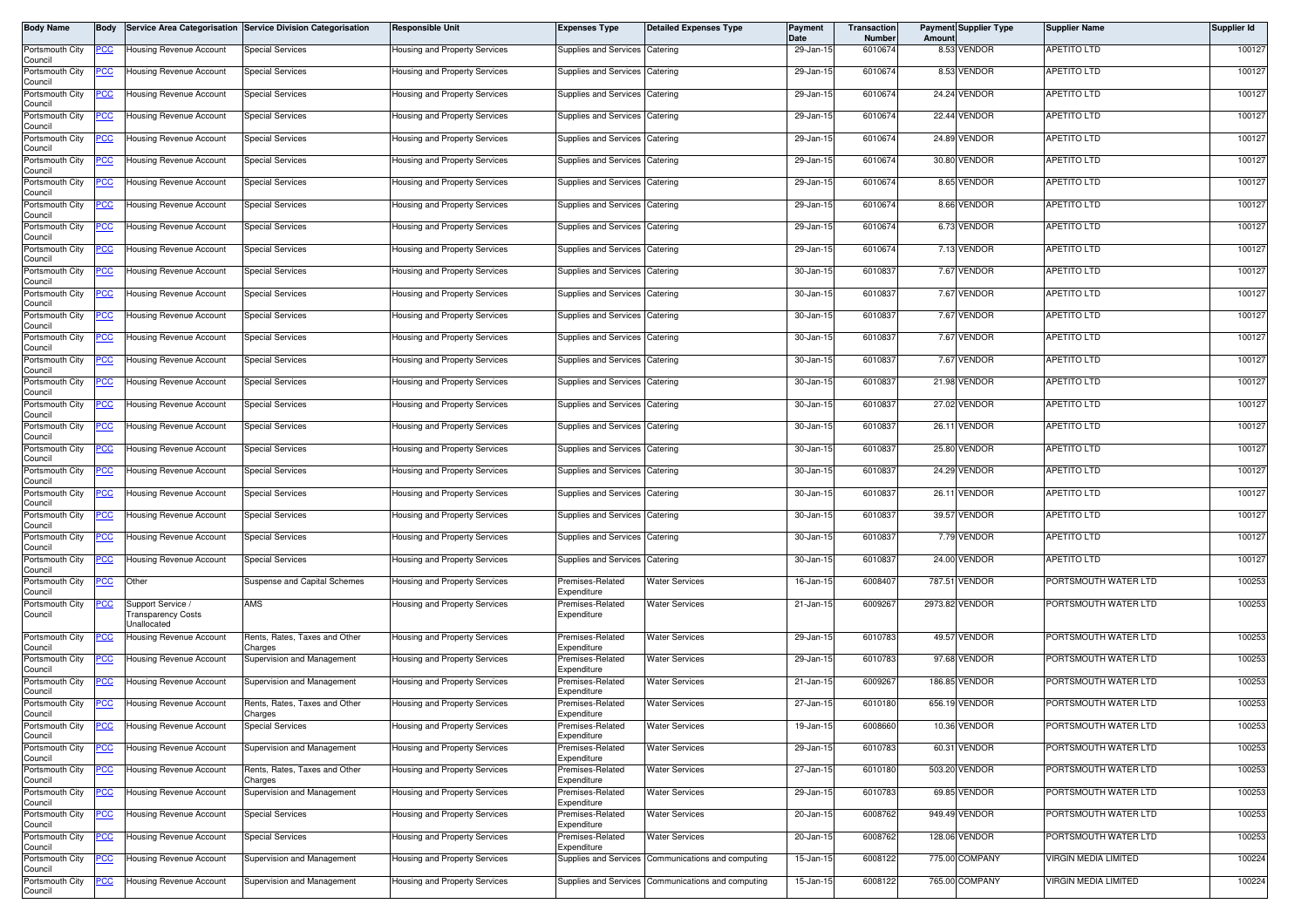| Body Name | Body | Service Area Categorisation | Service Division Categorisation | Responsible Unit | Expenses Type | Detailed Expenses Type | Payment Date | Transaction Number | Payment Amount | Supplier Type | Supplier Name | Supplier Id |
|---|---|---|---|---|---|---|---|---|---|---|---|---|
| Portsmouth City Council | PCC | Housing Revenue Account | Special Services | Housing and Property Services | Supplies and Services | Catering | 29-Jan-15 | 6010674 | 8.53 | VENDOR | APETITO LTD | 100127 |
| Portsmouth City Council | PCC | Housing Revenue Account | Special Services | Housing and Property Services | Supplies and Services | Catering | 29-Jan-15 | 6010674 | 8.53 | VENDOR | APETITO LTD | 100127 |
| Portsmouth City Council | PCC | Housing Revenue Account | Special Services | Housing and Property Services | Supplies and Services | Catering | 29-Jan-15 | 6010674 | 24.24 | VENDOR | APETITO LTD | 100127 |
| Portsmouth City Council | PCC | Housing Revenue Account | Special Services | Housing and Property Services | Supplies and Services | Catering | 29-Jan-15 | 6010674 | 22.44 | VENDOR | APETITO LTD | 100127 |
| Portsmouth City Council | PCC | Housing Revenue Account | Special Services | Housing and Property Services | Supplies and Services | Catering | 29-Jan-15 | 6010674 | 24.89 | VENDOR | APETITO LTD | 100127 |
| Portsmouth City Council | PCC | Housing Revenue Account | Special Services | Housing and Property Services | Supplies and Services | Catering | 29-Jan-15 | 6010674 | 30.80 | VENDOR | APETITO LTD | 100127 |
| Portsmouth City Council | PCC | Housing Revenue Account | Special Services | Housing and Property Services | Supplies and Services | Catering | 29-Jan-15 | 6010674 | 8.65 | VENDOR | APETITO LTD | 100127 |
| Portsmouth City Council | PCC | Housing Revenue Account | Special Services | Housing and Property Services | Supplies and Services | Catering | 29-Jan-15 | 6010674 | 8.66 | VENDOR | APETITO LTD | 100127 |
| Portsmouth City Council | PCC | Housing Revenue Account | Special Services | Housing and Property Services | Supplies and Services | Catering | 29-Jan-15 | 6010674 | 6.73 | VENDOR | APETITO LTD | 100127 |
| Portsmouth City Council | PCC | Housing Revenue Account | Special Services | Housing and Property Services | Supplies and Services | Catering | 29-Jan-15 | 6010674 | 7.13 | VENDOR | APETITO LTD | 100127 |
| Portsmouth City Council | PCC | Housing Revenue Account | Special Services | Housing and Property Services | Supplies and Services | Catering | 30-Jan-15 | 6010837 | 7.67 | VENDOR | APETITO LTD | 100127 |
| Portsmouth City Council | PCC | Housing Revenue Account | Special Services | Housing and Property Services | Supplies and Services | Catering | 30-Jan-15 | 6010837 | 7.67 | VENDOR | APETITO LTD | 100127 |
| Portsmouth City Council | PCC | Housing Revenue Account | Special Services | Housing and Property Services | Supplies and Services | Catering | 30-Jan-15 | 6010837 | 7.67 | VENDOR | APETITO LTD | 100127 |
| Portsmouth City Council | PCC | Housing Revenue Account | Special Services | Housing and Property Services | Supplies and Services | Catering | 30-Jan-15 | 6010837 | 7.67 | VENDOR | APETITO LTD | 100127 |
| Portsmouth City Council | PCC | Housing Revenue Account | Special Services | Housing and Property Services | Supplies and Services | Catering | 30-Jan-15 | 6010837 | 7.67 | VENDOR | APETITO LTD | 100127 |
| Portsmouth City Council | PCC | Housing Revenue Account | Special Services | Housing and Property Services | Supplies and Services | Catering | 30-Jan-15 | 6010837 | 21.98 | VENDOR | APETITO LTD | 100127 |
| Portsmouth City Council | PCC | Housing Revenue Account | Special Services | Housing and Property Services | Supplies and Services | Catering | 30-Jan-15 | 6010837 | 27.02 | VENDOR | APETITO LTD | 100127 |
| Portsmouth City Council | PCC | Housing Revenue Account | Special Services | Housing and Property Services | Supplies and Services | Catering | 30-Jan-15 | 6010837 | 26.11 | VENDOR | APETITO LTD | 100127 |
| Portsmouth City Council | PCC | Housing Revenue Account | Special Services | Housing and Property Services | Supplies and Services | Catering | 30-Jan-15 | 6010837 | 25.80 | VENDOR | APETITO LTD | 100127 |
| Portsmouth City Council | PCC | Housing Revenue Account | Special Services | Housing and Property Services | Supplies and Services | Catering | 30-Jan-15 | 6010837 | 24.29 | VENDOR | APETITO LTD | 100127 |
| Portsmouth City Council | PCC | Housing Revenue Account | Special Services | Housing and Property Services | Supplies and Services | Catering | 30-Jan-15 | 6010837 | 26.11 | VENDOR | APETITO LTD | 100127 |
| Portsmouth City Council | PCC | Housing Revenue Account | Special Services | Housing and Property Services | Supplies and Services | Catering | 30-Jan-15 | 6010837 | 39.57 | VENDOR | APETITO LTD | 100127 |
| Portsmouth City Council | PCC | Housing Revenue Account | Special Services | Housing and Property Services | Supplies and Services | Catering | 30-Jan-15 | 6010837 | 7.79 | VENDOR | APETITO LTD | 100127 |
| Portsmouth City Council | PCC | Housing Revenue Account | Special Services | Housing and Property Services | Supplies and Services | Catering | 30-Jan-15 | 6010837 | 24.00 | VENDOR | APETITO LTD | 100127 |
| Portsmouth City Council | PCC | Other | Suspense and Capital Schemes | Housing and Property Services | Premises-Related Expenditure | Water Services | 16-Jan-15 | 6008407 | 787.51 | VENDOR | PORTSMOUTH WATER LTD | 100253 |
| Portsmouth City Council | PCC | Support Service / Transparency Costs Unallocated | AMS | Housing and Property Services | Premises-Related Expenditure | Water Services | 21-Jan-15 | 6009267 | 2973.82 | VENDOR | PORTSMOUTH WATER LTD | 100253 |
| Portsmouth City Council | PCC | Housing Revenue Account | Rents, Rates, Taxes and Other Charges | Housing and Property Services | Premises-Related Expenditure | Water Services | 29-Jan-15 | 6010783 | 49.57 | VENDOR | PORTSMOUTH WATER LTD | 100253 |
| Portsmouth City Council | PCC | Housing Revenue Account | Supervision and Management | Housing and Property Services | Premises-Related Expenditure | Water Services | 29-Jan-15 | 6010783 | 97.68 | VENDOR | PORTSMOUTH WATER LTD | 100253 |
| Portsmouth City Council | PCC | Housing Revenue Account | Supervision and Management | Housing and Property Services | Premises-Related Expenditure | Water Services | 21-Jan-15 | 6009267 | 186.85 | VENDOR | PORTSMOUTH WATER LTD | 100253 |
| Portsmouth City Council | PCC | Housing Revenue Account | Rents, Rates, Taxes and Other Charges | Housing and Property Services | Premises-Related Expenditure | Water Services | 27-Jan-15 | 6010180 | 656.19 | VENDOR | PORTSMOUTH WATER LTD | 100253 |
| Portsmouth City Council | PCC | Housing Revenue Account | Special Services | Housing and Property Services | Premises-Related Expenditure | Water Services | 19-Jan-15 | 6008660 | 10.36 | VENDOR | PORTSMOUTH WATER LTD | 100253 |
| Portsmouth City Council | PCC | Housing Revenue Account | Supervision and Management | Housing and Property Services | Premises-Related Expenditure | Water Services | 29-Jan-15 | 6010783 | 60.31 | VENDOR | PORTSMOUTH WATER LTD | 100253 |
| Portsmouth City Council | PCC | Housing Revenue Account | Rents, Rates, Taxes and Other Charges | Housing and Property Services | Premises-Related Expenditure | Water Services | 27-Jan-15 | 6010180 | 503.20 | VENDOR | PORTSMOUTH WATER LTD | 100253 |
| Portsmouth City Council | PCC | Housing Revenue Account | Supervision and Management | Housing and Property Services | Premises-Related Expenditure | Water Services | 29-Jan-15 | 6010783 | 69.85 | VENDOR | PORTSMOUTH WATER LTD | 100253 |
| Portsmouth City Council | PCC | Housing Revenue Account | Special Services | Housing and Property Services | Premises-Related Expenditure | Water Services | 20-Jan-15 | 6008762 | 949.49 | VENDOR | PORTSMOUTH WATER LTD | 100253 |
| Portsmouth City Council | PCC | Housing Revenue Account | Special Services | Housing and Property Services | Premises-Related Expenditure | Water Services | 20-Jan-15 | 6008762 | 128.06 | VENDOR | PORTSMOUTH WATER LTD | 100253 |
| Portsmouth City Council | PCC | Housing Revenue Account | Supervision and Management | Housing and Property Services | Supplies and Services | Communications and computing | 15-Jan-15 | 6008122 | 775.00 | COMPANY | VIRGIN MEDIA LIMITED | 100224 |
| Portsmouth City Council | PCC | Housing Revenue Account | Supervision and Management | Housing and Property Services | Supplies and Services | Communications and computing | 15-Jan-15 | 6008122 | 765.00 | COMPANY | VIRGIN MEDIA LIMITED | 100224 |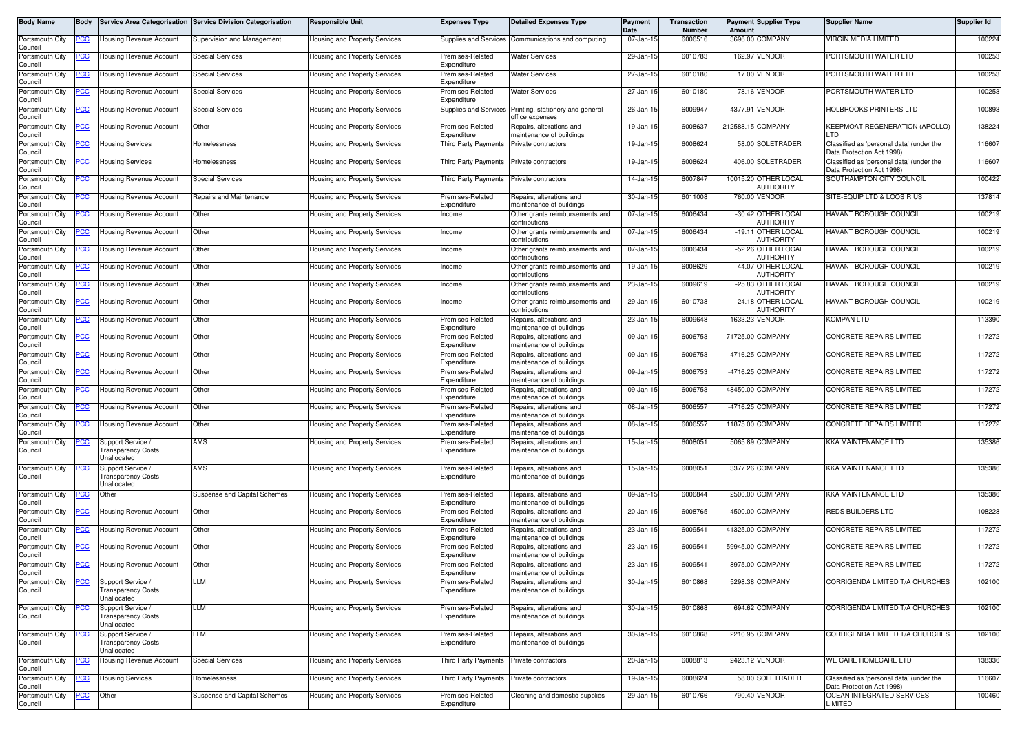| Body Name | Body | Service Area Categorisation | Service Division Categorisation | Responsible Unit | Expenses Type | Detailed Expenses Type | Payment Date | Transaction Number | Payment Amount | Supplier Type | Supplier Name | Supplier Id |
|---|---|---|---|---|---|---|---|---|---|---|---|---|
| Portsmouth City Council | PCC | Housing Revenue Account | Supervision and Management | Housing and Property Services | Supplies and Services | Communications and computing | 07-Jan-15 | 6006516 | 3696.00 | COMPANY | VIRGIN MEDIA LIMITED | 100224 |
| Portsmouth City Council | PCC | Housing Revenue Account | Special Services | Housing and Property Services | Premises-Related Expenditure | Water Services | 29-Jan-15 | 6010783 | 162.97 | VENDOR | PORTSMOUTH WATER LTD | 100253 |
| Portsmouth City Council | PCC | Housing Revenue Account | Special Services | Housing and Property Services | Premises-Related Expenditure | Water Services | 27-Jan-15 | 6010180 | 17.00 | VENDOR | PORTSMOUTH WATER LTD | 100253 |
| Portsmouth City Council | PCC | Housing Revenue Account | Special Services | Housing and Property Services | Premises-Related Expenditure | Water Services | 27-Jan-15 | 6010180 | 78.16 | VENDOR | PORTSMOUTH WATER LTD | 100253 |
| Portsmouth City Council | PCC | Housing Revenue Account | Special Services | Housing and Property Services | Supplies and Services | Printing, stationery and general office expenses | 26-Jan-15 | 6009947 | 4377.91 | VENDOR | HOLBROOKS PRINTERS LTD | 100893 |
| Portsmouth City Council | PCC | Housing Revenue Account | Other | Housing and Property Services | Premises-Related Expenditure | Repairs, alterations and maintenance of buildings | 19-Jan-15 | 6008637 | 212588.15 | COMPANY | KEEPMOAT REGENERATION (APOLLO) LTD | 138224 |
| Portsmouth City Council | PCC | Housing Services | Homelessness | Housing and Property Services | Third Party Payments | Private contractors | 19-Jan-15 | 6008624 | 58.00 | SOLETRADER | Classified as 'personal data' (under the Data Protection Act 1998) | 116607 |
| Portsmouth City Council | PCC | Housing Services | Homelessness | Housing and Property Services | Third Party Payments | Private contractors | 19-Jan-15 | 6008624 | 406.00 | SOLETRADER | Classified as 'personal data' (under the Data Protection Act 1998) | 116607 |
| Portsmouth City Council | PCC | Housing Revenue Account | Special Services | Housing and Property Services | Third Party Payments | Private contractors | 14-Jan-15 | 6007847 | 10015.20 | OTHER LOCAL AUTHORITY | SOUTHAMPTON CITY COUNCIL | 100422 |
| Portsmouth City Council | PCC | Housing Revenue Account | Repairs and Maintenance | Housing and Property Services | Premises-Related Expenditure | Repairs, alterations and maintenance of buildings | 30-Jan-15 | 6011008 | 760.00 | VENDOR | SITE-EQUIP LTD & LOOS R US | 137814 |
| Portsmouth City Council | PCC | Housing Revenue Account | Other | Housing and Property Services | Income | Other grants reimbursements and contributions | 07-Jan-15 | 6006434 | -30.42 | OTHER LOCAL AUTHORITY | HAVANT BOROUGH COUNCIL | 100219 |
| Portsmouth City Council | PCC | Housing Revenue Account | Other | Housing and Property Services | Income | Other grants reimbursements and contributions | 07-Jan-15 | 6006434 | -19.11 | OTHER LOCAL AUTHORITY | HAVANT BOROUGH COUNCIL | 100219 |
| Portsmouth City Council | PCC | Housing Revenue Account | Other | Housing and Property Services | Income | Other grants reimbursements and contributions | 07-Jan-15 | 6006434 | -52.26 | OTHER LOCAL AUTHORITY | HAVANT BOROUGH COUNCIL | 100219 |
| Portsmouth City Council | PCC | Housing Revenue Account | Other | Housing and Property Services | Income | Other grants reimbursements and contributions | 19-Jan-15 | 6008629 | -44.07 | OTHER LOCAL AUTHORITY | HAVANT BOROUGH COUNCIL | 100219 |
| Portsmouth City Council | PCC | Housing Revenue Account | Other | Housing and Property Services | Income | Other grants reimbursements and contributions | 23-Jan-15 | 6009619 | -25.83 | OTHER LOCAL AUTHORITY | HAVANT BOROUGH COUNCIL | 100219 |
| Portsmouth City Council | PCC | Housing Revenue Account | Other | Housing and Property Services | Income | Other grants reimbursements and contributions | 29-Jan-15 | 6010738 | -24.18 | OTHER LOCAL AUTHORITY | HAVANT BOROUGH COUNCIL | 100219 |
| Portsmouth City Council | PCC | Housing Revenue Account | Other | Housing and Property Services | Premises-Related Expenditure | Repairs, alterations and maintenance of buildings | 23-Jan-15 | 6009648 | 1633.23 | VENDOR | KOMPAN LTD | 113390 |
| Portsmouth City Council | PCC | Housing Revenue Account | Other | Housing and Property Services | Premises-Related Expenditure | Repairs, alterations and maintenance of buildings | 09-Jan-15 | 6006753 | 71725.00 | COMPANY | CONCRETE REPAIRS LIMITED | 117272 |
| Portsmouth City Council | PCC | Housing Revenue Account | Other | Housing and Property Services | Premises-Related Expenditure | Repairs, alterations and maintenance of buildings | 09-Jan-15 | 6006753 | -4716.25 | COMPANY | CONCRETE REPAIRS LIMITED | 117272 |
| Portsmouth City Council | PCC | Housing Revenue Account | Other | Housing and Property Services | Premises-Related Expenditure | Repairs, alterations and maintenance of buildings | 09-Jan-15 | 6006753 | -4716.25 | COMPANY | CONCRETE REPAIRS LIMITED | 117272 |
| Portsmouth City Council | PCC | Housing Revenue Account | Other | Housing and Property Services | Premises-Related Expenditure | Repairs, alterations and maintenance of buildings | 09-Jan-15 | 6006753 | 48450.00 | COMPANY | CONCRETE REPAIRS LIMITED | 117272 |
| Portsmouth City Council | PCC | Housing Revenue Account | Other | Housing and Property Services | Premises-Related Expenditure | Repairs, alterations and maintenance of buildings | 08-Jan-15 | 6006557 | -4716.25 | COMPANY | CONCRETE REPAIRS LIMITED | 117272 |
| Portsmouth City Council | PCC | Housing Revenue Account | Other | Housing and Property Services | Premises-Related Expenditure | Repairs, alterations and maintenance of buildings | 08-Jan-15 | 6006557 | 11875.00 | COMPANY | CONCRETE REPAIRS LIMITED | 117272 |
| Portsmouth City Council | PCC | Support Service / Transparency Costs Unallocated | AMS | Housing and Property Services | Premises-Related Expenditure | Repairs, alterations and maintenance of buildings | 15-Jan-15 | 6008051 | 5065.89 | COMPANY | KKA MAINTENANCE LTD | 135386 |
| Portsmouth City Council | PCC | Support Service / Transparency Costs Unallocated | AMS | Housing and Property Services | Premises-Related Expenditure | Repairs, alterations and maintenance of buildings | 15-Jan-15 | 6008051 | 3377.26 | COMPANY | KKA MAINTENANCE LTD | 135386 |
| Portsmouth City Council | PCC | Other | Suspense and Capital Schemes | Housing and Property Services | Premises-Related Expenditure | Repairs, alterations and maintenance of buildings | 09-Jan-15 | 6006844 | 2500.00 | COMPANY | KKA MAINTENANCE LTD | 135386 |
| Portsmouth City Council | PCC | Housing Revenue Account | Other | Housing and Property Services | Premises-Related Expenditure | Repairs, alterations and maintenance of buildings | 20-Jan-15 | 6008765 | 4500.00 | COMPANY | REDS BUILDERS LTD | 108228 |
| Portsmouth City Council | PCC | Housing Revenue Account | Other | Housing and Property Services | Premises-Related Expenditure | Repairs, alterations and maintenance of buildings | 23-Jan-15 | 6009541 | 41325.00 | COMPANY | CONCRETE REPAIRS LIMITED | 117272 |
| Portsmouth City Council | PCC | Housing Revenue Account | Other | Housing and Property Services | Premises-Related Expenditure | Repairs, alterations and maintenance of buildings | 23-Jan-15 | 6009541 | 59945.00 | COMPANY | CONCRETE REPAIRS LIMITED | 117272 |
| Portsmouth City Council | PCC | Housing Revenue Account | Other | Housing and Property Services | Premises-Related Expenditure | Repairs, alterations and maintenance of buildings | 23-Jan-15 | 6009541 | 8975.00 | COMPANY | CONCRETE REPAIRS LIMITED | 117272 |
| Portsmouth City Council | PCC | Support Service / Transparency Costs Unallocated | LLM | Housing and Property Services | Premises-Related Expenditure | Repairs, alterations and maintenance of buildings | 30-Jan-15 | 6010868 | 5298.38 | COMPANY | CORRIGENDA LIMITED T/A CHURCHES | 102100 |
| Portsmouth City Council | PCC | Support Service / Transparency Costs Unallocated | LLM | Housing and Property Services | Premises-Related Expenditure | Repairs, alterations and maintenance of buildings | 30-Jan-15 | 6010868 | 694.62 | COMPANY | CORRIGENDA LIMITED T/A CHURCHES | 102100 |
| Portsmouth City Council | PCC | Support Service / Transparency Costs Unallocated | LLM | Housing and Property Services | Premises-Related Expenditure | Repairs, alterations and maintenance of buildings | 30-Jan-15 | 6010868 | 2210.95 | COMPANY | CORRIGENDA LIMITED T/A CHURCHES | 102100 |
| Portsmouth City Council | PCC | Housing Revenue Account | Special Services | Housing and Property Services | Third Party Payments | Private contractors | 20-Jan-15 | 6008813 | 2423.12 | VENDOR | WE CARE HOMECARE LTD | 138336 |
| Portsmouth City Council | PCC | Housing Services | Homelessness | Housing and Property Services | Third Party Payments | Private contractors | 19-Jan-15 | 6008624 | 58.00 | SOLETRADER | Classified as 'personal data' (under the Data Protection Act 1998) | 116607 |
| Portsmouth City Council | PCC | Other | Suspense and Capital Schemes | Housing and Property Services | Premises-Related Expenditure | Cleaning and domestic supplies | 29-Jan-15 | 6010766 | -790.40 | VENDOR | OCEAN INTEGRATED SERVICES LIMITED | 100460 |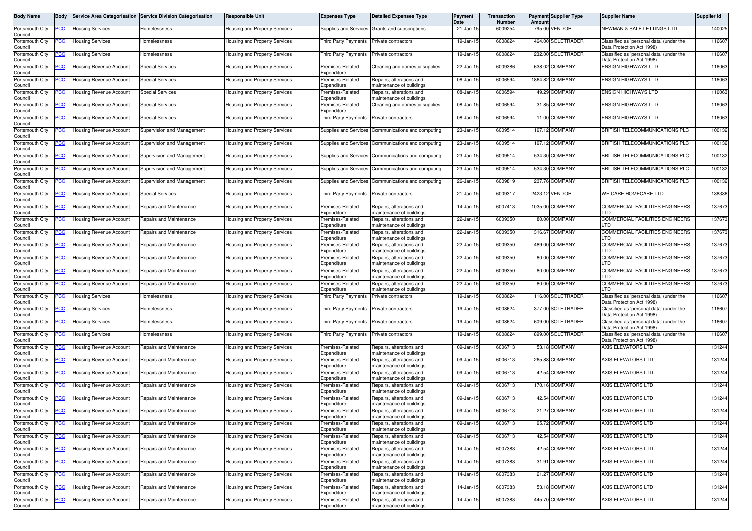| Body Name | Body | Service Area Categorisation | Service Division Categorisation | Responsible Unit | Expenses Type | Detailed Expenses Type | Payment Date | Transaction Number | Payment Amount | Supplier Type | Supplier Name | Supplier Id |
|---|---|---|---|---|---|---|---|---|---|---|---|---|
| Portsmouth City Council | PCC | Housing Services | Homelessness | Housing and Property Services | Supplies and Services | Grants and subscriptions | 21-Jan-15 | 6009254 | 795.00 | VENDOR | NEWMAN & SALE LETTINGS LTD | 140025 |
| Portsmouth City Council | PCC | Housing Services | Homelessness | Housing and Property Services | Third Party Payments | Private contractors | 19-Jan-15 | 6008624 | 464.00 | SOLETRADER | Classified as 'personal data' (under the Data Protection Act 1998) | 116607 |
| Portsmouth City Council | PCC | Housing Services | Homelessness | Housing and Property Services | Third Party Payments | Private contractors | 19-Jan-15 | 6008624 | 232.00 | SOLETRADER | Classified as 'personal data' (under the Data Protection Act 1998) | 116607 |
| Portsmouth City Council | PCC | Housing Revenue Account | Special Services | Housing and Property Services | Premises-Related Expenditure | Cleaning and domestic supplies | 22-Jan-15 | 6009386 | 638.02 | COMPANY | ENSIGN HIGHWAYS LTD | 116063 |
| Portsmouth City Council | PCC | Housing Revenue Account | Special Services | Housing and Property Services | Premises-Related Expenditure | Repairs, alterations and maintenance of buildings | 08-Jan-15 | 6006594 | 1864.82 | COMPANY | ENSIGN HIGHWAYS LTD | 116063 |
| Portsmouth City Council | PCC | Housing Revenue Account | Special Services | Housing and Property Services | Premises-Related Expenditure | Repairs, alterations and maintenance of buildings | 08-Jan-15 | 6006594 | 49.29 | COMPANY | ENSIGN HIGHWAYS LTD | 116063 |
| Portsmouth City Council | PCC | Housing Revenue Account | Special Services | Housing and Property Services | Premises-Related Expenditure | Cleaning and domestic supplies | 08-Jan-15 | 6006594 | 31.85 | COMPANY | ENSIGN HIGHWAYS LTD | 116063 |
| Portsmouth City Council | PCC | Housing Revenue Account | Special Services | Housing and Property Services | Third Party Payments | Private contractors | 08-Jan-15 | 6006594 | 11.00 | COMPANY | ENSIGN HIGHWAYS LTD | 116063 |
| Portsmouth City Council | PCC | Housing Revenue Account | Supervision and Management | Housing and Property Services | Supplies and Services | Communications and computing | 23-Jan-15 | 6009514 | 197.12 | COMPANY | BRITISH TELECOMMUNICATIONS PLC | 100132 |
| Portsmouth City Council | PCC | Housing Revenue Account | Supervision and Management | Housing and Property Services | Supplies and Services | Communications and computing | 23-Jan-15 | 6009514 | 197.12 | COMPANY | BRITISH TELECOMMUNICATIONS PLC | 100132 |
| Portsmouth City Council | PCC | Housing Revenue Account | Supervision and Management | Housing and Property Services | Supplies and Services | Communications and computing | 23-Jan-15 | 6009514 | 534.30 | COMPANY | BRITISH TELECOMMUNICATIONS PLC | 100132 |
| Portsmouth City Council | PCC | Housing Revenue Account | Supervision and Management | Housing and Property Services | Supplies and Services | Communications and computing | 23-Jan-15 | 6009514 | 534.30 | COMPANY | BRITISH TELECOMMUNICATIONS PLC | 100132 |
| Portsmouth City Council | PCC | Housing Revenue Account | Supervision and Management | Housing and Property Services | Supplies and Services | Communications and computing | 26-Jan-15 | 6009819 | 237.76 | COMPANY | BRITISH TELECOMMUNICATIONS PLC | 100132 |
| Portsmouth City Council | PCC | Housing Revenue Account | Special Services | Housing and Property Services | Third Party Payments | Private contractors | 21-Jan-15 | 6009317 | 2423.12 | VENDOR | WE CARE HOMECARE LTD | 138336 |
| Portsmouth City Council | PCC | Housing Revenue Account | Repairs and Maintenance | Housing and Property Services | Premises-Related Expenditure | Repairs, alterations and maintenance of buildings | 14-Jan-15 | 6007413 | 1035.00 | COMPANY | COMMERCIAL FACILITIES ENGINEERS LTD | 137673 |
| Portsmouth City Council | PCC | Housing Revenue Account | Repairs and Maintenance | Housing and Property Services | Premises-Related Expenditure | Repairs, alterations and maintenance of buildings | 22-Jan-15 | 6009350 | 80.00 | COMPANY | COMMERCIAL FACILITIES ENGINEERS LTD | 137673 |
| Portsmouth City Council | PCC | Housing Revenue Account | Repairs and Maintenance | Housing and Property Services | Premises-Related Expenditure | Repairs, alterations and maintenance of buildings | 22-Jan-15 | 6009350 | 316.67 | COMPANY | COMMERCIAL FACILITIES ENGINEERS LTD | 137673 |
| Portsmouth City Council | PCC | Housing Revenue Account | Repairs and Maintenance | Housing and Property Services | Premises-Related Expenditure | Repairs, alterations and maintenance of buildings | 22-Jan-15 | 6009350 | 489.00 | COMPANY | COMMERCIAL FACILITIES ENGINEERS LTD | 137673 |
| Portsmouth City Council | PCC | Housing Revenue Account | Repairs and Maintenance | Housing and Property Services | Premises-Related Expenditure | Repairs, alterations and maintenance of buildings | 22-Jan-15 | 6009350 | 80.00 | COMPANY | COMMERCIAL FACILITIES ENGINEERS LTD | 137673 |
| Portsmouth City Council | PCC | Housing Revenue Account | Repairs and Maintenance | Housing and Property Services | Premises-Related Expenditure | Repairs, alterations and maintenance of buildings | 22-Jan-15 | 6009350 | 80.00 | COMPANY | COMMERCIAL FACILITIES ENGINEERS LTD | 137673 |
| Portsmouth City Council | PCC | Housing Revenue Account | Repairs and Maintenance | Housing and Property Services | Premises-Related Expenditure | Repairs, alterations and maintenance of buildings | 22-Jan-15 | 6009350 | 80.00 | COMPANY | COMMERCIAL FACILITIES ENGINEERS LTD | 137673 |
| Portsmouth City Council | PCC | Housing Services | Homelessness | Housing and Property Services | Third Party Payments | Private contractors | 19-Jan-15 | 6008624 | 116.00 | SOLETRADER | Classified as 'personal data' (under the Data Protection Act 1998) | 116607 |
| Portsmouth City Council | PCC | Housing Services | Homelessness | Housing and Property Services | Third Party Payments | Private contractors | 19-Jan-15 | 6008624 | 377.00 | SOLETRADER | Classified as 'personal data' (under the Data Protection Act 1998) | 116607 |
| Portsmouth City Council | PCC | Housing Services | Homelessness | Housing and Property Services | Third Party Payments | Private contractors | 19-Jan-15 | 6008624 | 609.00 | SOLETRADER | Classified as 'personal data' (under the Data Protection Act 1998) | 116607 |
| Portsmouth City Council | PCC | Housing Services | Homelessness | Housing and Property Services | Third Party Payments | Private contractors | 19-Jan-15 | 6008624 | 899.00 | SOLETRADER | Classified as 'personal data' (under the Data Protection Act 1998) | 116607 |
| Portsmouth City Council | PCC | Housing Revenue Account | Repairs and Maintenance | Housing and Property Services | Premises-Related Expenditure | Repairs, alterations and maintenance of buildings | 09-Jan-15 | 6006713 | 53.18 | COMPANY | AXIS ELEVATORS LTD | 131244 |
| Portsmouth City Council | PCC | Housing Revenue Account | Repairs and Maintenance | Housing and Property Services | Premises-Related Expenditure | Repairs, alterations and maintenance of buildings | 09-Jan-15 | 6006713 | 265.88 | COMPANY | AXIS ELEVATORS LTD | 131244 |
| Portsmouth City Council | PCC | Housing Revenue Account | Repairs and Maintenance | Housing and Property Services | Premises-Related Expenditure | Repairs, alterations and maintenance of buildings | 09-Jan-15 | 6006713 | 42.54 | COMPANY | AXIS ELEVATORS LTD | 131244 |
| Portsmouth City Council | PCC | Housing Revenue Account | Repairs and Maintenance | Housing and Property Services | Premises-Related Expenditure | Repairs, alterations and maintenance of buildings | 09-Jan-15 | 6006713 | 170.16 | COMPANY | AXIS ELEVATORS LTD | 131244 |
| Portsmouth City Council | PCC | Housing Revenue Account | Repairs and Maintenance | Housing and Property Services | Premises-Related Expenditure | Repairs, alterations and maintenance of buildings | 09-Jan-15 | 6006713 | 42.54 | COMPANY | AXIS ELEVATORS LTD | 131244 |
| Portsmouth City Council | PCC | Housing Revenue Account | Repairs and Maintenance | Housing and Property Services | Premises-Related Expenditure | Repairs, alterations and maintenance of buildings | 09-Jan-15 | 6006713 | 21.27 | COMPANY | AXIS ELEVATORS LTD | 131244 |
| Portsmouth City Council | PCC | Housing Revenue Account | Repairs and Maintenance | Housing and Property Services | Premises-Related Expenditure | Repairs, alterations and maintenance of buildings | 09-Jan-15 | 6006713 | 95.72 | COMPANY | AXIS ELEVATORS LTD | 131244 |
| Portsmouth City Council | PCC | Housing Revenue Account | Repairs and Maintenance | Housing and Property Services | Premises-Related Expenditure | Repairs, alterations and maintenance of buildings | 09-Jan-15 | 6006713 | 42.54 | COMPANY | AXIS ELEVATORS LTD | 131244 |
| Portsmouth City Council | PCC | Housing Revenue Account | Repairs and Maintenance | Housing and Property Services | Premises-Related Expenditure | Repairs, alterations and maintenance of buildings | 14-Jan-15 | 6007383 | 42.54 | COMPANY | AXIS ELEVATORS LTD | 131244 |
| Portsmouth City Council | PCC | Housing Revenue Account | Repairs and Maintenance | Housing and Property Services | Premises-Related Expenditure | Repairs, alterations and maintenance of buildings | 14-Jan-15 | 6007383 | 31.91 | COMPANY | AXIS ELEVATORS LTD | 131244 |
| Portsmouth City Council | PCC | Housing Revenue Account | Repairs and Maintenance | Housing and Property Services | Premises-Related Expenditure | Repairs, alterations and maintenance of buildings | 14-Jan-15 | 6007383 | 21.27 | COMPANY | AXIS ELEVATORS LTD | 131244 |
| Portsmouth City Council | PCC | Housing Revenue Account | Repairs and Maintenance | Housing and Property Services | Premises-Related Expenditure | Repairs, alterations and maintenance of buildings | 14-Jan-15 | 6007383 | 53.18 | COMPANY | AXIS ELEVATORS LTD | 131244 |
| Portsmouth City Council | PCC | Housing Revenue Account | Repairs and Maintenance | Housing and Property Services | Premises-Related Expenditure | Repairs, alterations and maintenance of buildings | 14-Jan-15 | 6007383 | 445.70 | COMPANY | AXIS ELEVATORS LTD | 131244 |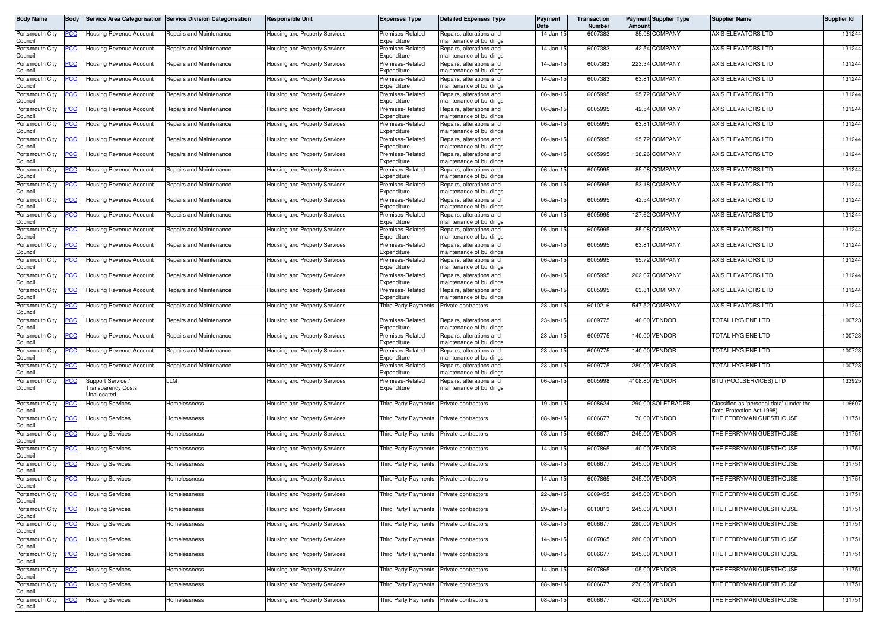| Body Name | Body | Service Area Categorisation | Service Division Categorisation | Responsible Unit | Expenses Type | Detailed Expenses Type | Payment Date | Transaction Number | Payment Amount | Supplier Type | Supplier Name | Supplier Id |
|---|---|---|---|---|---|---|---|---|---|---|---|---|
| Portsmouth City Council | PCC | Housing Revenue Account | Repairs and Maintenance | Housing and Property Services | Premises-Related Expenditure | Repairs, alterations and maintenance of buildings | 14-Jan-15 | 6007383 | 85.08 | COMPANY | AXIS ELEVATORS LTD | 131244 |
| Portsmouth City Council | PCC | Housing Revenue Account | Repairs and Maintenance | Housing and Property Services | Premises-Related Expenditure | Repairs, alterations and maintenance of buildings | 14-Jan-15 | 6007383 | 42.54 | COMPANY | AXIS ELEVATORS LTD | 131244 |
| Portsmouth City Council | PCC | Housing Revenue Account | Repairs and Maintenance | Housing and Property Services | Premises-Related Expenditure | Repairs, alterations and maintenance of buildings | 14-Jan-15 | 6007383 | 223.34 | COMPANY | AXIS ELEVATORS LTD | 131244 |
| Portsmouth City Council | PCC | Housing Revenue Account | Repairs and Maintenance | Housing and Property Services | Premises-Related Expenditure | Repairs, alterations and maintenance of buildings | 14-Jan-15 | 6007383 | 63.81 | COMPANY | AXIS ELEVATORS LTD | 131244 |
| Portsmouth City Council | PCC | Housing Revenue Account | Repairs and Maintenance | Housing and Property Services | Premises-Related Expenditure | Repairs, alterations and maintenance of buildings | 06-Jan-15 | 6005995 | 95.72 | COMPANY | AXIS ELEVATORS LTD | 131244 |
| Portsmouth City Council | PCC | Housing Revenue Account | Repairs and Maintenance | Housing and Property Services | Premises-Related Expenditure | Repairs, alterations and maintenance of buildings | 06-Jan-15 | 6005995 | 42.54 | COMPANY | AXIS ELEVATORS LTD | 131244 |
| Portsmouth City Council | PCC | Housing Revenue Account | Repairs and Maintenance | Housing and Property Services | Premises-Related Expenditure | Repairs, alterations and maintenance of buildings | 06-Jan-15 | 6005995 | 63.81 | COMPANY | AXIS ELEVATORS LTD | 131244 |
| Portsmouth City Council | PCC | Housing Revenue Account | Repairs and Maintenance | Housing and Property Services | Premises-Related Expenditure | Repairs, alterations and maintenance of buildings | 06-Jan-15 | 6005995 | 95.72 | COMPANY | AXIS ELEVATORS LTD | 131244 |
| Portsmouth City Council | PCC | Housing Revenue Account | Repairs and Maintenance | Housing and Property Services | Premises-Related Expenditure | Repairs, alterations and maintenance of buildings | 06-Jan-15 | 6005995 | 138.26 | COMPANY | AXIS ELEVATORS LTD | 131244 |
| Portsmouth City Council | PCC | Housing Revenue Account | Repairs and Maintenance | Housing and Property Services | Premises-Related Expenditure | Repairs, alterations and maintenance of buildings | 06-Jan-15 | 6005995 | 85.08 | COMPANY | AXIS ELEVATORS LTD | 131244 |
| Portsmouth City Council | PCC | Housing Revenue Account | Repairs and Maintenance | Housing and Property Services | Premises-Related Expenditure | Repairs, alterations and maintenance of buildings | 06-Jan-15 | 6005995 | 53.18 | COMPANY | AXIS ELEVATORS LTD | 131244 |
| Portsmouth City Council | PCC | Housing Revenue Account | Repairs and Maintenance | Housing and Property Services | Premises-Related Expenditure | Repairs, alterations and maintenance of buildings | 06-Jan-15 | 6005995 | 42.54 | COMPANY | AXIS ELEVATORS LTD | 131244 |
| Portsmouth City Council | PCC | Housing Revenue Account | Repairs and Maintenance | Housing and Property Services | Premises-Related Expenditure | Repairs, alterations and maintenance of buildings | 06-Jan-15 | 6005995 | 127.62 | COMPANY | AXIS ELEVATORS LTD | 131244 |
| Portsmouth City Council | PCC | Housing Revenue Account | Repairs and Maintenance | Housing and Property Services | Premises-Related Expenditure | Repairs, alterations and maintenance of buildings | 06-Jan-15 | 6005995 | 85.08 | COMPANY | AXIS ELEVATORS LTD | 131244 |
| Portsmouth City Council | PCC | Housing Revenue Account | Repairs and Maintenance | Housing and Property Services | Premises-Related Expenditure | Repairs, alterations and maintenance of buildings | 06-Jan-15 | 6005995 | 63.81 | COMPANY | AXIS ELEVATORS LTD | 131244 |
| Portsmouth City Council | PCC | Housing Revenue Account | Repairs and Maintenance | Housing and Property Services | Premises-Related Expenditure | Repairs, alterations and maintenance of buildings | 06-Jan-15 | 6005995 | 95.72 | COMPANY | AXIS ELEVATORS LTD | 131244 |
| Portsmouth City Council | PCC | Housing Revenue Account | Repairs and Maintenance | Housing and Property Services | Premises-Related Expenditure | Repairs, alterations and maintenance of buildings | 06-Jan-15 | 6005995 | 202.07 | COMPANY | AXIS ELEVATORS LTD | 131244 |
| Portsmouth City Council | PCC | Housing Revenue Account | Repairs and Maintenance | Housing and Property Services | Premises-Related Expenditure | Repairs, alterations and maintenance of buildings | 06-Jan-15 | 6005995 | 63.81 | COMPANY | AXIS ELEVATORS LTD | 131244 |
| Portsmouth City Council | PCC | Housing Revenue Account | Repairs and Maintenance | Housing and Property Services | Third Party Payments | Private contractors | 28-Jan-15 | 6010216 | 547.52 | COMPANY | AXIS ELEVATORS LTD | 131244 |
| Portsmouth City Council | PCC | Housing Revenue Account | Repairs and Maintenance | Housing and Property Services | Premises-Related Expenditure | Repairs, alterations and maintenance of buildings | 23-Jan-15 | 6009775 | 140.00 | VENDOR | TOTAL HYGIENE LTD | 100723 |
| Portsmouth City Council | PCC | Housing Revenue Account | Repairs and Maintenance | Housing and Property Services | Premises-Related Expenditure | Repairs, alterations and maintenance of buildings | 23-Jan-15 | 6009775 | 140.00 | VENDOR | TOTAL HYGIENE LTD | 100723 |
| Portsmouth City Council | PCC | Housing Revenue Account | Repairs and Maintenance | Housing and Property Services | Premises-Related Expenditure | Repairs, alterations and maintenance of buildings | 23-Jan-15 | 6009775 | 140.00 | VENDOR | TOTAL HYGIENE LTD | 100723 |
| Portsmouth City Council | PCC | Housing Revenue Account | Repairs and Maintenance | Housing and Property Services | Premises-Related Expenditure | Repairs, alterations and maintenance of buildings | 23-Jan-15 | 6009775 | 280.00 | VENDOR | TOTAL HYGIENE LTD | 100723 |
| Portsmouth City Council | PCC | Support Service / Transparency Costs Unallocated | LLM | Housing and Property Services | Premises-Related Expenditure | Repairs, alterations and maintenance of buildings | 06-Jan-15 | 6005998 | 4108.80 | VENDOR | BTU (POOLSERVICES) LTD | 133925 |
| Portsmouth City Council | PCC | Housing Services | Homelessness | Housing and Property Services | Third Party Payments | Private contractors | 19-Jan-15 | 6008624 | 290.00 | SOLETRADER | Classified as 'personal data' (under the Data Protection Act 1998) | 116607 |
| Portsmouth City Council | PCC | Housing Services | Homelessness | Housing and Property Services | Third Party Payments | Private contractors | 08-Jan-15 | 6006677 | 70.00 | VENDOR | THE FERRYMAN GUESTHOUSE | 131751 |
| Portsmouth City Council | PCC | Housing Services | Homelessness | Housing and Property Services | Third Party Payments | Private contractors | 08-Jan-15 | 6006677 | 245.00 | VENDOR | THE FERRYMAN GUESTHOUSE | 131751 |
| Portsmouth City Council | PCC | Housing Services | Homelessness | Housing and Property Services | Third Party Payments | Private contractors | 14-Jan-15 | 6007865 | 140.00 | VENDOR | THE FERRYMAN GUESTHOUSE | 131751 |
| Portsmouth City Council | PCC | Housing Services | Homelessness | Housing and Property Services | Third Party Payments | Private contractors | 08-Jan-15 | 6006677 | 245.00 | VENDOR | THE FERRYMAN GUESTHOUSE | 131751 |
| Portsmouth City Council | PCC | Housing Services | Homelessness | Housing and Property Services | Third Party Payments | Private contractors | 14-Jan-15 | 6007865 | 245.00 | VENDOR | THE FERRYMAN GUESTHOUSE | 131751 |
| Portsmouth City Council | PCC | Housing Services | Homelessness | Housing and Property Services | Third Party Payments | Private contractors | 22-Jan-15 | 6009455 | 245.00 | VENDOR | THE FERRYMAN GUESTHOUSE | 131751 |
| Portsmouth City Council | PCC | Housing Services | Homelessness | Housing and Property Services | Third Party Payments | Private contractors | 29-Jan-15 | 6010813 | 245.00 | VENDOR | THE FERRYMAN GUESTHOUSE | 131751 |
| Portsmouth City Council | PCC | Housing Services | Homelessness | Housing and Property Services | Third Party Payments | Private contractors | 08-Jan-15 | 6006677 | 280.00 | VENDOR | THE FERRYMAN GUESTHOUSE | 131751 |
| Portsmouth City Council | PCC | Housing Services | Homelessness | Housing and Property Services | Third Party Payments | Private contractors | 14-Jan-15 | 6007865 | 280.00 | VENDOR | THE FERRYMAN GUESTHOUSE | 131751 |
| Portsmouth City Council | PCC | Housing Services | Homelessness | Housing and Property Services | Third Party Payments | Private contractors | 08-Jan-15 | 6006677 | 245.00 | VENDOR | THE FERRYMAN GUESTHOUSE | 131751 |
| Portsmouth City Council | PCC | Housing Services | Homelessness | Housing and Property Services | Third Party Payments | Private contractors | 14-Jan-15 | 6007865 | 105.00 | VENDOR | THE FERRYMAN GUESTHOUSE | 131751 |
| Portsmouth City Council | PCC | Housing Services | Homelessness | Housing and Property Services | Third Party Payments | Private contractors | 08-Jan-15 | 6006677 | 270.00 | VENDOR | THE FERRYMAN GUESTHOUSE | 131751 |
| Portsmouth City Council | PCC | Housing Services | Homelessness | Housing and Property Services | Third Party Payments | Private contractors | 08-Jan-15 | 6006677 | 420.00 | VENDOR | THE FERRYMAN GUESTHOUSE | 131751 |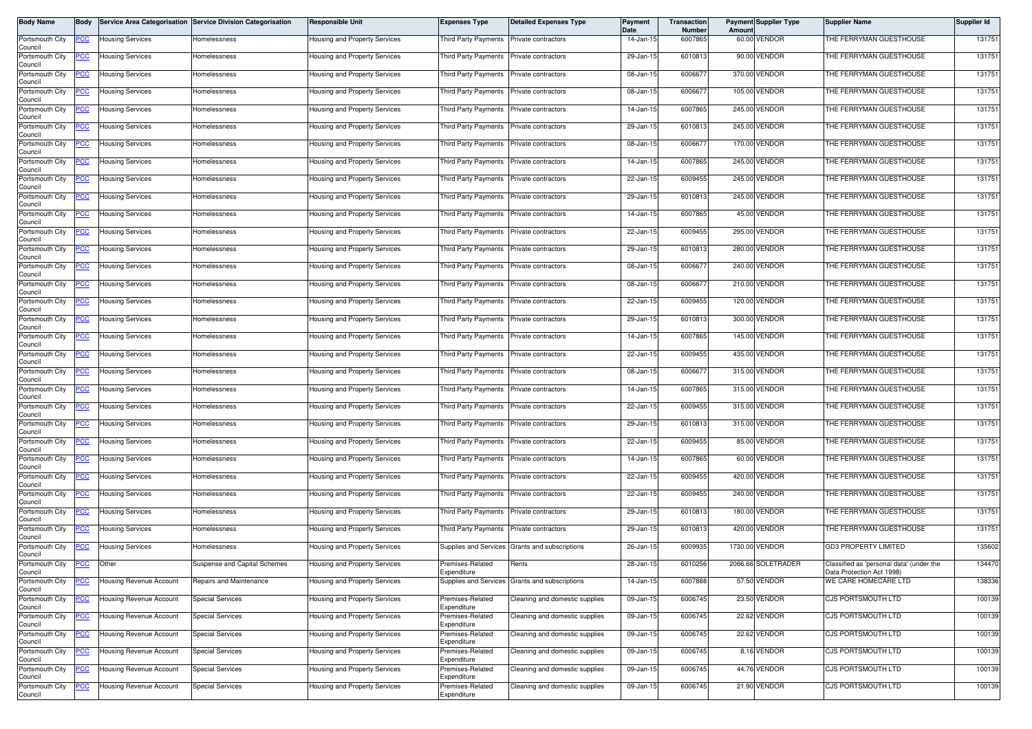| Body Name | Body | Service Area Categorisation | Service Division Categorisation | Responsible Unit | Expenses Type | Detailed Expenses Type | Payment Date | Transaction Number | Payment Amount | Supplier Type | Supplier Name | Supplier Id |
|---|---|---|---|---|---|---|---|---|---|---|---|---|
| Portsmouth City Council | PCC | Housing Services | Homelessness | Housing and Property Services | Third Party Payments | Private contractors | 14-Jan-15 | 6007865 | 60.00 | VENDOR | THE FERRYMAN GUESTHOUSE | 131751 |
| Portsmouth City Council | PCC | Housing Services | Homelessness | Housing and Property Services | Third Party Payments | Private contractors | 29-Jan-15 | 6010813 | 90.00 | VENDOR | THE FERRYMAN GUESTHOUSE | 131751 |
| Portsmouth City Council | PCC | Housing Services | Homelessness | Housing and Property Services | Third Party Payments | Private contractors | 08-Jan-15 | 6006677 | 370.00 | VENDOR | THE FERRYMAN GUESTHOUSE | 131751 |
| Portsmouth City Council | PCC | Housing Services | Homelessness | Housing and Property Services | Third Party Payments | Private contractors | 08-Jan-15 | 6006677 | 105.00 | VENDOR | THE FERRYMAN GUESTHOUSE | 131751 |
| Portsmouth City Council | PCC | Housing Services | Homelessness | Housing and Property Services | Third Party Payments | Private contractors | 14-Jan-15 | 6007865 | 245.00 | VENDOR | THE FERRYMAN GUESTHOUSE | 131751 |
| Portsmouth City Council | PCC | Housing Services | Homelessness | Housing and Property Services | Third Party Payments | Private contractors | 29-Jan-15 | 6010813 | 245.00 | VENDOR | THE FERRYMAN GUESTHOUSE | 131751 |
| Portsmouth City Council | PCC | Housing Services | Homelessness | Housing and Property Services | Third Party Payments | Private contractors | 08-Jan-15 | 6006677 | 170.00 | VENDOR | THE FERRYMAN GUESTHOUSE | 131751 |
| Portsmouth City Council | PCC | Housing Services | Homelessness | Housing and Property Services | Third Party Payments | Private contractors | 14-Jan-15 | 6007865 | 245.00 | VENDOR | THE FERRYMAN GUESTHOUSE | 131751 |
| Portsmouth City Council | PCC | Housing Services | Homelessness | Housing and Property Services | Third Party Payments | Private contractors | 22-Jan-15 | 6009455 | 245.00 | VENDOR | THE FERRYMAN GUESTHOUSE | 131751 |
| Portsmouth City Council | PCC | Housing Services | Homelessness | Housing and Property Services | Third Party Payments | Private contractors | 29-Jan-15 | 6010813 | 245.00 | VENDOR | THE FERRYMAN GUESTHOUSE | 131751 |
| Portsmouth City Council | PCC | Housing Services | Homelessness | Housing and Property Services | Third Party Payments | Private contractors | 14-Jan-15 | 6007865 | 45.00 | VENDOR | THE FERRYMAN GUESTHOUSE | 131751 |
| Portsmouth City Council | PCC | Housing Services | Homelessness | Housing and Property Services | Third Party Payments | Private contractors | 22-Jan-15 | 6009455 | 295.00 | VENDOR | THE FERRYMAN GUESTHOUSE | 131751 |
| Portsmouth City Council | PCC | Housing Services | Homelessness | Housing and Property Services | Third Party Payments | Private contractors | 29-Jan-15 | 6010813 | 280.00 | VENDOR | THE FERRYMAN GUESTHOUSE | 131751 |
| Portsmouth City Council | PCC | Housing Services | Homelessness | Housing and Property Services | Third Party Payments | Private contractors | 08-Jan-15 | 6006677 | 240.00 | VENDOR | THE FERRYMAN GUESTHOUSE | 131751 |
| Portsmouth City Council | PCC | Housing Services | Homelessness | Housing and Property Services | Third Party Payments | Private contractors | 08-Jan-15 | 6006677 | 210.00 | VENDOR | THE FERRYMAN GUESTHOUSE | 131751 |
| Portsmouth City Council | PCC | Housing Services | Homelessness | Housing and Property Services | Third Party Payments | Private contractors | 22-Jan-15 | 6009455 | 120.00 | VENDOR | THE FERRYMAN GUESTHOUSE | 131751 |
| Portsmouth City Council | PCC | Housing Services | Homelessness | Housing and Property Services | Third Party Payments | Private contractors | 29-Jan-15 | 6010813 | 300.00 | VENDOR | THE FERRYMAN GUESTHOUSE | 131751 |
| Portsmouth City Council | PCC | Housing Services | Homelessness | Housing and Property Services | Third Party Payments | Private contractors | 14-Jan-15 | 6007865 | 145.00 | VENDOR | THE FERRYMAN GUESTHOUSE | 131751 |
| Portsmouth City Council | PCC | Housing Services | Homelessness | Housing and Property Services | Third Party Payments | Private contractors | 22-Jan-15 | 6009455 | 435.00 | VENDOR | THE FERRYMAN GUESTHOUSE | 131751 |
| Portsmouth City Council | PCC | Housing Services | Homelessness | Housing and Property Services | Third Party Payments | Private contractors | 08-Jan-15 | 6006677 | 315.00 | VENDOR | THE FERRYMAN GUESTHOUSE | 131751 |
| Portsmouth City Council | PCC | Housing Services | Homelessness | Housing and Property Services | Third Party Payments | Private contractors | 14-Jan-15 | 6007865 | 315.00 | VENDOR | THE FERRYMAN GUESTHOUSE | 131751 |
| Portsmouth City Council | PCC | Housing Services | Homelessness | Housing and Property Services | Third Party Payments | Private contractors | 22-Jan-15 | 6009455 | 315.00 | VENDOR | THE FERRYMAN GUESTHOUSE | 131751 |
| Portsmouth City Council | PCC | Housing Services | Homelessness | Housing and Property Services | Third Party Payments | Private contractors | 29-Jan-15 | 6010813 | 315.00 | VENDOR | THE FERRYMAN GUESTHOUSE | 131751 |
| Portsmouth City Council | PCC | Housing Services | Homelessness | Housing and Property Services | Third Party Payments | Private contractors | 22-Jan-15 | 6009455 | 85.00 | VENDOR | THE FERRYMAN GUESTHOUSE | 131751 |
| Portsmouth City Council | PCC | Housing Services | Homelessness | Housing and Property Services | Third Party Payments | Private contractors | 14-Jan-15 | 6007865 | 60.00 | VENDOR | THE FERRYMAN GUESTHOUSE | 131751 |
| Portsmouth City Council | PCC | Housing Services | Homelessness | Housing and Property Services | Third Party Payments | Private contractors | 22-Jan-15 | 6009455 | 420.00 | VENDOR | THE FERRYMAN GUESTHOUSE | 131751 |
| Portsmouth City Council | PCC | Housing Services | Homelessness | Housing and Property Services | Third Party Payments | Private contractors | 22-Jan-15 | 6009455 | 240.00 | VENDOR | THE FERRYMAN GUESTHOUSE | 131751 |
| Portsmouth City Council | PCC | Housing Services | Homelessness | Housing and Property Services | Third Party Payments | Private contractors | 29-Jan-15 | 6010813 | 180.00 | VENDOR | THE FERRYMAN GUESTHOUSE | 131751 |
| Portsmouth City Council | PCC | Housing Services | Homelessness | Housing and Property Services | Third Party Payments | Private contractors | 29-Jan-15 | 6010813 | 420.00 | VENDOR | THE FERRYMAN GUESTHOUSE | 131751 |
| Portsmouth City Council | PCC | Housing Services | Homelessness | Housing and Property Services | Supplies and Services | Grants and subscriptions | 26-Jan-15 | 6009935 | 1730.00 | VENDOR | GD3 PROPERTY LIMITED | 135602 |
| Portsmouth City Council | PCC | Other | Suspense and Capital Schemes | Housing and Property Services | Premises-Related Expenditure | Rents | 28-Jan-15 | 6010256 | 2066.66 | SOLETRADER | Classified as 'personal data' (under the Data Protection Act 1998) | 134470 |
| Portsmouth City Council | PCC | Housing Revenue Account | Repairs and Maintenance | Housing and Property Services | Supplies and Services | Grants and subscriptions | 14-Jan-15 | 6007888 | 57.50 | VENDOR | WE CARE HOMECARE LTD | 138336 |
| Portsmouth City Council | PCC | Housing Revenue Account | Special Services | Housing and Property Services | Premises-Related Expenditure | Cleaning and domestic supplies | 09-Jan-15 | 6006745 | 23.50 | VENDOR | CJS PORTSMOUTH LTD | 100139 |
| Portsmouth City Council | PCC | Housing Revenue Account | Special Services | Housing and Property Services | Premises-Related Expenditure | Cleaning and domestic supplies | 09-Jan-15 | 6006745 | 22.62 | VENDOR | CJS PORTSMOUTH LTD | 100139 |
| Portsmouth City Council | PCC | Housing Revenue Account | Special Services | Housing and Property Services | Premises-Related Expenditure | Cleaning and domestic supplies | 09-Jan-15 | 6006745 | 22.62 | VENDOR | CJS PORTSMOUTH LTD | 100139 |
| Portsmouth City Council | PCC | Housing Revenue Account | Special Services | Housing and Property Services | Premises-Related Expenditure | Cleaning and domestic supplies | 09-Jan-15 | 6006745 | 8.16 | VENDOR | CJS PORTSMOUTH LTD | 100139 |
| Portsmouth City Council | PCC | Housing Revenue Account | Special Services | Housing and Property Services | Premises-Related Expenditure | Cleaning and domestic supplies | 09-Jan-15 | 6006745 | 44.76 | VENDOR | CJS PORTSMOUTH LTD | 100139 |
| Portsmouth City Council | PCC | Housing Revenue Account | Special Services | Housing and Property Services | Premises-Related Expenditure | Cleaning and domestic supplies | 09-Jan-15 | 6006745 | 21.90 | VENDOR | CJS PORTSMOUTH LTD | 100139 |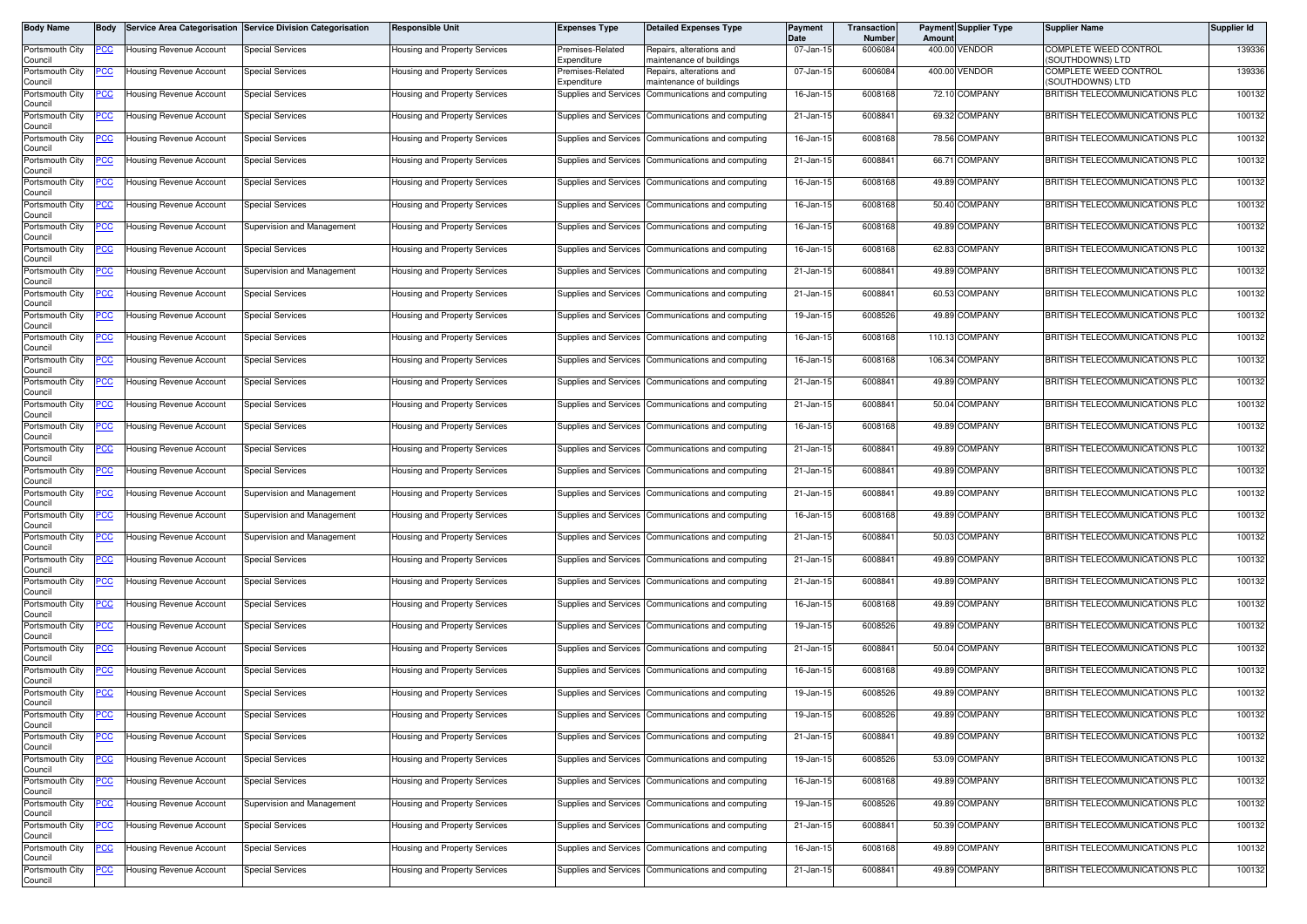| Body Name | Body | Service Area Categorisation | Service Division Categorisation | Responsible Unit | Expenses Type | Detailed Expenses Type | Payment Date | Transaction Number | Payment Amount | Supplier Type | Supplier Name | Supplier Id |
|---|---|---|---|---|---|---|---|---|---|---|---|---|
| Portsmouth City Council | PCC | Housing Revenue Account | Special Services | Housing and Property Services | Premises-Related Expenditure | Repairs, alterations and maintenance of buildings | 07-Jan-15 | 6006084 | 400.00 | VENDOR | COMPLETE WEED CONTROL (SOUTHDOWNS) LTD | 139336 |
| Portsmouth City Council | PCC | Housing Revenue Account | Special Services | Housing and Property Services | Premises-Related Expenditure | Repairs, alterations and maintenance of buildings | 07-Jan-15 | 6006084 | 400.00 | VENDOR | COMPLETE WEED CONTROL (SOUTHDOWNS) LTD | 139336 |
| Portsmouth City Council | PCC | Housing Revenue Account | Special Services | Housing and Property Services | Supplies and Services | Communications and computing | 16-Jan-15 | 6008168 | 72.10 | COMPANY | BRITISH TELECOMMUNICATIONS PLC | 100132 |
| Portsmouth City Council | PCC | Housing Revenue Account | Special Services | Housing and Property Services | Supplies and Services | Communications and computing | 21-Jan-15 | 6008841 | 69.32 | COMPANY | BRITISH TELECOMMUNICATIONS PLC | 100132 |
| Portsmouth City Council | PCC | Housing Revenue Account | Special Services | Housing and Property Services | Supplies and Services | Communications and computing | 16-Jan-15 | 6008168 | 78.56 | COMPANY | BRITISH TELECOMMUNICATIONS PLC | 100132 |
| Portsmouth City Council | PCC | Housing Revenue Account | Special Services | Housing and Property Services | Supplies and Services | Communications and computing | 21-Jan-15 | 6008841 | 66.71 | COMPANY | BRITISH TELECOMMUNICATIONS PLC | 100132 |
| Portsmouth City Council | PCC | Housing Revenue Account | Special Services | Housing and Property Services | Supplies and Services | Communications and computing | 16-Jan-15 | 6008168 | 49.89 | COMPANY | BRITISH TELECOMMUNICATIONS PLC | 100132 |
| Portsmouth City Council | PCC | Housing Revenue Account | Special Services | Housing and Property Services | Supplies and Services | Communications and computing | 16-Jan-15 | 6008168 | 50.40 | COMPANY | BRITISH TELECOMMUNICATIONS PLC | 100132 |
| Portsmouth City Council | PCC | Housing Revenue Account | Supervision and Management | Housing and Property Services | Supplies and Services | Communications and computing | 16-Jan-15 | 6008168 | 49.89 | COMPANY | BRITISH TELECOMMUNICATIONS PLC | 100132 |
| Portsmouth City Council | PCC | Housing Revenue Account | Special Services | Housing and Property Services | Supplies and Services | Communications and computing | 16-Jan-15 | 6008168 | 62.83 | COMPANY | BRITISH TELECOMMUNICATIONS PLC | 100132 |
| Portsmouth City Council | PCC | Housing Revenue Account | Supervision and Management | Housing and Property Services | Supplies and Services | Communications and computing | 21-Jan-15 | 6008841 | 49.89 | COMPANY | BRITISH TELECOMMUNICATIONS PLC | 100132 |
| Portsmouth City Council | PCC | Housing Revenue Account | Special Services | Housing and Property Services | Supplies and Services | Communications and computing | 21-Jan-15 | 6008841 | 60.53 | COMPANY | BRITISH TELECOMMUNICATIONS PLC | 100132 |
| Portsmouth City Council | PCC | Housing Revenue Account | Special Services | Housing and Property Services | Supplies and Services | Communications and computing | 19-Jan-15 | 6008526 | 49.89 | COMPANY | BRITISH TELECOMMUNICATIONS PLC | 100132 |
| Portsmouth City Council | PCC | Housing Revenue Account | Special Services | Housing and Property Services | Supplies and Services | Communications and computing | 16-Jan-15 | 6008168 | 110.13 | COMPANY | BRITISH TELECOMMUNICATIONS PLC | 100132 |
| Portsmouth City Council | PCC | Housing Revenue Account | Special Services | Housing and Property Services | Supplies and Services | Communications and computing | 16-Jan-15 | 6008168 | 106.34 | COMPANY | BRITISH TELECOMMUNICATIONS PLC | 100132 |
| Portsmouth City Council | PCC | Housing Revenue Account | Special Services | Housing and Property Services | Supplies and Services | Communications and computing | 21-Jan-15 | 6008841 | 49.89 | COMPANY | BRITISH TELECOMMUNICATIONS PLC | 100132 |
| Portsmouth City Council | PCC | Housing Revenue Account | Special Services | Housing and Property Services | Supplies and Services | Communications and computing | 21-Jan-15 | 6008841 | 50.04 | COMPANY | BRITISH TELECOMMUNICATIONS PLC | 100132 |
| Portsmouth City Council | PCC | Housing Revenue Account | Special Services | Housing and Property Services | Supplies and Services | Communications and computing | 16-Jan-15 | 6008168 | 49.89 | COMPANY | BRITISH TELECOMMUNICATIONS PLC | 100132 |
| Portsmouth City Council | PCC | Housing Revenue Account | Special Services | Housing and Property Services | Supplies and Services | Communications and computing | 21-Jan-15 | 6008841 | 49.89 | COMPANY | BRITISH TELECOMMUNICATIONS PLC | 100132 |
| Portsmouth City Council | PCC | Housing Revenue Account | Special Services | Housing and Property Services | Supplies and Services | Communications and computing | 21-Jan-15 | 6008841 | 49.89 | COMPANY | BRITISH TELECOMMUNICATIONS PLC | 100132 |
| Portsmouth City Council | PCC | Housing Revenue Account | Supervision and Management | Housing and Property Services | Supplies and Services | Communications and computing | 21-Jan-15 | 6008841 | 49.89 | COMPANY | BRITISH TELECOMMUNICATIONS PLC | 100132 |
| Portsmouth City Council | PCC | Housing Revenue Account | Supervision and Management | Housing and Property Services | Supplies and Services | Communications and computing | 16-Jan-15 | 6008168 | 49.89 | COMPANY | BRITISH TELECOMMUNICATIONS PLC | 100132 |
| Portsmouth City Council | PCC | Housing Revenue Account | Supervision and Management | Housing and Property Services | Supplies and Services | Communications and computing | 21-Jan-15 | 6008841 | 50.03 | COMPANY | BRITISH TELECOMMUNICATIONS PLC | 100132 |
| Portsmouth City Council | PCC | Housing Revenue Account | Special Services | Housing and Property Services | Supplies and Services | Communications and computing | 21-Jan-15 | 6008841 | 49.89 | COMPANY | BRITISH TELECOMMUNICATIONS PLC | 100132 |
| Portsmouth City Council | PCC | Housing Revenue Account | Special Services | Housing and Property Services | Supplies and Services | Communications and computing | 21-Jan-15 | 6008841 | 49.89 | COMPANY | BRITISH TELECOMMUNICATIONS PLC | 100132 |
| Portsmouth City Council | PCC | Housing Revenue Account | Special Services | Housing and Property Services | Supplies and Services | Communications and computing | 16-Jan-15 | 6008168 | 49.89 | COMPANY | BRITISH TELECOMMUNICATIONS PLC | 100132 |
| Portsmouth City Council | PCC | Housing Revenue Account | Special Services | Housing and Property Services | Supplies and Services | Communications and computing | 19-Jan-15 | 6008526 | 49.89 | COMPANY | BRITISH TELECOMMUNICATIONS PLC | 100132 |
| Portsmouth City Council | PCC | Housing Revenue Account | Special Services | Housing and Property Services | Supplies and Services | Communications and computing | 21-Jan-15 | 6008841 | 50.04 | COMPANY | BRITISH TELECOMMUNICATIONS PLC | 100132 |
| Portsmouth City Council | PCC | Housing Revenue Account | Special Services | Housing and Property Services | Supplies and Services | Communications and computing | 16-Jan-15 | 6008168 | 49.89 | COMPANY | BRITISH TELECOMMUNICATIONS PLC | 100132 |
| Portsmouth City Council | PCC | Housing Revenue Account | Special Services | Housing and Property Services | Supplies and Services | Communications and computing | 19-Jan-15 | 6008526 | 49.89 | COMPANY | BRITISH TELECOMMUNICATIONS PLC | 100132 |
| Portsmouth City Council | PCC | Housing Revenue Account | Special Services | Housing and Property Services | Supplies and Services | Communications and computing | 19-Jan-15 | 6008526 | 49.89 | COMPANY | BRITISH TELECOMMUNICATIONS PLC | 100132 |
| Portsmouth City Council | PCC | Housing Revenue Account | Special Services | Housing and Property Services | Supplies and Services | Communications and computing | 21-Jan-15 | 6008841 | 49.89 | COMPANY | BRITISH TELECOMMUNICATIONS PLC | 100132 |
| Portsmouth City Council | PCC | Housing Revenue Account | Special Services | Housing and Property Services | Supplies and Services | Communications and computing | 19-Jan-15 | 6008526 | 53.09 | COMPANY | BRITISH TELECOMMUNICATIONS PLC | 100132 |
| Portsmouth City Council | PCC | Housing Revenue Account | Special Services | Housing and Property Services | Supplies and Services | Communications and computing | 16-Jan-15 | 6008168 | 49.89 | COMPANY | BRITISH TELECOMMUNICATIONS PLC | 100132 |
| Portsmouth City Council | PCC | Housing Revenue Account | Supervision and Management | Housing and Property Services | Supplies and Services | Communications and computing | 19-Jan-15 | 6008526 | 49.89 | COMPANY | BRITISH TELECOMMUNICATIONS PLC | 100132 |
| Portsmouth City Council | PCC | Housing Revenue Account | Special Services | Housing and Property Services | Supplies and Services | Communications and computing | 21-Jan-15 | 6008841 | 50.39 | COMPANY | BRITISH TELECOMMUNICATIONS PLC | 100132 |
| Portsmouth City Council | PCC | Housing Revenue Account | Special Services | Housing and Property Services | Supplies and Services | Communications and computing | 16-Jan-15 | 6008168 | 49.89 | COMPANY | BRITISH TELECOMMUNICATIONS PLC | 100132 |
| Portsmouth City Council | PCC | Housing Revenue Account | Special Services | Housing and Property Services | Supplies and Services | Communications and computing | 21-Jan-15 | 6008841 | 49.89 | COMPANY | BRITISH TELECOMMUNICATIONS PLC | 100132 |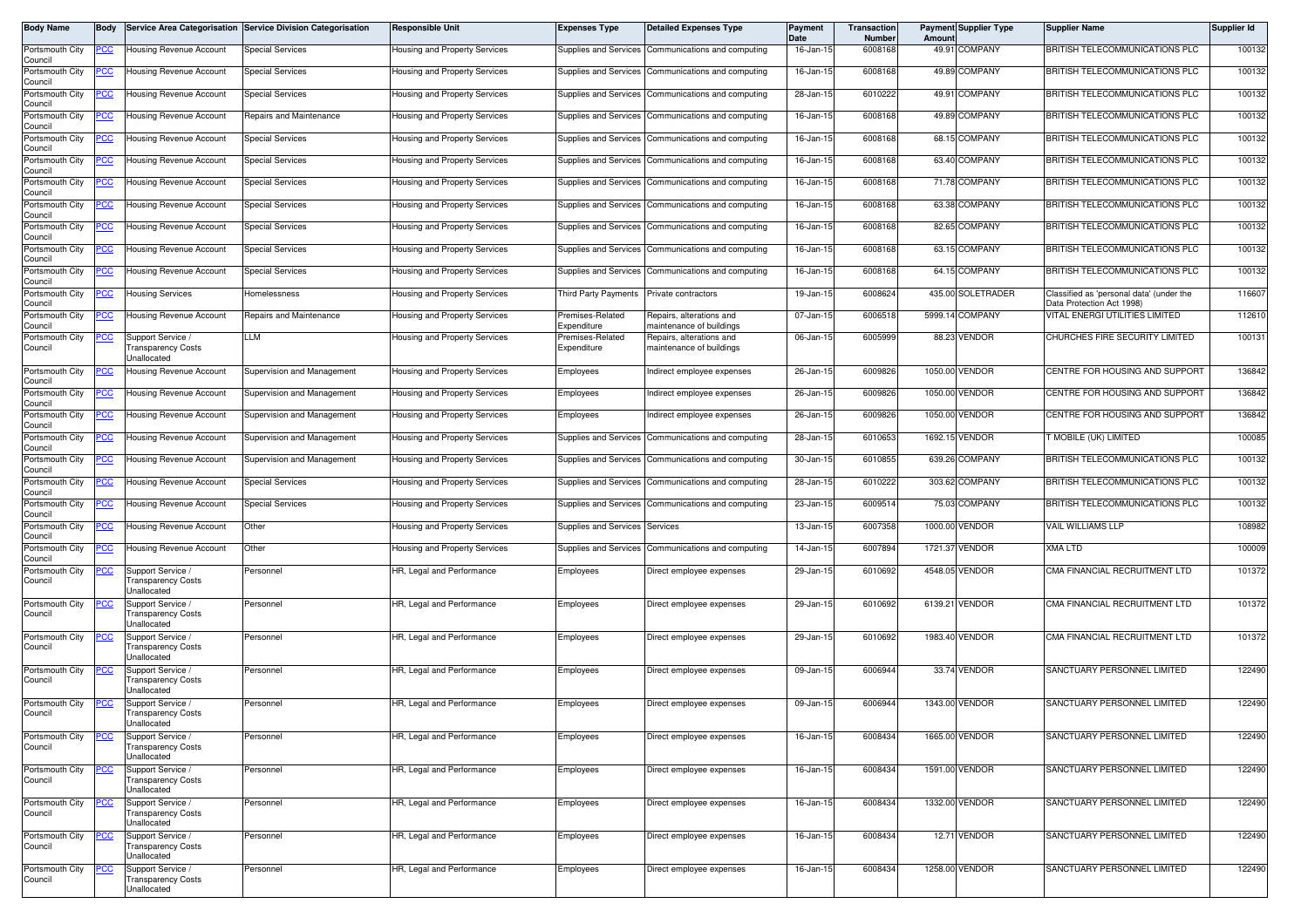| Body Name | Body | Service Area Categorisation | Service Division Categorisation | Responsible Unit | Expenses Type | Detailed Expenses Type | Payment Date | Transaction Number | Payment Amount | Supplier Type | Supplier Name | Supplier Id |
|---|---|---|---|---|---|---|---|---|---|---|---|---|
| Portsmouth City Council | PCC | Housing Revenue Account | Special Services | Housing and Property Services | Supplies and Services | Communications and computing | 16-Jan-15 | 6008168 | 49.91 | COMPANY | BRITISH TELECOMMUNICATIONS PLC | 100132 |
| Portsmouth City Council | PCC | Housing Revenue Account | Special Services | Housing and Property Services | Supplies and Services | Communications and computing | 16-Jan-15 | 6008168 | 49.89 | COMPANY | BRITISH TELECOMMUNICATIONS PLC | 100132 |
| Portsmouth City Council | PCC | Housing Revenue Account | Special Services | Housing and Property Services | Supplies and Services | Communications and computing | 28-Jan-15 | 6010222 | 49.91 | COMPANY | BRITISH TELECOMMUNICATIONS PLC | 100132 |
| Portsmouth City Council | PCC | Housing Revenue Account | Repairs and Maintenance | Housing and Property Services | Supplies and Services | Communications and computing | 16-Jan-15 | 6008168 | 49.89 | COMPANY | BRITISH TELECOMMUNICATIONS PLC | 100132 |
| Portsmouth City Council | PCC | Housing Revenue Account | Special Services | Housing and Property Services | Supplies and Services | Communications and computing | 16-Jan-15 | 6008168 | 68.15 | COMPANY | BRITISH TELECOMMUNICATIONS PLC | 100132 |
| Portsmouth City Council | PCC | Housing Revenue Account | Special Services | Housing and Property Services | Supplies and Services | Communications and computing | 16-Jan-15 | 6008168 | 63.40 | COMPANY | BRITISH TELECOMMUNICATIONS PLC | 100132 |
| Portsmouth City Council | PCC | Housing Revenue Account | Special Services | Housing and Property Services | Supplies and Services | Communications and computing | 16-Jan-15 | 6008168 | 71.78 | COMPANY | BRITISH TELECOMMUNICATIONS PLC | 100132 |
| Portsmouth City Council | PCC | Housing Revenue Account | Special Services | Housing and Property Services | Supplies and Services | Communications and computing | 16-Jan-15 | 6008168 | 63.38 | COMPANY | BRITISH TELECOMMUNICATIONS PLC | 100132 |
| Portsmouth City Council | PCC | Housing Revenue Account | Special Services | Housing and Property Services | Supplies and Services | Communications and computing | 16-Jan-15 | 6008168 | 82.65 | COMPANY | BRITISH TELECOMMUNICATIONS PLC | 100132 |
| Portsmouth City Council | PCC | Housing Revenue Account | Special Services | Housing and Property Services | Supplies and Services | Communications and computing | 16-Jan-15 | 6008168 | 63.15 | COMPANY | BRITISH TELECOMMUNICATIONS PLC | 100132 |
| Portsmouth City Council | PCC | Housing Revenue Account | Special Services | Housing and Property Services | Supplies and Services | Communications and computing | 16-Jan-15 | 6008168 | 64.15 | COMPANY | BRITISH TELECOMMUNICATIONS PLC | 100132 |
| Portsmouth City Council | PCC | Housing Services | Homelessness | Housing and Property Services | Third Party Payments | Private contractors | 19-Jan-15 | 6008624 | 435.00 | SOLETRADER | Classified as 'personal data' (under the Data Protection Act 1998) | 116607 |
| Portsmouth City Council | PCC | Housing Revenue Account | Repairs and Maintenance | Housing and Property Services | Premises-Related Expenditure | Repairs, alterations and maintenance of buildings | 07-Jan-15 | 6006518 | 5999.14 | COMPANY | VITAL ENERGI UTILITIES LIMITED | 112610 |
| Portsmouth City Council | PCC | Support Service / Transparency Costs Unallocated | LLM | Housing and Property Services | Premises-Related Expenditure | Repairs, alterations and maintenance of buildings | 06-Jan-15 | 6005999 | 88.23 | VENDOR | CHURCHES FIRE SECURITY LIMITED | 100131 |
| Portsmouth City Council | PCC | Housing Revenue Account | Supervision and Management | Housing and Property Services | Employees | Indirect employee expenses | 26-Jan-15 | 6009826 | 1050.00 | VENDOR | CENTRE FOR HOUSING AND SUPPORT | 136842 |
| Portsmouth City Council | PCC | Housing Revenue Account | Supervision and Management | Housing and Property Services | Employees | Indirect employee expenses | 26-Jan-15 | 6009826 | 1050.00 | VENDOR | CENTRE FOR HOUSING AND SUPPORT | 136842 |
| Portsmouth City Council | PCC | Housing Revenue Account | Supervision and Management | Housing and Property Services | Employees | Indirect employee expenses | 26-Jan-15 | 6009826 | 1050.00 | VENDOR | CENTRE FOR HOUSING AND SUPPORT | 136842 |
| Portsmouth City Council | PCC | Housing Revenue Account | Supervision and Management | Housing and Property Services | Supplies and Services | Communications and computing | 28-Jan-15 | 6010653 | 1692.15 | VENDOR | T MOBILE (UK) LIMITED | 100085 |
| Portsmouth City Council | PCC | Housing Revenue Account | Supervision and Management | Housing and Property Services | Supplies and Services | Communications and computing | 30-Jan-15 | 6010855 | 639.26 | COMPANY | BRITISH TELECOMMUNICATIONS PLC | 100132 |
| Portsmouth City Council | PCC | Housing Revenue Account | Special Services | Housing and Property Services | Supplies and Services | Communications and computing | 28-Jan-15 | 6010222 | 303.62 | COMPANY | BRITISH TELECOMMUNICATIONS PLC | 100132 |
| Portsmouth City Council | PCC | Housing Revenue Account | Special Services | Housing and Property Services | Supplies and Services | Communications and computing | 23-Jan-15 | 6009514 | 75.03 | COMPANY | BRITISH TELECOMMUNICATIONS PLC | 100132 |
| Portsmouth City Council | PCC | Housing Revenue Account | Other | Housing and Property Services | Supplies and Services | Services | 13-Jan-15 | 6007358 | 1000.00 | VENDOR | VAIL WILLIAMS LLP | 108982 |
| Portsmouth City Council | PCC | Housing Revenue Account | Other | Housing and Property Services | Supplies and Services | Communications and computing | 14-Jan-15 | 6007894 | 1721.37 | VENDOR | XMA LTD | 100009 |
| Portsmouth City Council | PCC | Support Service / Transparency Costs Unallocated | Personnel | HR, Legal and Performance | Employees | Direct employee expenses | 29-Jan-15 | 6010692 | 4548.05 | VENDOR | CMA FINANCIAL RECRUITMENT LTD | 101372 |
| Portsmouth City Council | PCC | Support Service / Transparency Costs Unallocated | Personnel | HR, Legal and Performance | Employees | Direct employee expenses | 29-Jan-15 | 6010692 | 6139.21 | VENDOR | CMA FINANCIAL RECRUITMENT LTD | 101372 |
| Portsmouth City Council | PCC | Support Service / Transparency Costs Unallocated | Personnel | HR, Legal and Performance | Employees | Direct employee expenses | 29-Jan-15 | 6010692 | 1983.40 | VENDOR | CMA FINANCIAL RECRUITMENT LTD | 101372 |
| Portsmouth City Council | PCC | Support Service / Transparency Costs Unallocated | Personnel | HR, Legal and Performance | Employees | Direct employee expenses | 09-Jan-15 | 6006944 | 33.74 | VENDOR | SANCTUARY PERSONNEL LIMITED | 122490 |
| Portsmouth City Council | PCC | Support Service / Transparency Costs Unallocated | Personnel | HR, Legal and Performance | Employees | Direct employee expenses | 09-Jan-15 | 6006944 | 1343.00 | VENDOR | SANCTUARY PERSONNEL LIMITED | 122490 |
| Portsmouth City Council | PCC | Support Service / Transparency Costs Unallocated | Personnel | HR, Legal and Performance | Employees | Direct employee expenses | 16-Jan-15 | 6008434 | 1665.00 | VENDOR | SANCTUARY PERSONNEL LIMITED | 122490 |
| Portsmouth City Council | PCC | Support Service / Transparency Costs Unallocated | Personnel | HR, Legal and Performance | Employees | Direct employee expenses | 16-Jan-15 | 6008434 | 1591.00 | VENDOR | SANCTUARY PERSONNEL LIMITED | 122490 |
| Portsmouth City Council | PCC | Support Service / Transparency Costs Unallocated | Personnel | HR, Legal and Performance | Employees | Direct employee expenses | 16-Jan-15 | 6008434 | 1332.00 | VENDOR | SANCTUARY PERSONNEL LIMITED | 122490 |
| Portsmouth City Council | PCC | Support Service / Transparency Costs Unallocated | Personnel | HR, Legal and Performance | Employees | Direct employee expenses | 16-Jan-15 | 6008434 | 12.71 | VENDOR | SANCTUARY PERSONNEL LIMITED | 122490 |
| Portsmouth City Council | PCC | Support Service / Transparency Costs Unallocated | Personnel | HR, Legal and Performance | Employees | Direct employee expenses | 16-Jan-15 | 6008434 | 1258.00 | VENDOR | SANCTUARY PERSONNEL LIMITED | 122490 |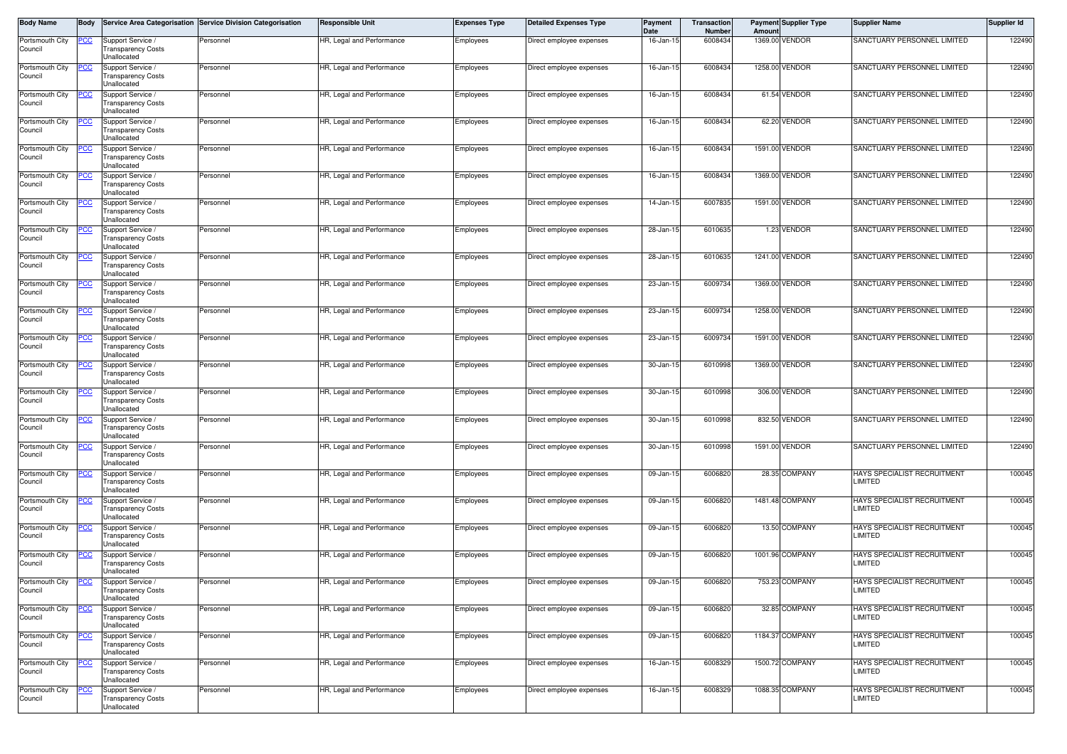| Body Name | Body | Service Area Categorisation | Service Division Categorisation | Responsible Unit | Expenses Type | Detailed Expenses Type | Payment Date | Transaction Number | Payment Amount | Supplier Type | Supplier Name | Supplier Id |
|---|---|---|---|---|---|---|---|---|---|---|---|---|
| Portsmouth City Council | PCC | Support Service / Transparency Costs Unallocated | Personnel | HR, Legal and Performance | Employees | Direct employee expenses | 16-Jan-15 | 6008434 | 1369.00 | VENDOR | SANCTUARY PERSONNEL LIMITED | 122490 |
| Portsmouth City Council | PCC | Support Service / Transparency Costs Unallocated | Personnel | HR, Legal and Performance | Employees | Direct employee expenses | 16-Jan-15 | 6008434 | 1258.00 | VENDOR | SANCTUARY PERSONNEL LIMITED | 122490 |
| Portsmouth City Council | PCC | Support Service / Transparency Costs Unallocated | Personnel | HR, Legal and Performance | Employees | Direct employee expenses | 16-Jan-15 | 6008434 | 61.54 | VENDOR | SANCTUARY PERSONNEL LIMITED | 122490 |
| Portsmouth City Council | PCC | Support Service / Transparency Costs Unallocated | Personnel | HR, Legal and Performance | Employees | Direct employee expenses | 16-Jan-15 | 6008434 | 62.20 | VENDOR | SANCTUARY PERSONNEL LIMITED | 122490 |
| Portsmouth City Council | PCC | Support Service / Transparency Costs Unallocated | Personnel | HR, Legal and Performance | Employees | Direct employee expenses | 16-Jan-15 | 6008434 | 1591.00 | VENDOR | SANCTUARY PERSONNEL LIMITED | 122490 |
| Portsmouth City Council | PCC | Support Service / Transparency Costs Unallocated | Personnel | HR, Legal and Performance | Employees | Direct employee expenses | 16-Jan-15 | 6008434 | 1369.00 | VENDOR | SANCTUARY PERSONNEL LIMITED | 122490 |
| Portsmouth City Council | PCC | Support Service / Transparency Costs Unallocated | Personnel | HR, Legal and Performance | Employees | Direct employee expenses | 14-Jan-15 | 6007835 | 1591.00 | VENDOR | SANCTUARY PERSONNEL LIMITED | 122490 |
| Portsmouth City Council | PCC | Support Service / Transparency Costs Unallocated | Personnel | HR, Legal and Performance | Employees | Direct employee expenses | 28-Jan-15 | 6010635 | 1.23 | VENDOR | SANCTUARY PERSONNEL LIMITED | 122490 |
| Portsmouth City Council | PCC | Support Service / Transparency Costs Unallocated | Personnel | HR, Legal and Performance | Employees | Direct employee expenses | 28-Jan-15 | 6010635 | 1241.00 | VENDOR | SANCTUARY PERSONNEL LIMITED | 122490 |
| Portsmouth City Council | PCC | Support Service / Transparency Costs Unallocated | Personnel | HR, Legal and Performance | Employees | Direct employee expenses | 23-Jan-15 | 6009734 | 1369.00 | VENDOR | SANCTUARY PERSONNEL LIMITED | 122490 |
| Portsmouth City Council | PCC | Support Service / Transparency Costs Unallocated | Personnel | HR, Legal and Performance | Employees | Direct employee expenses | 23-Jan-15 | 6009734 | 1258.00 | VENDOR | SANCTUARY PERSONNEL LIMITED | 122490 |
| Portsmouth City Council | PCC | Support Service / Transparency Costs Unallocated | Personnel | HR, Legal and Performance | Employees | Direct employee expenses | 23-Jan-15 | 6009734 | 1591.00 | VENDOR | SANCTUARY PERSONNEL LIMITED | 122490 |
| Portsmouth City Council | PCC | Support Service / Transparency Costs Unallocated | Personnel | HR, Legal and Performance | Employees | Direct employee expenses | 30-Jan-15 | 6010998 | 1369.00 | VENDOR | SANCTUARY PERSONNEL LIMITED | 122490 |
| Portsmouth City Council | PCC | Support Service / Transparency Costs Unallocated | Personnel | HR, Legal and Performance | Employees | Direct employee expenses | 30-Jan-15 | 6010998 | 306.00 | VENDOR | SANCTUARY PERSONNEL LIMITED | 122490 |
| Portsmouth City Council | PCC | Support Service / Transparency Costs Unallocated | Personnel | HR, Legal and Performance | Employees | Direct employee expenses | 30-Jan-15 | 6010998 | 832.50 | VENDOR | SANCTUARY PERSONNEL LIMITED | 122490 |
| Portsmouth City Council | PCC | Support Service / Transparency Costs Unallocated | Personnel | HR, Legal and Performance | Employees | Direct employee expenses | 30-Jan-15 | 6010998 | 1591.00 | VENDOR | SANCTUARY PERSONNEL LIMITED | 122490 |
| Portsmouth City Council | PCC | Support Service / Transparency Costs Unallocated | Personnel | HR, Legal and Performance | Employees | Direct employee expenses | 09-Jan-15 | 6006820 | 28.35 | COMPANY | HAYS SPECIALIST RECRUITMENT LIMITED | 100045 |
| Portsmouth City Council | PCC | Support Service / Transparency Costs Unallocated | Personnel | HR, Legal and Performance | Employees | Direct employee expenses | 09-Jan-15 | 6006820 | 1481.48 | COMPANY | HAYS SPECIALIST RECRUITMENT LIMITED | 100045 |
| Portsmouth City Council | PCC | Support Service / Transparency Costs Unallocated | Personnel | HR, Legal and Performance | Employees | Direct employee expenses | 09-Jan-15 | 6006820 | 13.50 | COMPANY | HAYS SPECIALIST RECRUITMENT LIMITED | 100045 |
| Portsmouth City Council | PCC | Support Service / Transparency Costs Unallocated | Personnel | HR, Legal and Performance | Employees | Direct employee expenses | 09-Jan-15 | 6006820 | 1001.96 | COMPANY | HAYS SPECIALIST RECRUITMENT LIMITED | 100045 |
| Portsmouth City Council | PCC | Support Service / Transparency Costs Unallocated | Personnel | HR, Legal and Performance | Employees | Direct employee expenses | 09-Jan-15 | 6006820 | 753.23 | COMPANY | HAYS SPECIALIST RECRUITMENT LIMITED | 100045 |
| Portsmouth City Council | PCC | Support Service / Transparency Costs Unallocated | Personnel | HR, Legal and Performance | Employees | Direct employee expenses | 09-Jan-15 | 6006820 | 32.85 | COMPANY | HAYS SPECIALIST RECRUITMENT LIMITED | 100045 |
| Portsmouth City Council | PCC | Support Service / Transparency Costs Unallocated | Personnel | HR, Legal and Performance | Employees | Direct employee expenses | 09-Jan-15 | 6006820 | 1184.37 | COMPANY | HAYS SPECIALIST RECRUITMENT LIMITED | 100045 |
| Portsmouth City Council | PCC | Support Service / Transparency Costs Unallocated | Personnel | HR, Legal and Performance | Employees | Direct employee expenses | 16-Jan-15 | 6008329 | 1500.72 | COMPANY | HAYS SPECIALIST RECRUITMENT LIMITED | 100045 |
| Portsmouth City Council | PCC | Support Service / Transparency Costs Unallocated | Personnel | HR, Legal and Performance | Employees | Direct employee expenses | 16-Jan-15 | 6008329 | 1088.35 | COMPANY | HAYS SPECIALIST RECRUITMENT LIMITED | 100045 |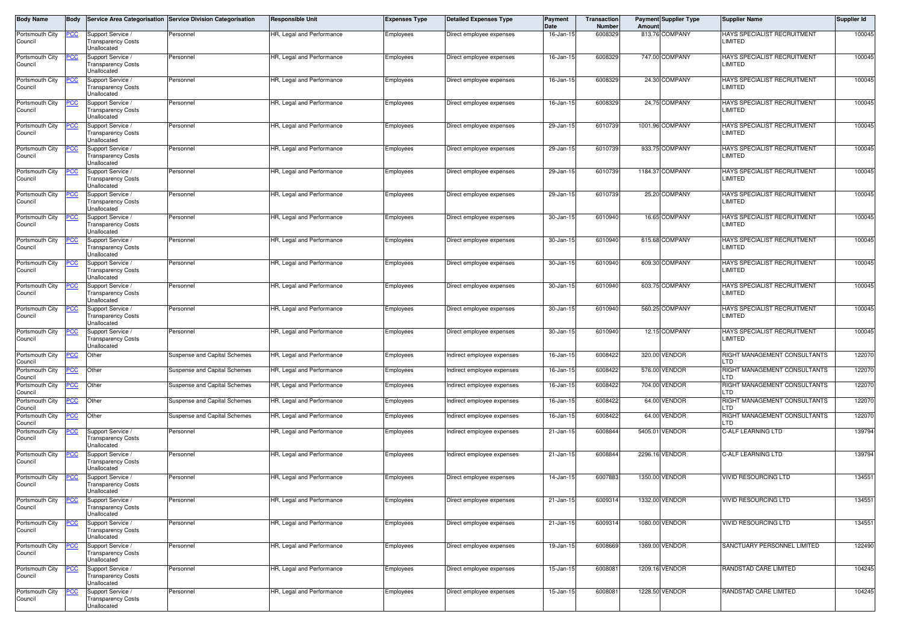| Body Name | Body | Service Area Categorisation | Service Division Categorisation | Responsible Unit | Expenses Type | Detailed Expenses Type | Payment Date | Transaction Number | Payment Amount | Supplier Type | Supplier Name | Supplier Id |
|---|---|---|---|---|---|---|---|---|---|---|---|---|
| Portsmouth City Council | PCC | Support Service / Transparency Costs Unallocated | Personnel | HR, Legal and Performance | Employees | Direct employee expenses | 16-Jan-15 | 6008329 | 813.76 | COMPANY | HAYS SPECIALIST RECRUITMENT LIMITED | 100045 |
| Portsmouth City Council | PCC | Support Service / Transparency Costs Unallocated | Personnel | HR, Legal and Performance | Employees | Direct employee expenses | 16-Jan-15 | 6008329 | 747.00 | COMPANY | HAYS SPECIALIST RECRUITMENT LIMITED | 100045 |
| Portsmouth City Council | PCC | Support Service / Transparency Costs Unallocated | Personnel | HR, Legal and Performance | Employees | Direct employee expenses | 16-Jan-15 | 6008329 | 24.30 | COMPANY | HAYS SPECIALIST RECRUITMENT LIMITED | 100045 |
| Portsmouth City Council | PCC | Support Service / Transparency Costs Unallocated | Personnel | HR, Legal and Performance | Employees | Direct employee expenses | 16-Jan-15 | 6008329 | 24.75 | COMPANY | HAYS SPECIALIST RECRUITMENT LIMITED | 100045 |
| Portsmouth City Council | PCC | Support Service / Transparency Costs Unallocated | Personnel | HR, Legal and Performance | Employees | Direct employee expenses | 29-Jan-15 | 6010739 | 1001.96 | COMPANY | HAYS SPECIALIST RECRUITMENT LIMITED | 100045 |
| Portsmouth City Council | PCC | Support Service / Transparency Costs Unallocated | Personnel | HR, Legal and Performance | Employees | Direct employee expenses | 29-Jan-15 | 6010739 | 933.75 | COMPANY | HAYS SPECIALIST RECRUITMENT LIMITED | 100045 |
| Portsmouth City Council | PCC | Support Service / Transparency Costs Unallocated | Personnel | HR, Legal and Performance | Employees | Direct employee expenses | 29-Jan-15 | 6010739 | 1184.37 | COMPANY | HAYS SPECIALIST RECRUITMENT LIMITED | 100045 |
| Portsmouth City Council | PCC | Support Service / Transparency Costs Unallocated | Personnel | HR, Legal and Performance | Employees | Direct employee expenses | 29-Jan-15 | 6010739 | 25.20 | COMPANY | HAYS SPECIALIST RECRUITMENT LIMITED | 100045 |
| Portsmouth City Council | PCC | Support Service / Transparency Costs Unallocated | Personnel | HR, Legal and Performance | Employees | Direct employee expenses | 30-Jan-15 | 6010940 | 16.65 | COMPANY | HAYS SPECIALIST RECRUITMENT LIMITED | 100045 |
| Portsmouth City Council | PCC | Support Service / Transparency Costs Unallocated | Personnel | HR, Legal and Performance | Employees | Direct employee expenses | 30-Jan-15 | 6010940 | 615.68 | COMPANY | HAYS SPECIALIST RECRUITMENT LIMITED | 100045 |
| Portsmouth City Council | PCC | Support Service / Transparency Costs Unallocated | Personnel | HR, Legal and Performance | Employees | Direct employee expenses | 30-Jan-15 | 6010940 | 609.30 | COMPANY | HAYS SPECIALIST RECRUITMENT LIMITED | 100045 |
| Portsmouth City Council | PCC | Support Service / Transparency Costs Unallocated | Personnel | HR, Legal and Performance | Employees | Direct employee expenses | 30-Jan-15 | 6010940 | 603.75 | COMPANY | HAYS SPECIALIST RECRUITMENT LIMITED | 100045 |
| Portsmouth City Council | PCC | Support Service / Transparency Costs Unallocated | Personnel | HR, Legal and Performance | Employees | Direct employee expenses | 30-Jan-15 | 6010940 | 560.25 | COMPANY | HAYS SPECIALIST RECRUITMENT LIMITED | 100045 |
| Portsmouth City Council | PCC | Support Service / Transparency Costs Unallocated | Personnel | HR, Legal and Performance | Employees | Direct employee expenses | 30-Jan-15 | 6010940 | 12.15 | COMPANY | HAYS SPECIALIST RECRUITMENT LIMITED | 100045 |
| Portsmouth City Council | PCC | Other | Suspense and Capital Schemes | HR, Legal and Performance | Employees | Indirect employee expenses | 16-Jan-15 | 6008422 | 320.00 | VENDOR | RIGHT MANAGEMENT CONSULTANTS LTD | 122070 |
| Portsmouth City Council | PCC | Other | Suspense and Capital Schemes | HR, Legal and Performance | Employees | Indirect employee expenses | 16-Jan-15 | 6008422 | 576.00 | VENDOR | RIGHT MANAGEMENT CONSULTANTS LTD | 122070 |
| Portsmouth City Council | PCC | Other | Suspense and Capital Schemes | HR, Legal and Performance | Employees | Indirect employee expenses | 16-Jan-15 | 6008422 | 704.00 | VENDOR | RIGHT MANAGEMENT CONSULTANTS LTD | 122070 |
| Portsmouth City Council | PCC | Other | Suspense and Capital Schemes | HR, Legal and Performance | Employees | Indirect employee expenses | 16-Jan-15 | 6008422 | 64.00 | VENDOR | RIGHT MANAGEMENT CONSULTANTS LTD | 122070 |
| Portsmouth City Council | PCC | Other | Suspense and Capital Schemes | HR, Legal and Performance | Employees | Indirect employee expenses | 16-Jan-15 | 6008422 | 64.00 | VENDOR | RIGHT MANAGEMENT CONSULTANTS LTD | 122070 |
| Portsmouth City Council | PCC | Support Service / Transparency Costs Unallocated | Personnel | HR, Legal and Performance | Employees | Indirect employee expenses | 21-Jan-15 | 6008844 | 5405.01 | VENDOR | C-ALF LEARNING LTD | 139794 |
| Portsmouth City Council | PCC | Support Service / Transparency Costs Unallocated | Personnel | HR, Legal and Performance | Employees | Indirect employee expenses | 21-Jan-15 | 6008844 | 2296.16 | VENDOR | C-ALF LEARNING LTD | 139794 |
| Portsmouth City Council | PCC | Support Service / Transparency Costs Unallocated | Personnel | HR, Legal and Performance | Employees | Direct employee expenses | 14-Jan-15 | 6007883 | 1350.00 | VENDOR | VIVID RESOURCING LTD | 134551 |
| Portsmouth City Council | PCC | Support Service / Transparency Costs Unallocated | Personnel | HR, Legal and Performance | Employees | Direct employee expenses | 21-Jan-15 | 6009314 | 1332.00 | VENDOR | VIVID RESOURCING LTD | 134551 |
| Portsmouth City Council | PCC | Support Service / Transparency Costs Unallocated | Personnel | HR, Legal and Performance | Employees | Direct employee expenses | 21-Jan-15 | 6009314 | 1080.00 | VENDOR | VIVID RESOURCING LTD | 134551 |
| Portsmouth City Council | PCC | Support Service / Transparency Costs Unallocated | Personnel | HR, Legal and Performance | Employees | Direct employee expenses | 19-Jan-15 | 6008669 | 1369.00 | VENDOR | SANCTUARY PERSONNEL LIMITED | 122490 |
| Portsmouth City Council | PCC | Support Service / Transparency Costs Unallocated | Personnel | HR, Legal and Performance | Employees | Direct employee expenses | 15-Jan-15 | 6008081 | 1209.16 | VENDOR | RANDSTAD CARE LIMITED | 104245 |
| Portsmouth City Council | PCC | Support Service / Transparency Costs Unallocated | Personnel | HR, Legal and Performance | Employees | Direct employee expenses | 15-Jan-15 | 6008081 | 1228.50 | VENDOR | RANDSTAD CARE LIMITED | 104245 |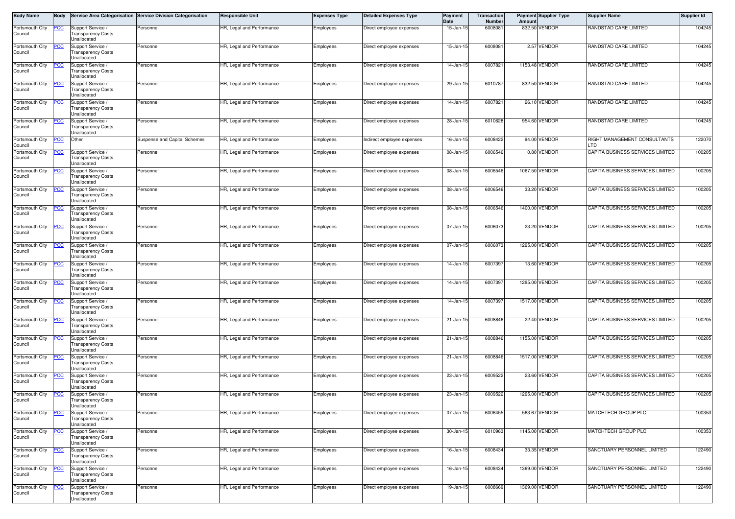| Body Name | Body | Service Area Categorisation | Service Division Categorisation | Responsible Unit | Expenses Type | Detailed Expenses Type | Payment Date | Transaction Number | Payment Amount | Supplier Type | Supplier Name | Supplier Id |
|---|---|---|---|---|---|---|---|---|---|---|---|---|
| Portsmouth City Council | PCC | Support Service / Transparency Costs Unallocated | Personnel | HR, Legal and Performance | Employees | Direct employee expenses | 15-Jan-15 | 6008081 | 832.50 | VENDOR | RANDSTAD CARE LIMITED | 104245 |
| Portsmouth City Council | PCC | Support Service / Transparency Costs Unallocated | Personnel | HR, Legal and Performance | Employees | Direct employee expenses | 15-Jan-15 | 6008081 | 2.57 | VENDOR | RANDSTAD CARE LIMITED | 104245 |
| Portsmouth City Council | PCC | Support Service / Transparency Costs Unallocated | Personnel | HR, Legal and Performance | Employees | Direct employee expenses | 14-Jan-15 | 6007821 | 1153.48 | VENDOR | RANDSTAD CARE LIMITED | 104245 |
| Portsmouth City Council | PCC | Support Service / Transparency Costs Unallocated | Personnel | HR, Legal and Performance | Employees | Direct employee expenses | 29-Jan-15 | 6010787 | 832.50 | VENDOR | RANDSTAD CARE LIMITED | 104245 |
| Portsmouth City Council | PCC | Support Service / Transparency Costs Unallocated | Personnel | HR, Legal and Performance | Employees | Direct employee expenses | 14-Jan-15 | 6007821 | 26.10 | VENDOR | RANDSTAD CARE LIMITED | 104245 |
| Portsmouth City Council | PCC | Support Service / Transparency Costs Unallocated | Personnel | HR, Legal and Performance | Employees | Direct employee expenses | 28-Jan-15 | 6010628 | 954.60 | VENDOR | RANDSTAD CARE LIMITED | 104245 |
| Portsmouth City Council | PCC | Other | Suspense and Capital Schemes | HR, Legal and Performance | Employees | Indirect employee expenses | 16-Jan-15 | 6008422 | 64.00 | VENDOR | RIGHT MANAGEMENT CONSULTANTS LTD | 122070 |
| Portsmouth City Council | PCC | Support Service / Transparency Costs Unallocated | Personnel | HR, Legal and Performance | Employees | Direct employee expenses | 08-Jan-15 | 6006546 | 0.80 | VENDOR | CAPITA BUSINESS SERVICES LIMITED | 100205 |
| Portsmouth City Council | PCC | Support Service / Transparency Costs Unallocated | Personnel | HR, Legal and Performance | Employees | Direct employee expenses | 08-Jan-15 | 6006546 | 1067.50 | VENDOR | CAPITA BUSINESS SERVICES LIMITED | 100205 |
| Portsmouth City Council | PCC | Support Service / Transparency Costs Unallocated | Personnel | HR, Legal and Performance | Employees | Direct employee expenses | 08-Jan-15 | 6006546 | 33.20 | VENDOR | CAPITA BUSINESS SERVICES LIMITED | 100205 |
| Portsmouth City Council | PCC | Support Service / Transparency Costs Unallocated | Personnel | HR, Legal and Performance | Employees | Direct employee expenses | 08-Jan-15 | 6006546 | 1400.00 | VENDOR | CAPITA BUSINESS SERVICES LIMITED | 100205 |
| Portsmouth City Council | PCC | Support Service / Transparency Costs Unallocated | Personnel | HR, Legal and Performance | Employees | Direct employee expenses | 07-Jan-15 | 6006073 | 23.20 | VENDOR | CAPITA BUSINESS SERVICES LIMITED | 100205 |
| Portsmouth City Council | PCC | Support Service / Transparency Costs Unallocated | Personnel | HR, Legal and Performance | Employees | Direct employee expenses | 07-Jan-15 | 6006073 | 1295.00 | VENDOR | CAPITA BUSINESS SERVICES LIMITED | 100205 |
| Portsmouth City Council | PCC | Support Service / Transparency Costs Unallocated | Personnel | HR, Legal and Performance | Employees | Direct employee expenses | 14-Jan-15 | 6007397 | 13.60 | VENDOR | CAPITA BUSINESS SERVICES LIMITED | 100205 |
| Portsmouth City Council | PCC | Support Service / Transparency Costs Unallocated | Personnel | HR, Legal and Performance | Employees | Direct employee expenses | 14-Jan-15 | 6007397 | 1295.00 | VENDOR | CAPITA BUSINESS SERVICES LIMITED | 100205 |
| Portsmouth City Council | PCC | Support Service / Transparency Costs Unallocated | Personnel | HR, Legal and Performance | Employees | Direct employee expenses | 14-Jan-15 | 6007397 | 1517.00 | VENDOR | CAPITA BUSINESS SERVICES LIMITED | 100205 |
| Portsmouth City Council | PCC | Support Service / Transparency Costs Unallocated | Personnel | HR, Legal and Performance | Employees | Direct employee expenses | 21-Jan-15 | 6008846 | 22.40 | VENDOR | CAPITA BUSINESS SERVICES LIMITED | 100205 |
| Portsmouth City Council | PCC | Support Service / Transparency Costs Unallocated | Personnel | HR, Legal and Performance | Employees | Direct employee expenses | 21-Jan-15 | 6008846 | 1155.00 | VENDOR | CAPITA BUSINESS SERVICES LIMITED | 100205 |
| Portsmouth City Council | PCC | Support Service / Transparency Costs Unallocated | Personnel | HR, Legal and Performance | Employees | Direct employee expenses | 21-Jan-15 | 6008846 | 1517.00 | VENDOR | CAPITA BUSINESS SERVICES LIMITED | 100205 |
| Portsmouth City Council | PCC | Support Service / Transparency Costs Unallocated | Personnel | HR, Legal and Performance | Employees | Direct employee expenses | 23-Jan-15 | 6009522 | 23.60 | VENDOR | CAPITA BUSINESS SERVICES LIMITED | 100205 |
| Portsmouth City Council | PCC | Support Service / Transparency Costs Unallocated | Personnel | HR, Legal and Performance | Employees | Direct employee expenses | 23-Jan-15 | 6009522 | 1295.00 | VENDOR | CAPITA BUSINESS SERVICES LIMITED | 100205 |
| Portsmouth City Council | PCC | Support Service / Transparency Costs Unallocated | Personnel | HR, Legal and Performance | Employees | Direct employee expenses | 07-Jan-15 | 6006455 | 563.67 | VENDOR | MATCHTECH GROUP PLC | 100353 |
| Portsmouth City Council | PCC | Support Service / Transparency Costs Unallocated | Personnel | HR, Legal and Performance | Employees | Direct employee expenses | 30-Jan-15 | 6010963 | 1145.00 | VENDOR | MATCHTECH GROUP PLC | 100353 |
| Portsmouth City Council | PCC | Support Service / Transparency Costs Unallocated | Personnel | HR, Legal and Performance | Employees | Direct employee expenses | 16-Jan-15 | 6008434 | 33.35 | VENDOR | SANCTUARY PERSONNEL LIMITED | 122490 |
| Portsmouth City Council | PCC | Support Service / Transparency Costs Unallocated | Personnel | HR, Legal and Performance | Employees | Direct employee expenses | 16-Jan-15 | 6008434 | 1369.00 | VENDOR | SANCTUARY PERSONNEL LIMITED | 122490 |
| Portsmouth City Council | PCC | Support Service / Transparency Costs Unallocated | Personnel | HR, Legal and Performance | Employees | Direct employee expenses | 19-Jan-15 | 6008669 | 1369.00 | VENDOR | SANCTUARY PERSONNEL LIMITED | 122490 |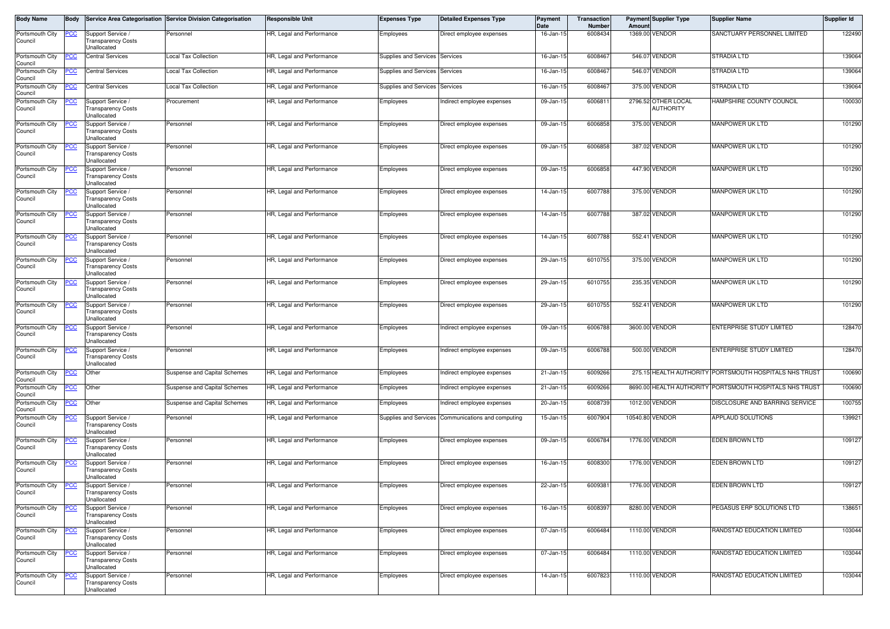| Body Name | Body | Service Area Categorisation | Service Division Categorisation | Responsible Unit | Expenses Type | Detailed Expenses Type | Payment Date | Transaction Number | Payment Amount | Supplier Type | Supplier Name | Supplier Id |
|---|---|---|---|---|---|---|---|---|---|---|---|---|
| Portsmouth City Council | PCC | Support Service / Transparency Costs Unallocated | Personnel | HR, Legal and Performance | Employees | Direct employee expenses | 16-Jan-15 | 6008434 | 1369.00 | VENDOR | SANCTUARY PERSONNEL LIMITED | 122490 |
| Portsmouth City Council | PCC | Central Services | Local Tax Collection | HR, Legal and Performance | Supplies and Services | Services | 16-Jan-15 | 6008467 | 546.07 | VENDOR | STRADIA LTD | 139064 |
| Portsmouth City Council | PCC | Central Services | Local Tax Collection | HR, Legal and Performance | Supplies and Services | Services | 16-Jan-15 | 6008467 | 546.07 | VENDOR | STRADIA LTD | 139064 |
| Portsmouth City Council | PCC | Central Services | Local Tax Collection | HR, Legal and Performance | Supplies and Services | Services | 16-Jan-15 | 6008467 | 375.00 | VENDOR | STRADIA LTD | 139064 |
| Portsmouth City Council | PCC | Support Service / Transparency Costs Unallocated | Procurement | HR, Legal and Performance | Employees | Indirect employee expenses | 09-Jan-15 | 6006811 | 2796.52 | OTHER LOCAL AUTHORITY | HAMPSHIRE COUNTY COUNCIL | 100030 |
| Portsmouth City Council | PCC | Support Service / Transparency Costs Unallocated | Personnel | HR, Legal and Performance | Employees | Direct employee expenses | 09-Jan-15 | 6006858 | 375.00 | VENDOR | MANPOWER UK LTD | 101290 |
| Portsmouth City Council | PCC | Support Service / Transparency Costs Unallocated | Personnel | HR, Legal and Performance | Employees | Direct employee expenses | 09-Jan-15 | 6006858 | 387.02 | VENDOR | MANPOWER UK LTD | 101290 |
| Portsmouth City Council | PCC | Support Service / Transparency Costs Unallocated | Personnel | HR, Legal and Performance | Employees | Direct employee expenses | 09-Jan-15 | 6006858 | 447.90 | VENDOR | MANPOWER UK LTD | 101290 |
| Portsmouth City Council | PCC | Support Service / Transparency Costs Unallocated | Personnel | HR, Legal and Performance | Employees | Direct employee expenses | 14-Jan-15 | 6007788 | 375.00 | VENDOR | MANPOWER UK LTD | 101290 |
| Portsmouth City Council | PCC | Support Service / Transparency Costs Unallocated | Personnel | HR, Legal and Performance | Employees | Direct employee expenses | 14-Jan-15 | 6007788 | 387.02 | VENDOR | MANPOWER UK LTD | 101290 |
| Portsmouth City Council | PCC | Support Service / Transparency Costs Unallocated | Personnel | HR, Legal and Performance | Employees | Direct employee expenses | 14-Jan-15 | 6007788 | 552.41 | VENDOR | MANPOWER UK LTD | 101290 |
| Portsmouth City Council | PCC | Support Service / Transparency Costs Unallocated | Personnel | HR, Legal and Performance | Employees | Direct employee expenses | 29-Jan-15 | 6010755 | 375.00 | VENDOR | MANPOWER UK LTD | 101290 |
| Portsmouth City Council | PCC | Support Service / Transparency Costs Unallocated | Personnel | HR, Legal and Performance | Employees | Direct employee expenses | 29-Jan-15 | 6010755 | 235.35 | VENDOR | MANPOWER UK LTD | 101290 |
| Portsmouth City Council | PCC | Support Service / Transparency Costs Unallocated | Personnel | HR, Legal and Performance | Employees | Direct employee expenses | 29-Jan-15 | 6010755 | 552.41 | VENDOR | MANPOWER UK LTD | 101290 |
| Portsmouth City Council | PCC | Support Service / Transparency Costs Unallocated | Personnel | HR, Legal and Performance | Employees | Indirect employee expenses | 09-Jan-15 | 6006788 | 3600.00 | VENDOR | ENTERPRISE STUDY LIMITED | 128470 |
| Portsmouth City Council | PCC | Support Service / Transparency Costs Unallocated | Personnel | HR, Legal and Performance | Employees | Indirect employee expenses | 09-Jan-15 | 6006788 | 500.00 | VENDOR | ENTERPRISE STUDY LIMITED | 128470 |
| Portsmouth City Council | PCC | Other | Suspense and Capital Schemes | HR, Legal and Performance | Employees | Indirect employee expenses | 21-Jan-15 | 6009266 | 275.15 | HEALTH AUTHORITY | PORTSMOUTH HOSPITALS NHS TRUST | 100690 |
| Portsmouth City Council | PCC | Other | Suspense and Capital Schemes | HR, Legal and Performance | Employees | Indirect employee expenses | 21-Jan-15 | 6009266 | 8690.00 | HEALTH AUTHORITY | PORTSMOUTH HOSPITALS NHS TRUST | 100690 |
| Portsmouth City Council | PCC | Other | Suspense and Capital Schemes | HR, Legal and Performance | Employees | Indirect employee expenses | 20-Jan-15 | 6008739 | 1012.00 | VENDOR | DISCLOSURE AND BARRING SERVICE | 100755 |
| Portsmouth City Council | PCC | Support Service / Transparency Costs Unallocated | Personnel | HR, Legal and Performance | Supplies and Services | Communications and computing | 15-Jan-15 | 6007904 | 10540.80 | VENDOR | APPLAUD SOLUTIONS | 139921 |
| Portsmouth City Council | PCC | Support Service / Transparency Costs Unallocated | Personnel | HR, Legal and Performance | Employees | Direct employee expenses | 09-Jan-15 | 6006784 | 1776.00 | VENDOR | EDEN BROWN LTD | 109127 |
| Portsmouth City Council | PCC | Support Service / Transparency Costs Unallocated | Personnel | HR, Legal and Performance | Employees | Direct employee expenses | 16-Jan-15 | 6008300 | 1776.00 | VENDOR | EDEN BROWN LTD | 109127 |
| Portsmouth City Council | PCC | Support Service / Transparency Costs Unallocated | Personnel | HR, Legal and Performance | Employees | Direct employee expenses | 22-Jan-15 | 6009381 | 1776.00 | VENDOR | EDEN BROWN LTD | 109127 |
| Portsmouth City Council | PCC | Support Service / Transparency Costs Unallocated | Personnel | HR, Legal and Performance | Employees | Direct employee expenses | 16-Jan-15 | 6008397 | 8280.00 | VENDOR | PEGASUS ERP SOLUTIONS LTD | 138651 |
| Portsmouth City Council | PCC | Support Service / Transparency Costs Unallocated | Personnel | HR, Legal and Performance | Employees | Direct employee expenses | 07-Jan-15 | 6006484 | 1110.00 | VENDOR | RANDSTAD EDUCATION LIMITED | 103044 |
| Portsmouth City Council | PCC | Support Service / Transparency Costs Unallocated | Personnel | HR, Legal and Performance | Employees | Direct employee expenses | 07-Jan-15 | 6006484 | 1110.00 | VENDOR | RANDSTAD EDUCATION LIMITED | 103044 |
| Portsmouth City Council | PCC | Support Service / Transparency Costs Unallocated | Personnel | HR, Legal and Performance | Employees | Direct employee expenses | 14-Jan-15 | 6007823 | 1110.00 | VENDOR | RANDSTAD EDUCATION LIMITED | 103044 |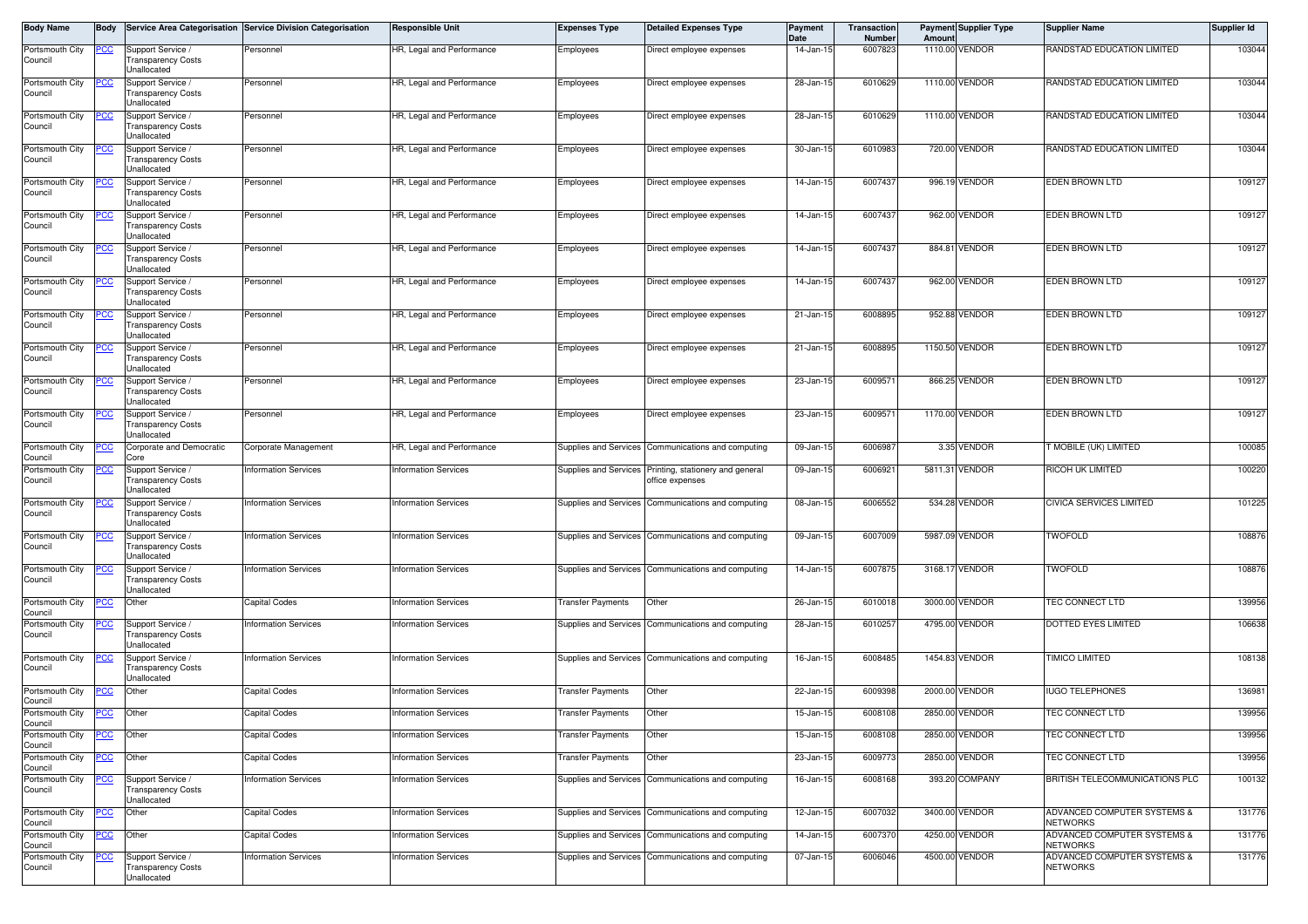| Body Name | Body | Service Area Categorisation | Service Division Categorisation | Responsible Unit | Expenses Type | Detailed Expenses Type | Payment Date | Transaction Number | Payment Amount | Supplier Type | Supplier Name | Supplier Id |
|---|---|---|---|---|---|---|---|---|---|---|---|---|
| Portsmouth City Council | PCC | Support Service / Transparency Costs Unallocated | Personnel | HR, Legal and Performance | Employees | Direct employee expenses | 14-Jan-15 | 6007823 | 1110.00 | VENDOR | RANDSTAD EDUCATION LIMITED | 103044 |
| Portsmouth City Council | PCC | Support Service / Transparency Costs Unallocated | Personnel | HR, Legal and Performance | Employees | Direct employee expenses | 28-Jan-15 | 6010629 | 1110.00 | VENDOR | RANDSTAD EDUCATION LIMITED | 103044 |
| Portsmouth City Council | PCC | Support Service / Transparency Costs Unallocated | Personnel | HR, Legal and Performance | Employees | Direct employee expenses | 28-Jan-15 | 6010629 | 1110.00 | VENDOR | RANDSTAD EDUCATION LIMITED | 103044 |
| Portsmouth City Council | PCC | Support Service / Transparency Costs Unallocated | Personnel | HR, Legal and Performance | Employees | Direct employee expenses | 30-Jan-15 | 6010983 | 720.00 | VENDOR | RANDSTAD EDUCATION LIMITED | 103044 |
| Portsmouth City Council | PCC | Support Service / Transparency Costs Unallocated | Personnel | HR, Legal and Performance | Employees | Direct employee expenses | 14-Jan-15 | 6007437 | 996.19 | VENDOR | EDEN BROWN LTD | 109127 |
| Portsmouth City Council | PCC | Support Service / Transparency Costs Unallocated | Personnel | HR, Legal and Performance | Employees | Direct employee expenses | 14-Jan-15 | 6007437 | 962.00 | VENDOR | EDEN BROWN LTD | 109127 |
| Portsmouth City Council | PCC | Support Service / Transparency Costs Unallocated | Personnel | HR, Legal and Performance | Employees | Direct employee expenses | 14-Jan-15 | 6007437 | 884.81 | VENDOR | EDEN BROWN LTD | 109127 |
| Portsmouth City Council | PCC | Support Service / Transparency Costs Unallocated | Personnel | HR, Legal and Performance | Employees | Direct employee expenses | 14-Jan-15 | 6007437 | 962.00 | VENDOR | EDEN BROWN LTD | 109127 |
| Portsmouth City Council | PCC | Support Service / Transparency Costs Unallocated | Personnel | HR, Legal and Performance | Employees | Direct employee expenses | 21-Jan-15 | 6008895 | 952.88 | VENDOR | EDEN BROWN LTD | 109127 |
| Portsmouth City Council | PCC | Support Service / Transparency Costs Unallocated | Personnel | HR, Legal and Performance | Employees | Direct employee expenses | 21-Jan-15 | 6008895 | 1150.50 | VENDOR | EDEN BROWN LTD | 109127 |
| Portsmouth City Council | PCC | Support Service / Transparency Costs Unallocated | Personnel | HR, Legal and Performance | Employees | Direct employee expenses | 23-Jan-15 | 6009571 | 866.25 | VENDOR | EDEN BROWN LTD | 109127 |
| Portsmouth City Council | PCC | Support Service / Transparency Costs Unallocated | Personnel | HR, Legal and Performance | Employees | Direct employee expenses | 23-Jan-15 | 6009571 | 1170.00 | VENDOR | EDEN BROWN LTD | 109127 |
| Portsmouth City Council | PCC | Corporate and Democratic Core | Corporate Management | HR, Legal and Performance | Supplies and Services | Communications and computing | 09-Jan-15 | 6006987 | 3.35 | VENDOR | T MOBILE (UK) LIMITED | 100085 |
| Portsmouth City Council | PCC | Support Service / Transparency Costs Unallocated | Information Services | Information Services | Supplies and Services | Printing, stationery and general office expenses | 09-Jan-15 | 6006921 | 5811.31 | VENDOR | RICOH UK LIMITED | 100220 |
| Portsmouth City Council | PCC | Support Service / Transparency Costs Unallocated | Information Services | Information Services | Supplies and Services | Communications and computing | 08-Jan-15 | 6006552 | 534.28 | VENDOR | CIVICA SERVICES LIMITED | 101225 |
| Portsmouth City Council | PCC | Support Service / Transparency Costs Unallocated | Information Services | Information Services | Supplies and Services | Communications and computing | 09-Jan-15 | 6007009 | 5987.09 | VENDOR | TWOFOLD | 108876 |
| Portsmouth City Council | PCC | Support Service / Transparency Costs Unallocated | Information Services | Information Services | Supplies and Services | Communications and computing | 14-Jan-15 | 6007875 | 3168.17 | VENDOR | TWOFOLD | 108876 |
| Portsmouth City Council | PCC | Other | Capital Codes | Information Services | Transfer Payments | Other | 26-Jan-15 | 6010018 | 3000.00 | VENDOR | TEC CONNECT LTD | 139956 |
| Portsmouth City Council | PCC | Support Service / Transparency Costs Unallocated | Information Services | Information Services | Supplies and Services | Communications and computing | 28-Jan-15 | 6010257 | 4795.00 | VENDOR | DOTTED EYES LIMITED | 106638 |
| Portsmouth City Council | PCC | Support Service / Transparency Costs Unallocated | Information Services | Information Services | Supplies and Services | Communications and computing | 16-Jan-15 | 6008485 | 1454.83 | VENDOR | TIMICO LIMITED | 108138 |
| Portsmouth City Council | PCC | Other | Capital Codes | Information Services | Transfer Payments | Other | 22-Jan-15 | 6009398 | 2000.00 | VENDOR | IUGO TELEPHONES | 136981 |
| Portsmouth City Council | PCC | Other | Capital Codes | Information Services | Transfer Payments | Other | 15-Jan-15 | 6008108 | 2850.00 | VENDOR | TEC CONNECT LTD | 139956 |
| Portsmouth City Council | PCC | Other | Capital Codes | Information Services | Transfer Payments | Other | 15-Jan-15 | 6008108 | 2850.00 | VENDOR | TEC CONNECT LTD | 139956 |
| Portsmouth City Council | PCC | Other | Capital Codes | Information Services | Transfer Payments | Other | 23-Jan-15 | 6009773 | 2850.00 | VENDOR | TEC CONNECT LTD | 139956 |
| Portsmouth City Council | PCC | Support Service / Transparency Costs Unallocated | Information Services | Information Services | Supplies and Services | Communications and computing | 16-Jan-15 | 6008168 | 393.20 | COMPANY | BRITISH TELECOMMUNICATIONS PLC | 100132 |
| Portsmouth City Council | PCC | Other | Capital Codes | Information Services | Supplies and Services | Communications and computing | 12-Jan-15 | 6007032 | 3400.00 | VENDOR | ADVANCED COMPUTER SYSTEMS & NETWORKS | 131776 |
| Portsmouth City Council | PCC | Other | Capital Codes | Information Services | Supplies and Services | Communications and computing | 14-Jan-15 | 6007370 | 4250.00 | VENDOR | ADVANCED COMPUTER SYSTEMS & NETWORKS | 131776 |
| Portsmouth City Council | PCC | Support Service / Transparency Costs Unallocated | Information Services | Information Services | Supplies and Services | Communications and computing | 07-Jan-15 | 6006046 | 4500.00 | VENDOR | ADVANCED COMPUTER SYSTEMS & NETWORKS | 131776 |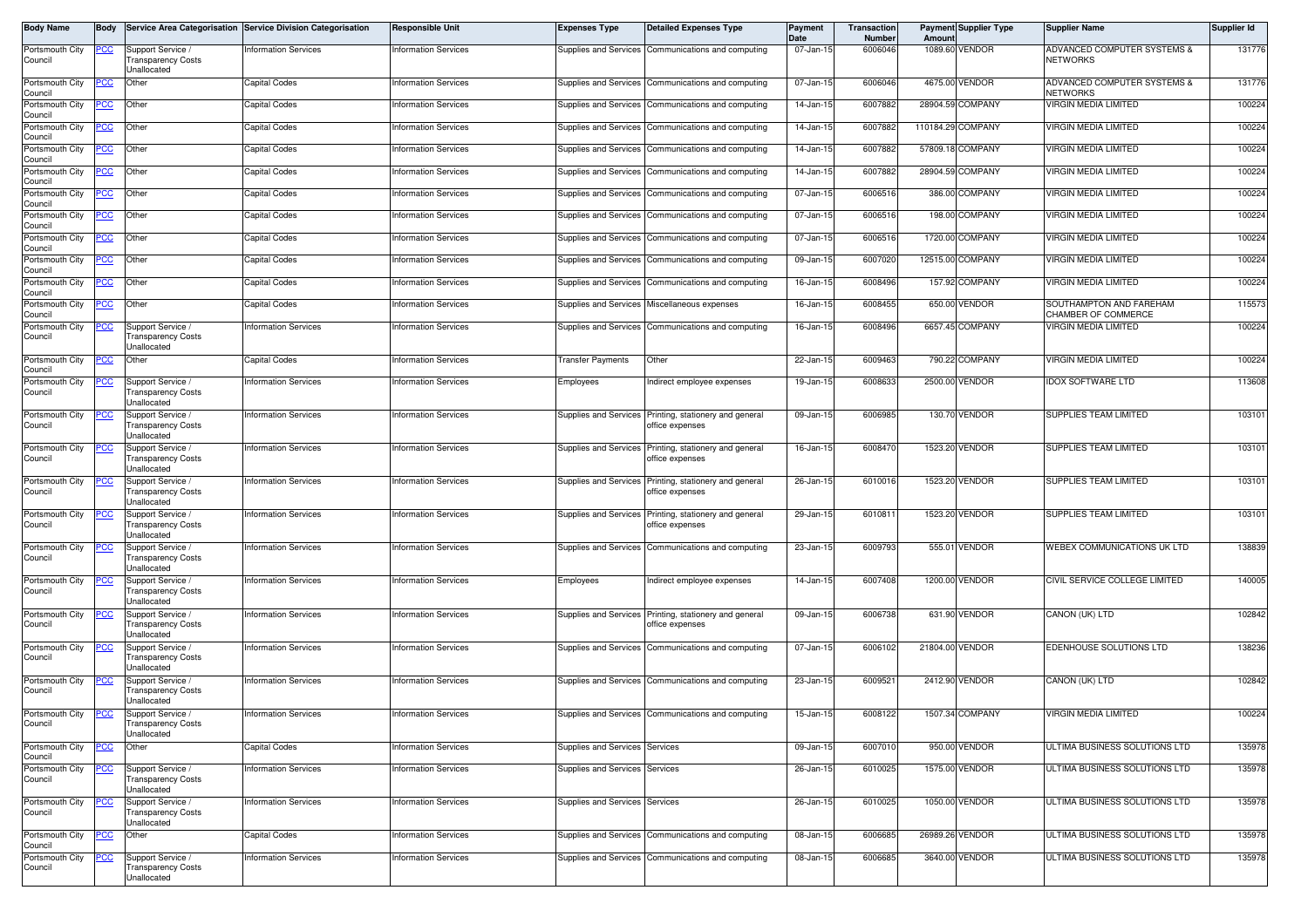| Body Name | Body | Service Area Categorisation | Service Division Categorisation | Responsible Unit | Expenses Type | Detailed Expenses Type | Payment Date | Transaction Number | Payment Amount | Supplier Type | Supplier Name | Supplier Id |
|---|---|---|---|---|---|---|---|---|---|---|---|---|
| Portsmouth City Council | PCC | Support Service / Transparency Costs Unallocated | Information Services | Information Services | Supplies and Services | Communications and computing | 07-Jan-15 | 6006046 | 1089.60 | VENDOR | ADVANCED COMPUTER SYSTEMS & NETWORKS | 131776 |
| Portsmouth City Council | PCC | Other | Capital Codes | Information Services | Supplies and Services | Communications and computing | 07-Jan-15 | 6006046 | 4675.00 | VENDOR | ADVANCED COMPUTER SYSTEMS & NETWORKS | 131776 |
| Portsmouth City Council | PCC | Other | Capital Codes | Information Services | Supplies and Services | Communications and computing | 14-Jan-15 | 6007882 | 28904.59 | COMPANY | VIRGIN MEDIA LIMITED | 100224 |
| Portsmouth City Council | PCC | Other | Capital Codes | Information Services | Supplies and Services | Communications and computing | 14-Jan-15 | 6007882 | 110184.29 | COMPANY | VIRGIN MEDIA LIMITED | 100224 |
| Portsmouth City Council | PCC | Other | Capital Codes | Information Services | Supplies and Services | Communications and computing | 14-Jan-15 | 6007882 | 57809.18 | COMPANY | VIRGIN MEDIA LIMITED | 100224 |
| Portsmouth City Council | PCC | Other | Capital Codes | Information Services | Supplies and Services | Communications and computing | 14-Jan-15 | 6007882 | 28904.59 | COMPANY | VIRGIN MEDIA LIMITED | 100224 |
| Portsmouth City Council | PCC | Other | Capital Codes | Information Services | Supplies and Services | Communications and computing | 07-Jan-15 | 6006516 | 386.00 | COMPANY | VIRGIN MEDIA LIMITED | 100224 |
| Portsmouth City Council | PCC | Other | Capital Codes | Information Services | Supplies and Services | Communications and computing | 07-Jan-15 | 6006516 | 198.00 | COMPANY | VIRGIN MEDIA LIMITED | 100224 |
| Portsmouth City Council | PCC | Other | Capital Codes | Information Services | Supplies and Services | Communications and computing | 07-Jan-15 | 6006516 | 1720.00 | COMPANY | VIRGIN MEDIA LIMITED | 100224 |
| Portsmouth City Council | PCC | Other | Capital Codes | Information Services | Supplies and Services | Communications and computing | 09-Jan-15 | 6007020 | 12515.00 | COMPANY | VIRGIN MEDIA LIMITED | 100224 |
| Portsmouth City Council | PCC | Other | Capital Codes | Information Services | Supplies and Services | Communications and computing | 16-Jan-15 | 6008496 | 157.92 | COMPANY | VIRGIN MEDIA LIMITED | 100224 |
| Portsmouth City Council | PCC | Other | Capital Codes | Information Services | Supplies and Services | Miscellaneous expenses | 16-Jan-15 | 6008455 | 650.00 | VENDOR | SOUTHAMPTON AND FAREHAM CHAMBER OF COMMERCE | 115573 |
| Portsmouth City Council | PCC | Support Service / Transparency Costs Unallocated | Information Services | Information Services | Supplies and Services | Communications and computing | 16-Jan-15 | 6008496 | 6657.45 | COMPANY | VIRGIN MEDIA LIMITED | 100224 |
| Portsmouth City Council | PCC | Other | Capital Codes | Information Services | Transfer Payments | Other | 22-Jan-15 | 6009463 | 790.22 | COMPANY | VIRGIN MEDIA LIMITED | 100224 |
| Portsmouth City Council | PCC | Support Service / Transparency Costs Unallocated | Information Services | Information Services | Employees | Indirect employee expenses | 19-Jan-15 | 6008633 | 2500.00 | VENDOR | IDOX SOFTWARE LTD | 113608 |
| Portsmouth City Council | PCC | Support Service / Transparency Costs Unallocated | Information Services | Information Services | Supplies and Services | Printing, stationery and general office expenses | 09-Jan-15 | 6006985 | 130.70 | VENDOR | SUPPLIES TEAM LIMITED | 103101 |
| Portsmouth City Council | PCC | Support Service / Transparency Costs Unallocated | Information Services | Information Services | Supplies and Services | Printing, stationery and general office expenses | 16-Jan-15 | 6008470 | 1523.20 | VENDOR | SUPPLIES TEAM LIMITED | 103101 |
| Portsmouth City Council | PCC | Support Service / Transparency Costs Unallocated | Information Services | Information Services | Supplies and Services | Printing, stationery and general office expenses | 26-Jan-15 | 6010016 | 1523.20 | VENDOR | SUPPLIES TEAM LIMITED | 103101 |
| Portsmouth City Council | PCC | Support Service / Transparency Costs Unallocated | Information Services | Information Services | Supplies and Services | Printing, stationery and general office expenses | 29-Jan-15 | 6010811 | 1523.20 | VENDOR | SUPPLIES TEAM LIMITED | 103101 |
| Portsmouth City Council | PCC | Support Service / Transparency Costs Unallocated | Information Services | Information Services | Supplies and Services | Communications and computing | 23-Jan-15 | 6009793 | 555.01 | VENDOR | WEBEX COMMUNICATIONS UK LTD | 138839 |
| Portsmouth City Council | PCC | Support Service / Transparency Costs Unallocated | Information Services | Information Services | Employees | Indirect employee expenses | 14-Jan-15 | 6007408 | 1200.00 | VENDOR | CIVIL SERVICE COLLEGE LIMITED | 140005 |
| Portsmouth City Council | PCC | Support Service / Transparency Costs Unallocated | Information Services | Information Services | Supplies and Services | Printing, stationery and general office expenses | 09-Jan-15 | 6006738 | 631.90 | VENDOR | CANON (UK) LTD | 102842 |
| Portsmouth City Council | PCC | Support Service / Transparency Costs Unallocated | Information Services | Information Services | Supplies and Services | Communications and computing | 07-Jan-15 | 6006102 | 21804.00 | VENDOR | EDENHOUSE SOLUTIONS LTD | 138236 |
| Portsmouth City Council | PCC | Support Service / Transparency Costs Unallocated | Information Services | Information Services | Supplies and Services | Communications and computing | 23-Jan-15 | 6009521 | 2412.90 | VENDOR | CANON (UK) LTD | 102842 |
| Portsmouth City Council | PCC | Support Service / Transparency Costs Unallocated | Information Services | Information Services | Supplies and Services | Communications and computing | 15-Jan-15 | 6008122 | 1507.34 | COMPANY | VIRGIN MEDIA LIMITED | 100224 |
| Portsmouth City Council | PCC | Other | Capital Codes | Information Services | Supplies and Services | Services | 09-Jan-15 | 6007010 | 950.00 | VENDOR | ULTIMA BUSINESS SOLUTIONS LTD | 135978 |
| Portsmouth City Council | PCC | Support Service / Transparency Costs Unallocated | Information Services | Information Services | Supplies and Services | Services | 26-Jan-15 | 6010025 | 1575.00 | VENDOR | ULTIMA BUSINESS SOLUTIONS LTD | 135978 |
| Portsmouth City Council | PCC | Support Service / Transparency Costs Unallocated | Information Services | Information Services | Supplies and Services | Services | 26-Jan-15 | 6010025 | 1050.00 | VENDOR | ULTIMA BUSINESS SOLUTIONS LTD | 135978 |
| Portsmouth City Council | PCC | Other | Capital Codes | Information Services | Supplies and Services | Communications and computing | 08-Jan-15 | 6006685 | 26989.26 | VENDOR | ULTIMA BUSINESS SOLUTIONS LTD | 135978 |
| Portsmouth City Council | PCC | Support Service / Transparency Costs Unallocated | Information Services | Information Services | Supplies and Services | Communications and computing | 08-Jan-15 | 6006685 | 3640.00 | VENDOR | ULTIMA BUSINESS SOLUTIONS LTD | 135978 |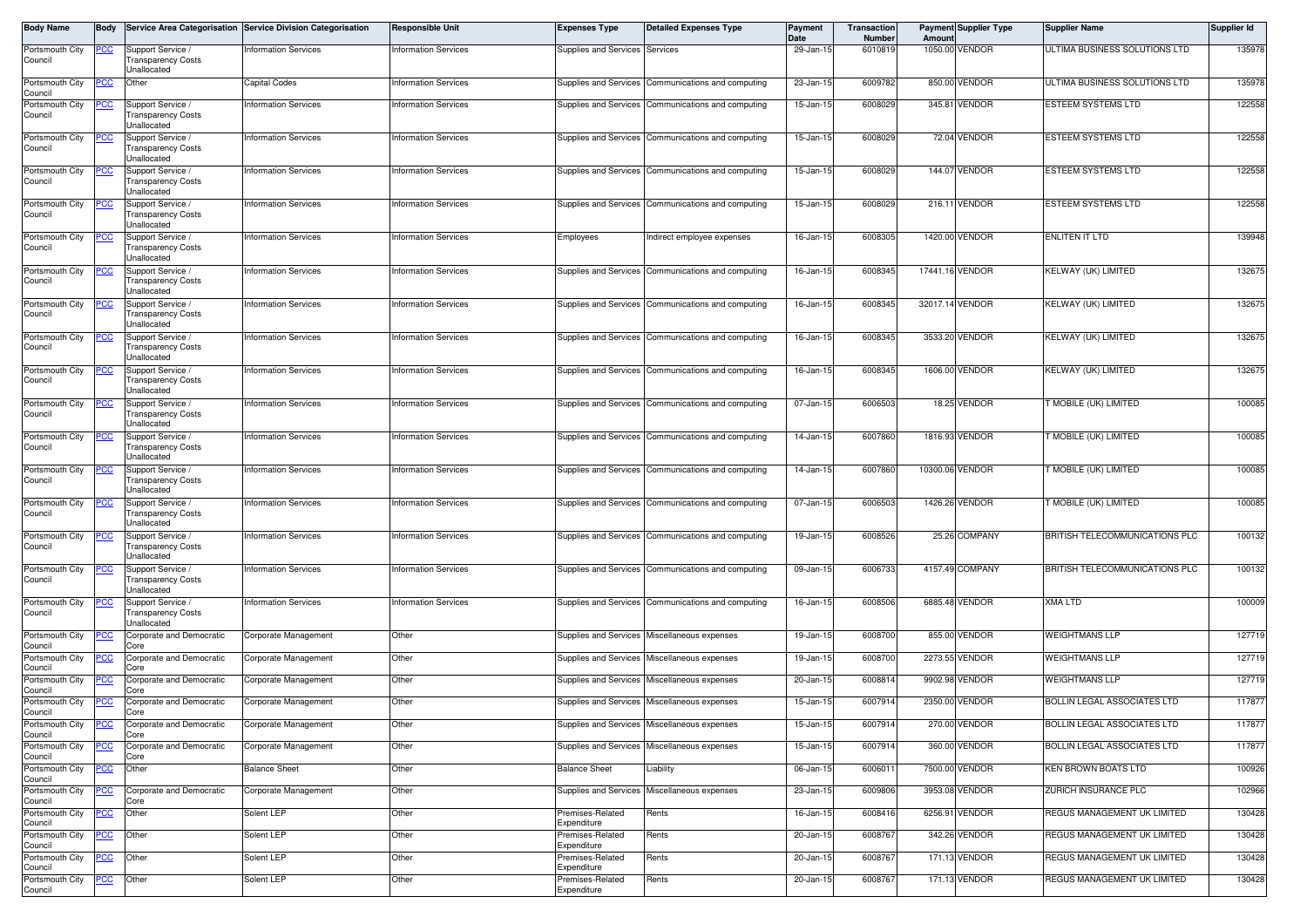| Body Name | Body | Service Area Categorisation | Service Division Categorisation | Responsible Unit | Expenses Type | Detailed Expenses Type | Payment Date | Transaction Number | Payment Amount | Supplier Type | Supplier Name | Supplier Id |
|---|---|---|---|---|---|---|---|---|---|---|---|---|
| Portsmouth City Council | PCC | Support Service / Transparency Costs Unallocated | Information Services | Information Services | Supplies and Services | Services | 29-Jan-15 | 6010819 | 1050.00 | VENDOR | ULTIMA BUSINESS SOLUTIONS LTD | 135978 |
| Portsmouth City Council | PCC | Other | Capital Codes | Information Services | Supplies and Services | Communications and computing | 23-Jan-15 | 6009782 | 850.00 | VENDOR | ULTIMA BUSINESS SOLUTIONS LTD | 135978 |
| Portsmouth City Council | PCC | Support Service / Transparency Costs Unallocated | Information Services | Information Services | Supplies and Services | Communications and computing | 15-Jan-15 | 6008029 | 345.81 | VENDOR | ESTEEM SYSTEMS LTD | 122558 |
| Portsmouth City Council | PCC | Support Service / Transparency Costs Unallocated | Information Services | Information Services | Supplies and Services | Communications and computing | 15-Jan-15 | 6008029 | 72.04 | VENDOR | ESTEEM SYSTEMS LTD | 122558 |
| Portsmouth City Council | PCC | Support Service / Transparency Costs Unallocated | Information Services | Information Services | Supplies and Services | Communications and computing | 15-Jan-15 | 6008029 | 144.07 | VENDOR | ESTEEM SYSTEMS LTD | 122558 |
| Portsmouth City Council | PCC | Support Service / Transparency Costs Unallocated | Information Services | Information Services | Supplies and Services | Communications and computing | 15-Jan-15 | 6008029 | 216.11 | VENDOR | ESTEEM SYSTEMS LTD | 122558 |
| Portsmouth City Council | PCC | Support Service / Transparency Costs Unallocated | Information Services | Information Services | Employees | Indirect employee expenses | 16-Jan-15 | 6008305 | 1420.00 | VENDOR | ENLITEN IT LTD | 139948 |
| Portsmouth City Council | PCC | Support Service / Transparency Costs Unallocated | Information Services | Information Services | Supplies and Services | Communications and computing | 16-Jan-15 | 6008345 | 17441.16 | VENDOR | KELWAY (UK) LIMITED | 132675 |
| Portsmouth City Council | PCC | Support Service / Transparency Costs Unallocated | Information Services | Information Services | Supplies and Services | Communications and computing | 16-Jan-15 | 6008345 | 32017.14 | VENDOR | KELWAY (UK) LIMITED | 132675 |
| Portsmouth City Council | PCC | Support Service / Transparency Costs Unallocated | Information Services | Information Services | Supplies and Services | Communications and computing | 16-Jan-15 | 6008345 | 3533.20 | VENDOR | KELWAY (UK) LIMITED | 132675 |
| Portsmouth City Council | PCC | Support Service / Transparency Costs Unallocated | Information Services | Information Services | Supplies and Services | Communications and computing | 16-Jan-15 | 6008345 | 1606.00 | VENDOR | KELWAY (UK) LIMITED | 132675 |
| Portsmouth City Council | PCC | Support Service / Transparency Costs Unallocated | Information Services | Information Services | Supplies and Services | Communications and computing | 07-Jan-15 | 6006503 | 18.25 | VENDOR | T MOBILE (UK) LIMITED | 100085 |
| Portsmouth City Council | PCC | Support Service / Transparency Costs Unallocated | Information Services | Information Services | Supplies and Services | Communications and computing | 14-Jan-15 | 6007860 | 1816.93 | VENDOR | T MOBILE (UK) LIMITED | 100085 |
| Portsmouth City Council | PCC | Support Service / Transparency Costs Unallocated | Information Services | Information Services | Supplies and Services | Communications and computing | 14-Jan-15 | 6007860 | 10300.06 | VENDOR | T MOBILE (UK) LIMITED | 100085 |
| Portsmouth City Council | PCC | Support Service / Transparency Costs Unallocated | Information Services | Information Services | Supplies and Services | Communications and computing | 07-Jan-15 | 6006503 | 1426.26 | VENDOR | T MOBILE (UK) LIMITED | 100085 |
| Portsmouth City Council | PCC | Support Service / Transparency Costs Unallocated | Information Services | Information Services | Supplies and Services | Communications and computing | 19-Jan-15 | 6008526 | 25.26 | COMPANY | BRITISH TELECOMMUNICATIONS PLC | 100132 |
| Portsmouth City Council | PCC | Support Service / Transparency Costs Unallocated | Information Services | Information Services | Supplies and Services | Communications and computing | 09-Jan-15 | 6006733 | 4157.49 | COMPANY | BRITISH TELECOMMUNICATIONS PLC | 100132 |
| Portsmouth City Council | PCC | Support Service / Transparency Costs Unallocated | Information Services | Information Services | Supplies and Services | Communications and computing | 16-Jan-15 | 6008506 | 6885.48 | VENDOR | XMA LTD | 100009 |
| Portsmouth City Council | PCC | Corporate and Democratic Core | Corporate Management | Other | Supplies and Services | Miscellaneous expenses | 19-Jan-15 | 6008700 | 855.00 | VENDOR | WEIGHTMANS LLP | 127719 |
| Portsmouth City Council | PCC | Corporate and Democratic Core | Corporate Management | Other | Supplies and Services | Miscellaneous expenses | 19-Jan-15 | 6008700 | 2273.55 | VENDOR | WEIGHTMANS LLP | 127719 |
| Portsmouth City Council | PCC | Corporate and Democratic Core | Corporate Management | Other | Supplies and Services | Miscellaneous expenses | 20-Jan-15 | 6008814 | 9902.98 | VENDOR | WEIGHTMANS LLP | 127719 |
| Portsmouth City Council | PCC | Corporate and Democratic Core | Corporate Management | Other | Supplies and Services | Miscellaneous expenses | 15-Jan-15 | 6007914 | 2350.00 | VENDOR | BOLLIN LEGAL ASSOCIATES LTD | 117877 |
| Portsmouth City Council | PCC | Corporate and Democratic Core | Corporate Management | Other | Supplies and Services | Miscellaneous expenses | 15-Jan-15 | 6007914 | 270.00 | VENDOR | BOLLIN LEGAL ASSOCIATES LTD | 117877 |
| Portsmouth City Council | PCC | Corporate and Democratic Core | Corporate Management | Other | Supplies and Services | Miscellaneous expenses | 15-Jan-15 | 6007914 | 360.00 | VENDOR | BOLLIN LEGAL ASSOCIATES LTD | 117877 |
| Portsmouth City Council | PCC | Other | Balance Sheet | Other | Balance Sheet | Liability | 06-Jan-15 | 6006011 | 7500.00 | VENDOR | KEN BROWN BOATS LTD | 100926 |
| Portsmouth City Council | PCC | Corporate and Democratic Core | Corporate Management | Other | Supplies and Services | Miscellaneous expenses | 23-Jan-15 | 6009806 | 3953.08 | VENDOR | ZURICH INSURANCE PLC | 102966 |
| Portsmouth City Council | PCC | Other | Solent LEP | Other | Premises-Related Expenditure | Rents | 16-Jan-15 | 6008416 | 6256.91 | VENDOR | REGUS MANAGEMENT UK LIMITED | 130428 |
| Portsmouth City Council | PCC | Other | Solent LEP | Other | Premises-Related Expenditure | Rents | 20-Jan-15 | 6008767 | 342.26 | VENDOR | REGUS MANAGEMENT UK LIMITED | 130428 |
| Portsmouth City Council | PCC | Other | Solent LEP | Other | Premises-Related Expenditure | Rents | 20-Jan-15 | 6008767 | 171.13 | VENDOR | REGUS MANAGEMENT UK LIMITED | 130428 |
| Portsmouth City Council | PCC | Other | Solent LEP | Other | Premises-Related Expenditure | Rents | 20-Jan-15 | 6008767 | 171.13 | VENDOR | REGUS MANAGEMENT UK LIMITED | 130428 |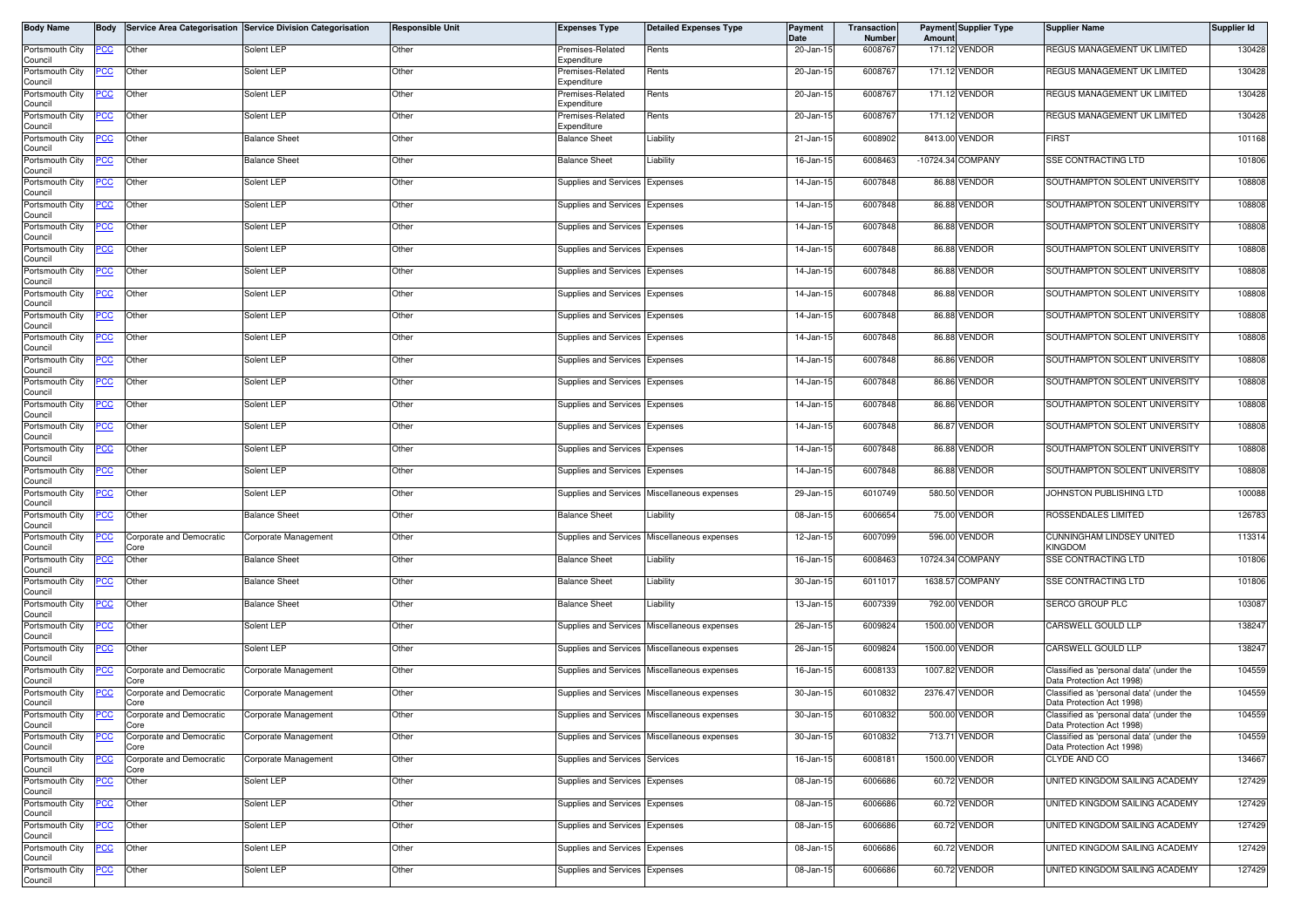| Body Name | Body | Service Area Categorisation | Service Division Categorisation | Responsible Unit | Expenses Type | Detailed Expenses Type | Payment Date | Transaction Number | Payment Amount | Supplier Type | Supplier Name | Supplier Id |
|---|---|---|---|---|---|---|---|---|---|---|---|---|
| Portsmouth City Council | PCC | Other | Solent LEP | Other | Premises-Related Expenditure | Rents | 20-Jan-15 | 6008767 | 171.12 | VENDOR | REGUS MANAGEMENT UK LIMITED | 130428 |
| Portsmouth City Council | PCC | Other | Solent LEP | Other | Premises-Related Expenditure | Rents | 20-Jan-15 | 6008767 | 171.12 | VENDOR | REGUS MANAGEMENT UK LIMITED | 130428 |
| Portsmouth City Council | PCC | Other | Solent LEP | Other | Premises-Related Expenditure | Rents | 20-Jan-15 | 6008767 | 171.12 | VENDOR | REGUS MANAGEMENT UK LIMITED | 130428 |
| Portsmouth City Council | PCC | Other | Solent LEP | Other | Premises-Related Expenditure | Rents | 20-Jan-15 | 6008767 | 171.12 | VENDOR | REGUS MANAGEMENT UK LIMITED | 130428 |
| Portsmouth City Council | PCC | Other | Balance Sheet | Other | Balance Sheet | Liability | 21-Jan-15 | 6008902 | 8413.00 | VENDOR | FIRST | 101168 |
| Portsmouth City Council | PCC | Other | Balance Sheet | Other | Balance Sheet | Liability | 16-Jan-15 | 6008463 | -10724.34 | COMPANY | SSE CONTRACTING LTD | 101806 |
| Portsmouth City Council | PCC | Other | Solent LEP | Other | Supplies and Services | Expenses | 14-Jan-15 | 6007848 | 86.88 | VENDOR | SOUTHAMPTON SOLENT UNIVERSITY | 108808 |
| Portsmouth City Council | PCC | Other | Solent LEP | Other | Supplies and Services | Expenses | 14-Jan-15 | 6007848 | 86.88 | VENDOR | SOUTHAMPTON SOLENT UNIVERSITY | 108808 |
| Portsmouth City Council | PCC | Other | Solent LEP | Other | Supplies and Services | Expenses | 14-Jan-15 | 6007848 | 86.88 | VENDOR | SOUTHAMPTON SOLENT UNIVERSITY | 108808 |
| Portsmouth City Council | PCC | Other | Solent LEP | Other | Supplies and Services | Expenses | 14-Jan-15 | 6007848 | 86.88 | VENDOR | SOUTHAMPTON SOLENT UNIVERSITY | 108808 |
| Portsmouth City Council | PCC | Other | Solent LEP | Other | Supplies and Services | Expenses | 14-Jan-15 | 6007848 | 86.88 | VENDOR | SOUTHAMPTON SOLENT UNIVERSITY | 108808 |
| Portsmouth City Council | PCC | Other | Solent LEP | Other | Supplies and Services | Expenses | 14-Jan-15 | 6007848 | 86.88 | VENDOR | SOUTHAMPTON SOLENT UNIVERSITY | 108808 |
| Portsmouth City Council | PCC | Other | Solent LEP | Other | Supplies and Services | Expenses | 14-Jan-15 | 6007848 | 86.88 | VENDOR | SOUTHAMPTON SOLENT UNIVERSITY | 108808 |
| Portsmouth City Council | PCC | Other | Solent LEP | Other | Supplies and Services | Expenses | 14-Jan-15 | 6007848 | 86.88 | VENDOR | SOUTHAMPTON SOLENT UNIVERSITY | 108808 |
| Portsmouth City Council | PCC | Other | Solent LEP | Other | Supplies and Services | Expenses | 14-Jan-15 | 6007848 | 86.86 | VENDOR | SOUTHAMPTON SOLENT UNIVERSITY | 108808 |
| Portsmouth City Council | PCC | Other | Solent LEP | Other | Supplies and Services | Expenses | 14-Jan-15 | 6007848 | 86.86 | VENDOR | SOUTHAMPTON SOLENT UNIVERSITY | 108808 |
| Portsmouth City Council | PCC | Other | Solent LEP | Other | Supplies and Services | Expenses | 14-Jan-15 | 6007848 | 86.86 | VENDOR | SOUTHAMPTON SOLENT UNIVERSITY | 108808 |
| Portsmouth City Council | PCC | Other | Solent LEP | Other | Supplies and Services | Expenses | 14-Jan-15 | 6007848 | 86.87 | VENDOR | SOUTHAMPTON SOLENT UNIVERSITY | 108808 |
| Portsmouth City Council | PCC | Other | Solent LEP | Other | Supplies and Services | Expenses | 14-Jan-15 | 6007848 | 86.88 | VENDOR | SOUTHAMPTON SOLENT UNIVERSITY | 108808 |
| Portsmouth City Council | PCC | Other | Solent LEP | Other | Supplies and Services | Expenses | 14-Jan-15 | 6007848 | 86.88 | VENDOR | SOUTHAMPTON SOLENT UNIVERSITY | 108808 |
| Portsmouth City Council | PCC | Other | Solent LEP | Other | Supplies and Services | Miscellaneous expenses | 29-Jan-15 | 6010749 | 580.50 | VENDOR | JOHNSTON PUBLISHING LTD | 100088 |
| Portsmouth City Council | PCC | Other | Balance Sheet | Other | Balance Sheet | Liability | 08-Jan-15 | 6006654 | 75.00 | VENDOR | ROSSENDALES LIMITED | 126783 |
| Portsmouth City Council | PCC | Corporate and Democratic Core | Corporate Management | Other | Supplies and Services | Miscellaneous expenses | 12-Jan-15 | 6007099 | 596.00 | VENDOR | CUNNINGHAM LINDSEY UNITED KINGDOM | 113314 |
| Portsmouth City Council | PCC | Other | Balance Sheet | Other | Balance Sheet | Liability | 16-Jan-15 | 6008463 | 10724.34 | COMPANY | SSE CONTRACTING LTD | 101806 |
| Portsmouth City Council | PCC | Other | Balance Sheet | Other | Balance Sheet | Liability | 30-Jan-15 | 6011017 | 1638.57 | COMPANY | SSE CONTRACTING LTD | 101806 |
| Portsmouth City Council | PCC | Other | Balance Sheet | Other | Balance Sheet | Liability | 13-Jan-15 | 6007339 | 792.00 | VENDOR | SERCO GROUP PLC | 103087 |
| Portsmouth City Council | PCC | Other | Solent LEP | Other | Supplies and Services | Miscellaneous expenses | 26-Jan-15 | 6009824 | 1500.00 | VENDOR | CARSWELL GOULD LLP | 138247 |
| Portsmouth City Council | PCC | Other | Solent LEP | Other | Supplies and Services | Miscellaneous expenses | 26-Jan-15 | 6009824 | 1500.00 | VENDOR | CARSWELL GOULD LLP | 138247 |
| Portsmouth City Council | PCC | Corporate and Democratic Core | Corporate Management | Other | Supplies and Services | Miscellaneous expenses | 16-Jan-15 | 6008133 | 1007.82 | VENDOR | Classified as 'personal data' (under the Data Protection Act 1998) | 104559 |
| Portsmouth City Council | PCC | Corporate and Democratic Core | Corporate Management | Other | Supplies and Services | Miscellaneous expenses | 30-Jan-15 | 6010832 | 2376.47 | VENDOR | Classified as 'personal data' (under the Data Protection Act 1998) | 104559 |
| Portsmouth City Council | PCC | Corporate and Democratic Core | Corporate Management | Other | Supplies and Services | Miscellaneous expenses | 30-Jan-15 | 6010832 | 500.00 | VENDOR | Classified as 'personal data' (under the Data Protection Act 1998) | 104559 |
| Portsmouth City Council | PCC | Corporate and Democratic Core | Corporate Management | Other | Supplies and Services | Miscellaneous expenses | 30-Jan-15 | 6010832 | 713.71 | VENDOR | Classified as 'personal data' (under the Data Protection Act 1998) | 104559 |
| Portsmouth City Council | PCC | Corporate and Democratic Core | Corporate Management | Other | Supplies and Services | Services | 16-Jan-15 | 6008181 | 1500.00 | VENDOR | CLYDE AND CO | 134667 |
| Portsmouth City Council | PCC | Other | Solent LEP | Other | Supplies and Services | Expenses | 08-Jan-15 | 6006686 | 60.72 | VENDOR | UNITED KINGDOM SAILING ACADEMY | 127429 |
| Portsmouth City Council | PCC | Other | Solent LEP | Other | Supplies and Services | Expenses | 08-Jan-15 | 6006686 | 60.72 | VENDOR | UNITED KINGDOM SAILING ACADEMY | 127429 |
| Portsmouth City Council | PCC | Other | Solent LEP | Other | Supplies and Services | Expenses | 08-Jan-15 | 6006686 | 60.72 | VENDOR | UNITED KINGDOM SAILING ACADEMY | 127429 |
| Portsmouth City Council | PCC | Other | Solent LEP | Other | Supplies and Services | Expenses | 08-Jan-15 | 6006686 | 60.72 | VENDOR | UNITED KINGDOM SAILING ACADEMY | 127429 |
| Portsmouth City Council | PCC | Other | Solent LEP | Other | Supplies and Services | Expenses | 08-Jan-15 | 6006686 | 60.72 | VENDOR | UNITED KINGDOM SAILING ACADEMY | 127429 |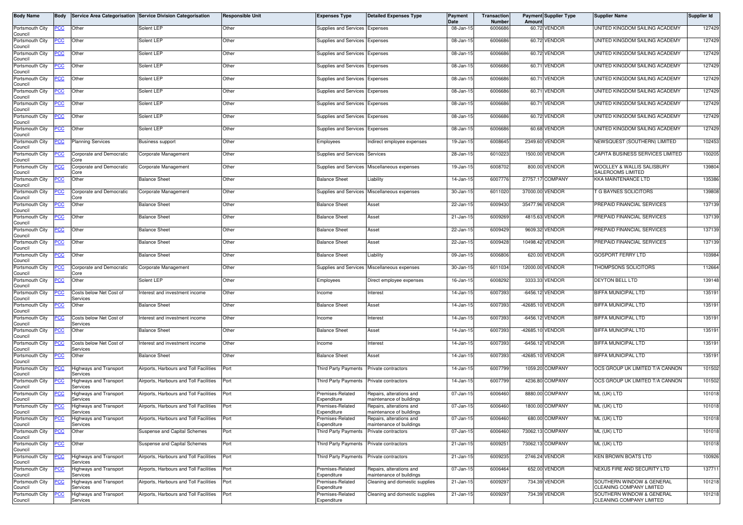| Body Name | Body | Service Area Categorisation | Service Division Categorisation | Responsible Unit | Expenses Type | Detailed Expenses Type | Payment Date | Transaction Number | Payment Amount | Supplier Type | Supplier Name | Supplier Id |
|---|---|---|---|---|---|---|---|---|---|---|---|---|
| Portsmouth City Council | PCC | Other | Solent LEP | Other | Supplies and Services | Expenses | 08-Jan-15 | 6006686 | 60.72 | VENDOR | UNITED KINGDOM SAILING ACADEMY | 127429 |
| Portsmouth City Council | PCC | Other | Solent LEP | Other | Supplies and Services | Expenses | 08-Jan-15 | 6006686 | 60.72 | VENDOR | UNITED KINGDOM SAILING ACADEMY | 127429 |
| Portsmouth City Council | PCC | Other | Solent LEP | Other | Supplies and Services | Expenses | 08-Jan-15 | 6006686 | 60.72 | VENDOR | UNITED KINGDOM SAILING ACADEMY | 127429 |
| Portsmouth City Council | PCC | Other | Solent LEP | Other | Supplies and Services | Expenses | 08-Jan-15 | 6006686 | 60.71 | VENDOR | UNITED KINGDOM SAILING ACADEMY | 127429 |
| Portsmouth City Council | PCC | Other | Solent LEP | Other | Supplies and Services | Expenses | 08-Jan-15 | 6006686 | 60.71 | VENDOR | UNITED KINGDOM SAILING ACADEMY | 127429 |
| Portsmouth City Council | PCC | Other | Solent LEP | Other | Supplies and Services | Expenses | 08-Jan-15 | 6006686 | 60.71 | VENDOR | UNITED KINGDOM SAILING ACADEMY | 127429 |
| Portsmouth City Council | PCC | Other | Solent LEP | Other | Supplies and Services | Expenses | 08-Jan-15 | 6006686 | 60.71 | VENDOR | UNITED KINGDOM SAILING ACADEMY | 127429 |
| Portsmouth City Council | PCC | Other | Solent LEP | Other | Supplies and Services | Expenses | 08-Jan-15 | 6006686 | 60.72 | VENDOR | UNITED KINGDOM SAILING ACADEMY | 127429 |
| Portsmouth City Council | PCC | Other | Solent LEP | Other | Supplies and Services | Expenses | 08-Jan-15 | 6006686 | 60.68 | VENDOR | UNITED KINGDOM SAILING ACADEMY | 127429 |
| Portsmouth City Council | PCC | Planning Services | Business support | Other | Employees | Indirect employee expenses | 19-Jan-15 | 6008645 | 2349.60 | VENDOR | NEWSQUEST (SOUTHERN) LIMITED | 102453 |
| Portsmouth City Council | PCC | Corporate and Democratic Core | Corporate Management | Other | Supplies and Services | Services | 28-Jan-15 | 6010223 | 1500.00 | VENDOR | CAPITA BUSINESS SERVICES LIMITED | 100205 |
| Portsmouth City Council | PCC | Corporate and Democratic Core | Corporate Management | Other | Supplies and Services | Miscellaneous expenses | 19-Jan-15 | 6008702 | 800.00 | VENDOR | WOOLLEY & WALLIS SALISBURY SALEROOMS LIMITED | 139804 |
| Portsmouth City Council | PCC | Other | Balance Sheet | Other | Balance Sheet | Liability | 14-Jan-15 | 6007776 | 27757.17 | COMPANY | KKA MAINTENANCE LTD | 135386 |
| Portsmouth City Council | PCC | Corporate and Democratic Core | Corporate Management | Other | Supplies and Services | Miscellaneous expenses | 30-Jan-15 | 6011020 | 37000.00 | VENDOR | T G BAYNES SOLICITORS | 139808 |
| Portsmouth City Council | PCC | Other | Balance Sheet | Other | Balance Sheet | Asset | 22-Jan-15 | 6009430 | 35477.96 | VENDOR | PREPAID FINANCIAL SERVICES | 137139 |
| Portsmouth City Council | PCC | Other | Balance Sheet | Other | Balance Sheet | Asset | 21-Jan-15 | 6009269 | 4815.63 | VENDOR | PREPAID FINANCIAL SERVICES | 137139 |
| Portsmouth City Council | PCC | Other | Balance Sheet | Other | Balance Sheet | Asset | 22-Jan-15 | 6009429 | 9609.32 | VENDOR | PREPAID FINANCIAL SERVICES | 137139 |
| Portsmouth City Council | PCC | Other | Balance Sheet | Other | Balance Sheet | Asset | 22-Jan-15 | 6009428 | 10498.42 | VENDOR | PREPAID FINANCIAL SERVICES | 137139 |
| Portsmouth City Council | PCC | Other | Balance Sheet | Other | Balance Sheet | Liability | 09-Jan-15 | 6006806 | 620.00 | VENDOR | GOSPORT FERRY LTD | 103984 |
| Portsmouth City Council | PCC | Corporate and Democratic Core | Corporate Management | Other | Supplies and Services | Miscellaneous expenses | 30-Jan-15 | 6011034 | 12000.00 | VENDOR | THOMPSONS SOLICITORS | 112664 |
| Portsmouth City Council | PCC | Other | Solent LEP | Other | Employees | Direct employee expenses | 16-Jan-15 | 6008292 | 3333.33 | VENDOR | DEYTON BELL LTD | 139148 |
| Portsmouth City Council | PCC | Costs below Net Cost of Services | Interest and investment income | Other | Income | Interest | 14-Jan-15 | 6007393 | -6456.12 | VENDOR | BIFFA MUNICIPAL LTD | 135191 |
| Portsmouth City Council | PCC | Other | Balance Sheet | Other | Balance Sheet | Asset | 14-Jan-15 | 6007393 | -42685.10 | VENDOR | BIFFA MUNICIPAL LTD | 135191 |
| Portsmouth City Council | PCC | Costs below Net Cost of Services | Interest and investment income | Other | Income | Interest | 14-Jan-15 | 6007393 | -6456.12 | VENDOR | BIFFA MUNICIPAL LTD | 135191 |
| Portsmouth City Council | PCC | Other | Balance Sheet | Other | Balance Sheet | Asset | 14-Jan-15 | 6007393 | -42685.10 | VENDOR | BIFFA MUNICIPAL LTD | 135191 |
| Portsmouth City Council | PCC | Costs below Net Cost of Services | Interest and investment income | Other | Income | Interest | 14-Jan-15 | 6007393 | -6456.12 | VENDOR | BIFFA MUNICIPAL LTD | 135191 |
| Portsmouth City Council | PCC | Other | Balance Sheet | Other | Balance Sheet | Asset | 14-Jan-15 | 6007393 | -42685.10 | VENDOR | BIFFA MUNICIPAL LTD | 135191 |
| Portsmouth City Council | PCC | Highways and Transport Services | Airports, Harbours and Toll Facilities | Port | Third Party Payments | Private contractors | 14-Jan-15 | 6007799 | 1059.20 | COMPANY | OCS GROUP UK LIMITED T/A CANNON | 101502 |
| Portsmouth City Council | PCC | Highways and Transport Services | Airports, Harbours and Toll Facilities | Port | Third Party Payments | Private contractors | 14-Jan-15 | 6007799 | 4236.80 | COMPANY | OCS GROUP UK LIMITED T/A CANNON | 101502 |
| Portsmouth City Council | PCC | Highways and Transport Services | Airports, Harbours and Toll Facilities | Port | Premises-Related Expenditure | Repairs, alterations and maintenance of buildings | 07-Jan-15 | 6006460 | 8880.00 | COMPANY | ML (UK) LTD | 101018 |
| Portsmouth City Council | PCC | Highways and Transport Services | Airports, Harbours and Toll Facilities | Port | Premises-Related Expenditure | Repairs, alterations and maintenance of buildings | 07-Jan-15 | 6006460 | 1800.00 | COMPANY | ML (UK) LTD | 101018 |
| Portsmouth City Council | PCC | Highways and Transport Services | Airports, Harbours and Toll Facilities | Port | Premises-Related Expenditure | Repairs, alterations and maintenance of buildings | 07-Jan-15 | 6006460 | 680.00 | COMPANY | ML (UK) LTD | 101018 |
| Portsmouth City Council | PCC | Other | Suspense and Capital Schemes | Port | Third Party Payments | Private contractors | 07-Jan-15 | 6006460 | 73062.13 | COMPANY | ML (UK) LTD | 101018 |
| Portsmouth City Council | PCC | Other | Suspense and Capital Schemes | Port | Third Party Payments | Private contractors | 21-Jan-15 | 6009251 | 73062.13 | COMPANY | ML (UK) LTD | 101018 |
| Portsmouth City Council | PCC | Highways and Transport Services | Airports, Harbours and Toll Facilities | Port | Third Party Payments | Private contractors | 21-Jan-15 | 6009235 | 2746.24 | VENDOR | KEN BROWN BOATS LTD | 100926 |
| Portsmouth City Council | PCC | Highways and Transport Services | Airports, Harbours and Toll Facilities | Port | Premises-Related Expenditure | Repairs, alterations and maintenance of buildings | 07-Jan-15 | 6006464 | 652.00 | VENDOR | NEXUS FIRE AND SECURITY LTD | 137711 |
| Portsmouth City Council | PCC | Highways and Transport Services | Airports, Harbours and Toll Facilities | Port | Premises-Related Expenditure | Cleaning and domestic supplies | 21-Jan-15 | 6009297 | 734.39 | VENDOR | SOUTHERN WINDOW & GENERAL CLEANING COMPANY LIMITED | 101218 |
| Portsmouth City Council | PCC | Highways and Transport Services | Airports, Harbours and Toll Facilities | Port | Premises-Related Expenditure | Cleaning and domestic supplies | 21-Jan-15 | 6009297 | 734.39 | VENDOR | SOUTHERN WINDOW & GENERAL CLEANING COMPANY LIMITED | 101218 |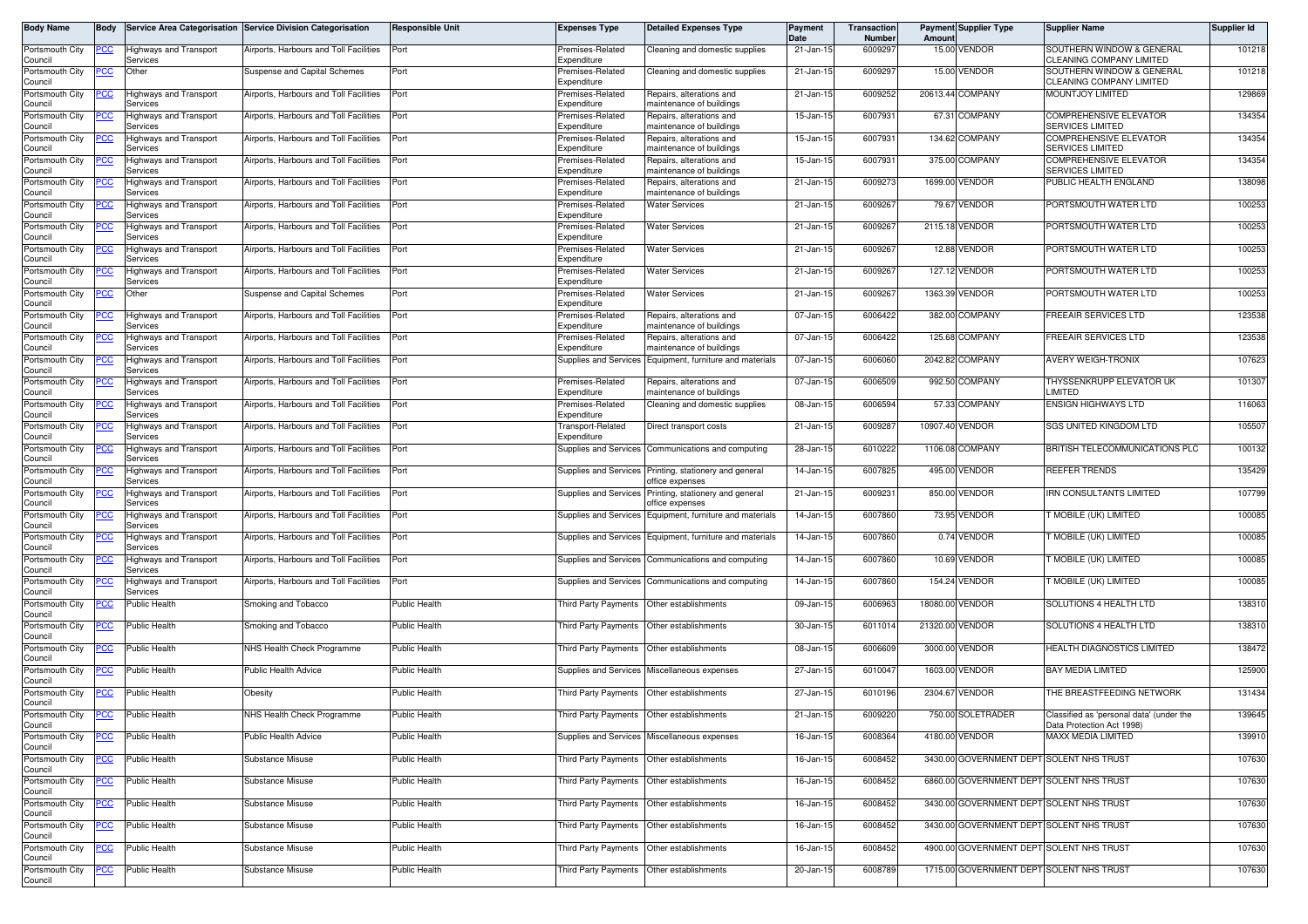| Body Name | Body | Service Area Categorisation | Service Division Categorisation | Responsible Unit | Expenses Type | Detailed Expenses Type | Payment Date | Transaction Number | Payment Amount | Supplier Type | Supplier Name | Supplier Id |
|---|---|---|---|---|---|---|---|---|---|---|---|---|
| Portsmouth City Council | PCC | Highways and Transport Services | Airports, Harbours and Toll Facilities | Port | Premises-Related Expenditure | Cleaning and domestic supplies | 21-Jan-15 | 6009297 | 15.00 | VENDOR | SOUTHERN WINDOW & GENERAL CLEANING COMPANY LIMITED | 101218 |
| Portsmouth City Council | PCC | Other | Suspense and Capital Schemes | Port | Premises-Related Expenditure | Cleaning and domestic supplies | 21-Jan-15 | 6009297 | 15.00 | VENDOR | SOUTHERN WINDOW & GENERAL CLEANING COMPANY LIMITED | 101218 |
| Portsmouth City Council | PCC | Highways and Transport Services | Airports, Harbours and Toll Facilities | Port | Premises-Related Expenditure | Repairs, alterations and maintenance of buildings | 21-Jan-15 | 6009252 | 20613.44 | COMPANY | MOUNTJOY LIMITED | 129869 |
| Portsmouth City Council | PCC | Highways and Transport Services | Airports, Harbours and Toll Facilities | Port | Premises-Related Expenditure | Repairs, alterations and maintenance of buildings | 15-Jan-15 | 6007931 | 67.31 | COMPANY | COMPREHENSIVE ELEVATOR SERVICES LIMITED | 134354 |
| Portsmouth City Council | PCC | Highways and Transport Services | Airports, Harbours and Toll Facilities | Port | Premises-Related Expenditure | Repairs, alterations and maintenance of buildings | 15-Jan-15 | 6007931 | 134.62 | COMPANY | COMPREHENSIVE ELEVATOR SERVICES LIMITED | 134354 |
| Portsmouth City Council | PCC | Highways and Transport Services | Airports, Harbours and Toll Facilities | Port | Premises-Related Expenditure | Repairs, alterations and maintenance of buildings | 15-Jan-15 | 6007931 | 375.00 | COMPANY | COMPREHENSIVE ELEVATOR SERVICES LIMITED | 134354 |
| Portsmouth City Council | PCC | Highways and Transport Services | Airports, Harbours and Toll Facilities | Port | Premises-Related Expenditure | Repairs, alterations and maintenance of buildings | 21-Jan-15 | 6009273 | 1699.00 | VENDOR | PUBLIC HEALTH ENGLAND | 138098 |
| Portsmouth City Council | PCC | Highways and Transport Services | Airports, Harbours and Toll Facilities | Port | Premises-Related Expenditure | Water Services | 21-Jan-15 | 6009267 | 79.67 | VENDOR | PORTSMOUTH WATER LTD | 100253 |
| Portsmouth City Council | PCC | Highways and Transport Services | Airports, Harbours and Toll Facilities | Port | Premises-Related Expenditure | Water Services | 21-Jan-15 | 6009267 | 2115.18 | VENDOR | PORTSMOUTH WATER LTD | 100253 |
| Portsmouth City Council | PCC | Highways and Transport Services | Airports, Harbours and Toll Facilities | Port | Premises-Related Expenditure | Water Services | 21-Jan-15 | 6009267 | 12.88 | VENDOR | PORTSMOUTH WATER LTD | 100253 |
| Portsmouth City Council | PCC | Highways and Transport Services | Airports, Harbours and Toll Facilities | Port | Premises-Related Expenditure | Water Services | 21-Jan-15 | 6009267 | 127.12 | VENDOR | PORTSMOUTH WATER LTD | 100253 |
| Portsmouth City Council | PCC | Other | Suspense and Capital Schemes | Port | Premises-Related Expenditure | Water Services | 21-Jan-15 | 6009267 | 1363.39 | VENDOR | PORTSMOUTH WATER LTD | 100253 |
| Portsmouth City Council | PCC | Highways and Transport Services | Airports, Harbours and Toll Facilities | Port | Premises-Related Expenditure | Repairs, alterations and maintenance of buildings | 07-Jan-15 | 6006422 | 382.00 | COMPANY | FREEAIR SERVICES LTD | 123538 |
| Portsmouth City Council | PCC | Highways and Transport Services | Airports, Harbours and Toll Facilities | Port | Premises-Related Expenditure | Repairs, alterations and maintenance of buildings | 07-Jan-15 | 6006422 | 125.68 | COMPANY | FREEAIR SERVICES LTD | 123538 |
| Portsmouth City Council | PCC | Highways and Transport Services | Airports, Harbours and Toll Facilities | Port | Supplies and Services | Equipment, furniture and materials | 07-Jan-15 | 6006060 | 2042.82 | COMPANY | AVERY WEIGH-TRONIX | 107623 |
| Portsmouth City Council | PCC | Highways and Transport Services | Airports, Harbours and Toll Facilities | Port | Premises-Related Expenditure | Repairs, alterations and maintenance of buildings | 07-Jan-15 | 6006509 | 992.50 | COMPANY | THYSSENKRUPP ELEVATOR UK LIMITED | 101307 |
| Portsmouth City Council | PCC | Highways and Transport Services | Airports, Harbours and Toll Facilities | Port | Premises-Related Expenditure | Cleaning and domestic supplies | 08-Jan-15 | 6006594 | 57.33 | COMPANY | ENSIGN HIGHWAYS LTD | 116063 |
| Portsmouth City Council | PCC | Highways and Transport Services | Airports, Harbours and Toll Facilities | Port | Transport-Related Expenditure | Direct transport costs | 21-Jan-15 | 6009287 | 10907.40 | VENDOR | SGS UNITED KINGDOM LTD | 105507 |
| Portsmouth City Council | PCC | Highways and Transport Services | Airports, Harbours and Toll Facilities | Port | Supplies and Services | Communications and computing | 28-Jan-15 | 6010222 | 1106.08 | COMPANY | BRITISH TELECOMMUNICATIONS PLC | 100132 |
| Portsmouth City Council | PCC | Highways and Transport Services | Airports, Harbours and Toll Facilities | Port | Supplies and Services | Printing, stationery and general office expenses | 14-Jan-15 | 6007825 | 495.00 | VENDOR | REEFER TRENDS | 135429 |
| Portsmouth City Council | PCC | Highways and Transport Services | Airports, Harbours and Toll Facilities | Port | Supplies and Services | Printing, stationery and general office expenses | 21-Jan-15 | 6009231 | 850.00 | VENDOR | IRN CONSULTANTS LIMITED | 107799 |
| Portsmouth City Council | PCC | Highways and Transport Services | Airports, Harbours and Toll Facilities | Port | Supplies and Services | Equipment, furniture and materials | 14-Jan-15 | 6007860 | 73.95 | VENDOR | T MOBILE (UK) LIMITED | 100085 |
| Portsmouth City Council | PCC | Highways and Transport Services | Airports, Harbours and Toll Facilities | Port | Supplies and Services | Equipment, furniture and materials | 14-Jan-15 | 6007860 | 0.74 | VENDOR | T MOBILE (UK) LIMITED | 100085 |
| Portsmouth City Council | PCC | Highways and Transport Services | Airports, Harbours and Toll Facilities | Port | Supplies and Services | Communications and computing | 14-Jan-15 | 6007860 | 10.69 | VENDOR | T MOBILE (UK) LIMITED | 100085 |
| Portsmouth City Council | PCC | Highways and Transport Services | Airports, Harbours and Toll Facilities | Port | Supplies and Services | Communications and computing | 14-Jan-15 | 6007860 | 154.24 | VENDOR | T MOBILE (UK) LIMITED | 100085 |
| Portsmouth City Council | PCC | Public Health | Smoking and Tobacco | Public Health | Third Party Payments | Other establishments | 09-Jan-15 | 6006963 | 18080.00 | VENDOR | SOLUTIONS 4 HEALTH LTD | 138310 |
| Portsmouth City Council | PCC | Public Health | Smoking and Tobacco | Public Health | Third Party Payments | Other establishments | 30-Jan-15 | 6011014 | 21320.00 | VENDOR | SOLUTIONS 4 HEALTH LTD | 138310 |
| Portsmouth City Council | PCC | Public Health | NHS Health Check Programme | Public Health | Third Party Payments | Other establishments | 08-Jan-15 | 6006609 | 3000.00 | VENDOR | HEALTH DIAGNOSTICS LIMITED | 138472 |
| Portsmouth City Council | PCC | Public Health | Public Health Advice | Public Health | Supplies and Services | Miscellaneous expenses | 27-Jan-15 | 6010047 | 1603.00 | VENDOR | BAY MEDIA LIMITED | 125900 |
| Portsmouth City Council | PCC | Public Health | Obesity | Public Health | Third Party Payments | Other establishments | 27-Jan-15 | 6010196 | 2304.67 | VENDOR | THE BREASTFEEDING NETWORK | 131434 |
| Portsmouth City Council | PCC | Public Health | NHS Health Check Programme | Public Health | Third Party Payments | Other establishments | 21-Jan-15 | 6009220 | 750.00 | SOLETRADER | Classified as 'personal data' (under the Data Protection Act 1998) | 139645 |
| Portsmouth City Council | PCC | Public Health | Public Health Advice | Public Health | Supplies and Services | Miscellaneous expenses | 16-Jan-15 | 6008364 | 4180.00 | VENDOR | MAXX MEDIA LIMITED | 139910 |
| Portsmouth City Council | PCC | Public Health | Substance Misuse | Public Health | Third Party Payments | Other establishments | 16-Jan-15 | 6008452 | 3430.00 | GOVERNMENT DEPT | SOLENT NHS TRUST | 107630 |
| Portsmouth City Council | PCC | Public Health | Substance Misuse | Public Health | Third Party Payments | Other establishments | 16-Jan-15 | 6008452 | 6860.00 | GOVERNMENT DEPT | SOLENT NHS TRUST | 107630 |
| Portsmouth City Council | PCC | Public Health | Substance Misuse | Public Health | Third Party Payments | Other establishments | 16-Jan-15 | 6008452 | 3430.00 | GOVERNMENT DEPT | SOLENT NHS TRUST | 107630 |
| Portsmouth City Council | PCC | Public Health | Substance Misuse | Public Health | Third Party Payments | Other establishments | 16-Jan-15 | 6008452 | 3430.00 | GOVERNMENT DEPT | SOLENT NHS TRUST | 107630 |
| Portsmouth City Council | PCC | Public Health | Substance Misuse | Public Health | Third Party Payments | Other establishments | 16-Jan-15 | 6008452 | 4900.00 | GOVERNMENT DEPT | SOLENT NHS TRUST | 107630 |
| Portsmouth City Council | PCC | Public Health | Substance Misuse | Public Health | Third Party Payments | Other establishments | 20-Jan-15 | 6008789 | 1715.00 | GOVERNMENT DEPT | SOLENT NHS TRUST | 107630 |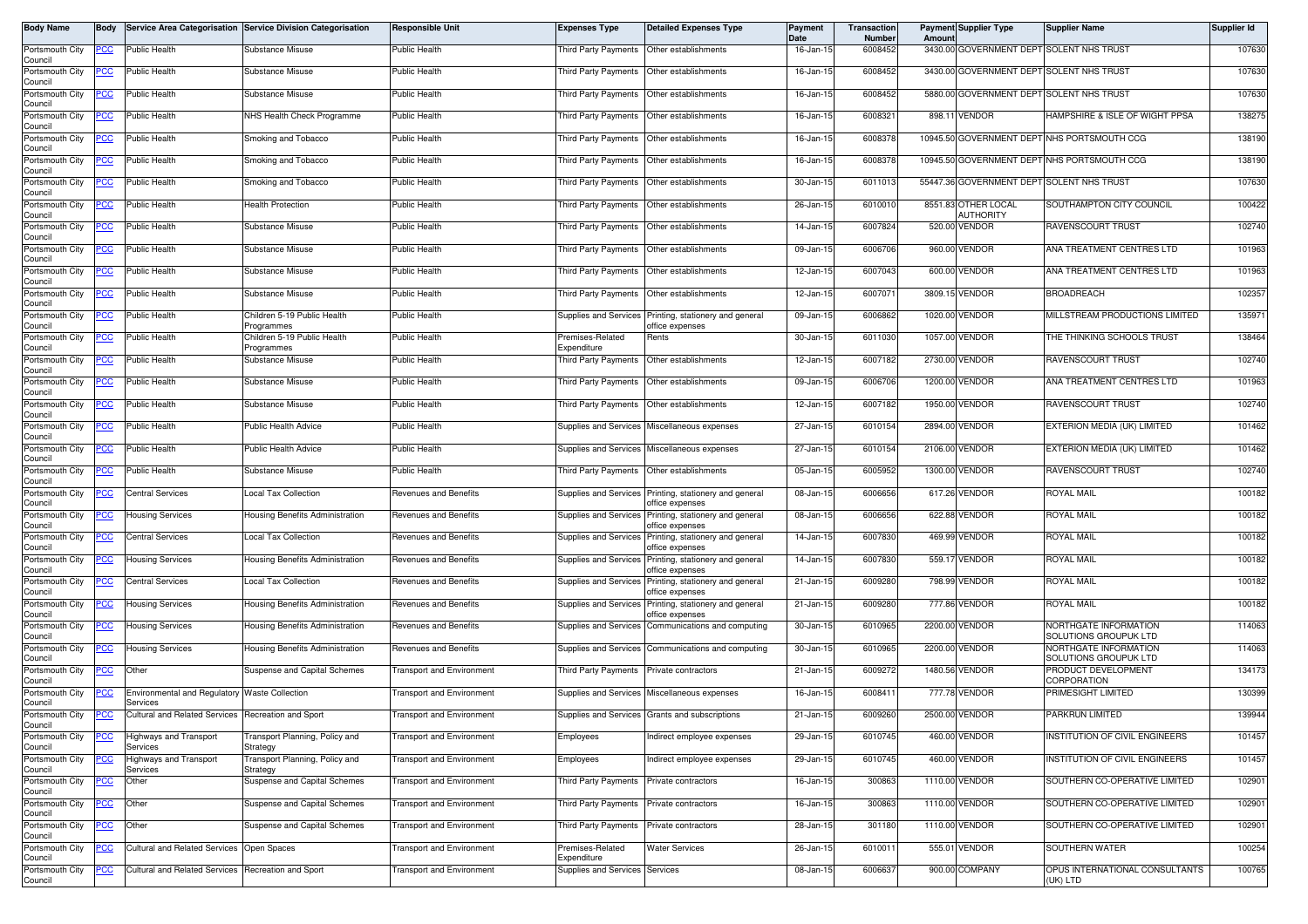| Body Name | Body | Service Area Categorisation | Service Division Categorisation | Responsible Unit | Expenses Type | Detailed Expenses Type | Payment Date | Transaction Number | Payment Amount | Supplier Type | Supplier Name | Supplier Id |
|---|---|---|---|---|---|---|---|---|---|---|---|---|
| Portsmouth City Council | PCC | Public Health | Substance Misuse | Public Health | Third Party Payments | Other establishments | 16-Jan-15 | 6008452 | 3430.00 | GOVERNMENT DEPT | SOLENT NHS TRUST | 107630 |
| Portsmouth City Council | PCC | Public Health | Substance Misuse | Public Health | Third Party Payments | Other establishments | 16-Jan-15 | 6008452 | 3430.00 | GOVERNMENT DEPT | SOLENT NHS TRUST | 107630 |
| Portsmouth City Council | PCC | Public Health | Substance Misuse | Public Health | Third Party Payments | Other establishments | 16-Jan-15 | 6008452 | 5880.00 | GOVERNMENT DEPT | SOLENT NHS TRUST | 107630 |
| Portsmouth City Council | PCC | Public Health | NHS Health Check Programme | Public Health | Third Party Payments | Other establishments | 16-Jan-15 | 6008321 | 898.11 | VENDOR | HAMPSHIRE & ISLE OF WIGHT PPSA | 138275 |
| Portsmouth City Council | PCC | Public Health | Smoking and Tobacco | Public Health | Third Party Payments | Other establishments | 16-Jan-15 | 6008378 | 10945.50 | GOVERNMENT DEPT | NHS PORTSMOUTH CCG | 138190 |
| Portsmouth City Council | PCC | Public Health | Smoking and Tobacco | Public Health | Third Party Payments | Other establishments | 16-Jan-15 | 6008378 | 10945.50 | GOVERNMENT DEPT | NHS PORTSMOUTH CCG | 138190 |
| Portsmouth City Council | PCC | Public Health | Smoking and Tobacco | Public Health | Third Party Payments | Other establishments | 30-Jan-15 | 6011013 | 55447.36 | GOVERNMENT DEPT | SOLENT NHS TRUST | 107630 |
| Portsmouth City Council | PCC | Public Health | Health Protection | Public Health | Third Party Payments | Other establishments | 26-Jan-15 | 6010010 | 8551.83 | OTHER LOCAL AUTHORITY | SOUTHAMPTON CITY COUNCIL | 100422 |
| Portsmouth City Council | PCC | Public Health | Substance Misuse | Public Health | Third Party Payments | Other establishments | 14-Jan-15 | 6007824 | 520.00 | VENDOR | RAVENSCOURT TRUST | 102740 |
| Portsmouth City Council | PCC | Public Health | Substance Misuse | Public Health | Third Party Payments | Other establishments | 09-Jan-15 | 6006706 | 960.00 | VENDOR | ANA TREATMENT CENTRES LTD | 101963 |
| Portsmouth City Council | PCC | Public Health | Substance Misuse | Public Health | Third Party Payments | Other establishments | 12-Jan-15 | 6007043 | 600.00 | VENDOR | ANA TREATMENT CENTRES LTD | 101963 |
| Portsmouth City Council | PCC | Public Health | Substance Misuse | Public Health | Third Party Payments | Other establishments | 12-Jan-15 | 6007071 | 3809.15 | VENDOR | BROADREACH | 102357 |
| Portsmouth City Council | PCC | Public Health | Children 5-19 Public Health Programmes | Public Health | Supplies and Services | Printing, stationery and general office expenses | 09-Jan-15 | 6006862 | 1020.00 | VENDOR | MILLSTREAM PRODUCTIONS LIMITED | 135971 |
| Portsmouth City Council | PCC | Public Health | Children 5-19 Public Health Programmes | Public Health | Premises-Related Expenditure | Rents | 30-Jan-15 | 6011030 | 1057.00 | VENDOR | THE THINKING SCHOOLS TRUST | 138464 |
| Portsmouth City Council | PCC | Public Health | Substance Misuse | Public Health | Third Party Payments | Other establishments | 12-Jan-15 | 6007182 | 2730.00 | VENDOR | RAVENSCOURT TRUST | 102740 |
| Portsmouth City Council | PCC | Public Health | Substance Misuse | Public Health | Third Party Payments | Other establishments | 09-Jan-15 | 6006706 | 1200.00 | VENDOR | ANA TREATMENT CENTRES LTD | 101963 |
| Portsmouth City Council | PCC | Public Health | Substance Misuse | Public Health | Third Party Payments | Other establishments | 12-Jan-15 | 6007182 | 1950.00 | VENDOR | RAVENSCOURT TRUST | 102740 |
| Portsmouth City Council | PCC | Public Health | Public Health Advice | Public Health | Supplies and Services | Miscellaneous expenses | 27-Jan-15 | 6010154 | 2894.00 | VENDOR | EXTERION MEDIA (UK) LIMITED | 101462 |
| Portsmouth City Council | PCC | Public Health | Public Health Advice | Public Health | Supplies and Services | Miscellaneous expenses | 27-Jan-15 | 6010154 | 2106.00 | VENDOR | EXTERION MEDIA (UK) LIMITED | 101462 |
| Portsmouth City Council | PCC | Public Health | Substance Misuse | Public Health | Third Party Payments | Other establishments | 05-Jan-15 | 6005952 | 1300.00 | VENDOR | RAVENSCOURT TRUST | 102740 |
| Portsmouth City Council | PCC | Central Services | Local Tax Collection | Revenues and Benefits | Supplies and Services | Printing, stationery and general office expenses | 08-Jan-15 | 6006656 | 617.26 | VENDOR | ROYAL MAIL | 100182 |
| Portsmouth City Council | PCC | Housing Services | Housing Benefits Administration | Revenues and Benefits | Supplies and Services | Printing, stationery and general office expenses | 08-Jan-15 | 6006656 | 622.88 | VENDOR | ROYAL MAIL | 100182 |
| Portsmouth City Council | PCC | Central Services | Local Tax Collection | Revenues and Benefits | Supplies and Services | Printing, stationery and general office expenses | 14-Jan-15 | 6007830 | 469.99 | VENDOR | ROYAL MAIL | 100182 |
| Portsmouth City Council | PCC | Housing Services | Housing Benefits Administration | Revenues and Benefits | Supplies and Services | Printing, stationery and general office expenses | 14-Jan-15 | 6007830 | 559.17 | VENDOR | ROYAL MAIL | 100182 |
| Portsmouth City Council | PCC | Central Services | Local Tax Collection | Revenues and Benefits | Supplies and Services | Printing, stationery and general office expenses | 21-Jan-15 | 6009280 | 798.99 | VENDOR | ROYAL MAIL | 100182 |
| Portsmouth City Council | PCC | Housing Services | Housing Benefits Administration | Revenues and Benefits | Supplies and Services | Printing, stationery and general office expenses | 21-Jan-15 | 6009280 | 777.86 | VENDOR | ROYAL MAIL | 100182 |
| Portsmouth City Council | PCC | Housing Services | Housing Benefits Administration | Revenues and Benefits | Supplies and Services | Communications and computing | 30-Jan-15 | 6010965 | 2200.00 | VENDOR | NORTHGATE INFORMATION SOLUTIONS GROUPUK LTD | 114063 |
| Portsmouth City Council | PCC | Housing Services | Housing Benefits Administration | Revenues and Benefits | Supplies and Services | Communications and computing | 30-Jan-15 | 6010965 | 2200.00 | VENDOR | NORTHGATE INFORMATION SOLUTIONS GROUPUK LTD | 114063 |
| Portsmouth City Council | PCC | Other | Suspense and Capital Schemes | Transport and Environment | Third Party Payments | Private contractors | 21-Jan-15 | 6009272 | 1480.56 | VENDOR | PRODUCT DEVELOPMENT CORPORATION | 134173 |
| Portsmouth City Council | PCC | Environmental and Regulatory Services | Waste Collection | Transport and Environment | Supplies and Services | Miscellaneous expenses | 16-Jan-15 | 6008411 | 777.78 | VENDOR | PRIMESIGHT LIMITED | 130399 |
| Portsmouth City Council | PCC | Cultural and Related Services | Recreation and Sport | Transport and Environment | Supplies and Services | Grants and subscriptions | 21-Jan-15 | 6009260 | 2500.00 | VENDOR | PARKRUN LIMITED | 139944 |
| Portsmouth City Council | PCC | Highways and Transport Services | Transport Planning, Policy and Strategy | Transport and Environment | Employees | Indirect employee expenses | 29-Jan-15 | 6010745 | 460.00 | VENDOR | INSTITUTION OF CIVIL ENGINEERS | 101457 |
| Portsmouth City Council | PCC | Highways and Transport Services | Transport Planning, Policy and Strategy | Transport and Environment | Employees | Indirect employee expenses | 29-Jan-15 | 6010745 | 460.00 | VENDOR | INSTITUTION OF CIVIL ENGINEERS | 101457 |
| Portsmouth City Council | PCC | Other | Suspense and Capital Schemes | Transport and Environment | Third Party Payments | Private contractors | 16-Jan-15 | 300863 | 1110.00 | VENDOR | SOUTHERN CO-OPERATIVE LIMITED | 102901 |
| Portsmouth City Council | PCC | Other | Suspense and Capital Schemes | Transport and Environment | Third Party Payments | Private contractors | 16-Jan-15 | 300863 | 1110.00 | VENDOR | SOUTHERN CO-OPERATIVE LIMITED | 102901 |
| Portsmouth City Council | PCC | Other | Suspense and Capital Schemes | Transport and Environment | Third Party Payments | Private contractors | 28-Jan-15 | 301180 | 1110.00 | VENDOR | SOUTHERN CO-OPERATIVE LIMITED | 102901 |
| Portsmouth City Council | PCC | Cultural and Related Services | Open Spaces | Transport and Environment | Premises-Related Expenditure | Water Services | 26-Jan-15 | 6010011 | 555.01 | VENDOR | SOUTHERN WATER | 100254 |
| Portsmouth City Council | PCC | Cultural and Related Services | Recreation and Sport | Transport and Environment | Supplies and Services | Services | 08-Jan-15 | 6006637 | 900.00 | COMPANY | OPUS INTERNATIONAL CONSULTANTS (UK) LTD | 100765 |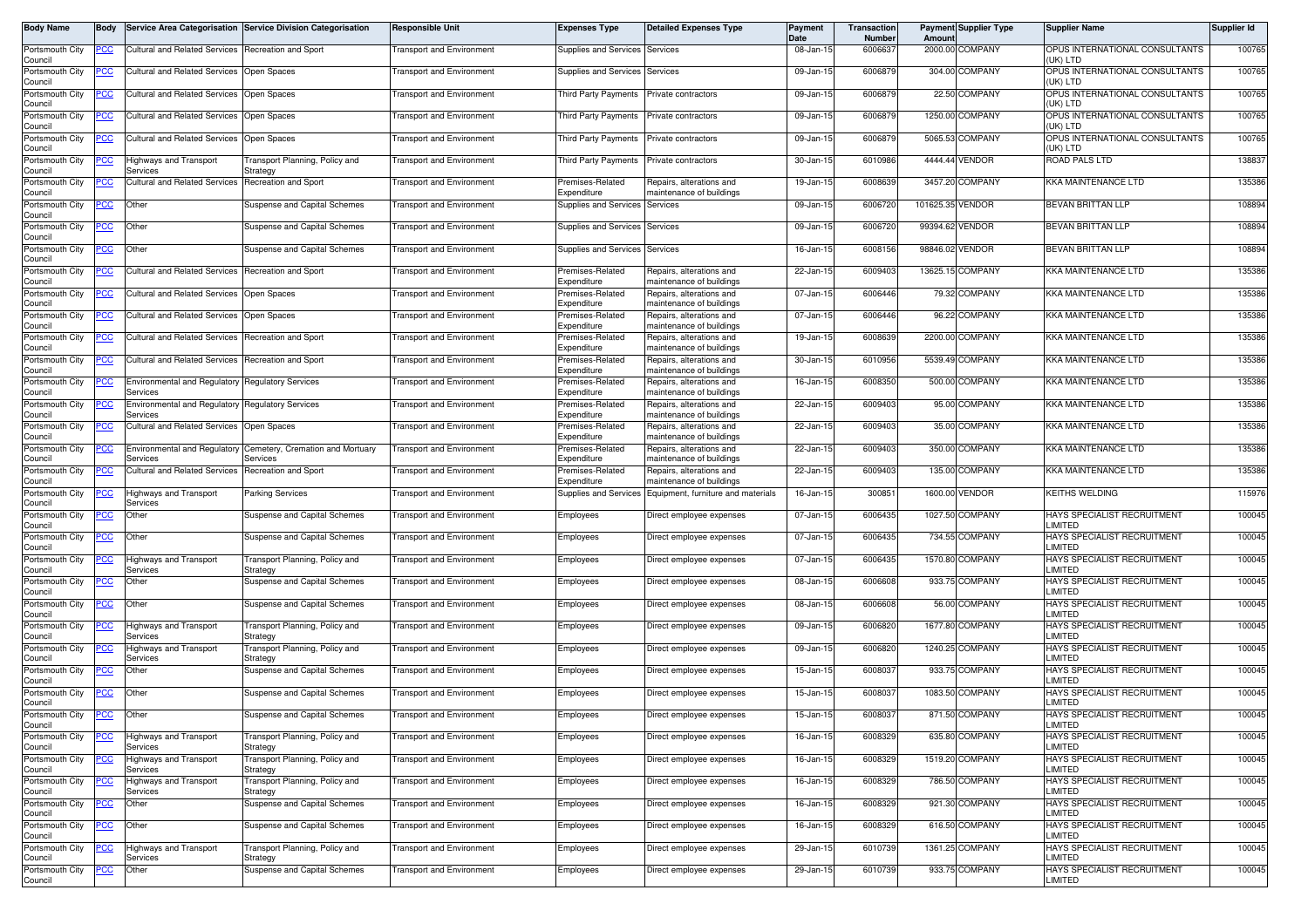| Body Name | Body | Service Area Categorisation | Service Division Categorisation | Responsible Unit | Expenses Type | Detailed Expenses Type | Payment Date | Transaction Number | Payment Amount | Supplier Type | Supplier Name | Supplier Id |
|---|---|---|---|---|---|---|---|---|---|---|---|---|
| Portsmouth City Council | PCC | Cultural and Related Services | Recreation and Sport | Transport and Environment | Supplies and Services | Services | 08-Jan-15 | 6006637 | 2000.00 | COMPANY | OPUS INTERNATIONAL CONSULTANTS (UK) LTD | 100765 |
| Portsmouth City Council | PCC | Cultural and Related Services | Open Spaces | Transport and Environment | Supplies and Services | Services | 09-Jan-15 | 6006879 | 304.00 | COMPANY | OPUS INTERNATIONAL CONSULTANTS (UK) LTD | 100765 |
| Portsmouth City Council | PCC | Cultural and Related Services | Open Spaces | Transport and Environment | Third Party Payments | Private contractors | 09-Jan-15 | 6006879 | 22.50 | COMPANY | OPUS INTERNATIONAL CONSULTANTS (UK) LTD | 100765 |
| Portsmouth City Council | PCC | Cultural and Related Services | Open Spaces | Transport and Environment | Third Party Payments | Private contractors | 09-Jan-15 | 6006879 | 1250.00 | COMPANY | OPUS INTERNATIONAL CONSULTANTS (UK) LTD | 100765 |
| Portsmouth City Council | PCC | Cultural and Related Services | Open Spaces | Transport and Environment | Third Party Payments | Private contractors | 09-Jan-15 | 6006879 | 5065.53 | COMPANY | OPUS INTERNATIONAL CONSULTANTS (UK) LTD | 100765 |
| Portsmouth City Council | PCC | Highways and Transport Services | Transport Planning, Policy and Strategy | Transport and Environment | Third Party Payments | Private contractors | 30-Jan-15 | 6010986 | 4444.44 | VENDOR | ROAD PALS LTD | 138837 |
| Portsmouth City Council | PCC | Cultural and Related Services | Recreation and Sport | Transport and Environment | Premises-Related Expenditure | Repairs, alterations and maintenance of buildings | 19-Jan-15 | 6008639 | 3457.20 | COMPANY | KKA MAINTENANCE LTD | 135386 |
| Portsmouth City Council | PCC | Other | Suspense and Capital Schemes | Transport and Environment | Supplies and Services | Services | 09-Jan-15 | 6006720 | 101625.35 | VENDOR | BEVAN BRITTAN LLP | 108894 |
| Portsmouth City Council | PCC | Other | Suspense and Capital Schemes | Transport and Environment | Supplies and Services | Services | 09-Jan-15 | 6006720 | 99394.62 | VENDOR | BEVAN BRITTAN LLP | 108894 |
| Portsmouth City Council | PCC | Other | Suspense and Capital Schemes | Transport and Environment | Supplies and Services | Services | 16-Jan-15 | 6008156 | 98846.02 | VENDOR | BEVAN BRITTAN LLP | 108894 |
| Portsmouth City Council | PCC | Cultural and Related Services | Recreation and Sport | Transport and Environment | Premises-Related Expenditure | Repairs, alterations and maintenance of buildings | 22-Jan-15 | 6009403 | 13625.15 | COMPANY | KKA MAINTENANCE LTD | 135386 |
| Portsmouth City Council | PCC | Cultural and Related Services | Open Spaces | Transport and Environment | Premises-Related Expenditure | Repairs, alterations and maintenance of buildings | 07-Jan-15 | 6006446 | 79.32 | COMPANY | KKA MAINTENANCE LTD | 135386 |
| Portsmouth City Council | PCC | Cultural and Related Services | Open Spaces | Transport and Environment | Premises-Related Expenditure | Repairs, alterations and maintenance of buildings | 07-Jan-15 | 6006446 | 96.22 | COMPANY | KKA MAINTENANCE LTD | 135386 |
| Portsmouth City Council | PCC | Cultural and Related Services | Recreation and Sport | Transport and Environment | Premises-Related Expenditure | Repairs, alterations and maintenance of buildings | 19-Jan-15 | 6008639 | 2200.00 | COMPANY | KKA MAINTENANCE LTD | 135386 |
| Portsmouth City Council | PCC | Cultural and Related Services | Recreation and Sport | Transport and Environment | Premises-Related Expenditure | Repairs, alterations and maintenance of buildings | 30-Jan-15 | 6010956 | 5539.49 | COMPANY | KKA MAINTENANCE LTD | 135386 |
| Portsmouth City Council | PCC | Environmental and Regulatory Services | Regulatory Services | Transport and Environment | Premises-Related Expenditure | Repairs, alterations and maintenance of buildings | 16-Jan-15 | 6008350 | 500.00 | COMPANY | KKA MAINTENANCE LTD | 135386 |
| Portsmouth City Council | PCC | Environmental and Regulatory Services | Regulatory Services | Transport and Environment | Premises-Related Expenditure | Repairs, alterations and maintenance of buildings | 22-Jan-15 | 6009403 | 95.00 | COMPANY | KKA MAINTENANCE LTD | 135386 |
| Portsmouth City Council | PCC | Cultural and Related Services | Open Spaces | Transport and Environment | Premises-Related Expenditure | Repairs, alterations and maintenance of buildings | 22-Jan-15 | 6009403 | 35.00 | COMPANY | KKA MAINTENANCE LTD | 135386 |
| Portsmouth City Council | PCC | Environmental and Regulatory Services | Cemetery, Cremation and Mortuary Services | Transport and Environment | Premises-Related Expenditure | Repairs, alterations and maintenance of buildings | 22-Jan-15 | 6009403 | 350.00 | COMPANY | KKA MAINTENANCE LTD | 135386 |
| Portsmouth City Council | PCC | Cultural and Related Services | Recreation and Sport | Transport and Environment | Premises-Related Expenditure | Repairs, alterations and maintenance of buildings | 22-Jan-15 | 6009403 | 135.00 | COMPANY | KKA MAINTENANCE LTD | 135386 |
| Portsmouth City Council | PCC | Highways and Transport Services | Parking Services | Transport and Environment | Supplies and Services | Equipment, furniture and materials | 16-Jan-15 | 300851 | 1600.00 | VENDOR | KEITHS WELDING | 115976 |
| Portsmouth City Council | PCC | Other | Suspense and Capital Schemes | Transport and Environment | Employees | Direct employee expenses | 07-Jan-15 | 6006435 | 1027.50 | COMPANY | HAYS SPECIALIST RECRUITMENT LIMITED | 100045 |
| Portsmouth City Council | PCC | Other | Suspense and Capital Schemes | Transport and Environment | Employees | Direct employee expenses | 07-Jan-15 | 6006435 | 734.55 | COMPANY | HAYS SPECIALIST RECRUITMENT LIMITED | 100045 |
| Portsmouth City Council | PCC | Highways and Transport Services | Transport Planning, Policy and Strategy | Transport and Environment | Employees | Direct employee expenses | 07-Jan-15 | 6006435 | 1570.80 | COMPANY | HAYS SPECIALIST RECRUITMENT LIMITED | 100045 |
| Portsmouth City Council | PCC | Other | Suspense and Capital Schemes | Transport and Environment | Employees | Direct employee expenses | 08-Jan-15 | 6006608 | 933.75 | COMPANY | HAYS SPECIALIST RECRUITMENT LIMITED | 100045 |
| Portsmouth City Council | PCC | Other | Suspense and Capital Schemes | Transport and Environment | Employees | Direct employee expenses | 08-Jan-15 | 6006608 | 56.00 | COMPANY | HAYS SPECIALIST RECRUITMENT LIMITED | 100045 |
| Portsmouth City Council | PCC | Highways and Transport Services | Transport Planning, Policy and Strategy | Transport and Environment | Employees | Direct employee expenses | 09-Jan-15 | 6006820 | 1677.80 | COMPANY | HAYS SPECIALIST RECRUITMENT LIMITED | 100045 |
| Portsmouth City Council | PCC | Highways and Transport Services | Transport Planning, Policy and Strategy | Transport and Environment | Employees | Direct employee expenses | 09-Jan-15 | 6006820 | 1240.25 | COMPANY | HAYS SPECIALIST RECRUITMENT LIMITED | 100045 |
| Portsmouth City Council | PCC | Other | Suspense and Capital Schemes | Transport and Environment | Employees | Direct employee expenses | 15-Jan-15 | 6008037 | 933.75 | COMPANY | HAYS SPECIALIST RECRUITMENT LIMITED | 100045 |
| Portsmouth City Council | PCC | Other | Suspense and Capital Schemes | Transport and Environment | Employees | Direct employee expenses | 15-Jan-15 | 6008037 | 1083.50 | COMPANY | HAYS SPECIALIST RECRUITMENT LIMITED | 100045 |
| Portsmouth City Council | PCC | Other | Suspense and Capital Schemes | Transport and Environment | Employees | Direct employee expenses | 15-Jan-15 | 6008037 | 871.50 | COMPANY | HAYS SPECIALIST RECRUITMENT LIMITED | 100045 |
| Portsmouth City Council | PCC | Highways and Transport Services | Transport Planning, Policy and Strategy | Transport and Environment | Employees | Direct employee expenses | 16-Jan-15 | 6008329 | 635.80 | COMPANY | HAYS SPECIALIST RECRUITMENT LIMITED | 100045 |
| Portsmouth City Council | PCC | Highways and Transport Services | Transport Planning, Policy and Strategy | Transport and Environment | Employees | Direct employee expenses | 16-Jan-15 | 6008329 | 1519.20 | COMPANY | HAYS SPECIALIST RECRUITMENT LIMITED | 100045 |
| Portsmouth City Council | PCC | Highways and Transport Services | Transport Planning, Policy and Strategy | Transport and Environment | Employees | Direct employee expenses | 16-Jan-15 | 6008329 | 786.50 | COMPANY | HAYS SPECIALIST RECRUITMENT LIMITED | 100045 |
| Portsmouth City Council | PCC | Other | Suspense and Capital Schemes | Transport and Environment | Employees | Direct employee expenses | 16-Jan-15 | 6008329 | 921.30 | COMPANY | HAYS SPECIALIST RECRUITMENT LIMITED | 100045 |
| Portsmouth City Council | PCC | Other | Suspense and Capital Schemes | Transport and Environment | Employees | Direct employee expenses | 16-Jan-15 | 6008329 | 616.50 | COMPANY | HAYS SPECIALIST RECRUITMENT LIMITED | 100045 |
| Portsmouth City Council | PCC | Highways and Transport Services | Transport Planning, Policy and Strategy | Transport and Environment | Employees | Direct employee expenses | 29-Jan-15 | 6010739 | 1361.25 | COMPANY | HAYS SPECIALIST RECRUITMENT LIMITED | 100045 |
| Portsmouth City Council | PCC | Other | Suspense and Capital Schemes | Transport and Environment | Employees | Direct employee expenses | 29-Jan-15 | 6010739 | 933.75 | COMPANY | HAYS SPECIALIST RECRUITMENT LIMITED | 100045 |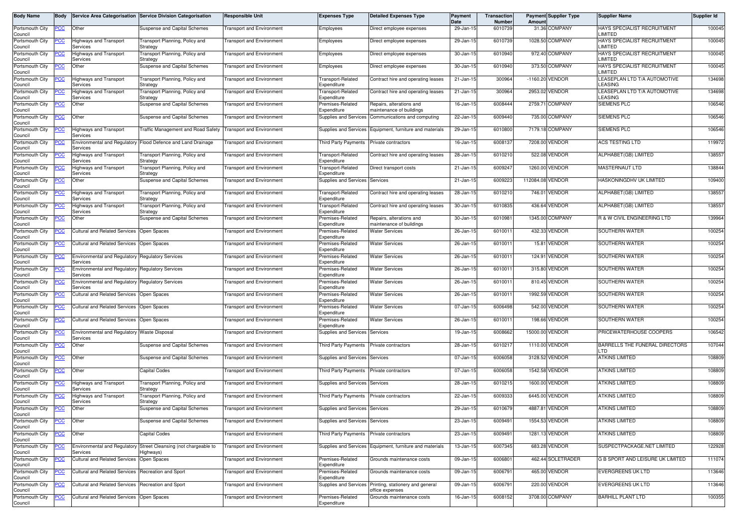| Body Name | Body | Service Area Categorisation | Service Division Categorisation | Responsible Unit | Expenses Type | Detailed Expenses Type | Payment Date | Transaction Number | Payment Amount | Supplier Type | Supplier Name | Supplier Id |
|---|---|---|---|---|---|---|---|---|---|---|---|---|
| Portsmouth City Council | PCC | Other | Suspense and Capital Schemes | Transport and Environment | Employees | Direct employee expenses | 29-Jan-15 | 6010739 | 31.36 | COMPANY | HAYS SPECIALIST RECRUITMENT LIMITED | 100045 |
| Portsmouth City Council | PCC | Highways and Transport Services | Transport Planning, Policy and Strategy | Transport and Environment | Employees | Direct employee expenses | 29-Jan-15 | 6010739 | 1028.50 | COMPANY | HAYS SPECIALIST RECRUITMENT LIMITED | 100045 |
| Portsmouth City Council | PCC | Highways and Transport Services | Transport Planning, Policy and Strategy | Transport and Environment | Employees | Direct employee expenses | 30-Jan-15 | 6010940 | 972.40 | COMPANY | HAYS SPECIALIST RECRUITMENT LIMITED | 100045 |
| Portsmouth City Council | PCC | Other | Suspense and Capital Schemes | Transport and Environment | Employees | Direct employee expenses | 30-Jan-15 | 6010940 | 373.50 | COMPANY | HAYS SPECIALIST RECRUITMENT LIMITED | 100045 |
| Portsmouth City Council | PCC | Highways and Transport Services | Transport Planning, Policy and Strategy | Transport and Environment | Transport-Related Expenditure | Contract hire and operating leases | 21-Jan-15 | 300964 | -1160.20 | VENDOR | LEASEPLAN LTD T/A AUTOMOTIVE LEASING | 134698 |
| Portsmouth City Council | PCC | Highways and Transport Services | Transport Planning, Policy and Strategy | Transport and Environment | Transport-Related Expenditure | Contract hire and operating leases | 21-Jan-15 | 300964 | 2953.02 | VENDOR | LEASEPLAN LTD T/A AUTOMOTIVE LEASING | 134698 |
| Portsmouth City Council | PCC | Other | Suspense and Capital Schemes | Transport and Environment | Premises-Related Expenditure | Repairs, alterations and maintenance of buildings | 16-Jan-15 | 6008444 | 2759.71 | COMPANY | SIEMENS PLC | 106546 |
| Portsmouth City Council | PCC | Other | Suspense and Capital Schemes | Transport and Environment | Supplies and Services | Communications and computing | 22-Jan-15 | 6009440 | 735.00 | COMPANY | SIEMENS PLC | 106546 |
| Portsmouth City Council | PCC | Highways and Transport Services | Traffic Management and Road Safety | Transport and Environment | Supplies and Services | Equipment, furniture and materials | 29-Jan-15 | 6010800 | 7179.18 | COMPANY | SIEMENS PLC | 106546 |
| Portsmouth City Council | PCC | Environmental and Regulatory Services | Flood Defence and Land Drainage | Transport and Environment | Third Party Payments | Private contractors | 16-Jan-15 | 6008137 | 7208.00 | VENDOR | ACS TESTING LTD | 119972 |
| Portsmouth City Council | PCC | Highways and Transport Services | Transport Planning, Policy and Strategy | Transport and Environment | Transport-Related Expenditure | Contract hire and operating leases | 28-Jan-15 | 6010210 | 522.08 | VENDOR | ALPHABET(GB) LIMITED | 138557 |
| Portsmouth City Council | PCC | Highways and Transport Services | Transport Planning, Policy and Strategy | Transport and Environment | Transport-Related Expenditure | Direct transport costs | 21-Jan-15 | 6009247 | 1260.00 | VENDOR | MASTERNAUT LTD | 138844 |
| Portsmouth City Council | PCC | Other | Suspense and Capital Schemes | Transport and Environment | Supplies and Services | Services | 21-Jan-15 | 6009223 | 112084.08 | VENDOR | HASKONINGDHV UK LIMITED | 109400 |
| Portsmouth City Council | PCC | Highways and Transport Services | Transport Planning, Policy and Strategy | Transport and Environment | Transport-Related Expenditure | Contract hire and operating leases | 28-Jan-15 | 6010210 | 746.01 | VENDOR | ALPHABET(GB) LIMITED | 138557 |
| Portsmouth City Council | PCC | Highways and Transport Services | Transport Planning, Policy and Strategy | Transport and Environment | Transport-Related Expenditure | Contract hire and operating leases | 30-Jan-15 | 6010835 | 436.64 | VENDOR | ALPHABET(GB) LIMITED | 138557 |
| Portsmouth City Council | PCC | Other | Suspense and Capital Schemes | Transport and Environment | Premises-Related Expenditure | Repairs, alterations and maintenance of buildings | 30-Jan-15 | 6010981 | 1345.00 | COMPANY | R & W CIVIL ENGINEERING LTD | 139964 |
| Portsmouth City Council | PCC | Cultural and Related Services | Open Spaces | Transport and Environment | Premises-Related Expenditure | Water Services | 26-Jan-15 | 6010011 | 432.33 | VENDOR | SOUTHERN WATER | 100254 |
| Portsmouth City Council | PCC | Cultural and Related Services | Open Spaces | Transport and Environment | Premises-Related Expenditure | Water Services | 26-Jan-15 | 6010011 | 15.81 | VENDOR | SOUTHERN WATER | 100254 |
| Portsmouth City Council | PCC | Environmental and Regulatory Services | Regulatory Services | Transport and Environment | Premises-Related Expenditure | Water Services | 26-Jan-15 | 6010011 | 124.91 | VENDOR | SOUTHERN WATER | 100254 |
| Portsmouth City Council | PCC | Environmental and Regulatory Services | Regulatory Services | Transport and Environment | Premises-Related Expenditure | Water Services | 26-Jan-15 | 6010011 | 315.80 | VENDOR | SOUTHERN WATER | 100254 |
| Portsmouth City Council | PCC | Environmental and Regulatory Services | Regulatory Services | Transport and Environment | Premises-Related Expenditure | Water Services | 26-Jan-15 | 6010011 | 810.45 | VENDOR | SOUTHERN WATER | 100254 |
| Portsmouth City Council | PCC | Cultural and Related Services | Open Spaces | Transport and Environment | Premises-Related Expenditure | Water Services | 26-Jan-15 | 6010011 | 1992.59 | VENDOR | SOUTHERN WATER | 100254 |
| Portsmouth City Council | PCC | Cultural and Related Services | Open Spaces | Transport and Environment | Premises-Related Expenditure | Water Services | 07-Jan-15 | 6006498 | 542.00 | VENDOR | SOUTHERN WATER | 100254 |
| Portsmouth City Council | PCC | Cultural and Related Services | Open Spaces | Transport and Environment | Premises-Related Expenditure | Water Services | 26-Jan-15 | 6010011 | 198.66 | VENDOR | SOUTHERN WATER | 100254 |
| Portsmouth City Council | PCC | Environmental and Regulatory Services | Waste Disposal | Transport and Environment | Supplies and Services | Services | 19-Jan-15 | 6008662 | 15000.00 | VENDOR | PRICEWATERHOUSE COOPERS | 106542 |
| Portsmouth City Council | PCC | Other | Suspense and Capital Schemes | Transport and Environment | Third Party Payments | Private contractors | 28-Jan-15 | 6010217 | 1110.00 | VENDOR | BARRELLS THE FUNERAL DIRECTORS LTD | 107044 |
| Portsmouth City Council | PCC | Other | Suspense and Capital Schemes | Transport and Environment | Supplies and Services | Services | 07-Jan-15 | 6006058 | 3128.52 | VENDOR | ATKINS LIMITED | 108809 |
| Portsmouth City Council | PCC | Other | Capital Codes | Transport and Environment | Third Party Payments | Private contractors | 07-Jan-15 | 6006058 | 1542.58 | VENDOR | ATKINS LIMITED | 108809 |
| Portsmouth City Council | PCC | Highways and Transport Services | Transport Planning, Policy and Strategy | Transport and Environment | Supplies and Services | Services | 28-Jan-15 | 6010215 | 1600.00 | VENDOR | ATKINS LIMITED | 108809 |
| Portsmouth City Council | PCC | Highways and Transport Services | Transport Planning, Policy and Strategy | Transport and Environment | Third Party Payments | Private contractors | 22-Jan-15 | 6009333 | 6445.00 | VENDOR | ATKINS LIMITED | 108809 |
| Portsmouth City Council | PCC | Other | Suspense and Capital Schemes | Transport and Environment | Supplies and Services | Services | 29-Jan-15 | 6010679 | 4887.81 | VENDOR | ATKINS LIMITED | 108809 |
| Portsmouth City Council | PCC | Other | Suspense and Capital Schemes | Transport and Environment | Supplies and Services | Services | 23-Jan-15 | 6009491 | 1554.53 | VENDOR | ATKINS LIMITED | 108809 |
| Portsmouth City Council | PCC | Other | Capital Codes | Transport and Environment | Third Party Payments | Private contractors | 23-Jan-15 | 6009491 | 1281.13 | VENDOR | ATKINS LIMITED | 108809 |
| Portsmouth City Council | PCC | Environmental and Regulatory Services | Street Cleansing (not chargeable to Highways) | Transport and Environment | Supplies and Services | Equipment, furniture and materials | 13-Jan-15 | 6007345 | 683.28 | VENDOR | SUSPECTPACKAGE.NET LIMITED | 122928 |
| Portsmouth City Council | PCC | Cultural and Related Services | Open Spaces | Transport and Environment | Premises-Related Expenditure | Grounds maintenance costs | 09-Jan-15 | 6006801 | 462.44 | SOLETRADER | G B SPORT AND LEISURE UK LIMITED | 111074 |
| Portsmouth City Council | PCC | Cultural and Related Services | Recreation and Sport | Transport and Environment | Premises-Related Expenditure | Grounds maintenance costs | 09-Jan-15 | 6006791 | 465.00 | VENDOR | EVERGREENS UK LTD | 113646 |
| Portsmouth City Council | PCC | Cultural and Related Services | Recreation and Sport | Transport and Environment | Supplies and Services | Printing, stationery and general office expenses | 09-Jan-15 | 6006791 | 220.00 | VENDOR | EVERGREENS UK LTD | 113646 |
| Portsmouth City Council | PCC | Cultural and Related Services | Open Spaces | Transport and Environment | Premises-Related Expenditure | Grounds maintenance costs | 16-Jan-15 | 6008152 | 3708.00 | COMPANY | BARHILL PLANT LTD | 100355 |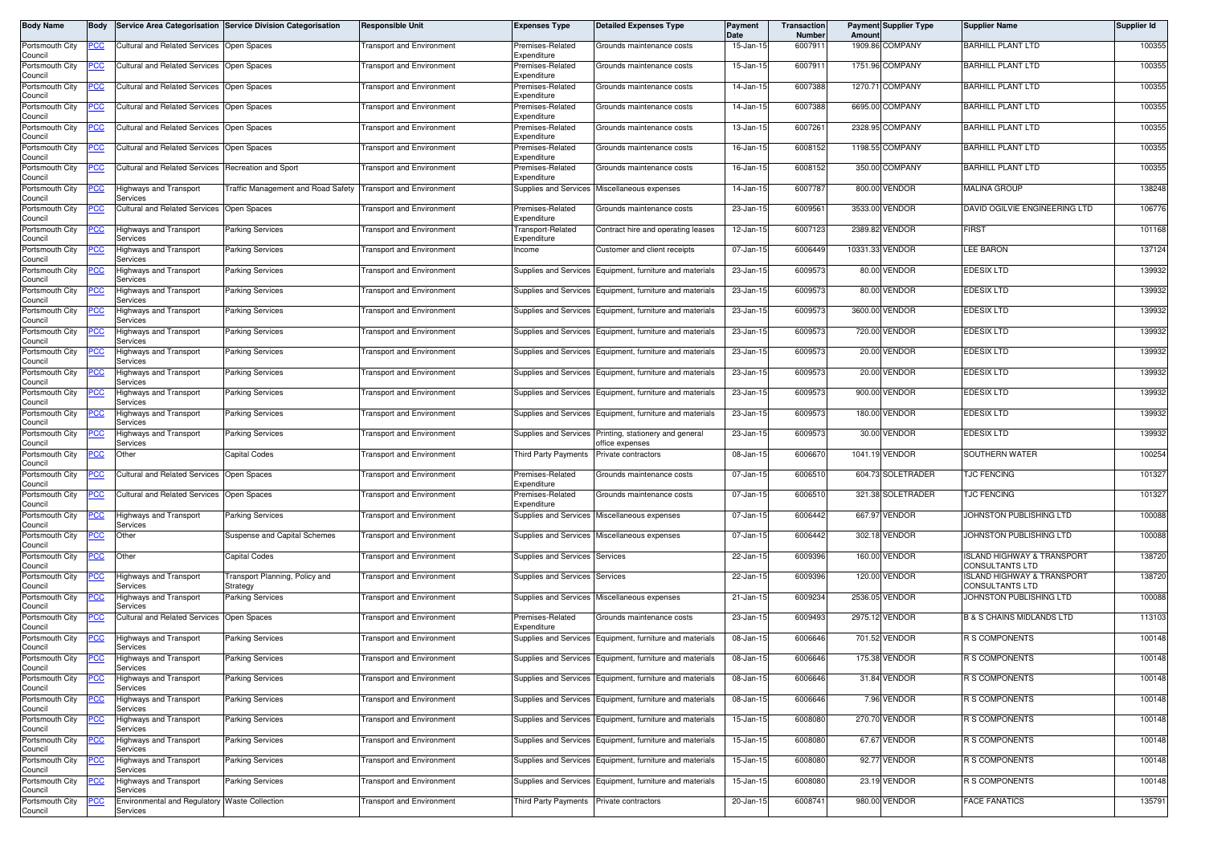| Body Name | Body | Service Area Categorisation | Service Division Categorisation | Responsible Unit | Expenses Type | Detailed Expenses Type | Payment Date | Transaction Number | Payment Amount | Supplier Type | Supplier Name | Supplier Id |
|---|---|---|---|---|---|---|---|---|---|---|---|---|
| Portsmouth City Council | PCC | Cultural and Related Services | Open Spaces | Transport and Environment | Premises-Related Expenditure | Grounds maintenance costs | 15-Jan-15 | 6007911 | 1909.86 | COMPANY | BARHILL PLANT LTD | 100355 |
| Portsmouth City Council | PCC | Cultural and Related Services | Open Spaces | Transport and Environment | Premises-Related Expenditure | Grounds maintenance costs | 15-Jan-15 | 6007911 | 1751.96 | COMPANY | BARHILL PLANT LTD | 100355 |
| Portsmouth City Council | PCC | Cultural and Related Services | Open Spaces | Transport and Environment | Premises-Related Expenditure | Grounds maintenance costs | 14-Jan-15 | 6007388 | 1270.71 | COMPANY | BARHILL PLANT LTD | 100355 |
| Portsmouth City Council | PCC | Cultural and Related Services | Open Spaces | Transport and Environment | Premises-Related Expenditure | Grounds maintenance costs | 14-Jan-15 | 6007388 | 6695.00 | COMPANY | BARHILL PLANT LTD | 100355 |
| Portsmouth City Council | PCC | Cultural and Related Services | Open Spaces | Transport and Environment | Premises-Related Expenditure | Grounds maintenance costs | 13-Jan-15 | 6007261 | 2328.95 | COMPANY | BARHILL PLANT LTD | 100355 |
| Portsmouth City Council | PCC | Cultural and Related Services | Open Spaces | Transport and Environment | Premises-Related Expenditure | Grounds maintenance costs | 16-Jan-15 | 6008152 | 1198.55 | COMPANY | BARHILL PLANT LTD | 100355 |
| Portsmouth City Council | PCC | Cultural and Related Services | Recreation and Sport | Transport and Environment | Premises-Related Expenditure | Grounds maintenance costs | 16-Jan-15 | 6008152 | 350.00 | COMPANY | BARHILL PLANT LTD | 100355 |
| Portsmouth City Council | PCC | Highways and Transport Services | Traffic Management and Road Safety | Transport and Environment | Supplies and Services | Miscellaneous expenses | 14-Jan-15 | 6007787 | 800.00 | VENDOR | MALINA GROUP | 138248 |
| Portsmouth City Council | PCC | Cultural and Related Services | Open Spaces | Transport and Environment | Premises-Related Expenditure | Grounds maintenance costs | 23-Jan-15 | 6009561 | 3533.00 | VENDOR | DAVID OGILVIE ENGINEERING LTD | 106776 |
| Portsmouth City Council | PCC | Highways and Transport Services | Parking Services | Transport and Environment | Transport-Related Expenditure | Contract hire and operating leases | 12-Jan-15 | 6007123 | 2389.82 | VENDOR | FIRST | 101168 |
| Portsmouth City Council | PCC | Highways and Transport Services | Parking Services | Transport and Environment | Income | Customer and client receipts | 07-Jan-15 | 6006449 | 10331.33 | VENDOR | LEE BARON | 137124 |
| Portsmouth City Council | PCC | Highways and Transport Services | Parking Services | Transport and Environment | Supplies and Services | Equipment, furniture and materials | 23-Jan-15 | 6009573 | 80.00 | VENDOR | EDESIX LTD | 139932 |
| Portsmouth City Council | PCC | Highways and Transport Services | Parking Services | Transport and Environment | Supplies and Services | Equipment, furniture and materials | 23-Jan-15 | 6009573 | 80.00 | VENDOR | EDESIX LTD | 139932 |
| Portsmouth City Council | PCC | Highways and Transport Services | Parking Services | Transport and Environment | Supplies and Services | Equipment, furniture and materials | 23-Jan-15 | 6009573 | 3600.00 | VENDOR | EDESIX LTD | 139932 |
| Portsmouth City Council | PCC | Highways and Transport Services | Parking Services | Transport and Environment | Supplies and Services | Equipment, furniture and materials | 23-Jan-15 | 6009573 | 720.00 | VENDOR | EDESIX LTD | 139932 |
| Portsmouth City Council | PCC | Highways and Transport Services | Parking Services | Transport and Environment | Supplies and Services | Equipment, furniture and materials | 23-Jan-15 | 6009573 | 20.00 | VENDOR | EDESIX LTD | 139932 |
| Portsmouth City Council | PCC | Highways and Transport Services | Parking Services | Transport and Environment | Supplies and Services | Equipment, furniture and materials | 23-Jan-15 | 6009573 | 20.00 | VENDOR | EDESIX LTD | 139932 |
| Portsmouth City Council | PCC | Highways and Transport Services | Parking Services | Transport and Environment | Supplies and Services | Equipment, furniture and materials | 23-Jan-15 | 6009573 | 900.00 | VENDOR | EDESIX LTD | 139932 |
| Portsmouth City Council | PCC | Highways and Transport Services | Parking Services | Transport and Environment | Supplies and Services | Equipment, furniture and materials | 23-Jan-15 | 6009573 | 180.00 | VENDOR | EDESIX LTD | 139932 |
| Portsmouth City Council | PCC | Highways and Transport Services | Parking Services | Transport and Environment | Supplies and Services | Printing, stationery and general office expenses | 23-Jan-15 | 6009573 | 30.00 | VENDOR | EDESIX LTD | 139932 |
| Portsmouth City Council | PCC | Other | Capital Codes | Transport and Environment | Third Party Payments | Private contractors | 08-Jan-15 | 6006670 | 1041.19 | VENDOR | SOUTHERN WATER | 100254 |
| Portsmouth City Council | PCC | Cultural and Related Services | Open Spaces | Transport and Environment | Premises-Related Expenditure | Grounds maintenance costs | 07-Jan-15 | 6006510 | 604.73 | SOLETRADER | TJC FENCING | 101327 |
| Portsmouth City Council | PCC | Cultural and Related Services | Open Spaces | Transport and Environment | Premises-Related Expenditure | Grounds maintenance costs | 07-Jan-15 | 6006510 | 321.38 | SOLETRADER | TJC FENCING | 101327 |
| Portsmouth City Council | PCC | Highways and Transport Services | Parking Services | Transport and Environment | Supplies and Services | Miscellaneous expenses | 07-Jan-15 | 6006442 | 667.97 | VENDOR | JOHNSTON PUBLISHING LTD | 100088 |
| Portsmouth City Council | PCC | Other | Suspense and Capital Schemes | Transport and Environment | Supplies and Services | Miscellaneous expenses | 07-Jan-15 | 6006442 | 302.18 | VENDOR | JOHNSTON PUBLISHING LTD | 100088 |
| Portsmouth City Council | PCC | Other | Capital Codes | Transport and Environment | Supplies and Services | Services | 22-Jan-15 | 6009396 | 160.00 | VENDOR | ISLAND HIGHWAY & TRANSPORT CONSULTANTS LTD | 138720 |
| Portsmouth City Council | PCC | Highways and Transport Services | Transport Planning, Policy and Strategy | Transport and Environment | Supplies and Services | Services | 22-Jan-15 | 6009396 | 120.00 | VENDOR | ISLAND HIGHWAY & TRANSPORT CONSULTANTS LTD | 138720 |
| Portsmouth City Council | PCC | Highways and Transport Services | Parking Services | Transport and Environment | Supplies and Services | Miscellaneous expenses | 21-Jan-15 | 6009234 | 2536.05 | VENDOR | JOHNSTON PUBLISHING LTD | 100088 |
| Portsmouth City Council | PCC | Cultural and Related Services | Open Spaces | Transport and Environment | Premises-Related Expenditure | Grounds maintenance costs | 23-Jan-15 | 6009493 | 2975.12 | VENDOR | B & S CHAINS MIDLANDS LTD | 113103 |
| Portsmouth City Council | PCC | Highways and Transport Services | Parking Services | Transport and Environment | Supplies and Services | Equipment, furniture and materials | 08-Jan-15 | 6006646 | 701.52 | VENDOR | R S COMPONENTS | 100148 |
| Portsmouth City Council | PCC | Highways and Transport Services | Parking Services | Transport and Environment | Supplies and Services | Equipment, furniture and materials | 08-Jan-15 | 6006646 | 175.38 | VENDOR | R S COMPONENTS | 100148 |
| Portsmouth City Council | PCC | Highways and Transport Services | Parking Services | Transport and Environment | Supplies and Services | Equipment, furniture and materials | 08-Jan-15 | 6006646 | 31.84 | VENDOR | R S COMPONENTS | 100148 |
| Portsmouth City Council | PCC | Highways and Transport Services | Parking Services | Transport and Environment | Supplies and Services | Equipment, furniture and materials | 08-Jan-15 | 6006646 | 7.96 | VENDOR | R S COMPONENTS | 100148 |
| Portsmouth City Council | PCC | Highways and Transport Services | Parking Services | Transport and Environment | Supplies and Services | Equipment, furniture and materials | 15-Jan-15 | 6008080 | 270.70 | VENDOR | R S COMPONENTS | 100148 |
| Portsmouth City Council | PCC | Highways and Transport Services | Parking Services | Transport and Environment | Supplies and Services | Equipment, furniture and materials | 15-Jan-15 | 6008080 | 67.67 | VENDOR | R S COMPONENTS | 100148 |
| Portsmouth City Council | PCC | Highways and Transport Services | Parking Services | Transport and Environment | Supplies and Services | Equipment, furniture and materials | 15-Jan-15 | 6008080 | 92.77 | VENDOR | R S COMPONENTS | 100148 |
| Portsmouth City Council | PCC | Highways and Transport Services | Parking Services | Transport and Environment | Supplies and Services | Equipment, furniture and materials | 15-Jan-15 | 6008080 | 23.19 | VENDOR | R S COMPONENTS | 100148 |
| Portsmouth City Council | PCC | Environmental and Regulatory Services | Waste Collection | Transport and Environment | Third Party Payments | Private contractors | 20-Jan-15 | 6008741 | 980.00 | VENDOR | FACE FANATICS | 135791 |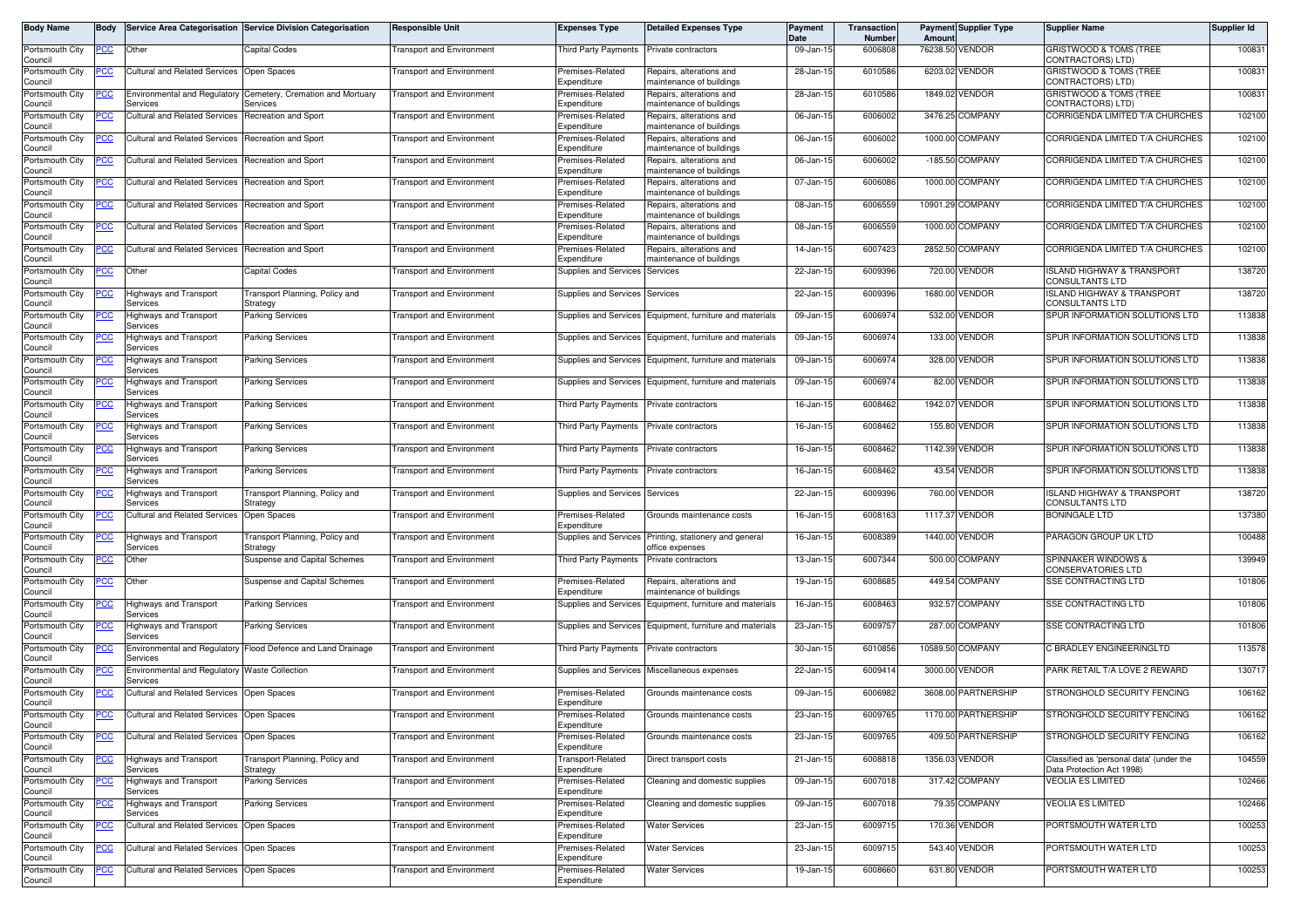| Body Name | Body | Service Area Categorisation | Service Division Categorisation | Responsible Unit | Expenses Type | Detailed Expenses Type | Payment Date | Transaction Number | Payment Amount | Supplier Type | Supplier Name | Supplier Id |
|---|---|---|---|---|---|---|---|---|---|---|---|---|
| Portsmouth City Council | PCC | Other | Capital Codes | Transport and Environment | Third Party Payments | Private contractors | 09-Jan-15 | 6006808 | 76238.50 | VENDOR | GRISTWOOD & TOMS (TREE CONTRACTORS) LTD) | 100831 |
| Portsmouth City Council | PCC | Cultural and Related Services | Open Spaces | Transport and Environment | Premises-Related Expenditure | Repairs, alterations and maintenance of buildings | 28-Jan-15 | 6010586 | 6203.02 | VENDOR | GRISTWOOD & TOMS (TREE CONTRACTORS) LTD) | 100831 |
| Portsmouth City Council | PCC | Environmental and Regulatory Services | Cemetery, Cremation and Mortuary Services | Transport and Environment | Premises-Related Expenditure | Repairs, alterations and maintenance of buildings | 28-Jan-15 | 6010586 | 1849.02 | VENDOR | GRISTWOOD & TOMS (TREE CONTRACTORS) LTD) | 100831 |
| Portsmouth City Council | PCC | Cultural and Related Services | Recreation and Sport | Transport and Environment | Premises-Related Expenditure | Repairs, alterations and maintenance of buildings | 06-Jan-15 | 6006002 | 3476.25 | COMPANY | CORRIGENDA LIMITED T/A CHURCHES | 102100 |
| Portsmouth City Council | PCC | Cultural and Related Services | Recreation and Sport | Transport and Environment | Premises-Related Expenditure | Repairs, alterations and maintenance of buildings | 06-Jan-15 | 6006002 | 1000.00 | COMPANY | CORRIGENDA LIMITED T/A CHURCHES | 102100 |
| Portsmouth City Council | PCC | Cultural and Related Services | Recreation and Sport | Transport and Environment | Premises-Related Expenditure | Repairs, alterations and maintenance of buildings | 06-Jan-15 | 6006002 | -185.50 | COMPANY | CORRIGENDA LIMITED T/A CHURCHES | 102100 |
| Portsmouth City Council | PCC | Cultural and Related Services | Recreation and Sport | Transport and Environment | Premises-Related Expenditure | Repairs, alterations and maintenance of buildings | 07-Jan-15 | 6006086 | 1000.00 | COMPANY | CORRIGENDA LIMITED T/A CHURCHES | 102100 |
| Portsmouth City Council | PCC | Cultural and Related Services | Recreation and Sport | Transport and Environment | Premises-Related Expenditure | Repairs, alterations and maintenance of buildings | 08-Jan-15 | 6006559 | 10901.29 | COMPANY | CORRIGENDA LIMITED T/A CHURCHES | 102100 |
| Portsmouth City Council | PCC | Cultural and Related Services | Recreation and Sport | Transport and Environment | Premises-Related Expenditure | Repairs, alterations and maintenance of buildings | 08-Jan-15 | 6006559 | 1000.00 | COMPANY | CORRIGENDA LIMITED T/A CHURCHES | 102100 |
| Portsmouth City Council | PCC | Cultural and Related Services | Recreation and Sport | Transport and Environment | Premises-Related Expenditure | Repairs, alterations and maintenance of buildings | 14-Jan-15 | 6007423 | 2852.50 | COMPANY | CORRIGENDA LIMITED T/A CHURCHES | 102100 |
| Portsmouth City Council | PCC | Other | Capital Codes | Transport and Environment | Supplies and Services | Services | 22-Jan-15 | 6009396 | 720.00 | VENDOR | ISLAND HIGHWAY & TRANSPORT CONSULTANTS LTD | 138720 |
| Portsmouth City Council | PCC | Highways and Transport Services | Transport Planning, Policy and Strategy | Transport and Environment | Supplies and Services | Services | 22-Jan-15 | 6009396 | 1680.00 | VENDOR | ISLAND HIGHWAY & TRANSPORT CONSULTANTS LTD | 138720 |
| Portsmouth City Council | PCC | Highways and Transport Services | Parking Services | Transport and Environment | Supplies and Services | Equipment, furniture and materials | 09-Jan-15 | 6006974 | 532.00 | VENDOR | SPUR INFORMATION SOLUTIONS LTD | 113838 |
| Portsmouth City Council | PCC | Highways and Transport Services | Parking Services | Transport and Environment | Supplies and Services | Equipment, furniture and materials | 09-Jan-15 | 6006974 | 133.00 | VENDOR | SPUR INFORMATION SOLUTIONS LTD | 113838 |
| Portsmouth City Council | PCC | Highways and Transport Services | Parking Services | Transport and Environment | Supplies and Services | Equipment, furniture and materials | 09-Jan-15 | 6006974 | 328.00 | VENDOR | SPUR INFORMATION SOLUTIONS LTD | 113838 |
| Portsmouth City Council | PCC | Highways and Transport Services | Parking Services | Transport and Environment | Supplies and Services | Equipment, furniture and materials | 09-Jan-15 | 6006974 | 82.00 | VENDOR | SPUR INFORMATION SOLUTIONS LTD | 113838 |
| Portsmouth City Council | PCC | Highways and Transport Services | Parking Services | Transport and Environment | Third Party Payments | Private contractors | 16-Jan-15 | 6008462 | 1942.07 | VENDOR | SPUR INFORMATION SOLUTIONS LTD | 113838 |
| Portsmouth City Council | PCC | Highways and Transport Services | Parking Services | Transport and Environment | Third Party Payments | Private contractors | 16-Jan-15 | 6008462 | 155.80 | VENDOR | SPUR INFORMATION SOLUTIONS LTD | 113838 |
| Portsmouth City Council | PCC | Highways and Transport Services | Parking Services | Transport and Environment | Third Party Payments | Private contractors | 16-Jan-15 | 6008462 | 1142.39 | VENDOR | SPUR INFORMATION SOLUTIONS LTD | 113838 |
| Portsmouth City Council | PCC | Highways and Transport Services | Parking Services | Transport and Environment | Third Party Payments | Private contractors | 16-Jan-15 | 6008462 | 43.54 | VENDOR | SPUR INFORMATION SOLUTIONS LTD | 113838 |
| Portsmouth City Council | PCC | Highways and Transport Services | Transport Planning, Policy and Strategy | Transport and Environment | Supplies and Services | Services | 22-Jan-15 | 6009396 | 760.00 | VENDOR | ISLAND HIGHWAY & TRANSPORT CONSULTANTS LTD | 138720 |
| Portsmouth City Council | PCC | Cultural and Related Services | Open Spaces | Transport and Environment | Premises-Related Expenditure | Grounds maintenance costs | 16-Jan-15 | 6008163 | 1117.37 | VENDOR | BONINGALE LTD | 137380 |
| Portsmouth City Council | PCC | Highways and Transport Services | Transport Planning, Policy and Strategy | Transport and Environment | Supplies and Services | Printing, stationery and general office expenses | 16-Jan-15 | 6008389 | 1440.00 | VENDOR | PARAGON GROUP UK LTD | 100488 |
| Portsmouth City Council | PCC | Other | Suspense and Capital Schemes | Transport and Environment | Third Party Payments | Private contractors | 13-Jan-15 | 6007344 | 500.00 | COMPANY | SPINNAKER WINDOWS & CONSERVATORIES LTD | 139949 |
| Portsmouth City Council | PCC | Other | Suspense and Capital Schemes | Transport and Environment | Premises-Related Expenditure | Repairs, alterations and maintenance of buildings | 19-Jan-15 | 6008685 | 449.54 | COMPANY | SSE CONTRACTING LTD | 101806 |
| Portsmouth City Council | PCC | Highways and Transport Services | Parking Services | Transport and Environment | Supplies and Services | Equipment, furniture and materials | 16-Jan-15 | 6008463 | 932.57 | COMPANY | SSE CONTRACTING LTD | 101806 |
| Portsmouth City Council | PCC | Highways and Transport Services | Parking Services | Transport and Environment | Supplies and Services | Equipment, furniture and materials | 23-Jan-15 | 6009757 | 287.00 | COMPANY | SSE CONTRACTING LTD | 101806 |
| Portsmouth City Council | PCC | Environmental and Regulatory Services | Flood Defence and Land Drainage | Transport and Environment | Third Party Payments | Private contractors | 30-Jan-15 | 6010856 | 10589.50 | COMPANY | C BRADLEY ENGINEERINGLTD | 113578 |
| Portsmouth City Council | PCC | Environmental and Regulatory Services | Waste Collection | Transport and Environment | Supplies and Services | Miscellaneous expenses | 22-Jan-15 | 6009414 | 3000.00 | VENDOR | PARK RETAIL T/A LOVE 2 REWARD | 130717 |
| Portsmouth City Council | PCC | Cultural and Related Services | Open Spaces | Transport and Environment | Premises-Related Expenditure | Grounds maintenance costs | 09-Jan-15 | 6006982 | 3608.00 | PARTNERSHIP | STRONGHOLD SECURITY FENCING | 106162 |
| Portsmouth City Council | PCC | Cultural and Related Services | Open Spaces | Transport and Environment | Premises-Related Expenditure | Grounds maintenance costs | 23-Jan-15 | 6009765 | 1170.00 | PARTNERSHIP | STRONGHOLD SECURITY FENCING | 106162 |
| Portsmouth City Council | PCC | Cultural and Related Services | Open Spaces | Transport and Environment | Premises-Related Expenditure | Grounds maintenance costs | 23-Jan-15 | 6009765 | 409.50 | PARTNERSHIP | STRONGHOLD SECURITY FENCING | 106162 |
| Portsmouth City Council | PCC | Highways and Transport Services | Transport Planning, Policy and Strategy | Transport and Environment | Transport-Related Expenditure | Direct transport costs | 21-Jan-15 | 6008818 | 1356.03 | VENDOR | Classified as 'personal data' (under the Data Protection Act 1998) | 104559 |
| Portsmouth City Council | PCC | Highways and Transport Services | Parking Services | Transport and Environment | Premises-Related Expenditure | Cleaning and domestic supplies | 09-Jan-15 | 6007018 | 317.42 | COMPANY | VEOLIA ES LIMITED | 102466 |
| Portsmouth City Council | PCC | Highways and Transport Services | Parking Services | Transport and Environment | Premises-Related Expenditure | Cleaning and domestic supplies | 09-Jan-15 | 6007018 | 79.35 | COMPANY | VEOLIA ES LIMITED | 102466 |
| Portsmouth City Council | PCC | Cultural and Related Services | Open Spaces | Transport and Environment | Premises-Related Expenditure | Water Services | 23-Jan-15 | 6009715 | 170.36 | VENDOR | PORTSMOUTH WATER LTD | 100253 |
| Portsmouth City Council | PCC | Cultural and Related Services | Open Spaces | Transport and Environment | Premises-Related Expenditure | Water Services | 23-Jan-15 | 6009715 | 543.40 | VENDOR | PORTSMOUTH WATER LTD | 100253 |
| Portsmouth City Council | PCC | Cultural and Related Services | Open Spaces | Transport and Environment | Premises-Related Expenditure | Water Services | 19-Jan-15 | 6008660 | 631.80 | VENDOR | PORTSMOUTH WATER LTD | 100253 |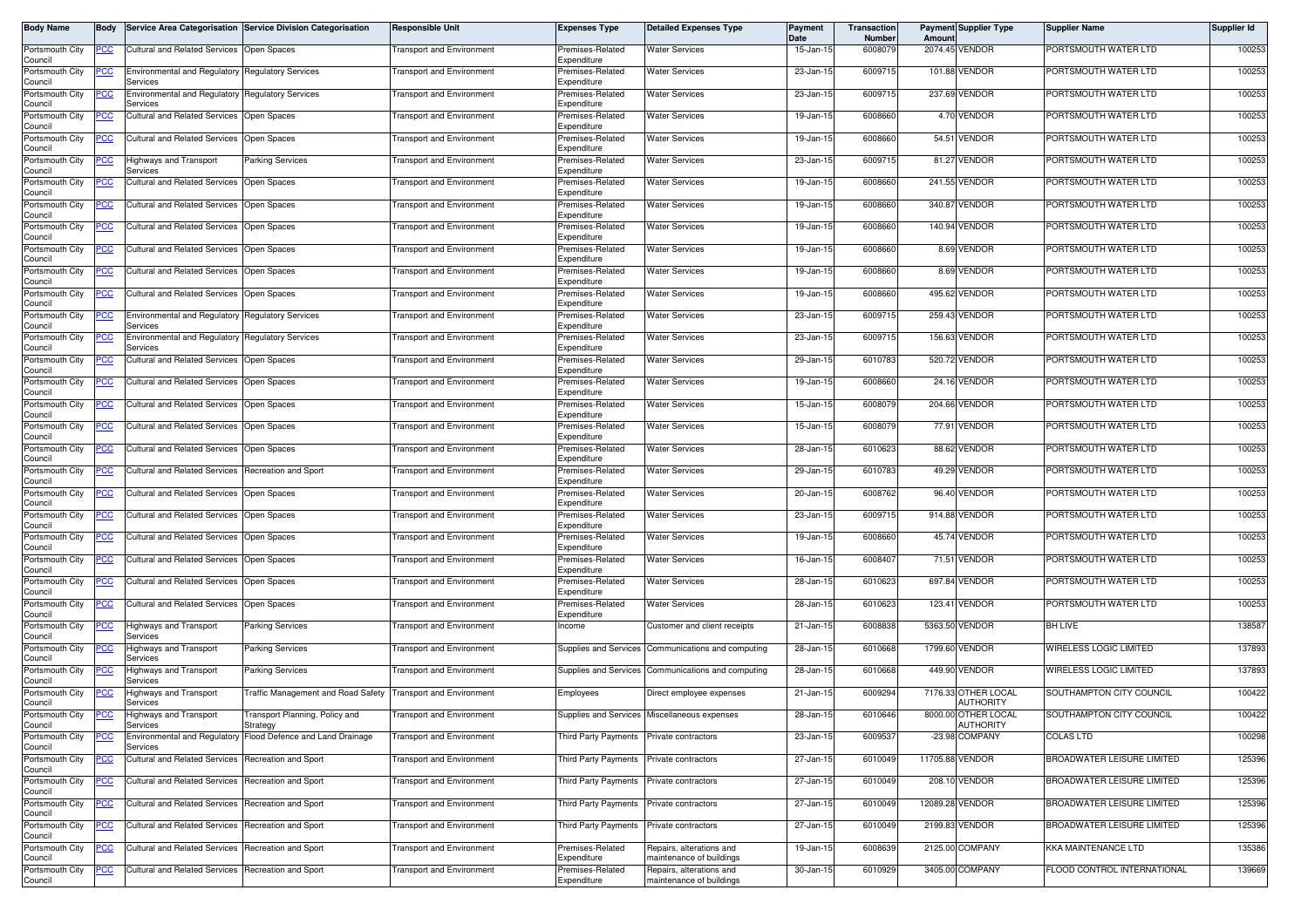| Body Name | Body | Service Area Categorisation | Service Division Categorisation | Responsible Unit | Expenses Type | Detailed Expenses Type | Payment Date | Transaction Number | Payment Amount | Supplier Type | Supplier Name | Supplier Id |
|---|---|---|---|---|---|---|---|---|---|---|---|---|
| Portsmouth City Council | PCC | Cultural and Related Services | Open Spaces | Transport and Environment | Premises-Related Expenditure | Water Services | 15-Jan-15 | 6008079 | 2074.45 | VENDOR | PORTSMOUTH WATER LTD | 100253 |
| Portsmouth City Council | PCC | Environmental and Regulatory Services | Regulatory Services | Transport and Environment | Premises-Related Expenditure | Water Services | 23-Jan-15 | 6009715 | 101.88 | VENDOR | PORTSMOUTH WATER LTD | 100253 |
| Portsmouth City Council | PCC | Environmental and Regulatory Services | Regulatory Services | Transport and Environment | Premises-Related Expenditure | Water Services | 23-Jan-15 | 6009715 | 237.69 | VENDOR | PORTSMOUTH WATER LTD | 100253 |
| Portsmouth City Council | PCC | Cultural and Related Services | Open Spaces | Transport and Environment | Premises-Related Expenditure | Water Services | 19-Jan-15 | 6008660 | 4.70 | VENDOR | PORTSMOUTH WATER LTD | 100253 |
| Portsmouth City Council | PCC | Cultural and Related Services | Open Spaces | Transport and Environment | Premises-Related Expenditure | Water Services | 19-Jan-15 | 6008660 | 54.51 | VENDOR | PORTSMOUTH WATER LTD | 100253 |
| Portsmouth City Council | PCC | Highways and Transport Services | Parking Services | Transport and Environment | Premises-Related Expenditure | Water Services | 23-Jan-15 | 6009715 | 81.27 | VENDOR | PORTSMOUTH WATER LTD | 100253 |
| Portsmouth City Council | PCC | Cultural and Related Services | Open Spaces | Transport and Environment | Premises-Related Expenditure | Water Services | 19-Jan-15 | 6008660 | 241.55 | VENDOR | PORTSMOUTH WATER LTD | 100253 |
| Portsmouth City Council | PCC | Cultural and Related Services | Open Spaces | Transport and Environment | Premises-Related Expenditure | Water Services | 19-Jan-15 | 6008660 | 340.87 | VENDOR | PORTSMOUTH WATER LTD | 100253 |
| Portsmouth City Council | PCC | Cultural and Related Services | Open Spaces | Transport and Environment | Premises-Related Expenditure | Water Services | 19-Jan-15 | 6008660 | 140.94 | VENDOR | PORTSMOUTH WATER LTD | 100253 |
| Portsmouth City Council | PCC | Cultural and Related Services | Open Spaces | Transport and Environment | Premises-Related Expenditure | Water Services | 19-Jan-15 | 6008660 | 8.69 | VENDOR | PORTSMOUTH WATER LTD | 100253 |
| Portsmouth City Council | PCC | Cultural and Related Services | Open Spaces | Transport and Environment | Premises-Related Expenditure | Water Services | 19-Jan-15 | 6008660 | 8.69 | VENDOR | PORTSMOUTH WATER LTD | 100253 |
| Portsmouth City Council | PCC | Cultural and Related Services | Open Spaces | Transport and Environment | Premises-Related Expenditure | Water Services | 19-Jan-15 | 6008660 | 495.62 | VENDOR | PORTSMOUTH WATER LTD | 100253 |
| Portsmouth City Council | PCC | Environmental and Regulatory Services | Regulatory Services | Transport and Environment | Premises-Related Expenditure | Water Services | 23-Jan-15 | 6009715 | 259.43 | VENDOR | PORTSMOUTH WATER LTD | 100253 |
| Portsmouth City Council | PCC | Environmental and Regulatory Services | Regulatory Services | Transport and Environment | Premises-Related Expenditure | Water Services | 23-Jan-15 | 6009715 | 156.63 | VENDOR | PORTSMOUTH WATER LTD | 100253 |
| Portsmouth City Council | PCC | Cultural and Related Services | Open Spaces | Transport and Environment | Premises-Related Expenditure | Water Services | 29-Jan-15 | 6010783 | 520.72 | VENDOR | PORTSMOUTH WATER LTD | 100253 |
| Portsmouth City Council | PCC | Cultural and Related Services | Open Spaces | Transport and Environment | Premises-Related Expenditure | Water Services | 19-Jan-15 | 6008660 | 24.16 | VENDOR | PORTSMOUTH WATER LTD | 100253 |
| Portsmouth City Council | PCC | Cultural and Related Services | Open Spaces | Transport and Environment | Premises-Related Expenditure | Water Services | 15-Jan-15 | 6008079 | 204.66 | VENDOR | PORTSMOUTH WATER LTD | 100253 |
| Portsmouth City Council | PCC | Cultural and Related Services | Open Spaces | Transport and Environment | Premises-Related Expenditure | Water Services | 15-Jan-15 | 6008079 | 77.91 | VENDOR | PORTSMOUTH WATER LTD | 100253 |
| Portsmouth City Council | PCC | Cultural and Related Services | Open Spaces | Transport and Environment | Premises-Related Expenditure | Water Services | 28-Jan-15 | 6010623 | 88.62 | VENDOR | PORTSMOUTH WATER LTD | 100253 |
| Portsmouth City Council | PCC | Cultural and Related Services | Recreation and Sport | Transport and Environment | Premises-Related Expenditure | Water Services | 29-Jan-15 | 6010783 | 49.29 | VENDOR | PORTSMOUTH WATER LTD | 100253 |
| Portsmouth City Council | PCC | Cultural and Related Services | Open Spaces | Transport and Environment | Premises-Related Expenditure | Water Services | 20-Jan-15 | 6008762 | 96.40 | VENDOR | PORTSMOUTH WATER LTD | 100253 |
| Portsmouth City Council | PCC | Cultural and Related Services | Open Spaces | Transport and Environment | Premises-Related Expenditure | Water Services | 23-Jan-15 | 6009715 | 914.88 | VENDOR | PORTSMOUTH WATER LTD | 100253 |
| Portsmouth City Council | PCC | Cultural and Related Services | Open Spaces | Transport and Environment | Premises-Related Expenditure | Water Services | 19-Jan-15 | 6008660 | 45.74 | VENDOR | PORTSMOUTH WATER LTD | 100253 |
| Portsmouth City Council | PCC | Cultural and Related Services | Open Spaces | Transport and Environment | Premises-Related Expenditure | Water Services | 16-Jan-15 | 6008407 | 71.51 | VENDOR | PORTSMOUTH WATER LTD | 100253 |
| Portsmouth City Council | PCC | Cultural and Related Services | Open Spaces | Transport and Environment | Premises-Related Expenditure | Water Services | 28-Jan-15 | 6010623 | 697.84 | VENDOR | PORTSMOUTH WATER LTD | 100253 |
| Portsmouth City Council | PCC | Cultural and Related Services | Open Spaces | Transport and Environment | Premises-Related Expenditure | Water Services | 28-Jan-15 | 6010623 | 123.41 | VENDOR | PORTSMOUTH WATER LTD | 100253 |
| Portsmouth City Council | PCC | Highways and Transport Services | Parking Services | Transport and Environment | Income | Customer and client receipts | 21-Jan-15 | 6008838 | 5363.50 | VENDOR | BH LIVE | 138587 |
| Portsmouth City Council | PCC | Highways and Transport Services | Parking Services | Transport and Environment | Supplies and Services | Communications and computing | 28-Jan-15 | 6010668 | 1799.60 | VENDOR | WIRELESS LOGIC LIMITED | 137893 |
| Portsmouth City Council | PCC | Highways and Transport Services | Parking Services | Transport and Environment | Supplies and Services | Communications and computing | 28-Jan-15 | 6010668 | 449.90 | VENDOR | WIRELESS LOGIC LIMITED | 137893 |
| Portsmouth City Council | PCC | Highways and Transport Services | Traffic Management and Road Safety | Transport and Environment | Employees | Direct employee expenses | 21-Jan-15 | 6009294 | 7176.33 | OTHER LOCAL AUTHORITY | SOUTHAMPTON CITY COUNCIL | 100422 |
| Portsmouth City Council | PCC | Highways and Transport Services | Transport Planning, Policy and Strategy | Transport and Environment | Supplies and Services | Miscellaneous expenses | 28-Jan-15 | 6010646 | 8000.00 | OTHER LOCAL AUTHORITY | SOUTHAMPTON CITY COUNCIL | 100422 |
| Portsmouth City Council | PCC | Environmental and Regulatory Services | Flood Defence and Land Drainage | Transport and Environment | Third Party Payments | Private contractors | 23-Jan-15 | 6009537 | -23.98 | COMPANY | COLAS LTD | 100298 |
| Portsmouth City Council | PCC | Cultural and Related Services | Recreation and Sport | Transport and Environment | Third Party Payments | Private contractors | 27-Jan-15 | 6010049 | 11705.88 | VENDOR | BROADWATER LEISURE LIMITED | 125396 |
| Portsmouth City Council | PCC | Cultural and Related Services | Recreation and Sport | Transport and Environment | Third Party Payments | Private contractors | 27-Jan-15 | 6010049 | 208.10 | VENDOR | BROADWATER LEISURE LIMITED | 125396 |
| Portsmouth City Council | PCC | Cultural and Related Services | Recreation and Sport | Transport and Environment | Third Party Payments | Private contractors | 27-Jan-15 | 6010049 | 12089.28 | VENDOR | BROADWATER LEISURE LIMITED | 125396 |
| Portsmouth City Council | PCC | Cultural and Related Services | Recreation and Sport | Transport and Environment | Third Party Payments | Private contractors | 27-Jan-15 | 6010049 | 2199.83 | VENDOR | BROADWATER LEISURE LIMITED | 125396 |
| Portsmouth City Council | PCC | Cultural and Related Services | Recreation and Sport | Transport and Environment | Premises-Related Expenditure | Repairs, alterations and maintenance of buildings | 19-Jan-15 | 6008639 | 2125.00 | COMPANY | KKA MAINTENANCE LTD | 135386 |
| Portsmouth City Council | PCC | Cultural and Related Services | Recreation and Sport | Transport and Environment | Premises-Related Expenditure | Repairs, alterations and maintenance of buildings | 30-Jan-15 | 6010929 | 3405.00 | COMPANY | FLOOD CONTROL INTERNATIONAL | 139669 |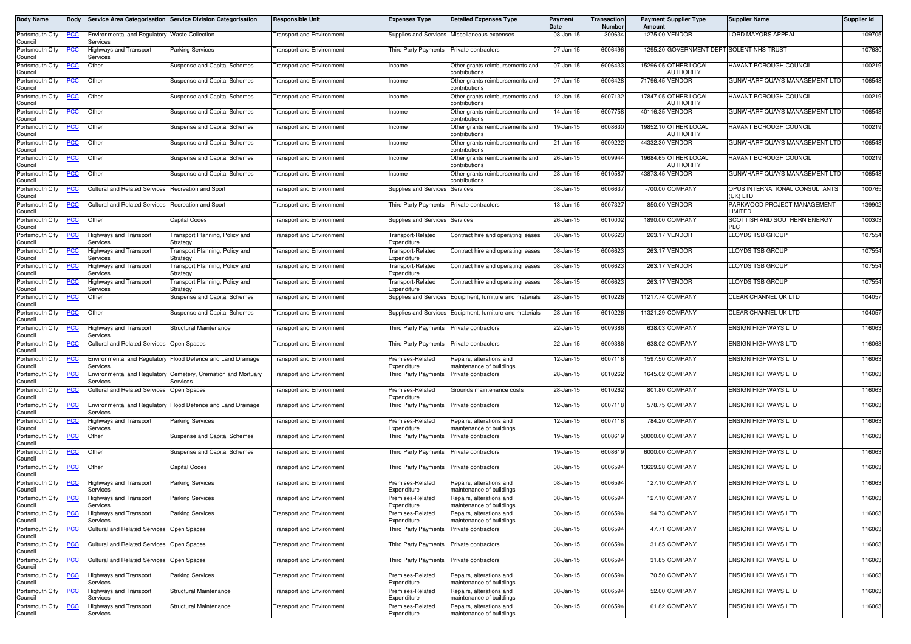| Body Name | Body | Service Area Categorisation | Service Division Categorisation | Responsible Unit | Expenses Type | Detailed Expenses Type | Payment Date | Transaction Number | Payment Amount | Supplier Type | Supplier Name | Supplier Id |
|---|---|---|---|---|---|---|---|---|---|---|---|---|
| Portsmouth City Council | PCC | Environmental and Regulatory Services | Waste Collection | Transport and Environment | Supplies and Services | Miscellaneous expenses | 08-Jan-15 | 300634 | 1275.00 | VENDOR | LORD MAYORS APPEAL | 109705 |
| Portsmouth City Council | PCC | Highways and Transport Services | Parking Services | Transport and Environment | Third Party Payments | Private contractors | 07-Jan-15 | 6006496 | 1295.20 | GOVERNMENT DEPT | SOLENT NHS TRUST | 107630 |
| Portsmouth City Council | PCC | Other | Suspense and Capital Schemes | Transport and Environment | Income | Other grants reimbursements and contributions | 07-Jan-15 | 6006433 | 15296.05 | OTHER LOCAL AUTHORITY | HAVANT BOROUGH COUNCIL | 100219 |
| Portsmouth City Council | PCC | Other | Suspense and Capital Schemes | Transport and Environment | Income | Other grants reimbursements and contributions | 07-Jan-15 | 6006428 | 71796.45 | VENDOR | GUNWHARF QUAYS MANAGEMENT LTD | 106548 |
| Portsmouth City Council | PCC | Other | Suspense and Capital Schemes | Transport and Environment | Income | Other grants reimbursements and contributions | 12-Jan-15 | 6007132 | 17847.05 | OTHER LOCAL AUTHORITY | HAVANT BOROUGH COUNCIL | 100219 |
| Portsmouth City Council | PCC | Other | Suspense and Capital Schemes | Transport and Environment | Income | Other grants reimbursements and contributions | 14-Jan-15 | 6007758 | 40116.35 | VENDOR | GUNWHARF QUAYS MANAGEMENT LTD | 106548 |
| Portsmouth City Council | PCC | Other | Suspense and Capital Schemes | Transport and Environment | Income | Other grants reimbursements and contributions | 19-Jan-15 | 6008630 | 19852.10 | OTHER LOCAL AUTHORITY | HAVANT BOROUGH COUNCIL | 100219 |
| Portsmouth City Council | PCC | Other | Suspense and Capital Schemes | Transport and Environment | Income | Other grants reimbursements and contributions | 21-Jan-15 | 6009222 | 44332.30 | VENDOR | GUNWHARF QUAYS MANAGEMENT LTD | 106548 |
| Portsmouth City Council | PCC | Other | Suspense and Capital Schemes | Transport and Environment | Income | Other grants reimbursements and contributions | 26-Jan-15 | 6009944 | 19684.65 | OTHER LOCAL AUTHORITY | HAVANT BOROUGH COUNCIL | 100219 |
| Portsmouth City Council | PCC | Other | Suspense and Capital Schemes | Transport and Environment | Income | Other grants reimbursements and contributions | 28-Jan-15 | 6010587 | 43873.45 | VENDOR | GUNWHARF QUAYS MANAGEMENT LTD | 106548 |
| Portsmouth City Council | PCC | Cultural and Related Services | Recreation and Sport | Transport and Environment | Supplies and Services | Services | 08-Jan-15 | 6006637 | -700.00 | COMPANY | OPUS INTERNATIONAL CONSULTANTS (UK) LTD | 100765 |
| Portsmouth City Council | PCC | Cultural and Related Services | Recreation and Sport | Transport and Environment | Third Party Payments | Private contractors | 13-Jan-15 | 6007327 | 850.00 | VENDOR | PARKWOOD PROJECT MANAGEMENT LIMITED | 139902 |
| Portsmouth City Council | PCC | Other | Capital Codes | Transport and Environment | Supplies and Services | Services | 26-Jan-15 | 6010002 | 1890.00 | COMPANY | SCOTTISH AND SOUTHERN ENERGY PLC | 100303 |
| Portsmouth City Council | PCC | Highways and Transport Services | Transport Planning, Policy and Strategy | Transport and Environment | Transport-Related Expenditure | Contract hire and operating leases | 08-Jan-15 | 6006623 | 263.17 | VENDOR | LLOYDS TSB GROUP | 107554 |
| Portsmouth City Council | PCC | Highways and Transport Services | Transport Planning, Policy and Strategy | Transport and Environment | Transport-Related Expenditure | Contract hire and operating leases | 08-Jan-15 | 6006623 | 263.17 | VENDOR | LLOYDS TSB GROUP | 107554 |
| Portsmouth City Council | PCC | Highways and Transport Services | Transport Planning, Policy and Strategy | Transport and Environment | Transport-Related Expenditure | Contract hire and operating leases | 08-Jan-15 | 6006623 | 263.17 | VENDOR | LLOYDS TSB GROUP | 107554 |
| Portsmouth City Council | PCC | Highways and Transport Services | Transport Planning, Policy and Strategy | Transport and Environment | Transport-Related Expenditure | Contract hire and operating leases | 08-Jan-15 | 6006623 | 263.17 | VENDOR | LLOYDS TSB GROUP | 107554 |
| Portsmouth City Council | PCC | Other | Suspense and Capital Schemes | Transport and Environment | Supplies and Services | Equipment, furniture and materials | 28-Jan-15 | 6010226 | 11217.74 | COMPANY | CLEAR CHANNEL UK LTD | 104057 |
| Portsmouth City Council | PCC | Other | Suspense and Capital Schemes | Transport and Environment | Supplies and Services | Equipment, furniture and materials | 28-Jan-15 | 6010226 | 11321.29 | COMPANY | CLEAR CHANNEL UK LTD | 104057 |
| Portsmouth City Council | PCC | Highways and Transport Services | Structural Maintenance | Transport and Environment | Third Party Payments | Private contractors | 22-Jan-15 | 6009386 | 638.03 | COMPANY | ENSIGN HIGHWAYS LTD | 116063 |
| Portsmouth City Council | PCC | Cultural and Related Services | Open Spaces | Transport and Environment | Third Party Payments | Private contractors | 22-Jan-15 | 6009386 | 638.02 | COMPANY | ENSIGN HIGHWAYS LTD | 116063 |
| Portsmouth City Council | PCC | Environmental and Regulatory Services | Flood Defence and Land Drainage | Transport and Environment | Premises-Related Expenditure | Repairs, alterations and maintenance of buildings | 12-Jan-15 | 6007118 | 1597.50 | COMPANY | ENSIGN HIGHWAYS LTD | 116063 |
| Portsmouth City Council | PCC | Environmental and Regulatory Services | Cemetery, Cremation and Mortuary Services | Transport and Environment | Third Party Payments | Private contractors | 28-Jan-15 | 6010262 | 1645.02 | COMPANY | ENSIGN HIGHWAYS LTD | 116063 |
| Portsmouth City Council | PCC | Cultural and Related Services | Open Spaces | Transport and Environment | Premises-Related Expenditure | Grounds maintenance costs | 28-Jan-15 | 6010262 | 801.80 | COMPANY | ENSIGN HIGHWAYS LTD | 116063 |
| Portsmouth City Council | PCC | Environmental and Regulatory Services | Flood Defence and Land Drainage | Transport and Environment | Third Party Payments | Private contractors | 12-Jan-15 | 6007118 | 578.75 | COMPANY | ENSIGN HIGHWAYS LTD | 116063 |
| Portsmouth City Council | PCC | Highways and Transport Services | Parking Services | Transport and Environment | Premises-Related Expenditure | Repairs, alterations and maintenance of buildings | 12-Jan-15 | 6007118 | 784.20 | COMPANY | ENSIGN HIGHWAYS LTD | 116063 |
| Portsmouth City Council | PCC | Other | Suspense and Capital Schemes | Transport and Environment | Third Party Payments | Private contractors | 19-Jan-15 | 6008619 | 50000.00 | COMPANY | ENSIGN HIGHWAYS LTD | 116063 |
| Portsmouth City Council | PCC | Other | Suspense and Capital Schemes | Transport and Environment | Third Party Payments | Private contractors | 19-Jan-15 | 6008619 | 6000.00 | COMPANY | ENSIGN HIGHWAYS LTD | 116063 |
| Portsmouth City Council | PCC | Other | Capital Codes | Transport and Environment | Third Party Payments | Private contractors | 08-Jan-15 | 6006594 | 13629.28 | COMPANY | ENSIGN HIGHWAYS LTD | 116063 |
| Portsmouth City Council | PCC | Highways and Transport Services | Parking Services | Transport and Environment | Premises-Related Expenditure | Repairs, alterations and maintenance of buildings | 08-Jan-15 | 6006594 | 127.10 | COMPANY | ENSIGN HIGHWAYS LTD | 116063 |
| Portsmouth City Council | PCC | Highways and Transport Services | Parking Services | Transport and Environment | Premises-Related Expenditure | Repairs, alterations and maintenance of buildings | 08-Jan-15 | 6006594 | 127.10 | COMPANY | ENSIGN HIGHWAYS LTD | 116063 |
| Portsmouth City Council | PCC | Highways and Transport Services | Parking Services | Transport and Environment | Premises-Related Expenditure | Repairs, alterations and maintenance of buildings | 08-Jan-15 | 6006594 | 94.73 | COMPANY | ENSIGN HIGHWAYS LTD | 116063 |
| Portsmouth City Council | PCC | Cultural and Related Services | Open Spaces | Transport and Environment | Third Party Payments | Private contractors | 08-Jan-15 | 6006594 | 47.71 | COMPANY | ENSIGN HIGHWAYS LTD | 116063 |
| Portsmouth City Council | PCC | Cultural and Related Services | Open Spaces | Transport and Environment | Third Party Payments | Private contractors | 08-Jan-15 | 6006594 | 31.85 | COMPANY | ENSIGN HIGHWAYS LTD | 116063 |
| Portsmouth City Council | PCC | Cultural and Related Services | Open Spaces | Transport and Environment | Third Party Payments | Private contractors | 08-Jan-15 | 6006594 | 31.85 | COMPANY | ENSIGN HIGHWAYS LTD | 116063 |
| Portsmouth City Council | PCC | Highways and Transport Services | Parking Services | Transport and Environment | Premises-Related Expenditure | Repairs, alterations and maintenance of buildings | 08-Jan-15 | 6006594 | 70.50 | COMPANY | ENSIGN HIGHWAYS LTD | 116063 |
| Portsmouth City Council | PCC | Highways and Transport Services | Structural Maintenance | Transport and Environment | Premises-Related Expenditure | Repairs, alterations and maintenance of buildings | 08-Jan-15 | 6006594 | 52.00 | COMPANY | ENSIGN HIGHWAYS LTD | 116063 |
| Portsmouth City Council | PCC | Highways and Transport Services | Structural Maintenance | Transport and Environment | Premises-Related Expenditure | Repairs, alterations and maintenance of buildings | 08-Jan-15 | 6006594 | 61.82 | COMPANY | ENSIGN HIGHWAYS LTD | 116063 |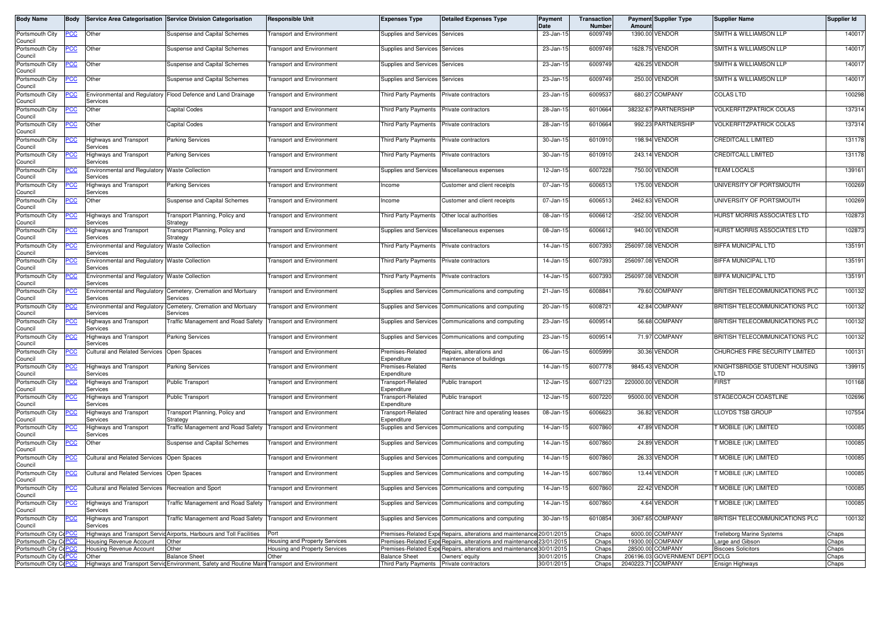| Body Name | Body | Service Area Categorisation | Service Division Categorisation | Responsible Unit | Expenses Type | Detailed Expenses Type | Payment Date | Transaction Number | Payment Amount | Supplier Type | Supplier Name | Supplier Id |
|---|---|---|---|---|---|---|---|---|---|---|---|---|
| Portsmouth City Council | PCC | Other | Suspense and Capital Schemes | Transport and Environment | Supplies and Services | Services | 23-Jan-15 | 6009749 | 1390.00 | VENDOR | SMITH & WILLIAMSON LLP | 140017 |
| Portsmouth City Council | PCC | Other | Suspense and Capital Schemes | Transport and Environment | Supplies and Services | Services | 23-Jan-15 | 6009749 | 1628.75 | VENDOR | SMITH & WILLIAMSON LLP | 140017 |
| Portsmouth City Council | PCC | Other | Suspense and Capital Schemes | Transport and Environment | Supplies and Services | Services | 23-Jan-15 | 6009749 | 426.25 | VENDOR | SMITH & WILLIAMSON LLP | 140017 |
| Portsmouth City Council | PCC | Other | Suspense and Capital Schemes | Transport and Environment | Supplies and Services | Services | 23-Jan-15 | 6009749 | 250.00 | VENDOR | SMITH & WILLIAMSON LLP | 140017 |
| Portsmouth City Council | PCC | Environmental and Regulatory Services | Flood Defence and Land Drainage | Transport and Environment | Third Party Payments | Private contractors | 23-Jan-15 | 6009537 | 680.27 | COMPANY | COLAS LTD | 100298 |
| Portsmouth City Council | PCC | Other | Capital Codes | Transport and Environment | Third Party Payments | Private contractors | 28-Jan-15 | 6010664 | 38232.67 | PARTNERSHIP | VOLKERFITZPATRICK COLAS | 137314 |
| Portsmouth City Council | PCC | Other | Capital Codes | Transport and Environment | Third Party Payments | Private contractors | 28-Jan-15 | 6010664 | 992.23 | PARTNERSHIP | VOLKERFITZPATRICK COLAS | 137314 |
| Portsmouth City Council | PCC | Highways and Transport Services | Parking Services | Transport and Environment | Third Party Payments | Private contractors | 30-Jan-15 | 6010910 | 198.94 | VENDOR | CREDITCALL LIMITED | 131178 |
| Portsmouth City Council | PCC | Highways and Transport Services | Parking Services | Transport and Environment | Third Party Payments | Private contractors | 30-Jan-15 | 6010910 | 243.14 | VENDOR | CREDITCALL LIMITED | 131178 |
| Portsmouth City Council | PCC | Environmental and Regulatory Services | Waste Collection | Transport and Environment | Supplies and Services | Miscellaneous expenses | 12-Jan-15 | 6007228 | 750.00 | VENDOR | TEAM LOCALS | 139161 |
| Portsmouth City Council | PCC | Highways and Transport Services | Parking Services | Transport and Environment | Income | Customer and client receipts | 07-Jan-15 | 6006513 | 175.00 | VENDOR | UNIVERSITY OF PORTSMOUTH | 100269 |
| Portsmouth City Council | PCC | Other | Suspense and Capital Schemes | Transport and Environment | Income | Customer and client receipts | 07-Jan-15 | 6006513 | 2462.63 | VENDOR | UNIVERSITY OF PORTSMOUTH | 100269 |
| Portsmouth City Council | PCC | Highways and Transport Services | Transport Planning, Policy and Strategy | Transport and Environment | Third Party Payments | Other local authorities | 08-Jan-15 | 6006612 | -252.00 | VENDOR | HURST MORRIS ASSOCIATES LTD | 102873 |
| Portsmouth City Council | PCC | Highways and Transport Services | Transport Planning, Policy and Strategy | Transport and Environment | Supplies and Services | Miscellaneous expenses | 08-Jan-15 | 6006612 | 940.00 | VENDOR | HURST MORRIS ASSOCIATES LTD | 102873 |
| Portsmouth City Council | PCC | Environmental and Regulatory Services | Waste Collection | Transport and Environment | Third Party Payments | Private contractors | 14-Jan-15 | 6007393 | 256097.08 | VENDOR | BIFFA MUNICIPAL LTD | 135191 |
| Portsmouth City Council | PCC | Environmental and Regulatory Services | Waste Collection | Transport and Environment | Third Party Payments | Private contractors | 14-Jan-15 | 6007393 | 256097.08 | VENDOR | BIFFA MUNICIPAL LTD | 135191 |
| Portsmouth City Council | PCC | Environmental and Regulatory Services | Waste Collection | Transport and Environment | Third Party Payments | Private contractors | 14-Jan-15 | 6007393 | 256097.08 | VENDOR | BIFFA MUNICIPAL LTD | 135191 |
| Portsmouth City Council | PCC | Environmental and Regulatory Services | Cemetery, Cremation and Mortuary Services | Transport and Environment | Supplies and Services | Communications and computing | 21-Jan-15 | 6008841 | 79.60 | COMPANY | BRITISH TELECOMMUNICATIONS PLC | 100132 |
| Portsmouth City Council | PCC | Environmental and Regulatory Services | Cemetery, Cremation and Mortuary Services | Transport and Environment | Supplies and Services | Communications and computing | 20-Jan-15 | 6008721 | 42.84 | COMPANY | BRITISH TELECOMMUNICATIONS PLC | 100132 |
| Portsmouth City Council | PCC | Highways and Transport Services | Traffic Management and Road Safety | Transport and Environment | Supplies and Services | Communications and computing | 23-Jan-15 | 6009514 | 56.68 | COMPANY | BRITISH TELECOMMUNICATIONS PLC | 100132 |
| Portsmouth City Council | PCC | Highways and Transport Services | Parking Services | Transport and Environment | Supplies and Services | Communications and computing | 23-Jan-15 | 6009514 | 71.97 | COMPANY | BRITISH TELECOMMUNICATIONS PLC | 100132 |
| Portsmouth City Council | PCC | Cultural and Related Services | Open Spaces | Transport and Environment | Premises-Related Expenditure | Repairs, alterations and maintenance of buildings | 06-Jan-15 | 6005999 | 30.36 | VENDOR | CHURCHES FIRE SECURITY LIMITED | 100131 |
| Portsmouth City Council | PCC | Highways and Transport Services | Parking Services | Transport and Environment | Premises-Related Expenditure | Rents | 14-Jan-15 | 6007778 | 9845.43 | VENDOR | KNIGHTSBRIDGE STUDENT HOUSING LTD | 139915 |
| Portsmouth City Council | PCC | Highways and Transport Services | Public Transport | Transport and Environment | Transport-Related Expenditure | Public transport | 12-Jan-15 | 6007123 | 220000.00 | VENDOR | FIRST | 101168 |
| Portsmouth City Council | PCC | Highways and Transport Services | Public Transport | Transport and Environment | Transport-Related Expenditure | Public transport | 12-Jan-15 | 6007220 | 95000.00 | VENDOR | STAGECOACH COASTLINE | 102696 |
| Portsmouth City Council | PCC | Highways and Transport Services | Transport Planning, Policy and Strategy | Transport and Environment | Transport-Related Expenditure | Contract hire and operating leases | 08-Jan-15 | 6006623 | 36.82 | VENDOR | LLOYDS TSB GROUP | 107554 |
| Portsmouth City Council | PCC | Highways and Transport Services | Traffic Management and Road Safety | Transport and Environment | Supplies and Services | Communications and computing | 14-Jan-15 | 6007860 | 47.89 | VENDOR | T MOBILE (UK) LIMITED | 100085 |
| Portsmouth City Council | PCC | Other | Suspense and Capital Schemes | Transport and Environment | Supplies and Services | Communications and computing | 14-Jan-15 | 6007860 | 24.89 | VENDOR | T MOBILE (UK) LIMITED | 100085 |
| Portsmouth City Council | PCC | Cultural and Related Services | Open Spaces | Transport and Environment | Supplies and Services | Communications and computing | 14-Jan-15 | 6007860 | 26.33 | VENDOR | T MOBILE (UK) LIMITED | 100085 |
| Portsmouth City Council | PCC | Cultural and Related Services | Open Spaces | Transport and Environment | Supplies and Services | Communications and computing | 14-Jan-15 | 6007860 | 13.44 | VENDOR | T MOBILE (UK) LIMITED | 100085 |
| Portsmouth City Council | PCC | Cultural and Related Services | Recreation and Sport | Transport and Environment | Supplies and Services | Communications and computing | 14-Jan-15 | 6007860 | 22.42 | VENDOR | T MOBILE (UK) LIMITED | 100085 |
| Portsmouth City Council | PCC | Highways and Transport Services | Traffic Management and Road Safety | Transport and Environment | Supplies and Services | Communications and computing | 14-Jan-15 | 6007860 | 4.64 | VENDOR | T MOBILE (UK) LIMITED | 100085 |
| Portsmouth City Council | PCC | Highways and Transport Services | Traffic Management and Road Safety | Transport and Environment | Supplies and Services | Communications and computing | 30-Jan-15 | 6010854 | 3067.65 | COMPANY | BRITISH TELECOMMUNICATIONS PLC | 100132 |
| Portsmouth City Council | PCC | Highways and Transport Services | Airports, Harbours and Toll Facilities | Port | Premises-Related Expenditure | Repairs, alterations and maintenance | 20/01/2015 | Chaps | 6000.00 | COMPANY | Trelleborg Marine Systems | Chaps |
| Portsmouth City Council | PCC | Housing Revenue Account | Other | Housing and Property Services | Premises-Related Expenditure | Repairs, alterations and maintenance | 23/01/2015 | Chaps | 19300.00 | COMPANY | Large and Gibson | Chaps |
| Portsmouth City Council | PCC | Housing Revenue Account | Other | Housing and Property Services | Premises-Related Expenditure | Repairs, alterations and maintenance | 30/01/2015 | Chaps | 28500.00 | COMPANY | Biscoes Solicitors | Chaps |
| Portsmouth City Council | PCC | Other | Balance Sheet | Other | Balance Sheet | Owners' equity | 30/01/2015 | Chaps | 206196.03 | GOVERNMENT DEPT | DCLG | Chaps |
| Portsmouth City Council | PCC | Highways and Transport Services | Environment, Safety and Routine Maint | Transport and Environment | Third Party Payments | Private contractors | 30/01/2015 | Chaps | 2040223.71 | COMPANY | Ensign Highways | Chaps |